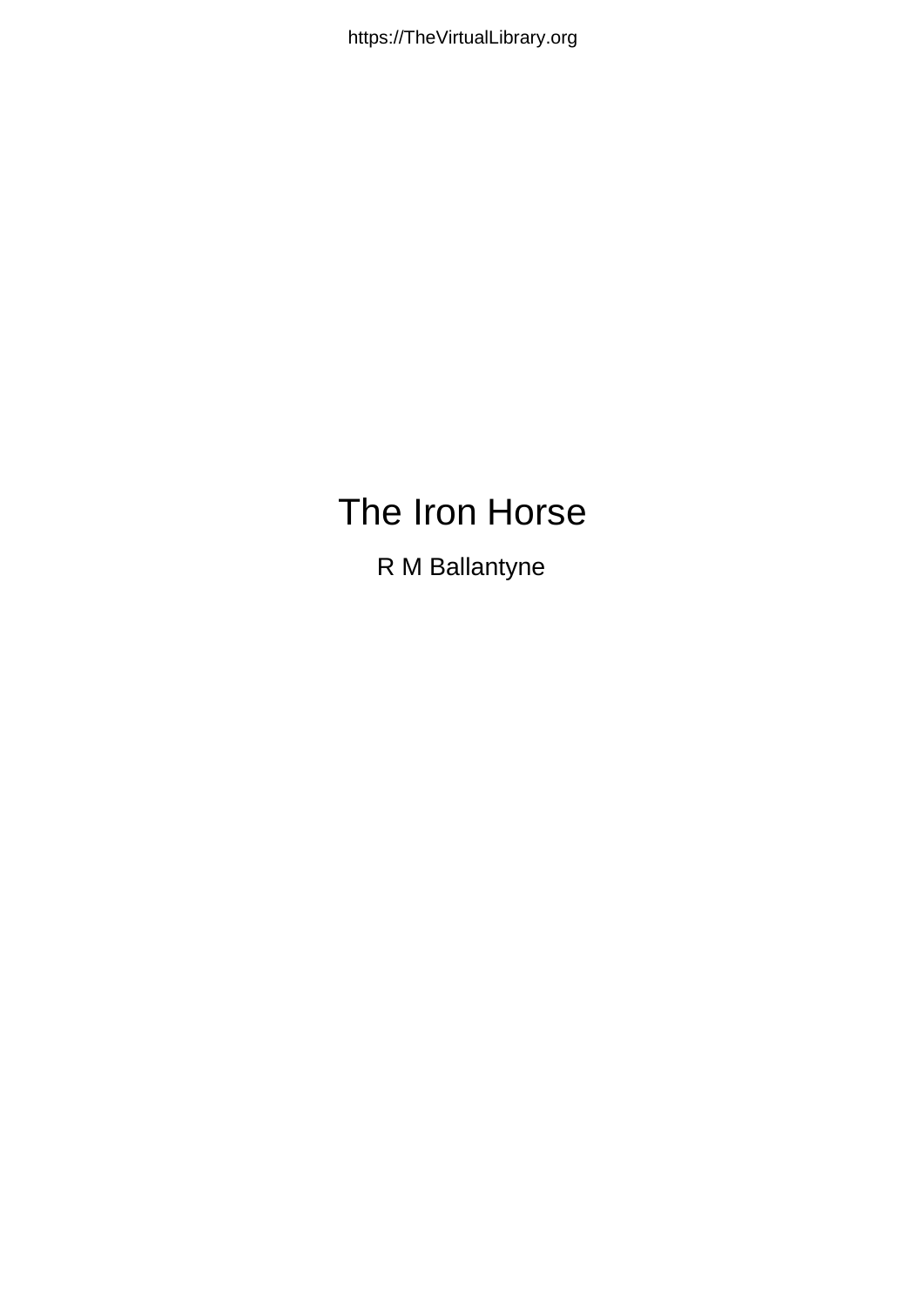# The Iron Horse

R M Ballantyne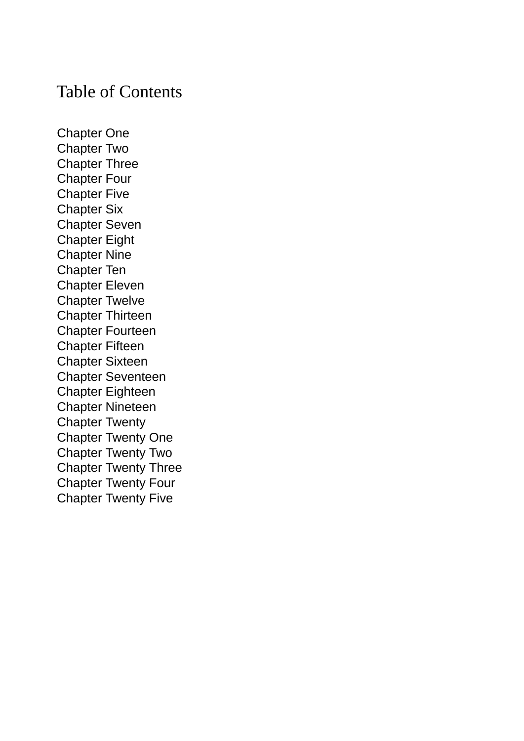# Table of Contents

Chapter One
Chapter Two
Chapter Three
Chapter Four
Chapter Five
Chapter Six
Chapter Seven
Chapter Eight
Chapter Nine
Chapter Ten
Chapter Eleven
Chapter Twelve
Chapter Thirteen
Chapter Fourteen
Chapter Fifteen
Chapter Sixteen
Chapter Seventeen
Chapter Eighteen
Chapter Nineteen
Chapter Twenty
Chapter Twenty One
Chapter Twenty Two
Chapter Twenty Three
Chapter Twenty Four
Chapter Twenty Five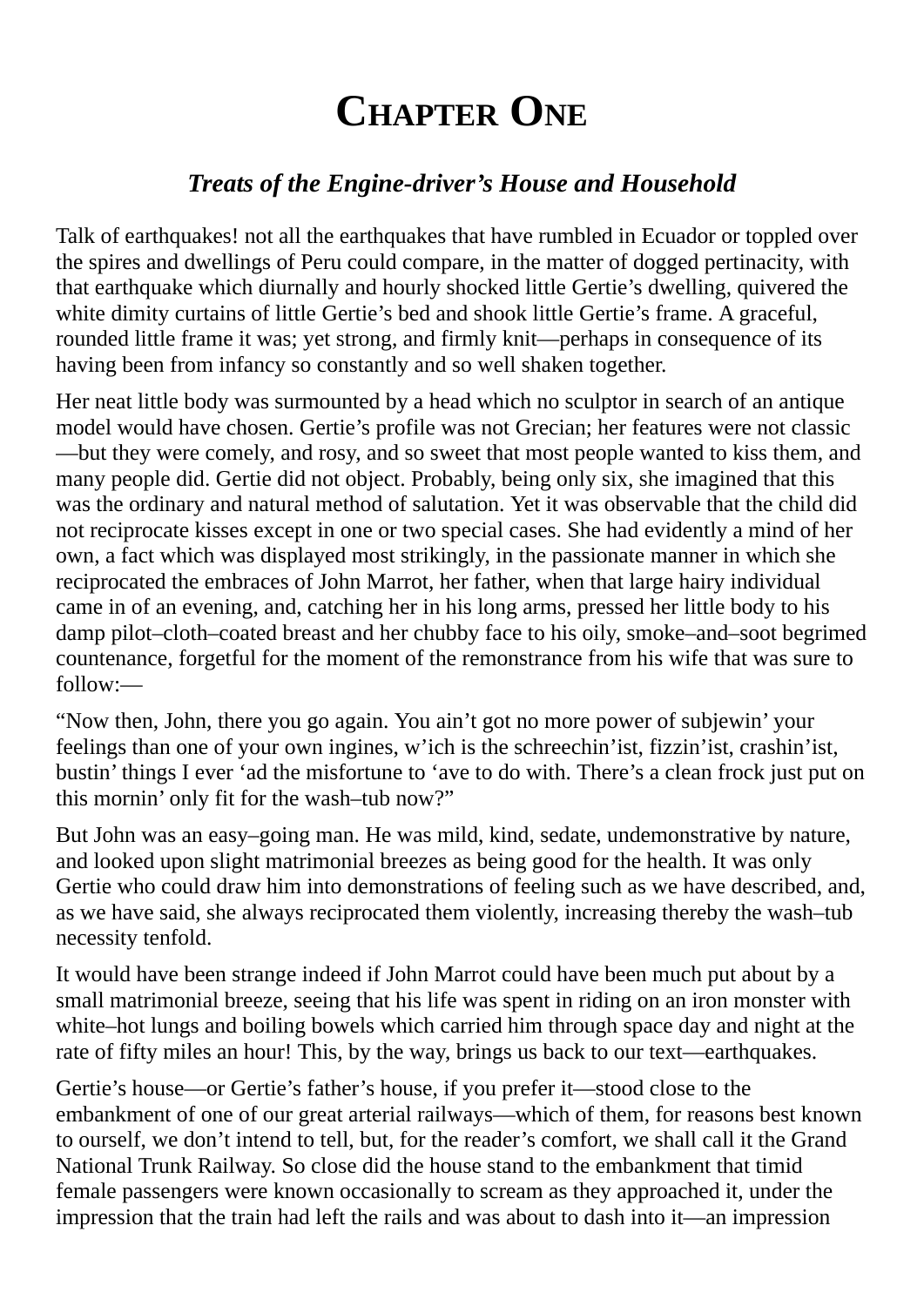# Chapter One

### *Treats of the Engine-driver's House and Household*

Talk of earthquakes! not all the earthquakes that have rumbled in Ecuador or toppled over the spires and dwellings of Peru could compare, in the matter of dogged pertinacity, with that earthquake which diurnally and hourly shocked little Gertie's dwelling, quivered the white dimity curtains of little Gertie's bed and shook little Gertie's frame. A graceful, rounded little frame it was; yet strong, and firmly knit—perhaps in consequence of its having been from infancy so constantly and so well shaken together.

Her neat little body was surmounted by a head which no sculptor in search of an antique model would have chosen. Gertie's profile was not Grecian; her features were not classic—but they were comely, and rosy, and so sweet that most people wanted to kiss them, and many people did. Gertie did not object. Probably, being only six, she imagined that this was the ordinary and natural method of salutation. Yet it was observable that the child did not reciprocate kisses except in one or two special cases. She had evidently a mind of her own, a fact which was displayed most strikingly, in the passionate manner in which she reciprocated the embraces of John Marrot, her father, when that large hairy individual came in of an evening, and, catching her in his long arms, pressed her little body to his damp pilot–cloth–coated breast and her chubby face to his oily, smoke–and–soot begrimed countenance, forgetful for the moment of the remonstrance from his wife that was sure to follow:—

"Now then, John, there you go again. You ain't got no more power of subjewin' your feelings than one of your own ingines, w'ich is the schreechin'ist, fizzin'ist, crashin'ist, bustin' things I ever 'ad the misfortune to 'ave to do with. There's a clean frock just put on this mornin' only fit for the wash–tub now?"

But John was an easy–going man. He was mild, kind, sedate, undemonstrative by nature, and looked upon slight matrimonial breezes as being good for the health. It was only Gertie who could draw him into demonstrations of feeling such as we have described, and, as we have said, she always reciprocated them violently, increasing thereby the wash–tub necessity tenfold.

It would have been strange indeed if John Marrot could have been much put about by a small matrimonial breeze, seeing that his life was spent in riding on an iron monster with white–hot lungs and boiling bowels which carried him through space day and night at the rate of fifty miles an hour! This, by the way, brings us back to our text—earthquakes.

Gertie's house—or Gertie's father's house, if you prefer it—stood close to the embankment of one of our great arterial railways—which of them, for reasons best known to ourself, we don't intend to tell, but, for the reader's comfort, we shall call it the Grand National Trunk Railway. So close did the house stand to the embankment that timid female passengers were known occasionally to scream as they approached it, under the impression that the train had left the rails and was about to dash into it—an impression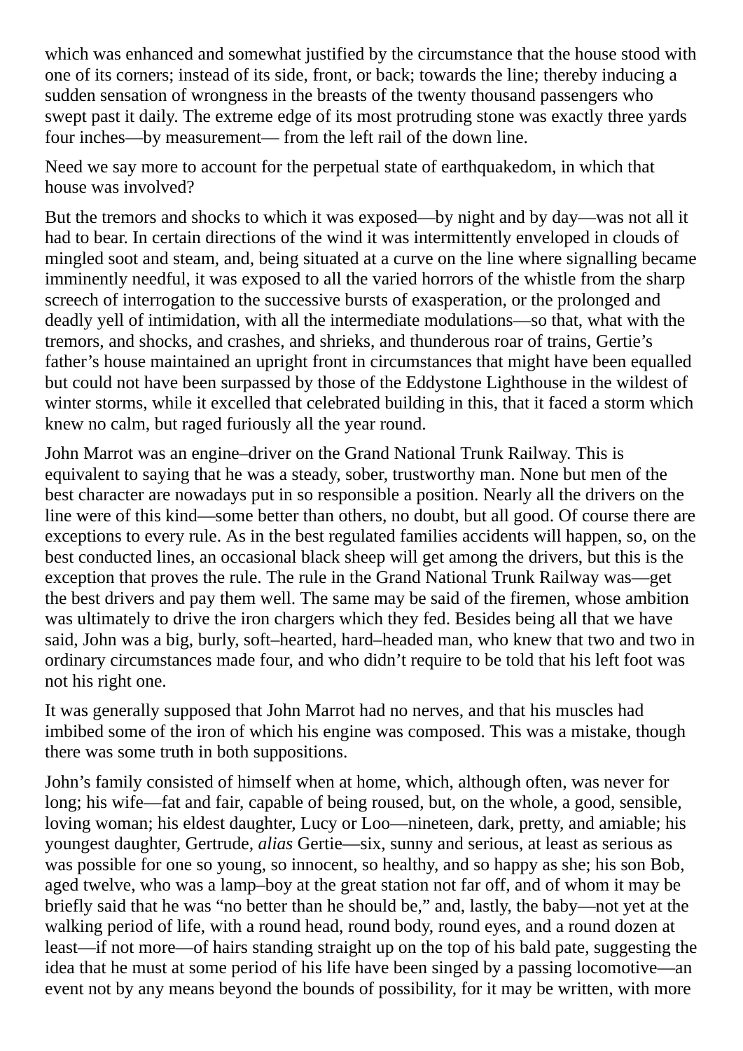which was enhanced and somewhat justified by the circumstance that the house stood with one of its corners; instead of its side, front, or back; towards the line; thereby inducing a sudden sensation of wrongness in the breasts of the twenty thousand passengers who swept past it daily. The extreme edge of its most protruding stone was exactly three yards four inches—by measurement— from the left rail of the down line.

Need we say more to account for the perpetual state of earthquakedom, in which that house was involved?

But the tremors and shocks to which it was exposed—by night and by day—was not all it had to bear. In certain directions of the wind it was intermittently enveloped in clouds of mingled soot and steam, and, being situated at a curve on the line where signalling became imminently needful, it was exposed to all the varied horrors of the whistle from the sharp screech of interrogation to the successive bursts of exasperation, or the prolonged and deadly yell of intimidation, with all the intermediate modulations—so that, what with the tremors, and shocks, and crashes, and shrieks, and thunderous roar of trains, Gertie's father's house maintained an upright front in circumstances that might have been equalled but could not have been surpassed by those of the Eddystone Lighthouse in the wildest of winter storms, while it excelled that celebrated building in this, that it faced a storm which knew no calm, but raged furiously all the year round.

John Marrot was an engine–driver on the Grand National Trunk Railway. This is equivalent to saying that he was a steady, sober, trustworthy man. None but men of the best character are nowadays put in so responsible a position. Nearly all the drivers on the line were of this kind—some better than others, no doubt, but all good. Of course there are exceptions to every rule. As in the best regulated families accidents will happen, so, on the best conducted lines, an occasional black sheep will get among the drivers, but this is the exception that proves the rule. The rule in the Grand National Trunk Railway was—get the best drivers and pay them well. The same may be said of the firemen, whose ambition was ultimately to drive the iron chargers which they fed. Besides being all that we have said, John was a big, burly, soft–hearted, hard–headed man, who knew that two and two in ordinary circumstances made four, and who didn't require to be told that his left foot was not his right one.

It was generally supposed that John Marrot had no nerves, and that his muscles had imbibed some of the iron of which his engine was composed. This was a mistake, though there was some truth in both suppositions.

John's family consisted of himself when at home, which, although often, was never for long; his wife—fat and fair, capable of being roused, but, on the whole, a good, sensible, loving woman; his eldest daughter, Lucy or Loo—nineteen, dark, pretty, and amiable; his youngest daughter, Gertrude, *alias* Gertie—six, sunny and serious, at least as serious as was possible for one so young, so innocent, so healthy, and so happy as she; his son Bob, aged twelve, who was a lamp–boy at the great station not far off, and of whom it may be briefly said that he was "no better than he should be," and, lastly, the baby—not yet at the walking period of life, with a round head, round body, round eyes, and a round dozen at least—if not more—of hairs standing straight up on the top of his bald pate, suggesting the idea that he must at some period of his life have been singed by a passing locomotive—an event not by any means beyond the bounds of possibility, for it may be written, with more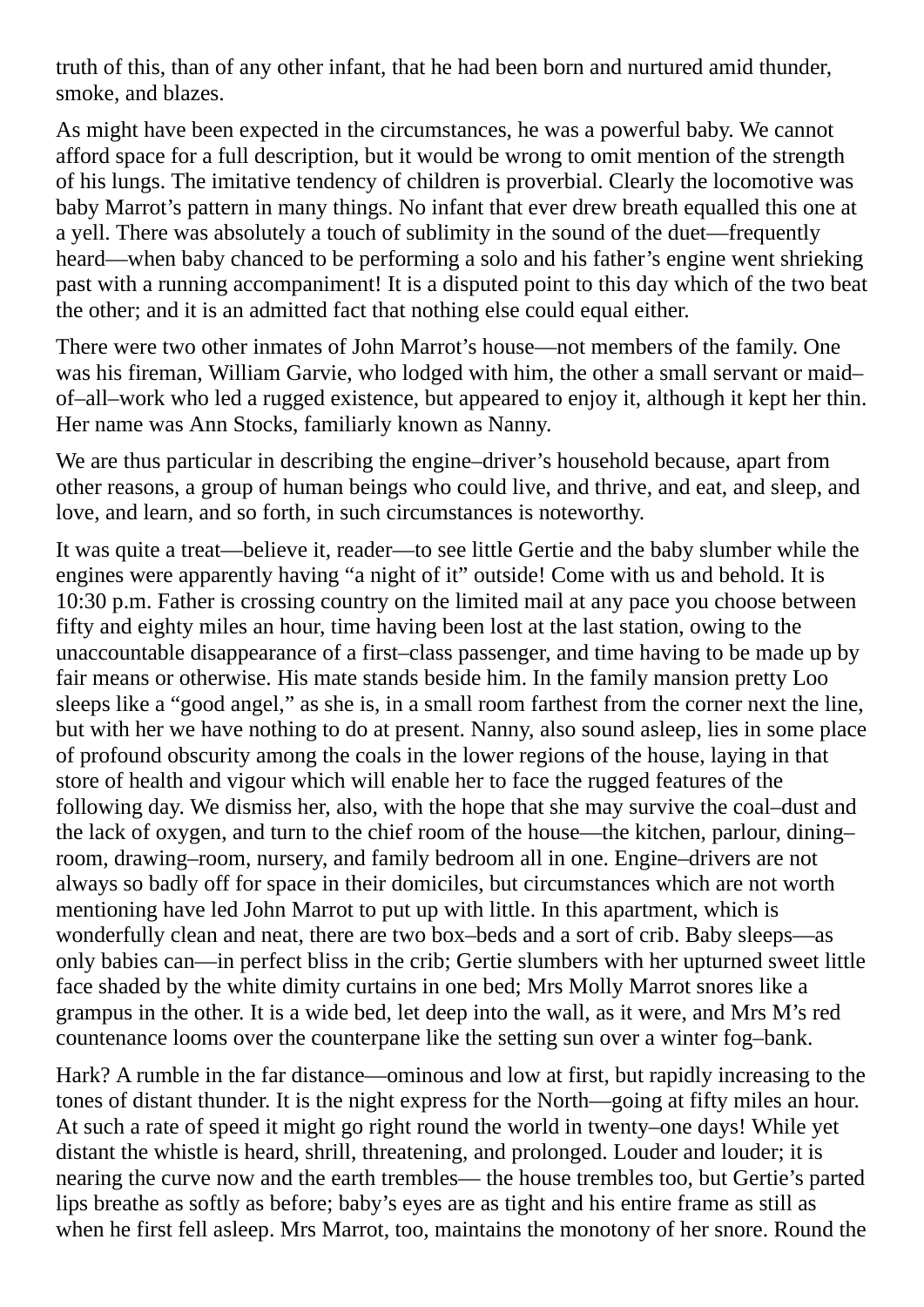truth of this, than of any other infant, that he had been born and nurtured amid thunder, smoke, and blazes.

As might have been expected in the circumstances, he was a powerful baby. We cannot afford space for a full description, but it would be wrong to omit mention of the strength of his lungs. The imitative tendency of children is proverbial. Clearly the locomotive was baby Marrot's pattern in many things. No infant that ever drew breath equalled this one at a yell. There was absolutely a touch of sublimity in the sound of the duet—frequently heard—when baby chanced to be performing a solo and his father's engine went shrieking past with a running accompaniment! It is a disputed point to this day which of the two beat the other; and it is an admitted fact that nothing else could equal either.

There were two other inmates of John Marrot's house—not members of the family. One was his fireman, William Garvie, who lodged with him, the other a small servant or maid–of–all–work who led a rugged existence, but appeared to enjoy it, although it kept her thin. Her name was Ann Stocks, familiarly known as Nanny.

We are thus particular in describing the engine–driver's household because, apart from other reasons, a group of human beings who could live, and thrive, and eat, and sleep, and love, and learn, and so forth, in such circumstances is noteworthy.

It was quite a treat—believe it, reader—to see little Gertie and the baby slumber while the engines were apparently having "a night of it" outside! Come with us and behold. It is 10:30 p.m. Father is crossing country on the limited mail at any pace you choose between fifty and eighty miles an hour, time having been lost at the last station, owing to the unaccountable disappearance of a first–class passenger, and time having to be made up by fair means or otherwise. His mate stands beside him. In the family mansion pretty Loo sleeps like a "good angel," as she is, in a small room farthest from the corner next the line, but with her we have nothing to do at present. Nanny, also sound asleep, lies in some place of profound obscurity among the coals in the lower regions of the house, laying in that store of health and vigour which will enable her to face the rugged features of the following day. We dismiss her, also, with the hope that she may survive the coal–dust and the lack of oxygen, and turn to the chief room of the house—the kitchen, parlour, dining–room, drawing–room, nursery, and family bedroom all in one. Engine–drivers are not always so badly off for space in their domiciles, but circumstances which are not worth mentioning have led John Marrot to put up with little. In this apartment, which is wonderfully clean and neat, there are two box–beds and a sort of crib. Baby sleeps—as only babies can—in perfect bliss in the crib; Gertie slumbers with her upturned sweet little face shaded by the white dimity curtains in one bed; Mrs Molly Marrot snores like a grampus in the other. It is a wide bed, let deep into the wall, as it were, and Mrs M's red countenance looms over the counterpane like the setting sun over a winter fog–bank.

Hark? A rumble in the far distance—ominous and low at first, but rapidly increasing to the tones of distant thunder. It is the night express for the North—going at fifty miles an hour. At such a rate of speed it might go right round the world in twenty–one days! While yet distant the whistle is heard, shrill, threatening, and prolonged. Louder and louder; it is nearing the curve now and the earth trembles— the house trembles too, but Gertie's parted lips breathe as softly as before; baby's eyes are as tight and his entire frame as still as when he first fell asleep. Mrs Marrot, too, maintains the monotony of her snore. Round the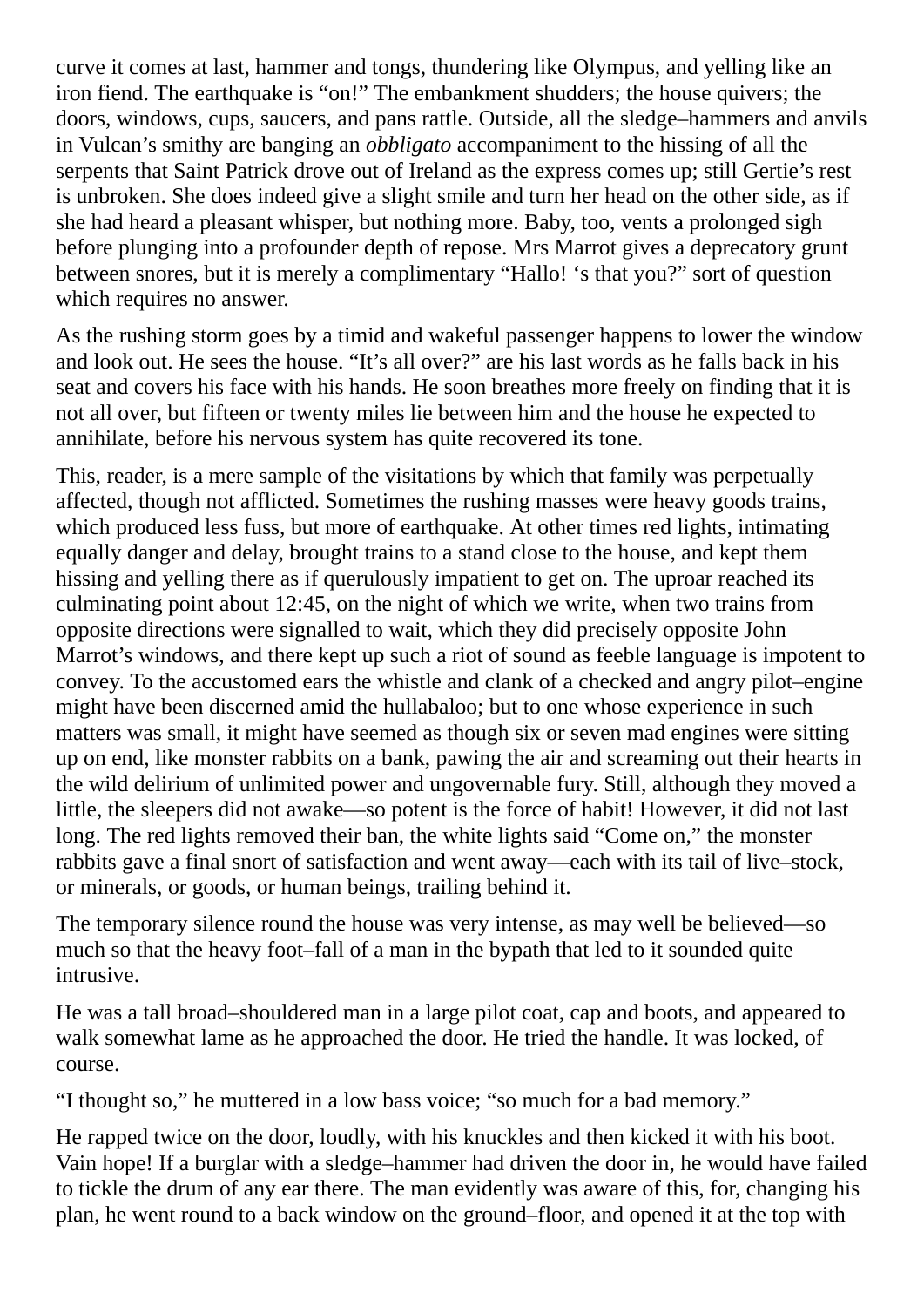curve it comes at last, hammer and tongs, thundering like Olympus, and yelling like an iron fiend. The earthquake is "on!" The embankment shudders; the house quivers; the doors, windows, cups, saucers, and pans rattle. Outside, all the sledge–hammers and anvils in Vulcan's smithy are banging an *obbligato* accompaniment to the hissing of all the serpents that Saint Patrick drove out of Ireland as the express comes up; still Gertie's rest is unbroken. She does indeed give a slight smile and turn her head on the other side, as if she had heard a pleasant whisper, but nothing more. Baby, too, vents a prolonged sigh before plunging into a profounder depth of repose. Mrs Marrot gives a deprecatory grunt between snores, but it is merely a complimentary "Hallo! 's that you?" sort of question which requires no answer.

As the rushing storm goes by a timid and wakeful passenger happens to lower the window and look out. He sees the house. "It's all over?" are his last words as he falls back in his seat and covers his face with his hands. He soon breathes more freely on finding that it is not all over, but fifteen or twenty miles lie between him and the house he expected to annihilate, before his nervous system has quite recovered its tone.

This, reader, is a mere sample of the visitations by which that family was perpetually affected, though not afflicted. Sometimes the rushing masses were heavy goods trains, which produced less fuss, but more of earthquake. At other times red lights, intimating equally danger and delay, brought trains to a stand close to the house, and kept them hissing and yelling there as if querulously impatient to get on. The uproar reached its culminating point about 12:45, on the night of which we write, when two trains from opposite directions were signalled to wait, which they did precisely opposite John Marrot's windows, and there kept up such a riot of sound as feeble language is impotent to convey. To the accustomed ears the whistle and clank of a checked and angry pilot–engine might have been discerned amid the hullabaloo; but to one whose experience in such matters was small, it might have seemed as though six or seven mad engines were sitting up on end, like monster rabbits on a bank, pawing the air and screaming out their hearts in the wild delirium of unlimited power and ungovernable fury. Still, although they moved a little, the sleepers did not awake—so potent is the force of habit! However, it did not last long. The red lights removed their ban, the white lights said "Come on," the monster rabbits gave a final snort of satisfaction and went away—each with its tail of live–stock, or minerals, or goods, or human beings, trailing behind it.

The temporary silence round the house was very intense, as may well be believed—so much so that the heavy foot–fall of a man in the bypath that led to it sounded quite intrusive.

He was a tall broad–shouldered man in a large pilot coat, cap and boots, and appeared to walk somewhat lame as he approached the door. He tried the handle. It was locked, of course.

"I thought so," he muttered in a low bass voice; "so much for a bad memory."

He rapped twice on the door, loudly, with his knuckles and then kicked it with his boot. Vain hope! If a burglar with a sledge–hammer had driven the door in, he would have failed to tickle the drum of any ear there. The man evidently was aware of this, for, changing his plan, he went round to a back window on the ground–floor, and opened it at the top with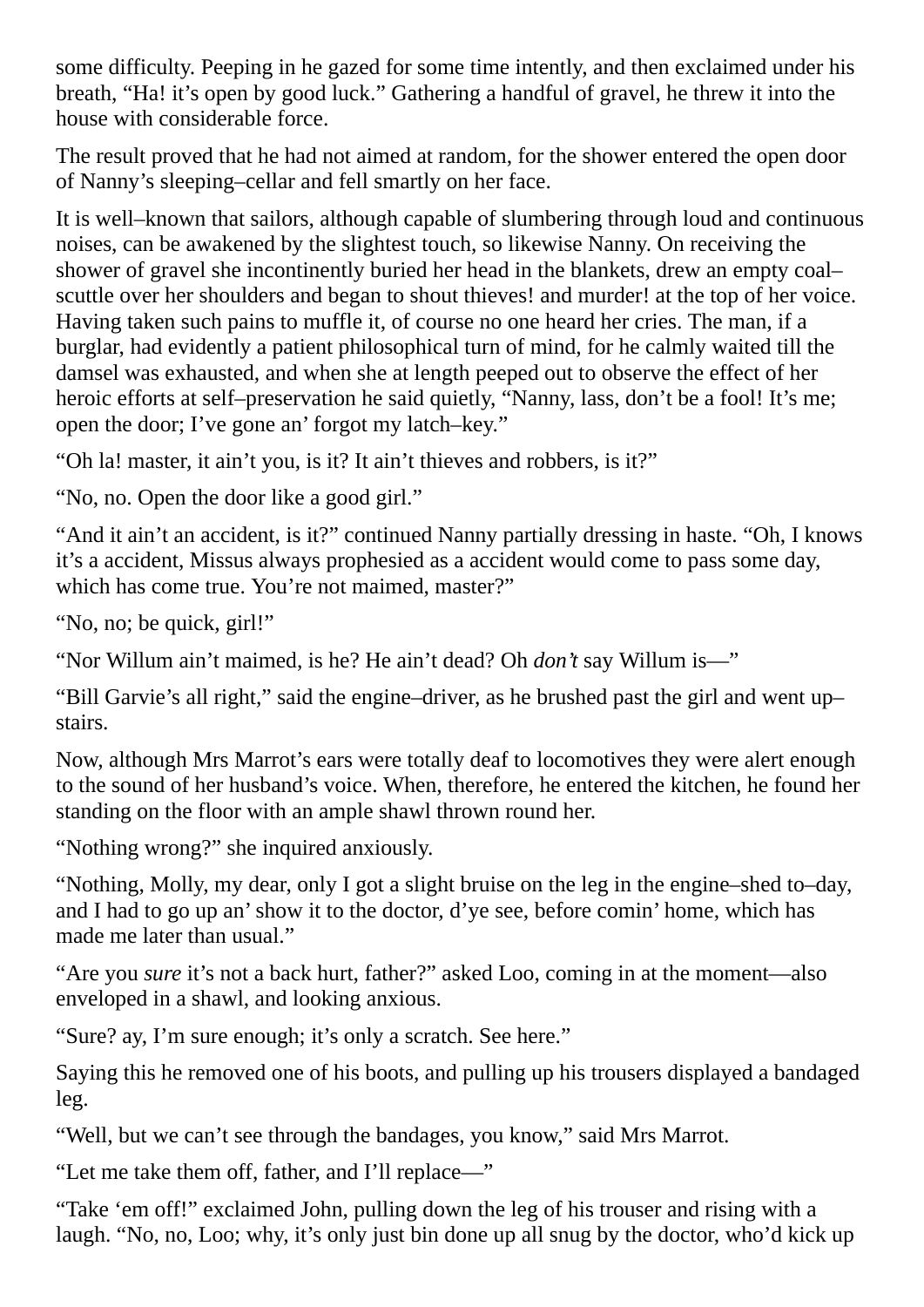some difficulty. Peeping in he gazed for some time intently, and then exclaimed under his breath, "Ha! it's open by good luck." Gathering a handful of gravel, he threw it into the house with considerable force.

The result proved that he had not aimed at random, for the shower entered the open door of Nanny's sleeping–cellar and fell smartly on her face.

It is well–known that sailors, although capable of slumbering through loud and continuous noises, can be awakened by the slightest touch, so likewise Nanny. On receiving the shower of gravel she incontinently buried her head in the blankets, drew an empty coal–scuttle over her shoulders and began to shout thieves! and murder! at the top of her voice. Having taken such pains to muffle it, of course no one heard her cries. The man, if a burglar, had evidently a patient philosophical turn of mind, for he calmly waited till the damsel was exhausted, and when she at length peeped out to observe the effect of her heroic efforts at self–preservation he said quietly, "Nanny, lass, don't be a fool! It's me; open the door; I've gone an' forgot my latch–key."

"Oh la! master, it ain't you, is it? It ain't thieves and robbers, is it?"

"No, no. Open the door like a good girl."

"And it ain't an accident, is it?" continued Nanny partially dressing in haste. "Oh, I knows it's a accident, Missus always prophesied as a accident would come to pass some day, which has come true. You're not maimed, master?"

"No, no; be quick, girl!"

"Nor Willum ain't maimed, is he? He ain't dead? Oh *don't* say Willum is—"

"Bill Garvie's all right," said the engine–driver, as he brushed past the girl and went up–stairs.

Now, although Mrs Marrot's ears were totally deaf to locomotives they were alert enough to the sound of her husband's voice. When, therefore, he entered the kitchen, he found her standing on the floor with an ample shawl thrown round her.

"Nothing wrong?" she inquired anxiously.

"Nothing, Molly, my dear, only I got a slight bruise on the leg in the engine–shed to–day, and I had to go up an' show it to the doctor, d'ye see, before comin' home, which has made me later than usual."

"Are you *sure* it's not a back hurt, father?" asked Loo, coming in at the moment—also enveloped in a shawl, and looking anxious.

"Sure? ay, I'm sure enough; it's only a scratch. See here."

Saying this he removed one of his boots, and pulling up his trousers displayed a bandaged leg.

"Well, but we can't see through the bandages, you know," said Mrs Marrot.

"Let me take them off, father, and I'll replace—"

"Take 'em off!" exclaimed John, pulling down the leg of his trouser and rising with a laugh. "No, no, Loo; why, it's only just bin done up all snug by the doctor, who'd kick up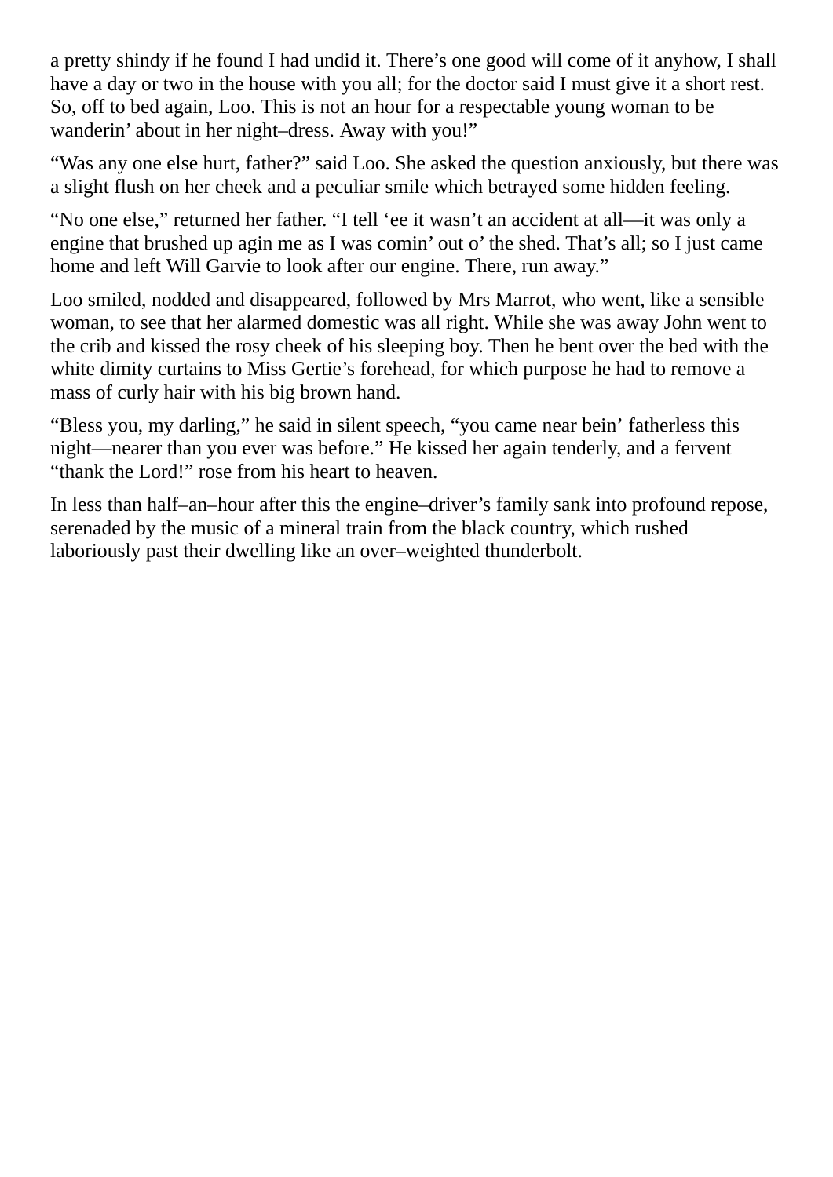a pretty shindy if he found I had undid it. There's one good will come of it anyhow, I shall have a day or two in the house with you all; for the doctor said I must give it a short rest. So, off to bed again, Loo. This is not an hour for a respectable young woman to be wanderin' about in her night–dress. Away with you!"

"Was any one else hurt, father?" said Loo. She asked the question anxiously, but there was a slight flush on her cheek and a peculiar smile which betrayed some hidden feeling.

"No one else," returned her father. "I tell 'ee it wasn't an accident at all—it was only a engine that brushed up agin me as I was comin' out o' the shed. That's all; so I just came home and left Will Garvie to look after our engine. There, run away."

Loo smiled, nodded and disappeared, followed by Mrs Marrot, who went, like a sensible woman, to see that her alarmed domestic was all right. While she was away John went to the crib and kissed the rosy cheek of his sleeping boy. Then he bent over the bed with the white dimity curtains to Miss Gertie's forehead, for which purpose he had to remove a mass of curly hair with his big brown hand.

"Bless you, my darling," he said in silent speech, "you came near bein' fatherless this night—nearer than you ever was before." He kissed her again tenderly, and a fervent "thank the Lord!" rose from his heart to heaven.

In less than half–an–hour after this the engine–driver's family sank into profound repose, serenaded by the music of a mineral train from the black country, which rushed laboriously past their dwelling like an over–weighted thunderbolt.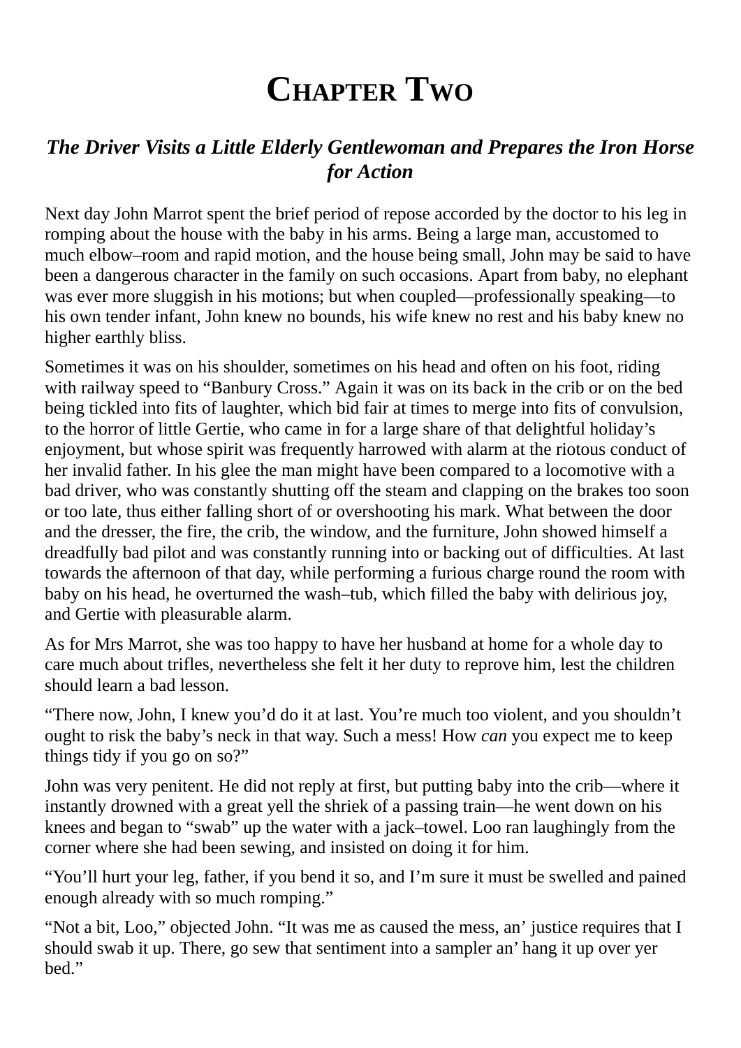# Chapter Two

## *The Driver Visits a Little Elderly Gentlewoman and Prepares the Iron Horse for Action*

Next day John Marrot spent the brief period of repose accorded by the doctor to his leg in romping about the house with the baby in his arms. Being a large man, accustomed to much elbow–room and rapid motion, and the house being small, John may be said to have been a dangerous character in the family on such occasions. Apart from baby, no elephant was ever more sluggish in his motions; but when coupled—professionally speaking—to his own tender infant, John knew no bounds, his wife knew no rest and his baby knew no higher earthly bliss.

Sometimes it was on his shoulder, sometimes on his head and often on his foot, riding with railway speed to "Banbury Cross." Again it was on its back in the crib or on the bed being tickled into fits of laughter, which bid fair at times to merge into fits of convulsion, to the horror of little Gertie, who came in for a large share of that delightful holiday's enjoyment, but whose spirit was frequently harrowed with alarm at the riotous conduct of her invalid father. In his glee the man might have been compared to a locomotive with a bad driver, who was constantly shutting off the steam and clapping on the brakes too soon or too late, thus either falling short of or overshooting his mark. What between the door and the dresser, the fire, the crib, the window, and the furniture, John showed himself a dreadfully bad pilot and was constantly running into or backing out of difficulties. At last towards the afternoon of that day, while performing a furious charge round the room with baby on his head, he overturned the wash–tub, which filled the baby with delirious joy, and Gertie with pleasurable alarm.

As for Mrs Marrot, she was too happy to have her husband at home for a whole day to care much about trifles, nevertheless she felt it her duty to reprove him, lest the children should learn a bad lesson.

"There now, John, I knew you'd do it at last. You're much too violent, and you shouldn't ought to risk the baby's neck in that way. Such a mess! How *can* you expect me to keep things tidy if you go on so?"

John was very penitent. He did not reply at first, but putting baby into the crib—where it instantly drowned with a great yell the shriek of a passing train—he went down on his knees and began to "swab" up the water with a jack–towel. Loo ran laughingly from the corner where she had been sewing, and insisted on doing it for him.

"You'll hurt your leg, father, if you bend it so, and I'm sure it must be swelled and pained enough already with so much romping."

"Not a bit, Loo," objected John. "It was me as caused the mess, an' justice requires that I should swab it up. There, go sew that sentiment into a sampler an' hang it up over yer bed."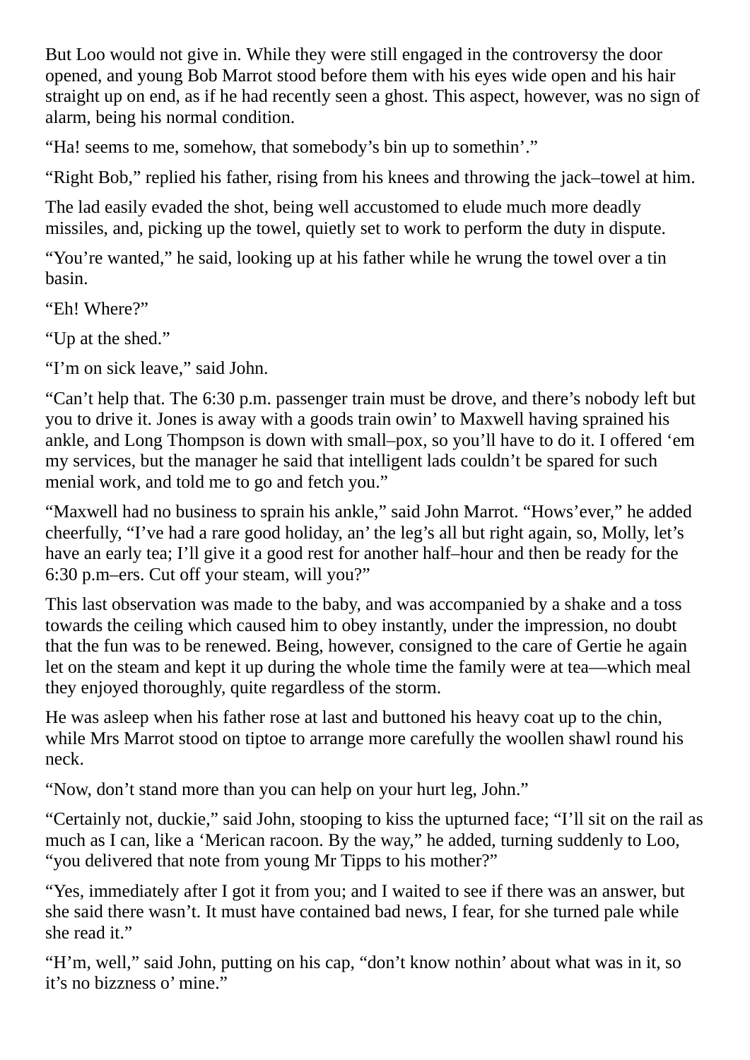But Loo would not give in. While they were still engaged in the controversy the door opened, and young Bob Marrot stood before them with his eyes wide open and his hair straight up on end, as if he had recently seen a ghost. This aspect, however, was no sign of alarm, being his normal condition.

“Ha! seems to me, somehow, that somebody’s bin up to somethin’.”

“Right Bob,” replied his father, rising from his knees and throwing the jack–towel at him.

The lad easily evaded the shot, being well accustomed to elude much more deadly missiles, and, picking up the towel, quietly set to work to perform the duty in dispute.

“You’re wanted,” he said, looking up at his father while he wrung the towel over a tin basin.

“Eh! Where?”

“Up at the shed.”

“I’m on sick leave,” said John.

“Can’t help that. The 6:30 p.m. passenger train must be drove, and there’s nobody left but you to drive it. Jones is away with a goods train owin’ to Maxwell having sprained his ankle, and Long Thompson is down with small–pox, so you’ll have to do it. I offered ‘em my services, but the manager he said that intelligent lads couldn’t be spared for such menial work, and told me to go and fetch you.”

“Maxwell had no business to sprain his ankle,” said John Marrot. “Hows’ever,” he added cheerfully, “I’ve had a rare good holiday, an’ the leg’s all but right again, so, Molly, let’s have an early tea; I’ll give it a good rest for another half–hour and then be ready for the 6:30 p.m–ers. Cut off your steam, will you?”

This last observation was made to the baby, and was accompanied by a shake and a toss towards the ceiling which caused him to obey instantly, under the impression, no doubt that the fun was to be renewed. Being, however, consigned to the care of Gertie he again let on the steam and kept it up during the whole time the family were at tea—which meal they enjoyed thoroughly, quite regardless of the storm.

He was asleep when his father rose at last and buttoned his heavy coat up to the chin, while Mrs Marrot stood on tiptoe to arrange more carefully the woollen shawl round his neck.

“Now, don’t stand more than you can help on your hurt leg, John.”

“Certainly not, duckie,” said John, stooping to kiss the upturned face; “I’ll sit on the rail as much as I can, like a ‘Merican racoon. By the way,” he added, turning suddenly to Loo, “you delivered that note from young Mr Tipps to his mother?”

“Yes, immediately after I got it from you; and I waited to see if there was an answer, but she said there wasn’t. It must have contained bad news, I fear, for she turned pale while she read it.”

“H’m, well,” said John, putting on his cap, “don’t know nothin’ about what was in it, so it’s no bizzness o’ mine.”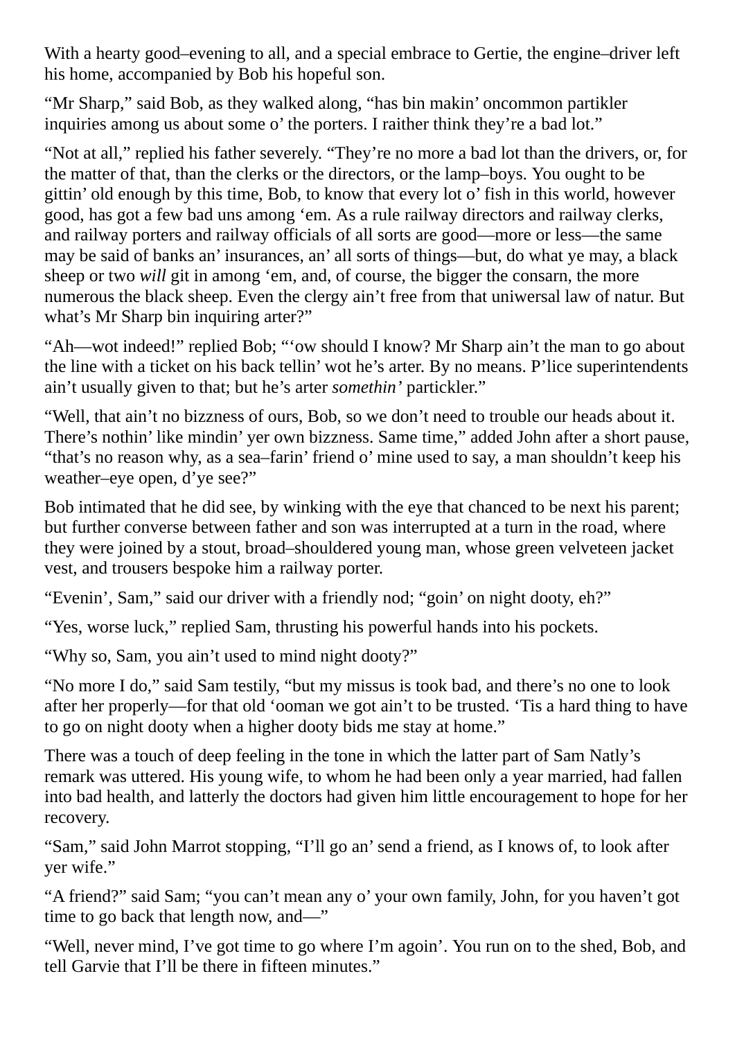With a hearty good–evening to all, and a special embrace to Gertie, the engine–driver left his home, accompanied by Bob his hopeful son.

"Mr Sharp," said Bob, as they walked along, "has bin makin' oncommon partikler inquiries among us about some o' the porters. I raither think they're a bad lot."

"Not at all," replied his father severely. "They're no more a bad lot than the drivers, or, for the matter of that, than the clerks or the directors, or the lamp–boys. You ought to be gittin' old enough by this time, Bob, to know that every lot o' fish in this world, however good, has got a few bad uns among 'em. As a rule railway directors and railway clerks, and railway porters and railway officials of all sorts are good—more or less—the same may be said of banks an' insurances, an' all sorts of things—but, do what ye may, a black sheep or two *will* git in among 'em, and, of course, the bigger the consarn, the more numerous the black sheep. Even the clergy ain't free from that uniwersal law of natur. But what's Mr Sharp bin inquiring arter?"

"Ah—wot indeed!" replied Bob; "'ow should I know? Mr Sharp ain't the man to go about the line with a ticket on his back tellin' wot he's arter. By no means. P'lice superintendents ain't usually given to that; but he's arter *somethin'* partickler."

"Well, that ain't no bizzness of ours, Bob, so we don't need to trouble our heads about it. There's nothin' like mindin' yer own bizzness. Same time," added John after a short pause, "that's no reason why, as a sea–farin' friend o' mine used to say, a man shouldn't keep his weather–eye open, d'ye see?"

Bob intimated that he did see, by winking with the eye that chanced to be next his parent; but further converse between father and son was interrupted at a turn in the road, where they were joined by a stout, broad–shouldered young man, whose green velveteen jacket vest, and trousers bespoke him a railway porter.

"Evenin', Sam," said our driver with a friendly nod; "goin' on night dooty, eh?"

"Yes, worse luck," replied Sam, thrusting his powerful hands into his pockets.

"Why so, Sam, you ain't used to mind night dooty?"

"No more I do," said Sam testily, "but my missus is took bad, and there's no one to look after her properly—for that old 'ooman we got ain't to be trusted. 'Tis a hard thing to have to go on night dooty when a higher dooty bids me stay at home."

There was a touch of deep feeling in the tone in which the latter part of Sam Natly's remark was uttered. His young wife, to whom he had been only a year married, had fallen into bad health, and latterly the doctors had given him little encouragement to hope for her recovery.

"Sam," said John Marrot stopping, "I'll go an' send a friend, as I knows of, to look after yer wife."

"A friend?" said Sam; "you can't mean any o' your own family, John, for you haven't got time to go back that length now, and—"

"Well, never mind, I've got time to go where I'm agoin'. You run on to the shed, Bob, and tell Garvie that I'll be there in fifteen minutes."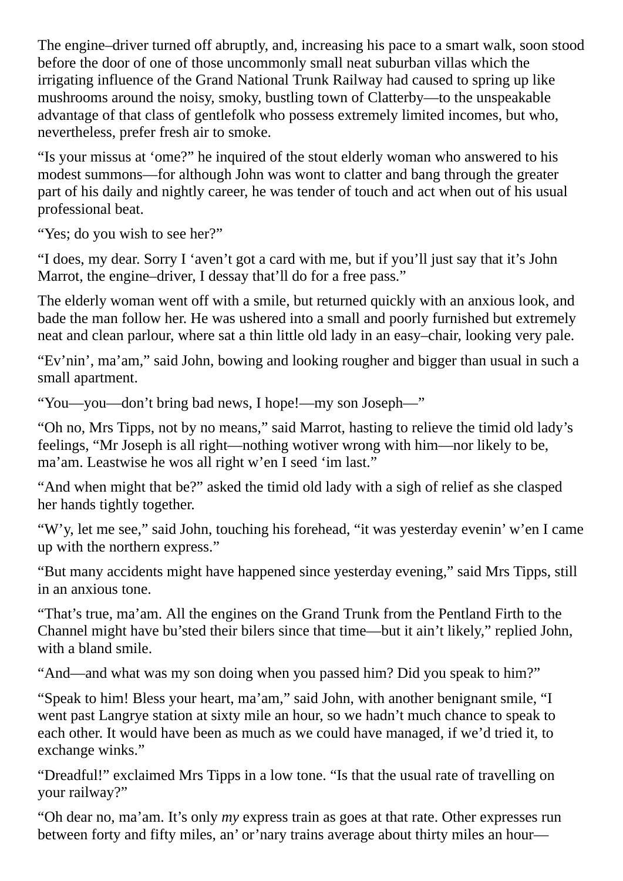The engine–driver turned off abruptly, and, increasing his pace to a smart walk, soon stood before the door of one of those uncommonly small neat suburban villas which the irrigating influence of the Grand National Trunk Railway had caused to spring up like mushrooms around the noisy, smoky, bustling town of Clatterby—to the unspeakable advantage of that class of gentlefolk who possess extremely limited incomes, but who, nevertheless, prefer fresh air to smoke.

"Is your missus at 'ome?" he inquired of the stout elderly woman who answered to his modest summons—for although John was wont to clatter and bang through the greater part of his daily and nightly career, he was tender of touch and act when out of his usual professional beat.

"Yes; do you wish to see her?"

"I does, my dear. Sorry I 'aven't got a card with me, but if you'll just say that it's John Marrot, the engine–driver, I dessay that'll do for a free pass."

The elderly woman went off with a smile, but returned quickly with an anxious look, and bade the man follow her. He was ushered into a small and poorly furnished but extremely neat and clean parlour, where sat a thin little old lady in an easy–chair, looking very pale.

"Ev'nin', ma'am," said John, bowing and looking rougher and bigger than usual in such a small apartment.

"You—you—don't bring bad news, I hope!—my son Joseph—"

"Oh no, Mrs Tipps, not by no means," said Marrot, hasting to relieve the timid old lady's feelings, "Mr Joseph is all right—nothing wotiver wrong with him—nor likely to be, ma'am. Leastwise he wos all right w'en I seed 'im last."

"And when might that be?" asked the timid old lady with a sigh of relief as she clasped her hands tightly together.

"W'y, let me see," said John, touching his forehead, "it was yesterday evenin' w'en I came up with the northern express."

"But many accidents might have happened since yesterday evening," said Mrs Tipps, still in an anxious tone.

"That's true, ma'am. All the engines on the Grand Trunk from the Pentland Firth to the Channel might have bu'sted their bilers since that time—but it ain't likely," replied John, with a bland smile.

"And—and what was my son doing when you passed him? Did you speak to him?"

"Speak to him! Bless your heart, ma'am," said John, with another benignant smile, "I went past Langrye station at sixty mile an hour, so we hadn't much chance to speak to each other. It would have been as much as we could have managed, if we'd tried it, to exchange winks."

"Dreadful!" exclaimed Mrs Tipps in a low tone. "Is that the usual rate of travelling on your railway?"

"Oh dear no, ma'am. It's only *my* express train as goes at that rate. Other expresses run between forty and fifty miles, an' or'nary trains average about thirty miles an hour—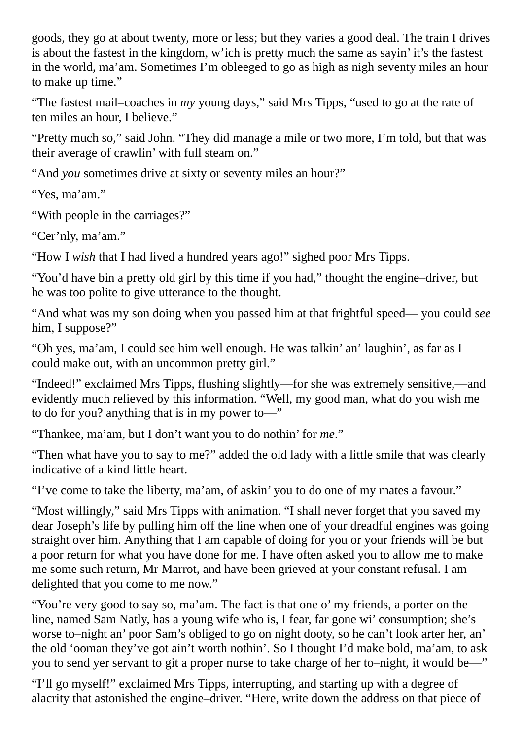goods, they go at about twenty, more or less; but they varies a good deal. The train I drives is about the fastest in the kingdom, w'ich is pretty much the same as sayin' it's the fastest in the world, ma'am. Sometimes I'm obleeged to go as high as nigh seventy miles an hour to make up time."

"The fastest mail–coaches in *my* young days," said Mrs Tipps, "used to go at the rate of ten miles an hour, I believe."

"Pretty much so," said John. "They did manage a mile or two more, I'm told, but that was their average of crawlin' with full steam on."

"And *you* sometimes drive at sixty or seventy miles an hour?"

"Yes, ma'am."

"With people in the carriages?"

"Cer'nly, ma'am."

"How I *wish* that I had lived a hundred years ago!" sighed poor Mrs Tipps.

"You'd have bin a pretty old girl by this time if you had," thought the engine–driver, but he was too polite to give utterance to the thought.

"And what was my son doing when you passed him at that frightful speed— you could *see* him, I suppose?"

"Oh yes, ma'am, I could see him well enough. He was talkin' an' laughin', as far as I could make out, with an uncommon pretty girl."

"Indeed!" exclaimed Mrs Tipps, flushing slightly—for she was extremely sensitive,—and evidently much relieved by this information. "Well, my good man, what do you wish me to do for you? anything that is in my power to—"

"Thankee, ma'am, but I don't want you to do nothin' for *me*."

"Then what have you to say to me?" added the old lady with a little smile that was clearly indicative of a kind little heart.

"I've come to take the liberty, ma'am, of askin' you to do one of my mates a favour."

"Most willingly," said Mrs Tipps with animation. "I shall never forget that you saved my dear Joseph's life by pulling him off the line when one of your dreadful engines was going straight over him. Anything that I am capable of doing for you or your friends will be but a poor return for what you have done for me. I have often asked you to allow me to make me some such return, Mr Marrot, and have been grieved at your constant refusal. I am delighted that you come to me now."

"You're very good to say so, ma'am. The fact is that one o' my friends, a porter on the line, named Sam Natly, has a young wife who is, I fear, far gone wi' consumption; she's worse to–night an' poor Sam's obliged to go on night dooty, so he can't look arter her, an' the old 'ooman they've got ain't worth nothin'. So I thought I'd make bold, ma'am, to ask you to send yer servant to git a proper nurse to take charge of her to–night, it would be—"

"I'll go myself!" exclaimed Mrs Tipps, interrupting, and starting up with a degree of alacrity that astonished the engine–driver. "Here, write down the address on that piece of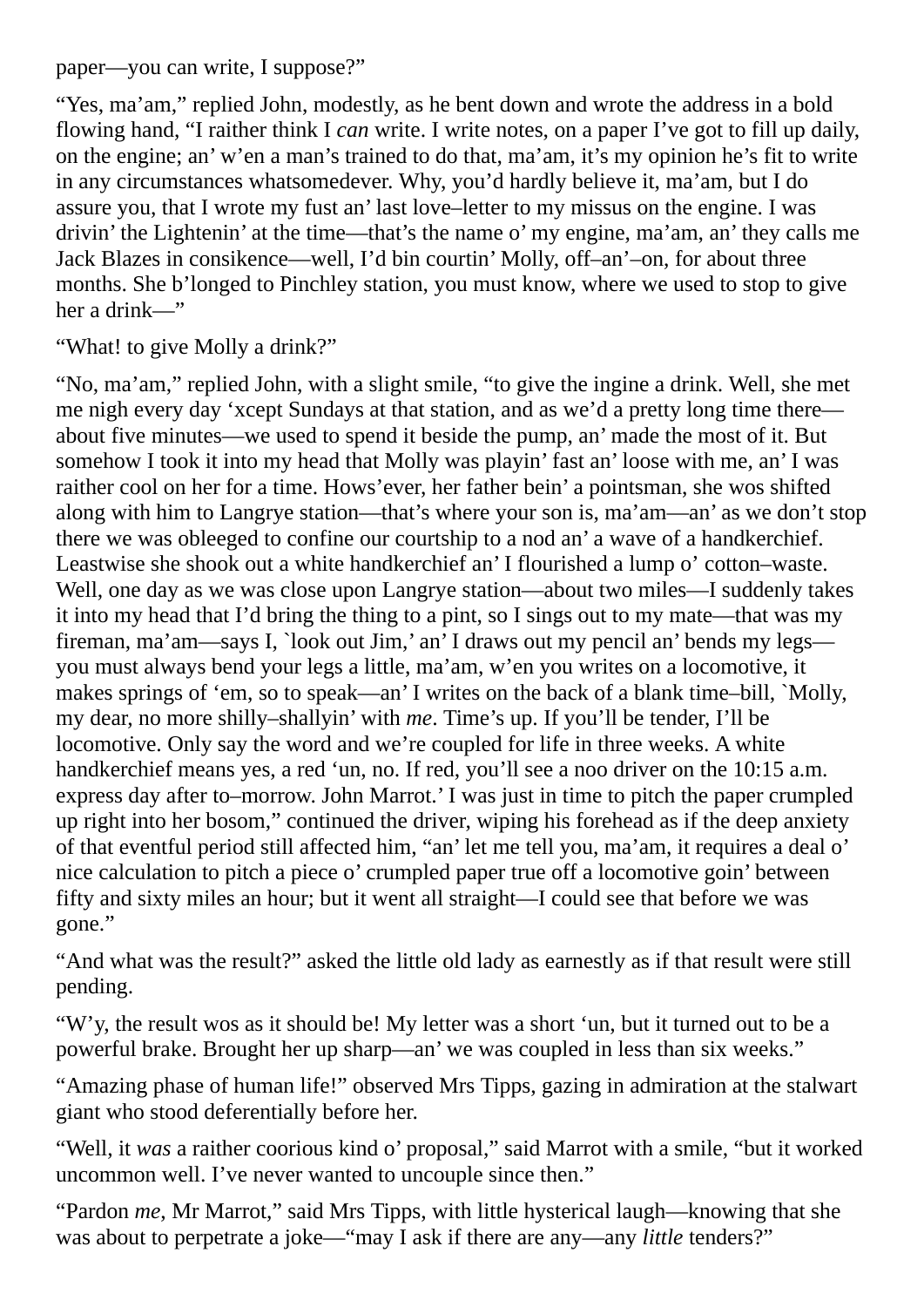paper—you can write, I suppose?"

"Yes, ma'am," replied John, modestly, as he bent down and wrote the address in a bold flowing hand, "I raither think I *can* write. I write notes, on a paper I've got to fill up daily, on the engine; an' w'en a man's trained to do that, ma'am, it's my opinion he's fit to write in any circumstances whatsomedever. Why, you'd hardly believe it, ma'am, but I do assure you, that I wrote my fust an' last love–letter to my missus on the engine. I was drivin' the Lightenin' at the time—that's the name o' my engine, ma'am, an' they calls me Jack Blazes in consikence—well, I'd bin courtin' Molly, off–an'–on, for about three months. She b'longed to Pinchley station, you must know, where we used to stop to give her a drink—"

"What! to give Molly a drink?"

"No, ma'am," replied John, with a slight smile, "to give the ingine a drink. Well, she met me nigh every day 'xcept Sundays at that station, and as we'd a pretty long time there—about five minutes—we used to spend it beside the pump, an' made the most of it. But somehow I took it into my head that Molly was playin' fast an' loose with me, an' I was raither cool on her for a time. Hows'ever, her father bein' a pointsman, she wos shifted along with him to Langrye station—that's where your son is, ma'am—an' as we don't stop there we was obleeged to confine our courtship to a nod an' a wave of a handkerchief. Leastwise she shook out a white handkerchief an' I flourished a lump o' cotton–waste. Well, one day as we was close upon Langrye station—about two miles—I suddenly takes it into my head that I'd bring the thing to a pint, so I sings out to my mate—that was my fireman, ma'am—says I, `look out Jim,' an' I draws out my pencil an' bends my legs—you must always bend your legs a little, ma'am, w'en you writes on a locomotive, it makes springs of 'em, so to speak—an' I writes on the back of a blank time–bill, `Molly, my dear, no more shilly–shallyin' with *me*. Time's up. If you'll be tender, I'll be locomotive. Only say the word and we're coupled for life in three weeks. A white handkerchief means yes, a red 'un, no. If red, you'll see a noo driver on the 10:15 a.m. express day after to–morrow. John Marrot.' I was just in time to pitch the paper crumpled up right into her bosom," continued the driver, wiping his forehead as if the deep anxiety of that eventful period still affected him, "an' let me tell you, ma'am, it requires a deal o' nice calculation to pitch a piece o' crumpled paper true off a locomotive goin' between fifty and sixty miles an hour; but it went all straight—I could see that before we was gone."

"And what was the result?" asked the little old lady as earnestly as if that result were still pending.

"W'y, the result wos as it should be! My letter was a short 'un, but it turned out to be a powerful brake. Brought her up sharp—an' we was coupled in less than six weeks."

"Amazing phase of human life!" observed Mrs Tipps, gazing in admiration at the stalwart giant who stood deferentially before her.

"Well, it *was* a raither coorious kind o' proposal," said Marrot with a smile, "but it worked uncommon well. I've never wanted to uncouple since then."

"Pardon *me*, Mr Marrot," said Mrs Tipps, with little hysterical laugh—knowing that she was about to perpetrate a joke—"may I ask if there are any—any *little* tenders?"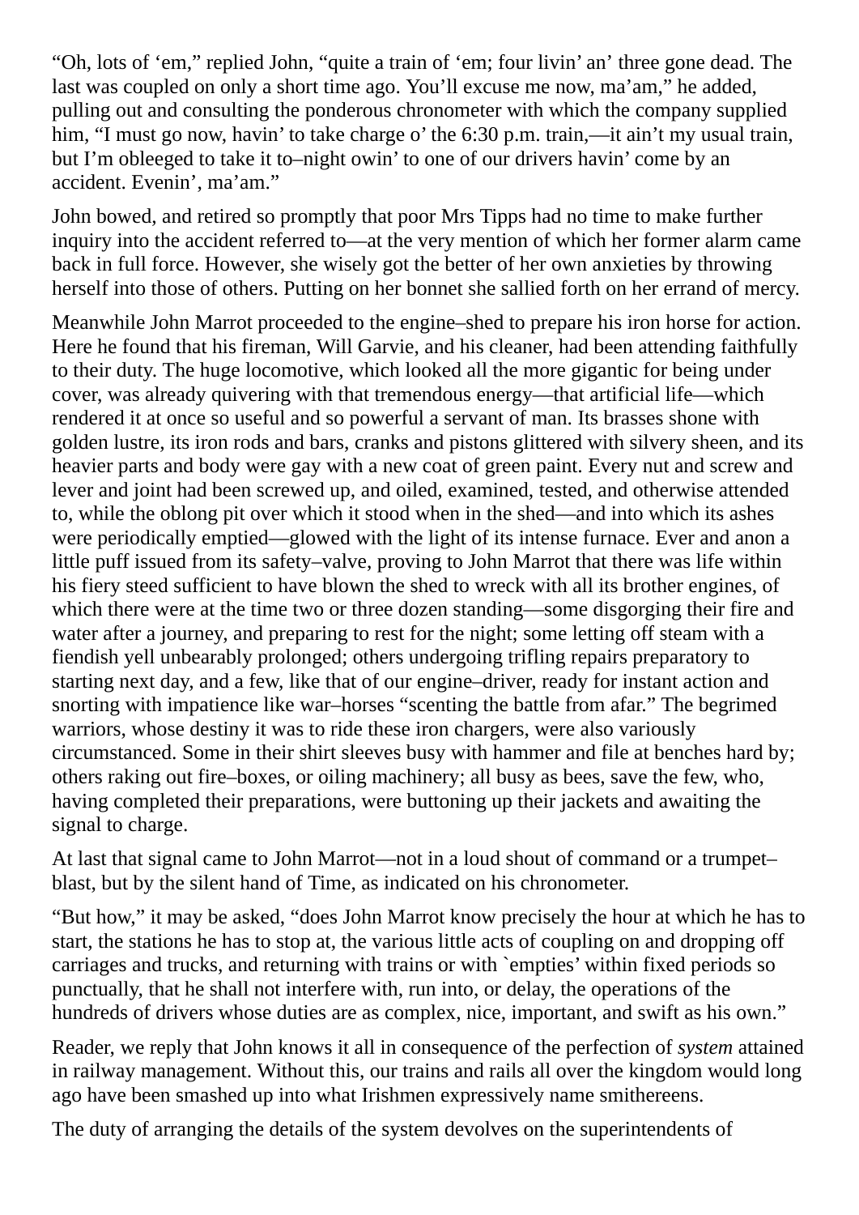"Oh, lots of 'em," replied John, "quite a train of 'em; four livin' an' three gone dead. The last was coupled on only a short time ago. You'll excuse me now, ma'am," he added, pulling out and consulting the ponderous chronometer with which the company supplied him, "I must go now, havin' to take charge o' the 6:30 p.m. train,—it ain't my usual train, but I'm obleeged to take it to–night owin' to one of our drivers havin' come by an accident. Evenin', ma'am."

John bowed, and retired so promptly that poor Mrs Tipps had no time to make further inquiry into the accident referred to—at the very mention of which her former alarm came back in full force. However, she wisely got the better of her own anxieties by throwing herself into those of others. Putting on her bonnet she sallied forth on her errand of mercy.

Meanwhile John Marrot proceeded to the engine–shed to prepare his iron horse for action. Here he found that his fireman, Will Garvie, and his cleaner, had been attending faithfully to their duty. The huge locomotive, which looked all the more gigantic for being under cover, was already quivering with that tremendous energy—that artificial life—which rendered it at once so useful and so powerful a servant of man. Its brasses shone with golden lustre, its iron rods and bars, cranks and pistons glittered with silvery sheen, and its heavier parts and body were gay with a new coat of green paint. Every nut and screw and lever and joint had been screwed up, and oiled, examined, tested, and otherwise attended to, while the oblong pit over which it stood when in the shed—and into which its ashes were periodically emptied—glowed with the light of its intense furnace. Ever and anon a little puff issued from its safety–valve, proving to John Marrot that there was life within his fiery steed sufficient to have blown the shed to wreck with all its brother engines, of which there were at the time two or three dozen standing—some disgorging their fire and water after a journey, and preparing to rest for the night; some letting off steam with a fiendish yell unbearably prolonged; others undergoing trifling repairs preparatory to starting next day, and a few, like that of our engine–driver, ready for instant action and snorting with impatience like war–horses "scenting the battle from afar." The begrimed warriors, whose destiny it was to ride these iron chargers, were also variously circumstanced. Some in their shirt sleeves busy with hammer and file at benches hard by; others raking out fire–boxes, or oiling machinery; all busy as bees, save the few, who, having completed their preparations, were buttoning up their jackets and awaiting the signal to charge.

At last that signal came to John Marrot—not in a loud shout of command or a trumpet–blast, but by the silent hand of Time, as indicated on his chronometer.

"But how," it may be asked, "does John Marrot know precisely the hour at which he has to start, the stations he has to stop at, the various little acts of coupling on and dropping off carriages and trucks, and returning with trains or with `empties' within fixed periods so punctually, that he shall not interfere with, run into, or delay, the operations of the hundreds of drivers whose duties are as complex, nice, important, and swift as his own."

Reader, we reply that John knows it all in consequence of the perfection of *system* attained in railway management. Without this, our trains and rails all over the kingdom would long ago have been smashed up into what Irishmen expressively name smithereens.

The duty of arranging the details of the system devolves on the superintendents of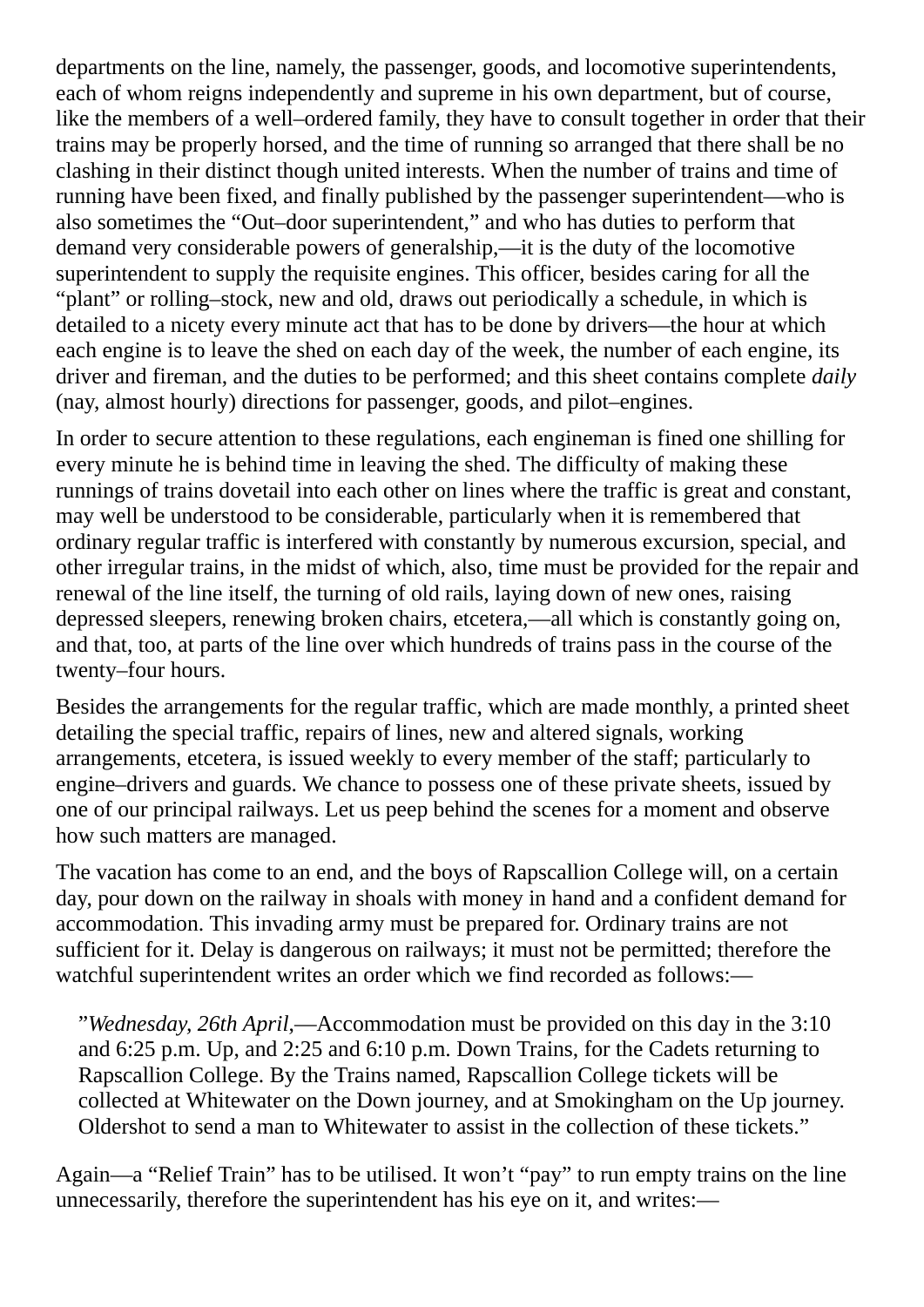departments on the line, namely, the passenger, goods, and locomotive superintendents, each of whom reigns independently and supreme in his own department, but of course, like the members of a well–ordered family, they have to consult together in order that their trains may be properly horsed, and the time of running so arranged that there shall be no clashing in their distinct though united interests. When the number of trains and time of running have been fixed, and finally published by the passenger superintendent—who is also sometimes the "Out–door superintendent," and who has duties to perform that demand very considerable powers of generalship,—it is the duty of the locomotive superintendent to supply the requisite engines. This officer, besides caring for all the "plant" or rolling–stock, new and old, draws out periodically a schedule, in which is detailed to a nicety every minute act that has to be done by drivers—the hour at which each engine is to leave the shed on each day of the week, the number of each engine, its driver and fireman, and the duties to be performed; and this sheet contains complete *daily* (nay, almost hourly) directions for passenger, goods, and pilot–engines.

In order to secure attention to these regulations, each engineman is fined one shilling for every minute he is behind time in leaving the shed. The difficulty of making these runnings of trains dovetail into each other on lines where the traffic is great and constant, may well be understood to be considerable, particularly when it is remembered that ordinary regular traffic is interfered with constantly by numerous excursion, special, and other irregular trains, in the midst of which, also, time must be provided for the repair and renewal of the line itself, the turning of old rails, laying down of new ones, raising depressed sleepers, renewing broken chairs, etcetera,—all which is constantly going on, and that, too, at parts of the line over which hundreds of trains pass in the course of the twenty–four hours.

Besides the arrangements for the regular traffic, which are made monthly, a printed sheet detailing the special traffic, repairs of lines, new and altered signals, working arrangements, etcetera, is issued weekly to every member of the staff; particularly to engine–drivers and guards. We chance to possess one of these private sheets, issued by one of our principal railways. Let us peep behind the scenes for a moment and observe how such matters are managed.

The vacation has come to an end, and the boys of Rapscallion College will, on a certain day, pour down on the railway in shoals with money in hand and a confident demand for accommodation. This invading army must be prepared for. Ordinary trains are not sufficient for it. Delay is dangerous on railways; it must not be permitted; therefore the watchful superintendent writes an order which we find recorded as follows:—

> "*Wednesday, 26th April*,—Accommodation must be provided on this day in the 3:10 and 6:25 p.m. Up, and 2:25 and 6:10 p.m. Down Trains, for the Cadets returning to Rapscallion College. By the Trains named, Rapscallion College tickets will be collected at Whitewater on the Down journey, and at Smokingham on the Up journey. Oldershot to send a man to Whitewater to assist in the collection of these tickets."

Again—a "Relief Train" has to be utilised. It won't "pay" to run empty trains on the line unnecessarily, therefore the superintendent has his eye on it, and writes:—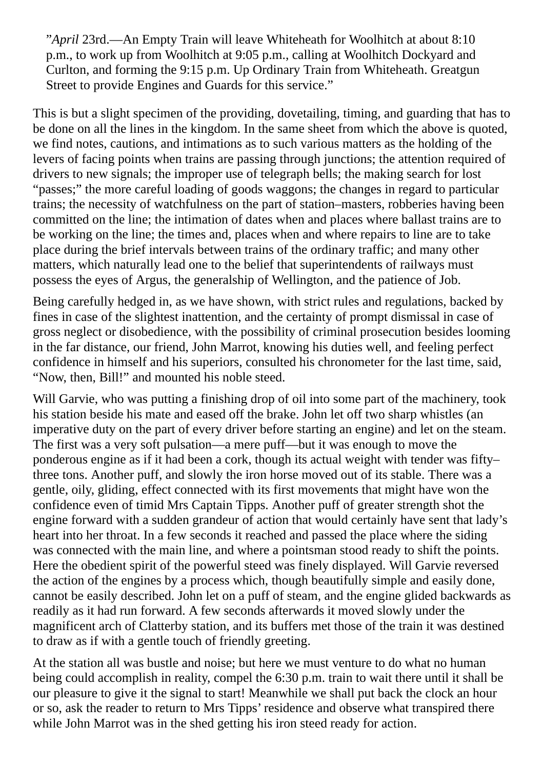"*April* 23rd.—An Empty Train will leave Whiteheath for Woolhitch at about 8:10 p.m., to work up from Woolhitch at 9:05 p.m., calling at Woolhitch Dockyard and Curlton, and forming the 9:15 p.m. Up Ordinary Train from Whiteheath. Greatgun Street to provide Engines and Guards for this service."

This is but a slight specimen of the providing, dovetailing, timing, and guarding that has to be done on all the lines in the kingdom. In the same sheet from which the above is quoted, we find notes, cautions, and intimations as to such various matters as the holding of the levers of facing points when trains are passing through junctions; the attention required of drivers to new signals; the improper use of telegraph bells; the making search for lost "passes;" the more careful loading of goods waggons; the changes in regard to particular trains; the necessity of watchfulness on the part of station–masters, robberies having been committed on the line; the intimation of dates when and places where ballast trains are to be working on the line; the times and, places when and where repairs to line are to take place during the brief intervals between trains of the ordinary traffic; and many other matters, which naturally lead one to the belief that superintendents of railways must possess the eyes of Argus, the generalship of Wellington, and the patience of Job.

Being carefully hedged in, as we have shown, with strict rules and regulations, backed by fines in case of the slightest inattention, and the certainty of prompt dismissal in case of gross neglect or disobedience, with the possibility of criminal prosecution besides looming in the far distance, our friend, John Marrot, knowing his duties well, and feeling perfect confidence in himself and his superiors, consulted his chronometer for the last time, said, "Now, then, Bill!" and mounted his noble steed.

Will Garvie, who was putting a finishing drop of oil into some part of the machinery, took his station beside his mate and eased off the brake. John let off two sharp whistles (an imperative duty on the part of every driver before starting an engine) and let on the steam. The first was a very soft pulsation—a mere puff—but it was enough to move the ponderous engine as if it had been a cork, though its actual weight with tender was fifty–three tons. Another puff, and slowly the iron horse moved out of its stable. There was a gentle, oily, gliding, effect connected with its first movements that might have won the confidence even of timid Mrs Captain Tipps. Another puff of greater strength shot the engine forward with a sudden grandeur of action that would certainly have sent that lady's heart into her throat. In a few seconds it reached and passed the place where the siding was connected with the main line, and where a pointsman stood ready to shift the points. Here the obedient spirit of the powerful steed was finely displayed. Will Garvie reversed the action of the engines by a process which, though beautifully simple and easily done, cannot be easily described. John let on a puff of steam, and the engine glided backwards as readily as it had run forward. A few seconds afterwards it moved slowly under the magnificent arch of Clatterby station, and its buffers met those of the train it was destined to draw as if with a gentle touch of friendly greeting.

At the station all was bustle and noise; but here we must venture to do what no human being could accomplish in reality, compel the 6:30 p.m. train to wait there until it shall be our pleasure to give it the signal to start! Meanwhile we shall put back the clock an hour or so, ask the reader to return to Mrs Tipps' residence and observe what transpired there while John Marrot was in the shed getting his iron steed ready for action.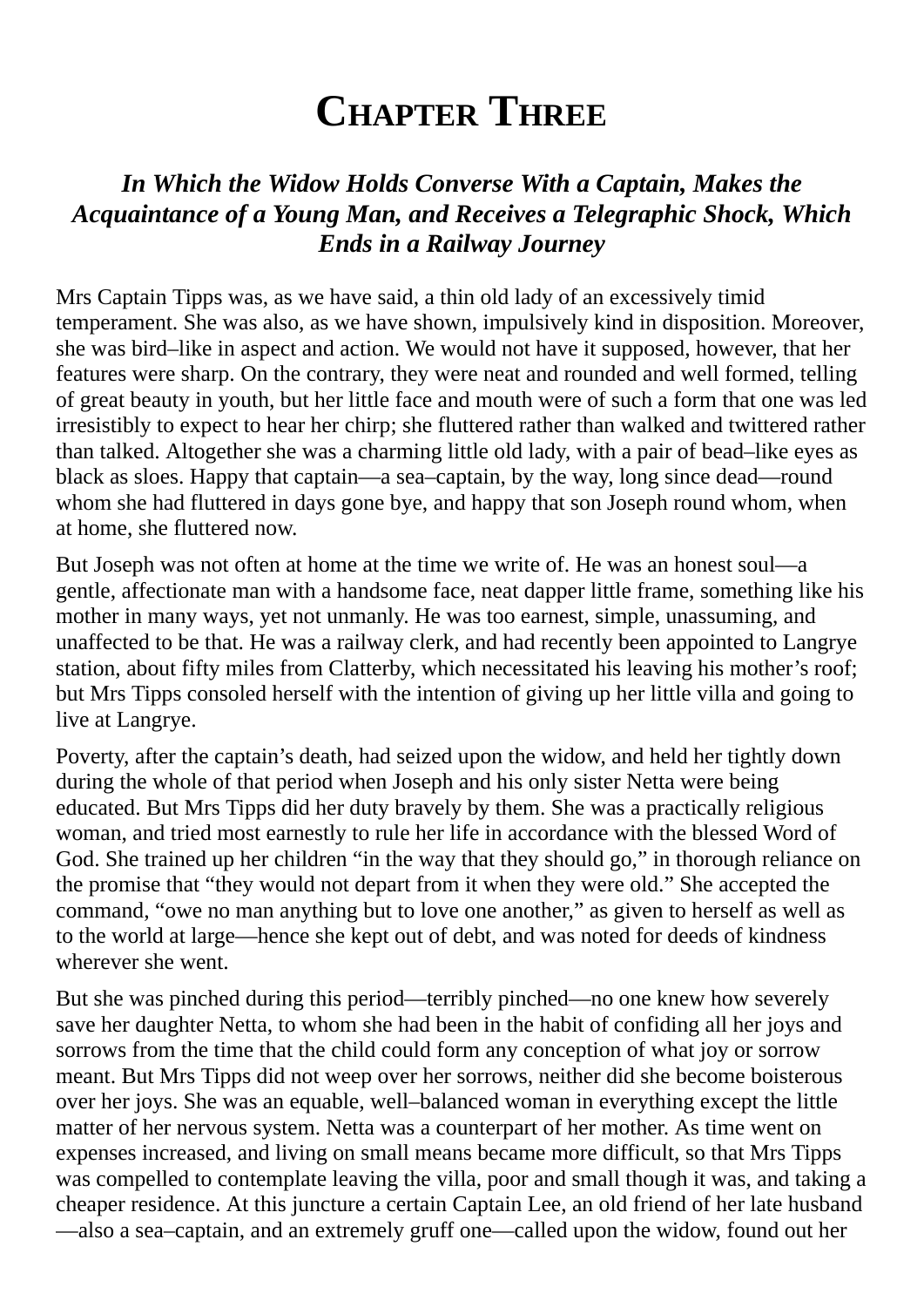# Chapter Three

### *In Which the Widow Holds Converse With a Captain, Makes the Acquaintance of a Young Man, and Receives a Telegraphic Shock, Which Ends in a Railway Journey*

Mrs Captain Tipps was, as we have said, a thin old lady of an excessively timid temperament. She was also, as we have shown, impulsively kind in disposition. Moreover, she was bird–like in aspect and action. We would not have it supposed, however, that her features were sharp. On the contrary, they were neat and rounded and well formed, telling of great beauty in youth, but her little face and mouth were of such a form that one was led irresistibly to expect to hear her chirp; she fluttered rather than walked and twittered rather than talked. Altogether she was a charming little old lady, with a pair of bead–like eyes as black as sloes. Happy that captain—a sea–captain, by the way, long since dead—round whom she had fluttered in days gone bye, and happy that son Joseph round whom, when at home, she fluttered now.

But Joseph was not often at home at the time we write of. He was an honest soul—a gentle, affectionate man with a handsome face, neat dapper little frame, something like his mother in many ways, yet not unmanly. He was too earnest, simple, unassuming, and unaffected to be that. He was a railway clerk, and had recently been appointed to Langrye station, about fifty miles from Clatterby, which necessitated his leaving his mother's roof; but Mrs Tipps consoled herself with the intention of giving up her little villa and going to live at Langrye.

Poverty, after the captain's death, had seized upon the widow, and held her tightly down during the whole of that period when Joseph and his only sister Netta were being educated. But Mrs Tipps did her duty bravely by them. She was a practically religious woman, and tried most earnestly to rule her life in accordance with the blessed Word of God. She trained up her children "in the way that they should go," in thorough reliance on the promise that "they would not depart from it when they were old." She accepted the command, "owe no man anything but to love one another," as given to herself as well as to the world at large—hence she kept out of debt, and was noted for deeds of kindness wherever she went.

But she was pinched during this period—terribly pinched—no one knew how severely save her daughter Netta, to whom she had been in the habit of confiding all her joys and sorrows from the time that the child could form any conception of what joy or sorrow meant. But Mrs Tipps did not weep over her sorrows, neither did she become boisterous over her joys. She was an equable, well–balanced woman in everything except the little matter of her nervous system. Netta was a counterpart of her mother. As time went on expenses increased, and living on small means became more difficult, so that Mrs Tipps was compelled to contemplate leaving the villa, poor and small though it was, and taking a cheaper residence. At this juncture a certain Captain Lee, an old friend of her late husband—also a sea–captain, and an extremely gruff one—called upon the widow, found out her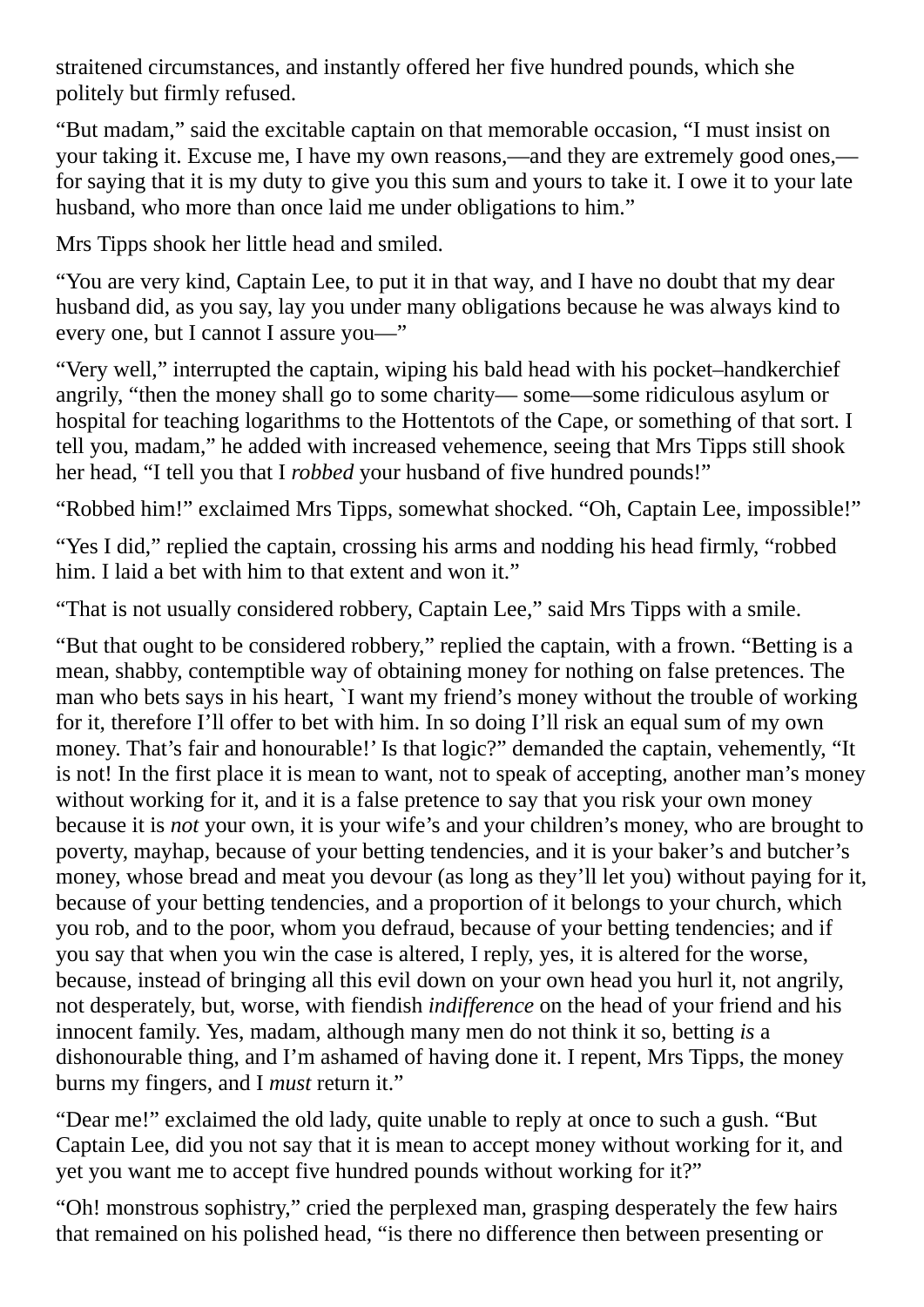straitened circumstances, and instantly offered her five hundred pounds, which she politely but firmly refused.

"But madam," said the excitable captain on that memorable occasion, "I must insist on your taking it. Excuse me, I have my own reasons,—and they are extremely good ones,—for saying that it is my duty to give you this sum and yours to take it. I owe it to your late husband, who more than once laid me under obligations to him."

Mrs Tipps shook her little head and smiled.

"You are very kind, Captain Lee, to put it in that way, and I have no doubt that my dear husband did, as you say, lay you under many obligations because he was always kind to every one, but I cannot I assure you—"

"Very well," interrupted the captain, wiping his bald head with his pocket–handkerchief angrily, "then the money shall go to some charity— some—some ridiculous asylum or hospital for teaching logarithms to the Hottentots of the Cape, or something of that sort. I tell you, madam," he added with increased vehemence, seeing that Mrs Tipps still shook her head, "I tell you that I *robbed* your husband of five hundred pounds!"

"Robbed him!" exclaimed Mrs Tipps, somewhat shocked. "Oh, Captain Lee, impossible!"

"Yes I did," replied the captain, crossing his arms and nodding his head firmly, "robbed him. I laid a bet with him to that extent and won it."

"That is not usually considered robbery, Captain Lee," said Mrs Tipps with a smile.

"But that ought to be considered robbery," replied the captain, with a frown. "Betting is a mean, shabby, contemptible way of obtaining money for nothing on false pretences. The man who bets says in his heart, `I want my friend's money without the trouble of working for it, therefore I'll offer to bet with him. In so doing I'll risk an equal sum of my own money. That's fair and honourable!' Is that logic?" demanded the captain, vehemently, "It is not! In the first place it is mean to want, not to speak of accepting, another man's money without working for it, and it is a false pretence to say that you risk your own money because it is *not* your own, it is your wife's and your children's money, who are brought to poverty, mayhap, because of your betting tendencies, and it is your baker's and butcher's money, whose bread and meat you devour (as long as they'll let you) without paying for it, because of your betting tendencies, and a proportion of it belongs to your church, which you rob, and to the poor, whom you defraud, because of your betting tendencies; and if you say that when you win the case is altered, I reply, yes, it is altered for the worse, because, instead of bringing all this evil down on your own head you hurl it, not angrily, not desperately, but, worse, with fiendish *indifference* on the head of your friend and his innocent family. Yes, madam, although many men do not think it so, betting *is* a dishonourable thing, and I'm ashamed of having done it. I repent, Mrs Tipps, the money burns my fingers, and I *must* return it."

"Dear me!" exclaimed the old lady, quite unable to reply at once to such a gush. "But Captain Lee, did you not say that it is mean to accept money without working for it, and yet you want me to accept five hundred pounds without working for it?"

"Oh! monstrous sophistry," cried the perplexed man, grasping desperately the few hairs that remained on his polished head, "is there no difference then between presenting or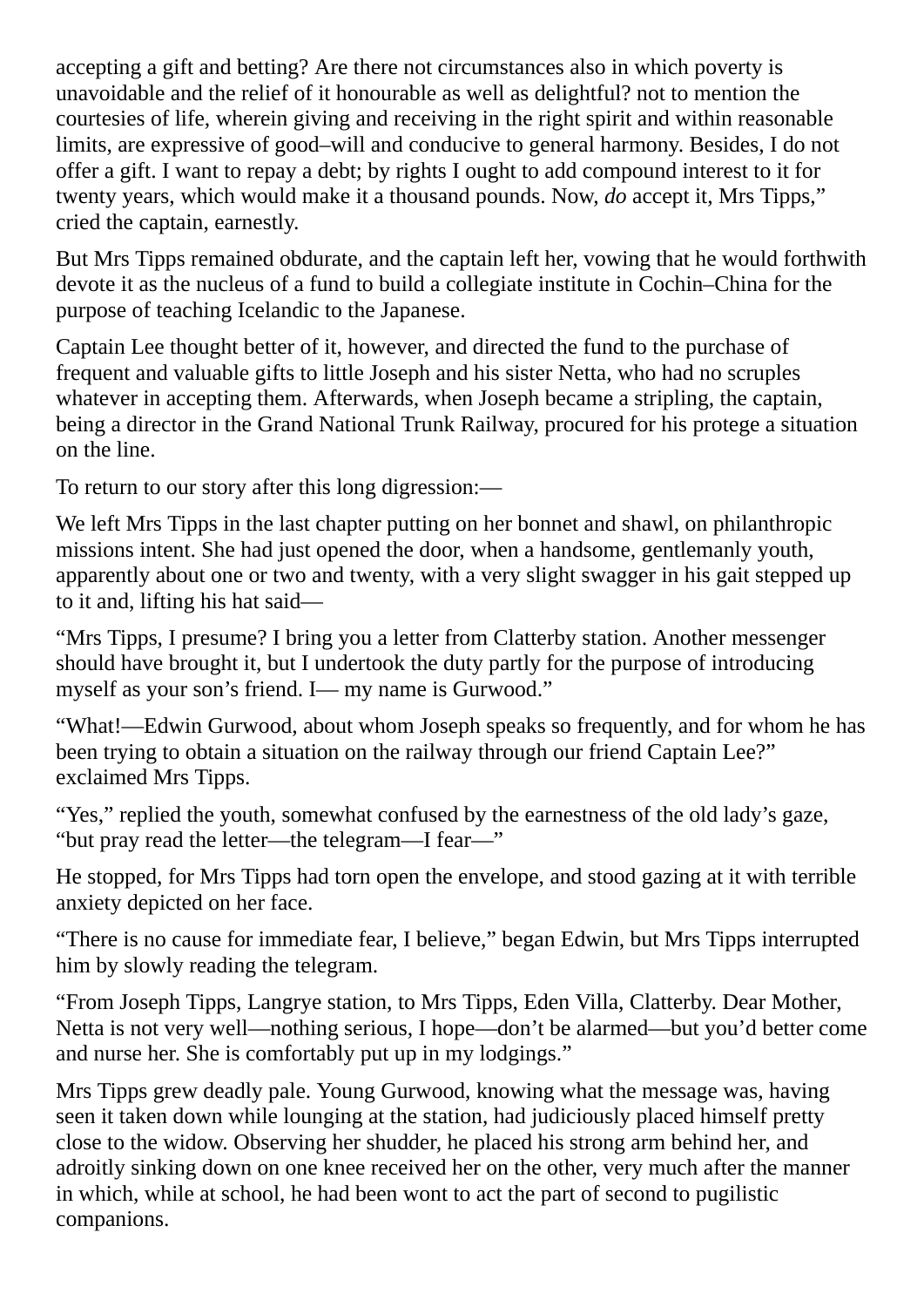accepting a gift and betting? Are there not circumstances also in which poverty is unavoidable and the relief of it honourable as well as delightful? not to mention the courtesies of life, wherein giving and receiving in the right spirit and within reasonable limits, are expressive of good–will and conducive to general harmony. Besides, I do not offer a gift. I want to repay a debt; by rights I ought to add compound interest to it for twenty years, which would make it a thousand pounds. Now, *do* accept it, Mrs Tipps," cried the captain, earnestly.

But Mrs Tipps remained obdurate, and the captain left her, vowing that he would forthwith devote it as the nucleus of a fund to build a collegiate institute in Cochin–China for the purpose of teaching Icelandic to the Japanese.

Captain Lee thought better of it, however, and directed the fund to the purchase of frequent and valuable gifts to little Joseph and his sister Netta, who had no scruples whatever in accepting them. Afterwards, when Joseph became a stripling, the captain, being a director in the Grand National Trunk Railway, procured for his protege a situation on the line.

To return to our story after this long digression:—

We left Mrs Tipps in the last chapter putting on her bonnet and shawl, on philanthropic missions intent. She had just opened the door, when a handsome, gentlemanly youth, apparently about one or two and twenty, with a very slight swagger in his gait stepped up to it and, lifting his hat said—

"Mrs Tipps, I presume? I bring you a letter from Clatterby station. Another messenger should have brought it, but I undertook the duty partly for the purpose of introducing myself as your son's friend. I— my name is Gurwood."

"What!—Edwin Gurwood, about whom Joseph speaks so frequently, and for whom he has been trying to obtain a situation on the railway through our friend Captain Lee?" exclaimed Mrs Tipps.

"Yes," replied the youth, somewhat confused by the earnestness of the old lady's gaze, "but pray read the letter—the telegram—I fear—"

He stopped, for Mrs Tipps had torn open the envelope, and stood gazing at it with terrible anxiety depicted on her face.

"There is no cause for immediate fear, I believe," began Edwin, but Mrs Tipps interrupted him by slowly reading the telegram.

"From Joseph Tipps, Langrye station, to Mrs Tipps, Eden Villa, Clatterby. Dear Mother, Netta is not very well—nothing serious, I hope—don't be alarmed—but you'd better come and nurse her. She is comfortably put up in my lodgings."

Mrs Tipps grew deadly pale. Young Gurwood, knowing what the message was, having seen it taken down while lounging at the station, had judiciously placed himself pretty close to the widow. Observing her shudder, he placed his strong arm behind her, and adroitly sinking down on one knee received her on the other, very much after the manner in which, while at school, he had been wont to act the part of second to pugilistic companions.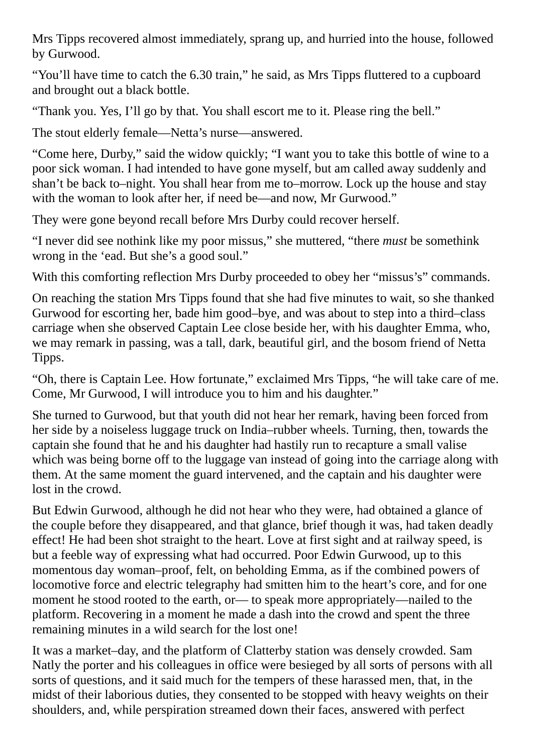Mrs Tipps recovered almost immediately, sprang up, and hurried into the house, followed by Gurwood.

"You'll have time to catch the 6.30 train," he said, as Mrs Tipps fluttered to a cupboard and brought out a black bottle.

"Thank you. Yes, I'll go by that. You shall escort me to it. Please ring the bell."

The stout elderly female—Netta's nurse—answered.

"Come here, Durby," said the widow quickly; "I want you to take this bottle of wine to a poor sick woman. I had intended to have gone myself, but am called away suddenly and shan't be back to–night. You shall hear from me to–morrow. Lock up the house and stay with the woman to look after her, if need be—and now, Mr Gurwood."

They were gone beyond recall before Mrs Durby could recover herself.

"I never did see nothink like my poor missus," she muttered, "there *must* be somethink wrong in the 'ead. But she's a good soul."

With this comforting reflection Mrs Durby proceeded to obey her "missus's" commands.

On reaching the station Mrs Tipps found that she had five minutes to wait, so she thanked Gurwood for escorting her, bade him good–bye, and was about to step into a third–class carriage when she observed Captain Lee close beside her, with his daughter Emma, who, we may remark in passing, was a tall, dark, beautiful girl, and the bosom friend of Netta Tipps.

"Oh, there is Captain Lee. How fortunate," exclaimed Mrs Tipps, "he will take care of me. Come, Mr Gurwood, I will introduce you to him and his daughter."

She turned to Gurwood, but that youth did not hear her remark, having been forced from her side by a noiseless luggage truck on India–rubber wheels. Turning, then, towards the captain she found that he and his daughter had hastily run to recapture a small valise which was being borne off to the luggage van instead of going into the carriage along with them. At the same moment the guard intervened, and the captain and his daughter were lost in the crowd.

But Edwin Gurwood, although he did not hear who they were, had obtained a glance of the couple before they disappeared, and that glance, brief though it was, had taken deadly effect! He had been shot straight to the heart. Love at first sight and at railway speed, is but a feeble way of expressing what had occurred. Poor Edwin Gurwood, up to this momentous day woman–proof, felt, on beholding Emma, as if the combined powers of locomotive force and electric telegraphy had smitten him to the heart's core, and for one moment he stood rooted to the earth, or— to speak more appropriately—nailed to the platform. Recovering in a moment he made a dash into the crowd and spent the three remaining minutes in a wild search for the lost one!

It was a market–day, and the platform of Clatterby station was densely crowded. Sam Natly the porter and his colleagues in office were besieged by all sorts of persons with all sorts of questions, and it said much for the tempers of these harassed men, that, in the midst of their laborious duties, they consented to be stopped with heavy weights on their shoulders, and, while perspiration streamed down their faces, answered with perfect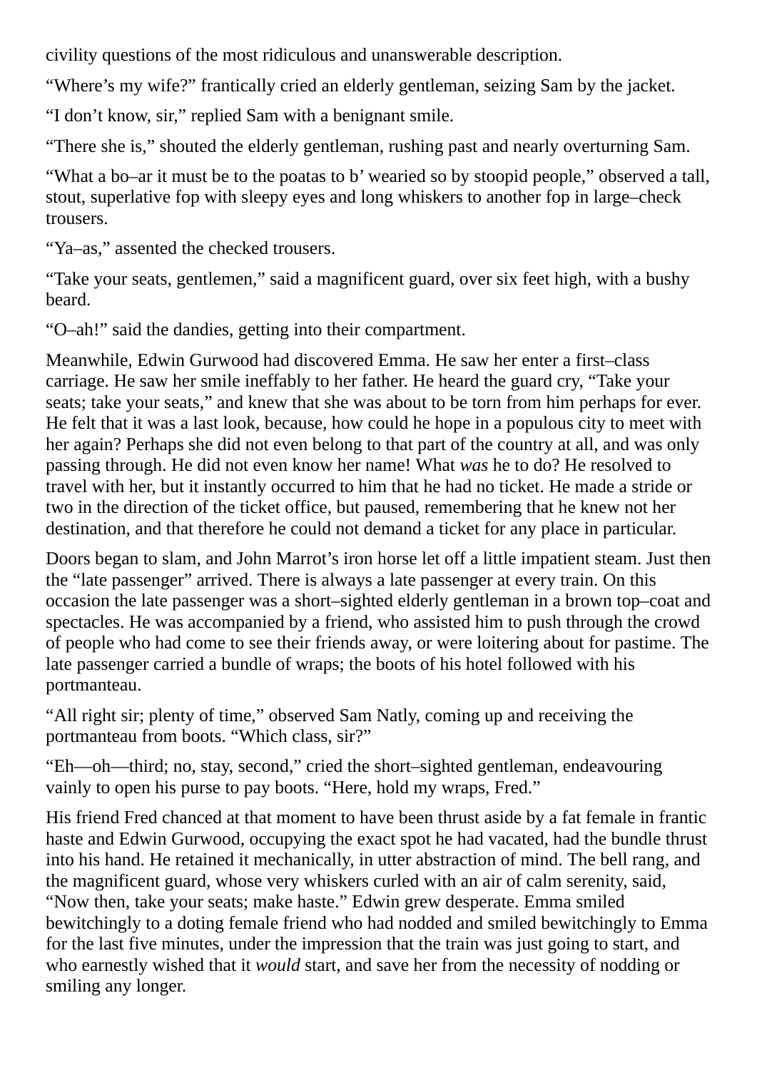civility questions of the most ridiculous and unanswerable description.

“Where’s my wife?” frantically cried an elderly gentleman, seizing Sam by the jacket.

“I don’t know, sir,” replied Sam with a benignant smile.

“There she is,” shouted the elderly gentleman, rushing past and nearly overturning Sam.

“What a bo–ar it must be to the poatas to b’ wearied so by stoopid people,” observed a tall, stout, superlative fop with sleepy eyes and long whiskers to another fop in large–check trousers.

“Ya–as,” assented the checked trousers.

“Take your seats, gentlemen,” said a magnificent guard, over six feet high, with a bushy beard.

“O–ah!” said the dandies, getting into their compartment.

Meanwhile, Edwin Gurwood had discovered Emma. He saw her enter a first–class carriage. He saw her smile ineffably to her father. He heard the guard cry, “Take your seats; take your seats,” and knew that she was about to be torn from him perhaps for ever. He felt that it was a last look, because, how could he hope in a populous city to meet with her again? Perhaps she did not even belong to that part of the country at all, and was only passing through. He did not even know her name! What *was* he to do? He resolved to travel with her, but it instantly occurred to him that he had no ticket. He made a stride or two in the direction of the ticket office, but paused, remembering that he knew not her destination, and that therefore he could not demand a ticket for any place in particular.

Doors began to slam, and John Marrot’s iron horse let off a little impatient steam. Just then the “late passenger” arrived. There is always a late passenger at every train. On this occasion the late passenger was a short–sighted elderly gentleman in a brown top–coat and spectacles. He was accompanied by a friend, who assisted him to push through the crowd of people who had come to see their friends away, or were loitering about for pastime. The late passenger carried a bundle of wraps; the boots of his hotel followed with his portmanteau.

“All right sir; plenty of time,” observed Sam Natly, coming up and receiving the portmanteau from boots. “Which class, sir?”

“Eh—oh—third; no, stay, second,” cried the short–sighted gentleman, endeavouring vainly to open his purse to pay boots. “Here, hold my wraps, Fred.”

His friend Fred chanced at that moment to have been thrust aside by a fat female in frantic haste and Edwin Gurwood, occupying the exact spot he had vacated, had the bundle thrust into his hand. He retained it mechanically, in utter abstraction of mind. The bell rang, and the magnificent guard, whose very whiskers curled with an air of calm serenity, said, “Now then, take your seats; make haste.” Edwin grew desperate. Emma smiled bewitchingly to a doting female friend who had nodded and smiled bewitchingly to Emma for the last five minutes, under the impression that the train was just going to start, and who earnestly wished that it *would* start, and save her from the necessity of nodding or smiling any longer.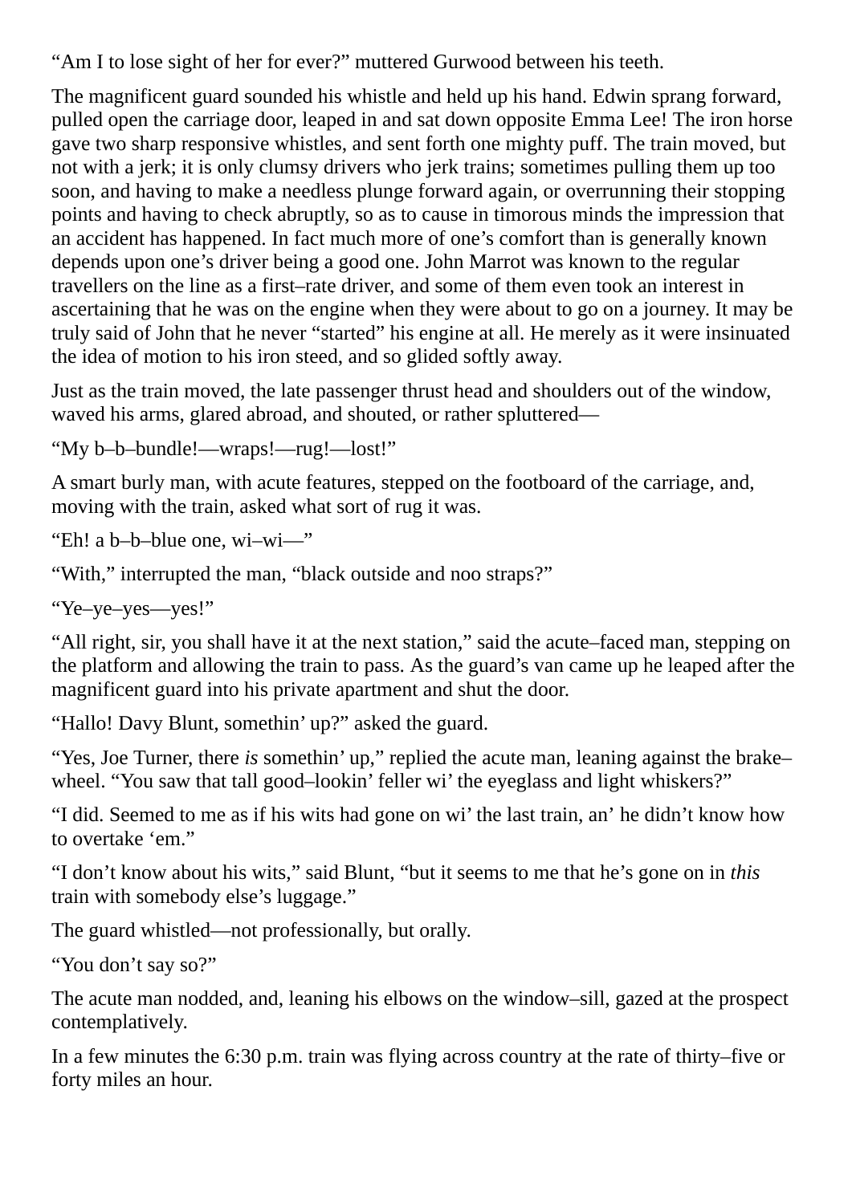“Am I to lose sight of her for ever?” muttered Gurwood between his teeth.

The magnificent guard sounded his whistle and held up his hand. Edwin sprang forward, pulled open the carriage door, leaped in and sat down opposite Emma Lee! The iron horse gave two sharp responsive whistles, and sent forth one mighty puff. The train moved, but not with a jerk; it is only clumsy drivers who jerk trains; sometimes pulling them up too soon, and having to make a needless plunge forward again, or overrunning their stopping points and having to check abruptly, so as to cause in timorous minds the impression that an accident has happened. In fact much more of one’s comfort than is generally known depends upon one’s driver being a good one. John Marrot was known to the regular travellers on the line as a first–rate driver, and some of them even took an interest in ascertaining that he was on the engine when they were about to go on a journey. It may be truly said of John that he never “started” his engine at all. He merely as it were insinuated the idea of motion to his iron steed, and so glided softly away.

Just as the train moved, the late passenger thrust head and shoulders out of the window, waved his arms, glared abroad, and shouted, or rather spluttered—

“My b–b–bundle!—wraps!—rug!—lost!”

A smart burly man, with acute features, stepped on the footboard of the carriage, and, moving with the train, asked what sort of rug it was.

“Eh! a b–b–blue one, wi–wi—”

“With,” interrupted the man, “black outside and noo straps?”

“Ye–ye–yes—yes!”

“All right, sir, you shall have it at the next station,” said the acute–faced man, stepping on the platform and allowing the train to pass. As the guard’s van came up he leaped after the magnificent guard into his private apartment and shut the door.

“Hallo! Davy Blunt, somethin’ up?” asked the guard.

“Yes, Joe Turner, there *is* somethin’ up,” replied the acute man, leaning against the brake–wheel. “You saw that tall good–lookin’ feller wi’ the eyeglass and light whiskers?”

“I did. Seemed to me as if his wits had gone on wi’ the last train, an’ he didn’t know how to overtake ‘em.”

“I don’t know about his wits,” said Blunt, “but it seems to me that he’s gone on in *this* train with somebody else’s luggage.”

The guard whistled—not professionally, but orally.

“You don’t say so?”

The acute man nodded, and, leaning his elbows on the window–sill, gazed at the prospect contemplatively.

In a few minutes the 6:30 p.m. train was flying across country at the rate of thirty–five or forty miles an hour.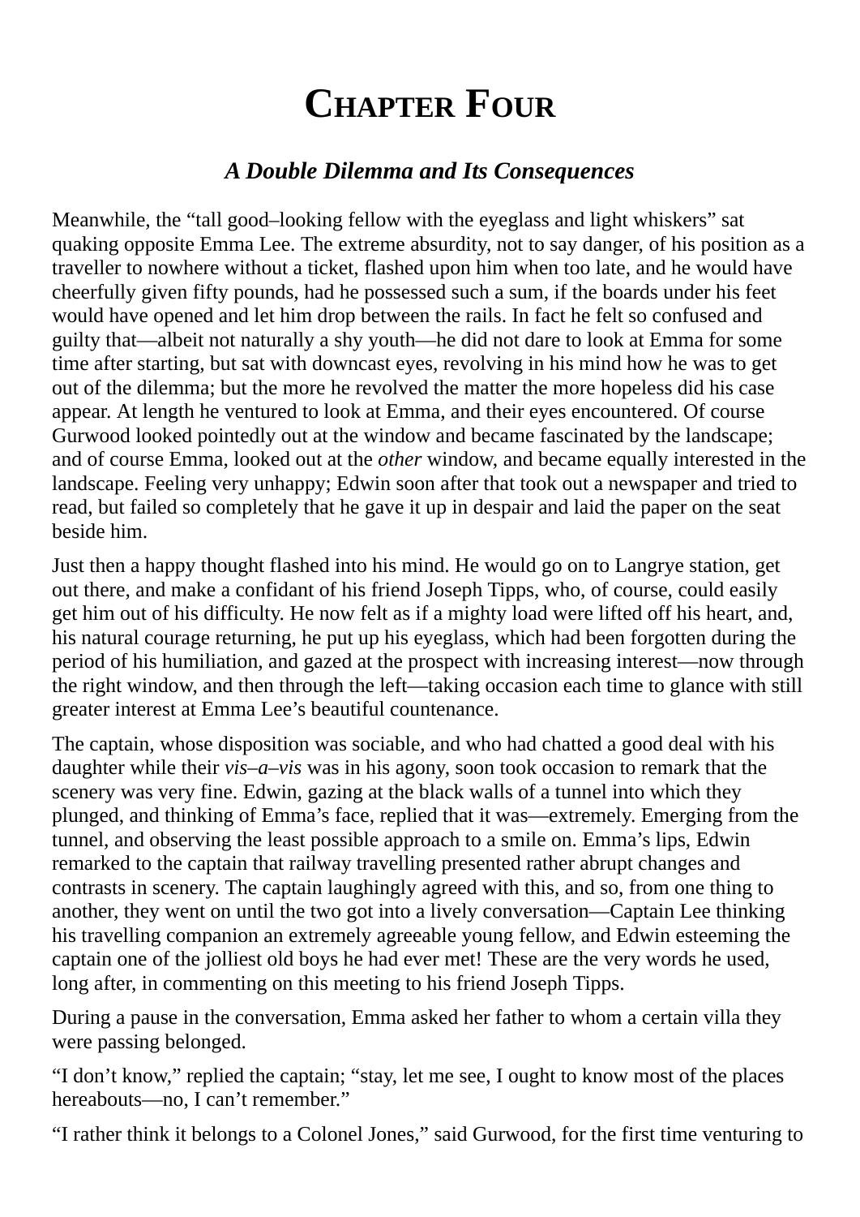# Chapter Four

### *A Double Dilemma and Its Consequences*

Meanwhile, the "tall good–looking fellow with the eyeglass and light whiskers" sat quaking opposite Emma Lee. The extreme absurdity, not to say danger, of his position as a traveller to nowhere without a ticket, flashed upon him when too late, and he would have cheerfully given fifty pounds, had he possessed such a sum, if the boards under his feet would have opened and let him drop between the rails. In fact he felt so confused and guilty that—albeit not naturally a shy youth—he did not dare to look at Emma for some time after starting, but sat with downcast eyes, revolving in his mind how he was to get out of the dilemma; but the more he revolved the matter the more hopeless did his case appear. At length he ventured to look at Emma, and their eyes encountered. Of course Gurwood looked pointedly out at the window and became fascinated by the landscape; and of course Emma, looked out at the *other* window, and became equally interested in the landscape. Feeling very unhappy; Edwin soon after that took out a newspaper and tried to read, but failed so completely that he gave it up in despair and laid the paper on the seat beside him.

Just then a happy thought flashed into his mind. He would go on to Langrye station, get out there, and make a confidant of his friend Joseph Tipps, who, of course, could easily get him out of his difficulty. He now felt as if a mighty load were lifted off his heart, and, his natural courage returning, he put up his eyeglass, which had been forgotten during the period of his humiliation, and gazed at the prospect with increasing interest—now through the right window, and then through the left—taking occasion each time to glance with still greater interest at Emma Lee's beautiful countenance.

The captain, whose disposition was sociable, and who had chatted a good deal with his daughter while their *vis–a–vis* was in his agony, soon took occasion to remark that the scenery was very fine. Edwin, gazing at the black walls of a tunnel into which they plunged, and thinking of Emma's face, replied that it was—extremely. Emerging from the tunnel, and observing the least possible approach to a smile on. Emma's lips, Edwin remarked to the captain that railway travelling presented rather abrupt changes and contrasts in scenery. The captain laughingly agreed with this, and so, from one thing to another, they went on until the two got into a lively conversation—Captain Lee thinking his travelling companion an extremely agreeable young fellow, and Edwin esteeming the captain one of the jolliest old boys he had ever met! These are the very words he used, long after, in commenting on this meeting to his friend Joseph Tipps.

During a pause in the conversation, Emma asked her father to whom a certain villa they were passing belonged.

"I don't know," replied the captain; "stay, let me see, I ought to know most of the places hereabouts—no, I can't remember."

"I rather think it belongs to a Colonel Jones," said Gurwood, for the first time venturing to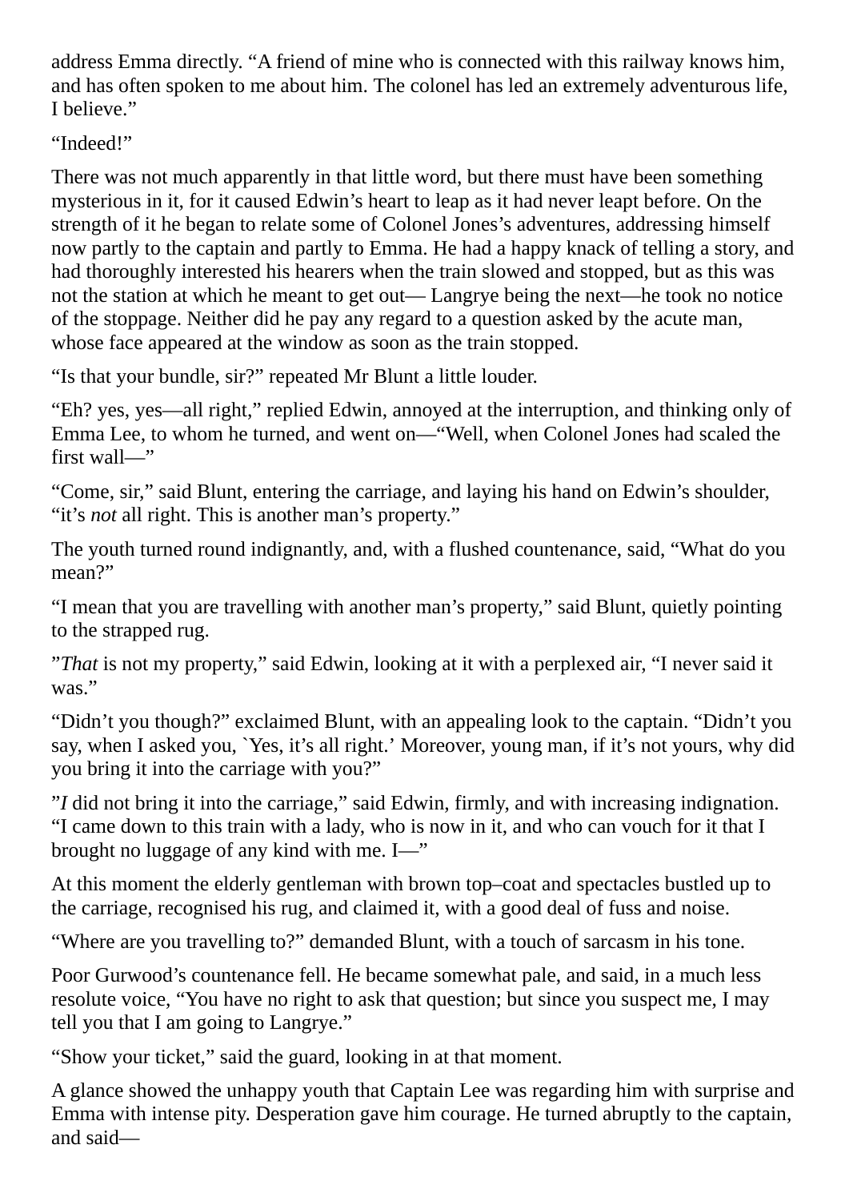address Emma directly. "A friend of mine who is connected with this railway knows him, and has often spoken to me about him. The colonel has led an extremely adventurous life, I believe."

"Indeed!"

There was not much apparently in that little word, but there must have been something mysterious in it, for it caused Edwin's heart to leap as it had never leapt before. On the strength of it he began to relate some of Colonel Jones's adventures, addressing himself now partly to the captain and partly to Emma. He had a happy knack of telling a story, and had thoroughly interested his hearers when the train slowed and stopped, but as this was not the station at which he meant to get out— Langrye being the next—he took no notice of the stoppage. Neither did he pay any regard to a question asked by the acute man, whose face appeared at the window as soon as the train stopped.

"Is that your bundle, sir?" repeated Mr Blunt a little louder.

"Eh? yes, yes—all right," replied Edwin, annoyed at the interruption, and thinking only of Emma Lee, to whom he turned, and went on—"Well, when Colonel Jones had scaled the first wall—"

"Come, sir," said Blunt, entering the carriage, and laying his hand on Edwin's shoulder, "it's *not* all right. This is another man's property."

The youth turned round indignantly, and, with a flushed countenance, said, "What do you mean?"

"I mean that you are travelling with another man's property," said Blunt, quietly pointing to the strapped rug.

"*That* is not my property," said Edwin, looking at it with a perplexed air, "I never said it was."

"Didn't you though?" exclaimed Blunt, with an appealing look to the captain. "Didn't you say, when I asked you, `Yes, it's all right.' Moreover, young man, if it's not yours, why did you bring it into the carriage with you?"

"*I* did not bring it into the carriage," said Edwin, firmly, and with increasing indignation. "I came down to this train with a lady, who is now in it, and who can vouch for it that I brought no luggage of any kind with me. I—"

At this moment the elderly gentleman with brown top–coat and spectacles bustled up to the carriage, recognised his rug, and claimed it, with a good deal of fuss and noise.

"Where are you travelling to?" demanded Blunt, with a touch of sarcasm in his tone.

Poor Gurwood's countenance fell. He became somewhat pale, and said, in a much less resolute voice, "You have no right to ask that question; but since you suspect me, I may tell you that I am going to Langrye."

"Show your ticket," said the guard, looking in at that moment.

A glance showed the unhappy youth that Captain Lee was regarding him with surprise and Emma with intense pity. Desperation gave him courage. He turned abruptly to the captain, and said—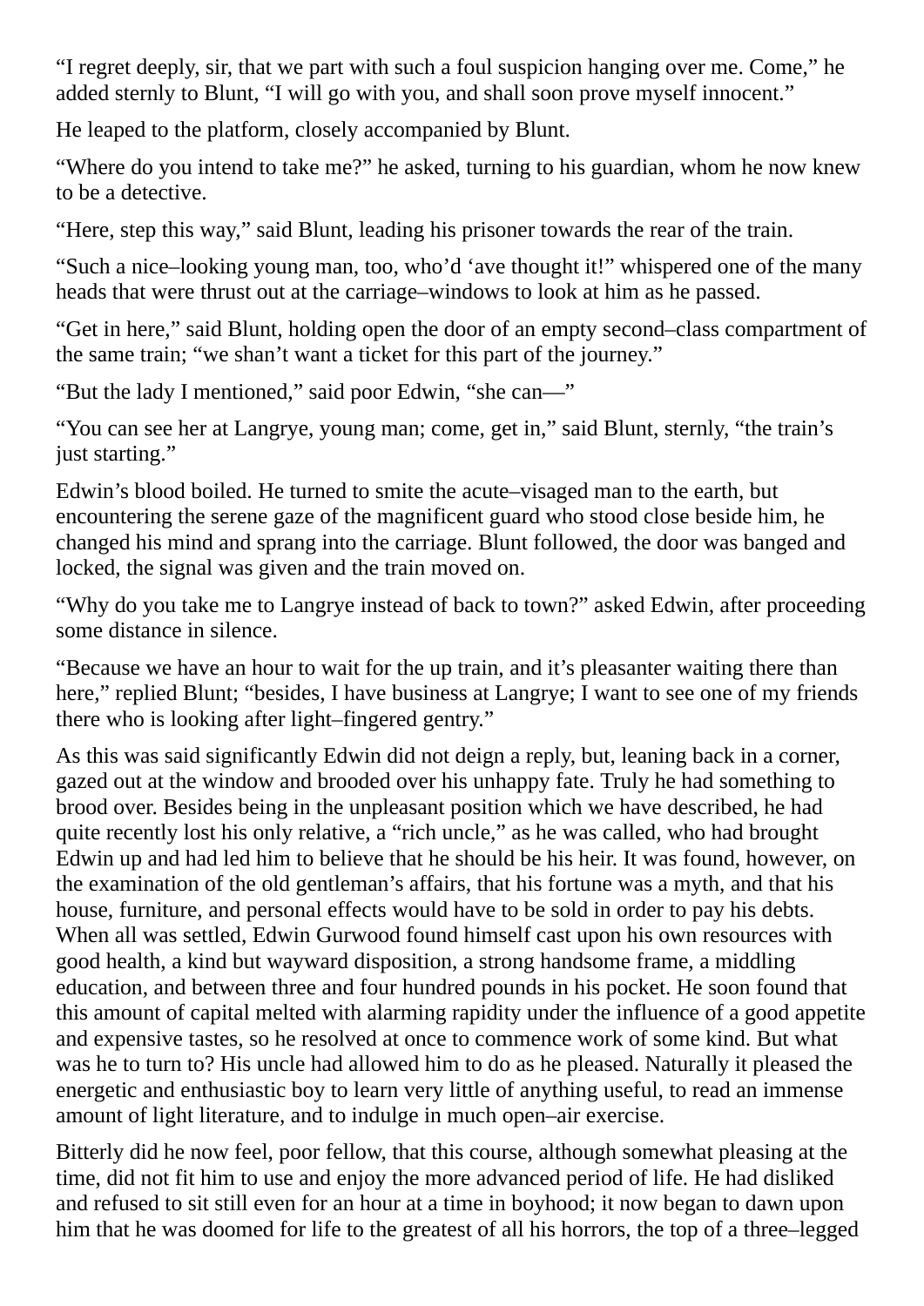"I regret deeply, sir, that we part with such a foul suspicion hanging over me. Come," he added sternly to Blunt, "I will go with you, and shall soon prove myself innocent."

He leaped to the platform, closely accompanied by Blunt.

"Where do you intend to take me?" he asked, turning to his guardian, whom he now knew to be a detective.

"Here, step this way," said Blunt, leading his prisoner towards the rear of the train.

"Such a nice–looking young man, too, who'd 'ave thought it!" whispered one of the many heads that were thrust out at the carriage–windows to look at him as he passed.

"Get in here," said Blunt, holding open the door of an empty second–class compartment of the same train; "we shan't want a ticket for this part of the journey."

"But the lady I mentioned," said poor Edwin, "she can—"

"You can see her at Langrye, young man; come, get in," said Blunt, sternly, "the train's just starting."

Edwin's blood boiled. He turned to smite the acute–visaged man to the earth, but encountering the serene gaze of the magnificent guard who stood close beside him, he changed his mind and sprang into the carriage. Blunt followed, the door was banged and locked, the signal was given and the train moved on.

"Why do you take me to Langrye instead of back to town?" asked Edwin, after proceeding some distance in silence.

"Because we have an hour to wait for the up train, and it's pleasanter waiting there than here," replied Blunt; "besides, I have business at Langrye; I want to see one of my friends there who is looking after light–fingered gentry."

As this was said significantly Edwin did not deign a reply, but, leaning back in a corner, gazed out at the window and brooded over his unhappy fate. Truly he had something to brood over. Besides being in the unpleasant position which we have described, he had quite recently lost his only relative, a "rich uncle," as he was called, who had brought Edwin up and had led him to believe that he should be his heir. It was found, however, on the examination of the old gentleman's affairs, that his fortune was a myth, and that his house, furniture, and personal effects would have to be sold in order to pay his debts. When all was settled, Edwin Gurwood found himself cast upon his own resources with good health, a kind but wayward disposition, a strong handsome frame, a middling education, and between three and four hundred pounds in his pocket. He soon found that this amount of capital melted with alarming rapidity under the influence of a good appetite and expensive tastes, so he resolved at once to commence work of some kind. But what was he to turn to? His uncle had allowed him to do as he pleased. Naturally it pleased the energetic and enthusiastic boy to learn very little of anything useful, to read an immense amount of light literature, and to indulge in much open–air exercise.

Bitterly did he now feel, poor fellow, that this course, although somewhat pleasing at the time, did not fit him to use and enjoy the more advanced period of life. He had disliked and refused to sit still even for an hour at a time in boyhood; it now began to dawn upon him that he was doomed for life to the greatest of all his horrors, the top of a three–legged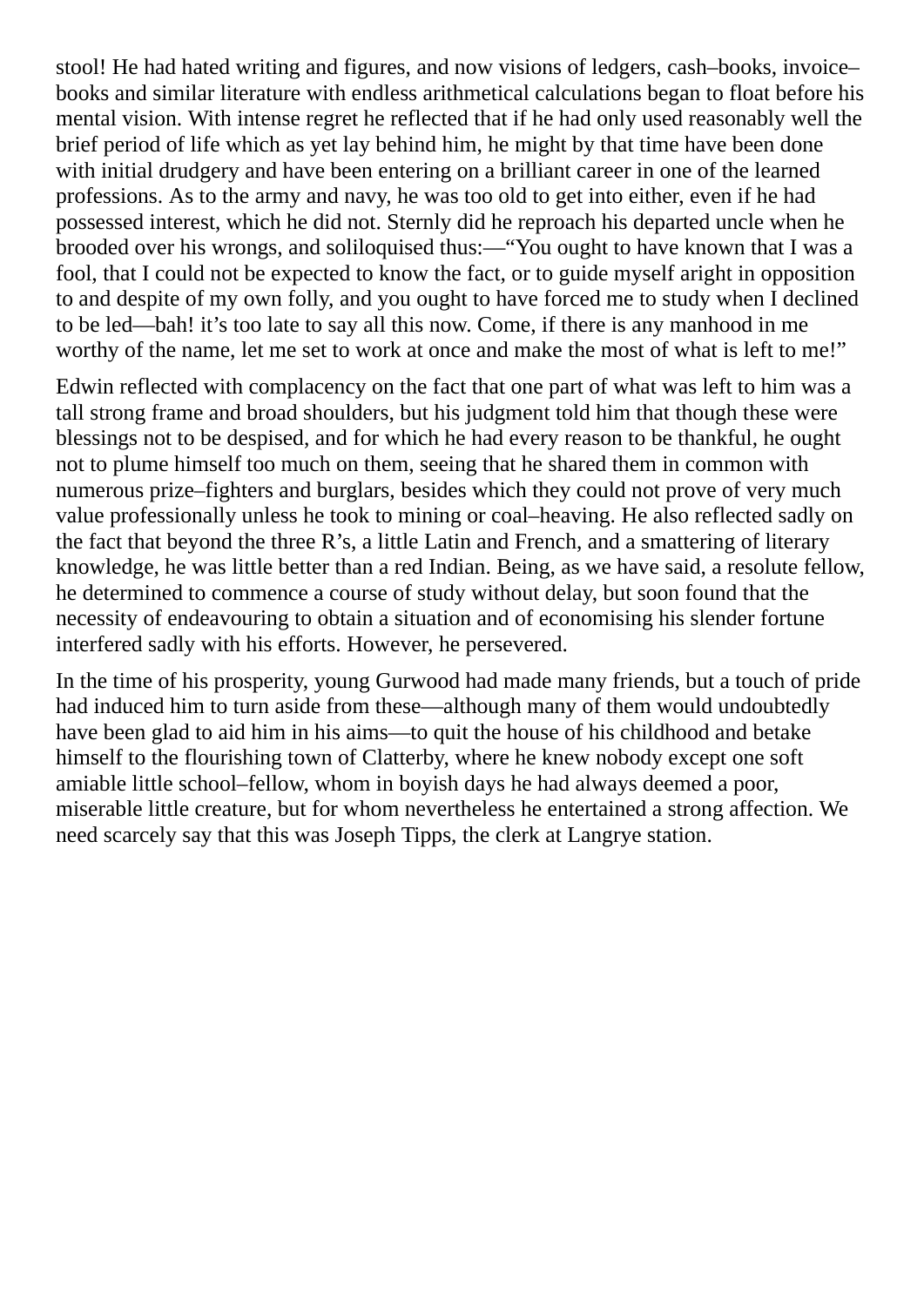stool! He had hated writing and figures, and now visions of ledgers, cash–books, invoice–books and similar literature with endless arithmetical calculations began to float before his mental vision. With intense regret he reflected that if he had only used reasonably well the brief period of life which as yet lay behind him, he might by that time have been done with initial drudgery and have been entering on a brilliant career in one of the learned professions. As to the army and navy, he was too old to get into either, even if he had possessed interest, which he did not. Sternly did he reproach his departed uncle when he brooded over his wrongs, and soliloquised thus:—"You ought to have known that I was a fool, that I could not be expected to know the fact, or to guide myself aright in opposition to and despite of my own folly, and you ought to have forced me to study when I declined to be led—bah! it's too late to say all this now. Come, if there is any manhood in me worthy of the name, let me set to work at once and make the most of what is left to me!"

Edwin reflected with complacency on the fact that one part of what was left to him was a tall strong frame and broad shoulders, but his judgment told him that though these were blessings not to be despised, and for which he had every reason to be thankful, he ought not to plume himself too much on them, seeing that he shared them in common with numerous prize–fighters and burglars, besides which they could not prove of very much value professionally unless he took to mining or coal–heaving. He also reflected sadly on the fact that beyond the three R's, a little Latin and French, and a smattering of literary knowledge, he was little better than a red Indian. Being, as we have said, a resolute fellow, he determined to commence a course of study without delay, but soon found that the necessity of endeavouring to obtain a situation and of economising his slender fortune interfered sadly with his efforts. However, he persevered.

In the time of his prosperity, young Gurwood had made many friends, but a touch of pride had induced him to turn aside from these—although many of them would undoubtedly have been glad to aid him in his aims—to quit the house of his childhood and betake himself to the flourishing town of Clatterby, where he knew nobody except one soft amiable little school–fellow, whom in boyish days he had always deemed a poor, miserable little creature, but for whom nevertheless he entertained a strong affection. We need scarcely say that this was Joseph Tipps, the clerk at Langrye station.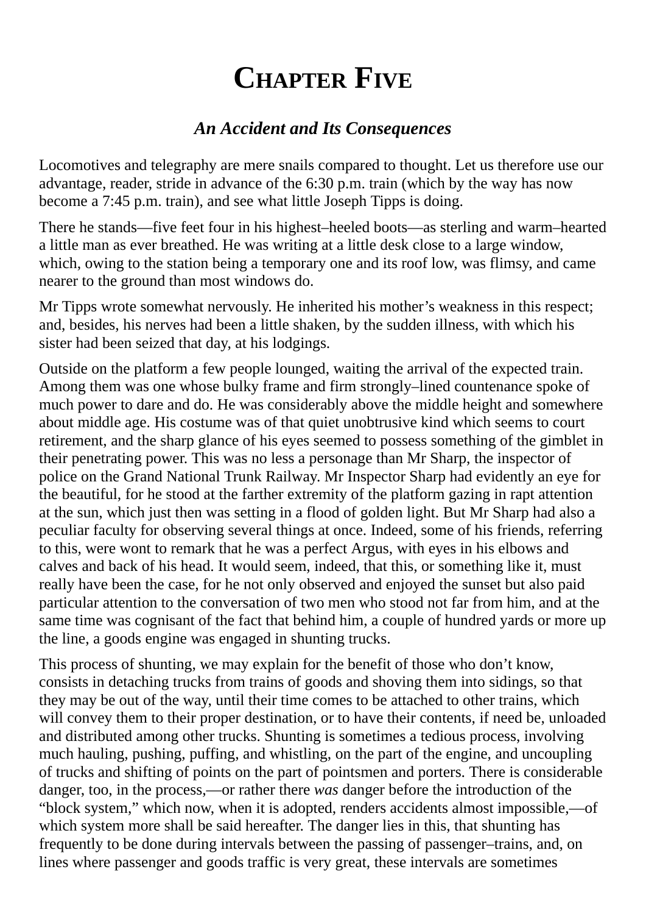# Chapter Five

### *An Accident and Its Consequences*

Locomotives and telegraphy are mere snails compared to thought. Let us therefore use our advantage, reader, stride in advance of the 6:30 p.m. train (which by the way has now become a 7:45 p.m. train), and see what little Joseph Tipps is doing.

There he stands—five feet four in his highest–heeled boots—as sterling and warm–hearted a little man as ever breathed. He was writing at a little desk close to a large window, which, owing to the station being a temporary one and its roof low, was flimsy, and came nearer to the ground than most windows do.

Mr Tipps wrote somewhat nervously. He inherited his mother's weakness in this respect; and, besides, his nerves had been a little shaken, by the sudden illness, with which his sister had been seized that day, at his lodgings.

Outside on the platform a few people lounged, waiting the arrival of the expected train. Among them was one whose bulky frame and firm strongly–lined countenance spoke of much power to dare and do. He was considerably above the middle height and somewhere about middle age. His costume was of that quiet unobtrusive kind which seems to court retirement, and the sharp glance of his eyes seemed to possess something of the gimblet in their penetrating power. This was no less a personage than Mr Sharp, the inspector of police on the Grand National Trunk Railway. Mr Inspector Sharp had evidently an eye for the beautiful, for he stood at the farther extremity of the platform gazing in rapt attention at the sun, which just then was setting in a flood of golden light. But Mr Sharp had also a peculiar faculty for observing several things at once. Indeed, some of his friends, referring to this, were wont to remark that he was a perfect Argus, with eyes in his elbows and calves and back of his head. It would seem, indeed, that this, or something like it, must really have been the case, for he not only observed and enjoyed the sunset but also paid particular attention to the conversation of two men who stood not far from him, and at the same time was cognisant of the fact that behind him, a couple of hundred yards or more up the line, a goods engine was engaged in shunting trucks.

This process of shunting, we may explain for the benefit of those who don't know, consists in detaching trucks from trains of goods and shoving them into sidings, so that they may be out of the way, until their time comes to be attached to other trains, which will convey them to their proper destination, or to have their contents, if need be, unloaded and distributed among other trucks. Shunting is sometimes a tedious process, involving much hauling, pushing, puffing, and whistling, on the part of the engine, and uncoupling of trucks and shifting of points on the part of pointsmen and porters. There is considerable danger, too, in the process,—or rather there *was* danger before the introduction of the "block system," which now, when it is adopted, renders accidents almost impossible,—of which system more shall be said hereafter. The danger lies in this, that shunting has frequently to be done during intervals between the passing of passenger–trains, and, on lines where passenger and goods traffic is very great, these intervals are sometimes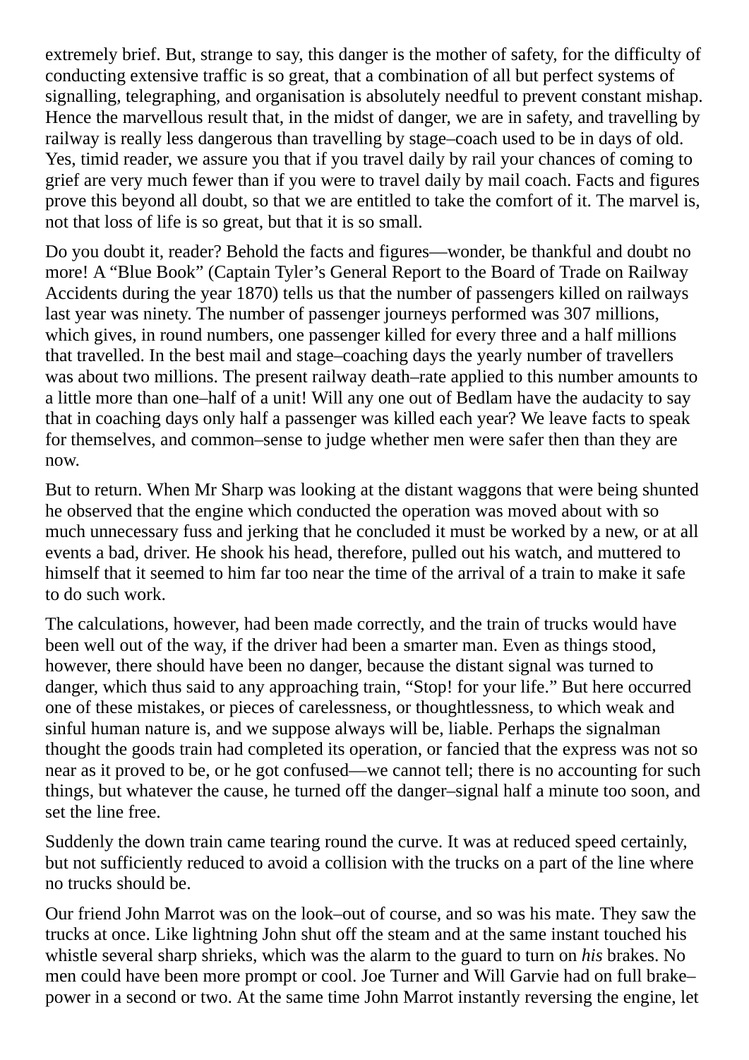extremely brief. But, strange to say, this danger is the mother of safety, for the difficulty of conducting extensive traffic is so great, that a combination of all but perfect systems of signalling, telegraphing, and organisation is absolutely needful to prevent constant mishap. Hence the marvellous result that, in the midst of danger, we are in safety, and travelling by railway is really less dangerous than travelling by stage–coach used to be in days of old. Yes, timid reader, we assure you that if you travel daily by rail your chances of coming to grief are very much fewer than if you were to travel daily by mail coach. Facts and figures prove this beyond all doubt, so that we are entitled to take the comfort of it. The marvel is, not that loss of life is so great, but that it is so small.

Do you doubt it, reader? Behold the facts and figures—wonder, be thankful and doubt no more! A "Blue Book" (Captain Tyler's General Report to the Board of Trade on Railway Accidents during the year 1870) tells us that the number of passengers killed on railways last year was ninety. The number of passenger journeys performed was 307 millions, which gives, in round numbers, one passenger killed for every three and a half millions that travelled. In the best mail and stage–coaching days the yearly number of travellers was about two millions. The present railway death–rate applied to this number amounts to a little more than one–half of a unit! Will any one out of Bedlam have the audacity to say that in coaching days only half a passenger was killed each year? We leave facts to speak for themselves, and common–sense to judge whether men were safer then than they are now.

But to return. When Mr Sharp was looking at the distant waggons that were being shunted he observed that the engine which conducted the operation was moved about with so much unnecessary fuss and jerking that he concluded it must be worked by a new, or at all events a bad, driver. He shook his head, therefore, pulled out his watch, and muttered to himself that it seemed to him far too near the time of the arrival of a train to make it safe to do such work.

The calculations, however, had been made correctly, and the train of trucks would have been well out of the way, if the driver had been a smarter man. Even as things stood, however, there should have been no danger, because the distant signal was turned to danger, which thus said to any approaching train, "Stop! for your life." But here occurred one of these mistakes, or pieces of carelessness, or thoughtlessness, to which weak and sinful human nature is, and we suppose always will be, liable. Perhaps the signalman thought the goods train had completed its operation, or fancied that the express was not so near as it proved to be, or he got confused—we cannot tell; there is no accounting for such things, but whatever the cause, he turned off the danger–signal half a minute too soon, and set the line free.

Suddenly the down train came tearing round the curve. It was at reduced speed certainly, but not sufficiently reduced to avoid a collision with the trucks on a part of the line where no trucks should be.

Our friend John Marrot was on the look–out of course, and so was his mate. They saw the trucks at once. Like lightning John shut off the steam and at the same instant touched his whistle several sharp shrieks, which was the alarm to the guard to turn on *his* brakes. No men could have been more prompt or cool. Joe Turner and Will Garvie had on full brake–power in a second or two. At the same time John Marrot instantly reversing the engine, let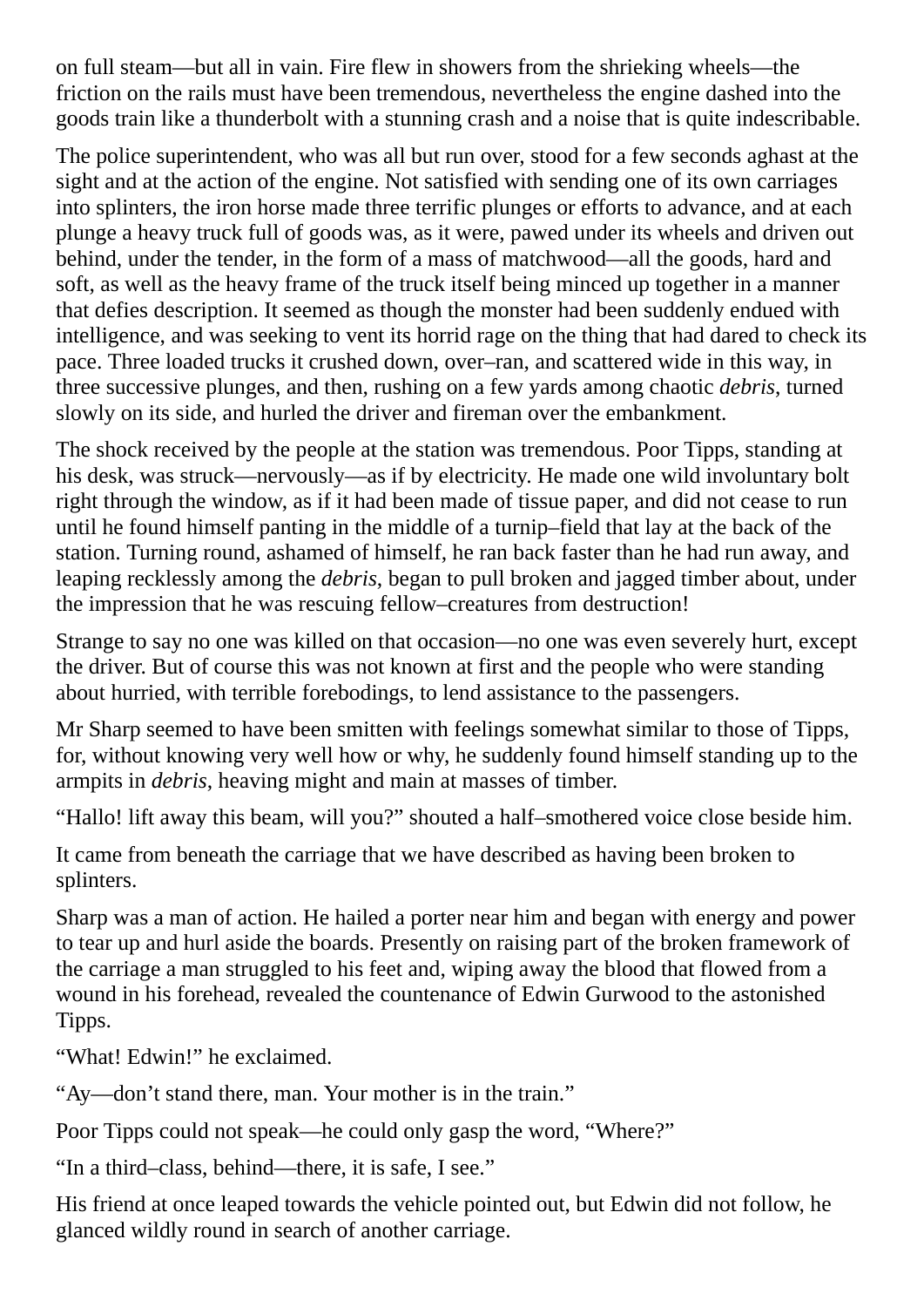on full steam—but all in vain. Fire flew in showers from the shrieking wheels—the friction on the rails must have been tremendous, nevertheless the engine dashed into the goods train like a thunderbolt with a stunning crash and a noise that is quite indescribable.

The police superintendent, who was all but run over, stood for a few seconds aghast at the sight and at the action of the engine. Not satisfied with sending one of its own carriages into splinters, the iron horse made three terrific plunges or efforts to advance, and at each plunge a heavy truck full of goods was, as it were, pawed under its wheels and driven out behind, under the tender, in the form of a mass of matchwood—all the goods, hard and soft, as well as the heavy frame of the truck itself being minced up together in a manner that defies description. It seemed as though the monster had been suddenly endued with intelligence, and was seeking to vent its horrid rage on the thing that had dared to check its pace. Three loaded trucks it crushed down, over–ran, and scattered wide in this way, in three successive plunges, and then, rushing on a few yards among chaotic *debris*, turned slowly on its side, and hurled the driver and fireman over the embankment.

The shock received by the people at the station was tremendous. Poor Tipps, standing at his desk, was struck—nervously—as if by electricity. He made one wild involuntary bolt right through the window, as if it had been made of tissue paper, and did not cease to run until he found himself panting in the middle of a turnip–field that lay at the back of the station. Turning round, ashamed of himself, he ran back faster than he had run away, and leaping recklessly among the *debris*, began to pull broken and jagged timber about, under the impression that he was rescuing fellow–creatures from destruction!

Strange to say no one was killed on that occasion—no one was even severely hurt, except the driver. But of course this was not known at first and the people who were standing about hurried, with terrible forebodings, to lend assistance to the passengers.

Mr Sharp seemed to have been smitten with feelings somewhat similar to those of Tipps, for, without knowing very well how or why, he suddenly found himself standing up to the armpits in *debris*, heaving might and main at masses of timber.

"Hallo! lift away this beam, will you?" shouted a half–smothered voice close beside him.

It came from beneath the carriage that we have described as having been broken to splinters.

Sharp was a man of action. He hailed a porter near him and began with energy and power to tear up and hurl aside the boards. Presently on raising part of the broken framework of the carriage a man struggled to his feet and, wiping away the blood that flowed from a wound in his forehead, revealed the countenance of Edwin Gurwood to the astonished Tipps.

"What! Edwin!" he exclaimed.

"Ay—don't stand there, man. Your mother is in the train."

Poor Tipps could not speak—he could only gasp the word, "Where?"

"In a third–class, behind—there, it is safe, I see."

His friend at once leaped towards the vehicle pointed out, but Edwin did not follow, he glanced wildly round in search of another carriage.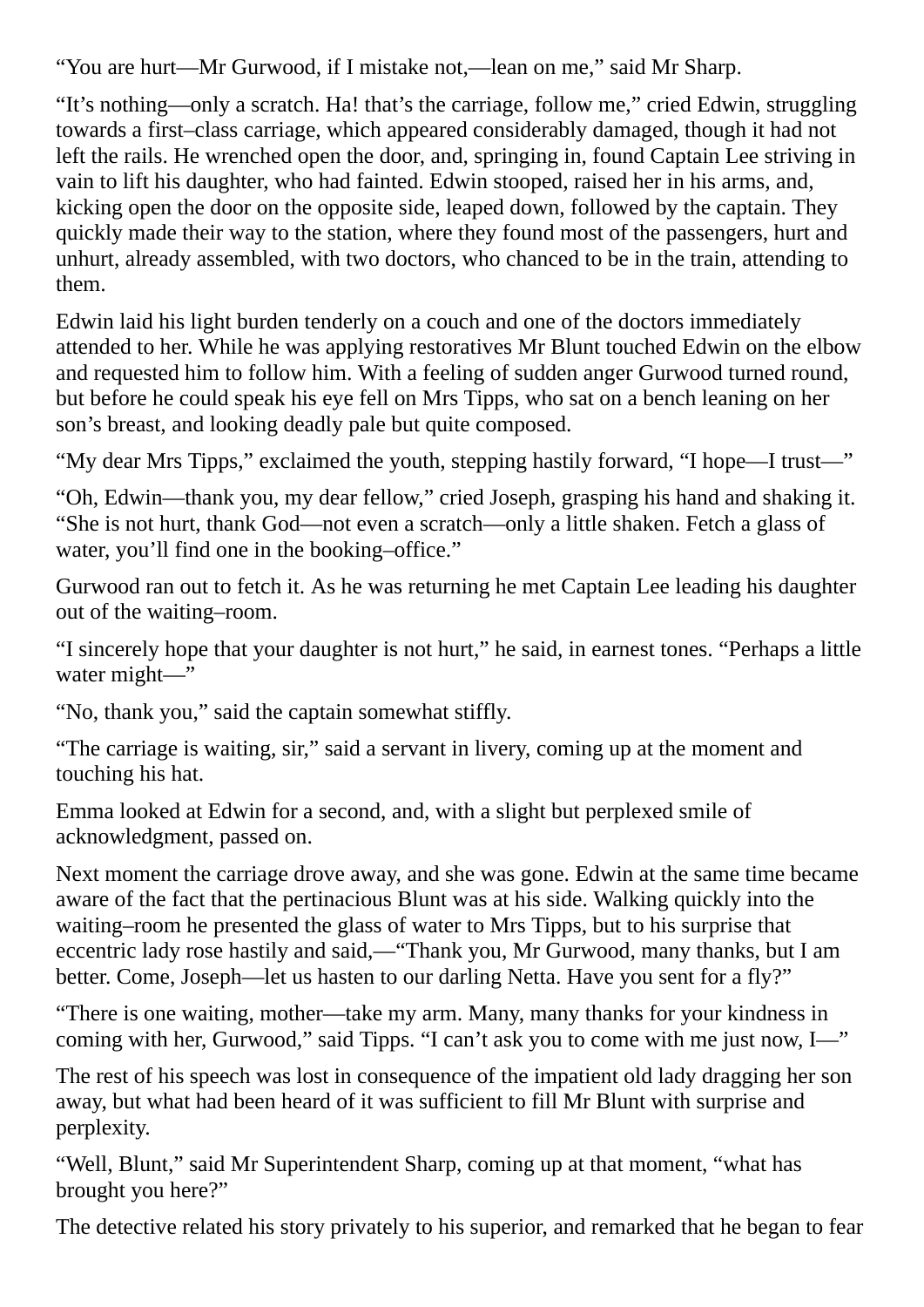"You are hurt—Mr Gurwood, if I mistake not,—lean on me," said Mr Sharp.

"It's nothing—only a scratch. Ha! that's the carriage, follow me," cried Edwin, struggling towards a first–class carriage, which appeared considerably damaged, though it had not left the rails. He wrenched open the door, and, springing in, found Captain Lee striving in vain to lift his daughter, who had fainted. Edwin stooped, raised her in his arms, and, kicking open the door on the opposite side, leaped down, followed by the captain. They quickly made their way to the station, where they found most of the passengers, hurt and unhurt, already assembled, with two doctors, who chanced to be in the train, attending to them.

Edwin laid his light burden tenderly on a couch and one of the doctors immediately attended to her. While he was applying restoratives Mr Blunt touched Edwin on the elbow and requested him to follow him. With a feeling of sudden anger Gurwood turned round, but before he could speak his eye fell on Mrs Tipps, who sat on a bench leaning on her son's breast, and looking deadly pale but quite composed.

"My dear Mrs Tipps," exclaimed the youth, stepping hastily forward, "I hope—I trust—"

"Oh, Edwin—thank you, my dear fellow," cried Joseph, grasping his hand and shaking it. "She is not hurt, thank God—not even a scratch—only a little shaken. Fetch a glass of water, you'll find one in the booking–office."

Gurwood ran out to fetch it. As he was returning he met Captain Lee leading his daughter out of the waiting–room.

"I sincerely hope that your daughter is not hurt," he said, in earnest tones. "Perhaps a little water might—"

"No, thank you," said the captain somewhat stiffly.

"The carriage is waiting, sir," said a servant in livery, coming up at the moment and touching his hat.

Emma looked at Edwin for a second, and, with a slight but perplexed smile of acknowledgment, passed on.

Next moment the carriage drove away, and she was gone. Edwin at the same time became aware of the fact that the pertinacious Blunt was at his side. Walking quickly into the waiting–room he presented the glass of water to Mrs Tipps, but to his surprise that eccentric lady rose hastily and said,—"Thank you, Mr Gurwood, many thanks, but I am better. Come, Joseph—let us hasten to our darling Netta. Have you sent for a fly?"

"There is one waiting, mother—take my arm. Many, many thanks for your kindness in coming with her, Gurwood," said Tipps. "I can't ask you to come with me just now, I—"

The rest of his speech was lost in consequence of the impatient old lady dragging her son away, but what had been heard of it was sufficient to fill Mr Blunt with surprise and perplexity.

"Well, Blunt," said Mr Superintendent Sharp, coming up at that moment, "what has brought you here?"

The detective related his story privately to his superior, and remarked that he began to fear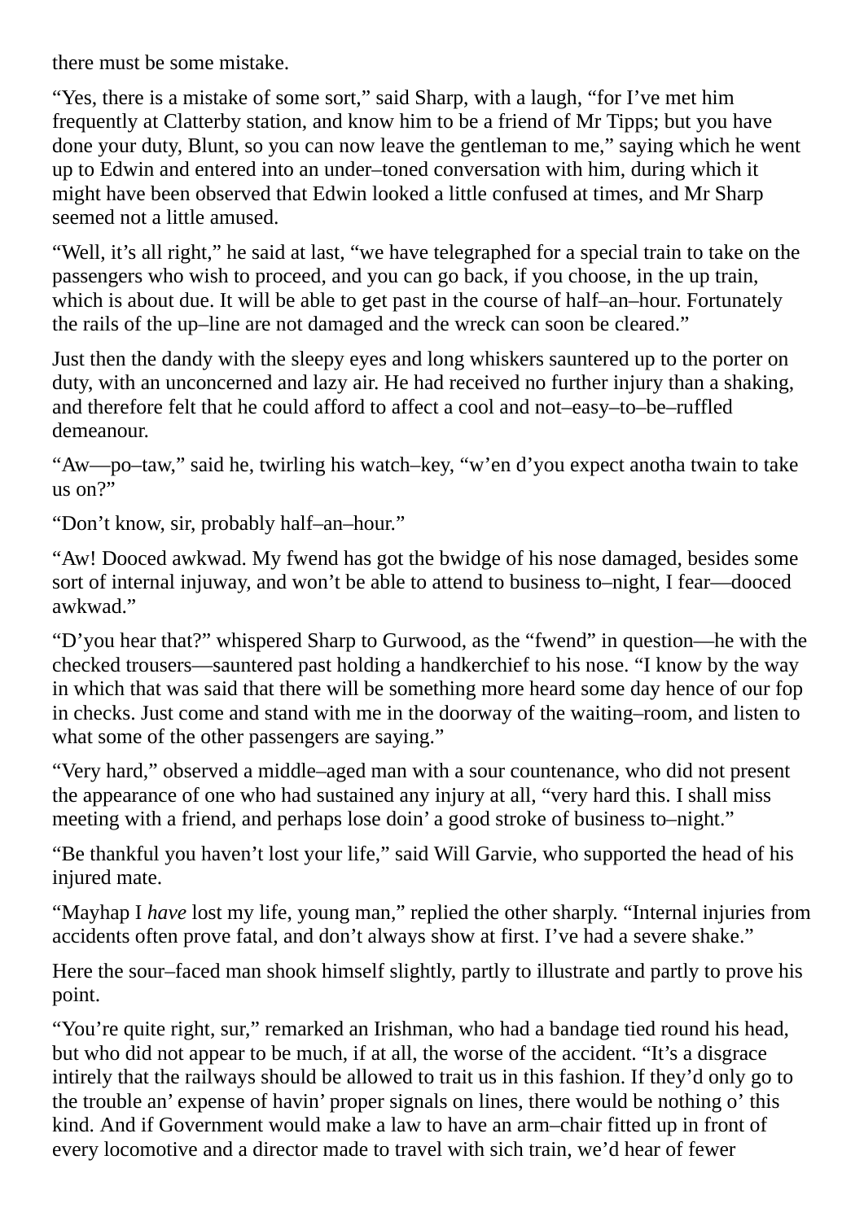there must be some mistake.

“Yes, there is a mistake of some sort,” said Sharp, with a laugh, “for I’ve met him frequently at Clatterby station, and know him to be a friend of Mr Tipps; but you have done your duty, Blunt, so you can now leave the gentleman to me,” saying which he went up to Edwin and entered into an under–toned conversation with him, during which it might have been observed that Edwin looked a little confused at times, and Mr Sharp seemed not a little amused.

“Well, it’s all right,” he said at last, “we have telegraphed for a special train to take on the passengers who wish to proceed, and you can go back, if you choose, in the up train, which is about due. It will be able to get past in the course of half–an–hour. Fortunately the rails of the up–line are not damaged and the wreck can soon be cleared.”

Just then the dandy with the sleepy eyes and long whiskers sauntered up to the porter on duty, with an unconcerned and lazy air. He had received no further injury than a shaking, and therefore felt that he could afford to affect a cool and not–easy–to–be–ruffled demeanour.

“Aw—po–taw,” said he, twirling his watch–key, “w’en d’you expect anotha twain to take us on?”

“Don’t know, sir, probably half–an–hour.”

“Aw! Dooced awkwad. My fwend has got the bwidge of his nose damaged, besides some sort of internal injuway, and won’t be able to attend to business to–night, I fear—dooced awkwad.”

“D’you hear that?” whispered Sharp to Gurwood, as the “fwend” in question—he with the checked trousers—sauntered past holding a handkerchief to his nose. “I know by the way in which that was said that there will be something more heard some day hence of our fop in checks. Just come and stand with me in the doorway of the waiting–room, and listen to what some of the other passengers are saying.”

“Very hard,” observed a middle–aged man with a sour countenance, who did not present the appearance of one who had sustained any injury at all, “very hard this. I shall miss meeting with a friend, and perhaps lose doin’ a good stroke of business to–night.”

“Be thankful you haven’t lost your life,” said Will Garvie, who supported the head of his injured mate.

“Mayhap I *have* lost my life, young man,” replied the other sharply. “Internal injuries from accidents often prove fatal, and don’t always show at first. I’ve had a severe shake.”

Here the sour–faced man shook himself slightly, partly to illustrate and partly to prove his point.

“You’re quite right, sur,” remarked an Irishman, who had a bandage tied round his head, but who did not appear to be much, if at all, the worse of the accident. “It’s a disgrace intirely that the railways should be allowed to trait us in this fashion. If they’d only go to the trouble an’ expense of havin’ proper signals on lines, there would be nothing o’ this kind. And if Government would make a law to have an arm–chair fitted up in front of every locomotive and a director made to travel with sich train, we’d hear of fewer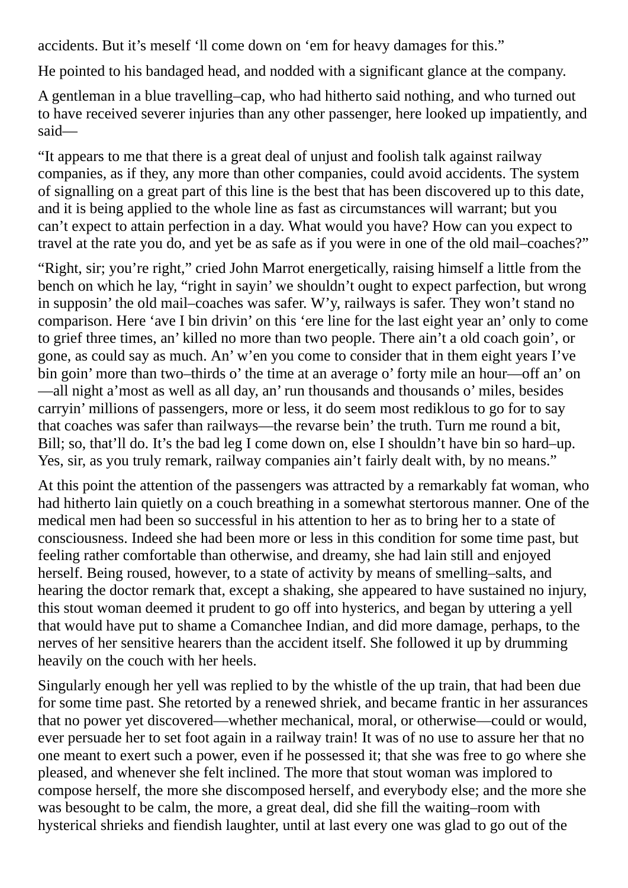accidents. But it's meself 'll come down on 'em for heavy damages for this."

He pointed to his bandaged head, and nodded with a significant glance at the company.

A gentleman in a blue travelling–cap, who had hitherto said nothing, and who turned out to have received severer injuries than any other passenger, here looked up impatiently, and said—

"It appears to me that there is a great deal of unjust and foolish talk against railway companies, as if they, any more than other companies, could avoid accidents. The system of signalling on a great part of this line is the best that has been discovered up to this date, and it is being applied to the whole line as fast as circumstances will warrant; but you can't expect to attain perfection in a day. What would you have? How can you expect to travel at the rate you do, and yet be as safe as if you were in one of the old mail–coaches?"

"Right, sir; you're right," cried John Marrot energetically, raising himself a little from the bench on which he lay, "right in sayin' we shouldn't ought to expect parfection, but wrong in supposin' the old mail–coaches was safer. W'y, railways is safer. They won't stand no comparison. Here 'ave I bin drivin' on this 'ere line for the last eight year an' only to come to grief three times, an' killed no more than two people. There ain't a old coach goin', or gone, as could say as much. An' w'en you come to consider that in them eight years I've bin goin' more than two–thirds o' the time at an average o' forty mile an hour—off an' on—all night a'most as well as all day, an' run thousands and thousands o' miles, besides carryin' millions of passengers, more or less, it do seem most rediklous to go for to say that coaches was safer than railways—the revarse bein' the truth. Turn me round a bit, Bill; so, that'll do. It's the bad leg I come down on, else I shouldn't have bin so hard–up. Yes, sir, as you truly remark, railway companies ain't fairly dealt with, by no means."

At this point the attention of the passengers was attracted by a remarkably fat woman, who had hitherto lain quietly on a couch breathing in a somewhat stertorous manner. One of the medical men had been so successful in his attention to her as to bring her to a state of consciousness. Indeed she had been more or less in this condition for some time past, but feeling rather comfortable than otherwise, and dreamy, she had lain still and enjoyed herself. Being roused, however, to a state of activity by means of smelling–salts, and hearing the doctor remark that, except a shaking, she appeared to have sustained no injury, this stout woman deemed it prudent to go off into hysterics, and began by uttering a yell that would have put to shame a Comanchee Indian, and did more damage, perhaps, to the nerves of her sensitive hearers than the accident itself. She followed it up by drumming heavily on the couch with her heels.

Singularly enough her yell was replied to by the whistle of the up train, that had been due for some time past. She retorted by a renewed shriek, and became frantic in her assurances that no power yet discovered—whether mechanical, moral, or otherwise—could or would, ever persuade her to set foot again in a railway train! It was of no use to assure her that no one meant to exert such a power, even if he possessed it; that she was free to go where she pleased, and whenever she felt inclined. The more that stout woman was implored to compose herself, the more she discomposed herself, and everybody else; and the more she was besought to be calm, the more, a great deal, did she fill the waiting–room with hysterical shrieks and fiendish laughter, until at last every one was glad to go out of the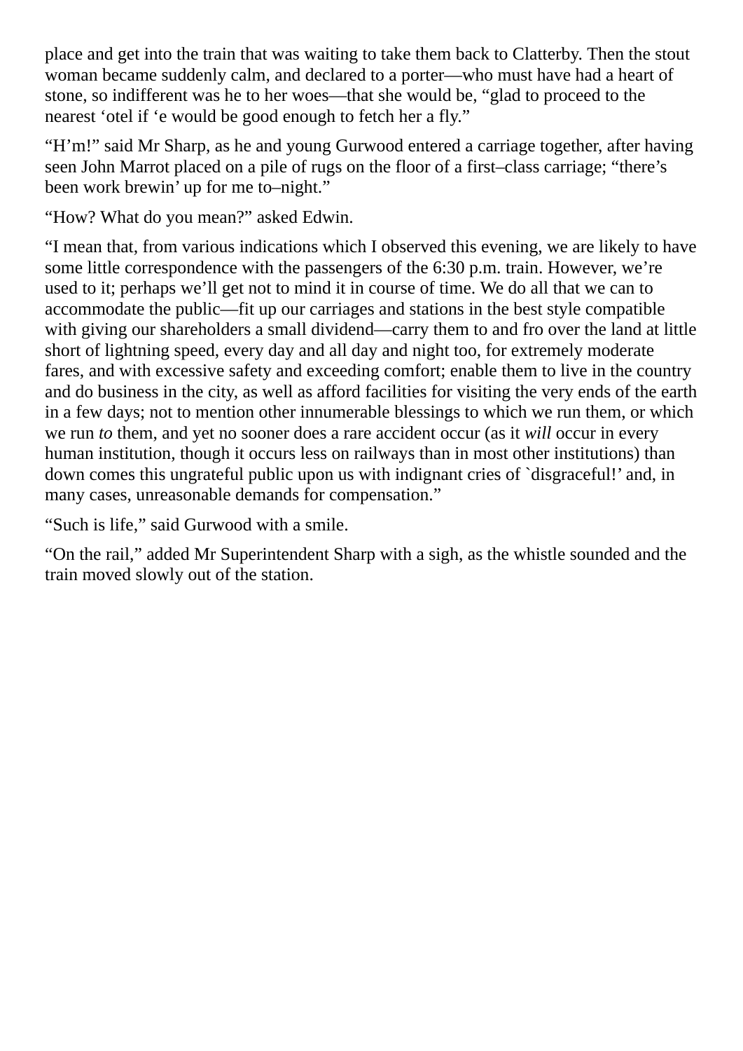place and get into the train that was waiting to take them back to Clatterby. Then the stout woman became suddenly calm, and declared to a porter—who must have had a heart of stone, so indifferent was he to her woes—that she would be, “glad to proceed to the nearest ‘otel if ‘e would be good enough to fetch her a fly.”

“H’m!” said Mr Sharp, as he and young Gurwood entered a carriage together, after having seen John Marrot placed on a pile of rugs on the floor of a first–class carriage; “there’s been work brewin’ up for me to–night.”

“How? What do you mean?” asked Edwin.

“I mean that, from various indications which I observed this evening, we are likely to have some little correspondence with the passengers of the 6:30 p.m. train. However, we’re used to it; perhaps we’ll get not to mind it in course of time. We do all that we can to accommodate the public—fit up our carriages and stations in the best style compatible with giving our shareholders a small dividend—carry them to and fro over the land at little short of lightning speed, every day and all day and night too, for extremely moderate fares, and with excessive safety and exceeding comfort; enable them to live in the country and do business in the city, as well as afford facilities for visiting the very ends of the earth in a few days; not to mention other innumerable blessings to which we run them, or which we run *to* them, and yet no sooner does a rare accident occur (as it *will* occur in every human institution, though it occurs less on railways than in most other institutions) than down comes this ungrateful public upon us with indignant cries of `disgraceful!’ and, in many cases, unreasonable demands for compensation.”

“Such is life,” said Gurwood with a smile.

“On the rail,” added Mr Superintendent Sharp with a sigh, as the whistle sounded and the train moved slowly out of the station.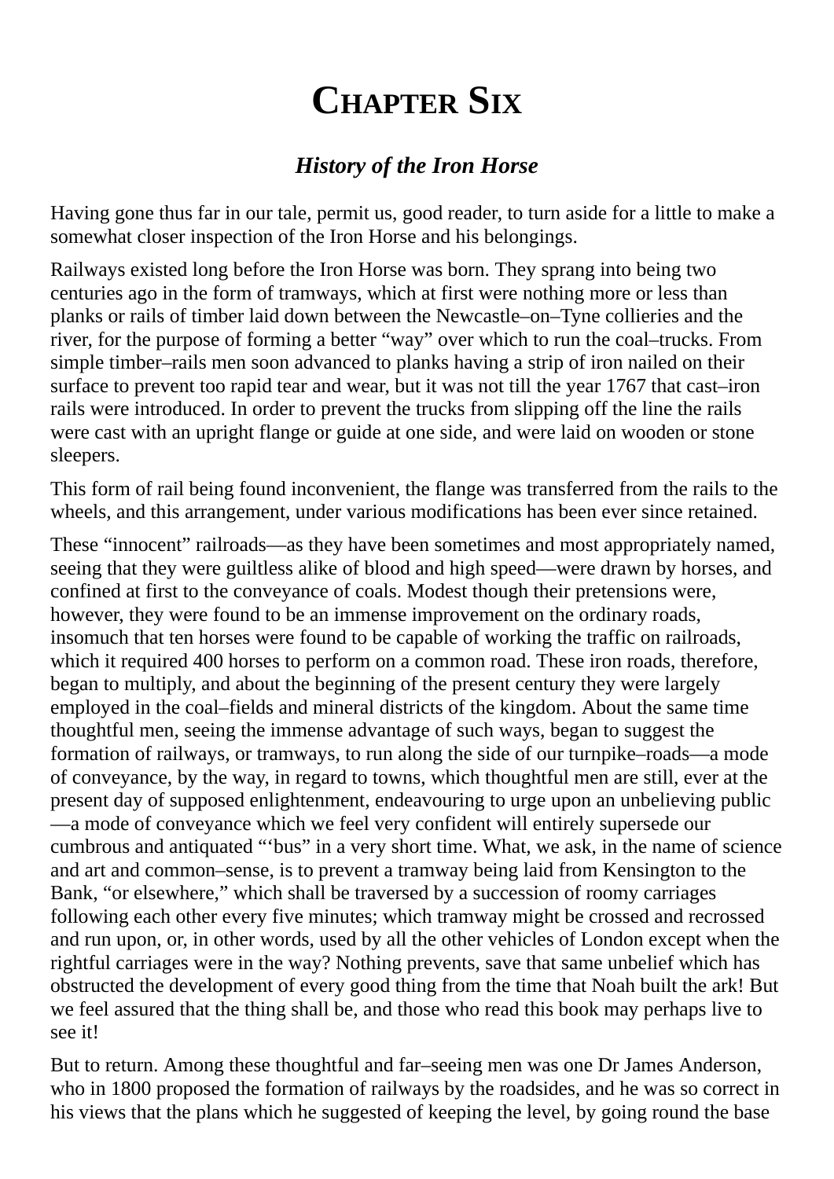# Chapter Six

### *History of the Iron Horse*

Having gone thus far in our tale, permit us, good reader, to turn aside for a little to make a somewhat closer inspection of the Iron Horse and his belongings.

Railways existed long before the Iron Horse was born. They sprang into being two centuries ago in the form of tramways, which at first were nothing more or less than planks or rails of timber laid down between the Newcastle–on–Tyne collieries and the river, for the purpose of forming a better "way" over which to run the coal–trucks. From simple timber–rails men soon advanced to planks having a strip of iron nailed on their surface to prevent too rapid tear and wear, but it was not till the year 1767 that cast–iron rails were introduced. In order to prevent the trucks from slipping off the line the rails were cast with an upright flange or guide at one side, and were laid on wooden or stone sleepers.

This form of rail being found inconvenient, the flange was transferred from the rails to the wheels, and this arrangement, under various modifications has been ever since retained.

These "innocent" railroads—as they have been sometimes and most appropriately named, seeing that they were guiltless alike of blood and high speed—were drawn by horses, and confined at first to the conveyance of coals. Modest though their pretensions were, however, they were found to be an immense improvement on the ordinary roads, insomuch that ten horses were found to be capable of working the traffic on railroads, which it required 400 horses to perform on a common road. These iron roads, therefore, began to multiply, and about the beginning of the present century they were largely employed in the coal–fields and mineral districts of the kingdom. About the same time thoughtful men, seeing the immense advantage of such ways, began to suggest the formation of railways, or tramways, to run along the side of our turnpike–roads—a mode of conveyance, by the way, in regard to towns, which thoughtful men are still, ever at the present day of supposed enlightenment, endeavouring to urge upon an unbelieving public—a mode of conveyance which we feel very confident will entirely supersede our cumbrous and antiquated "'bus" in a very short time. What, we ask, in the name of science and art and common–sense, is to prevent a tramway being laid from Kensington to the Bank, "or elsewhere," which shall be traversed by a succession of roomy carriages following each other every five minutes; which tramway might be crossed and recrossed and run upon, or, in other words, used by all the other vehicles of London except when the rightful carriages were in the way? Nothing prevents, save that same unbelief which has obstructed the development of every good thing from the time that Noah built the ark! But we feel assured that the thing shall be, and those who read this book may perhaps live to see it!

But to return. Among these thoughtful and far–seeing men was one Dr James Anderson, who in 1800 proposed the formation of railways by the roadsides, and he was so correct in his views that the plans which he suggested of keeping the level, by going round the base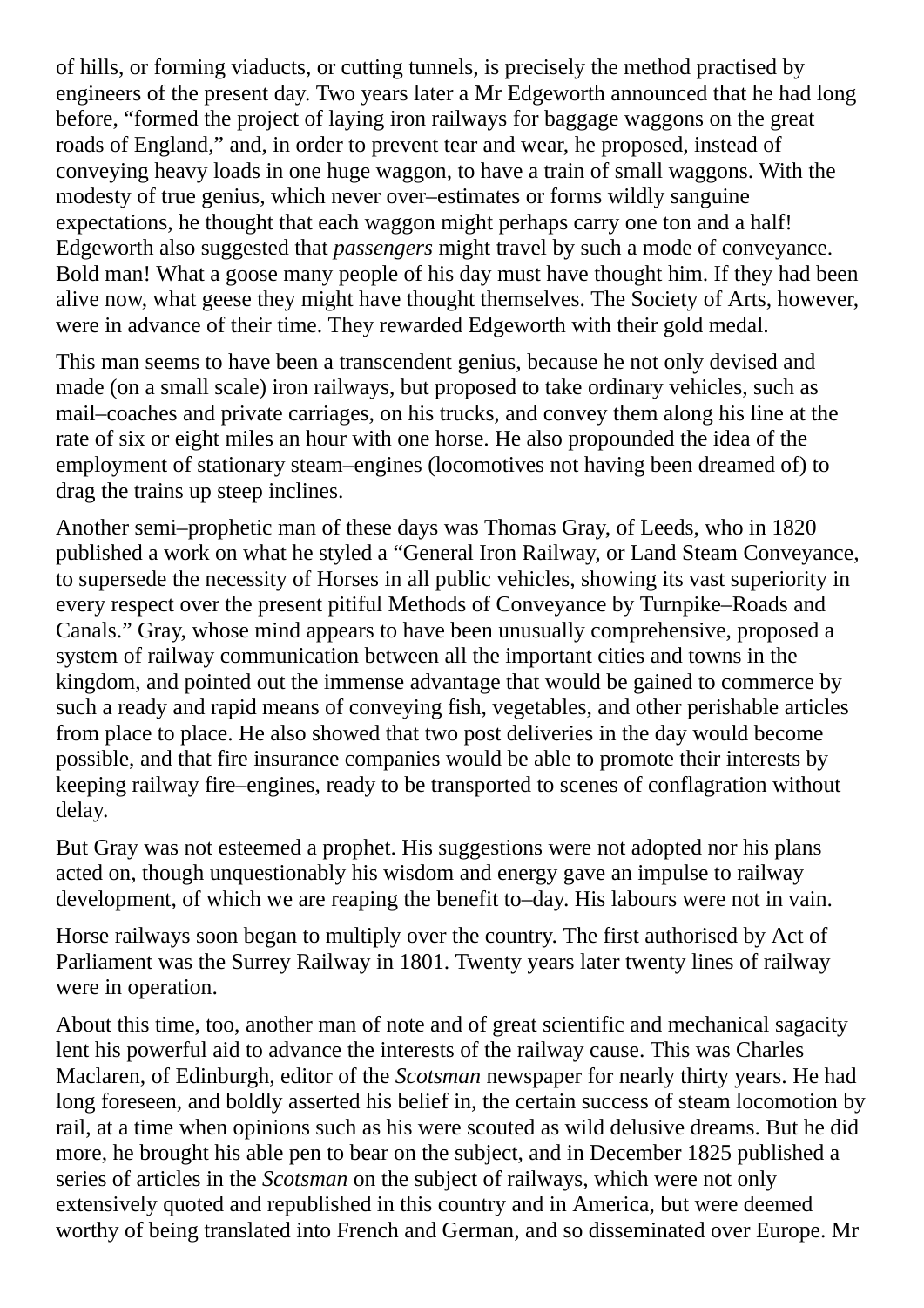of hills, or forming viaducts, or cutting tunnels, is precisely the method practised by engineers of the present day. Two years later a Mr Edgeworth announced that he had long before, "formed the project of laying iron railways for baggage waggons on the great roads of England," and, in order to prevent tear and wear, he proposed, instead of conveying heavy loads in one huge waggon, to have a train of small waggons. With the modesty of true genius, which never over–estimates or forms wildly sanguine expectations, he thought that each waggon might perhaps carry one ton and a half! Edgeworth also suggested that *passengers* might travel by such a mode of conveyance. Bold man! What a goose many people of his day must have thought him. If they had been alive now, what geese they might have thought themselves. The Society of Arts, however, were in advance of their time. They rewarded Edgeworth with their gold medal.

This man seems to have been a transcendent genius, because he not only devised and made (on a small scale) iron railways, but proposed to take ordinary vehicles, such as mail–coaches and private carriages, on his trucks, and convey them along his line at the rate of six or eight miles an hour with one horse. He also propounded the idea of the employment of stationary steam–engines (locomotives not having been dreamed of) to drag the trains up steep inclines.

Another semi–prophetic man of these days was Thomas Gray, of Leeds, who in 1820 published a work on what he styled a "General Iron Railway, or Land Steam Conveyance, to supersede the necessity of Horses in all public vehicles, showing its vast superiority in every respect over the present pitiful Methods of Conveyance by Turnpike–Roads and Canals." Gray, whose mind appears to have been unusually comprehensive, proposed a system of railway communication between all the important cities and towns in the kingdom, and pointed out the immense advantage that would be gained to commerce by such a ready and rapid means of conveying fish, vegetables, and other perishable articles from place to place. He also showed that two post deliveries in the day would become possible, and that fire insurance companies would be able to promote their interests by keeping railway fire–engines, ready to be transported to scenes of conflagration without delay.

But Gray was not esteemed a prophet. His suggestions were not adopted nor his plans acted on, though unquestionably his wisdom and energy gave an impulse to railway development, of which we are reaping the benefit to–day. His labours were not in vain.

Horse railways soon began to multiply over the country. The first authorised by Act of Parliament was the Surrey Railway in 1801. Twenty years later twenty lines of railway were in operation.

About this time, too, another man of note and of great scientific and mechanical sagacity lent his powerful aid to advance the interests of the railway cause. This was Charles Maclaren, of Edinburgh, editor of the *Scotsman* newspaper for nearly thirty years. He had long foreseen, and boldly asserted his belief in, the certain success of steam locomotion by rail, at a time when opinions such as his were scouted as wild delusive dreams. But he did more, he brought his able pen to bear on the subject, and in December 1825 published a series of articles in the *Scotsman* on the subject of railways, which were not only extensively quoted and republished in this country and in America, but were deemed worthy of being translated into French and German, and so disseminated over Europe. Mr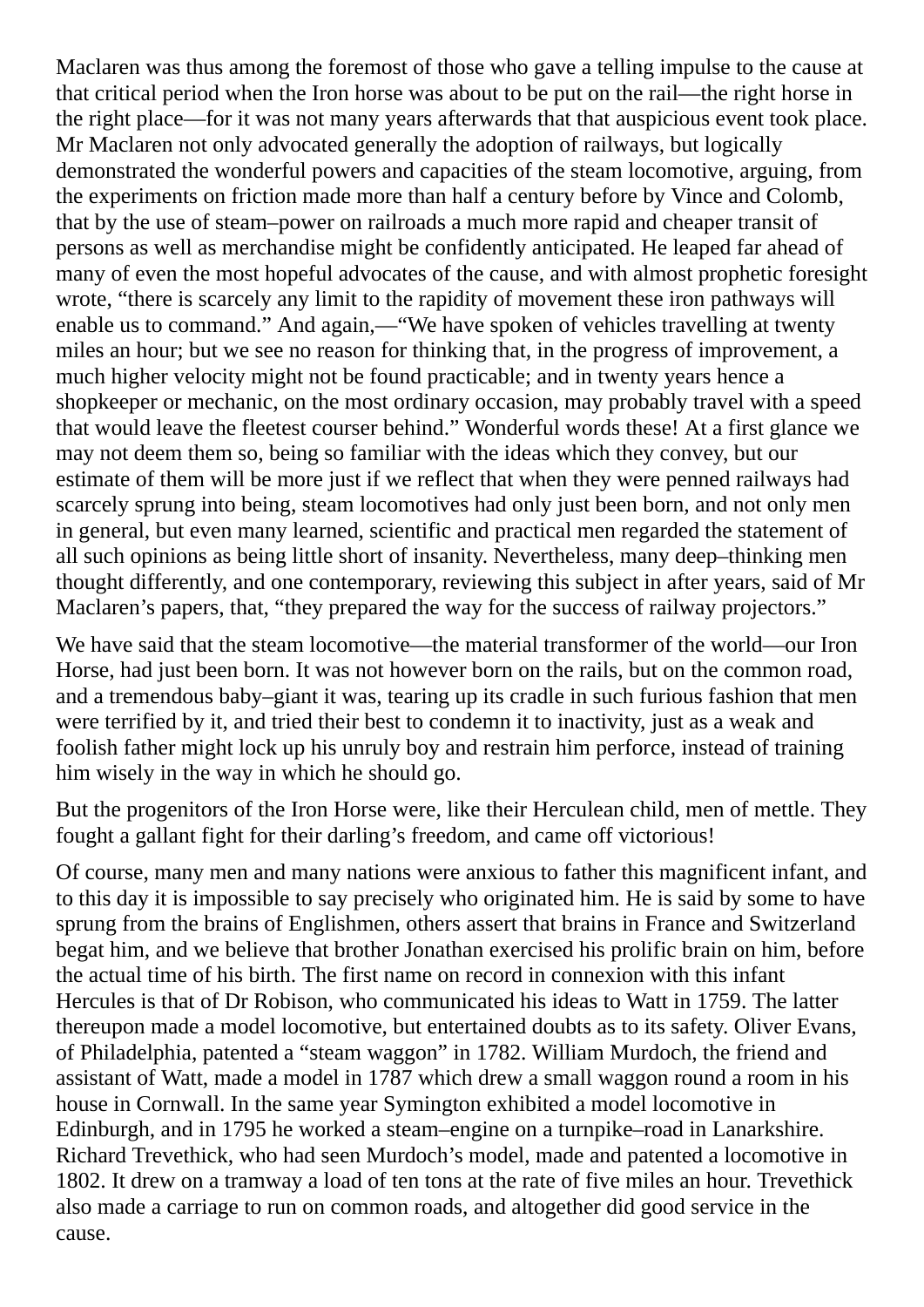Maclaren was thus among the foremost of those who gave a telling impulse to the cause at that critical period when the Iron horse was about to be put on the rail—the right horse in the right place—for it was not many years afterwards that that auspicious event took place. Mr Maclaren not only advocated generally the adoption of railways, but logically demonstrated the wonderful powers and capacities of the steam locomotive, arguing, from the experiments on friction made more than half a century before by Vince and Colomb, that by the use of steam–power on railroads a much more rapid and cheaper transit of persons as well as merchandise might be confidently anticipated. He leaped far ahead of many of even the most hopeful advocates of the cause, and with almost prophetic foresight wrote, "there is scarcely any limit to the rapidity of movement these iron pathways will enable us to command." And again,—"We have spoken of vehicles travelling at twenty miles an hour; but we see no reason for thinking that, in the progress of improvement, a much higher velocity might not be found practicable; and in twenty years hence a shopkeeper or mechanic, on the most ordinary occasion, may probably travel with a speed that would leave the fleetest courser behind." Wonderful words these! At a first glance we may not deem them so, being so familiar with the ideas which they convey, but our estimate of them will be more just if we reflect that when they were penned railways had scarcely sprung into being, steam locomotives had only just been born, and not only men in general, but even many learned, scientific and practical men regarded the statement of all such opinions as being little short of insanity. Nevertheless, many deep–thinking men thought differently, and one contemporary, reviewing this subject in after years, said of Mr Maclaren's papers, that, "they prepared the way for the success of railway projectors."

We have said that the steam locomotive—the material transformer of the world—our Iron Horse, had just been born. It was not however born on the rails, but on the common road, and a tremendous baby–giant it was, tearing up its cradle in such furious fashion that men were terrified by it, and tried their best to condemn it to inactivity, just as a weak and foolish father might lock up his unruly boy and restrain him perforce, instead of training him wisely in the way in which he should go.

But the progenitors of the Iron Horse were, like their Herculean child, men of mettle. They fought a gallant fight for their darling's freedom, and came off victorious!

Of course, many men and many nations were anxious to father this magnificent infant, and to this day it is impossible to say precisely who originated him. He is said by some to have sprung from the brains of Englishmen, others assert that brains in France and Switzerland begat him, and we believe that brother Jonathan exercised his prolific brain on him, before the actual time of his birth. The first name on record in connexion with this infant Hercules is that of Dr Robison, who communicated his ideas to Watt in 1759. The latter thereupon made a model locomotive, but entertained doubts as to its safety. Oliver Evans, of Philadelphia, patented a "steam waggon" in 1782. William Murdoch, the friend and assistant of Watt, made a model in 1787 which drew a small waggon round a room in his house in Cornwall. In the same year Symington exhibited a model locomotive in Edinburgh, and in 1795 he worked a steam–engine on a turnpike–road in Lanarkshire. Richard Trevethick, who had seen Murdoch's model, made and patented a locomotive in 1802. It drew on a tramway a load of ten tons at the rate of five miles an hour. Trevethick also made a carriage to run on common roads, and altogether did good service in the cause.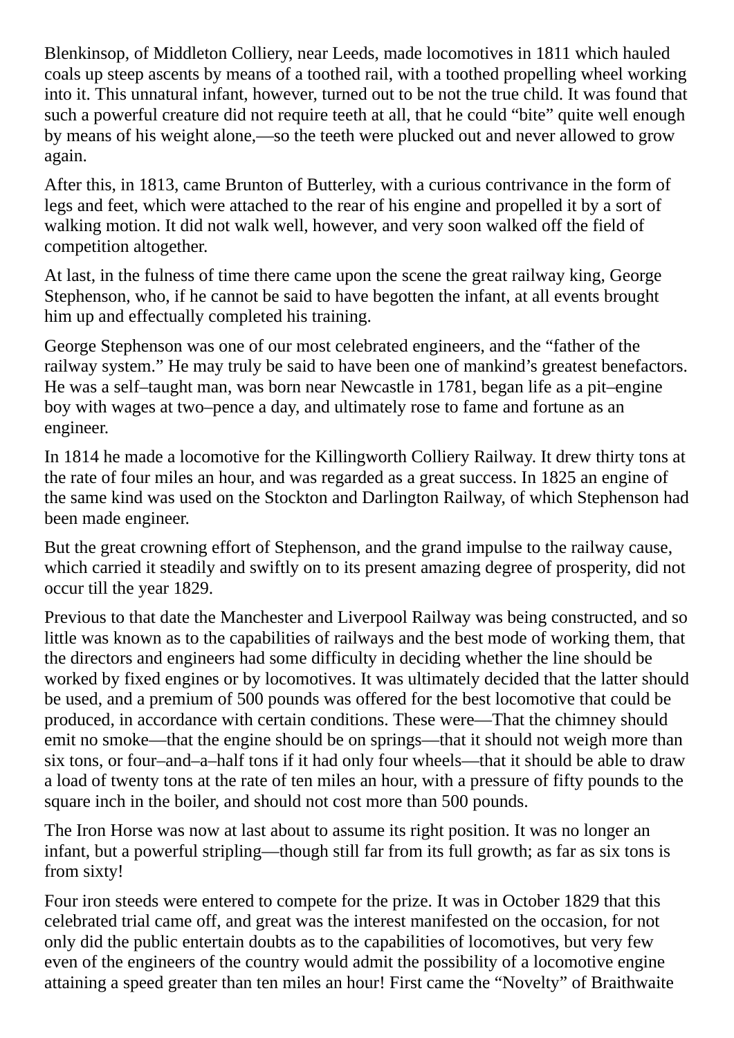Blenkinsop, of Middleton Colliery, near Leeds, made locomotives in 1811 which hauled coals up steep ascents by means of a toothed rail, with a toothed propelling wheel working into it. This unnatural infant, however, turned out to be not the true child. It was found that such a powerful creature did not require teeth at all, that he could "bite" quite well enough by means of his weight alone,—so the teeth were plucked out and never allowed to grow again.

After this, in 1813, came Brunton of Butterley, with a curious contrivance in the form of legs and feet, which were attached to the rear of his engine and propelled it by a sort of walking motion. It did not walk well, however, and very soon walked off the field of competition altogether.

At last, in the fulness of time there came upon the scene the great railway king, George Stephenson, who, if he cannot be said to have begotten the infant, at all events brought him up and effectually completed his training.

George Stephenson was one of our most celebrated engineers, and the "father of the railway system." He may truly be said to have been one of mankind's greatest benefactors. He was a self–taught man, was born near Newcastle in 1781, began life as a pit–engine boy with wages at two–pence a day, and ultimately rose to fame and fortune as an engineer.

In 1814 he made a locomotive for the Killingworth Colliery Railway. It drew thirty tons at the rate of four miles an hour, and was regarded as a great success. In 1825 an engine of the same kind was used on the Stockton and Darlington Railway, of which Stephenson had been made engineer.

But the great crowning effort of Stephenson, and the grand impulse to the railway cause, which carried it steadily and swiftly on to its present amazing degree of prosperity, did not occur till the year 1829.

Previous to that date the Manchester and Liverpool Railway was being constructed, and so little was known as to the capabilities of railways and the best mode of working them, that the directors and engineers had some difficulty in deciding whether the line should be worked by fixed engines or by locomotives. It was ultimately decided that the latter should be used, and a premium of 500 pounds was offered for the best locomotive that could be produced, in accordance with certain conditions. These were—That the chimney should emit no smoke—that the engine should be on springs—that it should not weigh more than six tons, or four–and–a–half tons if it had only four wheels—that it should be able to draw a load of twenty tons at the rate of ten miles an hour, with a pressure of fifty pounds to the square inch in the boiler, and should not cost more than 500 pounds.

The Iron Horse was now at last about to assume its right position. It was no longer an infant, but a powerful stripling—though still far from its full growth; as far as six tons is from sixty!

Four iron steeds were entered to compete for the prize. It was in October 1829 that this celebrated trial came off, and great was the interest manifested on the occasion, for not only did the public entertain doubts as to the capabilities of locomotives, but very few even of the engineers of the country would admit the possibility of a locomotive engine attaining a speed greater than ten miles an hour! First came the "Novelty" of Braithwaite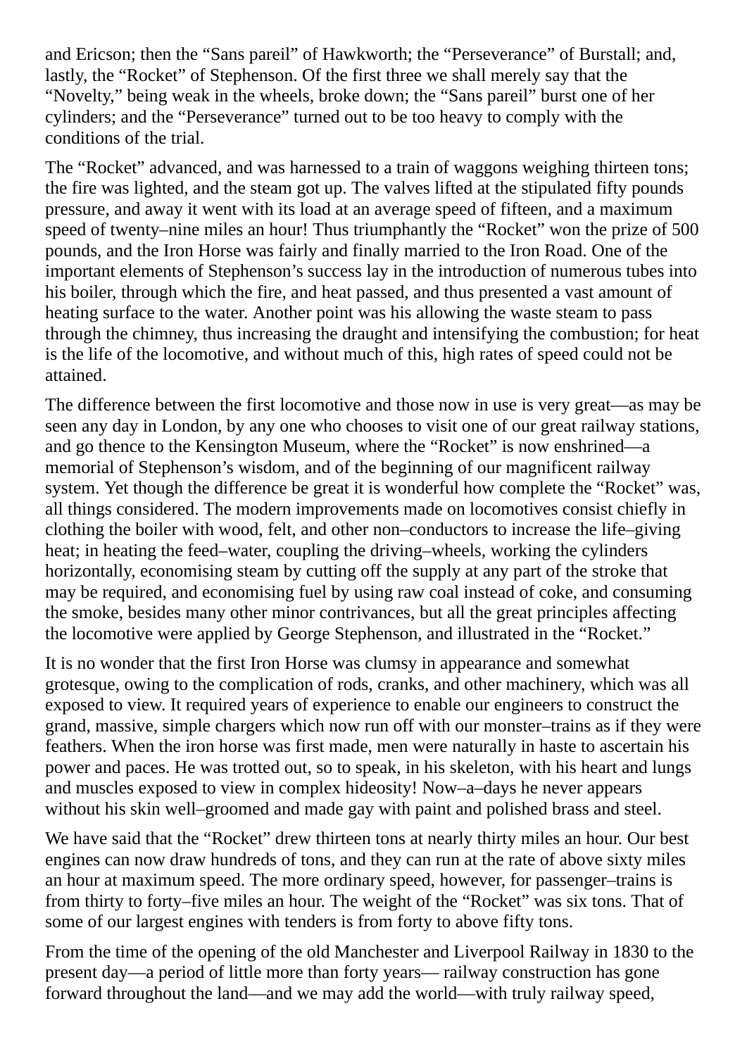and Ericson; then the "Sans pareil" of Hawkworth; the "Perseverance" of Burstall; and, lastly, the "Rocket" of Stephenson. Of the first three we shall merely say that the "Novelty," being weak in the wheels, broke down; the "Sans pareil" burst one of her cylinders; and the "Perseverance" turned out to be too heavy to comply with the conditions of the trial.

The "Rocket" advanced, and was harnessed to a train of waggons weighing thirteen tons; the fire was lighted, and the steam got up. The valves lifted at the stipulated fifty pounds pressure, and away it went with its load at an average speed of fifteen, and a maximum speed of twenty–nine miles an hour! Thus triumphantly the "Rocket" won the prize of 500 pounds, and the Iron Horse was fairly and finally married to the Iron Road. One of the important elements of Stephenson's success lay in the introduction of numerous tubes into his boiler, through which the fire, and heat passed, and thus presented a vast amount of heating surface to the water. Another point was his allowing the waste steam to pass through the chimney, thus increasing the draught and intensifying the combustion; for heat is the life of the locomotive, and without much of this, high rates of speed could not be attained.

The difference between the first locomotive and those now in use is very great—as may be seen any day in London, by any one who chooses to visit one of our great railway stations, and go thence to the Kensington Museum, where the "Rocket" is now enshrined—a memorial of Stephenson's wisdom, and of the beginning of our magnificent railway system. Yet though the difference be great it is wonderful how complete the "Rocket" was, all things considered. The modern improvements made on locomotives consist chiefly in clothing the boiler with wood, felt, and other non–conductors to increase the life–giving heat; in heating the feed–water, coupling the driving–wheels, working the cylinders horizontally, economising steam by cutting off the supply at any part of the stroke that may be required, and economising fuel by using raw coal instead of coke, and consuming the smoke, besides many other minor contrivances, but all the great principles affecting the locomotive were applied by George Stephenson, and illustrated in the "Rocket."

It is no wonder that the first Iron Horse was clumsy in appearance and somewhat grotesque, owing to the complication of rods, cranks, and other machinery, which was all exposed to view. It required years of experience to enable our engineers to construct the grand, massive, simple chargers which now run off with our monster–trains as if they were feathers. When the iron horse was first made, men were naturally in haste to ascertain his power and paces. He was trotted out, so to speak, in his skeleton, with his heart and lungs and muscles exposed to view in complex hideosity! Now–a–days he never appears without his skin well–groomed and made gay with paint and polished brass and steel.

We have said that the "Rocket" drew thirteen tons at nearly thirty miles an hour. Our best engines can now draw hundreds of tons, and they can run at the rate of above sixty miles an hour at maximum speed. The more ordinary speed, however, for passenger–trains is from thirty to forty–five miles an hour. The weight of the "Rocket" was six tons. That of some of our largest engines with tenders is from forty to above fifty tons.

From the time of the opening of the old Manchester and Liverpool Railway in 1830 to the present day—a period of little more than forty years— railway construction has gone forward throughout the land—and we may add the world—with truly railway speed,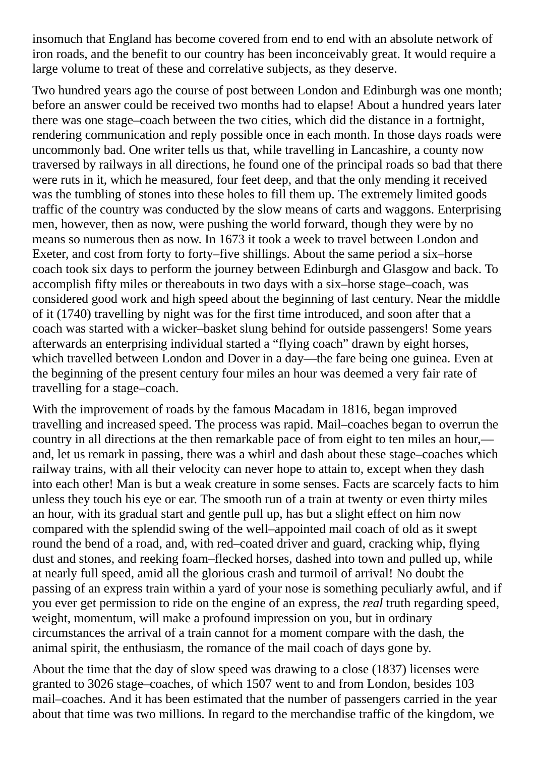insomuch that England has become covered from end to end with an absolute network of iron roads, and the benefit to our country has been inconceivably great. It would require a large volume to treat of these and correlative subjects, as they deserve.

Two hundred years ago the course of post between London and Edinburgh was one month; before an answer could be received two months had to elapse! About a hundred years later there was one stage–coach between the two cities, which did the distance in a fortnight, rendering communication and reply possible once in each month. In those days roads were uncommonly bad. One writer tells us that, while travelling in Lancashire, a county now traversed by railways in all directions, he found one of the principal roads so bad that there were ruts in it, which he measured, four feet deep, and that the only mending it received was the tumbling of stones into these holes to fill them up. The extremely limited goods traffic of the country was conducted by the slow means of carts and waggons. Enterprising men, however, then as now, were pushing the world forward, though they were by no means so numerous then as now. In 1673 it took a week to travel between London and Exeter, and cost from forty to forty–five shillings. About the same period a six–horse coach took six days to perform the journey between Edinburgh and Glasgow and back. To accomplish fifty miles or thereabouts in two days with a six–horse stage–coach, was considered good work and high speed about the beginning of last century. Near the middle of it (1740) travelling by night was for the first time introduced, and soon after that a coach was started with a wicker–basket slung behind for outside passengers! Some years afterwards an enterprising individual started a “flying coach” drawn by eight horses, which travelled between London and Dover in a day—the fare being one guinea. Even at the beginning of the present century four miles an hour was deemed a very fair rate of travelling for a stage–coach.

With the improvement of roads by the famous Macadam in 1816, began improved travelling and increased speed. The process was rapid. Mail–coaches began to overrun the country in all directions at the then remarkable pace of from eight to ten miles an hour,—and, let us remark in passing, there was a whirl and dash about these stage–coaches which railway trains, with all their velocity can never hope to attain to, except when they dash into each other! Man is but a weak creature in some senses. Facts are scarcely facts to him unless they touch his eye or ear. The smooth run of a train at twenty or even thirty miles an hour, with its gradual start and gentle pull up, has but a slight effect on him now compared with the splendid swing of the well–appointed mail coach of old as it swept round the bend of a road, and, with red–coated driver and guard, cracking whip, flying dust and stones, and reeking foam–flecked horses, dashed into town and pulled up, while at nearly full speed, amid all the glorious crash and turmoil of arrival! No doubt the passing of an express train within a yard of your nose is something peculiarly awful, and if you ever get permission to ride on the engine of an express, the *real* truth regarding speed, weight, momentum, will make a profound impression on you, but in ordinary circumstances the arrival of a train cannot for a moment compare with the dash, the animal spirit, the enthusiasm, the romance of the mail coach of days gone by.

About the time that the day of slow speed was drawing to a close (1837) licenses were granted to 3026 stage–coaches, of which 1507 went to and from London, besides 103 mail–coaches. And it has been estimated that the number of passengers carried in the year about that time was two millions. In regard to the merchandise traffic of the kingdom, we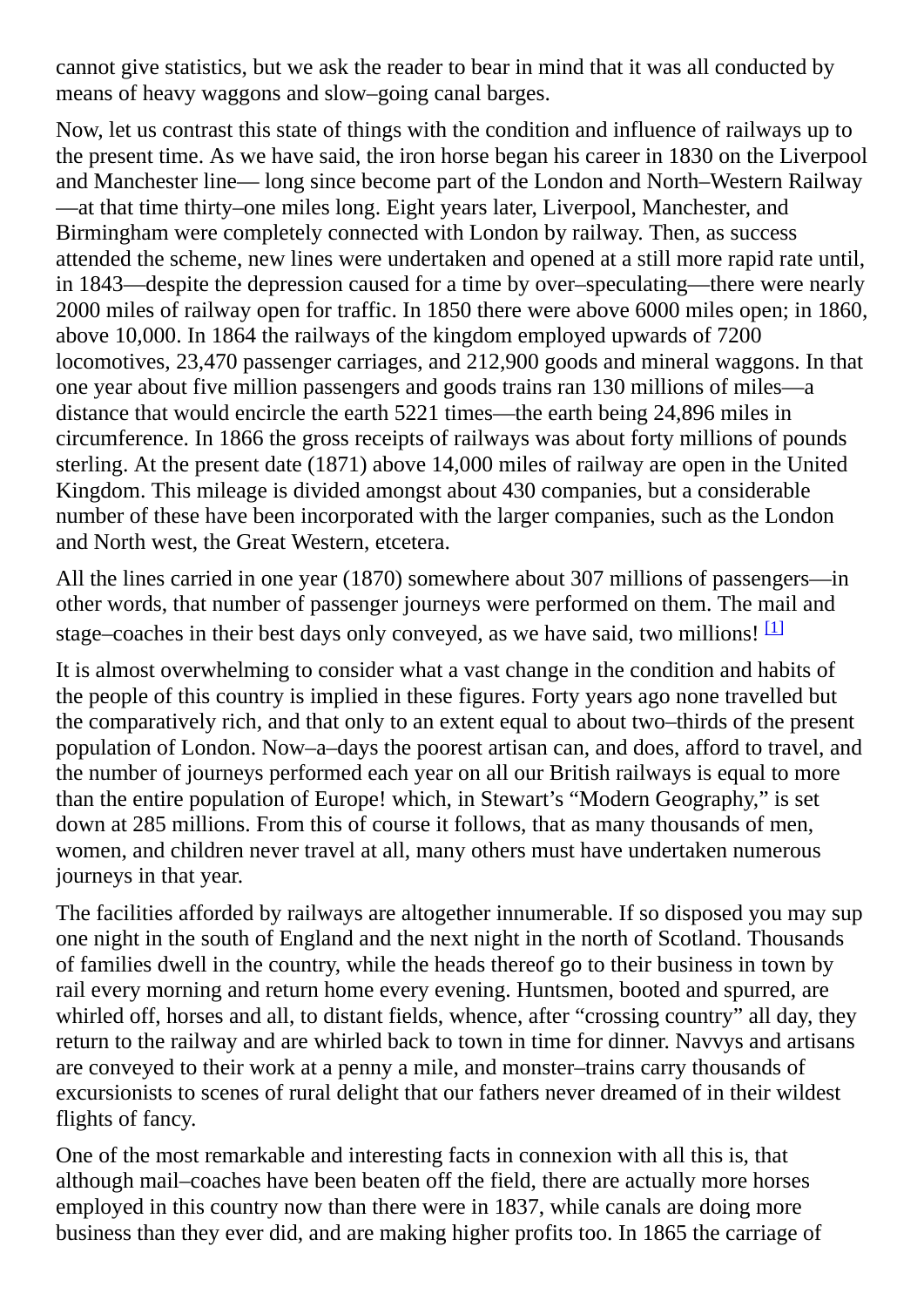cannot give statistics, but we ask the reader to bear in mind that it was all conducted by means of heavy waggons and slow–going canal barges.

Now, let us contrast this state of things with the condition and influence of railways up to the present time. As we have said, the iron horse began his career in 1830 on the Liverpool and Manchester line— long since become part of the London and North–Western Railway —at that time thirty–one miles long. Eight years later, Liverpool, Manchester, and Birmingham were completely connected with London by railway. Then, as success attended the scheme, new lines were undertaken and opened at a still more rapid rate until, in 1843—despite the depression caused for a time by over–speculating—there were nearly 2000 miles of railway open for traffic. In 1850 there were above 6000 miles open; in 1860, above 10,000. In 1864 the railways of the kingdom employed upwards of 7200 locomotives, 23,470 passenger carriages, and 212,900 goods and mineral waggons. In that one year about five million passengers and goods trains ran 130 millions of miles—a distance that would encircle the earth 5221 times—the earth being 24,896 miles in circumference. In 1866 the gross receipts of railways was about forty millions of pounds sterling. At the present date (1871) above 14,000 miles of railway are open in the United Kingdom. This mileage is divided amongst about 430 companies, but a considerable number of these have been incorporated with the larger companies, such as the London and North west, the Great Western, etcetera.

All the lines carried in one year (1870) somewhere about 307 millions of passengers—in other words, that number of passenger journeys were performed on them. The mail and stage–coaches in their best days only conveyed, as we have said, two millions! [1]

It is almost overwhelming to consider what a vast change in the condition and habits of the people of this country is implied in these figures. Forty years ago none travelled but the comparatively rich, and that only to an extent equal to about two–thirds of the present population of London. Now–a–days the poorest artisan can, and does, afford to travel, and the number of journeys performed each year on all our British railways is equal to more than the entire population of Europe! which, in Stewart's "Modern Geography," is set down at 285 millions. From this of course it follows, that as many thousands of men, women, and children never travel at all, many others must have undertaken numerous journeys in that year.

The facilities afforded by railways are altogether innumerable. If so disposed you may sup one night in the south of England and the next night in the north of Scotland. Thousands of families dwell in the country, while the heads thereof go to their business in town by rail every morning and return home every evening. Huntsmen, booted and spurred, are whirled off, horses and all, to distant fields, whence, after "crossing country" all day, they return to the railway and are whirled back to town in time for dinner. Navvys and artisans are conveyed to their work at a penny a mile, and monster–trains carry thousands of excursionists to scenes of rural delight that our fathers never dreamed of in their wildest flights of fancy.

One of the most remarkable and interesting facts in connexion with all this is, that although mail–coaches have been beaten off the field, there are actually more horses employed in this country now than there were in 1837, while canals are doing more business than they ever did, and are making higher profits too. In 1865 the carriage of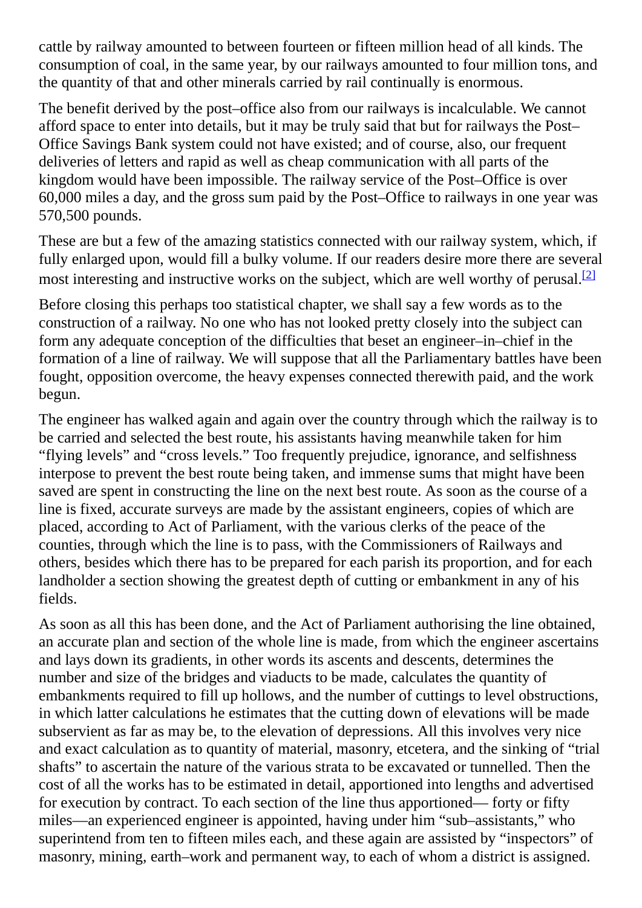cattle by railway amounted to between fourteen or fifteen million head of all kinds. The consumption of coal, in the same year, by our railways amounted to four million tons, and the quantity of that and other minerals carried by rail continually is enormous.

The benefit derived by the post–office also from our railways is incalculable. We cannot afford space to enter into details, but it may be truly said that but for railways the Post–Office Savings Bank system could not have existed; and of course, also, our frequent deliveries of letters and rapid as well as cheap communication with all parts of the kingdom would have been impossible. The railway service of the Post–Office is over 60,000 miles a day, and the gross sum paid by the Post–Office to railways in one year was 570,500 pounds.

These are but a few of the amazing statistics connected with our railway system, which, if fully enlarged upon, would fill a bulky volume. If our readers desire more there are several most interesting and instructive works on the subject, which are well worthy of perusal.[2]

Before closing this perhaps too statistical chapter, we shall say a few words as to the construction of a railway. No one who has not looked pretty closely into the subject can form any adequate conception of the difficulties that beset an engineer–in–chief in the formation of a line of railway. We will suppose that all the Parliamentary battles have been fought, opposition overcome, the heavy expenses connected therewith paid, and the work begun.

The engineer has walked again and again over the country through which the railway is to be carried and selected the best route, his assistants having meanwhile taken for him "flying levels" and "cross levels." Too frequently prejudice, ignorance, and selfishness interpose to prevent the best route being taken, and immense sums that might have been saved are spent in constructing the line on the next best route. As soon as the course of a line is fixed, accurate surveys are made by the assistant engineers, copies of which are placed, according to Act of Parliament, with the various clerks of the peace of the counties, through which the line is to pass, with the Commissioners of Railways and others, besides which there has to be prepared for each parish its proportion, and for each landholder a section showing the greatest depth of cutting or embankment in any of his fields.

As soon as all this has been done, and the Act of Parliament authorising the line obtained, an accurate plan and section of the whole line is made, from which the engineer ascertains and lays down its gradients, in other words its ascents and descents, determines the number and size of the bridges and viaducts to be made, calculates the quantity of embankments required to fill up hollows, and the number of cuttings to level obstructions, in which latter calculations he estimates that the cutting down of elevations will be made subservient as far as may be, to the elevation of depressions. All this involves very nice and exact calculation as to quantity of material, masonry, etcetera, and the sinking of "trial shafts" to ascertain the nature of the various strata to be excavated or tunnelled. Then the cost of all the works has to be estimated in detail, apportioned into lengths and advertised for execution by contract. To each section of the line thus apportioned— forty or fifty miles—an experienced engineer is appointed, having under him "sub–assistants," who superintend from ten to fifteen miles each, and these again are assisted by "inspectors" of masonry, mining, earth–work and permanent way, to each of whom a district is assigned.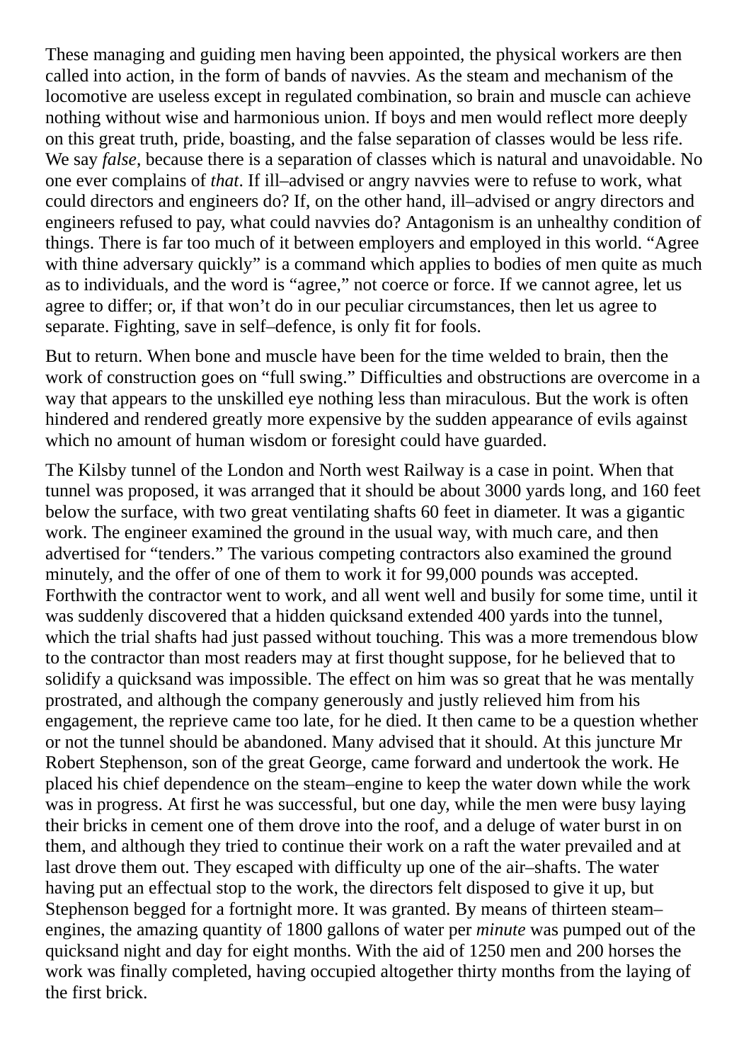These managing and guiding men having been appointed, the physical workers are then called into action, in the form of bands of navvies. As the steam and mechanism of the locomotive are useless except in regulated combination, so brain and muscle can achieve nothing without wise and harmonious union. If boys and men would reflect more deeply on this great truth, pride, boasting, and the false separation of classes would be less rife. We say *false*, because there is a separation of classes which is natural and unavoidable. No one ever complains of *that*. If ill–advised or angry navvies were to refuse to work, what could directors and engineers do? If, on the other hand, ill–advised or angry directors and engineers refused to pay, what could navvies do? Antagonism is an unhealthy condition of things. There is far too much of it between employers and employed in this world. "Agree with thine adversary quickly" is a command which applies to bodies of men quite as much as to individuals, and the word is "agree," not coerce or force. If we cannot agree, let us agree to differ; or, if that won't do in our peculiar circumstances, then let us agree to separate. Fighting, save in self–defence, is only fit for fools.

But to return. When bone and muscle have been for the time welded to brain, then the work of construction goes on "full swing." Difficulties and obstructions are overcome in a way that appears to the unskilled eye nothing less than miraculous. But the work is often hindered and rendered greatly more expensive by the sudden appearance of evils against which no amount of human wisdom or foresight could have guarded.

The Kilsby tunnel of the London and North west Railway is a case in point. When that tunnel was proposed, it was arranged that it should be about 3000 yards long, and 160 feet below the surface, with two great ventilating shafts 60 feet in diameter. It was a gigantic work. The engineer examined the ground in the usual way, with much care, and then advertised for "tenders." The various competing contractors also examined the ground minutely, and the offer of one of them to work it for 99,000 pounds was accepted. Forthwith the contractor went to work, and all went well and busily for some time, until it was suddenly discovered that a hidden quicksand extended 400 yards into the tunnel, which the trial shafts had just passed without touching. This was a more tremendous blow to the contractor than most readers may at first thought suppose, for he believed that to solidify a quicksand was impossible. The effect on him was so great that he was mentally prostrated, and although the company generously and justly relieved him from his engagement, the reprieve came too late, for he died. It then came to be a question whether or not the tunnel should be abandoned. Many advised that it should. At this juncture Mr Robert Stephenson, son of the great George, came forward and undertook the work. He placed his chief dependence on the steam–engine to keep the water down while the work was in progress. At first he was successful, but one day, while the men were busy laying their bricks in cement one of them drove into the roof, and a deluge of water burst in on them, and although they tried to continue their work on a raft the water prevailed and at last drove them out. They escaped with difficulty up one of the air–shafts. The water having put an effectual stop to the work, the directors felt disposed to give it up, but Stephenson begged for a fortnight more. It was granted. By means of thirteen steam–engines, the amazing quantity of 1800 gallons of water per *minute* was pumped out of the quicksand night and day for eight months. With the aid of 1250 men and 200 horses the work was finally completed, having occupied altogether thirty months from the laying of the first brick.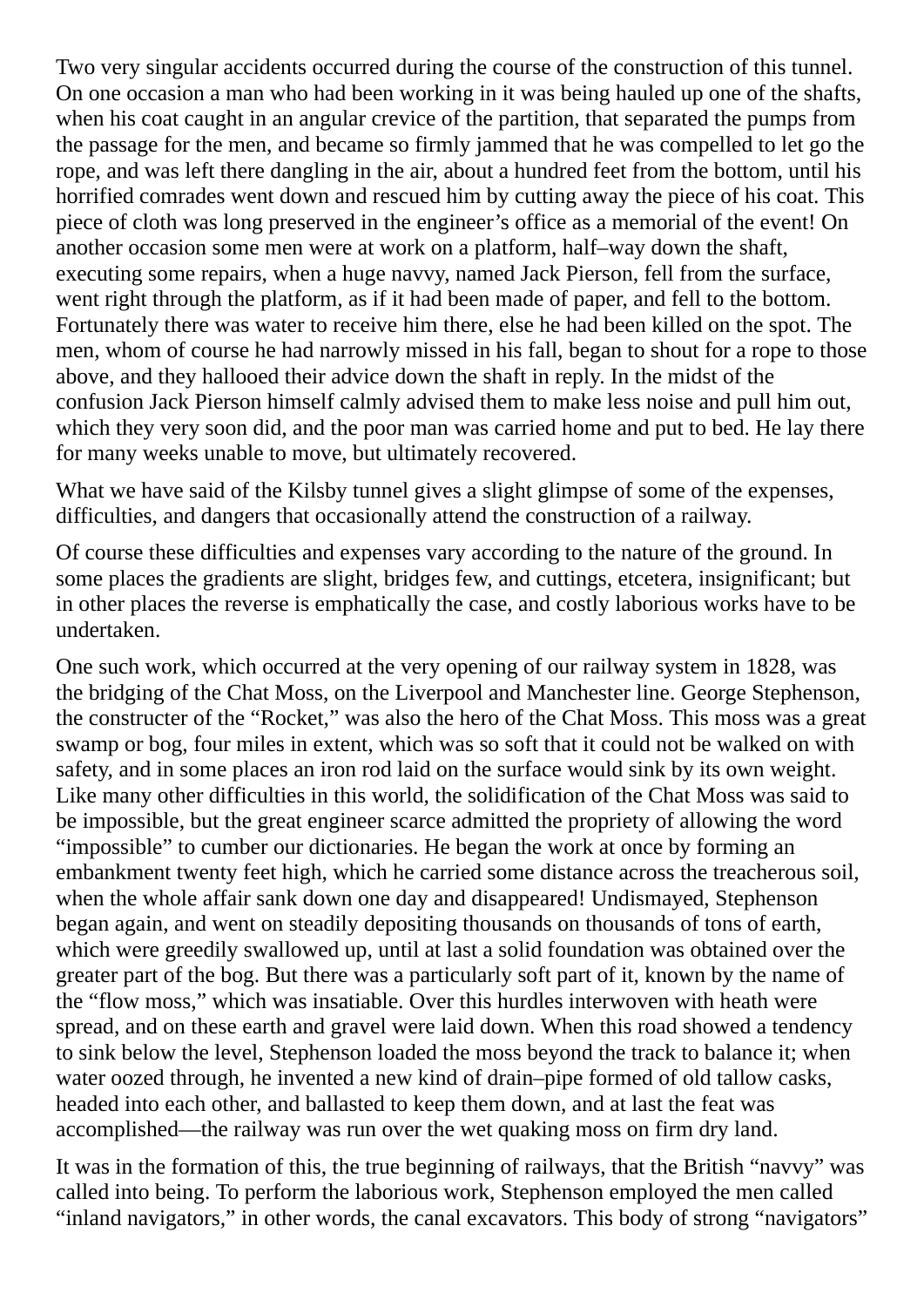Two very singular accidents occurred during the course of the construction of this tunnel. On one occasion a man who had been working in it was being hauled up one of the shafts, when his coat caught in an angular crevice of the partition, that separated the pumps from the passage for the men, and became so firmly jammed that he was compelled to let go the rope, and was left there dangling in the air, about a hundred feet from the bottom, until his horrified comrades went down and rescued him by cutting away the piece of his coat. This piece of cloth was long preserved in the engineer's office as a memorial of the event! On another occasion some men were at work on a platform, half–way down the shaft, executing some repairs, when a huge navvy, named Jack Pierson, fell from the surface, went right through the platform, as if it had been made of paper, and fell to the bottom. Fortunately there was water to receive him there, else he had been killed on the spot. The men, whom of course he had narrowly missed in his fall, began to shout for a rope to those above, and they hallooed their advice down the shaft in reply. In the midst of the confusion Jack Pierson himself calmly advised them to make less noise and pull him out, which they very soon did, and the poor man was carried home and put to bed. He lay there for many weeks unable to move, but ultimately recovered.

What we have said of the Kilsby tunnel gives a slight glimpse of some of the expenses, difficulties, and dangers that occasionally attend the construction of a railway.

Of course these difficulties and expenses vary according to the nature of the ground. In some places the gradients are slight, bridges few, and cuttings, etcetera, insignificant; but in other places the reverse is emphatically the case, and costly laborious works have to be undertaken.

One such work, which occurred at the very opening of our railway system in 1828, was the bridging of the Chat Moss, on the Liverpool and Manchester line. George Stephenson, the constructer of the "Rocket," was also the hero of the Chat Moss. This moss was a great swamp or bog, four miles in extent, which was so soft that it could not be walked on with safety, and in some places an iron rod laid on the surface would sink by its own weight. Like many other difficulties in this world, the solidification of the Chat Moss was said to be impossible, but the great engineer scarce admitted the propriety of allowing the word "impossible" to cumber our dictionaries. He began the work at once by forming an embankment twenty feet high, which he carried some distance across the treacherous soil, when the whole affair sank down one day and disappeared! Undismayed, Stephenson began again, and went on steadily depositing thousands on thousands of tons of earth, which were greedily swallowed up, until at last a solid foundation was obtained over the greater part of the bog. But there was a particularly soft part of it, known by the name of the "flow moss," which was insatiable. Over this hurdles interwoven with heath were spread, and on these earth and gravel were laid down. When this road showed a tendency to sink below the level, Stephenson loaded the moss beyond the track to balance it; when water oozed through, he invented a new kind of drain–pipe formed of old tallow casks, headed into each other, and ballasted to keep them down, and at last the feat was accomplished—the railway was run over the wet quaking moss on firm dry land.

It was in the formation of this, the true beginning of railways, that the British "navvy" was called into being. To perform the laborious work, Stephenson employed the men called "inland navigators," in other words, the canal excavators. This body of strong "navigators"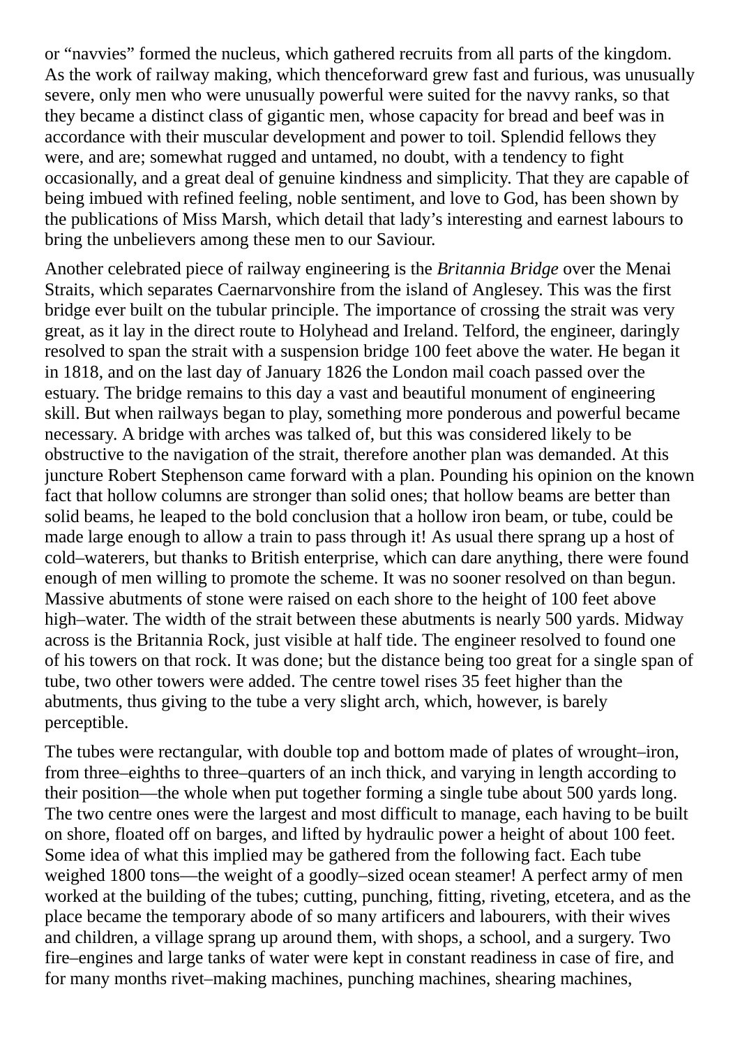or “navvies” formed the nucleus, which gathered recruits from all parts of the kingdom. As the work of railway making, which thenceforward grew fast and furious, was unusually severe, only men who were unusually powerful were suited for the navvy ranks, so that they became a distinct class of gigantic men, whose capacity for bread and beef was in accordance with their muscular development and power to toil. Splendid fellows they were, and are; somewhat rugged and untamed, no doubt, with a tendency to fight occasionally, and a great deal of genuine kindness and simplicity. That they are capable of being imbued with refined feeling, noble sentiment, and love to God, has been shown by the publications of Miss Marsh, which detail that lady’s interesting and earnest labours to bring the unbelievers among these men to our Saviour.

Another celebrated piece of railway engineering is the *Britannia Bridge* over the Menai Straits, which separates Caernarvonshire from the island of Anglesey. This was the first bridge ever built on the tubular principle. The importance of crossing the strait was very great, as it lay in the direct route to Holyhead and Ireland. Telford, the engineer, daringly resolved to span the strait with a suspension bridge 100 feet above the water. He began it in 1818, and on the last day of January 1826 the London mail coach passed over the estuary. The bridge remains to this day a vast and beautiful monument of engineering skill. But when railways began to play, something more ponderous and powerful became necessary. A bridge with arches was talked of, but this was considered likely to be obstructive to the navigation of the strait, therefore another plan was demanded. At this juncture Robert Stephenson came forward with a plan. Pounding his opinion on the known fact that hollow columns are stronger than solid ones; that hollow beams are better than solid beams, he leaped to the bold conclusion that a hollow iron beam, or tube, could be made large enough to allow a train to pass through it! As usual there sprang up a host of cold–waterers, but thanks to British enterprise, which can dare anything, there were found enough of men willing to promote the scheme. It was no sooner resolved on than begun. Massive abutments of stone were raised on each shore to the height of 100 feet above high–water. The width of the strait between these abutments is nearly 500 yards. Midway across is the Britannia Rock, just visible at half tide. The engineer resolved to found one of his towers on that rock. It was done; but the distance being too great for a single span of tube, two other towers were added. The centre towel rises 35 feet higher than the abutments, thus giving to the tube a very slight arch, which, however, is barely perceptible.

The tubes were rectangular, with double top and bottom made of plates of wrought–iron, from three–eighths to three–quarters of an inch thick, and varying in length according to their position—the whole when put together forming a single tube about 500 yards long. The two centre ones were the largest and most difficult to manage, each having to be built on shore, floated off on barges, and lifted by hydraulic power a height of about 100 feet. Some idea of what this implied may be gathered from the following fact. Each tube weighed 1800 tons—the weight of a goodly–sized ocean steamer! A perfect army of men worked at the building of the tubes; cutting, punching, fitting, riveting, etcetera, and as the place became the temporary abode of so many artificers and labourers, with their wives and children, a village sprang up around them, with shops, a school, and a surgery. Two fire–engines and large tanks of water were kept in constant readiness in case of fire, and for many months rivet–making machines, punching machines, shearing machines,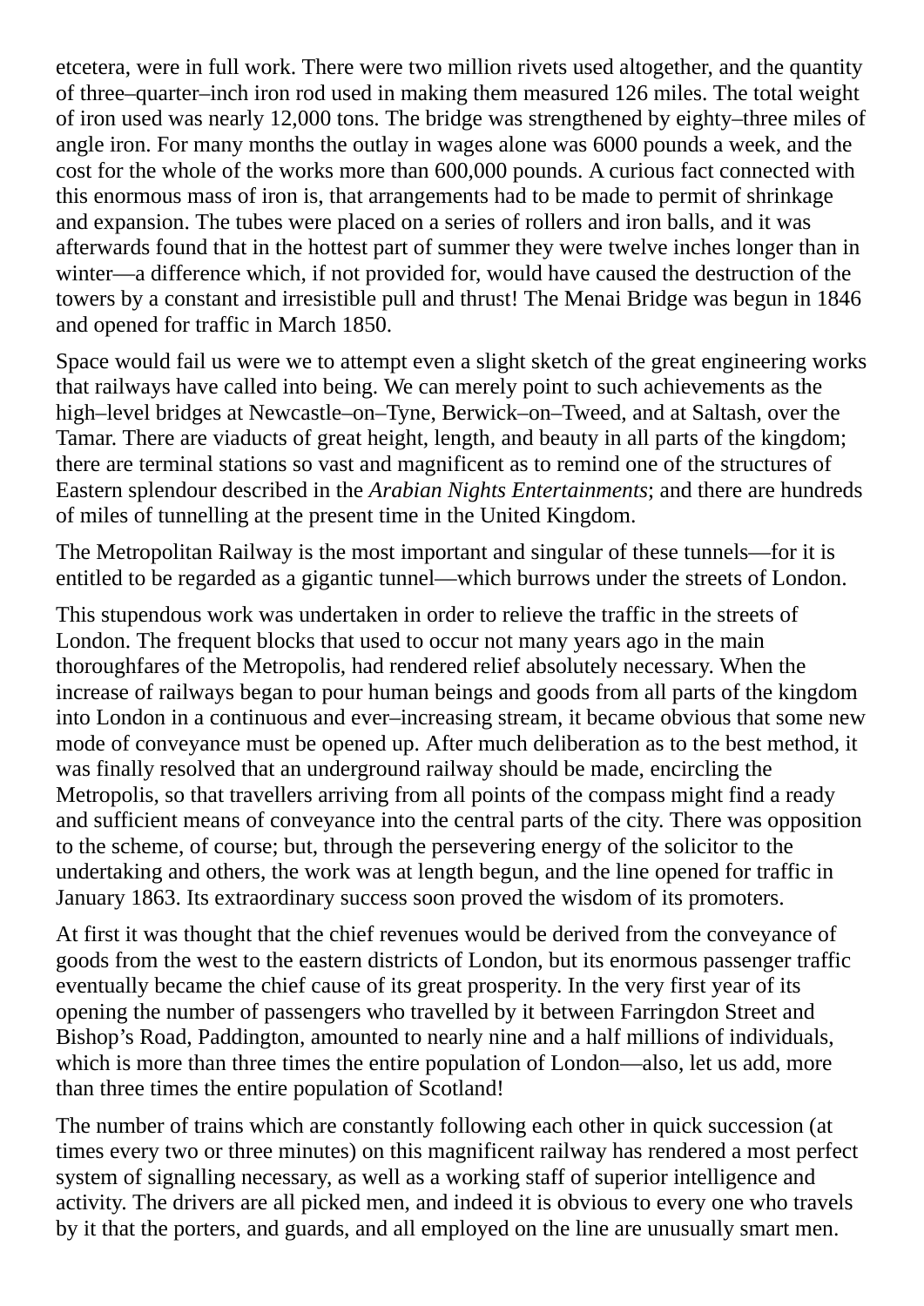etcetera, were in full work. There were two million rivets used altogether, and the quantity of three–quarter–inch iron rod used in making them measured 126 miles. The total weight of iron used was nearly 12,000 tons. The bridge was strengthened by eighty–three miles of angle iron. For many months the outlay in wages alone was 6000 pounds a week, and the cost for the whole of the works more than 600,000 pounds. A curious fact connected with this enormous mass of iron is, that arrangements had to be made to permit of shrinkage and expansion. The tubes were placed on a series of rollers and iron balls, and it was afterwards found that in the hottest part of summer they were twelve inches longer than in winter—a difference which, if not provided for, would have caused the destruction of the towers by a constant and irresistible pull and thrust! The Menai Bridge was begun in 1846 and opened for traffic in March 1850.

Space would fail us were we to attempt even a slight sketch of the great engineering works that railways have called into being. We can merely point to such achievements as the high–level bridges at Newcastle–on–Tyne, Berwick–on–Tweed, and at Saltash, over the Tamar. There are viaducts of great height, length, and beauty in all parts of the kingdom; there are terminal stations so vast and magnificent as to remind one of the structures of Eastern splendour described in the *Arabian Nights Entertainments*; and there are hundreds of miles of tunnelling at the present time in the United Kingdom.

The Metropolitan Railway is the most important and singular of these tunnels—for it is entitled to be regarded as a gigantic tunnel—which burrows under the streets of London.

This stupendous work was undertaken in order to relieve the traffic in the streets of London. The frequent blocks that used to occur not many years ago in the main thoroughfares of the Metropolis, had rendered relief absolutely necessary. When the increase of railways began to pour human beings and goods from all parts of the kingdom into London in a continuous and ever–increasing stream, it became obvious that some new mode of conveyance must be opened up. After much deliberation as to the best method, it was finally resolved that an underground railway should be made, encircling the Metropolis, so that travellers arriving from all points of the compass might find a ready and sufficient means of conveyance into the central parts of the city. There was opposition to the scheme, of course; but, through the persevering energy of the solicitor to the undertaking and others, the work was at length begun, and the line opened for traffic in January 1863. Its extraordinary success soon proved the wisdom of its promoters.

At first it was thought that the chief revenues would be derived from the conveyance of goods from the west to the eastern districts of London, but its enormous passenger traffic eventually became the chief cause of its great prosperity. In the very first year of its opening the number of passengers who travelled by it between Farringdon Street and Bishop's Road, Paddington, amounted to nearly nine and a half millions of individuals, which is more than three times the entire population of London—also, let us add, more than three times the entire population of Scotland!

The number of trains which are constantly following each other in quick succession (at times every two or three minutes) on this magnificent railway has rendered a most perfect system of signalling necessary, as well as a working staff of superior intelligence and activity. The drivers are all picked men, and indeed it is obvious to every one who travels by it that the porters, and guards, and all employed on the line are unusually smart men.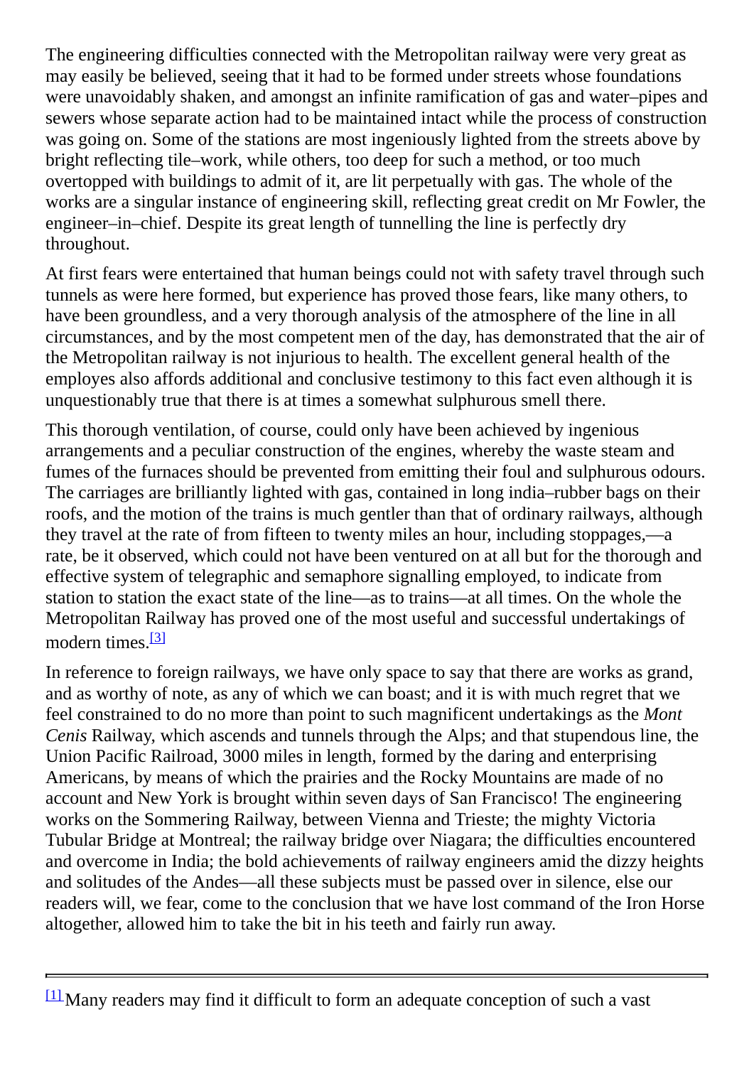The engineering difficulties connected with the Metropolitan railway were very great as may easily be believed, seeing that it had to be formed under streets whose foundations were unavoidably shaken, and amongst an infinite ramification of gas and water–pipes and sewers whose separate action had to be maintained intact while the process of construction was going on. Some of the stations are most ingeniously lighted from the streets above by bright reflecting tile–work, while others, too deep for such a method, or too much overtopped with buildings to admit of it, are lit perpetually with gas. The whole of the works are a singular instance of engineering skill, reflecting great credit on Mr Fowler, the engineer–in–chief. Despite its great length of tunnelling the line is perfectly dry throughout.

At first fears were entertained that human beings could not with safety travel through such tunnels as were here formed, but experience has proved those fears, like many others, to have been groundless, and a very thorough analysis of the atmosphere of the line in all circumstances, and by the most competent men of the day, has demonstrated that the air of the Metropolitan railway is not injurious to health. The excellent general health of the employes also affords additional and conclusive testimony to this fact even although it is unquestionably true that there is at times a somewhat sulphurous smell there.

This thorough ventilation, of course, could only have been achieved by ingenious arrangements and a peculiar construction of the engines, whereby the waste steam and fumes of the furnaces should be prevented from emitting their foul and sulphurous odours. The carriages are brilliantly lighted with gas, contained in long india–rubber bags on their roofs, and the motion of the trains is much gentler than that of ordinary railways, although they travel at the rate of from fifteen to twenty miles an hour, including stoppages,—a rate, be it observed, which could not have been ventured on at all but for the thorough and effective system of telegraphic and semaphore signalling employed, to indicate from station to station the exact state of the line—as to trains—at all times. On the whole the Metropolitan Railway has proved one of the most useful and successful undertakings of modern times.[3]

In reference to foreign railways, we have only space to say that there are works as grand, and as worthy of note, as any of which we can boast; and it is with much regret that we feel constrained to do no more than point to such magnificent undertakings as the *Mont Cenis* Railway, which ascends and tunnels through the Alps; and that stupendous line, the Union Pacific Railroad, 3000 miles in length, formed by the daring and enterprising Americans, by means of which the prairies and the Rocky Mountains are made of no account and New York is brought within seven days of San Francisco! The engineering works on the Sommering Railway, between Vienna and Trieste; the mighty Victoria Tubular Bridge at Montreal; the railway bridge over Niagara; the difficulties encountered and overcome in India; the bold achievements of railway engineers amid the dizzy heights and solitudes of the Andes—all these subjects must be passed over in silence, else our readers will, we fear, come to the conclusion that we have lost command of the Iron Horse altogether, allowed him to take the bit in his teeth and fairly run away.

---

[1] Many readers may find it difficult to form an adequate conception of such a vast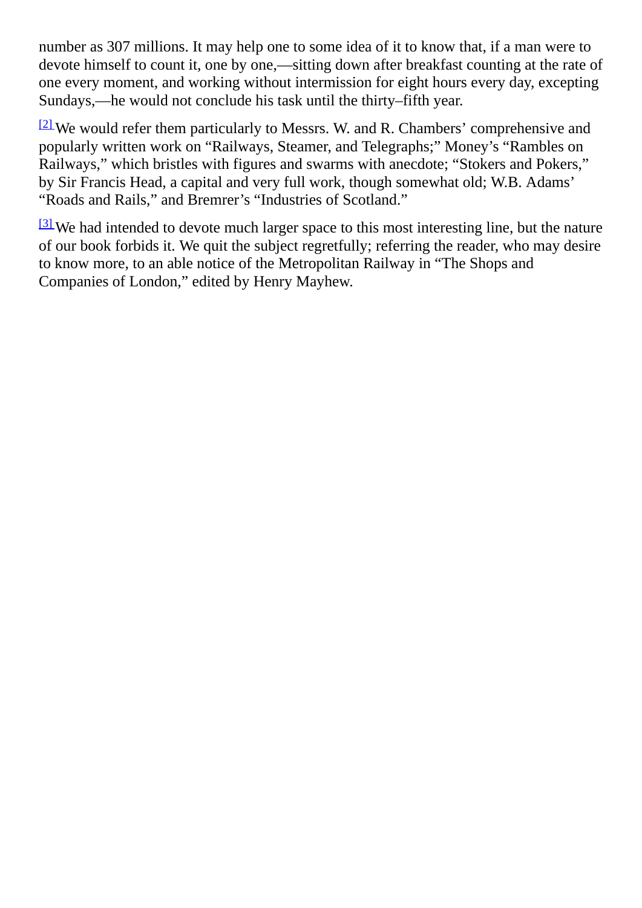number as 307 millions. It may help one to some idea of it to know that, if a man were to devote himself to count it, one by one,—sitting down after breakfast counting at the rate of one every moment, and working without intermission for eight hours every day, excepting Sundays,—he would not conclude his task until the thirty–fifth year.

[2] We would refer them particularly to Messrs. W. and R. Chambers' comprehensive and popularly written work on "Railways, Steamer, and Telegraphs;" Money's "Rambles on Railways," which bristles with figures and swarms with anecdote; "Stokers and Pokers," by Sir Francis Head, a capital and very full work, though somewhat old; W.B. Adams' "Roads and Rails," and Bremrer's "Industries of Scotland."

[3] We had intended to devote much larger space to this most interesting line, but the nature of our book forbids it. We quit the subject regretfully; referring the reader, who may desire to know more, to an able notice of the Metropolitan Railway in "The Shops and Companies of London," edited by Henry Mayhew.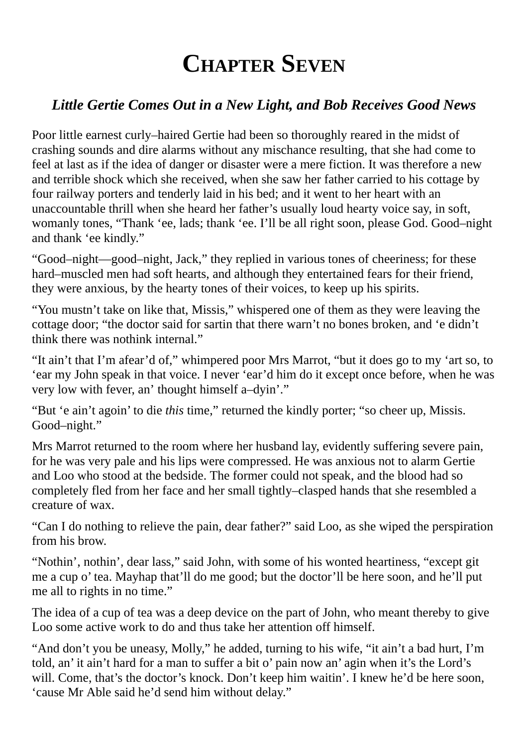# Chapter Seven

### *Little Gertie Comes Out in a New Light, and Bob Receives Good News*

Poor little earnest curly–haired Gertie had been so thoroughly reared in the midst of crashing sounds and dire alarms without any mischance resulting, that she had come to feel at last as if the idea of danger or disaster were a mere fiction. It was therefore a new and terrible shock which she received, when she saw her father carried to his cottage by four railway porters and tenderly laid in his bed; and it went to her heart with an unaccountable thrill when she heard her father's usually loud hearty voice say, in soft, womanly tones, "Thank 'ee, lads; thank 'ee. I'll be all right soon, please God. Good–night and thank 'ee kindly."

"Good–night—good–night, Jack," they replied in various tones of cheeriness; for these hard–muscled men had soft hearts, and although they entertained fears for their friend, they were anxious, by the hearty tones of their voices, to keep up his spirits.

"You mustn't take on like that, Missis," whispered one of them as they were leaving the cottage door; "the doctor said for sartin that there warn't no bones broken, and 'e didn't think there was nothink internal."

"It ain't that I'm afear'd of," whimpered poor Mrs Marrot, "but it does go to my 'art so, to 'ear my John speak in that voice. I never 'ear'd him do it except once before, when he was very low with fever, an' thought himself a–dyin'."

"But 'e ain't agoin' to die *this* time," returned the kindly porter; "so cheer up, Missis. Good–night."

Mrs Marrot returned to the room where her husband lay, evidently suffering severe pain, for he was very pale and his lips were compressed. He was anxious not to alarm Gertie and Loo who stood at the bedside. The former could not speak, and the blood had so completely fled from her face and her small tightly–clasped hands that she resembled a creature of wax.

"Can I do nothing to relieve the pain, dear father?" said Loo, as she wiped the perspiration from his brow.

"Nothin', nothin', dear lass," said John, with some of his wonted heartiness, "except git me a cup o' tea. Mayhap that'll do me good; but the doctor'll be here soon, and he'll put me all to rights in no time."

The idea of a cup of tea was a deep device on the part of John, who meant thereby to give Loo some active work to do and thus take her attention off himself.

"And don't you be uneasy, Molly," he added, turning to his wife, "it ain't a bad hurt, I'm told, an' it ain't hard for a man to suffer a bit o' pain now an' agin when it's the Lord's will. Come, that's the doctor's knock. Don't keep him waitin'. I knew he'd be here soon, 'cause Mr Able said he'd send him without delay."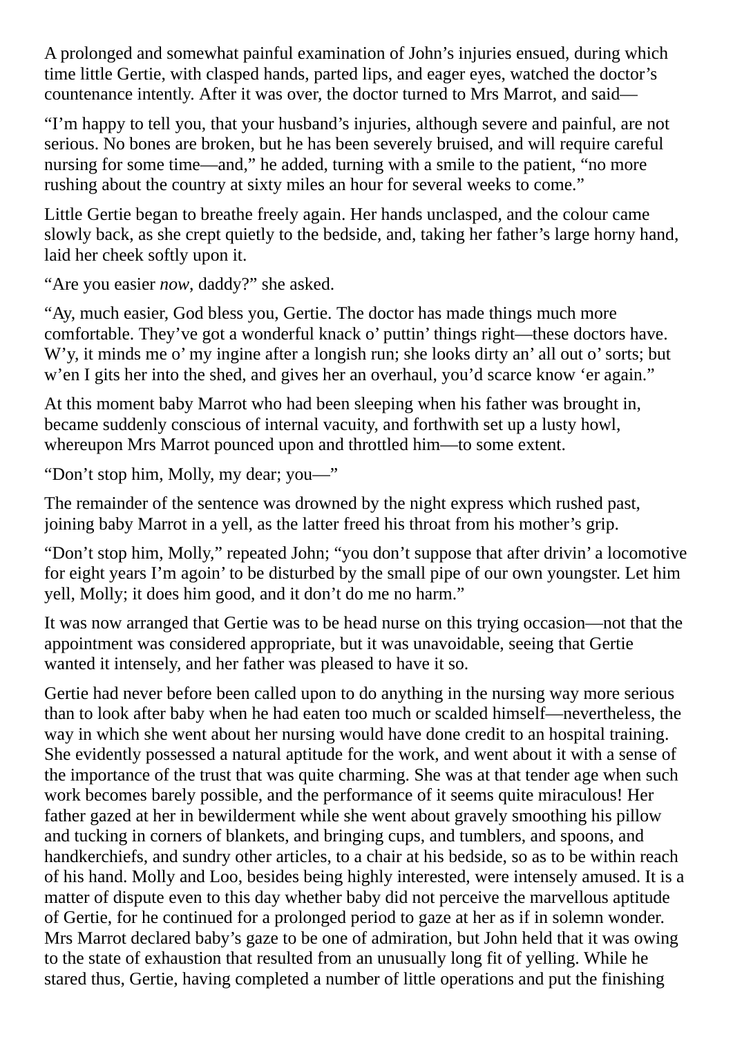A prolonged and somewhat painful examination of John's injuries ensued, during which time little Gertie, with clasped hands, parted lips, and eager eyes, watched the doctor's countenance intently. After it was over, the doctor turned to Mrs Marrot, and said—

"I'm happy to tell you, that your husband's injuries, although severe and painful, are not serious. No bones are broken, but he has been severely bruised, and will require careful nursing for some time—and," he added, turning with a smile to the patient, "no more rushing about the country at sixty miles an hour for several weeks to come."

Little Gertie began to breathe freely again. Her hands unclasped, and the colour came slowly back, as she crept quietly to the bedside, and, taking her father's large horny hand, laid her cheek softly upon it.

"Are you easier *now*, daddy?" she asked.

"Ay, much easier, God bless you, Gertie. The doctor has made things much more comfortable. They've got a wonderful knack o' puttin' things right—these doctors have. W'y, it minds me o' my ingine after a longish run; she looks dirty an' all out o' sorts; but w'en I gits her into the shed, and gives her an overhaul, you'd scarce know 'er again."

At this moment baby Marrot who had been sleeping when his father was brought in, became suddenly conscious of internal vacuity, and forthwith set up a lusty howl, whereupon Mrs Marrot pounced upon and throttled him—to some extent.

"Don't stop him, Molly, my dear; you—"

The remainder of the sentence was drowned by the night express which rushed past, joining baby Marrot in a yell, as the latter freed his throat from his mother's grip.

"Don't stop him, Molly," repeated John; "you don't suppose that after drivin' a locomotive for eight years I'm agoin' to be disturbed by the small pipe of our own youngster. Let him yell, Molly; it does him good, and it don't do me no harm."

It was now arranged that Gertie was to be head nurse on this trying occasion—not that the appointment was considered appropriate, but it was unavoidable, seeing that Gertie wanted it intensely, and her father was pleased to have it so.

Gertie had never before been called upon to do anything in the nursing way more serious than to look after baby when he had eaten too much or scalded himself—nevertheless, the way in which she went about her nursing would have done credit to an hospital training. She evidently possessed a natural aptitude for the work, and went about it with a sense of the importance of the trust that was quite charming. She was at that tender age when such work becomes barely possible, and the performance of it seems quite miraculous! Her father gazed at her in bewilderment while she went about gravely smoothing his pillow and tucking in corners of blankets, and bringing cups, and tumblers, and spoons, and handkerchiefs, and sundry other articles, to a chair at his bedside, so as to be within reach of his hand. Molly and Loo, besides being highly interested, were intensely amused. It is a matter of dispute even to this day whether baby did not perceive the marvellous aptitude of Gertie, for he continued for a prolonged period to gaze at her as if in solemn wonder. Mrs Marrot declared baby's gaze to be one of admiration, but John held that it was owing to the state of exhaustion that resulted from an unusually long fit of yelling. While he stared thus, Gertie, having completed a number of little operations and put the finishing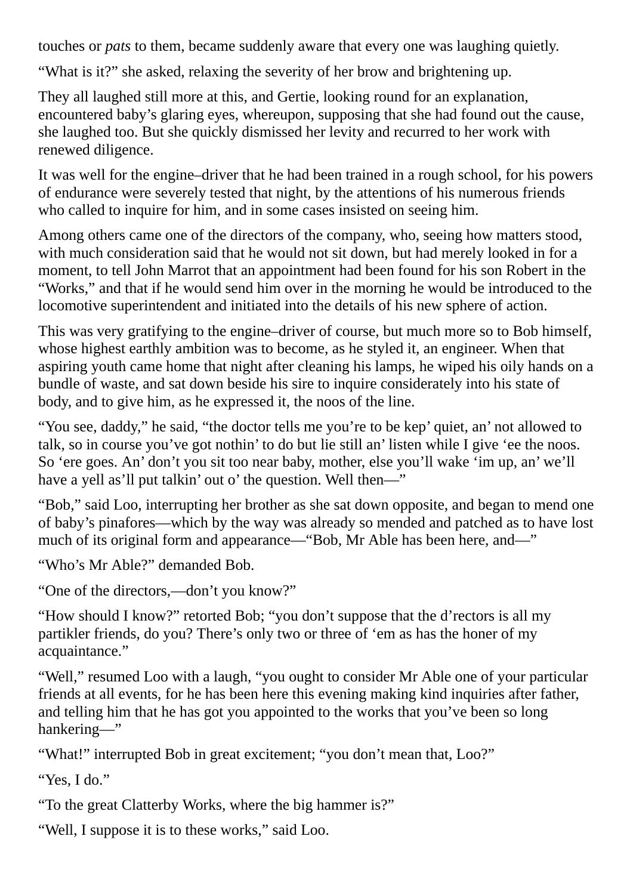touches or *pats* to them, became suddenly aware that every one was laughing quietly.

“What is it?” she asked, relaxing the severity of her brow and brightening up.

They all laughed still more at this, and Gertie, looking round for an explanation, encountered baby’s glaring eyes, whereupon, supposing that she had found out the cause, she laughed too. But she quickly dismissed her levity and recurred to her work with renewed diligence.

It was well for the engine–driver that he had been trained in a rough school, for his powers of endurance were severely tested that night, by the attentions of his numerous friends who called to inquire for him, and in some cases insisted on seeing him.

Among others came one of the directors of the company, who, seeing how matters stood, with much consideration said that he would not sit down, but had merely looked in for a moment, to tell John Marrot that an appointment had been found for his son Robert in the “Works,” and that if he would send him over in the morning he would be introduced to the locomotive superintendent and initiated into the details of his new sphere of action.

This was very gratifying to the engine–driver of course, but much more so to Bob himself, whose highest earthly ambition was to become, as he styled it, an engineer. When that aspiring youth came home that night after cleaning his lamps, he wiped his oily hands on a bundle of waste, and sat down beside his sire to inquire considerately into his state of body, and to give him, as he expressed it, the noos of the line.

“You see, daddy,” he said, “the doctor tells me you’re to be kep’ quiet, an’ not allowed to talk, so in course you’ve got nothin’ to do but lie still an’ listen while I give ‘ee the noos. So ‘ere goes. An’ don’t you sit too near baby, mother, else you’ll wake ‘im up, an’ we’ll have a yell as’ll put talkin’ out o’ the question. Well then—”

“Bob,” said Loo, interrupting her brother as she sat down opposite, and began to mend one of baby’s pinafores—which by the way was already so mended and patched as to have lost much of its original form and appearance—“Bob, Mr Able has been here, and—”

“Who’s Mr Able?” demanded Bob.

“One of the directors,—don’t you know?”

“How should I know?” retorted Bob; “you don’t suppose that the d’rectors is all my partikler friends, do you? There’s only two or three of ‘em as has the honer of my acquaintance.”

“Well,” resumed Loo with a laugh, “you ought to consider Mr Able one of your particular friends at all events, for he has been here this evening making kind inquiries after father, and telling him that he has got you appointed to the works that you’ve been so long hankering—”

“What!” interrupted Bob in great excitement; “you don’t mean that, Loo?”

“Yes, I do.”

“To the great Clatterby Works, where the big hammer is?”

“Well, I suppose it is to these works,” said Loo.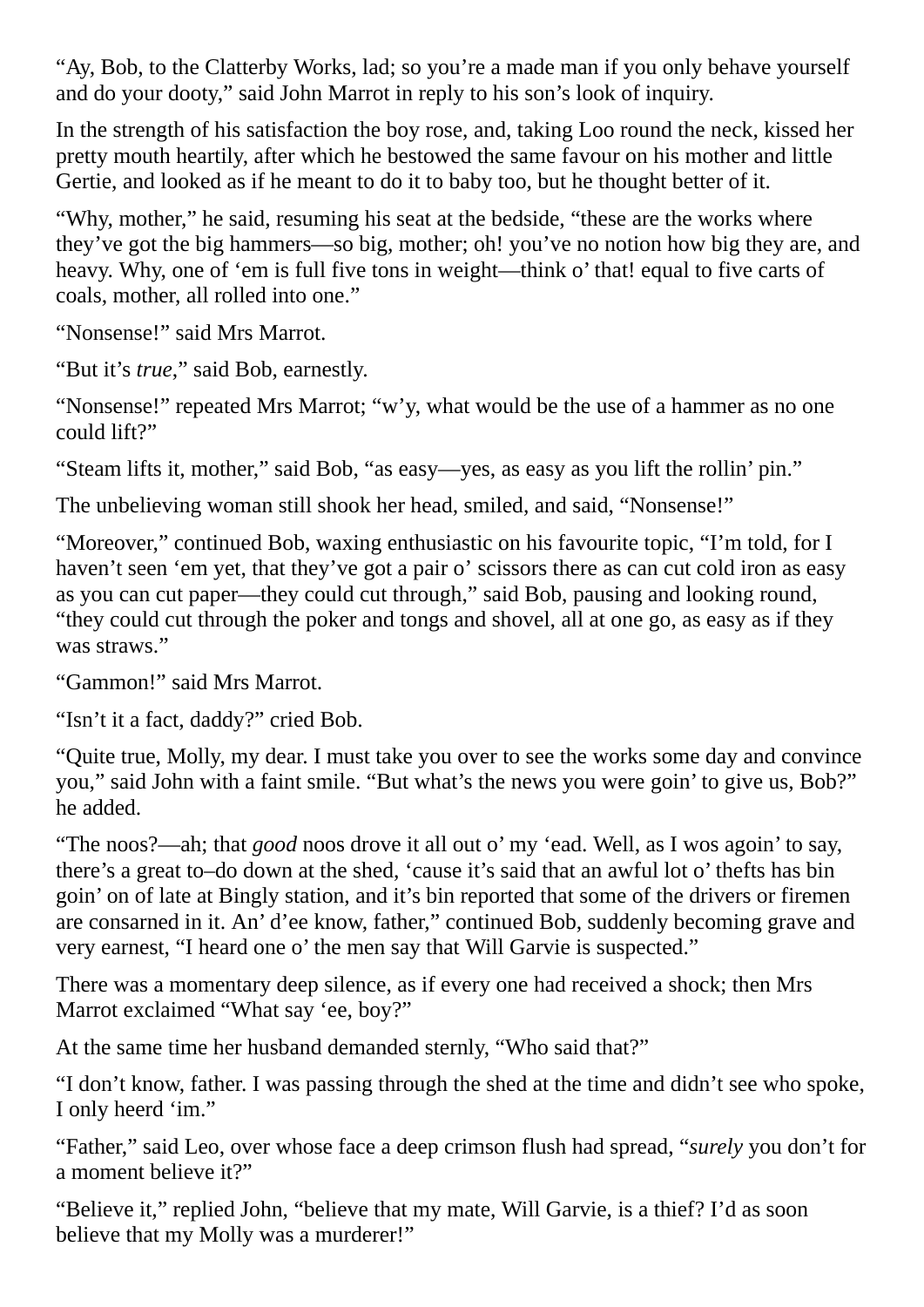"Ay, Bob, to the Clatterby Works, lad; so you're a made man if you only behave yourself and do your dooty," said John Marrot in reply to his son's look of inquiry.

In the strength of his satisfaction the boy rose, and, taking Loo round the neck, kissed her pretty mouth heartily, after which he bestowed the same favour on his mother and little Gertie, and looked as if he meant to do it to baby too, but he thought better of it.

"Why, mother," he said, resuming his seat at the bedside, "these are the works where they've got the big hammers—so big, mother; oh! you've no notion how big they are, and heavy. Why, one of 'em is full five tons in weight—think o' that! equal to five carts of coals, mother, all rolled into one."

"Nonsense!" said Mrs Marrot.

"But it's *true*," said Bob, earnestly.

"Nonsense!" repeated Mrs Marrot; "w'y, what would be the use of a hammer as no one could lift?"

"Steam lifts it, mother," said Bob, "as easy—yes, as easy as you lift the rollin' pin."

The unbelieving woman still shook her head, smiled, and said, "Nonsense!"

"Moreover," continued Bob, waxing enthusiastic on his favourite topic, "I'm told, for I haven't seen 'em yet, that they've got a pair o' scissors there as can cut cold iron as easy as you can cut paper—they could cut through," said Bob, pausing and looking round, "they could cut through the poker and tongs and shovel, all at one go, as easy as if they was straws."

"Gammon!" said Mrs Marrot.

"Isn't it a fact, daddy?" cried Bob.

"Quite true, Molly, my dear. I must take you over to see the works some day and convince you," said John with a faint smile. "But what's the news you were goin' to give us, Bob?" he added.

"The noos?—ah; that *good* noos drove it all out o' my 'ead. Well, as I wos agoin' to say, there's a great to–do down at the shed, 'cause it's said that an awful lot o' thefts has bin goin' on of late at Bingly station, and it's bin reported that some of the drivers or firemen are consarned in it. An' d'ee know, father," continued Bob, suddenly becoming grave and very earnest, "I heard one o' the men say that Will Garvie is suspected."

There was a momentary deep silence, as if every one had received a shock; then Mrs Marrot exclaimed "What say 'ee, boy?"

At the same time her husband demanded sternly, "Who said that?"

"I don't know, father. I was passing through the shed at the time and didn't see who spoke, I only heerd 'im."

"Father," said Leo, over whose face a deep crimson flush had spread, "*surely* you don't for a moment believe it?"

"Believe it," replied John, "believe that my mate, Will Garvie, is a thief? I'd as soon believe that my Molly was a murderer!"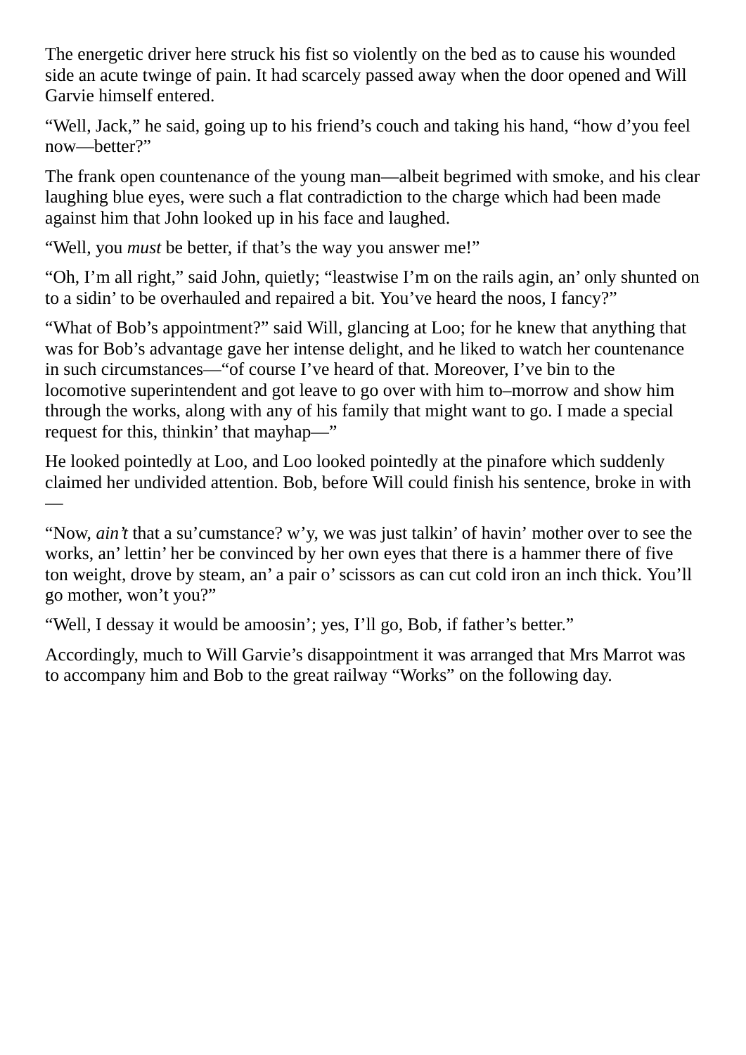The energetic driver here struck his fist so violently on the bed as to cause his wounded side an acute twinge of pain. It had scarcely passed away when the door opened and Will Garvie himself entered.

"Well, Jack," he said, going up to his friend's couch and taking his hand, "how d'you feel now—better?"

The frank open countenance of the young man—albeit begrimed with smoke, and his clear laughing blue eyes, were such a flat contradiction to the charge which had been made against him that John looked up in his face and laughed.

"Well, you *must* be better, if that's the way you answer me!"

"Oh, I'm all right," said John, quietly; "leastwise I'm on the rails agin, an' only shunted on to a sidin' to be overhauled and repaired a bit. You've heard the noos, I fancy?"

"What of Bob's appointment?" said Will, glancing at Loo; for he knew that anything that was for Bob's advantage gave her intense delight, and he liked to watch her countenance in such circumstances—"of course I've heard of that. Moreover, I've bin to the locomotive superintendent and got leave to go over with him to–morrow and show him through the works, along with any of his family that might want to go. I made a special request for this, thinkin' that mayhap—"

He looked pointedly at Loo, and Loo looked pointedly at the pinafore which suddenly claimed her undivided attention. Bob, before Will could finish his sentence, broke in with—

"Now, *ain't* that a su'cumstance? w'y, we was just talkin' of havin' mother over to see the works, an' lettin' her be convinced by her own eyes that there is a hammer there of five ton weight, drove by steam, an' a pair o' scissors as can cut cold iron an inch thick. You'll go mother, won't you?"

"Well, I dessay it would be amoosin'; yes, I'll go, Bob, if father's better."

Accordingly, much to Will Garvie's disappointment it was arranged that Mrs Marrot was to accompany him and Bob to the great railway "Works" on the following day.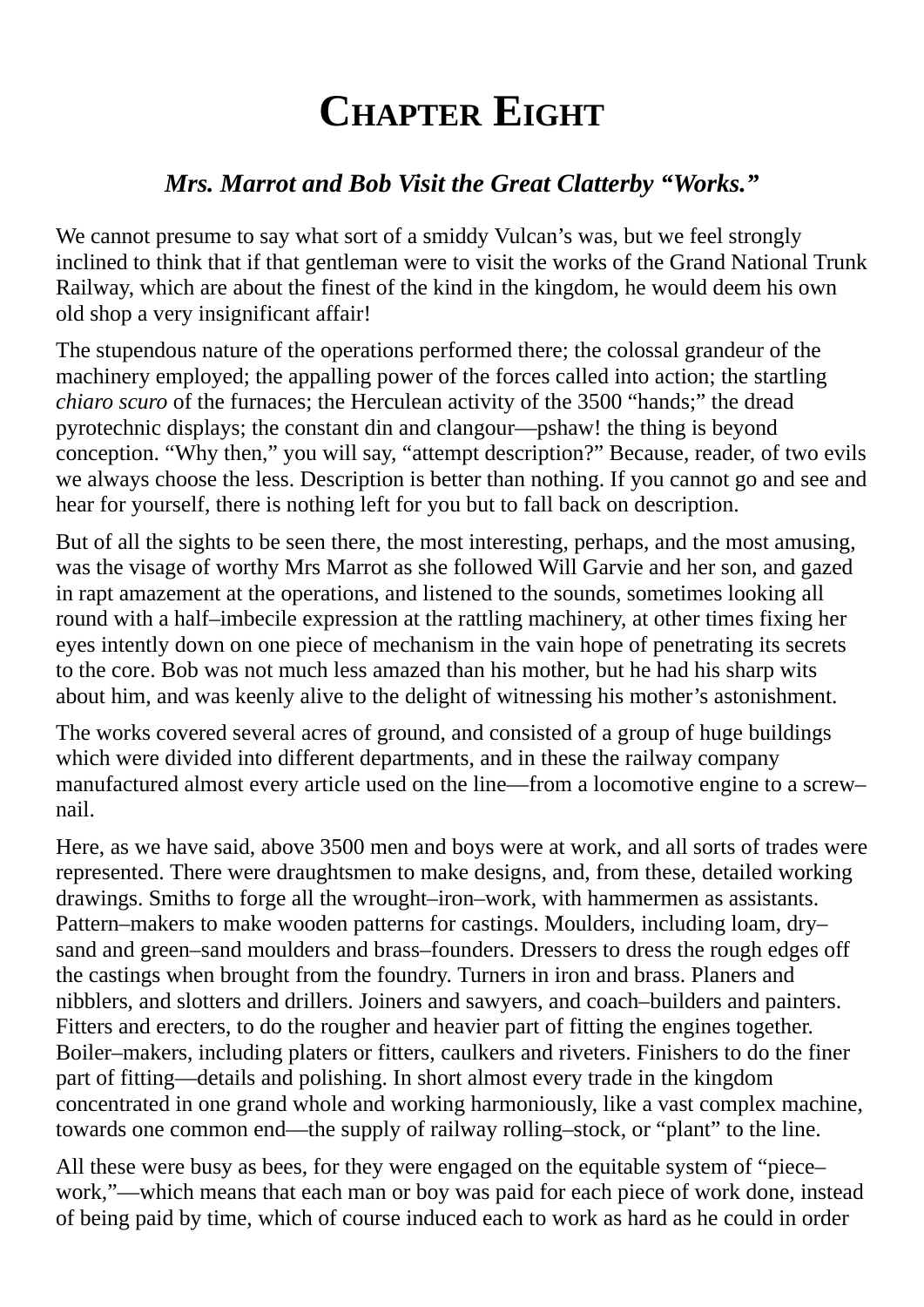# Chapter Eight

### *Mrs. Marrot and Bob Visit the Great Clatterby "Works."*

We cannot presume to say what sort of a smiddy Vulcan's was, but we feel strongly inclined to think that if that gentleman were to visit the works of the Grand National Trunk Railway, which are about the finest of the kind in the kingdom, he would deem his own old shop a very insignificant affair!

The stupendous nature of the operations performed there; the colossal grandeur of the machinery employed; the appalling power of the forces called into action; the startling *chiaro scuro* of the furnaces; the Herculean activity of the 3500 "hands;" the dread pyrotechnic displays; the constant din and clangour—pshaw! the thing is beyond conception. "Why then," you will say, "attempt description?" Because, reader, of two evils we always choose the less. Description is better than nothing. If you cannot go and see and hear for yourself, there is nothing left for you but to fall back on description.

But of all the sights to be seen there, the most interesting, perhaps, and the most amusing, was the visage of worthy Mrs Marrot as she followed Will Garvie and her son, and gazed in rapt amazement at the operations, and listened to the sounds, sometimes looking all round with a half–imbecile expression at the rattling machinery, at other times fixing her eyes intently down on one piece of mechanism in the vain hope of penetrating its secrets to the core. Bob was not much less amazed than his mother, but he had his sharp wits about him, and was keenly alive to the delight of witnessing his mother's astonishment.

The works covered several acres of ground, and consisted of a group of huge buildings which were divided into different departments, and in these the railway company manufactured almost every article used on the line—from a locomotive engine to a screw–nail.

Here, as we have said, above 3500 men and boys were at work, and all sorts of trades were represented. There were draughtsmen to make designs, and, from these, detailed working drawings. Smiths to forge all the wrought–iron–work, with hammermen as assistants. Pattern–makers to make wooden patterns for castings. Moulders, including loam, dry–sand and green–sand moulders and brass–founders. Dressers to dress the rough edges off the castings when brought from the foundry. Turners in iron and brass. Planers and nibblers, and slotters and drillers. Joiners and sawyers, and coach–builders and painters. Fitters and erecters, to do the rougher and heavier part of fitting the engines together. Boiler–makers, including platers or fitters, caulkers and riveters. Finishers to do the finer part of fitting—details and polishing. In short almost every trade in the kingdom concentrated in one grand whole and working harmoniously, like a vast complex machine, towards one common end—the supply of railway rolling–stock, or "plant" to the line.

All these were busy as bees, for they were engaged on the equitable system of "piece–work,"—which means that each man or boy was paid for each piece of work done, instead of being paid by time, which of course induced each to work as hard as he could in order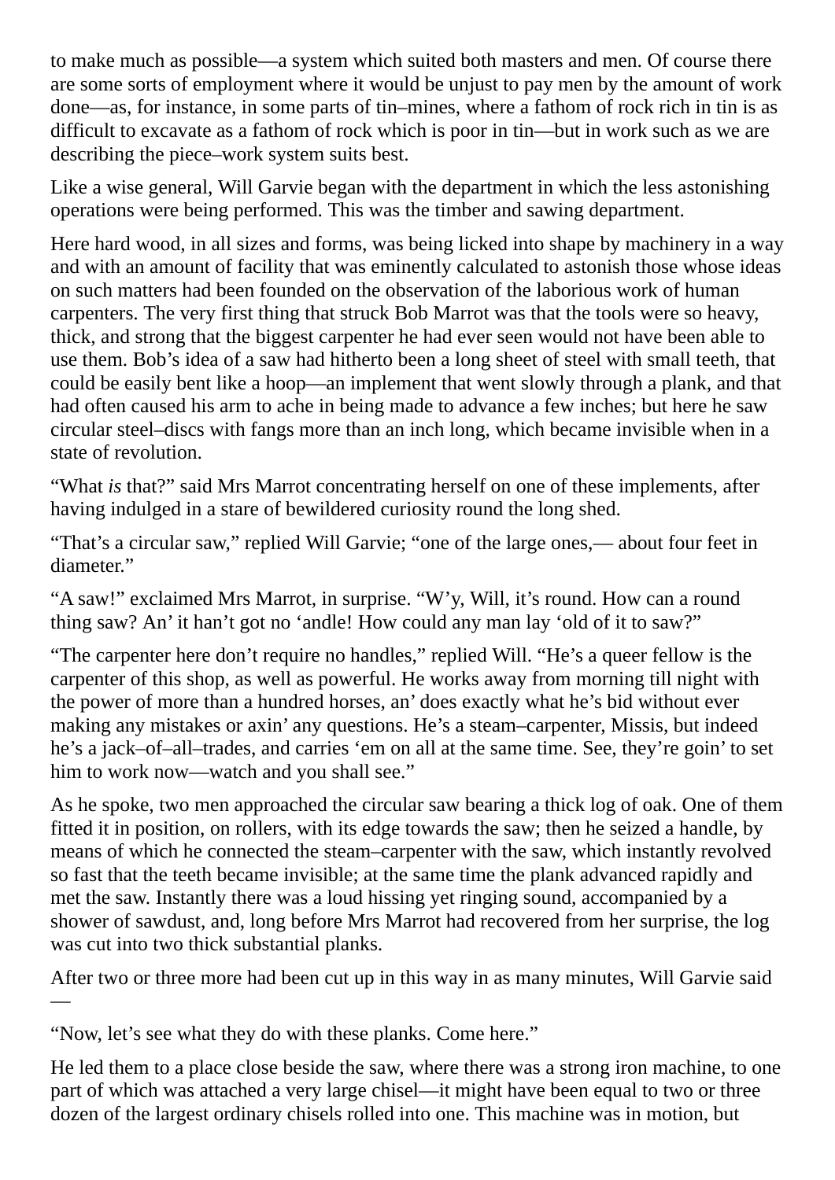to make much as possible—a system which suited both masters and men. Of course there are some sorts of employment where it would be unjust to pay men by the amount of work done—as, for instance, in some parts of tin–mines, where a fathom of rock rich in tin is as difficult to excavate as a fathom of rock which is poor in tin—but in work such as we are describing the piece–work system suits best.

Like a wise general, Will Garvie began with the department in which the less astonishing operations were being performed. This was the timber and sawing department.

Here hard wood, in all sizes and forms, was being licked into shape by machinery in a way and with an amount of facility that was eminently calculated to astonish those whose ideas on such matters had been founded on the observation of the laborious work of human carpenters. The very first thing that struck Bob Marrot was that the tools were so heavy, thick, and strong that the biggest carpenter he had ever seen would not have been able to use them. Bob's idea of a saw had hitherto been a long sheet of steel with small teeth, that could be easily bent like a hoop—an implement that went slowly through a plank, and that had often caused his arm to ache in being made to advance a few inches; but here he saw circular steel–discs with fangs more than an inch long, which became invisible when in a state of revolution.

"What *is* that?" said Mrs Marrot concentrating herself on one of these implements, after having indulged in a stare of bewildered curiosity round the long shed.

"That's a circular saw," replied Will Garvie; "one of the large ones,— about four feet in diameter."

"A saw!" exclaimed Mrs Marrot, in surprise. "W'y, Will, it's round. How can a round thing saw? An' it han't got no 'andle! How could any man lay 'old of it to saw?"

"The carpenter here don't require no handles," replied Will. "He's a queer fellow is the carpenter of this shop, as well as powerful. He works away from morning till night with the power of more than a hundred horses, an' does exactly what he's bid without ever making any mistakes or axin' any questions. He's a steam–carpenter, Missis, but indeed he's a jack–of–all–trades, and carries 'em on all at the same time. See, they're goin' to set him to work now—watch and you shall see."

As he spoke, two men approached the circular saw bearing a thick log of oak. One of them fitted it in position, on rollers, with its edge towards the saw; then he seized a handle, by means of which he connected the steam–carpenter with the saw, which instantly revolved so fast that the teeth became invisible; at the same time the plank advanced rapidly and met the saw. Instantly there was a loud hissing yet ringing sound, accompanied by a shower of sawdust, and, long before Mrs Marrot had recovered from her surprise, the log was cut into two thick substantial planks.

After two or three more had been cut up in this way in as many minutes, Will Garvie said—

"Now, let's see what they do with these planks. Come here."

He led them to a place close beside the saw, where there was a strong iron machine, to one part of which was attached a very large chisel—it might have been equal to two or three dozen of the largest ordinary chisels rolled into one. This machine was in motion, but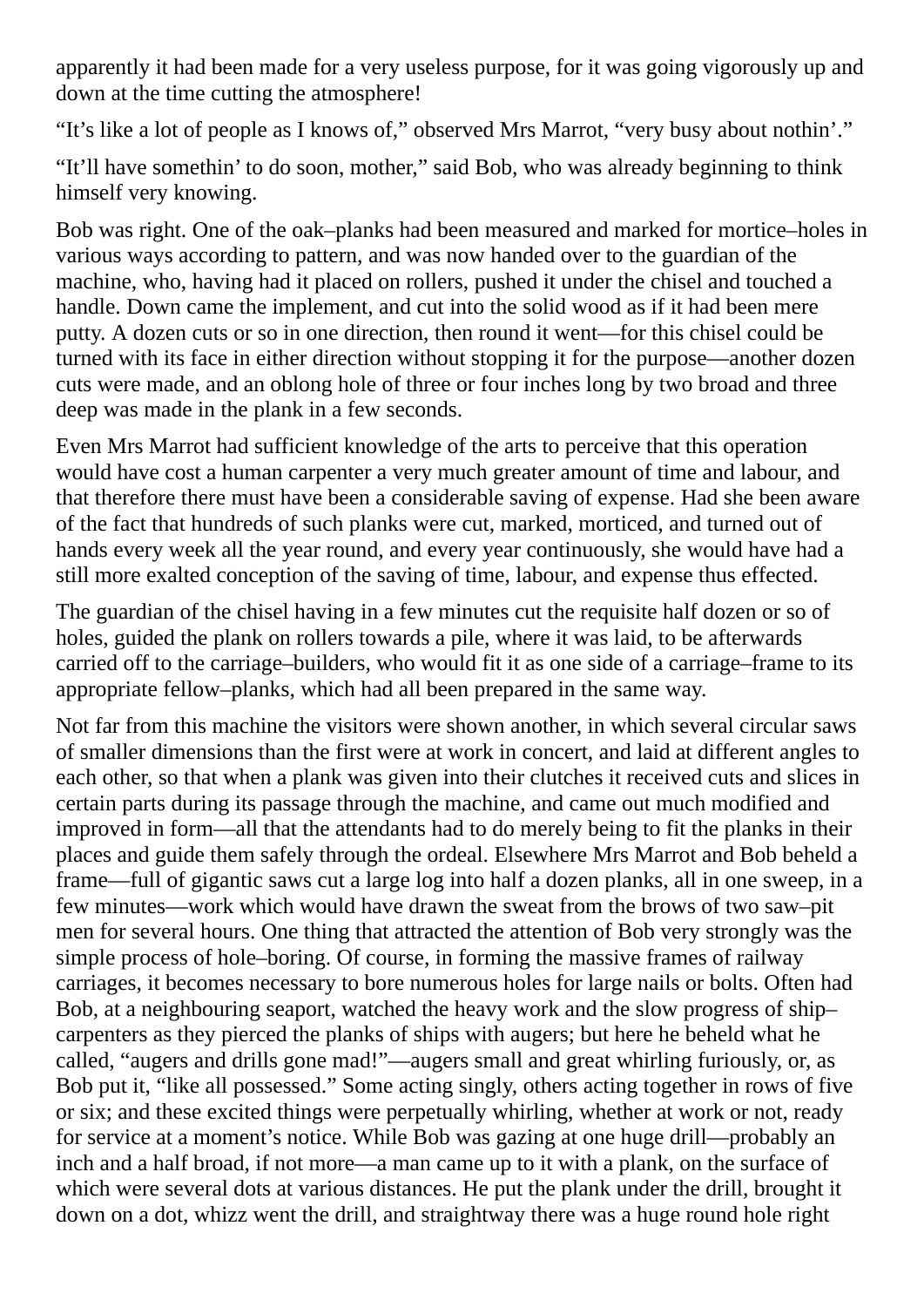apparently it had been made for a very useless purpose, for it was going vigorously up and down at the time cutting the atmosphere!

“It’s like a lot of people as I knows of,” observed Mrs Marrot, “very busy about nothin’.”

“It’ll have somethin’ to do soon, mother,” said Bob, who was already beginning to think himself very knowing.

Bob was right. One of the oak–planks had been measured and marked for mortice–holes in various ways according to pattern, and was now handed over to the guardian of the machine, who, having had it placed on rollers, pushed it under the chisel and touched a handle. Down came the implement, and cut into the solid wood as if it had been mere putty. A dozen cuts or so in one direction, then round it went—for this chisel could be turned with its face in either direction without stopping it for the purpose—another dozen cuts were made, and an oblong hole of three or four inches long by two broad and three deep was made in the plank in a few seconds.

Even Mrs Marrot had sufficient knowledge of the arts to perceive that this operation would have cost a human carpenter a very much greater amount of time and labour, and that therefore there must have been a considerable saving of expense. Had she been aware of the fact that hundreds of such planks were cut, marked, morticed, and turned out of hands every week all the year round, and every year continuously, she would have had a still more exalted conception of the saving of time, labour, and expense thus effected.

The guardian of the chisel having in a few minutes cut the requisite half dozen or so of holes, guided the plank on rollers towards a pile, where it was laid, to be afterwards carried off to the carriage–builders, who would fit it as one side of a carriage–frame to its appropriate fellow–planks, which had all been prepared in the same way.

Not far from this machine the visitors were shown another, in which several circular saws of smaller dimensions than the first were at work in concert, and laid at different angles to each other, so that when a plank was given into their clutches it received cuts and slices in certain parts during its passage through the machine, and came out much modified and improved in form—all that the attendants had to do merely being to fit the planks in their places and guide them safely through the ordeal. Elsewhere Mrs Marrot and Bob beheld a frame—full of gigantic saws cut a large log into half a dozen planks, all in one sweep, in a few minutes—work which would have drawn the sweat from the brows of two saw–pit men for several hours. One thing that attracted the attention of Bob very strongly was the simple process of hole–boring. Of course, in forming the massive frames of railway carriages, it becomes necessary to bore numerous holes for large nails or bolts. Often had Bob, at a neighbouring seaport, watched the heavy work and the slow progress of ship–carpenters as they pierced the planks of ships with augers; but here he beheld what he called, “augers and drills gone mad!”—augers small and great whirling furiously, or, as Bob put it, “like all possessed.” Some acting singly, others acting together in rows of five or six; and these excited things were perpetually whirling, whether at work or not, ready for service at a moment’s notice. While Bob was gazing at one huge drill—probably an inch and a half broad, if not more—a man came up to it with a plank, on the surface of which were several dots at various distances. He put the plank under the drill, brought it down on a dot, whizz went the drill, and straightway there was a huge round hole right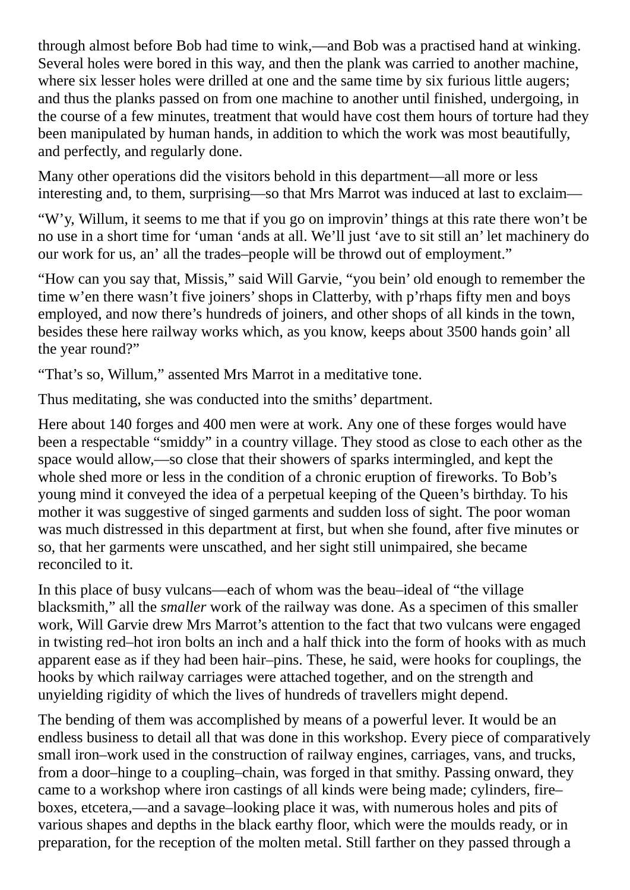through almost before Bob had time to wink,—and Bob was a practised hand at winking. Several holes were bored in this way, and then the plank was carried to another machine, where six lesser holes were drilled at one and the same time by six furious little augers; and thus the planks passed on from one machine to another until finished, undergoing, in the course of a few minutes, treatment that would have cost them hours of torture had they been manipulated by human hands, in addition to which the work was most beautifully, and perfectly, and regularly done.

Many other operations did the visitors behold in this department—all more or less interesting and, to them, surprising—so that Mrs Marrot was induced at last to exclaim—

"W'y, Willum, it seems to me that if you go on improvin' things at this rate there won't be no use in a short time for 'uman 'ands at all. We'll just 'ave to sit still an' let machinery do our work for us, an' all the trades–people will be throwd out of employment."

"How can you say that, Missis," said Will Garvie, "you bein' old enough to remember the time w'en there wasn't five joiners' shops in Clatterby, with p'rhaps fifty men and boys employed, and now there's hundreds of joiners, and other shops of all kinds in the town, besides these here railway works which, as you know, keeps about 3500 hands goin' all the year round?"

"That's so, Willum," assented Mrs Marrot in a meditative tone.

Thus meditating, she was conducted into the smiths' department.

Here about 140 forges and 400 men were at work. Any one of these forges would have been a respectable "smiddy" in a country village. They stood as close to each other as the space would allow,—so close that their showers of sparks intermingled, and kept the whole shed more or less in the condition of a chronic eruption of fireworks. To Bob's young mind it conveyed the idea of a perpetual keeping of the Queen's birthday. To his mother it was suggestive of singed garments and sudden loss of sight. The poor woman was much distressed in this department at first, but when she found, after five minutes or so, that her garments were unscathed, and her sight still unimpaired, she became reconciled to it.

In this place of busy vulcans—each of whom was the beau–ideal of "the village blacksmith," all the *smaller* work of the railway was done. As a specimen of this smaller work, Will Garvie drew Mrs Marrot's attention to the fact that two vulcans were engaged in twisting red–hot iron bolts an inch and a half thick into the form of hooks with as much apparent ease as if they had been hair–pins. These, he said, were hooks for couplings, the hooks by which railway carriages were attached together, and on the strength and unyielding rigidity of which the lives of hundreds of travellers might depend.

The bending of them was accomplished by means of a powerful lever. It would be an endless business to detail all that was done in this workshop. Every piece of comparatively small iron–work used in the construction of railway engines, carriages, vans, and trucks, from a door–hinge to a coupling–chain, was forged in that smithy. Passing onward, they came to a workshop where iron castings of all kinds were being made; cylinders, fire–boxes, etcetera,—and a savage–looking place it was, with numerous holes and pits of various shapes and depths in the black earthy floor, which were the moulds ready, or in preparation, for the reception of the molten metal. Still farther on they passed through a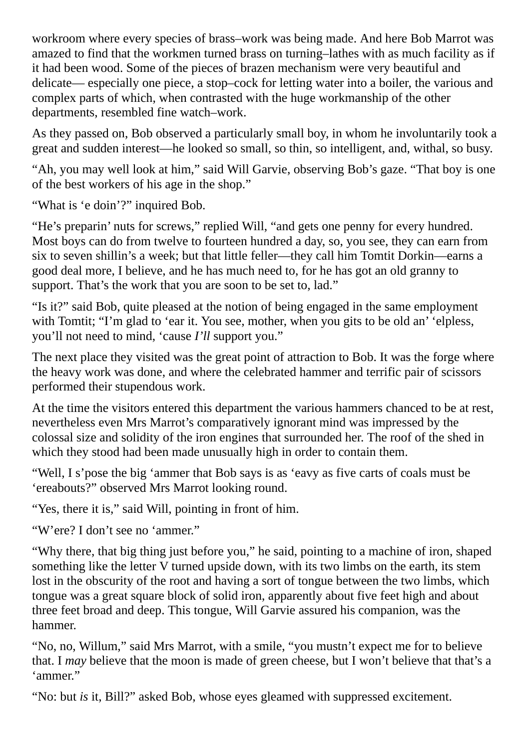workroom where every species of brass–work was being made. And here Bob Marrot was amazed to find that the workmen turned brass on turning–lathes with as much facility as if it had been wood. Some of the pieces of brazen mechanism were very beautiful and delicate— especially one piece, a stop–cock for letting water into a boiler, the various and complex parts of which, when contrasted with the huge workmanship of the other departments, resembled fine watch–work.

As they passed on, Bob observed a particularly small boy, in whom he involuntarily took a great and sudden interest—he looked so small, so thin, so intelligent, and, withal, so busy.

"Ah, you may well look at him," said Will Garvie, observing Bob's gaze. "That boy is one of the best workers of his age in the shop."

"What is 'e doin'?" inquired Bob.

"He's preparin' nuts for screws," replied Will, "and gets one penny for every hundred. Most boys can do from twelve to fourteen hundred a day, so, you see, they can earn from six to seven shillin's a week; but that little feller—they call him Tomtit Dorkin—earns a good deal more, I believe, and he has much need to, for he has got an old granny to support. That's the work that you are soon to be set to, lad."

"Is it?" said Bob, quite pleased at the notion of being engaged in the same employment with Tomtit; "I'm glad to 'ear it. You see, mother, when you gits to be old an' 'elpless, you'll not need to mind, 'cause *I'll* support you."

The next place they visited was the great point of attraction to Bob. It was the forge where the heavy work was done, and where the celebrated hammer and terrific pair of scissors performed their stupendous work.

At the time the visitors entered this department the various hammers chanced to be at rest, nevertheless even Mrs Marrot's comparatively ignorant mind was impressed by the colossal size and solidity of the iron engines that surrounded her. The roof of the shed in which they stood had been made unusually high in order to contain them.

"Well, I s'pose the big 'ammer that Bob says is as 'eavy as five carts of coals must be 'ereabouts?" observed Mrs Marrot looking round.

"Yes, there it is," said Will, pointing in front of him.

"W'ere? I don't see no 'ammer."

"Why there, that big thing just before you," he said, pointing to a machine of iron, shaped something like the letter V turned upside down, with its two limbs on the earth, its stem lost in the obscurity of the root and having a sort of tongue between the two limbs, which tongue was a great square block of solid iron, apparently about five feet high and about three feet broad and deep. This tongue, Will Garvie assured his companion, was the hammer.

"No, no, Willum," said Mrs Marrot, with a smile, "you mustn't expect me for to believe that. I *may* believe that the moon is made of green cheese, but I won't believe that that's a 'ammer."

"No: but *is* it, Bill?" asked Bob, whose eyes gleamed with suppressed excitement.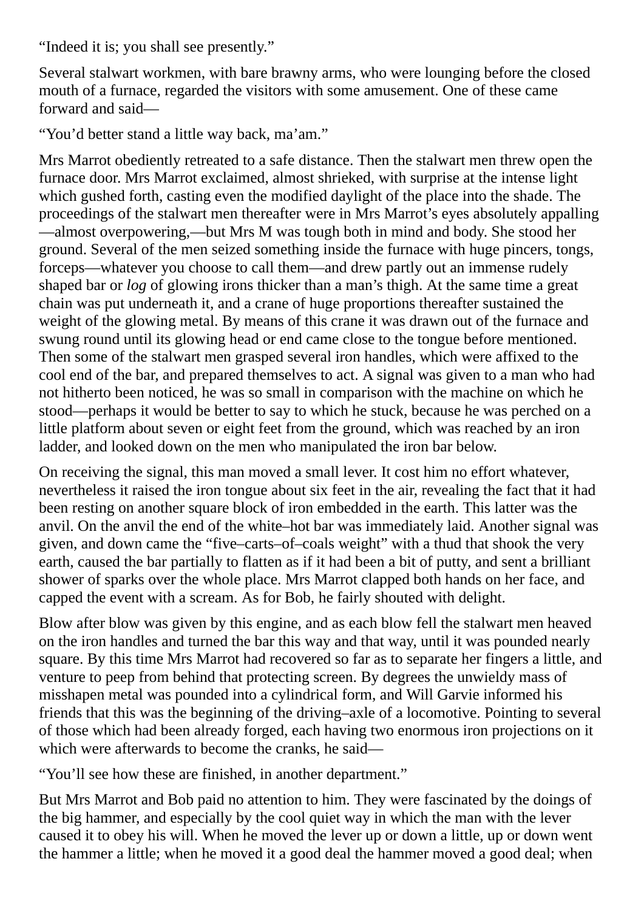"Indeed it is; you shall see presently."

Several stalwart workmen, with bare brawny arms, who were lounging before the closed mouth of a furnace, regarded the visitors with some amusement. One of these came forward and said—

"You'd better stand a little way back, ma'am."

Mrs Marrot obediently retreated to a safe distance. Then the stalwart men threw open the furnace door. Mrs Marrot exclaimed, almost shrieked, with surprise at the intense light which gushed forth, casting even the modified daylight of the place into the shade. The proceedings of the stalwart men thereafter were in Mrs Marrot's eyes absolutely appalling—almost overpowering,—but Mrs M was tough both in mind and body. She stood her ground. Several of the men seized something inside the furnace with huge pincers, tongs, forceps—whatever you choose to call them—and drew partly out an immense rudely shaped bar or *log* of glowing irons thicker than a man's thigh. At the same time a great chain was put underneath it, and a crane of huge proportions thereafter sustained the weight of the glowing metal. By means of this crane it was drawn out of the furnace and swung round until its glowing head or end came close to the tongue before mentioned. Then some of the stalwart men grasped several iron handles, which were affixed to the cool end of the bar, and prepared themselves to act. A signal was given to a man who had not hitherto been noticed, he was so small in comparison with the machine on which he stood—perhaps it would be better to say to which he stuck, because he was perched on a little platform about seven or eight feet from the ground, which was reached by an iron ladder, and looked down on the men who manipulated the iron bar below.

On receiving the signal, this man moved a small lever. It cost him no effort whatever, nevertheless it raised the iron tongue about six feet in the air, revealing the fact that it had been resting on another square block of iron embedded in the earth. This latter was the anvil. On the anvil the end of the white–hot bar was immediately laid. Another signal was given, and down came the "five–carts–of–coals weight" with a thud that shook the very earth, caused the bar partially to flatten as if it had been a bit of putty, and sent a brilliant shower of sparks over the whole place. Mrs Marrot clapped both hands on her face, and capped the event with a scream. As for Bob, he fairly shouted with delight.

Blow after blow was given by this engine, and as each blow fell the stalwart men heaved on the iron handles and turned the bar this way and that way, until it was pounded nearly square. By this time Mrs Marrot had recovered so far as to separate her fingers a little, and venture to peep from behind that protecting screen. By degrees the unwieldy mass of misshapen metal was pounded into a cylindrical form, and Will Garvie informed his friends that this was the beginning of the driving–axle of a locomotive. Pointing to several of those which had been already forged, each having two enormous iron projections on it which were afterwards to become the cranks, he said—

"You'll see how these are finished, in another department."

But Mrs Marrot and Bob paid no attention to him. They were fascinated by the doings of the big hammer, and especially by the cool quiet way in which the man with the lever caused it to obey his will. When he moved the lever up or down a little, up or down went the hammer a little; when he moved it a good deal the hammer moved a good deal; when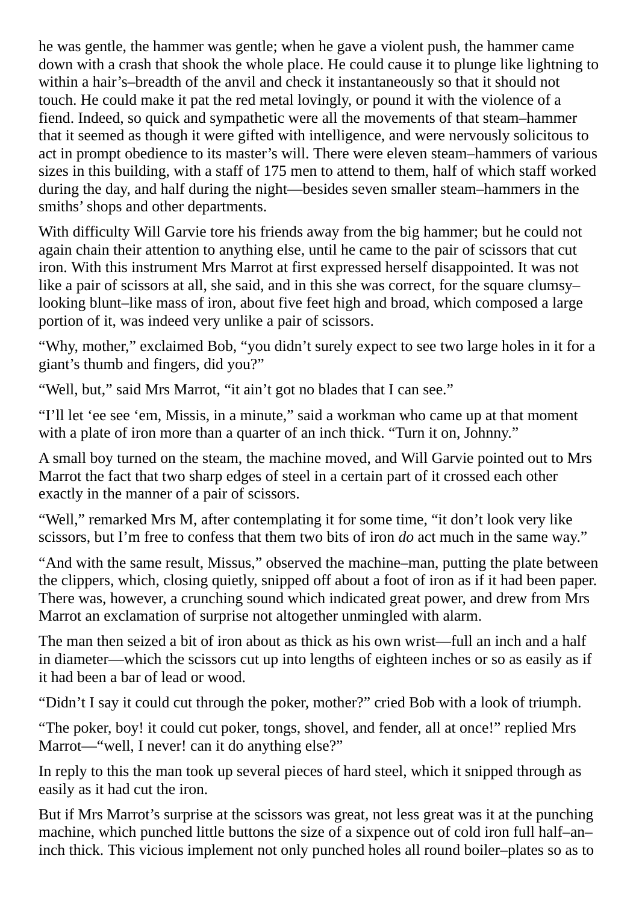he was gentle, the hammer was gentle; when he gave a violent push, the hammer came down with a crash that shook the whole place. He could cause it to plunge like lightning to within a hair's–breadth of the anvil and check it instantaneously so that it should not touch. He could make it pat the red metal lovingly, or pound it with the violence of a fiend. Indeed, so quick and sympathetic were all the movements of that steam–hammer that it seemed as though it were gifted with intelligence, and were nervously solicitous to act in prompt obedience to its master's will. There were eleven steam–hammers of various sizes in this building, with a staff of 175 men to attend to them, half of which staff worked during the day, and half during the night—besides seven smaller steam–hammers in the smiths' shops and other departments.

With difficulty Will Garvie tore his friends away from the big hammer; but he could not again chain their attention to anything else, until he came to the pair of scissors that cut iron. With this instrument Mrs Marrot at first expressed herself disappointed. It was not like a pair of scissors at all, she said, and in this she was correct, for the square clumsy–looking blunt–like mass of iron, about five feet high and broad, which composed a large portion of it, was indeed very unlike a pair of scissors.

"Why, mother," exclaimed Bob, "you didn't surely expect to see two large holes in it for a giant's thumb and fingers, did you?"

"Well, but," said Mrs Marrot, "it ain't got no blades that I can see."

"I'll let 'ee see 'em, Missis, in a minute," said a workman who came up at that moment with a plate of iron more than a quarter of an inch thick. "Turn it on, Johnny."

A small boy turned on the steam, the machine moved, and Will Garvie pointed out to Mrs Marrot the fact that two sharp edges of steel in a certain part of it crossed each other exactly in the manner of a pair of scissors.

"Well," remarked Mrs M, after contemplating it for some time, "it don't look very like scissors, but I'm free to confess that them two bits of iron *do* act much in the same way."

"And with the same result, Missus," observed the machine–man, putting the plate between the clippers, which, closing quietly, snipped off about a foot of iron as if it had been paper. There was, however, a crunching sound which indicated great power, and drew from Mrs Marrot an exclamation of surprise not altogether unmingled with alarm.

The man then seized a bit of iron about as thick as his own wrist—full an inch and a half in diameter—which the scissors cut up into lengths of eighteen inches or so as easily as if it had been a bar of lead or wood.

"Didn't I say it could cut through the poker, mother?" cried Bob with a look of triumph.

"The poker, boy! it could cut poker, tongs, shovel, and fender, all at once!" replied Mrs Marrot—"well, I never! can it do anything else?"

In reply to this the man took up several pieces of hard steel, which it snipped through as easily as it had cut the iron.

But if Mrs Marrot's surprise at the scissors was great, not less great was it at the punching machine, which punched little buttons the size of a sixpence out of cold iron full half–an–inch thick. This vicious implement not only punched holes all round boiler–plates so as to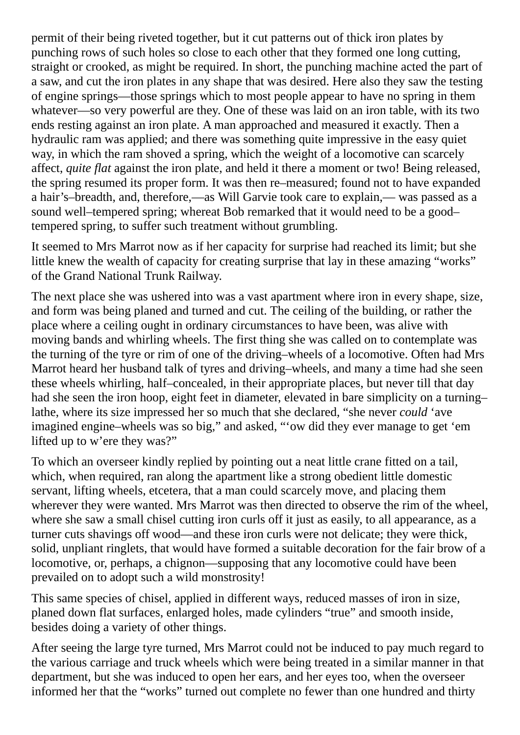permit of their being riveted together, but it cut patterns out of thick iron plates by punching rows of such holes so close to each other that they formed one long cutting, straight or crooked, as might be required. In short, the punching machine acted the part of a saw, and cut the iron plates in any shape that was desired. Here also they saw the testing of engine springs—those springs which to most people appear to have no spring in them whatever—so very powerful are they. One of these was laid on an iron table, with its two ends resting against an iron plate. A man approached and measured it exactly. Then a hydraulic ram was applied; and there was something quite impressive in the easy quiet way, in which the ram shoved a spring, which the weight of a locomotive can scarcely affect, *quite flat* against the iron plate, and held it there a moment or two! Being released, the spring resumed its proper form. It was then re–measured; found not to have expanded a hair's–breadth, and, therefore,—as Will Garvie took care to explain,— was passed as a sound well–tempered spring; whereat Bob remarked that it would need to be a good–tempered spring, to suffer such treatment without grumbling.

It seemed to Mrs Marrot now as if her capacity for surprise had reached its limit; but she little knew the wealth of capacity for creating surprise that lay in these amazing "works" of the Grand National Trunk Railway.

The next place she was ushered into was a vast apartment where iron in every shape, size, and form was being planed and turned and cut. The ceiling of the building, or rather the place where a ceiling ought in ordinary circumstances to have been, was alive with moving bands and whirling wheels. The first thing she was called on to contemplate was the turning of the tyre or rim of one of the driving–wheels of a locomotive. Often had Mrs Marrot heard her husband talk of tyres and driving–wheels, and many a time had she seen these wheels whirling, half–concealed, in their appropriate places, but never till that day had she seen the iron hoop, eight feet in diameter, elevated in bare simplicity on a turning–lathe, where its size impressed her so much that she declared, "she never *could* 'ave imagined engine–wheels was so big," and asked, "'ow did they ever manage to get 'em lifted up to w'ere they was?"

To which an overseer kindly replied by pointing out a neat little crane fitted on a tail, which, when required, ran along the apartment like a strong obedient little domestic servant, lifting wheels, etcetera, that a man could scarcely move, and placing them wherever they were wanted. Mrs Marrot was then directed to observe the rim of the wheel, where she saw a small chisel cutting iron curls off it just as easily, to all appearance, as a turner cuts shavings off wood—and these iron curls were not delicate; they were thick, solid, unpliant ringlets, that would have formed a suitable decoration for the fair brow of a locomotive, or, perhaps, a chignon—supposing that any locomotive could have been prevailed on to adopt such a wild monstrosity!

This same species of chisel, applied in different ways, reduced masses of iron in size, planed down flat surfaces, enlarged holes, made cylinders "true" and smooth inside, besides doing a variety of other things.

After seeing the large tyre turned, Mrs Marrot could not be induced to pay much regard to the various carriage and truck wheels which were being treated in a similar manner in that department, but she was induced to open her ears, and her eyes too, when the overseer informed her that the "works" turned out complete no fewer than one hundred and thirty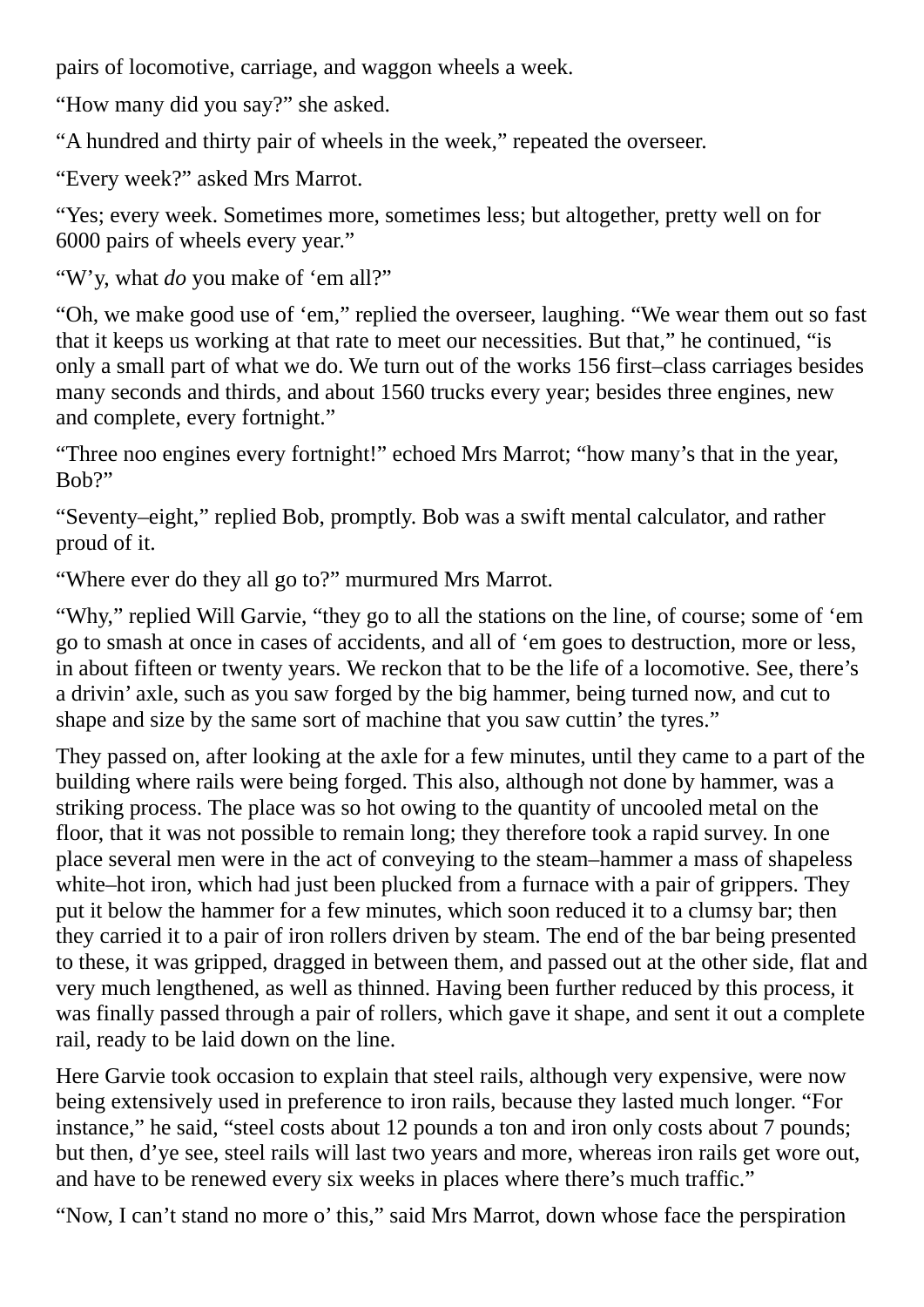pairs of locomotive, carriage, and waggon wheels a week.

“How many did you say?” she asked.

“A hundred and thirty pair of wheels in the week,” repeated the overseer.

“Every week?” asked Mrs Marrot.

“Yes; every week. Sometimes more, sometimes less; but altogether, pretty well on for 6000 pairs of wheels every year.”

“W’y, what *do* you make of ‘em all?”

“Oh, we make good use of ‘em,” replied the overseer, laughing. “We wear them out so fast that it keeps us working at that rate to meet our necessities. But that,” he continued, “is only a small part of what we do. We turn out of the works 156 first–class carriages besides many seconds and thirds, and about 1560 trucks every year; besides three engines, new and complete, every fortnight.”

“Three noo engines every fortnight!” echoed Mrs Marrot; “how many’s that in the year, Bob?”

“Seventy–eight,” replied Bob, promptly. Bob was a swift mental calculator, and rather proud of it.

“Where ever do they all go to?” murmured Mrs Marrot.

“Why,” replied Will Garvie, “they go to all the stations on the line, of course; some of ‘em go to smash at once in cases of accidents, and all of ‘em goes to destruction, more or less, in about fifteen or twenty years. We reckon that to be the life of a locomotive. See, there’s a drivin’ axle, such as you saw forged by the big hammer, being turned now, and cut to shape and size by the same sort of machine that you saw cuttin’ the tyres.”

They passed on, after looking at the axle for a few minutes, until they came to a part of the building where rails were being forged. This also, although not done by hammer, was a striking process. The place was so hot owing to the quantity of uncooled metal on the floor, that it was not possible to remain long; they therefore took a rapid survey. In one place several men were in the act of conveying to the steam–hammer a mass of shapeless white–hot iron, which had just been plucked from a furnace with a pair of grippers. They put it below the hammer for a few minutes, which soon reduced it to a clumsy bar; then they carried it to a pair of iron rollers driven by steam. The end of the bar being presented to these, it was gripped, dragged in between them, and passed out at the other side, flat and very much lengthened, as well as thinned. Having been further reduced by this process, it was finally passed through a pair of rollers, which gave it shape, and sent it out a complete rail, ready to be laid down on the line.

Here Garvie took occasion to explain that steel rails, although very expensive, were now being extensively used in preference to iron rails, because they lasted much longer. “For instance,” he said, “steel costs about 12 pounds a ton and iron only costs about 7 pounds; but then, d’ye see, steel rails will last two years and more, whereas iron rails get wore out, and have to be renewed every six weeks in places where there’s much traffic.”

“Now, I can’t stand no more o’ this,” said Mrs Marrot, down whose face the perspiration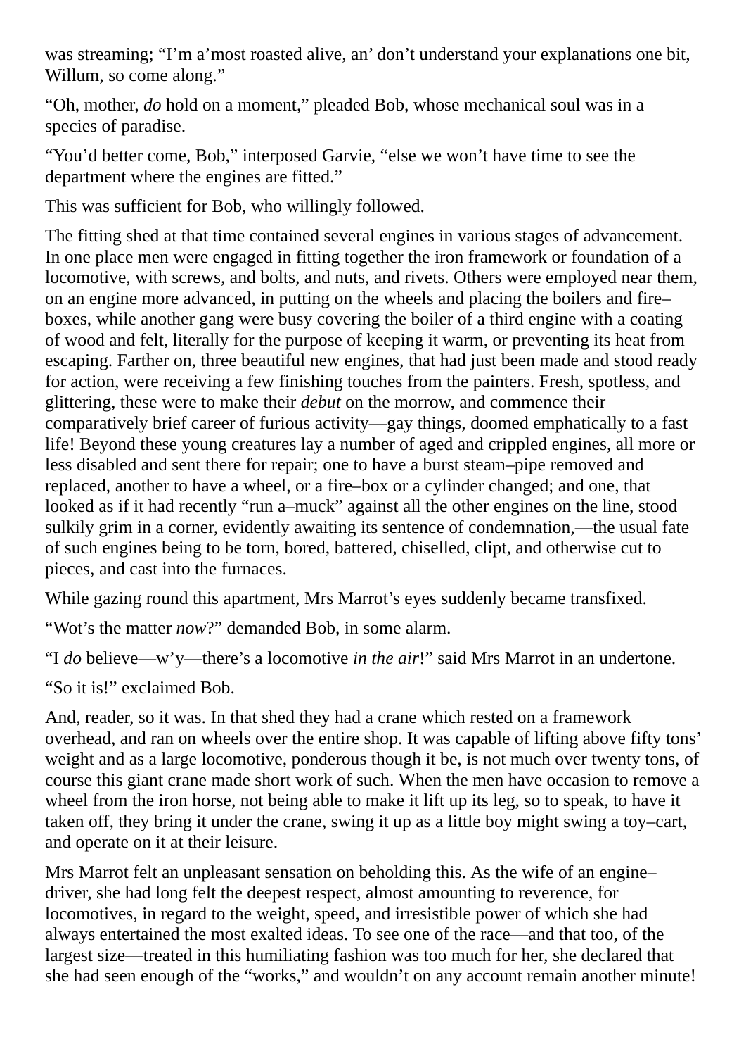was streaming; "I'm a'most roasted alive, an' don't understand your explanations one bit, Willum, so come along."

"Oh, mother, *do* hold on a moment," pleaded Bob, whose mechanical soul was in a species of paradise.

"You'd better come, Bob," interposed Garvie, "else we won't have time to see the department where the engines are fitted."

This was sufficient for Bob, who willingly followed.

The fitting shed at that time contained several engines in various stages of advancement. In one place men were engaged in fitting together the iron framework or foundation of a locomotive, with screws, and bolts, and nuts, and rivets. Others were employed near them, on an engine more advanced, in putting on the wheels and placing the boilers and fire–boxes, while another gang were busy covering the boiler of a third engine with a coating of wood and felt, literally for the purpose of keeping it warm, or preventing its heat from escaping. Farther on, three beautiful new engines, that had just been made and stood ready for action, were receiving a few finishing touches from the painters. Fresh, spotless, and glittering, these were to make their *debut* on the morrow, and commence their comparatively brief career of furious activity—gay things, doomed emphatically to a fast life! Beyond these young creatures lay a number of aged and crippled engines, all more or less disabled and sent there for repair; one to have a burst steam–pipe removed and replaced, another to have a wheel, or a fire–box or a cylinder changed; and one, that looked as if it had recently "run a–muck" against all the other engines on the line, stood sulkily grim in a corner, evidently awaiting its sentence of condemnation,—the usual fate of such engines being to be torn, bored, battered, chiselled, clipt, and otherwise cut to pieces, and cast into the furnaces.

While gazing round this apartment, Mrs Marrot's eyes suddenly became transfixed.

"Wot's the matter *now*?" demanded Bob, in some alarm.

"I *do* believe—w'y—there's a locomotive *in the air*!" said Mrs Marrot in an undertone.

"So it is!" exclaimed Bob.

And, reader, so it was. In that shed they had a crane which rested on a framework overhead, and ran on wheels over the entire shop. It was capable of lifting above fifty tons' weight and as a large locomotive, ponderous though it be, is not much over twenty tons, of course this giant crane made short work of such. When the men have occasion to remove a wheel from the iron horse, not being able to make it lift up its leg, so to speak, to have it taken off, they bring it under the crane, swing it up as a little boy might swing a toy–cart, and operate on it at their leisure.

Mrs Marrot felt an unpleasant sensation on beholding this. As the wife of an engine–driver, she had long felt the deepest respect, almost amounting to reverence, for locomotives, in regard to the weight, speed, and irresistible power of which she had always entertained the most exalted ideas. To see one of the race—and that too, of the largest size—treated in this humiliating fashion was too much for her, she declared that she had seen enough of the "works," and wouldn't on any account remain another minute!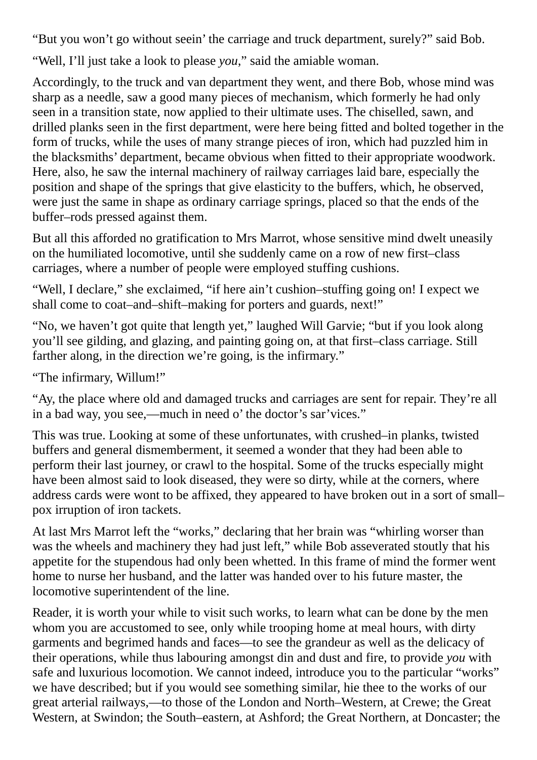"But you won't go without seein' the carriage and truck department, surely?" said Bob.

"Well, I'll just take a look to please *you*," said the amiable woman.

Accordingly, to the truck and van department they went, and there Bob, whose mind was sharp as a needle, saw a good many pieces of mechanism, which formerly he had only seen in a transition state, now applied to their ultimate uses. The chiselled, sawn, and drilled planks seen in the first department, were here being fitted and bolted together in the form of trucks, while the uses of many strange pieces of iron, which had puzzled him in the blacksmiths' department, became obvious when fitted to their appropriate woodwork. Here, also, he saw the internal machinery of railway carriages laid bare, especially the position and shape of the springs that give elasticity to the buffers, which, he observed, were just the same in shape as ordinary carriage springs, placed so that the ends of the buffer–rods pressed against them.

But all this afforded no gratification to Mrs Marrot, whose sensitive mind dwelt uneasily on the humiliated locomotive, until she suddenly came on a row of new first–class carriages, where a number of people were employed stuffing cushions.

"Well, I declare," she exclaimed, "if here ain't cushion–stuffing going on! I expect we shall come to coat–and–shift–making for porters and guards, next!"

"No, we haven't got quite that length yet," laughed Will Garvie; "but if you look along you'll see gilding, and glazing, and painting going on, at that first–class carriage. Still farther along, in the direction we're going, is the infirmary."

"The infirmary, Willum!"

"Ay, the place where old and damaged trucks and carriages are sent for repair. They're all in a bad way, you see,—much in need o' the doctor's sar'vices."

This was true. Looking at some of these unfortunates, with crushed–in planks, twisted buffers and general dismemberment, it seemed a wonder that they had been able to perform their last journey, or crawl to the hospital. Some of the trucks especially might have been almost said to look diseased, they were so dirty, while at the corners, where address cards were wont to be affixed, they appeared to have broken out in a sort of small–pox irruption of iron tackets.

At last Mrs Marrot left the "works," declaring that her brain was "whirling worser than was the wheels and machinery they had just left," while Bob asseverated stoutly that his appetite for the stupendous had only been whetted. In this frame of mind the former went home to nurse her husband, and the latter was handed over to his future master, the locomotive superintendent of the line.

Reader, it is worth your while to visit such works, to learn what can be done by the men whom you are accustomed to see, only while trooping home at meal hours, with dirty garments and begrimed hands and faces—to see the grandeur as well as the delicacy of their operations, while thus labouring amongst din and dust and fire, to provide *you* with safe and luxurious locomotion. We cannot indeed, introduce you to the particular "works" we have described; but if you would see something similar, hie thee to the works of our great arterial railways,—to those of the London and North–Western, at Crewe; the Great Western, at Swindon; the South–eastern, at Ashford; the Great Northern, at Doncaster; the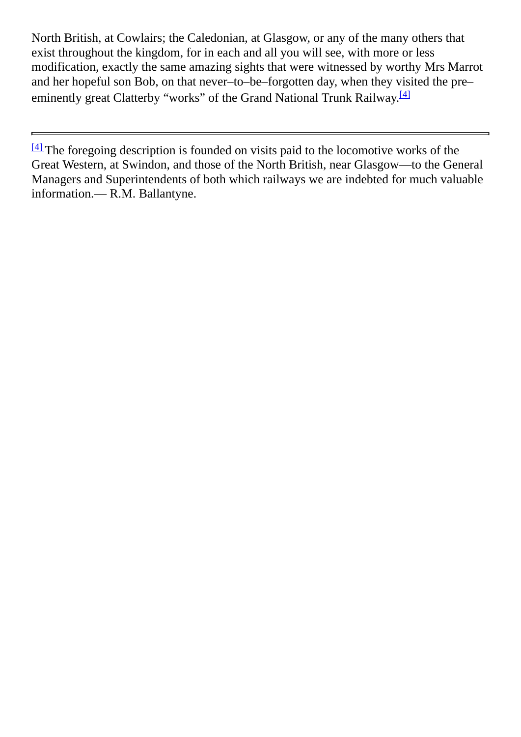North British, at Cowlairs; the Caledonian, at Glasgow, or any of the many others that exist throughout the kingdom, for in each and all you will see, with more or less modification, exactly the same amazing sights that were witnessed by worthy Mrs Marrot and her hopeful son Bob, on that never–to–be–forgotten day, when they visited the pre–eminently great Clatterby "works" of the Grand National Trunk Railway.[4]

---

[4] The foregoing description is founded on visits paid to the locomotive works of the Great Western, at Swindon, and those of the North British, near Glasgow—to the General Managers and Superintendents of both which railways we are indebted for much valuable information.— R.M. Ballantyne.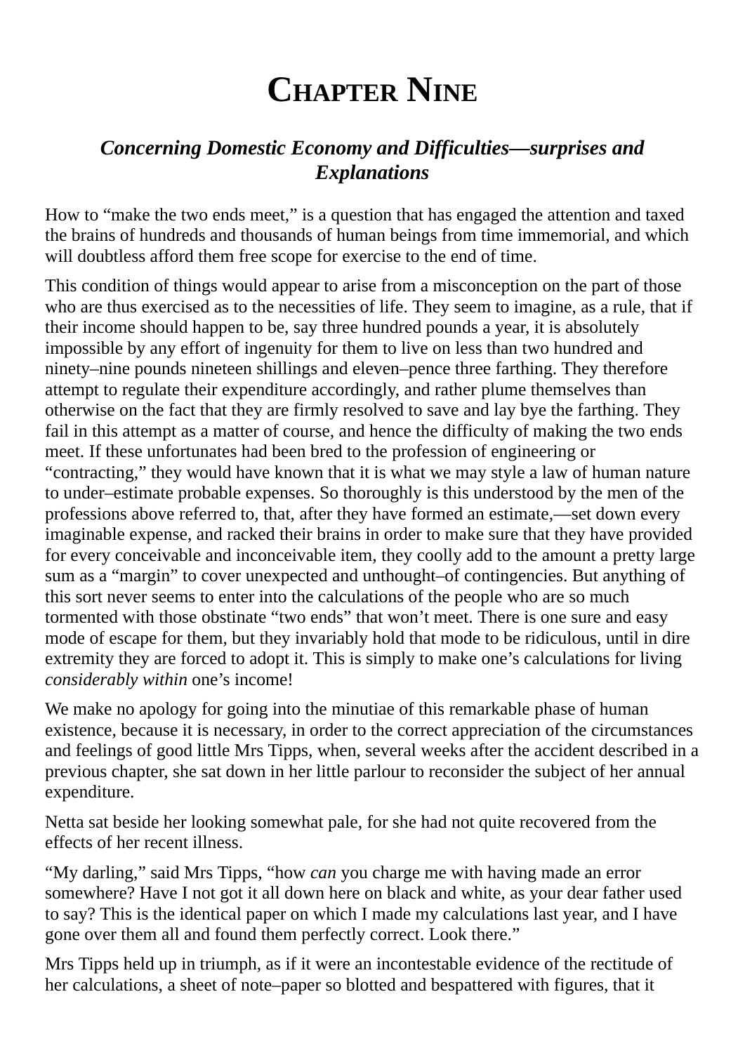# Chapter Nine

### *Concerning Domestic Economy and Difficulties—surprises and Explanations*

How to "make the two ends meet," is a question that has engaged the attention and taxed the brains of hundreds and thousands of human beings from time immemorial, and which will doubtless afford them free scope for exercise to the end of time.

This condition of things would appear to arise from a misconception on the part of those who are thus exercised as to the necessities of life. They seem to imagine, as a rule, that if their income should happen to be, say three hundred pounds a year, it is absolutely impossible by any effort of ingenuity for them to live on less than two hundred and ninety–nine pounds nineteen shillings and eleven–pence three farthing. They therefore attempt to regulate their expenditure accordingly, and rather plume themselves than otherwise on the fact that they are firmly resolved to save and lay bye the farthing. They fail in this attempt as a matter of course, and hence the difficulty of making the two ends meet. If these unfortunates had been bred to the profession of engineering or "contracting," they would have known that it is what we may style a law of human nature to under–estimate probable expenses. So thoroughly is this understood by the men of the professions above referred to, that, after they have formed an estimate,—set down every imaginable expense, and racked their brains in order to make sure that they have provided for every conceivable and inconceivable item, they coolly add to the amount a pretty large sum as a "margin" to cover unexpected and unthought–of contingencies. But anything of this sort never seems to enter into the calculations of the people who are so much tormented with those obstinate "two ends" that won't meet. There is one sure and easy mode of escape for them, but they invariably hold that mode to be ridiculous, until in dire extremity they are forced to adopt it. This is simply to make one's calculations for living *considerably within* one's income!

We make no apology for going into the minutiae of this remarkable phase of human existence, because it is necessary, in order to the correct appreciation of the circumstances and feelings of good little Mrs Tipps, when, several weeks after the accident described in a previous chapter, she sat down in her little parlour to reconsider the subject of her annual expenditure.

Netta sat beside her looking somewhat pale, for she had not quite recovered from the effects of her recent illness.

"My darling," said Mrs Tipps, "how *can* you charge me with having made an error somewhere? Have I not got it all down here on black and white, as your dear father used to say? This is the identical paper on which I made my calculations last year, and I have gone over them all and found them perfectly correct. Look there."

Mrs Tipps held up in triumph, as if it were an incontestable evidence of the rectitude of her calculations, a sheet of note–paper so blotted and bespattered with figures, that it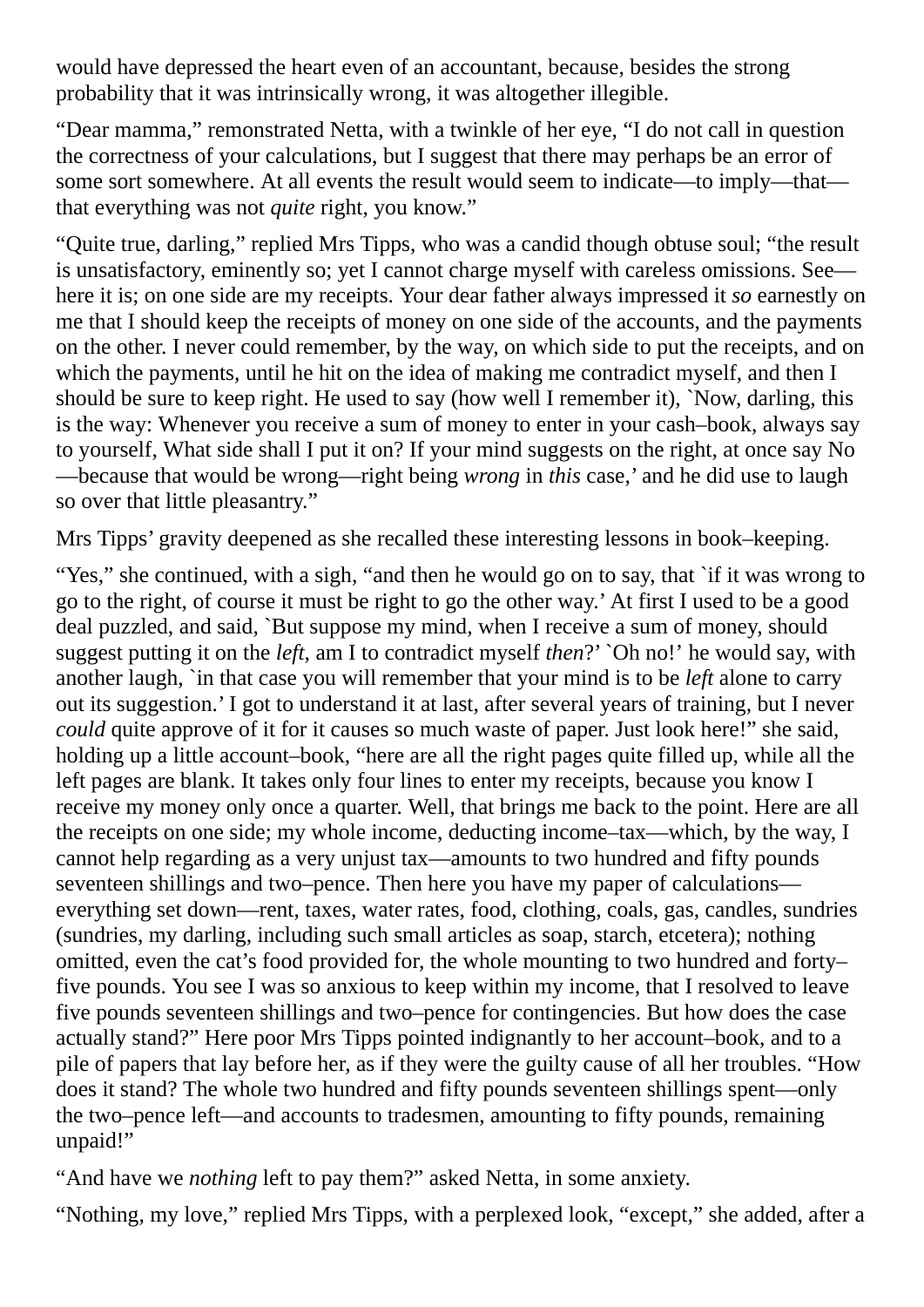would have depressed the heart even of an accountant, because, besides the strong probability that it was intrinsically wrong, it was altogether illegible.

"Dear mamma," remonstrated Netta, with a twinkle of her eye, "I do not call in question the correctness of your calculations, but I suggest that there may perhaps be an error of some sort somewhere. At all events the result would seem to indicate—to imply—that—that everything was not *quite* right, you know."

"Quite true, darling," replied Mrs Tipps, who was a candid though obtuse soul; "the result is unsatisfactory, eminently so; yet I cannot charge myself with careless omissions. See—here it is; on one side are my receipts. Your dear father always impressed it *so* earnestly on me that I should keep the receipts of money on one side of the accounts, and the payments on the other. I never could remember, by the way, on which side to put the receipts, and on which the payments, until he hit on the idea of making me contradict myself, and then I should be sure to keep right. He used to say (how well I remember it), `Now, darling, this is the way: Whenever you receive a sum of money to enter in your cash–book, always say to yourself, What side shall I put it on? If your mind suggests on the right, at once say No—because that would be wrong—right being *wrong* in *this* case,' and he did use to laugh so over that little pleasantry."

Mrs Tipps' gravity deepened as she recalled these interesting lessons in book–keeping.

"Yes," she continued, with a sigh, "and then he would go on to say, that `if it was wrong to go to the right, of course it must be right to go the other way.' At first I used to be a good deal puzzled, and said, `But suppose my mind, when I receive a sum of money, should suggest putting it on the *left*, am I to contradict myself *then*?' `Oh no!' he would say, with another laugh, `in that case you will remember that your mind is to be *left* alone to carry out its suggestion.' I got to understand it at last, after several years of training, but I never *could* quite approve of it for it causes so much waste of paper. Just look here!" she said, holding up a little account–book, "here are all the right pages quite filled up, while all the left pages are blank. It takes only four lines to enter my receipts, because you know I receive my money only once a quarter. Well, that brings me back to the point. Here are all the receipts on one side; my whole income, deducting income–tax—which, by the way, I cannot help regarding as a very unjust tax—amounts to two hundred and fifty pounds seventeen shillings and two–pence. Then here you have my paper of calculations—everything set down—rent, taxes, water rates, food, clothing, coals, gas, candles, sundries (sundries, my darling, including such small articles as soap, starch, etcetera); nothing omitted, even the cat's food provided for, the whole mounting to two hundred and forty–five pounds. You see I was so anxious to keep within my income, that I resolved to leave five pounds seventeen shillings and two–pence for contingencies. But how does the case actually stand?" Here poor Mrs Tipps pointed indignantly to her account–book, and to a pile of papers that lay before her, as if they were the guilty cause of all her troubles. "How does it stand? The whole two hundred and fifty pounds seventeen shillings spent—only the two–pence left—and accounts to tradesmen, amounting to fifty pounds, remaining unpaid!"

"And have we *nothing* left to pay them?" asked Netta, in some anxiety.

"Nothing, my love," replied Mrs Tipps, with a perplexed look, "except," she added, after a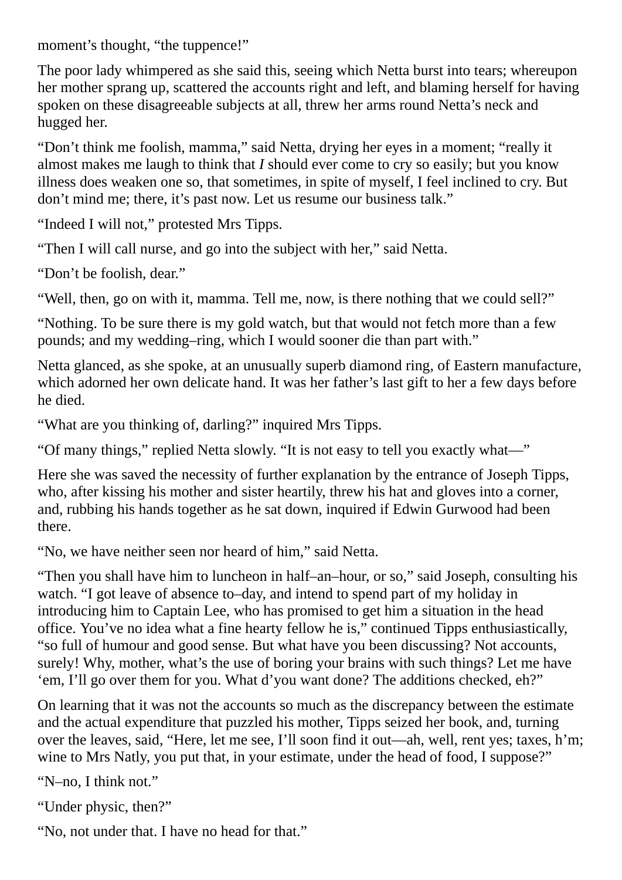moment's thought, "the tuppence!"

The poor lady whimpered as she said this, seeing which Netta burst into tears; whereupon her mother sprang up, scattered the accounts right and left, and blaming herself for having spoken on these disagreeable subjects at all, threw her arms round Netta's neck and hugged her.

"Don't think me foolish, mamma," said Netta, drying her eyes in a moment; "really it almost makes me laugh to think that *I* should ever come to cry so easily; but you know illness does weaken one so, that sometimes, in spite of myself, I feel inclined to cry. But don't mind me; there, it's past now. Let us resume our business talk."

"Indeed I will not," protested Mrs Tipps.

"Then I will call nurse, and go into the subject with her," said Netta.

"Don't be foolish, dear."

"Well, then, go on with it, mamma. Tell me, now, is there nothing that we could sell?"

"Nothing. To be sure there is my gold watch, but that would not fetch more than a few pounds; and my wedding–ring, which I would sooner die than part with."

Netta glanced, as she spoke, at an unusually superb diamond ring, of Eastern manufacture, which adorned her own delicate hand. It was her father's last gift to her a few days before he died.

"What are you thinking of, darling?" inquired Mrs Tipps.

"Of many things," replied Netta slowly. "It is not easy to tell you exactly what—"

Here she was saved the necessity of further explanation by the entrance of Joseph Tipps, who, after kissing his mother and sister heartily, threw his hat and gloves into a corner, and, rubbing his hands together as he sat down, inquired if Edwin Gurwood had been there.

"No, we have neither seen nor heard of him," said Netta.

"Then you shall have him to luncheon in half–an–hour, or so," said Joseph, consulting his watch. "I got leave of absence to–day, and intend to spend part of my holiday in introducing him to Captain Lee, who has promised to get him a situation in the head office. You've no idea what a fine hearty fellow he is," continued Tipps enthusiastically, "so full of humour and good sense. But what have you been discussing? Not accounts, surely! Why, mother, what's the use of boring your brains with such things? Let me have 'em, I'll go over them for you. What d'you want done? The additions checked, eh?"

On learning that it was not the accounts so much as the discrepancy between the estimate and the actual expenditure that puzzled his mother, Tipps seized her book, and, turning over the leaves, said, "Here, let me see, I'll soon find it out—ah, well, rent yes; taxes, h'm; wine to Mrs Natly, you put that, in your estimate, under the head of food, I suppose?"

"N–no, I think not."

"Under physic, then?"

"No, not under that. I have no head for that."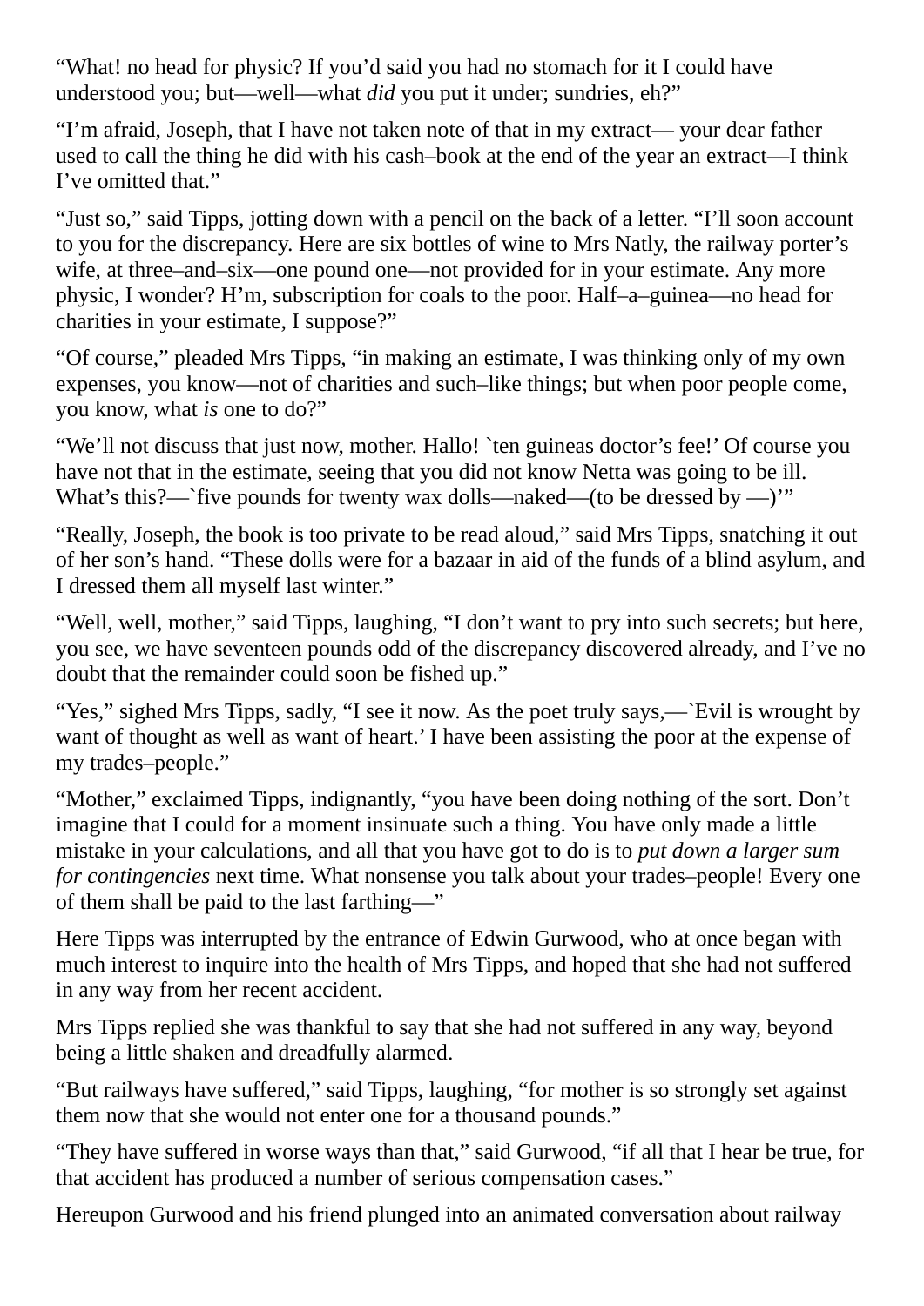"What! no head for physic? If you'd said you had no stomach for it I could have understood you; but—well—what *did* you put it under; sundries, eh?"

"I'm afraid, Joseph, that I have not taken note of that in my extract— your dear father used to call the thing he did with his cash–book at the end of the year an extract—I think I've omitted that."

"Just so," said Tipps, jotting down with a pencil on the back of a letter. "I'll soon account to you for the discrepancy. Here are six bottles of wine to Mrs Natly, the railway porter's wife, at three–and–six—one pound one—not provided for in your estimate. Any more physic, I wonder? H'm, subscription for coals to the poor. Half–a–guinea—no head for charities in your estimate, I suppose?"

"Of course," pleaded Mrs Tipps, "in making an estimate, I was thinking only of my own expenses, you know—not of charities and such–like things; but when poor people come, you know, what *is* one to do?"

"We'll not discuss that just now, mother. Hallo! `ten guineas doctor's fee!' Of course you have not that in the estimate, seeing that you did not know Netta was going to be ill. What's this?—`five pounds for twenty wax dolls—naked—(to be dressed by —)'"

"Really, Joseph, the book is too private to be read aloud," said Mrs Tipps, snatching it out of her son's hand. "These dolls were for a bazaar in aid of the funds of a blind asylum, and I dressed them all myself last winter."

"Well, well, mother," said Tipps, laughing, "I don't want to pry into such secrets; but here, you see, we have seventeen pounds odd of the discrepancy discovered already, and I've no doubt that the remainder could soon be fished up."

"Yes," sighed Mrs Tipps, sadly, "I see it now. As the poet truly says,—`Evil is wrought by want of thought as well as want of heart.' I have been assisting the poor at the expense of my trades–people."

"Mother," exclaimed Tipps, indignantly, "you have been doing nothing of the sort. Don't imagine that I could for a moment insinuate such a thing. You have only made a little mistake in your calculations, and all that you have got to do is to *put down a larger sum for contingencies* next time. What nonsense you talk about your trades–people! Every one of them shall be paid to the last farthing—"

Here Tipps was interrupted by the entrance of Edwin Gurwood, who at once began with much interest to inquire into the health of Mrs Tipps, and hoped that she had not suffered in any way from her recent accident.

Mrs Tipps replied she was thankful to say that she had not suffered in any way, beyond being a little shaken and dreadfully alarmed.

"But railways have suffered," said Tipps, laughing, "for mother is so strongly set against them now that she would not enter one for a thousand pounds."

"They have suffered in worse ways than that," said Gurwood, "if all that I hear be true, for that accident has produced a number of serious compensation cases."

Hereupon Gurwood and his friend plunged into an animated conversation about railway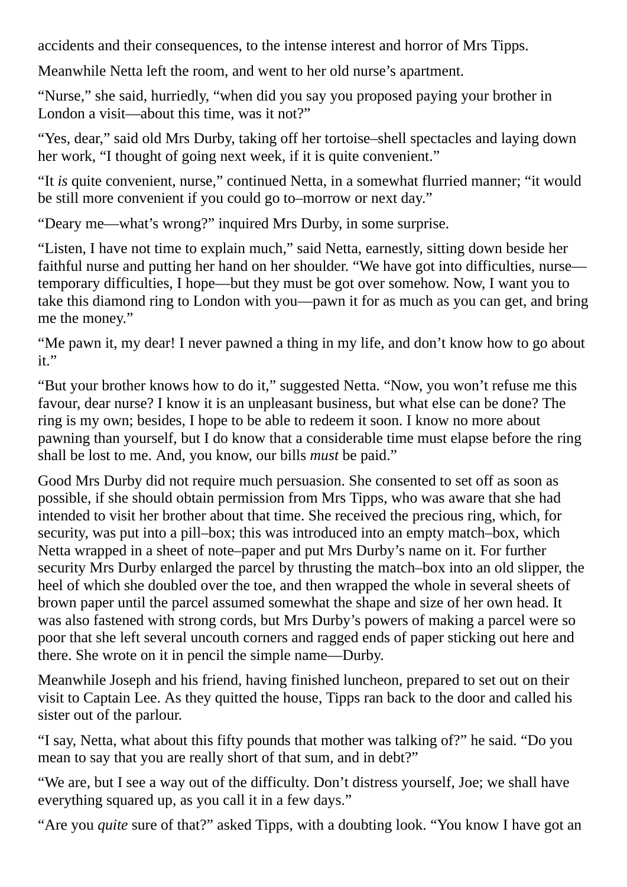accidents and their consequences, to the intense interest and horror of Mrs Tipps.

Meanwhile Netta left the room, and went to her old nurse's apartment.

"Nurse," she said, hurriedly, "when did you say you proposed paying your brother in London a visit—about this time, was it not?"

"Yes, dear," said old Mrs Durby, taking off her tortoise–shell spectacles and laying down her work, "I thought of going next week, if it is quite convenient."

"It *is* quite convenient, nurse," continued Netta, in a somewhat flurried manner; "it would be still more convenient if you could go to–morrow or next day."

"Deary me—what's wrong?" inquired Mrs Durby, in some surprise.

"Listen, I have not time to explain much," said Netta, earnestly, sitting down beside her faithful nurse and putting her hand on her shoulder. "We have got into difficulties, nurse—temporary difficulties, I hope—but they must be got over somehow. Now, I want you to take this diamond ring to London with you—pawn it for as much as you can get, and bring me the money."

"Me pawn it, my dear! I never pawned a thing in my life, and don't know how to go about it."

"But your brother knows how to do it," suggested Netta. "Now, you won't refuse me this favour, dear nurse? I know it is an unpleasant business, but what else can be done? The ring is my own; besides, I hope to be able to redeem it soon. I know no more about pawning than yourself, but I do know that a considerable time must elapse before the ring shall be lost to me. And, you know, our bills *must* be paid."

Good Mrs Durby did not require much persuasion. She consented to set off as soon as possible, if she should obtain permission from Mrs Tipps, who was aware that she had intended to visit her brother about that time. She received the precious ring, which, for security, was put into a pill–box; this was introduced into an empty match–box, which Netta wrapped in a sheet of note–paper and put Mrs Durby's name on it. For further security Mrs Durby enlarged the parcel by thrusting the match–box into an old slipper, the heel of which she doubled over the toe, and then wrapped the whole in several sheets of brown paper until the parcel assumed somewhat the shape and size of her own head. It was also fastened with strong cords, but Mrs Durby's powers of making a parcel were so poor that she left several uncouth corners and ragged ends of paper sticking out here and there. She wrote on it in pencil the simple name—Durby.

Meanwhile Joseph and his friend, having finished luncheon, prepared to set out on their visit to Captain Lee. As they quitted the house, Tipps ran back to the door and called his sister out of the parlour.

"I say, Netta, what about this fifty pounds that mother was talking of?" he said. "Do you mean to say that you are really short of that sum, and in debt?"

"We are, but I see a way out of the difficulty. Don't distress yourself, Joe; we shall have everything squared up, as you call it in a few days."

"Are you *quite* sure of that?" asked Tipps, with a doubting look. "You know I have got an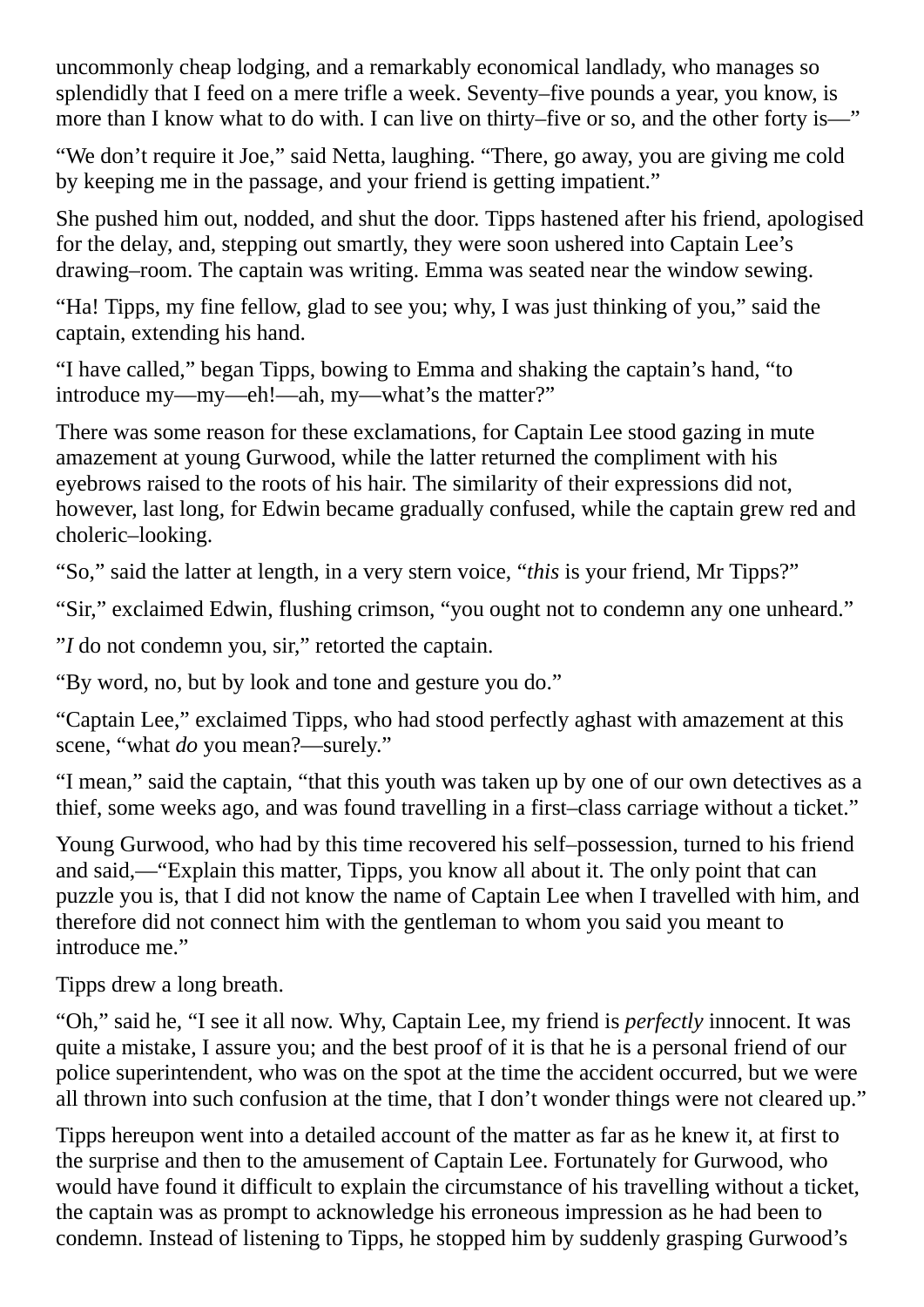uncommonly cheap lodging, and a remarkably economical landlady, who manages so splendidly that I feed on a mere trifle a week. Seventy–five pounds a year, you know, is more than I know what to do with. I can live on thirty–five or so, and the other forty is—"

"We don't require it Joe," said Netta, laughing. "There, go away, you are giving me cold by keeping me in the passage, and your friend is getting impatient."

She pushed him out, nodded, and shut the door. Tipps hastened after his friend, apologised for the delay, and, stepping out smartly, they were soon ushered into Captain Lee's drawing–room. The captain was writing. Emma was seated near the window sewing.

"Ha! Tipps, my fine fellow, glad to see you; why, I was just thinking of you," said the captain, extending his hand.

"I have called," began Tipps, bowing to Emma and shaking the captain's hand, "to introduce my—my—eh!—ah, my—what's the matter?"

There was some reason for these exclamations, for Captain Lee stood gazing in mute amazement at young Gurwood, while the latter returned the compliment with his eyebrows raised to the roots of his hair. The similarity of their expressions did not, however, last long, for Edwin became gradually confused, while the captain grew red and choleric–looking.

"So," said the latter at length, in a very stern voice, "*this* is your friend, Mr Tipps?"

"Sir," exclaimed Edwin, flushing crimson, "you ought not to condemn any one unheard."

"*I* do not condemn you, sir," retorted the captain.

"By word, no, but by look and tone and gesture you do."

"Captain Lee," exclaimed Tipps, who had stood perfectly aghast with amazement at this scene, "what *do* you mean?—surely."

"I mean," said the captain, "that this youth was taken up by one of our own detectives as a thief, some weeks ago, and was found travelling in a first–class carriage without a ticket."

Young Gurwood, who had by this time recovered his self–possession, turned to his friend and said,—"Explain this matter, Tipps, you know all about it. The only point that can puzzle you is, that I did not know the name of Captain Lee when I travelled with him, and therefore did not connect him with the gentleman to whom you said you meant to introduce me."

Tipps drew a long breath.

"Oh," said he, "I see it all now. Why, Captain Lee, my friend is *perfectly* innocent. It was quite a mistake, I assure you; and the best proof of it is that he is a personal friend of our police superintendent, who was on the spot at the time the accident occurred, but we were all thrown into such confusion at the time, that I don't wonder things were not cleared up."

Tipps hereupon went into a detailed account of the matter as far as he knew it, at first to the surprise and then to the amusement of Captain Lee. Fortunately for Gurwood, who would have found it difficult to explain the circumstance of his travelling without a ticket, the captain was as prompt to acknowledge his erroneous impression as he had been to condemn. Instead of listening to Tipps, he stopped him by suddenly grasping Gurwood's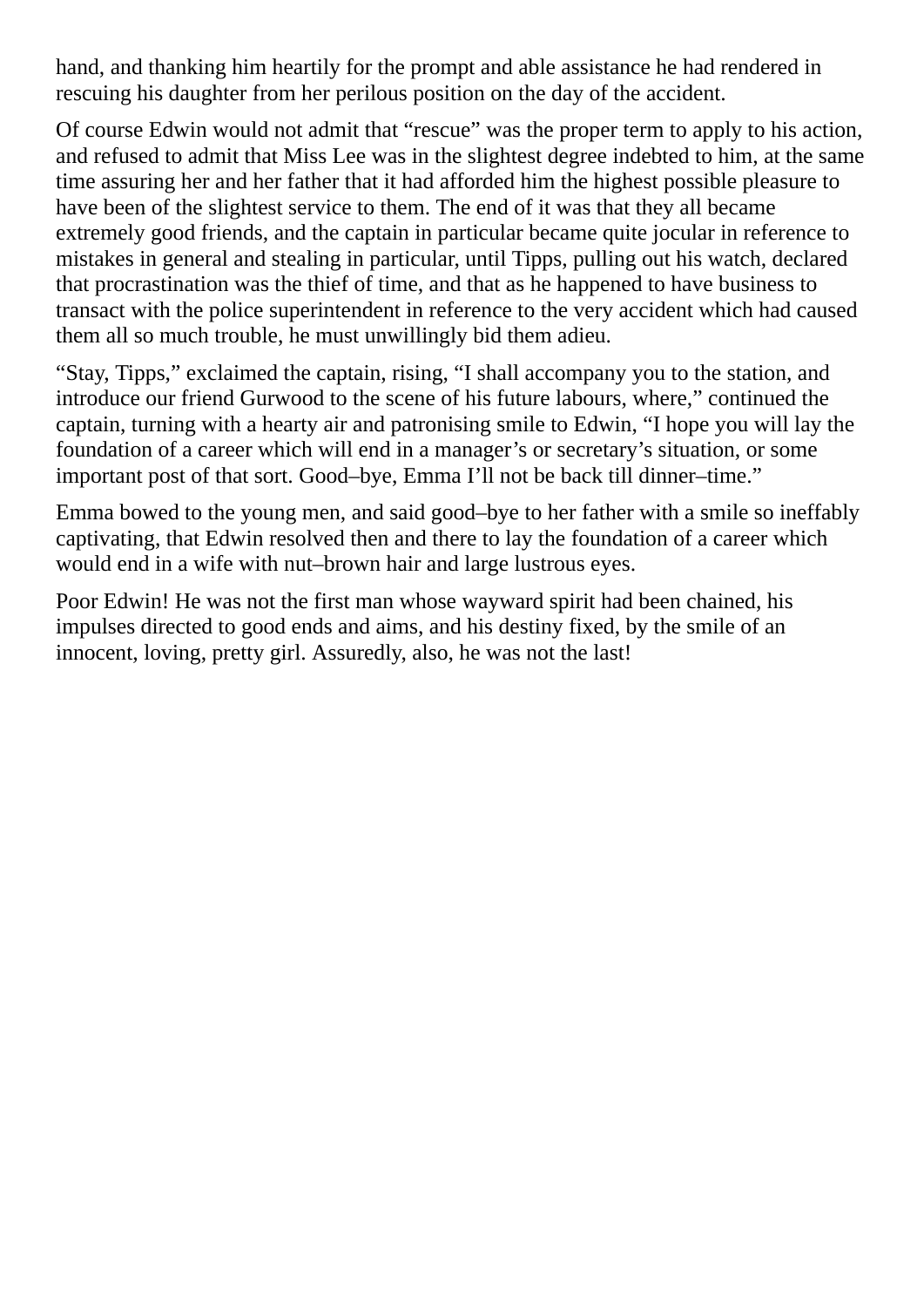hand, and thanking him heartily for the prompt and able assistance he had rendered in rescuing his daughter from her perilous position on the day of the accident.

Of course Edwin would not admit that "rescue" was the proper term to apply to his action, and refused to admit that Miss Lee was in the slightest degree indebted to him, at the same time assuring her and her father that it had afforded him the highest possible pleasure to have been of the slightest service to them. The end of it was that they all became extremely good friends, and the captain in particular became quite jocular in reference to mistakes in general and stealing in particular, until Tipps, pulling out his watch, declared that procrastination was the thief of time, and that as he happened to have business to transact with the police superintendent in reference to the very accident which had caused them all so much trouble, he must unwillingly bid them adieu.

"Stay, Tipps," exclaimed the captain, rising, "I shall accompany you to the station, and introduce our friend Gurwood to the scene of his future labours, where," continued the captain, turning with a hearty air and patronising smile to Edwin, "I hope you will lay the foundation of a career which will end in a manager's or secretary's situation, or some important post of that sort. Good–bye, Emma I'll not be back till dinner–time."

Emma bowed to the young men, and said good–bye to her father with a smile so ineffably captivating, that Edwin resolved then and there to lay the foundation of a career which would end in a wife with nut–brown hair and large lustrous eyes.

Poor Edwin! He was not the first man whose wayward spirit had been chained, his impulses directed to good ends and aims, and his destiny fixed, by the smile of an innocent, loving, pretty girl. Assuredly, also, he was not the last!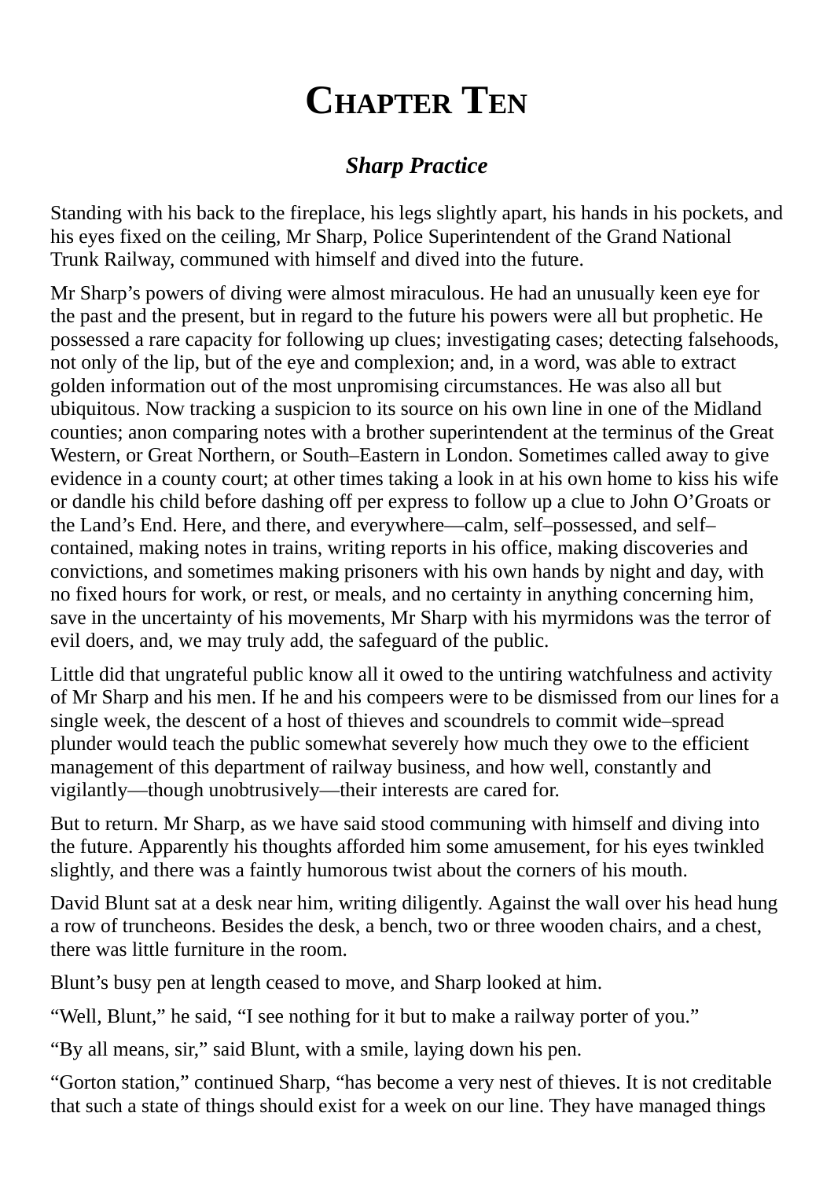# Chapter Ten

### *Sharp Practice*

Standing with his back to the fireplace, his legs slightly apart, his hands in his pockets, and his eyes fixed on the ceiling, Mr Sharp, Police Superintendent of the Grand National Trunk Railway, communed with himself and dived into the future.

Mr Sharp's powers of diving were almost miraculous. He had an unusually keen eye for the past and the present, but in regard to the future his powers were all but prophetic. He possessed a rare capacity for following up clues; investigating cases; detecting falsehoods, not only of the lip, but of the eye and complexion; and, in a word, was able to extract golden information out of the most unpromising circumstances. He was also all but ubiquitous. Now tracking a suspicion to its source on his own line in one of the Midland counties; anon comparing notes with a brother superintendent at the terminus of the Great Western, or Great Northern, or South–Eastern in London. Sometimes called away to give evidence in a county court; at other times taking a look in at his own home to kiss his wife or dandle his child before dashing off per express to follow up a clue to John O'Groats or the Land's End. Here, and there, and everywhere—calm, self–possessed, and self–contained, making notes in trains, writing reports in his office, making discoveries and convictions, and sometimes making prisoners with his own hands by night and day, with no fixed hours for work, or rest, or meals, and no certainty in anything concerning him, save in the uncertainty of his movements, Mr Sharp with his myrmidons was the terror of evil doers, and, we may truly add, the safeguard of the public.

Little did that ungrateful public know all it owed to the untiring watchfulness and activity of Mr Sharp and his men. If he and his compeers were to be dismissed from our lines for a single week, the descent of a host of thieves and scoundrels to commit wide–spread plunder would teach the public somewhat severely how much they owe to the efficient management of this department of railway business, and how well, constantly and vigilantly—though unobtrusively—their interests are cared for.

But to return. Mr Sharp, as we have said stood communing with himself and diving into the future. Apparently his thoughts afforded him some amusement, for his eyes twinkled slightly, and there was a faintly humorous twist about the corners of his mouth.

David Blunt sat at a desk near him, writing diligently. Against the wall over his head hung a row of truncheons. Besides the desk, a bench, two or three wooden chairs, and a chest, there was little furniture in the room.

Blunt's busy pen at length ceased to move, and Sharp looked at him.

"Well, Blunt," he said, "I see nothing for it but to make a railway porter of you."

"By all means, sir," said Blunt, with a smile, laying down his pen.

"Gorton station," continued Sharp, "has become a very nest of thieves. It is not creditable that such a state of things should exist for a week on our line. They have managed things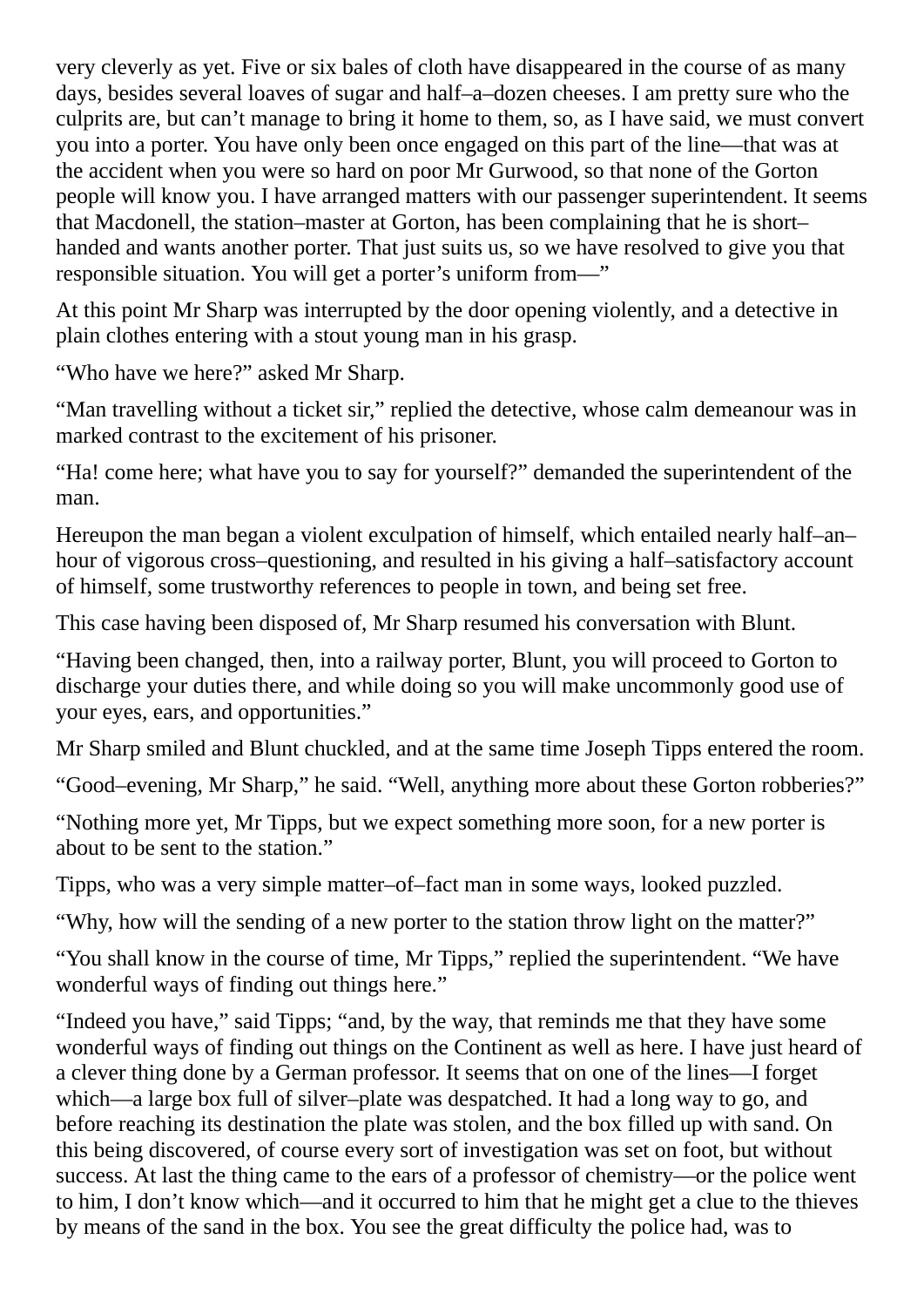very cleverly as yet. Five or six bales of cloth have disappeared in the course of as many days, besides several loaves of sugar and half–a–dozen cheeses. I am pretty sure who the culprits are, but can't manage to bring it home to them, so, as I have said, we must convert you into a porter. You have only been once engaged on this part of the line—that was at the accident when you were so hard on poor Mr Gurwood, so that none of the Gorton people will know you. I have arranged matters with our passenger superintendent. It seems that Macdonell, the station–master at Gorton, has been complaining that he is short–handed and wants another porter. That just suits us, so we have resolved to give you that responsible situation. You will get a porter's uniform from—"

At this point Mr Sharp was interrupted by the door opening violently, and a detective in plain clothes entering with a stout young man in his grasp.

"Who have we here?" asked Mr Sharp.

"Man travelling without a ticket sir," replied the detective, whose calm demeanour was in marked contrast to the excitement of his prisoner.

"Ha! come here; what have you to say for yourself?" demanded the superintendent of the man.

Hereupon the man began a violent exculpation of himself, which entailed nearly half–an–hour of vigorous cross–questioning, and resulted in his giving a half–satisfactory account of himself, some trustworthy references to people in town, and being set free.

This case having been disposed of, Mr Sharp resumed his conversation with Blunt.

"Having been changed, then, into a railway porter, Blunt, you will proceed to Gorton to discharge your duties there, and while doing so you will make uncommonly good use of your eyes, ears, and opportunities."

Mr Sharp smiled and Blunt chuckled, and at the same time Joseph Tipps entered the room.

"Good–evening, Mr Sharp," he said. "Well, anything more about these Gorton robberies?"

"Nothing more yet, Mr Tipps, but we expect something more soon, for a new porter is about to be sent to the station."

Tipps, who was a very simple matter–of–fact man in some ways, looked puzzled.

"Why, how will the sending of a new porter to the station throw light on the matter?"

"You shall know in the course of time, Mr Tipps," replied the superintendent. "We have wonderful ways of finding out things here."

"Indeed you have," said Tipps; "and, by the way, that reminds me that they have some wonderful ways of finding out things on the Continent as well as here. I have just heard of a clever thing done by a German professor. It seems that on one of the lines—I forget which—a large box full of silver–plate was despatched. It had a long way to go, and before reaching its destination the plate was stolen, and the box filled up with sand. On this being discovered, of course every sort of investigation was set on foot, but without success. At last the thing came to the ears of a professor of chemistry—or the police went to him, I don't know which—and it occurred to him that he might get a clue to the thieves by means of the sand in the box. You see the great difficulty the police had, was to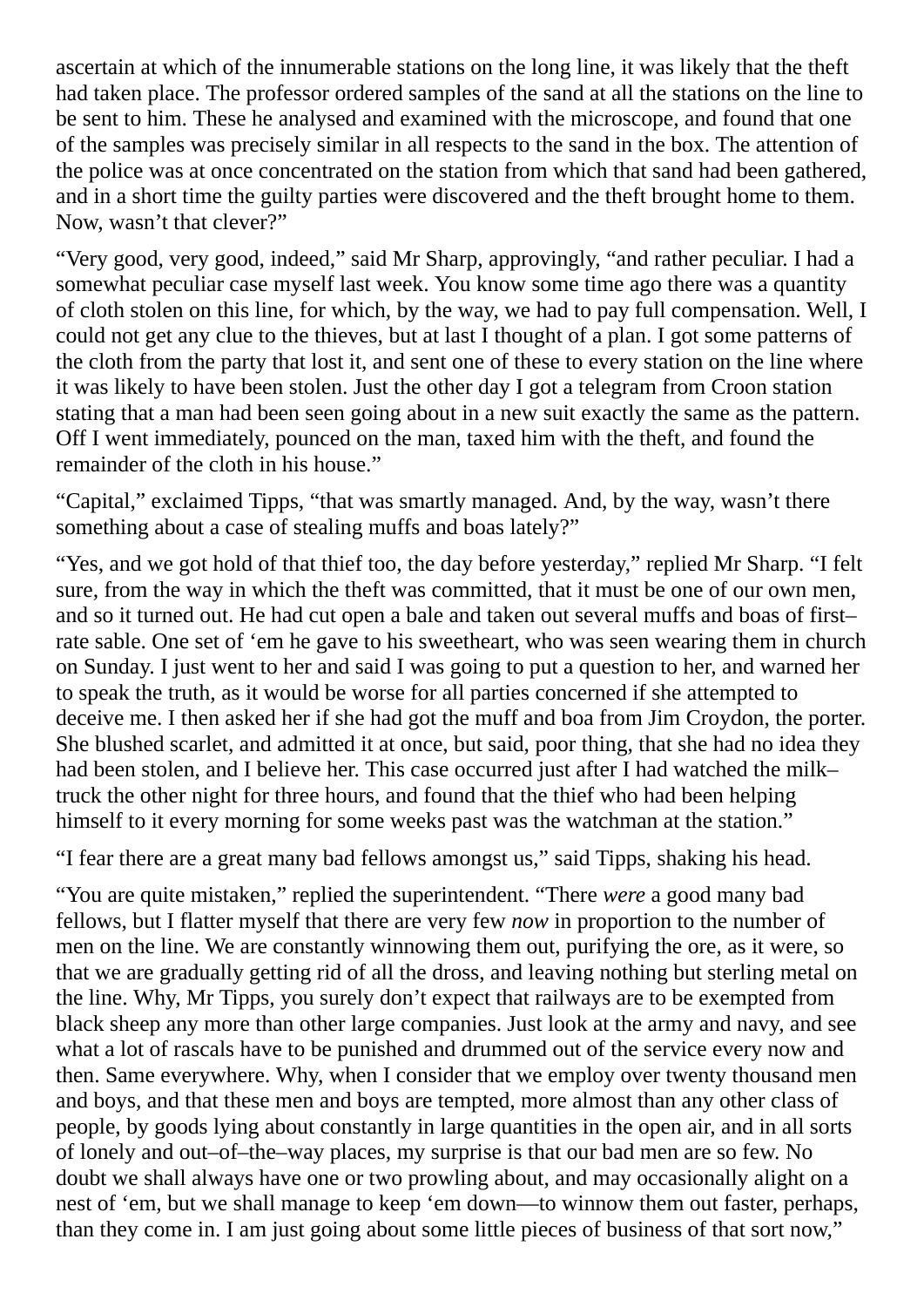ascertain at which of the innumerable stations on the long line, it was likely that the theft had taken place. The professor ordered samples of the sand at all the stations on the line to be sent to him. These he analysed and examined with the microscope, and found that one of the samples was precisely similar in all respects to the sand in the box. The attention of the police was at once concentrated on the station from which that sand had been gathered, and in a short time the guilty parties were discovered and the theft brought home to them. Now, wasn't that clever?"

"Very good, very good, indeed," said Mr Sharp, approvingly, "and rather peculiar. I had a somewhat peculiar case myself last week. You know some time ago there was a quantity of cloth stolen on this line, for which, by the way, we had to pay full compensation. Well, I could not get any clue to the thieves, but at last I thought of a plan. I got some patterns of the cloth from the party that lost it, and sent one of these to every station on the line where it was likely to have been stolen. Just the other day I got a telegram from Croon station stating that a man had been seen going about in a new suit exactly the same as the pattern. Off I went immediately, pounced on the man, taxed him with the theft, and found the remainder of the cloth in his house."

"Capital," exclaimed Tipps, "that was smartly managed. And, by the way, wasn't there something about a case of stealing muffs and boas lately?"

"Yes, and we got hold of that thief too, the day before yesterday," replied Mr Sharp. "I felt sure, from the way in which the theft was committed, that it must be one of our own men, and so it turned out. He had cut open a bale and taken out several muffs and boas of first–rate sable. One set of 'em he gave to his sweetheart, who was seen wearing them in church on Sunday. I just went to her and said I was going to put a question to her, and warned her to speak the truth, as it would be worse for all parties concerned if she attempted to deceive me. I then asked her if she had got the muff and boa from Jim Croydon, the porter. She blushed scarlet, and admitted it at once, but said, poor thing, that she had no idea they had been stolen, and I believe her. This case occurred just after I had watched the milk–truck the other night for three hours, and found that the thief who had been helping himself to it every morning for some weeks past was the watchman at the station."

"I fear there are a great many bad fellows amongst us," said Tipps, shaking his head.

"You are quite mistaken," replied the superintendent. "There *were* a good many bad fellows, but I flatter myself that there are very few *now* in proportion to the number of men on the line. We are constantly winnowing them out, purifying the ore, as it were, so that we are gradually getting rid of all the dross, and leaving nothing but sterling metal on the line. Why, Mr Tipps, you surely don't expect that railways are to be exempted from black sheep any more than other large companies. Just look at the army and navy, and see what a lot of rascals have to be punished and drummed out of the service every now and then. Same everywhere. Why, when I consider that we employ over twenty thousand men and boys, and that these men and boys are tempted, more almost than any other class of people, by goods lying about constantly in large quantities in the open air, and in all sorts of lonely and out–of–the–way places, my surprise is that our bad men are so few. No doubt we shall always have one or two prowling about, and may occasionally alight on a nest of 'em, but we shall manage to keep 'em down—to winnow them out faster, perhaps, than they come in. I am just going about some little pieces of business of that sort now,"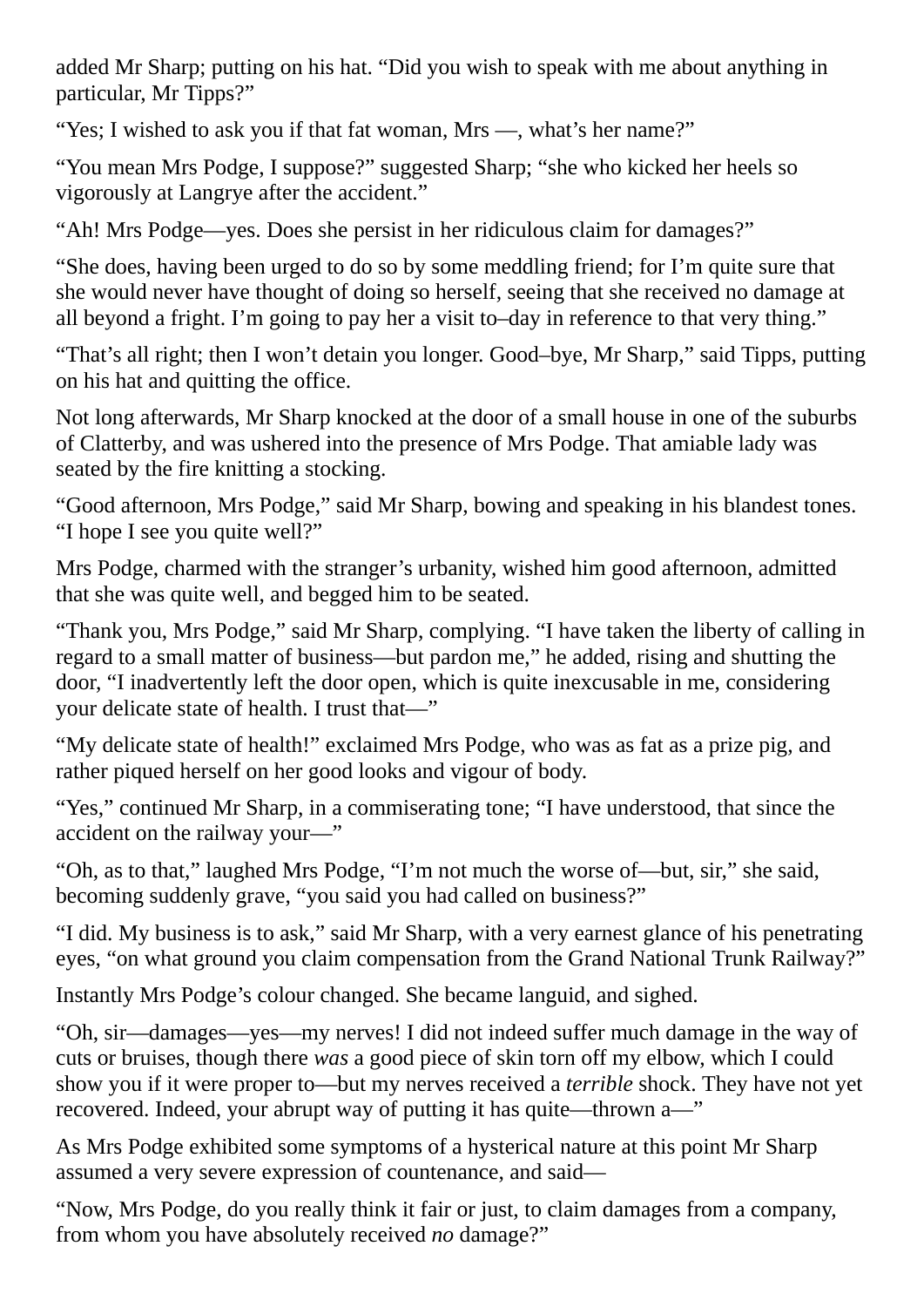added Mr Sharp; putting on his hat. “Did you wish to speak with me about anything in particular, Mr Tipps?”

“Yes; I wished to ask you if that fat woman, Mrs —, what’s her name?”

“You mean Mrs Podge, I suppose?” suggested Sharp; “she who kicked her heels so vigorously at Langrye after the accident.”

“Ah! Mrs Podge—yes. Does she persist in her ridiculous claim for damages?”

“She does, having been urged to do so by some meddling friend; for I’m quite sure that she would never have thought of doing so herself, seeing that she received no damage at all beyond a fright. I’m going to pay her a visit to–day in reference to that very thing.”

“That’s all right; then I won’t detain you longer. Good–bye, Mr Sharp,” said Tipps, putting on his hat and quitting the office.

Not long afterwards, Mr Sharp knocked at the door of a small house in one of the suburbs of Clatterby, and was ushered into the presence of Mrs Podge. That amiable lady was seated by the fire knitting a stocking.

“Good afternoon, Mrs Podge,” said Mr Sharp, bowing and speaking in his blandest tones. “I hope I see you quite well?”

Mrs Podge, charmed with the stranger’s urbanity, wished him good afternoon, admitted that she was quite well, and begged him to be seated.

“Thank you, Mrs Podge,” said Mr Sharp, complying. “I have taken the liberty of calling in regard to a small matter of business—but pardon me,” he added, rising and shutting the door, “I inadvertently left the door open, which is quite inexcusable in me, considering your delicate state of health. I trust that—”

“My delicate state of health!” exclaimed Mrs Podge, who was as fat as a prize pig, and rather piqued herself on her good looks and vigour of body.

“Yes,” continued Mr Sharp, in a commiserating tone; “I have understood, that since the accident on the railway your—”

“Oh, as to that,” laughed Mrs Podge, “I’m not much the worse of—but, sir,” she said, becoming suddenly grave, “you said you had called on business?”

“I did. My business is to ask,” said Mr Sharp, with a very earnest glance of his penetrating eyes, “on what ground you claim compensation from the Grand National Trunk Railway?”

Instantly Mrs Podge’s colour changed. She became languid, and sighed.

“Oh, sir—damages—yes—my nerves! I did not indeed suffer much damage in the way of cuts or bruises, though there *was* a good piece of skin torn off my elbow, which I could show you if it were proper to—but my nerves received a *terrible* shock. They have not yet recovered. Indeed, your abrupt way of putting it has quite—thrown a—”

As Mrs Podge exhibited some symptoms of a hysterical nature at this point Mr Sharp assumed a very severe expression of countenance, and said—

“Now, Mrs Podge, do you really think it fair or just, to claim damages from a company, from whom you have absolutely received *no* damage?”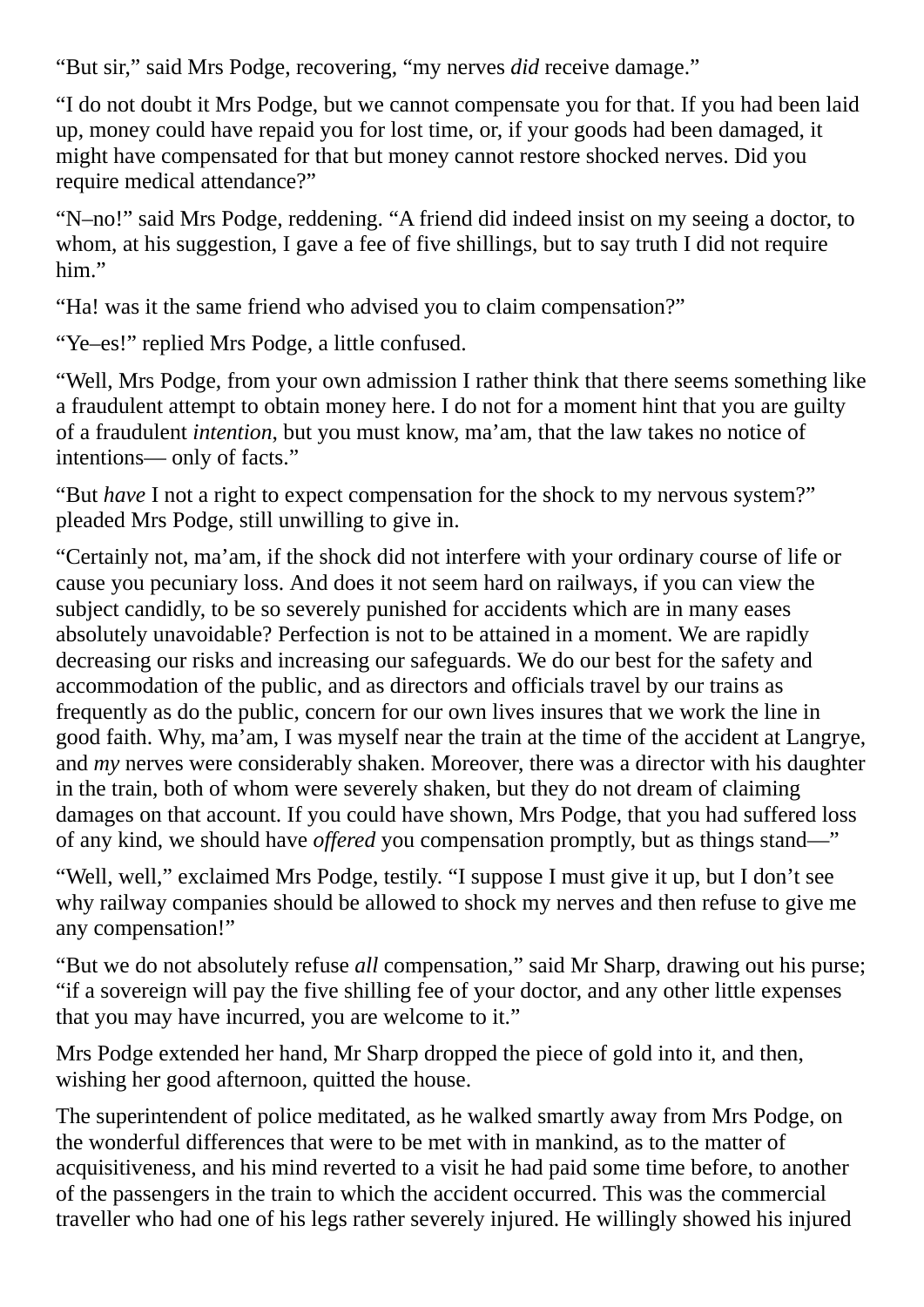"But sir," said Mrs Podge, recovering, "my nerves *did* receive damage."

"I do not doubt it Mrs Podge, but we cannot compensate you for that. If you had been laid up, money could have repaid you for lost time, or, if your goods had been damaged, it might have compensated for that but money cannot restore shocked nerves. Did you require medical attendance?"

"N–no!" said Mrs Podge, reddening. "A friend did indeed insist on my seeing a doctor, to whom, at his suggestion, I gave a fee of five shillings, but to say truth I did not require him."

"Ha! was it the same friend who advised you to claim compensation?"

"Ye–es!" replied Mrs Podge, a little confused.

"Well, Mrs Podge, from your own admission I rather think that there seems something like a fraudulent attempt to obtain money here. I do not for a moment hint that you are guilty of a fraudulent *intention,* but you must know, ma'am, that the law takes no notice of intentions— only of facts."

"But *have* I not a right to expect compensation for the shock to my nervous system?" pleaded Mrs Podge, still unwilling to give in.

"Certainly not, ma'am, if the shock did not interfere with your ordinary course of life or cause you pecuniary loss. And does it not seem hard on railways, if you can view the subject candidly, to be so severely punished for accidents which are in many eases absolutely unavoidable? Perfection is not to be attained in a moment. We are rapidly decreasing our risks and increasing our safeguards. We do our best for the safety and accommodation of the public, and as directors and officials travel by our trains as frequently as do the public, concern for our own lives insures that we work the line in good faith. Why, ma'am, I was myself near the train at the time of the accident at Langrye, and *my* nerves were considerably shaken. Moreover, there was a director with his daughter in the train, both of whom were severely shaken, but they do not dream of claiming damages on that account. If you could have shown, Mrs Podge, that you had suffered loss of any kind, we should have *offered* you compensation promptly, but as things stand—"

"Well, well," exclaimed Mrs Podge, testily. "I suppose I must give it up, but I don't see why railway companies should be allowed to shock my nerves and then refuse to give me any compensation!"

"But we do not absolutely refuse *all* compensation," said Mr Sharp, drawing out his purse; "if a sovereign will pay the five shilling fee of your doctor, and any other little expenses that you may have incurred, you are welcome to it."

Mrs Podge extended her hand, Mr Sharp dropped the piece of gold into it, and then, wishing her good afternoon, quitted the house.

The superintendent of police meditated, as he walked smartly away from Mrs Podge, on the wonderful differences that were to be met with in mankind, as to the matter of acquisitiveness, and his mind reverted to a visit he had paid some time before, to another of the passengers in the train to which the accident occurred. This was the commercial traveller who had one of his legs rather severely injured. He willingly showed his injured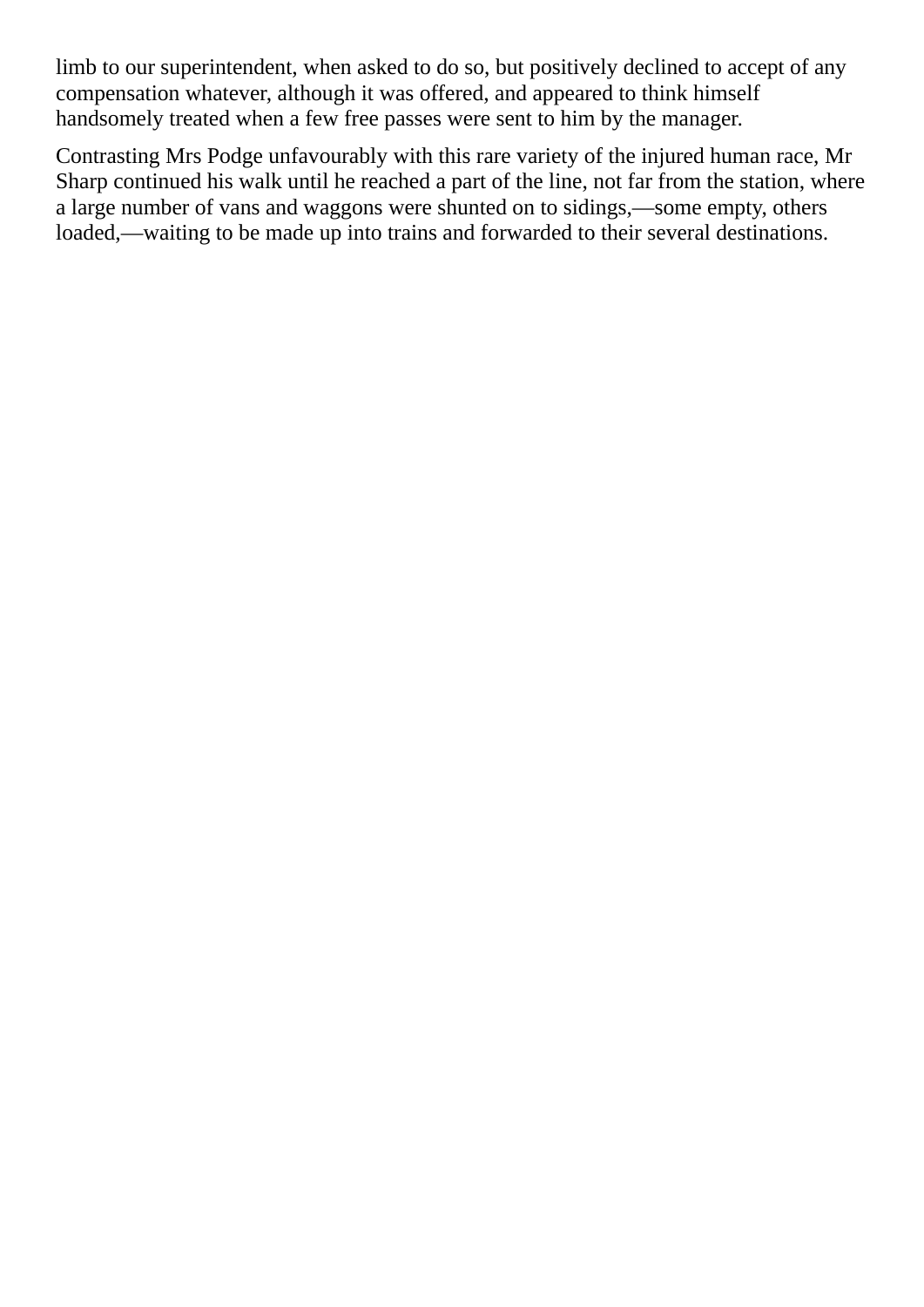limb to our superintendent, when asked to do so, but positively declined to accept of any compensation whatever, although it was offered, and appeared to think himself handsomely treated when a few free passes were sent to him by the manager.

Contrasting Mrs Podge unfavourably with this rare variety of the injured human race, Mr Sharp continued his walk until he reached a part of the line, not far from the station, where a large number of vans and waggons were shunted on to sidings,—some empty, others loaded,—waiting to be made up into trains and forwarded to their several destinations.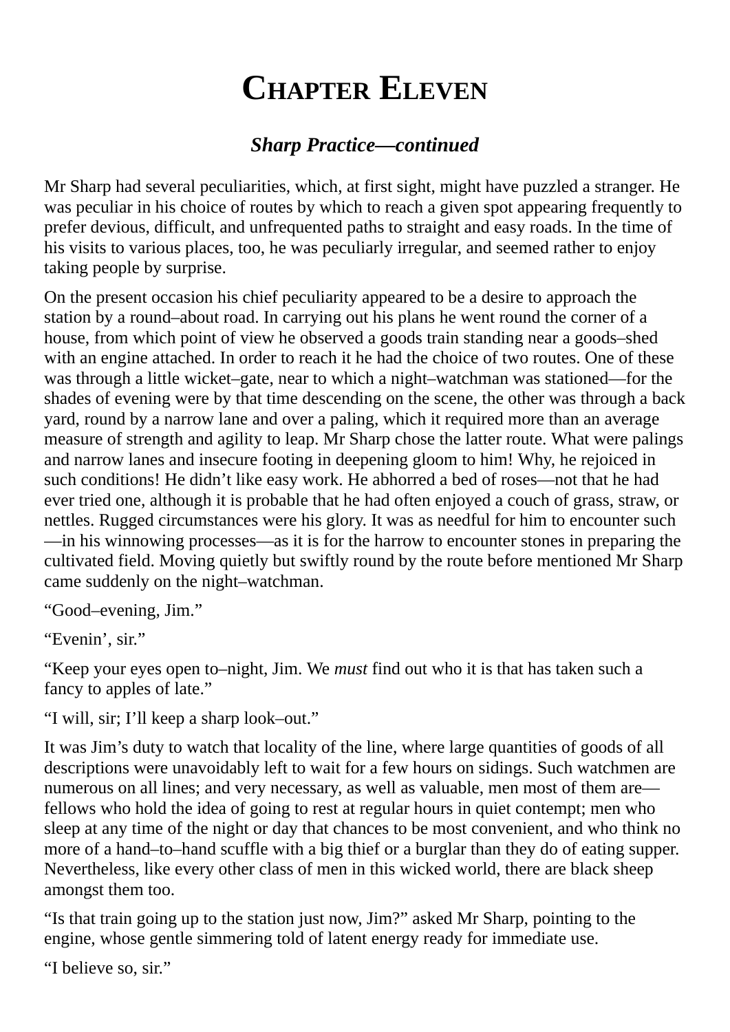# Chapter Eleven

### *Sharp Practice—continued*

Mr Sharp had several peculiarities, which, at first sight, might have puzzled a stranger. He was peculiar in his choice of routes by which to reach a given spot appearing frequently to prefer devious, difficult, and unfrequented paths to straight and easy roads. In the time of his visits to various places, too, he was peculiarly irregular, and seemed rather to enjoy taking people by surprise.

On the present occasion his chief peculiarity appeared to be a desire to approach the station by a round–about road. In carrying out his plans he went round the corner of a house, from which point of view he observed a goods train standing near a goods–shed with an engine attached. In order to reach it he had the choice of two routes. One of these was through a little wicket–gate, near to which a night–watchman was stationed—for the shades of evening were by that time descending on the scene, the other was through a back yard, round by a narrow lane and over a paling, which it required more than an average measure of strength and agility to leap. Mr Sharp chose the latter route. What were palings and narrow lanes and insecure footing in deepening gloom to him! Why, he rejoiced in such conditions! He didn't like easy work. He abhorred a bed of roses—not that he had ever tried one, although it is probable that he had often enjoyed a couch of grass, straw, or nettles. Rugged circumstances were his glory. It was as needful for him to encounter such—in his winnowing processes—as it is for the harrow to encounter stones in preparing the cultivated field. Moving quietly but swiftly round by the route before mentioned Mr Sharp came suddenly on the night–watchman.

"Good–evening, Jim."

"Evenin', sir."

"Keep your eyes open to–night, Jim. We *must* find out who it is that has taken such a fancy to apples of late."

"I will, sir; I'll keep a sharp look–out."

It was Jim's duty to watch that locality of the line, where large quantities of goods of all descriptions were unavoidably left to wait for a few hours on sidings. Such watchmen are numerous on all lines; and very necessary, as well as valuable, men most of them are—fellows who hold the idea of going to rest at regular hours in quiet contempt; men who sleep at any time of the night or day that chances to be most convenient, and who think no more of a hand–to–hand scuffle with a big thief or a burglar than they do of eating supper. Nevertheless, like every other class of men in this wicked world, there are black sheep amongst them too.

"Is that train going up to the station just now, Jim?" asked Mr Sharp, pointing to the engine, whose gentle simmering told of latent energy ready for immediate use.

"I believe so, sir."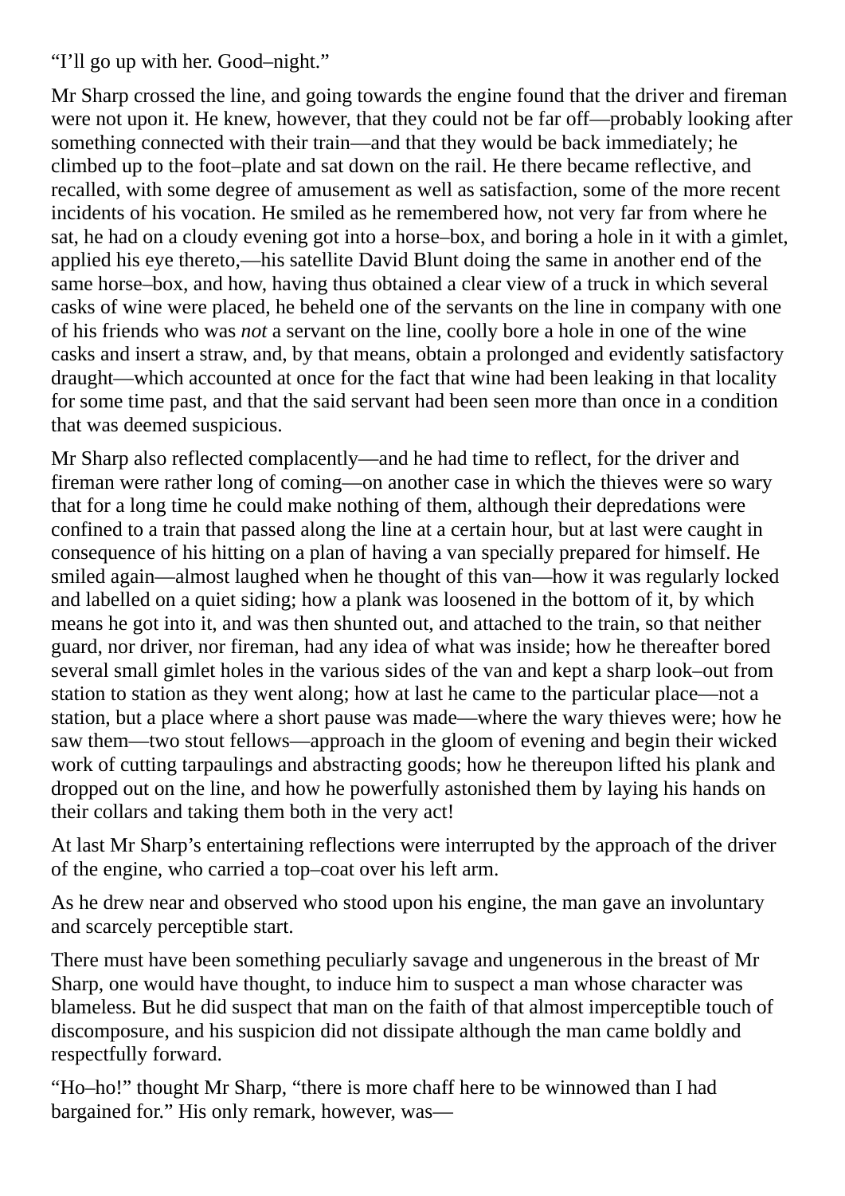"I'll go up with her. Good–night."

Mr Sharp crossed the line, and going towards the engine found that the driver and fireman were not upon it. He knew, however, that they could not be far off—probably looking after something connected with their train—and that they would be back immediately; he climbed up to the foot–plate and sat down on the rail. He there became reflective, and recalled, with some degree of amusement as well as satisfaction, some of the more recent incidents of his vocation. He smiled as he remembered how, not very far from where he sat, he had on a cloudy evening got into a horse–box, and boring a hole in it with a gimlet, applied his eye thereto,—his satellite David Blunt doing the same in another end of the same horse–box, and how, having thus obtained a clear view of a truck in which several casks of wine were placed, he beheld one of the servants on the line in company with one of his friends who was *not* a servant on the line, coolly bore a hole in one of the wine casks and insert a straw, and, by that means, obtain a prolonged and evidently satisfactory draught—which accounted at once for the fact that wine had been leaking in that locality for some time past, and that the said servant had been seen more than once in a condition that was deemed suspicious.

Mr Sharp also reflected complacently—and he had time to reflect, for the driver and fireman were rather long of coming—on another case in which the thieves were so wary that for a long time he could make nothing of them, although their depredations were confined to a train that passed along the line at a certain hour, but at last were caught in consequence of his hitting on a plan of having a van specially prepared for himself. He smiled again—almost laughed when he thought of this van—how it was regularly locked and labelled on a quiet siding; how a plank was loosened in the bottom of it, by which means he got into it, and was then shunted out, and attached to the train, so that neither guard, nor driver, nor fireman, had any idea of what was inside; how he thereafter bored several small gimlet holes in the various sides of the van and kept a sharp look–out from station to station as they went along; how at last he came to the particular place—not a station, but a place where a short pause was made—where the wary thieves were; how he saw them—two stout fellows—approach in the gloom of evening and begin their wicked work of cutting tarpaulings and abstracting goods; how he thereupon lifted his plank and dropped out on the line, and how he powerfully astonished them by laying his hands on their collars and taking them both in the very act!

At last Mr Sharp's entertaining reflections were interrupted by the approach of the driver of the engine, who carried a top–coat over his left arm.

As he drew near and observed who stood upon his engine, the man gave an involuntary and scarcely perceptible start.

There must have been something peculiarly savage and ungenerous in the breast of Mr Sharp, one would have thought, to induce him to suspect a man whose character was blameless. But he did suspect that man on the faith of that almost imperceptible touch of discomposure, and his suspicion did not dissipate although the man came boldly and respectfully forward.

"Ho–ho!" thought Mr Sharp, "there is more chaff here to be winnowed than I had bargained for." His only remark, however, was—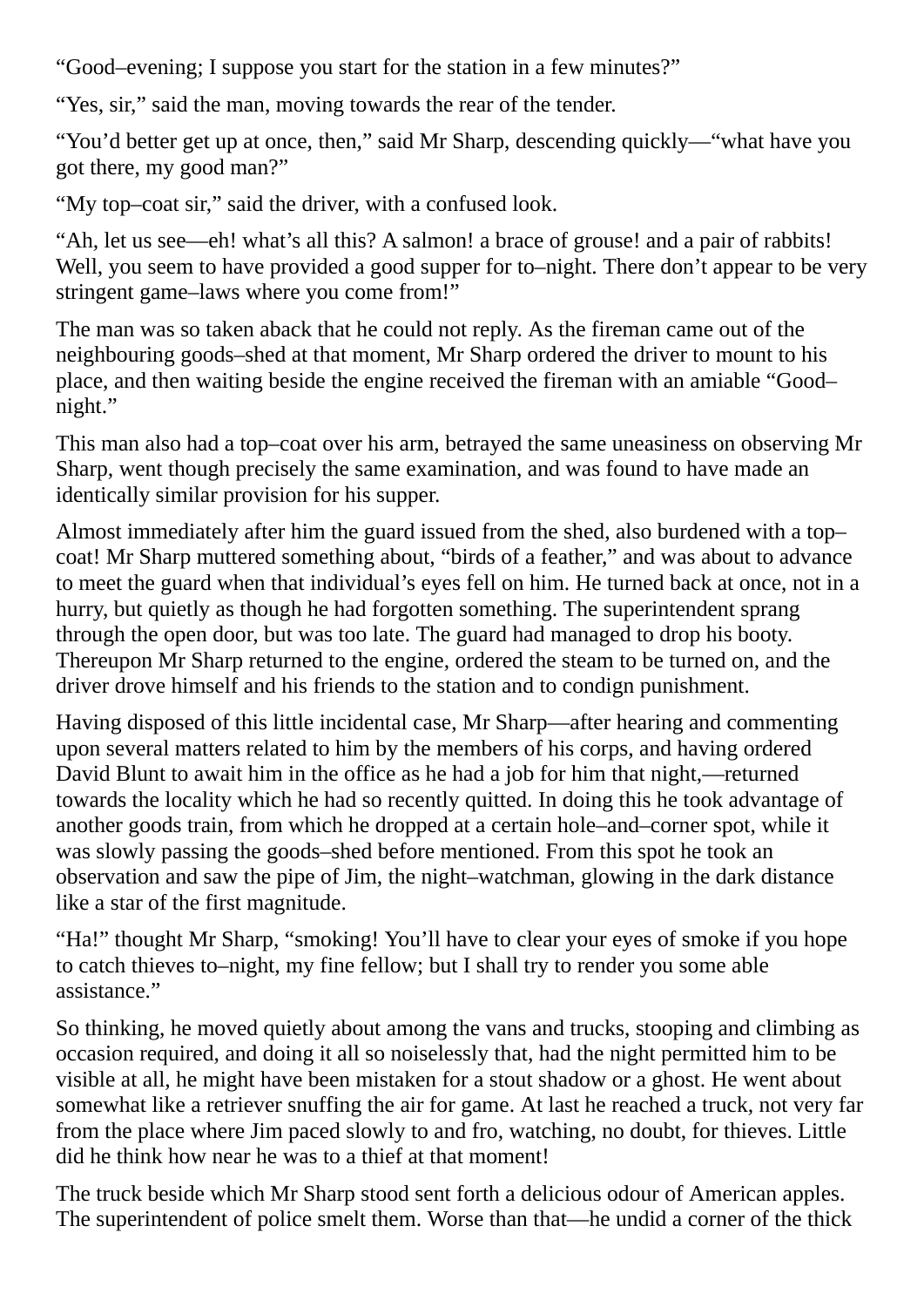“Good–evening; I suppose you start for the station in a few minutes?”

“Yes, sir,” said the man, moving towards the rear of the tender.

“You’d better get up at once, then,” said Mr Sharp, descending quickly—“what have you got there, my good man?”

“My top–coat sir,” said the driver, with a confused look.

“Ah, let us see—eh! what’s all this? A salmon! a brace of grouse! and a pair of rabbits! Well, you seem to have provided a good supper for to–night. There don’t appear to be very stringent game–laws where you come from!”

The man was so taken aback that he could not reply. As the fireman came out of the neighbouring goods–shed at that moment, Mr Sharp ordered the driver to mount to his place, and then waiting beside the engine received the fireman with an amiable “Good–night.”

This man also had a top–coat over his arm, betrayed the same uneasiness on observing Mr Sharp, went though precisely the same examination, and was found to have made an identically similar provision for his supper.

Almost immediately after him the guard issued from the shed, also burdened with a top–coat! Mr Sharp muttered something about, “birds of a feather,” and was about to advance to meet the guard when that individual’s eyes fell on him. He turned back at once, not in a hurry, but quietly as though he had forgotten something. The superintendent sprang through the open door, but was too late. The guard had managed to drop his booty. Thereupon Mr Sharp returned to the engine, ordered the steam to be turned on, and the driver drove himself and his friends to the station and to condign punishment.

Having disposed of this little incidental case, Mr Sharp—after hearing and commenting upon several matters related to him by the members of his corps, and having ordered David Blunt to await him in the office as he had a job for him that night,—returned towards the locality which he had so recently quitted. In doing this he took advantage of another goods train, from which he dropped at a certain hole–and–corner spot, while it was slowly passing the goods–shed before mentioned. From this spot he took an observation and saw the pipe of Jim, the night–watchman, glowing in the dark distance like a star of the first magnitude.

“Ha!” thought Mr Sharp, “smoking! You’ll have to clear your eyes of smoke if you hope to catch thieves to–night, my fine fellow; but I shall try to render you some able assistance.”

So thinking, he moved quietly about among the vans and trucks, stooping and climbing as occasion required, and doing it all so noiselessly that, had the night permitted him to be visible at all, he might have been mistaken for a stout shadow or a ghost. He went about somewhat like a retriever snuffing the air for game. At last he reached a truck, not very far from the place where Jim paced slowly to and fro, watching, no doubt, for thieves. Little did he think how near he was to a thief at that moment!

The truck beside which Mr Sharp stood sent forth a delicious odour of American apples. The superintendent of police smelt them. Worse than that—he undid a corner of the thick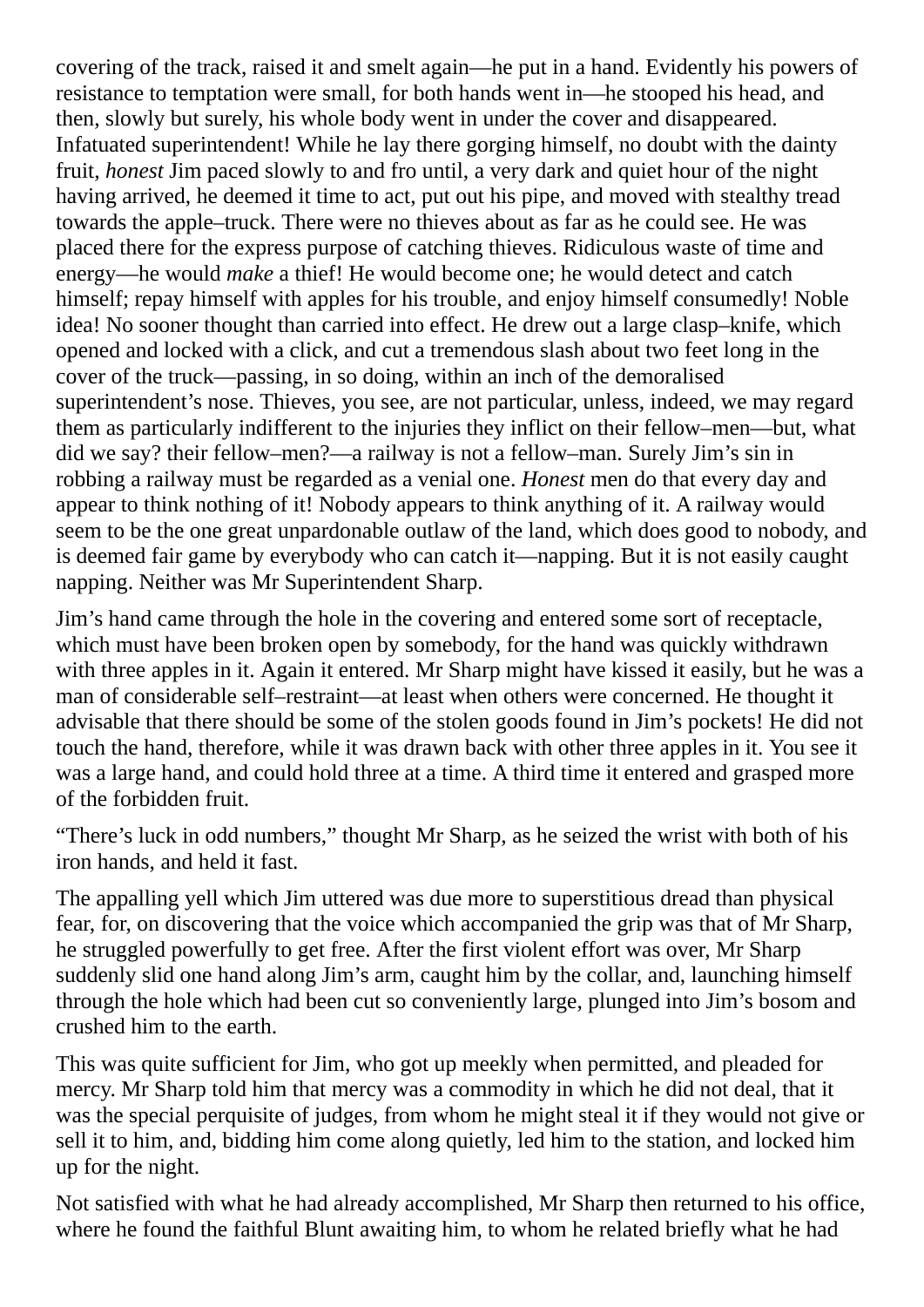covering of the track, raised it and smelt again—he put in a hand. Evidently his powers of resistance to temptation were small, for both hands went in—he stooped his head, and then, slowly but surely, his whole body went in under the cover and disappeared. Infatuated superintendent! While he lay there gorging himself, no doubt with the dainty fruit, *honest* Jim paced slowly to and fro until, a very dark and quiet hour of the night having arrived, he deemed it time to act, put out his pipe, and moved with stealthy tread towards the apple–truck. There were no thieves about as far as he could see. He was placed there for the express purpose of catching thieves. Ridiculous waste of time and energy—he would *make* a thief! He would become one; he would detect and catch himself; repay himself with apples for his trouble, and enjoy himself consumedly! Noble idea! No sooner thought than carried into effect. He drew out a large clasp–knife, which opened and locked with a click, and cut a tremendous slash about two feet long in the cover of the truck—passing, in so doing, within an inch of the demoralised superintendent's nose. Thieves, you see, are not particular, unless, indeed, we may regard them as particularly indifferent to the injuries they inflict on their fellow–men—but, what did we say? their fellow–men?—a railway is not a fellow–man. Surely Jim's sin in robbing a railway must be regarded as a venial one. *Honest* men do that every day and appear to think nothing of it! Nobody appears to think anything of it. A railway would seem to be the one great unpardonable outlaw of the land, which does good to nobody, and is deemed fair game by everybody who can catch it—napping. But it is not easily caught napping. Neither was Mr Superintendent Sharp.

Jim's hand came through the hole in the covering and entered some sort of receptacle, which must have been broken open by somebody, for the hand was quickly withdrawn with three apples in it. Again it entered. Mr Sharp might have kissed it easily, but he was a man of considerable self–restraint—at least when others were concerned. He thought it advisable that there should be some of the stolen goods found in Jim's pockets! He did not touch the hand, therefore, while it was drawn back with other three apples in it. You see it was a large hand, and could hold three at a time. A third time it entered and grasped more of the forbidden fruit.

"There's luck in odd numbers," thought Mr Sharp, as he seized the wrist with both of his iron hands, and held it fast.

The appalling yell which Jim uttered was due more to superstitious dread than physical fear, for, on discovering that the voice which accompanied the grip was that of Mr Sharp, he struggled powerfully to get free. After the first violent effort was over, Mr Sharp suddenly slid one hand along Jim's arm, caught him by the collar, and, launching himself through the hole which had been cut so conveniently large, plunged into Jim's bosom and crushed him to the earth.

This was quite sufficient for Jim, who got up meekly when permitted, and pleaded for mercy. Mr Sharp told him that mercy was a commodity in which he did not deal, that it was the special perquisite of judges, from whom he might steal it if they would not give or sell it to him, and, bidding him come along quietly, led him to the station, and locked him up for the night.

Not satisfied with what he had already accomplished, Mr Sharp then returned to his office, where he found the faithful Blunt awaiting him, to whom he related briefly what he had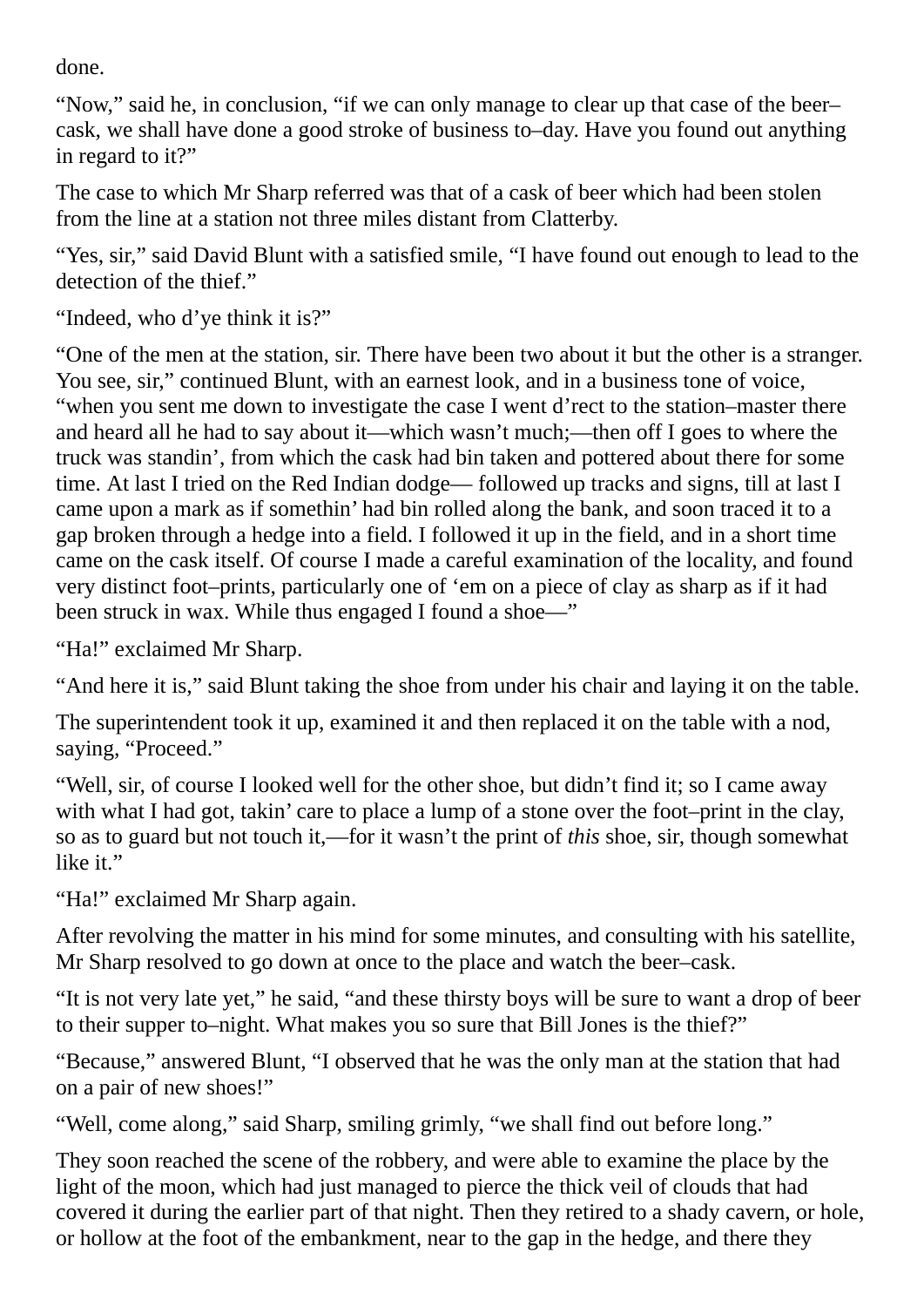done.

“Now,” said he, in conclusion, “if we can only manage to clear up that case of the beer–cask, we shall have done a good stroke of business to–day. Have you found out anything in regard to it?”

The case to which Mr Sharp referred was that of a cask of beer which had been stolen from the line at a station not three miles distant from Clatterby.

“Yes, sir,” said David Blunt with a satisfied smile, “I have found out enough to lead to the detection of the thief.”

“Indeed, who d’ye think it is?”

“One of the men at the station, sir. There have been two about it but the other is a stranger. You see, sir,” continued Blunt, with an earnest look, and in a business tone of voice, “when you sent me down to investigate the case I went d’rect to the station–master there and heard all he had to say about it—which wasn’t much;—then off I goes to where the truck was standin’, from which the cask had bin taken and pottered about there for some time. At last I tried on the Red Indian dodge— followed up tracks and signs, till at last I came upon a mark as if somethin’ had bin rolled along the bank, and soon traced it to a gap broken through a hedge into a field. I followed it up in the field, and in a short time came on the cask itself. Of course I made a careful examination of the locality, and found very distinct foot–prints, particularly one of ‘em on a piece of clay as sharp as if it had been struck in wax. While thus engaged I found a shoe—”

“Ha!” exclaimed Mr Sharp.

“And here it is,” said Blunt taking the shoe from under his chair and laying it on the table.

The superintendent took it up, examined it and then replaced it on the table with a nod, saying, “Proceed.”

“Well, sir, of course I looked well for the other shoe, but didn’t find it; so I came away with what I had got, takin’ care to place a lump of a stone over the foot–print in the clay, so as to guard but not touch it,—for it wasn’t the print of *this* shoe, sir, though somewhat like it.”

“Ha!” exclaimed Mr Sharp again.

After revolving the matter in his mind for some minutes, and consulting with his satellite, Mr Sharp resolved to go down at once to the place and watch the beer–cask.

“It is not very late yet,” he said, “and these thirsty boys will be sure to want a drop of beer to their supper to–night. What makes you so sure that Bill Jones is the thief?”

“Because,” answered Blunt, “I observed that he was the only man at the station that had on a pair of new shoes!”

“Well, come along,” said Sharp, smiling grimly, “we shall find out before long.”

They soon reached the scene of the robbery, and were able to examine the place by the light of the moon, which had just managed to pierce the thick veil of clouds that had covered it during the earlier part of that night. Then they retired to a shady cavern, or hole, or hollow at the foot of the embankment, near to the gap in the hedge, and there they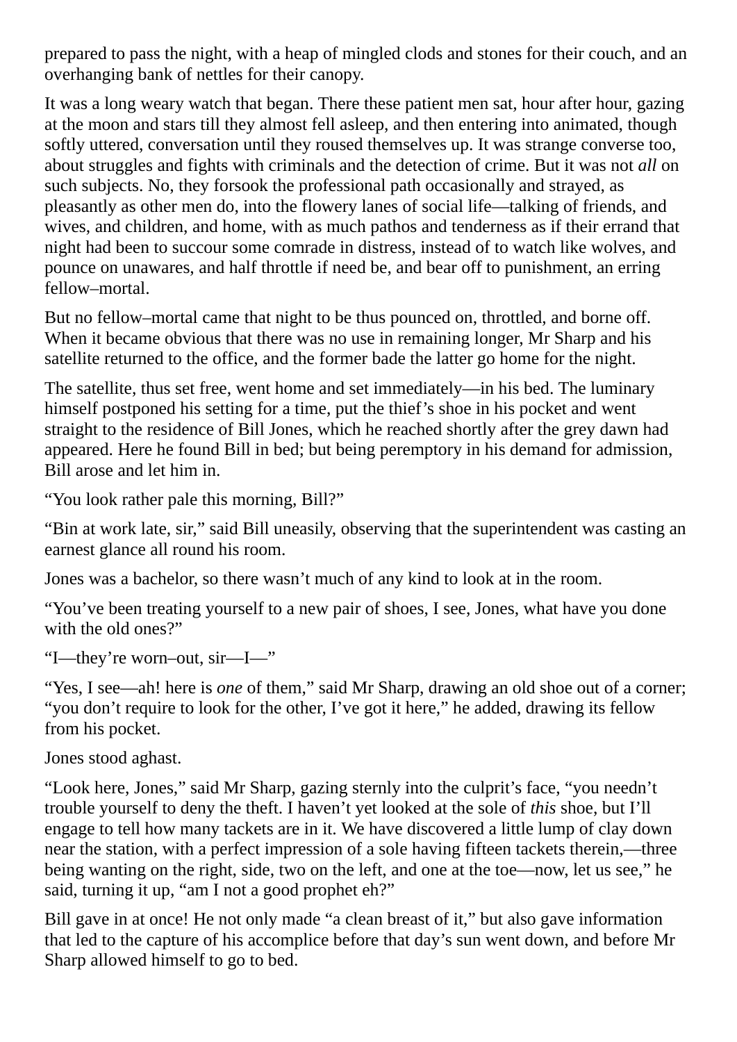prepared to pass the night, with a heap of mingled clods and stones for their couch, and an overhanging bank of nettles for their canopy.

It was a long weary watch that began. There these patient men sat, hour after hour, gazing at the moon and stars till they almost fell asleep, and then entering into animated, though softly uttered, conversation until they roused themselves up. It was strange converse too, about struggles and fights with criminals and the detection of crime. But it was not *all* on such subjects. No, they forsook the professional path occasionally and strayed, as pleasantly as other men do, into the flowery lanes of social life—talking of friends, and wives, and children, and home, with as much pathos and tenderness as if their errand that night had been to succour some comrade in distress, instead of to watch like wolves, and pounce on unawares, and half throttle if need be, and bear off to punishment, an erring fellow–mortal.

But no fellow–mortal came that night to be thus pounced on, throttled, and borne off. When it became obvious that there was no use in remaining longer, Mr Sharp and his satellite returned to the office, and the former bade the latter go home for the night.

The satellite, thus set free, went home and set immediately—in his bed. The luminary himself postponed his setting for a time, put the thief's shoe in his pocket and went straight to the residence of Bill Jones, which he reached shortly after the grey dawn had appeared. Here he found Bill in bed; but being peremptory in his demand for admission, Bill arose and let him in.

"You look rather pale this morning, Bill?"

"Bin at work late, sir," said Bill uneasily, observing that the superintendent was casting an earnest glance all round his room.

Jones was a bachelor, so there wasn't much of any kind to look at in the room.

"You've been treating yourself to a new pair of shoes, I see, Jones, what have you done with the old ones?"

"I—they're worn–out, sir—I—"

"Yes, I see—ah! here is *one* of them," said Mr Sharp, drawing an old shoe out of a corner; "you don't require to look for the other, I've got it here," he added, drawing its fellow from his pocket.

Jones stood aghast.

"Look here, Jones," said Mr Sharp, gazing sternly into the culprit's face, "you needn't trouble yourself to deny the theft. I haven't yet looked at the sole of *this* shoe, but I'll engage to tell how many tackets are in it. We have discovered a little lump of clay down near the station, with a perfect impression of a sole having fifteen tackets therein,—three being wanting on the right, side, two on the left, and one at the toe—now, let us see," he said, turning it up, "am I not a good prophet eh?"

Bill gave in at once! He not only made "a clean breast of it," but also gave information that led to the capture of his accomplice before that day's sun went down, and before Mr Sharp allowed himself to go to bed.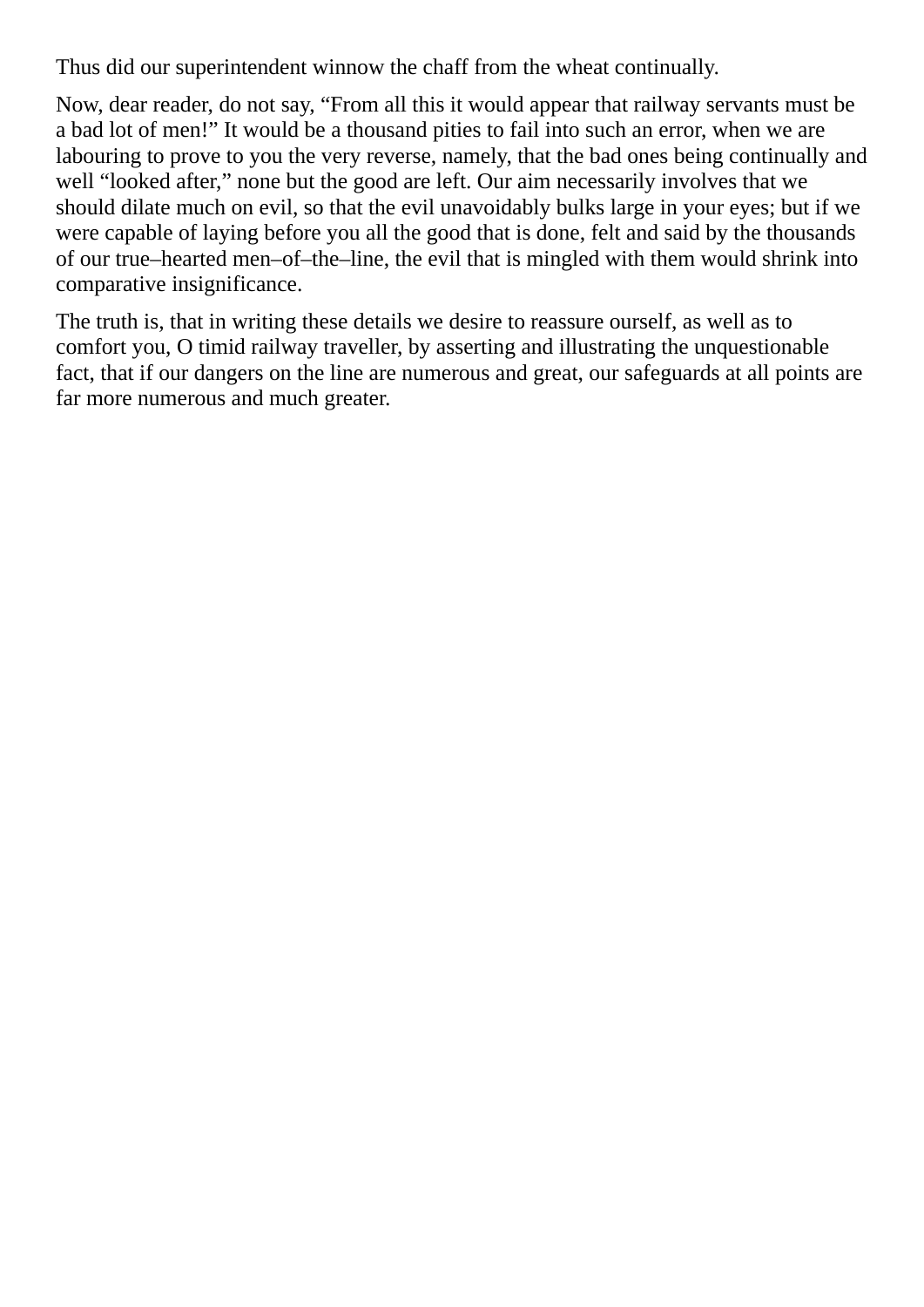Thus did our superintendent winnow the chaff from the wheat continually.

Now, dear reader, do not say, “From all this it would appear that railway servants must be a bad lot of men!” It would be a thousand pities to fail into such an error, when we are labouring to prove to you the very reverse, namely, that the bad ones being continually and well “looked after,” none but the good are left. Our aim necessarily involves that we should dilate much on evil, so that the evil unavoidably bulks large in your eyes; but if we were capable of laying before you all the good that is done, felt and said by the thousands of our true–hearted men–of–the–line, the evil that is mingled with them would shrink into comparative insignificance.

The truth is, that in writing these details we desire to reassure ourself, as well as to comfort you, O timid railway traveller, by asserting and illustrating the unquestionable fact, that if our dangers on the line are numerous and great, our safeguards at all points are far more numerous and much greater.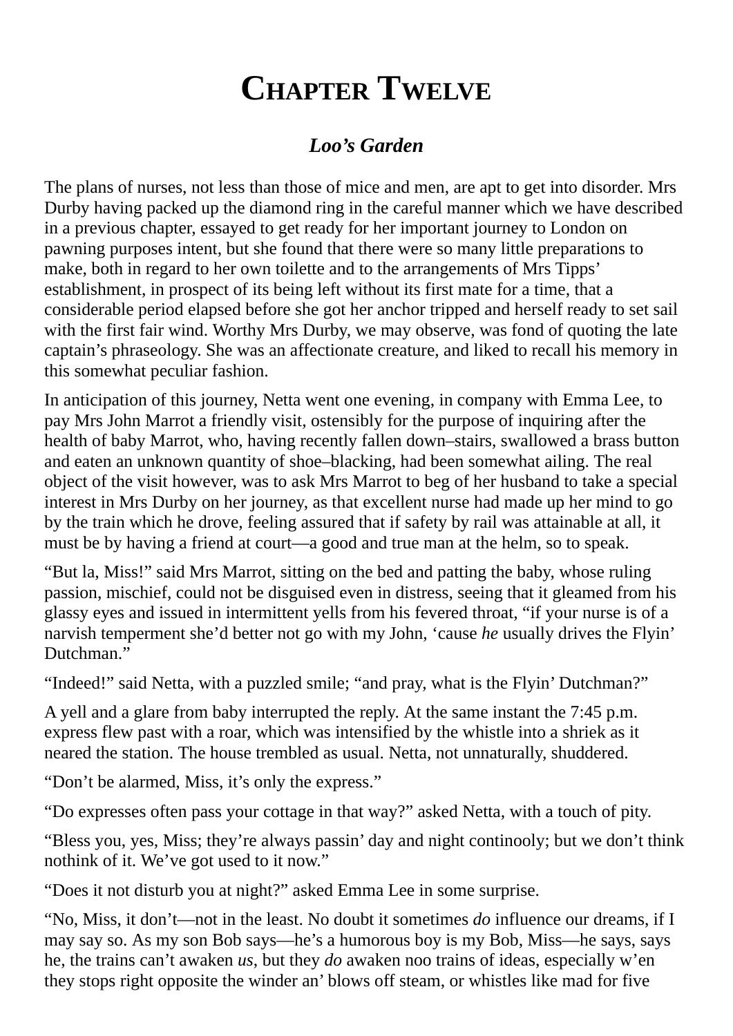# Chapter Twelve

## *Loo's Garden*

The plans of nurses, not less than those of mice and men, are apt to get into disorder. Mrs Durby having packed up the diamond ring in the careful manner which we have described in a previous chapter, essayed to get ready for her important journey to London on pawning purposes intent, but she found that there were so many little preparations to make, both in regard to her own toilette and to the arrangements of Mrs Tipps' establishment, in prospect of its being left without its first mate for a time, that a considerable period elapsed before she got her anchor tripped and herself ready to set sail with the first fair wind. Worthy Mrs Durby, we may observe, was fond of quoting the late captain's phraseology. She was an affectionate creature, and liked to recall his memory in this somewhat peculiar fashion.

In anticipation of this journey, Netta went one evening, in company with Emma Lee, to pay Mrs John Marrot a friendly visit, ostensibly for the purpose of inquiring after the health of baby Marrot, who, having recently fallen down–stairs, swallowed a brass button and eaten an unknown quantity of shoe–blacking, had been somewhat ailing. The real object of the visit however, was to ask Mrs Marrot to beg of her husband to take a special interest in Mrs Durby on her journey, as that excellent nurse had made up her mind to go by the train which he drove, feeling assured that if safety by rail was attainable at all, it must be by having a friend at court—a good and true man at the helm, so to speak.

"But la, Miss!" said Mrs Marrot, sitting on the bed and patting the baby, whose ruling passion, mischief, could not be disguised even in distress, seeing that it gleamed from his glassy eyes and issued in intermittent yells from his fevered throat, "if your nurse is of a narvish temperment she'd better not go with my John, 'cause *he* usually drives the Flyin' Dutchman."

"Indeed!" said Netta, with a puzzled smile; "and pray, what is the Flyin' Dutchman?"

A yell and a glare from baby interrupted the reply. At the same instant the 7:45 p.m. express flew past with a roar, which was intensified by the whistle into a shriek as it neared the station. The house trembled as usual. Netta, not unnaturally, shuddered.

"Don't be alarmed, Miss, it's only the express."

"Do expresses often pass your cottage in that way?" asked Netta, with a touch of pity.

"Bless you, yes, Miss; they're always passin' day and night continooly; but we don't think nothink of it. We've got used to it now."

"Does it not disturb you at night?" asked Emma Lee in some surprise.

"No, Miss, it don't—not in the least. No doubt it sometimes *do* influence our dreams, if I may say so. As my son Bob says—he's a humorous boy is my Bob, Miss—he says, says he, the trains can't awaken *us*, but they *do* awaken noo trains of ideas, especially w'en they stops right opposite the winder an' blows off steam, or whistles like mad for five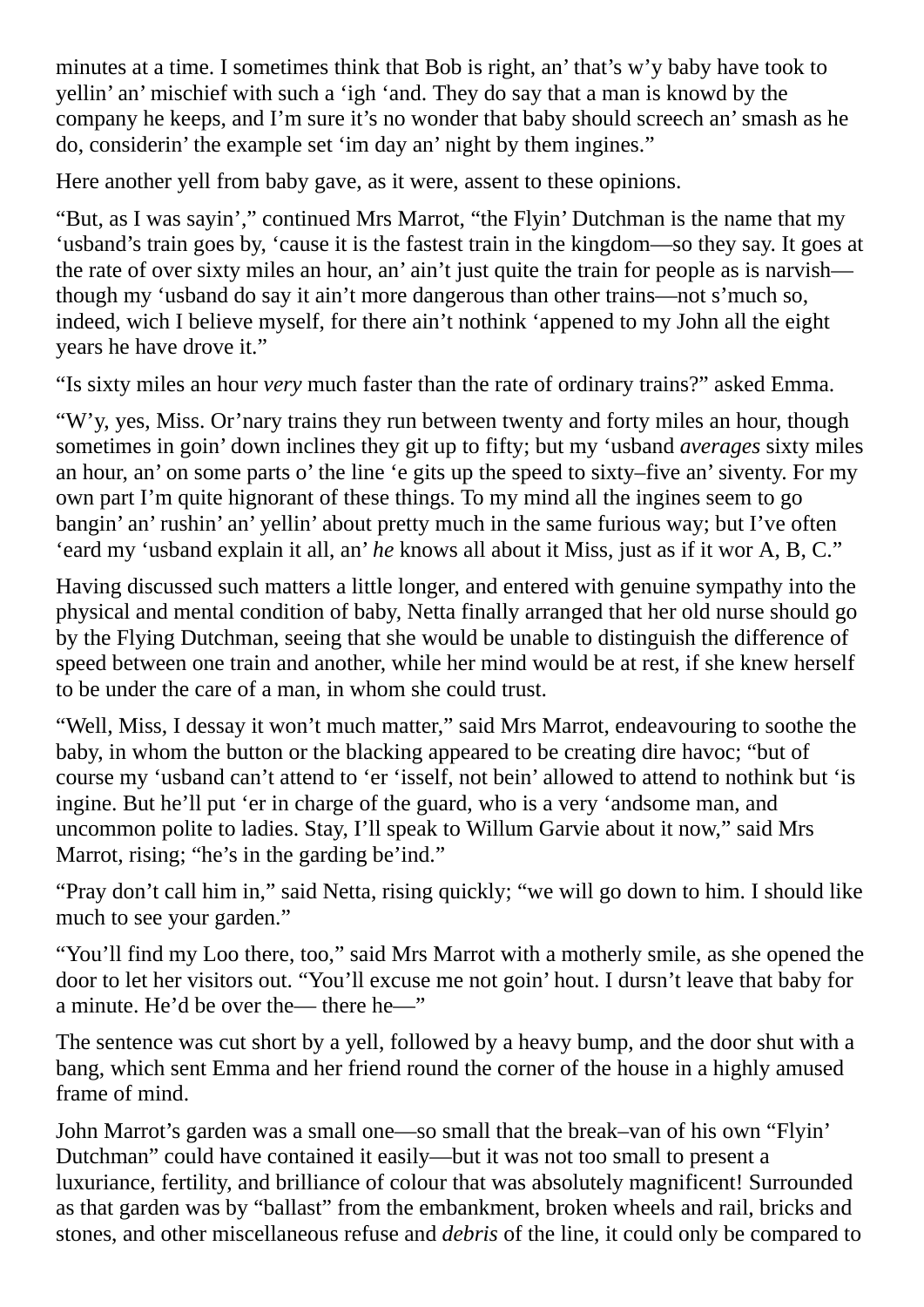minutes at a time. I sometimes think that Bob is right, an' that's w'y baby have took to yellin' an' mischief with such a 'igh 'and. They do say that a man is knowd by the company he keeps, and I'm sure it's no wonder that baby should screech an' smash as he do, considerin' the example set 'im day an' night by them ingines."

Here another yell from baby gave, as it were, assent to these opinions.

"But, as I was sayin'," continued Mrs Marrot, "the Flyin' Dutchman is the name that my 'usband's train goes by, 'cause it is the fastest train in the kingdom—so they say. It goes at the rate of over sixty miles an hour, an' ain't just quite the train for people as is narvish—though my 'usband do say it ain't more dangerous than other trains—not s'much so, indeed, wich I believe myself, for there ain't nothink 'appened to my John all the eight years he have drove it."

"Is sixty miles an hour *very* much faster than the rate of ordinary trains?" asked Emma.

"W'y, yes, Miss. Or'nary trains they run between twenty and forty miles an hour, though sometimes in goin' down inclines they git up to fifty; but my 'usband *averages* sixty miles an hour, an' on some parts o' the line 'e gits up the speed to sixty–five an' siventy. For my own part I'm quite hignorant of these things. To my mind all the ingines seem to go bangin' an' rushin' an' yellin' about pretty much in the same furious way; but I've often 'eard my 'usband explain it all, an' *he* knows all about it Miss, just as if it wor A, B, C."

Having discussed such matters a little longer, and entered with genuine sympathy into the physical and mental condition of baby, Netta finally arranged that her old nurse should go by the Flying Dutchman, seeing that she would be unable to distinguish the difference of speed between one train and another, while her mind would be at rest, if she knew herself to be under the care of a man, in whom she could trust.

"Well, Miss, I dessay it won't much matter," said Mrs Marrot, endeavouring to soothe the baby, in whom the button or the blacking appeared to be creating dire havoc; "but of course my 'usband can't attend to 'er 'isself, not bein' allowed to attend to nothink but 'is ingine. But he'll put 'er in charge of the guard, who is a very 'andsome man, and uncommon polite to ladies. Stay, I'll speak to Willum Garvie about it now," said Mrs Marrot, rising; "he's in the garding be'ind."

"Pray don't call him in," said Netta, rising quickly; "we will go down to him. I should like much to see your garden."

"You'll find my Loo there, too," said Mrs Marrot with a motherly smile, as she opened the door to let her visitors out. "You'll excuse me not goin' hout. I dursn't leave that baby for a minute. He'd be over the— there he—"

The sentence was cut short by a yell, followed by a heavy bump, and the door shut with a bang, which sent Emma and her friend round the corner of the house in a highly amused frame of mind.

John Marrot's garden was a small one—so small that the break–van of his own "Flyin' Dutchman" could have contained it easily—but it was not too small to present a luxuriance, fertility, and brilliance of colour that was absolutely magnificent! Surrounded as that garden was by "ballast" from the embankment, broken wheels and rail, bricks and stones, and other miscellaneous refuse and *debris* of the line, it could only be compared to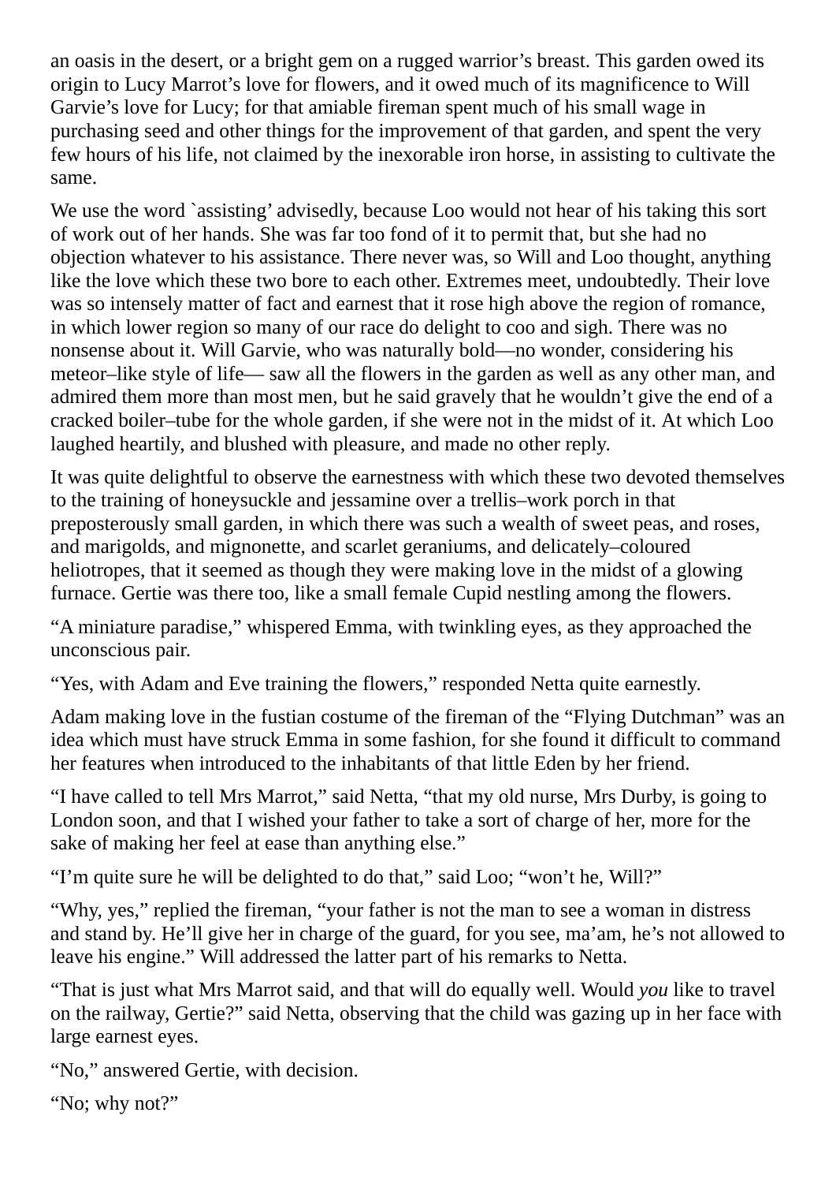an oasis in the desert, or a bright gem on a rugged warrior's breast. This garden owed its origin to Lucy Marrot's love for flowers, and it owed much of its magnificence to Will Garvie's love for Lucy; for that amiable fireman spent much of his small wage in purchasing seed and other things for the improvement of that garden, and spent the very few hours of his life, not claimed by the inexorable iron horse, in assisting to cultivate the same.

We use the word `assisting' advisedly, because Loo would not hear of his taking this sort of work out of her hands. She was far too fond of it to permit that, but she had no objection whatever to his assistance. There never was, so Will and Loo thought, anything like the love which these two bore to each other. Extremes meet, undoubtedly. Their love was so intensely matter of fact and earnest that it rose high above the region of romance, in which lower region so many of our race do delight to coo and sigh. There was no nonsense about it. Will Garvie, who was naturally bold—no wonder, considering his meteor–like style of life— saw all the flowers in the garden as well as any other man, and admired them more than most men, but he said gravely that he wouldn't give the end of a cracked boiler–tube for the whole garden, if she were not in the midst of it. At which Loo laughed heartily, and blushed with pleasure, and made no other reply.

It was quite delightful to observe the earnestness with which these two devoted themselves to the training of honeysuckle and jessamine over a trellis–work porch in that preposterously small garden, in which there was such a wealth of sweet peas, and roses, and marigolds, and mignonette, and scarlet geraniums, and delicately–coloured heliotropes, that it seemed as though they were making love in the midst of a glowing furnace. Gertie was there too, like a small female Cupid nestling among the flowers.

"A miniature paradise," whispered Emma, with twinkling eyes, as they approached the unconscious pair.

"Yes, with Adam and Eve training the flowers," responded Netta quite earnestly.

Adam making love in the fustian costume of the fireman of the "Flying Dutchman" was an idea which must have struck Emma in some fashion, for she found it difficult to command her features when introduced to the inhabitants of that little Eden by her friend.

"I have called to tell Mrs Marrot," said Netta, "that my old nurse, Mrs Durby, is going to London soon, and that I wished your father to take a sort of charge of her, more for the sake of making her feel at ease than anything else."

"I'm quite sure he will be delighted to do that," said Loo; "won't he, Will?"

"Why, yes," replied the fireman, "your father is not the man to see a woman in distress and stand by. He'll give her in charge of the guard, for you see, ma'am, he's not allowed to leave his engine." Will addressed the latter part of his remarks to Netta.

"That is just what Mrs Marrot said, and that will do equally well. Would *you* like to travel on the railway, Gertie?" said Netta, observing that the child was gazing up in her face with large earnest eyes.

"No," answered Gertie, with decision.

"No; why not?"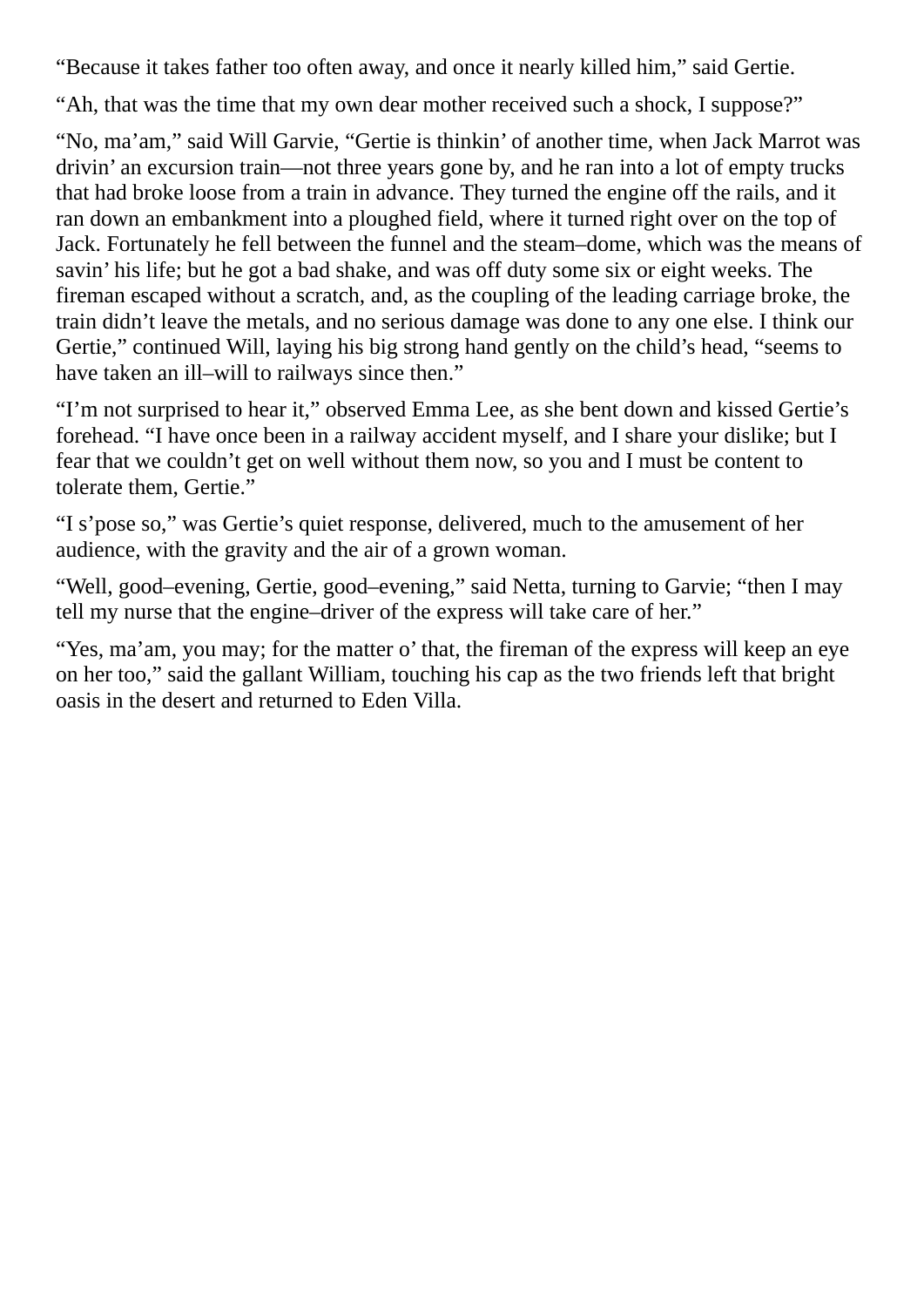“Because it takes father too often away, and once it nearly killed him,” said Gertie.

“Ah, that was the time that my own dear mother received such a shock, I suppose?”

“No, ma’am,” said Will Garvie, “Gertie is thinkin’ of another time, when Jack Marrot was drivin’ an excursion train—not three years gone by, and he ran into a lot of empty trucks that had broke loose from a train in advance. They turned the engine off the rails, and it ran down an embankment into a ploughed field, where it turned right over on the top of Jack. Fortunately he fell between the funnel and the steam–dome, which was the means of savin’ his life; but he got a bad shake, and was off duty some six or eight weeks. The fireman escaped without a scratch, and, as the coupling of the leading carriage broke, the train didn’t leave the metals, and no serious damage was done to any one else. I think our Gertie,” continued Will, laying his big strong hand gently on the child’s head, “seems to have taken an ill–will to railways since then.”

“I’m not surprised to hear it,” observed Emma Lee, as she bent down and kissed Gertie’s forehead. “I have once been in a railway accident myself, and I share your dislike; but I fear that we couldn’t get on well without them now, so you and I must be content to tolerate them, Gertie.”

“I s’pose so,” was Gertie’s quiet response, delivered, much to the amusement of her audience, with the gravity and the air of a grown woman.

“Well, good–evening, Gertie, good–evening,” said Netta, turning to Garvie; “then I may tell my nurse that the engine–driver of the express will take care of her.”

“Yes, ma’am, you may; for the matter o’ that, the fireman of the express will keep an eye on her too,” said the gallant William, touching his cap as the two friends left that bright oasis in the desert and returned to Eden Villa.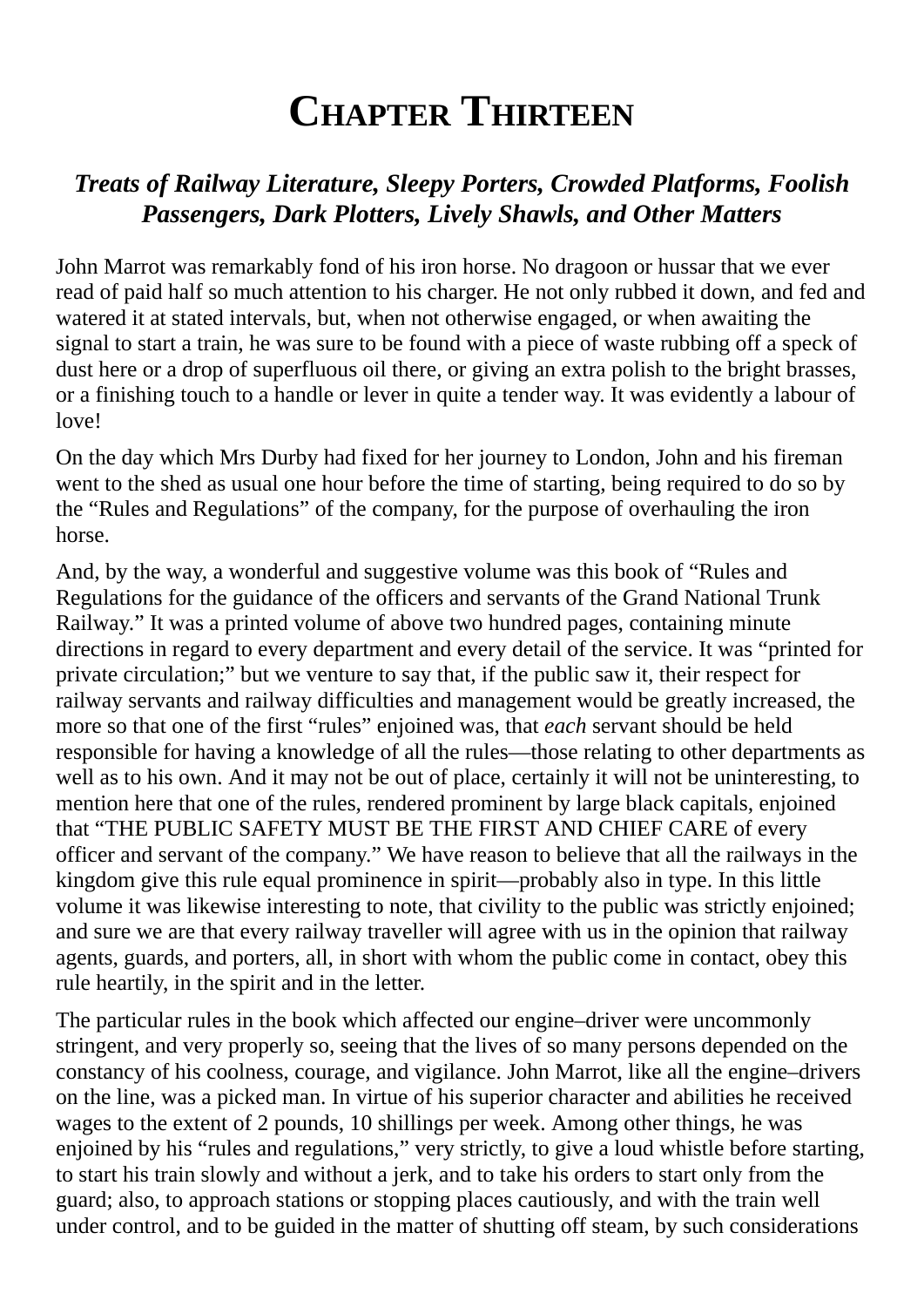# Chapter Thirteen

## *Treats of Railway Literature, Sleepy Porters, Crowded Platforms, Foolish Passengers, Dark Plotters, Lively Shawls, and Other Matters*

John Marrot was remarkably fond of his iron horse. No dragoon or hussar that we ever read of paid half so much attention to his charger. He not only rubbed it down, and fed and watered it at stated intervals, but, when not otherwise engaged, or when awaiting the signal to start a train, he was sure to be found with a piece of waste rubbing off a speck of dust here or a drop of superfluous oil there, or giving an extra polish to the bright brasses, or a finishing touch to a handle or lever in quite a tender way. It was evidently a labour of love!

On the day which Mrs Durby had fixed for her journey to London, John and his fireman went to the shed as usual one hour before the time of starting, being required to do so by the "Rules and Regulations" of the company, for the purpose of overhauling the iron horse.

And, by the way, a wonderful and suggestive volume was this book of "Rules and Regulations for the guidance of the officers and servants of the Grand National Trunk Railway." It was a printed volume of above two hundred pages, containing minute directions in regard to every department and every detail of the service. It was "printed for private circulation;" but we venture to say that, if the public saw it, their respect for railway servants and railway difficulties and management would be greatly increased, the more so that one of the first "rules" enjoined was, that *each* servant should be held responsible for having a knowledge of all the rules—those relating to other departments as well as to his own. And it may not be out of place, certainly it will not be uninteresting, to mention here that one of the rules, rendered prominent by large black capitals, enjoined that "THE PUBLIC SAFETY MUST BE THE FIRST AND CHIEF CARE of every officer and servant of the company." We have reason to believe that all the railways in the kingdom give this rule equal prominence in spirit—probably also in type. In this little volume it was likewise interesting to note, that civility to the public was strictly enjoined; and sure we are that every railway traveller will agree with us in the opinion that railway agents, guards, and porters, all, in short with whom the public come in contact, obey this rule heartily, in the spirit and in the letter.

The particular rules in the book which affected our engine–driver were uncommonly stringent, and very properly so, seeing that the lives of so many persons depended on the constancy of his coolness, courage, and vigilance. John Marrot, like all the engine–drivers on the line, was a picked man. In virtue of his superior character and abilities he received wages to the extent of 2 pounds, 10 shillings per week. Among other things, he was enjoined by his "rules and regulations," very strictly, to give a loud whistle before starting, to start his train slowly and without a jerk, and to take his orders to start only from the guard; also, to approach stations or stopping places cautiously, and with the train well under control, and to be guided in the matter of shutting off steam, by such considerations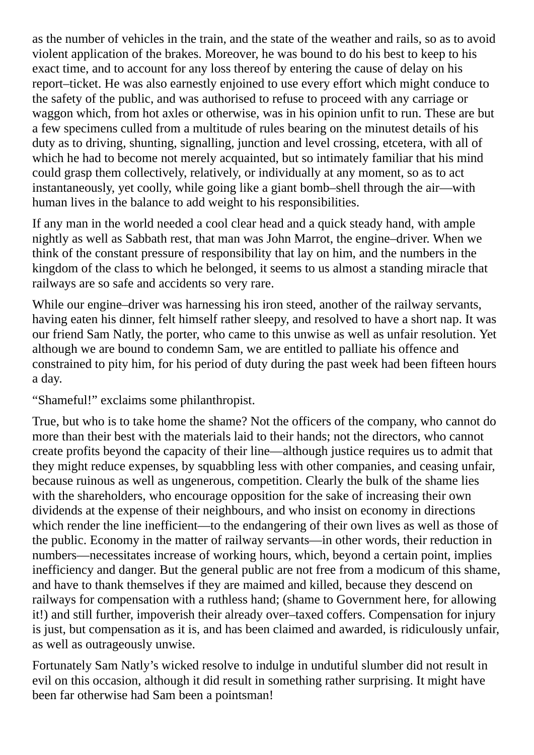as the number of vehicles in the train, and the state of the weather and rails, so as to avoid violent application of the brakes. Moreover, he was bound to do his best to keep to his exact time, and to account for any loss thereof by entering the cause of delay on his report–ticket. He was also earnestly enjoined to use every effort which might conduce to the safety of the public, and was authorised to refuse to proceed with any carriage or waggon which, from hot axles or otherwise, was in his opinion unfit to run. These are but a few specimens culled from a multitude of rules bearing on the minutest details of his duty as to driving, shunting, signalling, junction and level crossing, etcetera, with all of which he had to become not merely acquainted, but so intimately familiar that his mind could grasp them collectively, relatively, or individually at any moment, so as to act instantaneously, yet coolly, while going like a giant bomb–shell through the air—with human lives in the balance to add weight to his responsibilities.

If any man in the world needed a cool clear head and a quick steady hand, with ample nightly as well as Sabbath rest, that man was John Marrot, the engine–driver. When we think of the constant pressure of responsibility that lay on him, and the numbers in the kingdom of the class to which he belonged, it seems to us almost a standing miracle that railways are so safe and accidents so very rare.

While our engine–driver was harnessing his iron steed, another of the railway servants, having eaten his dinner, felt himself rather sleepy, and resolved to have a short nap. It was our friend Sam Natly, the porter, who came to this unwise as well as unfair resolution. Yet although we are bound to condemn Sam, we are entitled to palliate his offence and constrained to pity him, for his period of duty during the past week had been fifteen hours a day.

"Shameful!" exclaims some philanthropist.

True, but who is to take home the shame? Not the officers of the company, who cannot do more than their best with the materials laid to their hands; not the directors, who cannot create profits beyond the capacity of their line—although justice requires us to admit that they might reduce expenses, by squabbling less with other companies, and ceasing unfair, because ruinous as well as ungenerous, competition. Clearly the bulk of the shame lies with the shareholders, who encourage opposition for the sake of increasing their own dividends at the expense of their neighbours, and who insist on economy in directions which render the line inefficient—to the endangering of their own lives as well as those of the public. Economy in the matter of railway servants—in other words, their reduction in numbers—necessitates increase of working hours, which, beyond a certain point, implies inefficiency and danger. But the general public are not free from a modicum of this shame, and have to thank themselves if they are maimed and killed, because they descend on railways for compensation with a ruthless hand; (shame to Government here, for allowing it!) and still further, impoverish their already over–taxed coffers. Compensation for injury is just, but compensation as it is, and has been claimed and awarded, is ridiculously unfair, as well as outrageously unwise.

Fortunately Sam Natly's wicked resolve to indulge in undutiful slumber did not result in evil on this occasion, although it did result in something rather surprising. It might have been far otherwise had Sam been a pointsman!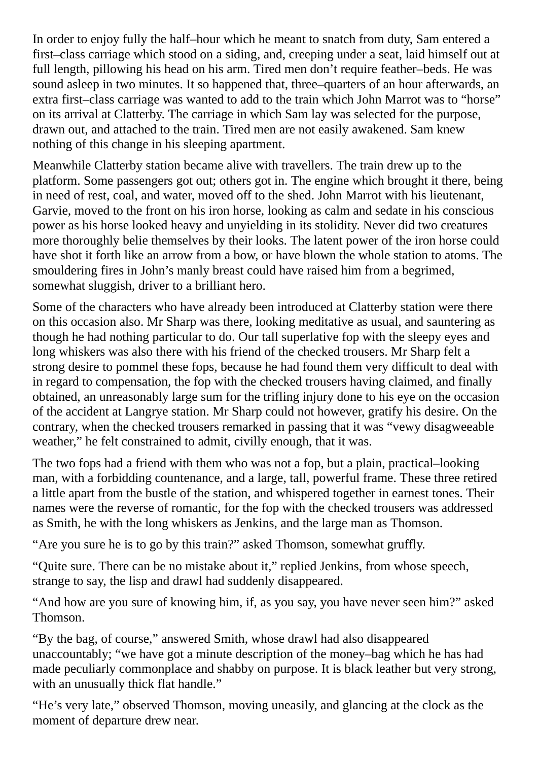In order to enjoy fully the half–hour which he meant to snatch from duty, Sam entered a first–class carriage which stood on a siding, and, creeping under a seat, laid himself out at full length, pillowing his head on his arm. Tired men don't require feather–beds. He was sound asleep in two minutes. It so happened that, three–quarters of an hour afterwards, an extra first–class carriage was wanted to add to the train which John Marrot was to "horse" on its arrival at Clatterby. The carriage in which Sam lay was selected for the purpose, drawn out, and attached to the train. Tired men are not easily awakened. Sam knew nothing of this change in his sleeping apartment.

Meanwhile Clatterby station became alive with travellers. The train drew up to the platform. Some passengers got out; others got in. The engine which brought it there, being in need of rest, coal, and water, moved off to the shed. John Marrot with his lieutenant, Garvie, moved to the front on his iron horse, looking as calm and sedate in his conscious power as his horse looked heavy and unyielding in its stolidity. Never did two creatures more thoroughly belie themselves by their looks. The latent power of the iron horse could have shot it forth like an arrow from a bow, or have blown the whole station to atoms. The smouldering fires in John's manly breast could have raised him from a begrimed, somewhat sluggish, driver to a brilliant hero.

Some of the characters who have already been introduced at Clatterby station were there on this occasion also. Mr Sharp was there, looking meditative as usual, and sauntering as though he had nothing particular to do. Our tall superlative fop with the sleepy eyes and long whiskers was also there with his friend of the checked trousers. Mr Sharp felt a strong desire to pommel these fops, because he had found them very difficult to deal with in regard to compensation, the fop with the checked trousers having claimed, and finally obtained, an unreasonably large sum for the trifling injury done to his eye on the occasion of the accident at Langrye station. Mr Sharp could not however, gratify his desire. On the contrary, when the checked trousers remarked in passing that it was "vewy disagweeable weather," he felt constrained to admit, civilly enough, that it was.

The two fops had a friend with them who was not a fop, but a plain, practical–looking man, with a forbidding countenance, and a large, tall, powerful frame. These three retired a little apart from the bustle of the station, and whispered together in earnest tones. Their names were the reverse of romantic, for the fop with the checked trousers was addressed as Smith, he with the long whiskers as Jenkins, and the large man as Thomson.

"Are you sure he is to go by this train?" asked Thomson, somewhat gruffly.

"Quite sure. There can be no mistake about it," replied Jenkins, from whose speech, strange to say, the lisp and drawl had suddenly disappeared.

"And how are you sure of knowing him, if, as you say, you have never seen him?" asked Thomson.

"By the bag, of course," answered Smith, whose drawl had also disappeared unaccountably; "we have got a minute description of the money–bag which he has had made peculiarly commonplace and shabby on purpose. It is black leather but very strong, with an unusually thick flat handle."

"He's very late," observed Thomson, moving uneasily, and glancing at the clock as the moment of departure drew near.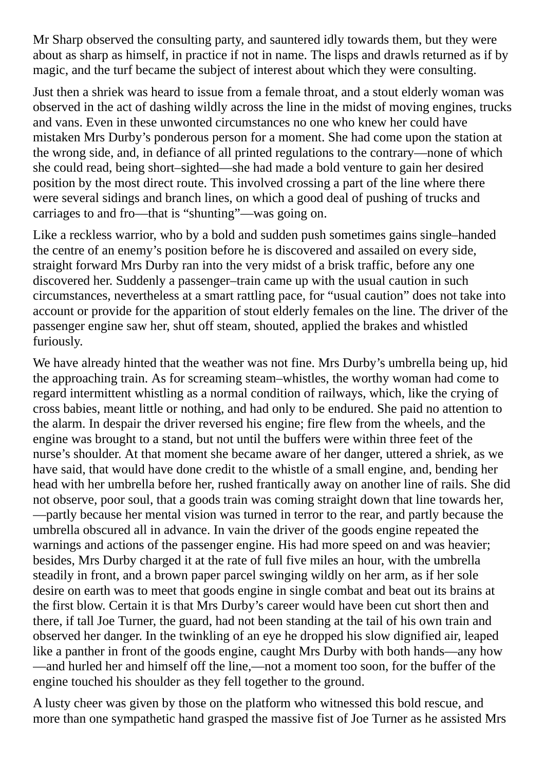Mr Sharp observed the consulting party, and sauntered idly towards them, but they were about as sharp as himself, in practice if not in name. The lisps and drawls returned as if by magic, and the turf became the subject of interest about which they were consulting.

Just then a shriek was heard to issue from a female throat, and a stout elderly woman was observed in the act of dashing wildly across the line in the midst of moving engines, trucks and vans. Even in these unwonted circumstances no one who knew her could have mistaken Mrs Durby's ponderous person for a moment. She had come upon the station at the wrong side, and, in defiance of all printed regulations to the contrary—none of which she could read, being short–sighted—she had made a bold venture to gain her desired position by the most direct route. This involved crossing a part of the line where there were several sidings and branch lines, on which a good deal of pushing of trucks and carriages to and fro—that is "shunting"—was going on.

Like a reckless warrior, who by a bold and sudden push sometimes gains single–handed the centre of an enemy's position before he is discovered and assailed on every side, straight forward Mrs Durby ran into the very midst of a brisk traffic, before any one discovered her. Suddenly a passenger–train came up with the usual caution in such circumstances, nevertheless at a smart rattling pace, for "usual caution" does not take into account or provide for the apparition of stout elderly females on the line. The driver of the passenger engine saw her, shut off steam, shouted, applied the brakes and whistled furiously.

We have already hinted that the weather was not fine. Mrs Durby's umbrella being up, hid the approaching train. As for screaming steam–whistles, the worthy woman had come to regard intermittent whistling as a normal condition of railways, which, like the crying of cross babies, meant little or nothing, and had only to be endured. She paid no attention to the alarm. In despair the driver reversed his engine; fire flew from the wheels, and the engine was brought to a stand, but not until the buffers were within three feet of the nurse's shoulder. At that moment she became aware of her danger, uttered a shriek, as we have said, that would have done credit to the whistle of a small engine, and, bending her head with her umbrella before her, rushed frantically away on another line of rails. She did not observe, poor soul, that a goods train was coming straight down that line towards her,—partly because her mental vision was turned in terror to the rear, and partly because the umbrella obscured all in advance. In vain the driver of the goods engine repeated the warnings and actions of the passenger engine. His had more speed on and was heavier; besides, Mrs Durby charged it at the rate of full five miles an hour, with the umbrella steadily in front, and a brown paper parcel swinging wildly on her arm, as if her sole desire on earth was to meet that goods engine in single combat and beat out its brains at the first blow. Certain it is that Mrs Durby's career would have been cut short then and there, if tall Joe Turner, the guard, had not been standing at the tail of his own train and observed her danger. In the twinkling of an eye he dropped his slow dignified air, leaped like a panther in front of the goods engine, caught Mrs Durby with both hands—any how—and hurled her and himself off the line,—not a moment too soon, for the buffer of the engine touched his shoulder as they fell together to the ground.

A lusty cheer was given by those on the platform who witnessed this bold rescue, and more than one sympathetic hand grasped the massive fist of Joe Turner as he assisted Mrs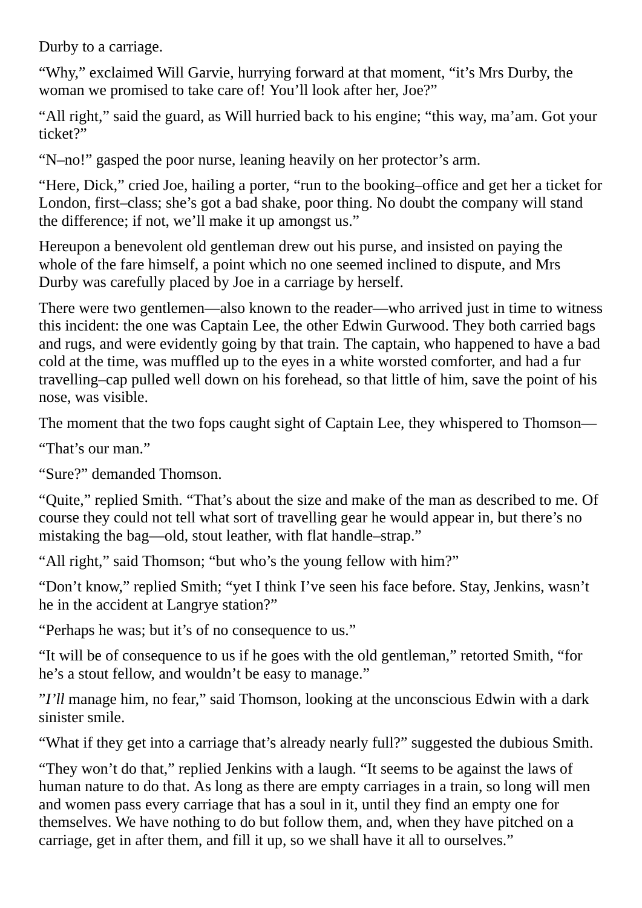Durby to a carriage.

“Why,” exclaimed Will Garvie, hurrying forward at that moment, “it’s Mrs Durby, the woman we promised to take care of! You’ll look after her, Joe?”

“All right,” said the guard, as Will hurried back to his engine; “this way, ma’am. Got your ticket?”

“N–no!” gasped the poor nurse, leaning heavily on her protector’s arm.

“Here, Dick,” cried Joe, hailing a porter, “run to the booking–office and get her a ticket for London, first–class; she’s got a bad shake, poor thing. No doubt the company will stand the difference; if not, we’ll make it up amongst us.”

Hereupon a benevolent old gentleman drew out his purse, and insisted on paying the whole of the fare himself, a point which no one seemed inclined to dispute, and Mrs Durby was carefully placed by Joe in a carriage by herself.

There were two gentlemen—also known to the reader—who arrived just in time to witness this incident: the one was Captain Lee, the other Edwin Gurwood. They both carried bags and rugs, and were evidently going by that train. The captain, who happened to have a bad cold at the time, was muffled up to the eyes in a white worsted comforter, and had a fur travelling–cap pulled well down on his forehead, so that little of him, save the point of his nose, was visible.

The moment that the two fops caught sight of Captain Lee, they whispered to Thomson—

“That’s our man.”

“Sure?” demanded Thomson.

“Quite,” replied Smith. “That’s about the size and make of the man as described to me. Of course they could not tell what sort of travelling gear he would appear in, but there’s no mistaking the bag—old, stout leather, with flat handle–strap.”

“All right,” said Thomson; “but who’s the young fellow with him?”

“Don’t know,” replied Smith; “yet I think I’ve seen his face before. Stay, Jenkins, wasn’t he in the accident at Langrye station?”

“Perhaps he was; but it’s of no consequence to us.”

“It will be of consequence to us if he goes with the old gentleman,” retorted Smith, “for he’s a stout fellow, and wouldn’t be easy to manage.”

”*I’ll* manage him, no fear,” said Thomson, looking at the unconscious Edwin with a dark sinister smile.

“What if they get into a carriage that’s already nearly full?” suggested the dubious Smith.

“They won’t do that,” replied Jenkins with a laugh. “It seems to be against the laws of human nature to do that. As long as there are empty carriages in a train, so long will men and women pass every carriage that has a soul in it, until they find an empty one for themselves. We have nothing to do but follow them, and, when they have pitched on a carriage, get in after them, and fill it up, so we shall have it all to ourselves.”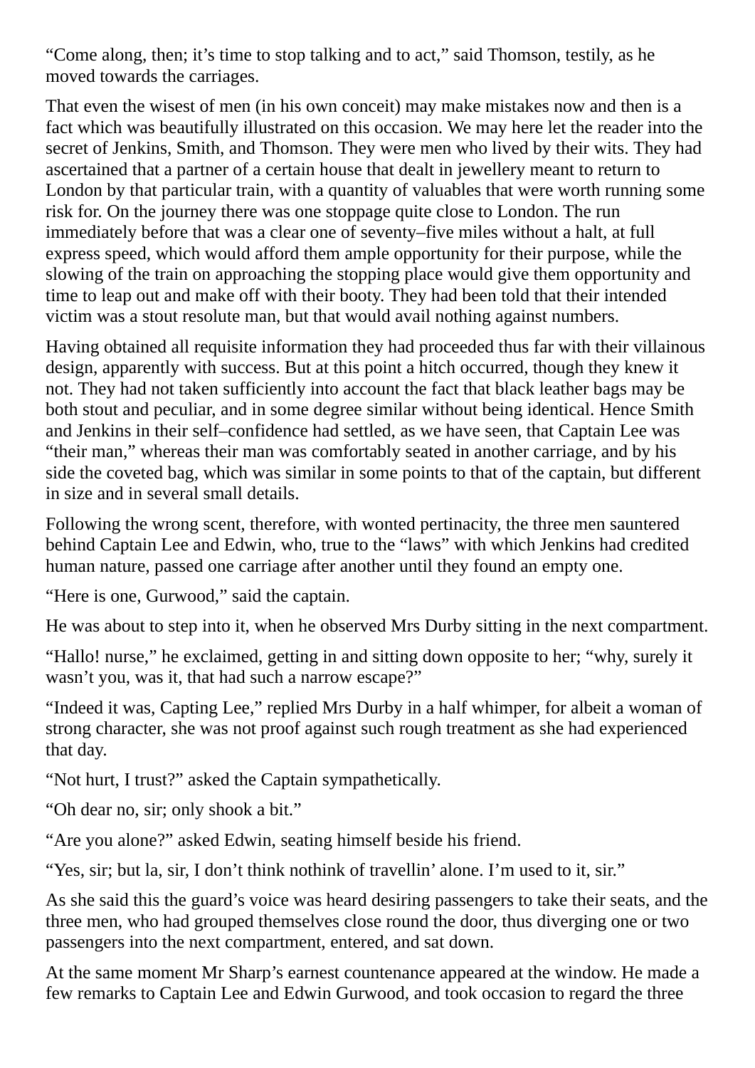"Come along, then; it's time to stop talking and to act," said Thomson, testily, as he moved towards the carriages.

That even the wisest of men (in his own conceit) may make mistakes now and then is a fact which was beautifully illustrated on this occasion. We may here let the reader into the secret of Jenkins, Smith, and Thomson. They were men who lived by their wits. They had ascertained that a partner of a certain house that dealt in jewellery meant to return to London by that particular train, with a quantity of valuables that were worth running some risk for. On the journey there was one stoppage quite close to London. The run immediately before that was a clear one of seventy–five miles without a halt, at full express speed, which would afford them ample opportunity for their purpose, while the slowing of the train on approaching the stopping place would give them opportunity and time to leap out and make off with their booty. They had been told that their intended victim was a stout resolute man, but that would avail nothing against numbers.

Having obtained all requisite information they had proceeded thus far with their villainous design, apparently with success. But at this point a hitch occurred, though they knew it not. They had not taken sufficiently into account the fact that black leather bags may be both stout and peculiar, and in some degree similar without being identical. Hence Smith and Jenkins in their self–confidence had settled, as we have seen, that Captain Lee was "their man," whereas their man was comfortably seated in another carriage, and by his side the coveted bag, which was similar in some points to that of the captain, but different in size and in several small details.

Following the wrong scent, therefore, with wonted pertinacity, the three men sauntered behind Captain Lee and Edwin, who, true to the "laws" with which Jenkins had credited human nature, passed one carriage after another until they found an empty one.

"Here is one, Gurwood," said the captain.

He was about to step into it, when he observed Mrs Durby sitting in the next compartment.

"Hallo! nurse," he exclaimed, getting in and sitting down opposite to her; "why, surely it wasn't you, was it, that had such a narrow escape?"

"Indeed it was, Capting Lee," replied Mrs Durby in a half whimper, for albeit a woman of strong character, she was not proof against such rough treatment as she had experienced that day.

"Not hurt, I trust?" asked the Captain sympathetically.

"Oh dear no, sir; only shook a bit."

"Are you alone?" asked Edwin, seating himself beside his friend.

"Yes, sir; but la, sir, I don't think nothink of travellin' alone. I'm used to it, sir."

As she said this the guard's voice was heard desiring passengers to take their seats, and the three men, who had grouped themselves close round the door, thus diverging one or two passengers into the next compartment, entered, and sat down.

At the same moment Mr Sharp's earnest countenance appeared at the window. He made a few remarks to Captain Lee and Edwin Gurwood, and took occasion to regard the three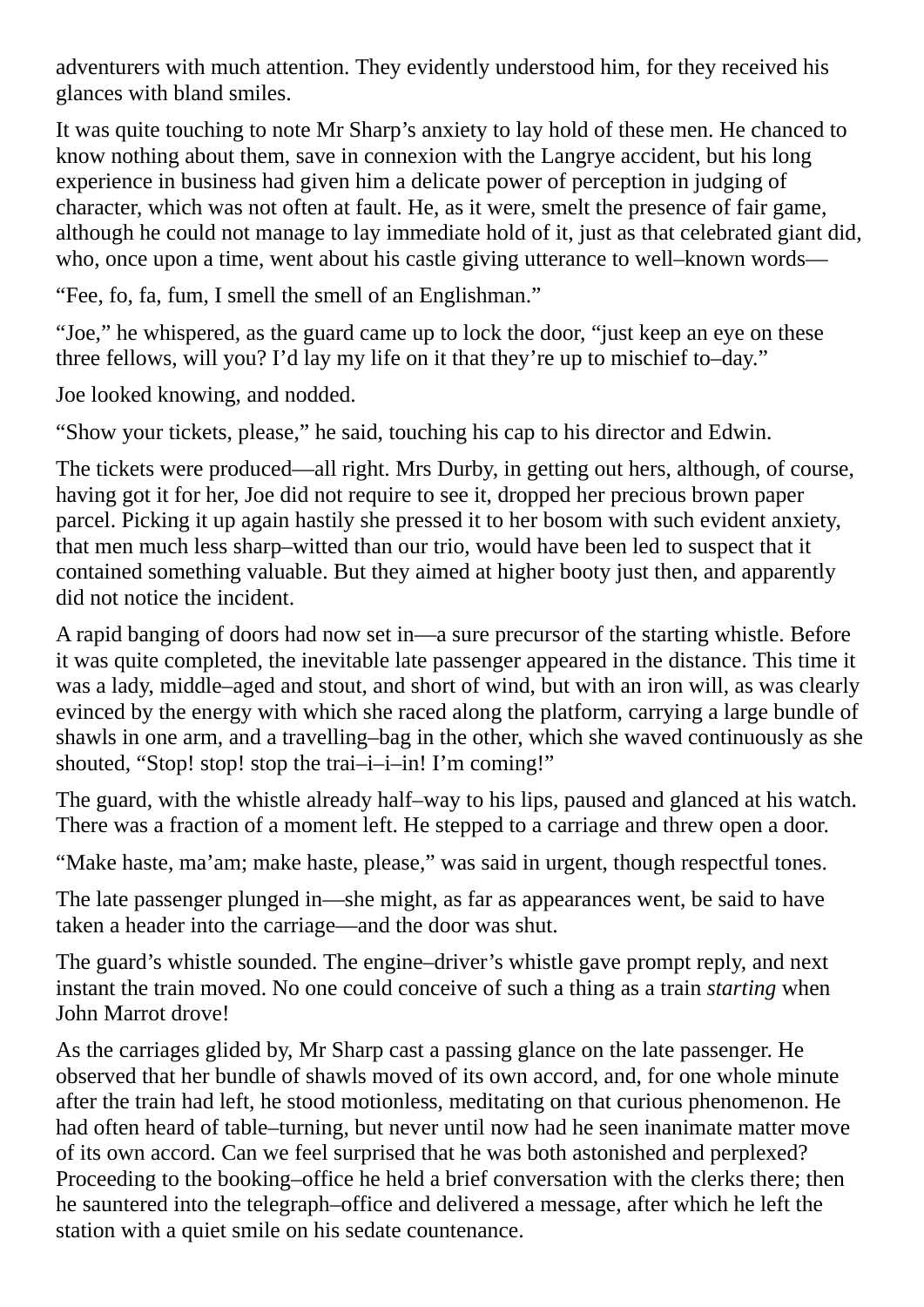adventurers with much attention. They evidently understood him, for they received his glances with bland smiles.

It was quite touching to note Mr Sharp's anxiety to lay hold of these men. He chanced to know nothing about them, save in connexion with the Langrye accident, but his long experience in business had given him a delicate power of perception in judging of character, which was not often at fault. He, as it were, smelt the presence of fair game, although he could not manage to lay immediate hold of it, just as that celebrated giant did, who, once upon a time, went about his castle giving utterance to well–known words—

"Fee, fo, fa, fum, I smell the smell of an Englishman."

"Joe," he whispered, as the guard came up to lock the door, "just keep an eye on these three fellows, will you? I'd lay my life on it that they're up to mischief to–day."

Joe looked knowing, and nodded.

"Show your tickets, please," he said, touching his cap to his director and Edwin.

The tickets were produced—all right. Mrs Durby, in getting out hers, although, of course, having got it for her, Joe did not require to see it, dropped her precious brown paper parcel. Picking it up again hastily she pressed it to her bosom with such evident anxiety, that men much less sharp–witted than our trio, would have been led to suspect that it contained something valuable. But they aimed at higher booty just then, and apparently did not notice the incident.

A rapid banging of doors had now set in—a sure precursor of the starting whistle. Before it was quite completed, the inevitable late passenger appeared in the distance. This time it was a lady, middle–aged and stout, and short of wind, but with an iron will, as was clearly evinced by the energy with which she raced along the platform, carrying a large bundle of shawls in one arm, and a travelling–bag in the other, which she waved continuously as she shouted, "Stop! stop! stop the trai–i–i–in! I'm coming!"

The guard, with the whistle already half–way to his lips, paused and glanced at his watch. There was a fraction of a moment left. He stepped to a carriage and threw open a door.

"Make haste, ma'am; make haste, please," was said in urgent, though respectful tones.

The late passenger plunged in—she might, as far as appearances went, be said to have taken a header into the carriage—and the door was shut.

The guard's whistle sounded. The engine–driver's whistle gave prompt reply, and next instant the train moved. No one could conceive of such a thing as a train *starting* when John Marrot drove!

As the carriages glided by, Mr Sharp cast a passing glance on the late passenger. He observed that her bundle of shawls moved of its own accord, and, for one whole minute after the train had left, he stood motionless, meditating on that curious phenomenon. He had often heard of table–turning, but never until now had he seen inanimate matter move of its own accord. Can we feel surprised that he was both astonished and perplexed? Proceeding to the booking–office he held a brief conversation with the clerks there; then he sauntered into the telegraph–office and delivered a message, after which he left the station with a quiet smile on his sedate countenance.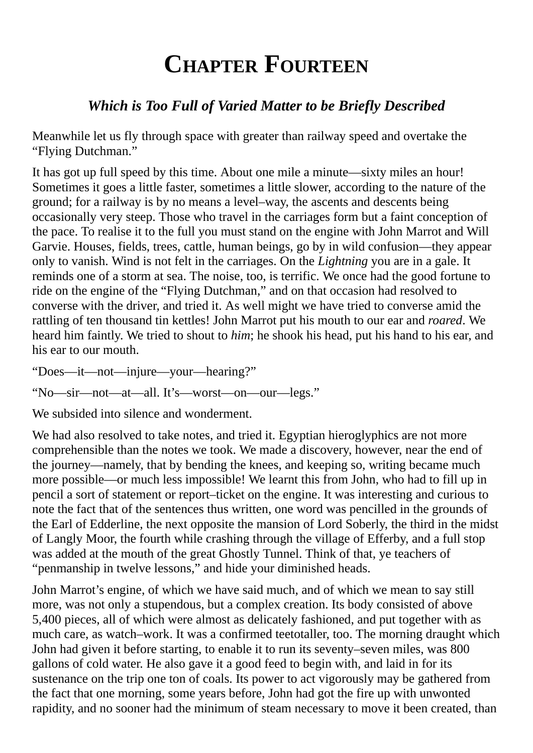# Chapter Fourteen

### *Which is Too Full of Varied Matter to be Briefly Described*

Meanwhile let us fly through space with greater than railway speed and overtake the "Flying Dutchman."

It has got up full speed by this time. About one mile a minute—sixty miles an hour! Sometimes it goes a little faster, sometimes a little slower, according to the nature of the ground; for a railway is by no means a level–way, the ascents and descents being occasionally very steep. Those who travel in the carriages form but a faint conception of the pace. To realise it to the full you must stand on the engine with John Marrot and Will Garvie. Houses, fields, trees, cattle, human beings, go by in wild confusion—they appear only to vanish. Wind is not felt in the carriages. On the *Lightning* you are in a gale. It reminds one of a storm at sea. The noise, too, is terrific. We once had the good fortune to ride on the engine of the "Flying Dutchman," and on that occasion had resolved to converse with the driver, and tried it. As well might we have tried to converse amid the rattling of ten thousand tin kettles! John Marrot put his mouth to our ear and *roared*. We heard him faintly. We tried to shout to *him*; he shook his head, put his hand to his ear, and his ear to our mouth.

"Does—it—not—injure—your—hearing?"

"No—sir—not—at—all. It's—worst—on—our—legs."

We subsided into silence and wonderment.

We had also resolved to take notes, and tried it. Egyptian hieroglyphics are not more comprehensible than the notes we took. We made a discovery, however, near the end of the journey—namely, that by bending the knees, and keeping so, writing became much more possible—or much less impossible! We learnt this from John, who had to fill up in pencil a sort of statement or report–ticket on the engine. It was interesting and curious to note the fact that of the sentences thus written, one word was pencilled in the grounds of the Earl of Edderline, the next opposite the mansion of Lord Soberly, the third in the midst of Langly Moor, the fourth while crashing through the village of Efferby, and a full stop was added at the mouth of the great Ghostly Tunnel. Think of that, ye teachers of "penmanship in twelve lessons," and hide your diminished heads.

John Marrot's engine, of which we have said much, and of which we mean to say still more, was not only a stupendous, but a complex creation. Its body consisted of above 5,400 pieces, all of which were almost as delicately fashioned, and put together with as much care, as watch–work. It was a confirmed teetotaller, too. The morning draught which John had given it before starting, to enable it to run its seventy–seven miles, was 800 gallons of cold water. He also gave it a good feed to begin with, and laid in for its sustenance on the trip one ton of coals. Its power to act vigorously may be gathered from the fact that one morning, some years before, John had got the fire up with unwonted rapidity, and no sooner had the minimum of steam necessary to move it been created, than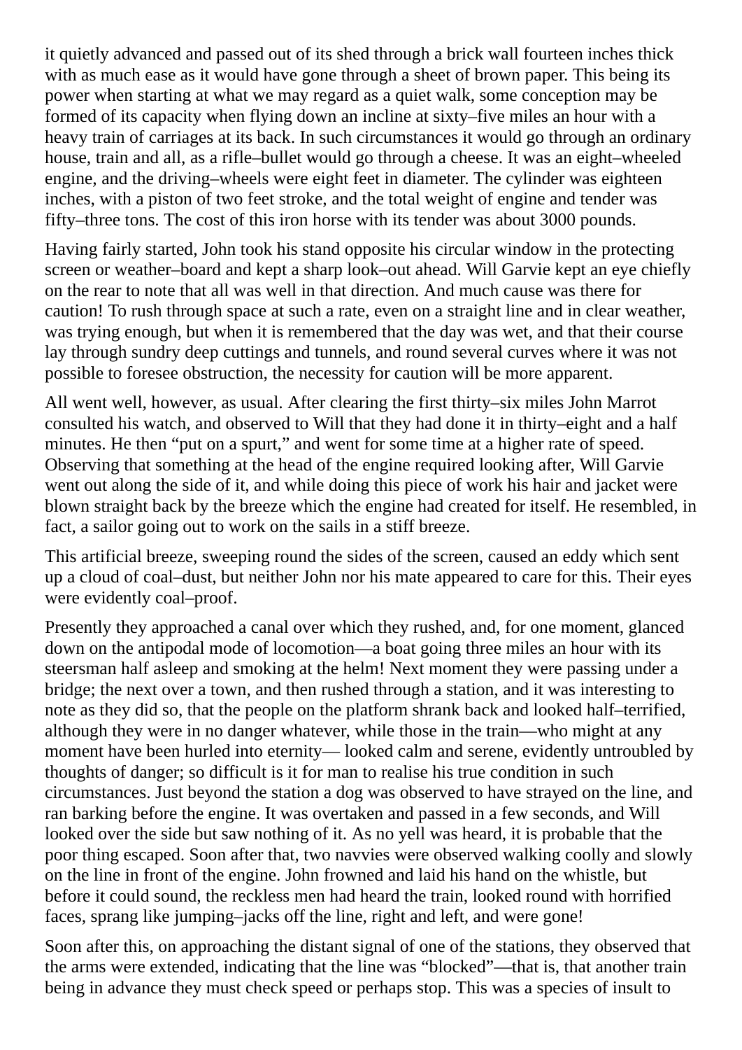it quietly advanced and passed out of its shed through a brick wall fourteen inches thick with as much ease as it would have gone through a sheet of brown paper. This being its power when starting at what we may regard as a quiet walk, some conception may be formed of its capacity when flying down an incline at sixty–five miles an hour with a heavy train of carriages at its back. In such circumstances it would go through an ordinary house, train and all, as a rifle–bullet would go through a cheese. It was an eight–wheeled engine, and the driving–wheels were eight feet in diameter. The cylinder was eighteen inches, with a piston of two feet stroke, and the total weight of engine and tender was fifty–three tons. The cost of this iron horse with its tender was about 3000 pounds.

Having fairly started, John took his stand opposite his circular window in the protecting screen or weather–board and kept a sharp look–out ahead. Will Garvie kept an eye chiefly on the rear to note that all was well in that direction. And much cause was there for caution! To rush through space at such a rate, even on a straight line and in clear weather, was trying enough, but when it is remembered that the day was wet, and that their course lay through sundry deep cuttings and tunnels, and round several curves where it was not possible to foresee obstruction, the necessity for caution will be more apparent.

All went well, however, as usual. After clearing the first thirty–six miles John Marrot consulted his watch, and observed to Will that they had done it in thirty–eight and a half minutes. He then "put on a spurt," and went for some time at a higher rate of speed. Observing that something at the head of the engine required looking after, Will Garvie went out along the side of it, and while doing this piece of work his hair and jacket were blown straight back by the breeze which the engine had created for itself. He resembled, in fact, a sailor going out to work on the sails in a stiff breeze.

This artificial breeze, sweeping round the sides of the screen, caused an eddy which sent up a cloud of coal–dust, but neither John nor his mate appeared to care for this. Their eyes were evidently coal–proof.

Presently they approached a canal over which they rushed, and, for one moment, glanced down on the antipodal mode of locomotion—a boat going three miles an hour with its steersman half asleep and smoking at the helm! Next moment they were passing under a bridge; the next over a town, and then rushed through a station, and it was interesting to note as they did so, that the people on the platform shrank back and looked half–terrified, although they were in no danger whatever, while those in the train—who might at any moment have been hurled into eternity— looked calm and serene, evidently untroubled by thoughts of danger; so difficult is it for man to realise his true condition in such circumstances. Just beyond the station a dog was observed to have strayed on the line, and ran barking before the engine. It was overtaken and passed in a few seconds, and Will looked over the side but saw nothing of it. As no yell was heard, it is probable that the poor thing escaped. Soon after that, two navvies were observed walking coolly and slowly on the line in front of the engine. John frowned and laid his hand on the whistle, but before it could sound, the reckless men had heard the train, looked round with horrified faces, sprang like jumping–jacks off the line, right and left, and were gone!

Soon after this, on approaching the distant signal of one of the stations, they observed that the arms were extended, indicating that the line was "blocked"—that is, that another train being in advance they must check speed or perhaps stop. This was a species of insult to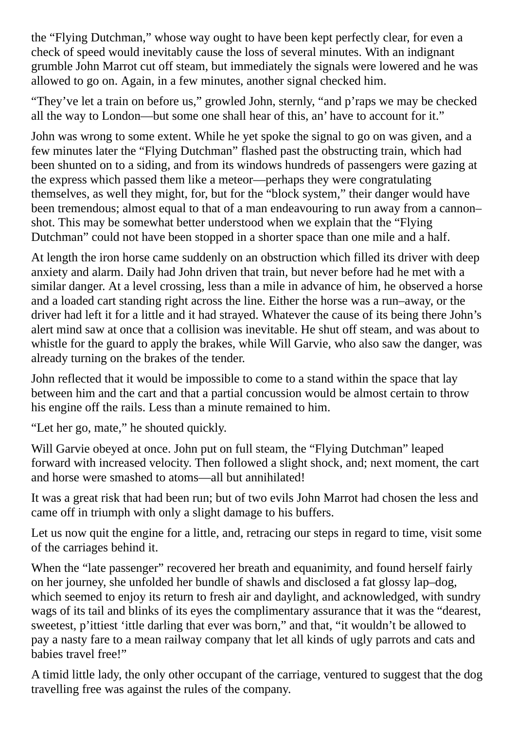the "Flying Dutchman," whose way ought to have been kept perfectly clear, for even a check of speed would inevitably cause the loss of several minutes. With an indignant grumble John Marrot cut off steam, but immediately the signals were lowered and he was allowed to go on. Again, in a few minutes, another signal checked him.

"They've let a train on before us," growled John, sternly, "and p'raps we may be checked all the way to London—but some one shall hear of this, an' have to account for it."

John was wrong to some extent. While he yet spoke the signal to go on was given, and a few minutes later the "Flying Dutchman" flashed past the obstructing train, which had been shunted on to a siding, and from its windows hundreds of passengers were gazing at the express which passed them like a meteor—perhaps they were congratulating themselves, as well they might, for, but for the "block system," their danger would have been tremendous; almost equal to that of a man endeavouring to run away from a cannon–shot. This may be somewhat better understood when we explain that the "Flying Dutchman" could not have been stopped in a shorter space than one mile and a half.

At length the iron horse came suddenly on an obstruction which filled its driver with deep anxiety and alarm. Daily had John driven that train, but never before had he met with a similar danger. At a level crossing, less than a mile in advance of him, he observed a horse and a loaded cart standing right across the line. Either the horse was a run–away, or the driver had left it for a little and it had strayed. Whatever the cause of its being there John's alert mind saw at once that a collision was inevitable. He shut off steam, and was about to whistle for the guard to apply the brakes, while Will Garvie, who also saw the danger, was already turning on the brakes of the tender.

John reflected that it would be impossible to come to a stand within the space that lay between him and the cart and that a partial concussion would be almost certain to throw his engine off the rails. Less than a minute remained to him.

"Let her go, mate," he shouted quickly.

Will Garvie obeyed at once. John put on full steam, the "Flying Dutchman" leaped forward with increased velocity. Then followed a slight shock, and; next moment, the cart and horse were smashed to atoms—all but annihilated!

It was a great risk that had been run; but of two evils John Marrot had chosen the less and came off in triumph with only a slight damage to his buffers.

Let us now quit the engine for a little, and, retracing our steps in regard to time, visit some of the carriages behind it.

When the "late passenger" recovered her breath and equanimity, and found herself fairly on her journey, she unfolded her bundle of shawls and disclosed a fat glossy lap–dog, which seemed to enjoy its return to fresh air and daylight, and acknowledged, with sundry wags of its tail and blinks of its eyes the complimentary assurance that it was the "dearest, sweetest, p'ittiest 'ittle darling that ever was born," and that, "it wouldn't be allowed to pay a nasty fare to a mean railway company that let all kinds of ugly parrots and cats and babies travel free!"

A timid little lady, the only other occupant of the carriage, ventured to suggest that the dog travelling free was against the rules of the company.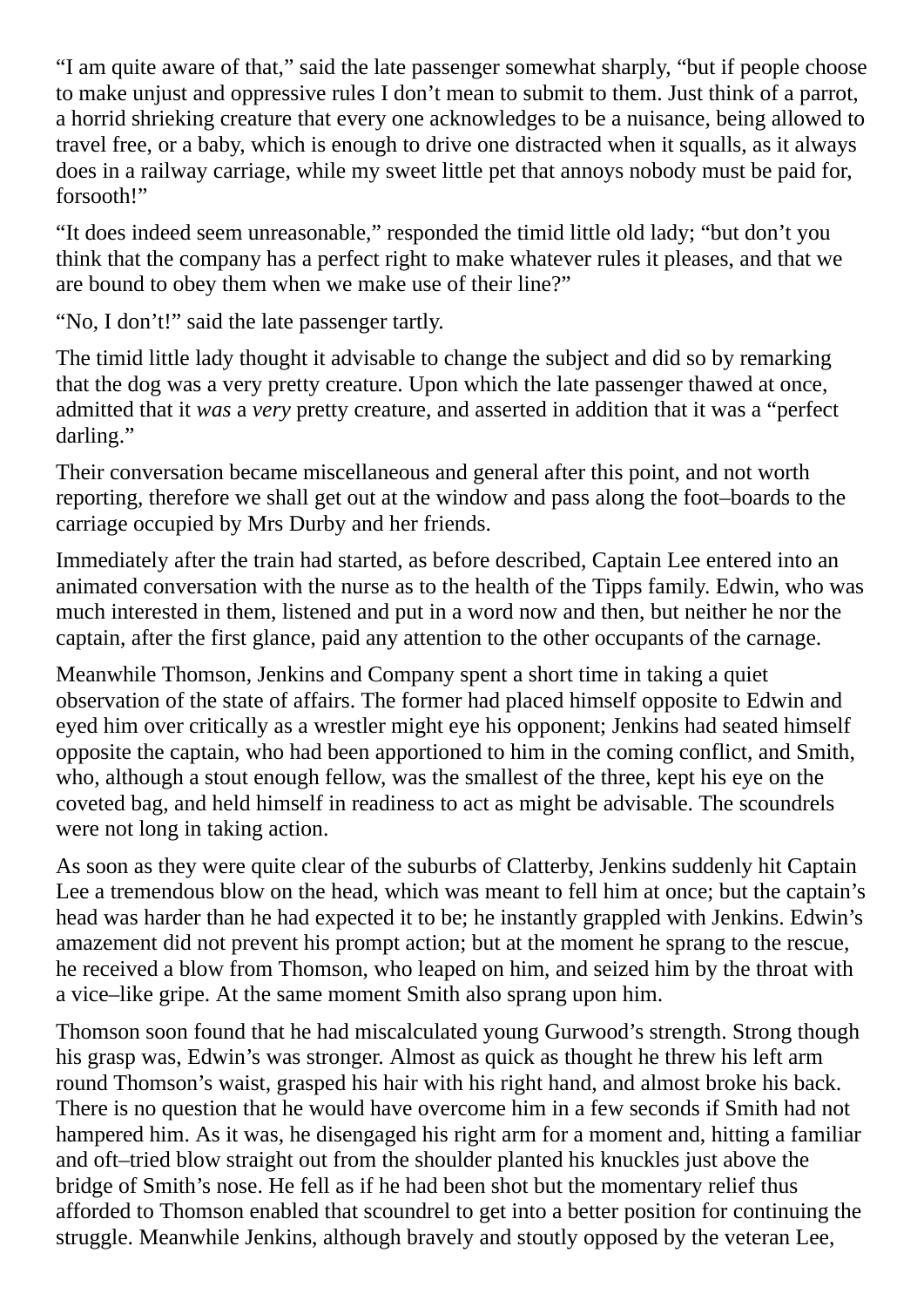"I am quite aware of that," said the late passenger somewhat sharply, "but if people choose to make unjust and oppressive rules I don't mean to submit to them. Just think of a parrot, a horrid shrieking creature that every one acknowledges to be a nuisance, being allowed to travel free, or a baby, which is enough to drive one distracted when it squalls, as it always does in a railway carriage, while my sweet little pet that annoys nobody must be paid for, forsooth!"

"It does indeed seem unreasonable," responded the timid little old lady; "but don't you think that the company has a perfect right to make whatever rules it pleases, and that we are bound to obey them when we make use of their line?"

"No, I don't!" said the late passenger tartly.

The timid little lady thought it advisable to change the subject and did so by remarking that the dog was a very pretty creature. Upon which the late passenger thawed at once, admitted that it *was* a *very* pretty creature, and asserted in addition that it was a "perfect darling."

Their conversation became miscellaneous and general after this point, and not worth reporting, therefore we shall get out at the window and pass along the foot–boards to the carriage occupied by Mrs Durby and her friends.

Immediately after the train had started, as before described, Captain Lee entered into an animated conversation with the nurse as to the health of the Tipps family. Edwin, who was much interested in them, listened and put in a word now and then, but neither he nor the captain, after the first glance, paid any attention to the other occupants of the carnage.

Meanwhile Thomson, Jenkins and Company spent a short time in taking a quiet observation of the state of affairs. The former had placed himself opposite to Edwin and eyed him over critically as a wrestler might eye his opponent; Jenkins had seated himself opposite the captain, who had been apportioned to him in the coming conflict, and Smith, who, although a stout enough fellow, was the smallest of the three, kept his eye on the coveted bag, and held himself in readiness to act as might be advisable. The scoundrels were not long in taking action.

As soon as they were quite clear of the suburbs of Clatterby, Jenkins suddenly hit Captain Lee a tremendous blow on the head, which was meant to fell him at once; but the captain's head was harder than he had expected it to be; he instantly grappled with Jenkins. Edwin's amazement did not prevent his prompt action; but at the moment he sprang to the rescue, he received a blow from Thomson, who leaped on him, and seized him by the throat with a vice–like gripe. At the same moment Smith also sprang upon him.

Thomson soon found that he had miscalculated young Gurwood's strength. Strong though his grasp was, Edwin's was stronger. Almost as quick as thought he threw his left arm round Thomson's waist, grasped his hair with his right hand, and almost broke his back. There is no question that he would have overcome him in a few seconds if Smith had not hampered him. As it was, he disengaged his right arm for a moment and, hitting a familiar and oft–tried blow straight out from the shoulder planted his knuckles just above the bridge of Smith's nose. He fell as if he had been shot but the momentary relief thus afforded to Thomson enabled that scoundrel to get into a better position for continuing the struggle. Meanwhile Jenkins, although bravely and stoutly opposed by the veteran Lee,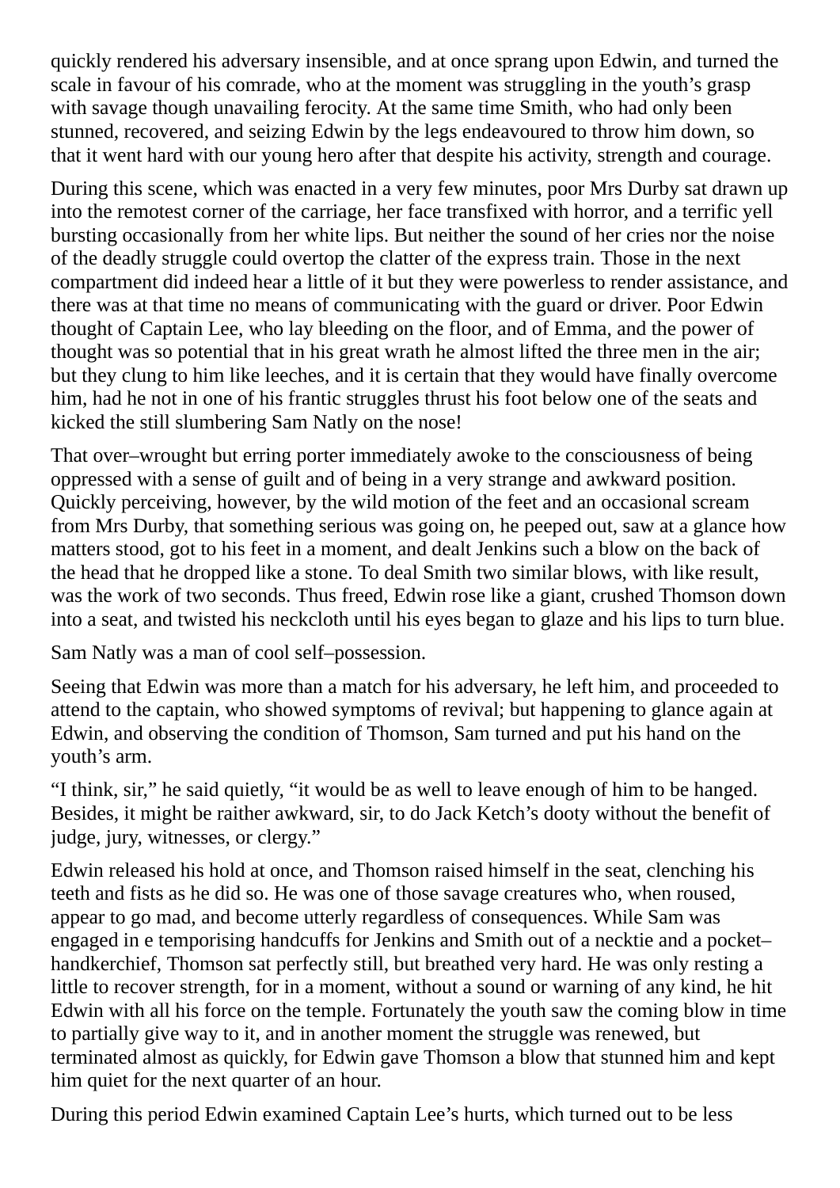quickly rendered his adversary insensible, and at once sprang upon Edwin, and turned the scale in favour of his comrade, who at the moment was struggling in the youth's grasp with savage though unavailing ferocity. At the same time Smith, who had only been stunned, recovered, and seizing Edwin by the legs endeavoured to throw him down, so that it went hard with our young hero after that despite his activity, strength and courage.

During this scene, which was enacted in a very few minutes, poor Mrs Durby sat drawn up into the remotest corner of the carriage, her face transfixed with horror, and a terrific yell bursting occasionally from her white lips. But neither the sound of her cries nor the noise of the deadly struggle could overtop the clatter of the express train. Those in the next compartment did indeed hear a little of it but they were powerless to render assistance, and there was at that time no means of communicating with the guard or driver. Poor Edwin thought of Captain Lee, who lay bleeding on the floor, and of Emma, and the power of thought was so potential that in his great wrath he almost lifted the three men in the air; but they clung to him like leeches, and it is certain that they would have finally overcome him, had he not in one of his frantic struggles thrust his foot below one of the seats and kicked the still slumbering Sam Natly on the nose!

That over–wrought but erring porter immediately awoke to the consciousness of being oppressed with a sense of guilt and of being in a very strange and awkward position. Quickly perceiving, however, by the wild motion of the feet and an occasional scream from Mrs Durby, that something serious was going on, he peeped out, saw at a glance how matters stood, got to his feet in a moment, and dealt Jenkins such a blow on the back of the head that he dropped like a stone. To deal Smith two similar blows, with like result, was the work of two seconds. Thus freed, Edwin rose like a giant, crushed Thomson down into a seat, and twisted his neckcloth until his eyes began to glaze and his lips to turn blue.

Sam Natly was a man of cool self–possession.

Seeing that Edwin was more than a match for his adversary, he left him, and proceeded to attend to the captain, who showed symptoms of revival; but happening to glance again at Edwin, and observing the condition of Thomson, Sam turned and put his hand on the youth's arm.

"I think, sir," he said quietly, "it would be as well to leave enough of him to be hanged. Besides, it might be raither awkward, sir, to do Jack Ketch's dooty without the benefit of judge, jury, witnesses, or clergy."

Edwin released his hold at once, and Thomson raised himself in the seat, clenching his teeth and fists as he did so. He was one of those savage creatures who, when roused, appear to go mad, and become utterly regardless of consequences. While Sam was engaged in e temporising handcuffs for Jenkins and Smith out of a necktie and a pocket–handkerchief, Thomson sat perfectly still, but breathed very hard. He was only resting a little to recover strength, for in a moment, without a sound or warning of any kind, he hit Edwin with all his force on the temple. Fortunately the youth saw the coming blow in time to partially give way to it, and in another moment the struggle was renewed, but terminated almost as quickly, for Edwin gave Thomson a blow that stunned him and kept him quiet for the next quarter of an hour.

During this period Edwin examined Captain Lee's hurts, which turned out to be less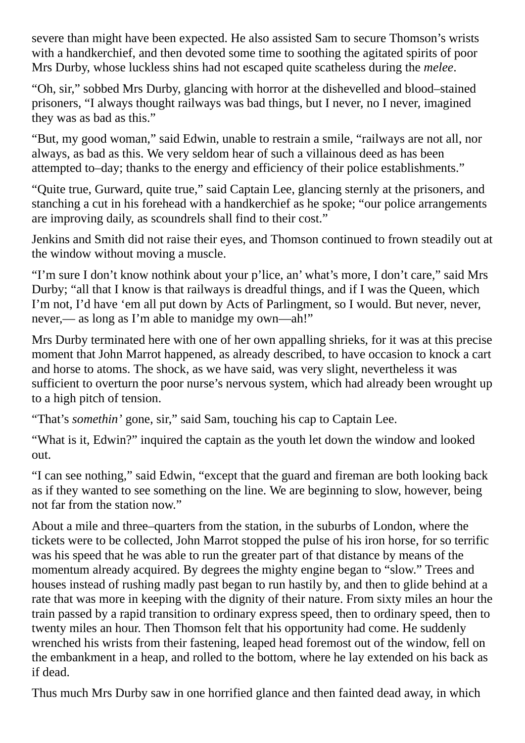severe than might have been expected. He also assisted Sam to secure Thomson's wrists with a handkerchief, and then devoted some time to soothing the agitated spirits of poor Mrs Durby, whose luckless shins had not escaped quite scatheless during the *melee*.

"Oh, sir," sobbed Mrs Durby, glancing with horror at the dishevelled and blood–stained prisoners, "I always thought railways was bad things, but I never, no I never, imagined they was as bad as this."

"But, my good woman," said Edwin, unable to restrain a smile, "railways are not all, nor always, as bad as this. We very seldom hear of such a villainous deed as has been attempted to–day; thanks to the energy and efficiency of their police establishments."

"Quite true, Gurward, quite true," said Captain Lee, glancing sternly at the prisoners, and stanching a cut in his forehead with a handkerchief as he spoke; "our police arrangements are improving daily, as scoundrels shall find to their cost."

Jenkins and Smith did not raise their eyes, and Thomson continued to frown steadily out at the window without moving a muscle.

"I'm sure I don't know nothink about your p'lice, an' what's more, I don't care," said Mrs Durby; "all that I know is that railways is dreadful things, and if I was the Queen, which I'm not, I'd have 'em all put down by Acts of Parlingment, so I would. But never, never, never,— as long as I'm able to manidge my own—ah!"

Mrs Durby terminated here with one of her own appalling shrieks, for it was at this precise moment that John Marrot happened, as already described, to have occasion to knock a cart and horse to atoms. The shock, as we have said, was very slight, nevertheless it was sufficient to overturn the poor nurse's nervous system, which had already been wrought up to a high pitch of tension.

"That's *somethin'* gone, sir," said Sam, touching his cap to Captain Lee.

"What is it, Edwin?" inquired the captain as the youth let down the window and looked out.

"I can see nothing," said Edwin, "except that the guard and fireman are both looking back as if they wanted to see something on the line. We are beginning to slow, however, being not far from the station now."

About a mile and three–quarters from the station, in the suburbs of London, where the tickets were to be collected, John Marrot stopped the pulse of his iron horse, for so terrific was his speed that he was able to run the greater part of that distance by means of the momentum already acquired. By degrees the mighty engine began to "slow." Trees and houses instead of rushing madly past began to run hastily by, and then to glide behind at a rate that was more in keeping with the dignity of their nature. From sixty miles an hour the train passed by a rapid transition to ordinary express speed, then to ordinary speed, then to twenty miles an hour. Then Thomson felt that his opportunity had come. He suddenly wrenched his wrists from their fastening, leaped head foremost out of the window, fell on the embankment in a heap, and rolled to the bottom, where he lay extended on his back as if dead.

Thus much Mrs Durby saw in one horrified glance and then fainted dead away, in which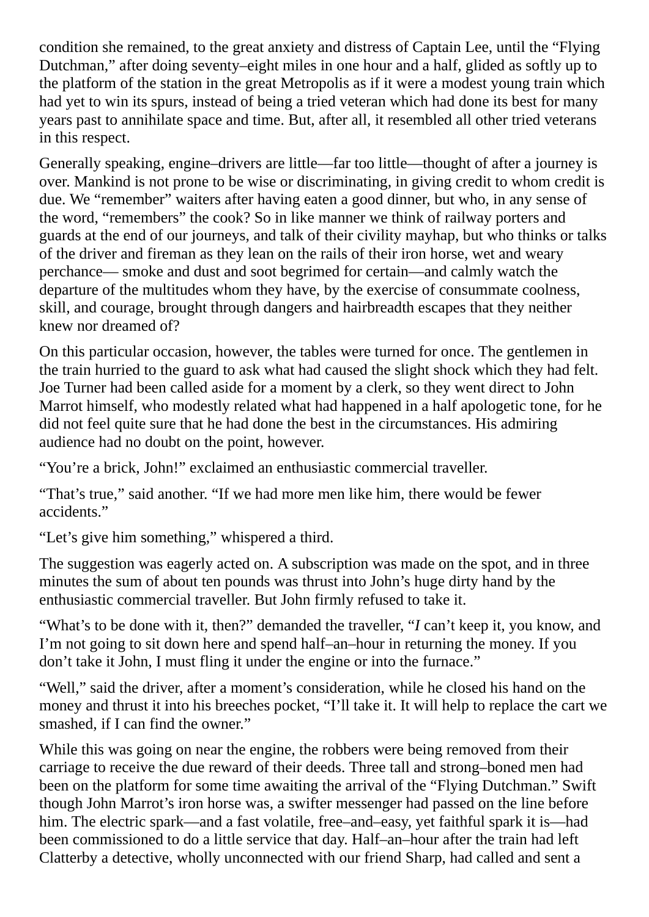condition she remained, to the great anxiety and distress of Captain Lee, until the "Flying Dutchman," after doing seventy–eight miles in one hour and a half, glided as softly up to the platform of the station in the great Metropolis as if it were a modest young train which had yet to win its spurs, instead of being a tried veteran which had done its best for many years past to annihilate space and time. But, after all, it resembled all other tried veterans in this respect.

Generally speaking, engine–drivers are little—far too little—thought of after a journey is over. Mankind is not prone to be wise or discriminating, in giving credit to whom credit is due. We "remember" waiters after having eaten a good dinner, but who, in any sense of the word, "remembers" the cook? So in like manner we think of railway porters and guards at the end of our journeys, and talk of their civility mayhap, but who thinks or talks of the driver and fireman as they lean on the rails of their iron horse, wet and weary perchance— smoke and dust and soot begrimed for certain—and calmly watch the departure of the multitudes whom they have, by the exercise of consummate coolness, skill, and courage, brought through dangers and hairbreadth escapes that they neither knew nor dreamed of?

On this particular occasion, however, the tables were turned for once. The gentlemen in the train hurried to the guard to ask what had caused the slight shock which they had felt. Joe Turner had been called aside for a moment by a clerk, so they went direct to John Marrot himself, who modestly related what had happened in a half apologetic tone, for he did not feel quite sure that he had done the best in the circumstances. His admiring audience had no doubt on the point, however.

"You're a brick, John!" exclaimed an enthusiastic commercial traveller.

"That's true," said another. "If we had more men like him, there would be fewer accidents."

"Let's give him something," whispered a third.

The suggestion was eagerly acted on. A subscription was made on the spot, and in three minutes the sum of about ten pounds was thrust into John's huge dirty hand by the enthusiastic commercial traveller. But John firmly refused to take it.

"What's to be done with it, then?" demanded the traveller, "*I* can't keep it, you know, and I'm not going to sit down here and spend half–an–hour in returning the money. If you don't take it John, I must fling it under the engine or into the furnace."

"Well," said the driver, after a moment's consideration, while he closed his hand on the money and thrust it into his breeches pocket, "I'll take it. It will help to replace the cart we smashed, if I can find the owner."

While this was going on near the engine, the robbers were being removed from their carriage to receive the due reward of their deeds. Three tall and strong–boned men had been on the platform for some time awaiting the arrival of the "Flying Dutchman." Swift though John Marrot's iron horse was, a swifter messenger had passed on the line before him. The electric spark—and a fast volatile, free–and–easy, yet faithful spark it is—had been commissioned to do a little service that day. Half–an–hour after the train had left Clatterby a detective, wholly unconnected with our friend Sharp, had called and sent a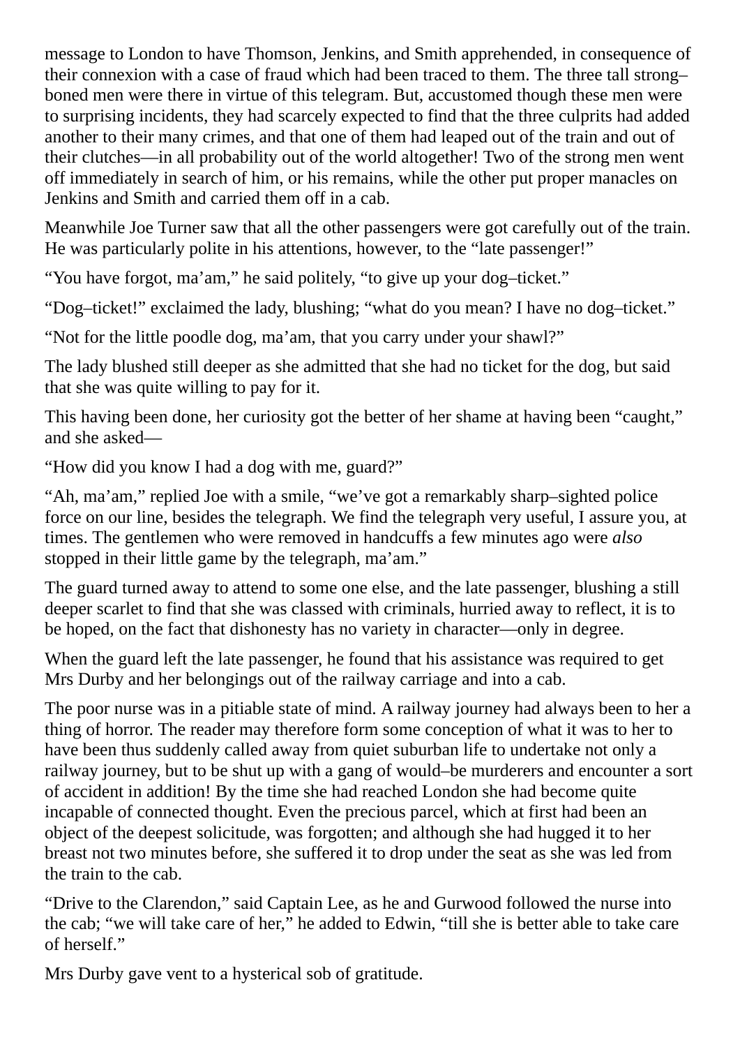message to London to have Thomson, Jenkins, and Smith apprehended, in consequence of their connexion with a case of fraud which had been traced to them. The three tall strong–boned men were there in virtue of this telegram. But, accustomed though these men were to surprising incidents, they had scarcely expected to find that the three culprits had added another to their many crimes, and that one of them had leaped out of the train and out of their clutches—in all probability out of the world altogether! Two of the strong men went off immediately in search of him, or his remains, while the other put proper manacles on Jenkins and Smith and carried them off in a cab.

Meanwhile Joe Turner saw that all the other passengers were got carefully out of the train. He was particularly polite in his attentions, however, to the "late passenger!"

"You have forgot, ma'am," he said politely, "to give up your dog–ticket."

"Dog–ticket!" exclaimed the lady, blushing; "what do you mean? I have no dog–ticket."

"Not for the little poodle dog, ma'am, that you carry under your shawl?"

The lady blushed still deeper as she admitted that she had no ticket for the dog, but said that she was quite willing to pay for it.

This having been done, her curiosity got the better of her shame at having been "caught," and she asked—

"How did you know I had a dog with me, guard?"

"Ah, ma'am," replied Joe with a smile, "we've got a remarkably sharp–sighted police force on our line, besides the telegraph. We find the telegraph very useful, I assure you, at times. The gentlemen who were removed in handcuffs a few minutes ago were *also* stopped in their little game by the telegraph, ma'am."

The guard turned away to attend to some one else, and the late passenger, blushing a still deeper scarlet to find that she was classed with criminals, hurried away to reflect, it is to be hoped, on the fact that dishonesty has no variety in character—only in degree.

When the guard left the late passenger, he found that his assistance was required to get Mrs Durby and her belongings out of the railway carriage and into a cab.

The poor nurse was in a pitiable state of mind. A railway journey had always been to her a thing of horror. The reader may therefore form some conception of what it was to her to have been thus suddenly called away from quiet suburban life to undertake not only a railway journey, but to be shut up with a gang of would–be murderers and encounter a sort of accident in addition! By the time she had reached London she had become quite incapable of connected thought. Even the precious parcel, which at first had been an object of the deepest solicitude, was forgotten; and although she had hugged it to her breast not two minutes before, she suffered it to drop under the seat as she was led from the train to the cab.

"Drive to the Clarendon," said Captain Lee, as he and Gurwood followed the nurse into the cab; "we will take care of her," he added to Edwin, "till she is better able to take care of herself."

Mrs Durby gave vent to a hysterical sob of gratitude.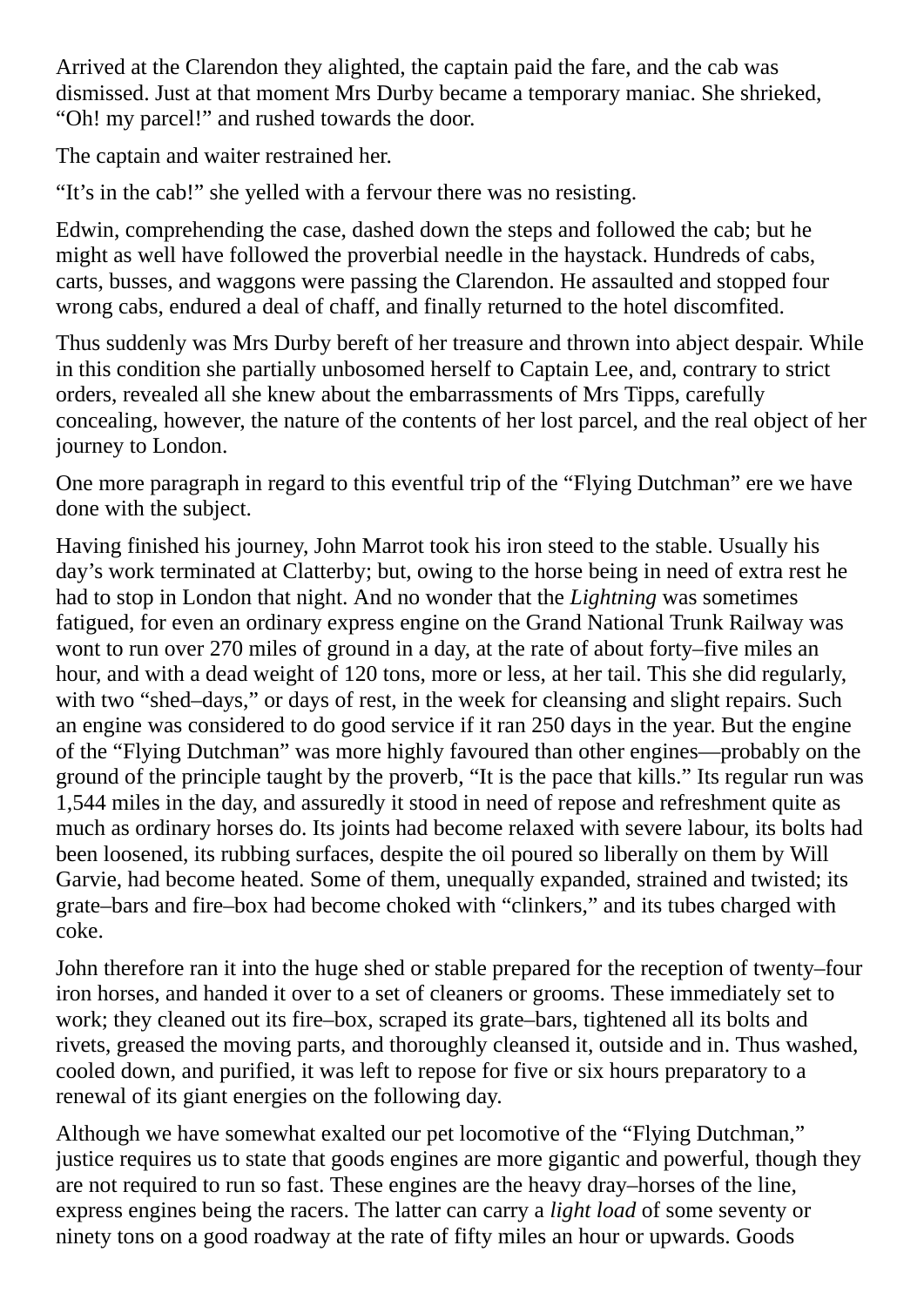Arrived at the Clarendon they alighted, the captain paid the fare, and the cab was dismissed. Just at that moment Mrs Durby became a temporary maniac. She shrieked, "Oh! my parcel!" and rushed towards the door.

The captain and waiter restrained her.

"It's in the cab!" she yelled with a fervour there was no resisting.

Edwin, comprehending the case, dashed down the steps and followed the cab; but he might as well have followed the proverbial needle in the haystack. Hundreds of cabs, carts, busses, and waggons were passing the Clarendon. He assaulted and stopped four wrong cabs, endured a deal of chaff, and finally returned to the hotel discomfited.

Thus suddenly was Mrs Durby bereft of her treasure and thrown into abject despair. While in this condition she partially unbosomed herself to Captain Lee, and, contrary to strict orders, revealed all she knew about the embarrassments of Mrs Tipps, carefully concealing, however, the nature of the contents of her lost parcel, and the real object of her journey to London.

One more paragraph in regard to this eventful trip of the "Flying Dutchman" ere we have done with the subject.

Having finished his journey, John Marrot took his iron steed to the stable. Usually his day's work terminated at Clatterby; but, owing to the horse being in need of extra rest he had to stop in London that night. And no wonder that the *Lightning* was sometimes fatigued, for even an ordinary express engine on the Grand National Trunk Railway was wont to run over 270 miles of ground in a day, at the rate of about forty–five miles an hour, and with a dead weight of 120 tons, more or less, at her tail. This she did regularly, with two "shed–days," or days of rest, in the week for cleansing and slight repairs. Such an engine was considered to do good service if it ran 250 days in the year. But the engine of the "Flying Dutchman" was more highly favoured than other engines—probably on the ground of the principle taught by the proverb, "It is the pace that kills." Its regular run was 1,544 miles in the day, and assuredly it stood in need of repose and refreshment quite as much as ordinary horses do. Its joints had become relaxed with severe labour, its bolts had been loosened, its rubbing surfaces, despite the oil poured so liberally on them by Will Garvie, had become heated. Some of them, unequally expanded, strained and twisted; its grate–bars and fire–box had become choked with "clinkers," and its tubes charged with coke.

John therefore ran it into the huge shed or stable prepared for the reception of twenty–four iron horses, and handed it over to a set of cleaners or grooms. These immediately set to work; they cleaned out its fire–box, scraped its grate–bars, tightened all its bolts and rivets, greased the moving parts, and thoroughly cleansed it, outside and in. Thus washed, cooled down, and purified, it was left to repose for five or six hours preparatory to a renewal of its giant energies on the following day.

Although we have somewhat exalted our pet locomotive of the "Flying Dutchman," justice requires us to state that goods engines are more gigantic and powerful, though they are not required to run so fast. These engines are the heavy dray–horses of the line, express engines being the racers. The latter can carry a *light load* of some seventy or ninety tons on a good roadway at the rate of fifty miles an hour or upwards. Goods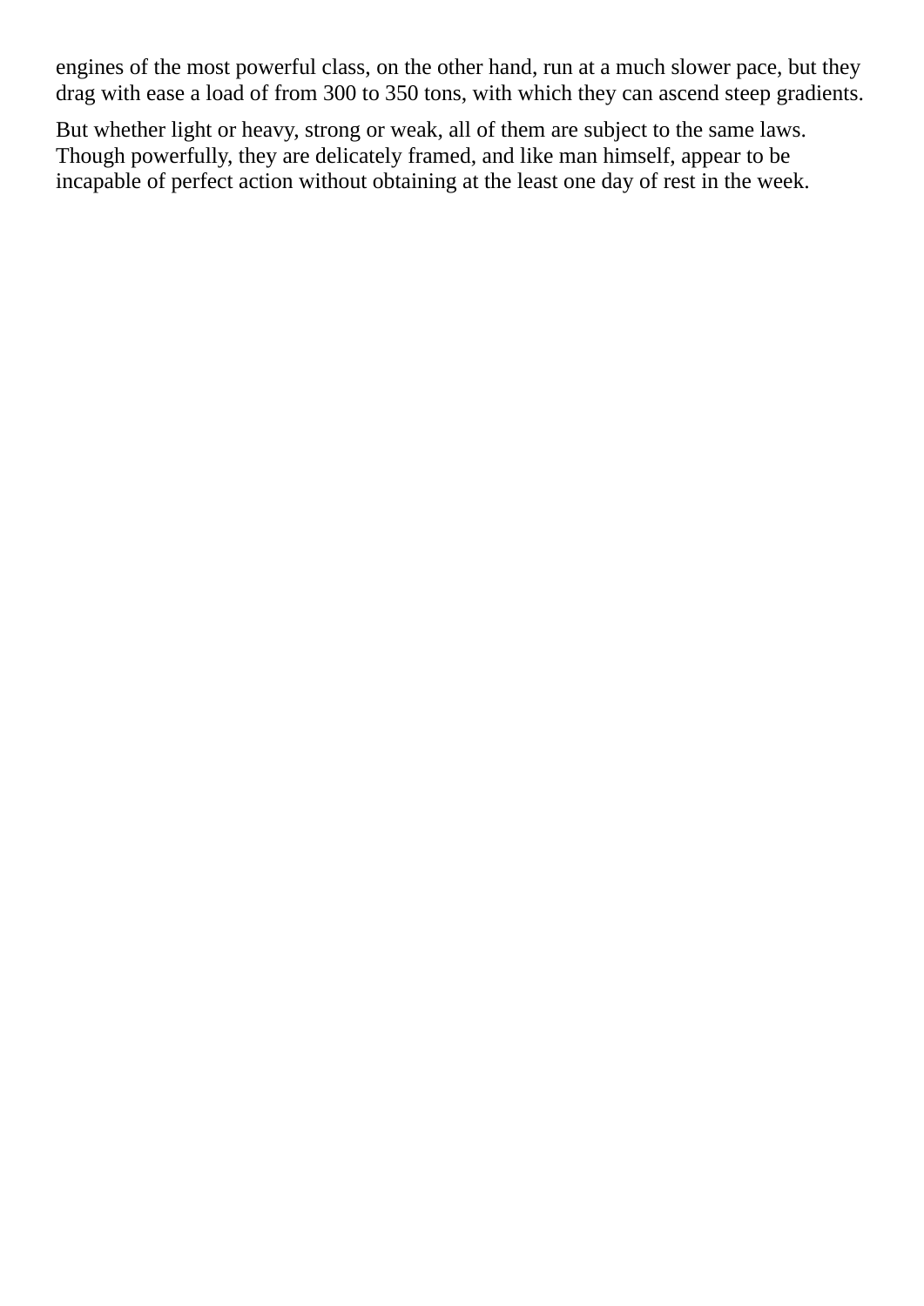engines of the most powerful class, on the other hand, run at a much slower pace, but they drag with ease a load of from 300 to 350 tons, with which they can ascend steep gradients.

But whether light or heavy, strong or weak, all of them are subject to the same laws. Though powerfully, they are delicately framed, and like man himself, appear to be incapable of perfect action without obtaining at the least one day of rest in the week.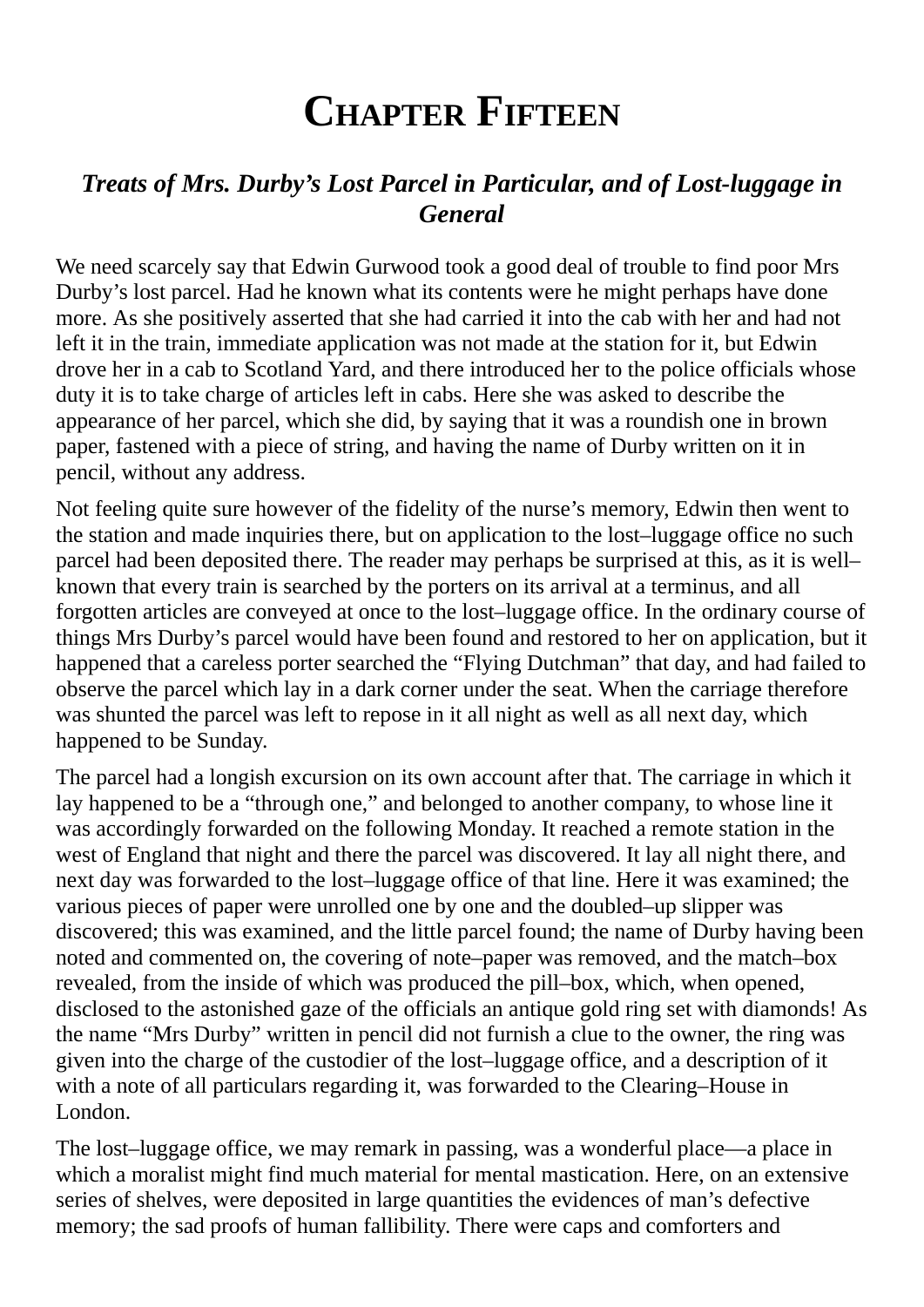# Chapter Fifteen

### *Treats of Mrs. Durby's Lost Parcel in Particular, and of Lost-luggage in General*

We need scarcely say that Edwin Gurwood took a good deal of trouble to find poor Mrs Durby's lost parcel. Had he known what its contents were he might perhaps have done more. As she positively asserted that she had carried it into the cab with her and had not left it in the train, immediate application was not made at the station for it, but Edwin drove her in a cab to Scotland Yard, and there introduced her to the police officials whose duty it is to take charge of articles left in cabs. Here she was asked to describe the appearance of her parcel, which she did, by saying that it was a roundish one in brown paper, fastened with a piece of string, and having the name of Durby written on it in pencil, without any address.

Not feeling quite sure however of the fidelity of the nurse's memory, Edwin then went to the station and made inquiries there, but on application to the lost–luggage office no such parcel had been deposited there. The reader may perhaps be surprised at this, as it is well–known that every train is searched by the porters on its arrival at a terminus, and all forgotten articles are conveyed at once to the lost–luggage office. In the ordinary course of things Mrs Durby's parcel would have been found and restored to her on application, but it happened that a careless porter searched the "Flying Dutchman" that day, and had failed to observe the parcel which lay in a dark corner under the seat. When the carriage therefore was shunted the parcel was left to repose in it all night as well as all next day, which happened to be Sunday.

The parcel had a longish excursion on its own account after that. The carriage in which it lay happened to be a "through one," and belonged to another company, to whose line it was accordingly forwarded on the following Monday. It reached a remote station in the west of England that night and there the parcel was discovered. It lay all night there, and next day was forwarded to the lost–luggage office of that line. Here it was examined; the various pieces of paper were unrolled one by one and the doubled–up slipper was discovered; this was examined, and the little parcel found; the name of Durby having been noted and commented on, the covering of note–paper was removed, and the match–box revealed, from the inside of which was produced the pill–box, which, when opened, disclosed to the astonished gaze of the officials an antique gold ring set with diamonds! As the name "Mrs Durby" written in pencil did not furnish a clue to the owner, the ring was given into the charge of the custodier of the lost–luggage office, and a description of it with a note of all particulars regarding it, was forwarded to the Clearing–House in London.

The lost–luggage office, we may remark in passing, was a wonderful place—a place in which a moralist might find much material for mental mastication. Here, on an extensive series of shelves, were deposited in large quantities the evidences of man's defective memory; the sad proofs of human fallibility. There were caps and comforters and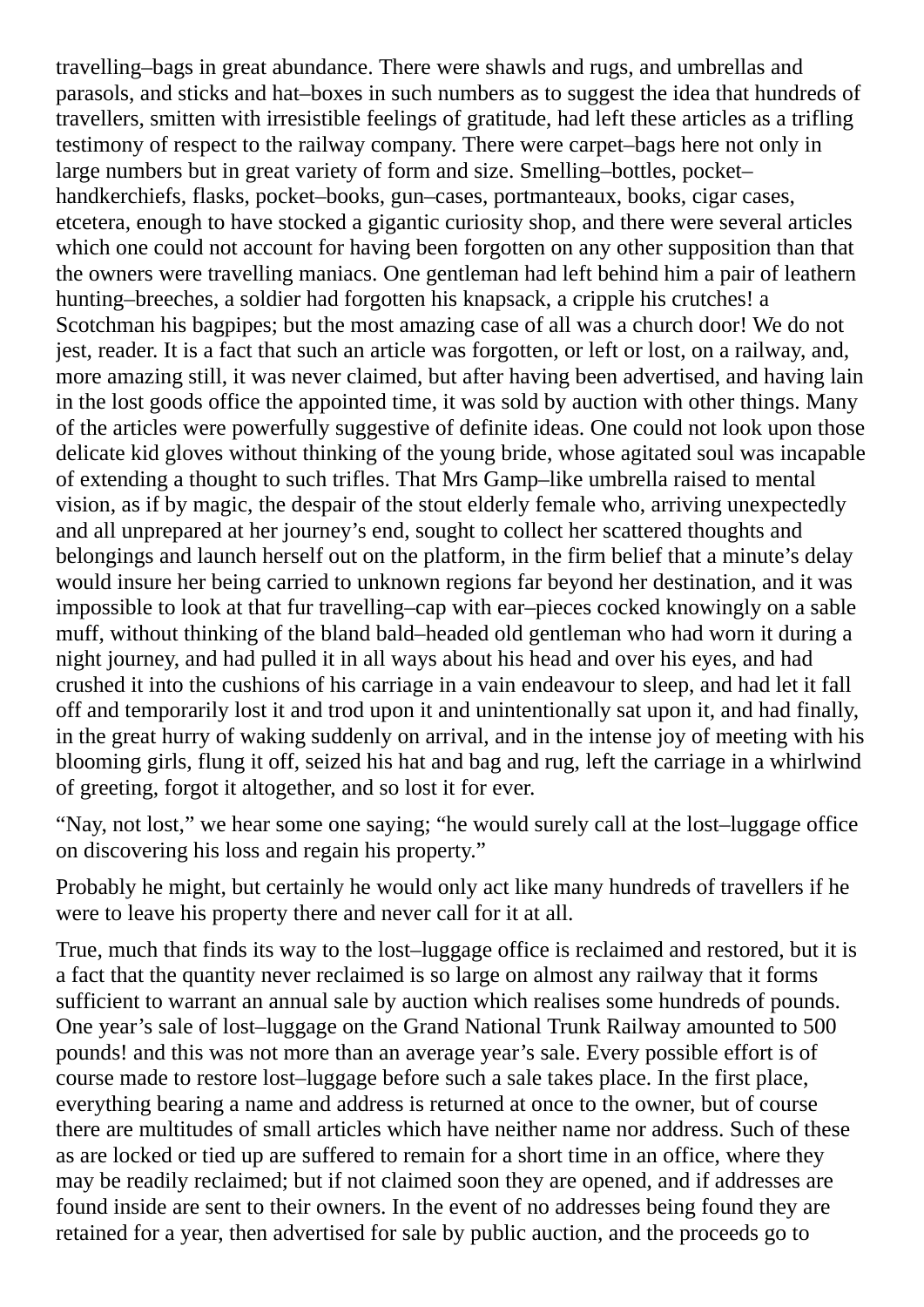travelling–bags in great abundance. There were shawls and rugs, and umbrellas and parasols, and sticks and hat–boxes in such numbers as to suggest the idea that hundreds of travellers, smitten with irresistible feelings of gratitude, had left these articles as a trifling testimony of respect to the railway company. There were carpet–bags here not only in large numbers but in great variety of form and size. Smelling–bottles, pocket–handkerchiefs, flasks, pocket–books, gun–cases, portmanteaux, books, cigar cases, etcetera, enough to have stocked a gigantic curiosity shop, and there were several articles which one could not account for having been forgotten on any other supposition than that the owners were travelling maniacs. One gentleman had left behind him a pair of leathern hunting–breeches, a soldier had forgotten his knapsack, a cripple his crutches! a Scotchman his bagpipes; but the most amazing case of all was a church door! We do not jest, reader. It is a fact that such an article was forgotten, or left or lost, on a railway, and, more amazing still, it was never claimed, but after having been advertised, and having lain in the lost goods office the appointed time, it was sold by auction with other things. Many of the articles were powerfully suggestive of definite ideas. One could not look upon those delicate kid gloves without thinking of the young bride, whose agitated soul was incapable of extending a thought to such trifles. That Mrs Gamp–like umbrella raised to mental vision, as if by magic, the despair of the stout elderly female who, arriving unexpectedly and all unprepared at her journey's end, sought to collect her scattered thoughts and belongings and launch herself out on the platform, in the firm belief that a minute's delay would insure her being carried to unknown regions far beyond her destination, and it was impossible to look at that fur travelling–cap with ear–pieces cocked knowingly on a sable muff, without thinking of the bland bald–headed old gentleman who had worn it during a night journey, and had pulled it in all ways about his head and over his eyes, and had crushed it into the cushions of his carriage in a vain endeavour to sleep, and had let it fall off and temporarily lost it and trod upon it and unintentionally sat upon it, and had finally, in the great hurry of waking suddenly on arrival, and in the intense joy of meeting with his blooming girls, flung it off, seized his hat and bag and rug, left the carriage in a whirlwind of greeting, forgot it altogether, and so lost it for ever.

"Nay, not lost," we hear some one saying; "he would surely call at the lost–luggage office on discovering his loss and regain his property."

Probably he might, but certainly he would only act like many hundreds of travellers if he were to leave his property there and never call for it at all.

True, much that finds its way to the lost–luggage office is reclaimed and restored, but it is a fact that the quantity never reclaimed is so large on almost any railway that it forms sufficient to warrant an annual sale by auction which realises some hundreds of pounds. One year's sale of lost–luggage on the Grand National Trunk Railway amounted to 500 pounds! and this was not more than an average year's sale. Every possible effort is of course made to restore lost–luggage before such a sale takes place. In the first place, everything bearing a name and address is returned at once to the owner, but of course there are multitudes of small articles which have neither name nor address. Such of these as are locked or tied up are suffered to remain for a short time in an office, where they may be readily reclaimed; but if not claimed soon they are opened, and if addresses are found inside are sent to their owners. In the event of no addresses being found they are retained for a year, then advertised for sale by public auction, and the proceeds go to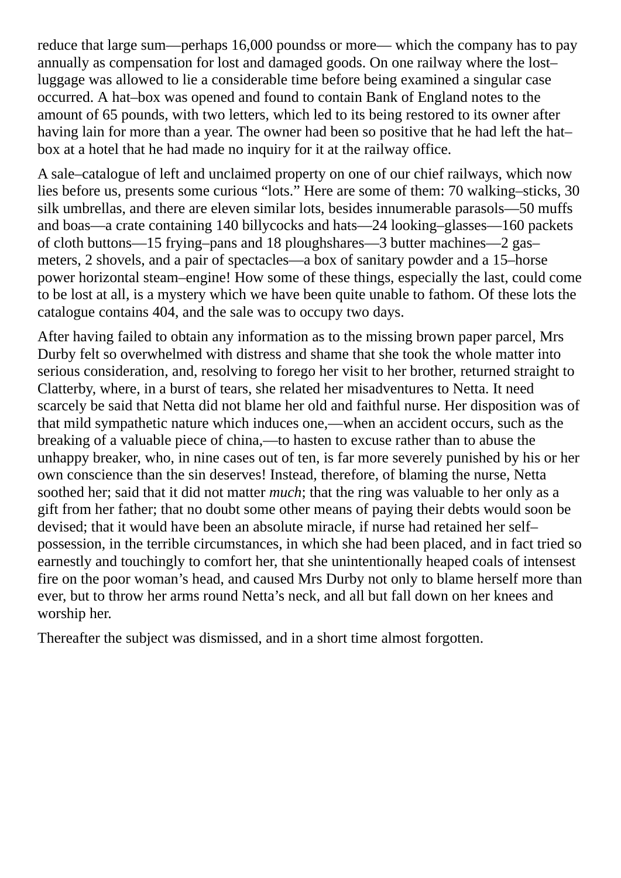reduce that large sum—perhaps 16,000 poundss or more— which the company has to pay annually as compensation for lost and damaged goods. On one railway where the lost–luggage was allowed to lie a considerable time before being examined a singular case occurred. A hat–box was opened and found to contain Bank of England notes to the amount of 65 pounds, with two letters, which led to its being restored to its owner after having lain for more than a year. The owner had been so positive that he had left the hat–box at a hotel that he had made no inquiry for it at the railway office.

A sale–catalogue of left and unclaimed property on one of our chief railways, which now lies before us, presents some curious "lots." Here are some of them: 70 walking–sticks, 30 silk umbrellas, and there are eleven similar lots, besides innumerable parasols—50 muffs and boas—a crate containing 140 billycocks and hats—24 looking–glasses—160 packets of cloth buttons—15 frying–pans and 18 ploughshares—3 butter machines—2 gas–meters, 2 shovels, and a pair of spectacles—a box of sanitary powder and a 15–horse power horizontal steam–engine! How some of these things, especially the last, could come to be lost at all, is a mystery which we have been quite unable to fathom. Of these lots the catalogue contains 404, and the sale was to occupy two days.

After having failed to obtain any information as to the missing brown paper parcel, Mrs Durby felt so overwhelmed with distress and shame that she took the whole matter into serious consideration, and, resolving to forego her visit to her brother, returned straight to Clatterby, where, in a burst of tears, she related her misadventures to Netta. It need scarcely be said that Netta did not blame her old and faithful nurse. Her disposition was of that mild sympathetic nature which induces one,—when an accident occurs, such as the breaking of a valuable piece of china,—to hasten to excuse rather than to abuse the unhappy breaker, who, in nine cases out of ten, is far more severely punished by his or her own conscience than the sin deserves! Instead, therefore, of blaming the nurse, Netta soothed her; said that it did not matter *much*; that the ring was valuable to her only as a gift from her father; that no doubt some other means of paying their debts would soon be devised; that it would have been an absolute miracle, if nurse had retained her self–possession, in the terrible circumstances, in which she had been placed, and in fact tried so earnestly and touchingly to comfort her, that she unintentionally heaped coals of intensest fire on the poor woman's head, and caused Mrs Durby not only to blame herself more than ever, but to throw her arms round Netta's neck, and all but fall down on her knees and worship her.

Thereafter the subject was dismissed, and in a short time almost forgotten.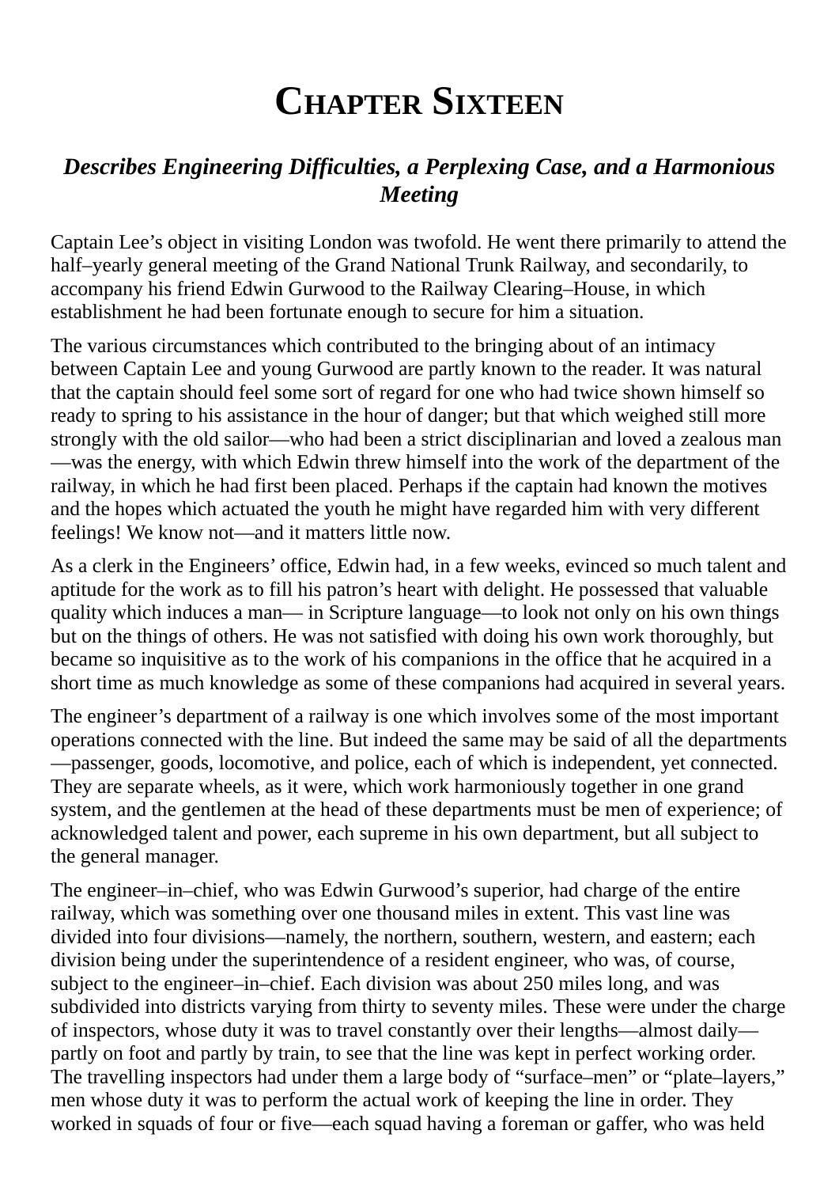# Chapter Sixteen

## *Describes Engineering Difficulties, a Perplexing Case, and a Harmonious Meeting*

Captain Lee's object in visiting London was twofold. He went there primarily to attend the half–yearly general meeting of the Grand National Trunk Railway, and secondarily, to accompany his friend Edwin Gurwood to the Railway Clearing–House, in which establishment he had been fortunate enough to secure for him a situation.

The various circumstances which contributed to the bringing about of an intimacy between Captain Lee and young Gurwood are partly known to the reader. It was natural that the captain should feel some sort of regard for one who had twice shown himself so ready to spring to his assistance in the hour of danger; but that which weighed still more strongly with the old sailor—who had been a strict disciplinarian and loved a zealous man—was the energy, with which Edwin threw himself into the work of the department of the railway, in which he had first been placed. Perhaps if the captain had known the motives and the hopes which actuated the youth he might have regarded him with very different feelings! We know not—and it matters little now.

As a clerk in the Engineers' office, Edwin had, in a few weeks, evinced so much talent and aptitude for the work as to fill his patron's heart with delight. He possessed that valuable quality which induces a man— in Scripture language—to look not only on his own things but on the things of others. He was not satisfied with doing his own work thoroughly, but became so inquisitive as to the work of his companions in the office that he acquired in a short time as much knowledge as some of these companions had acquired in several years.

The engineer's department of a railway is one which involves some of the most important operations connected with the line. But indeed the same may be said of all the departments—passenger, goods, locomotive, and police, each of which is independent, yet connected. They are separate wheels, as it were, which work harmoniously together in one grand system, and the gentlemen at the head of these departments must be men of experience; of acknowledged talent and power, each supreme in his own department, but all subject to the general manager.

The engineer–in–chief, who was Edwin Gurwood's superior, had charge of the entire railway, which was something over one thousand miles in extent. This vast line was divided into four divisions—namely, the northern, southern, western, and eastern; each division being under the superintendence of a resident engineer, who was, of course, subject to the engineer–in–chief. Each division was about 250 miles long, and was subdivided into districts varying from thirty to seventy miles. These were under the charge of inspectors, whose duty it was to travel constantly over their lengths—almost daily—partly on foot and partly by train, to see that the line was kept in perfect working order. The travelling inspectors had under them a large body of "surface–men" or "plate–layers," men whose duty it was to perform the actual work of keeping the line in order. They worked in squads of four or five—each squad having a foreman or gaffer, who was held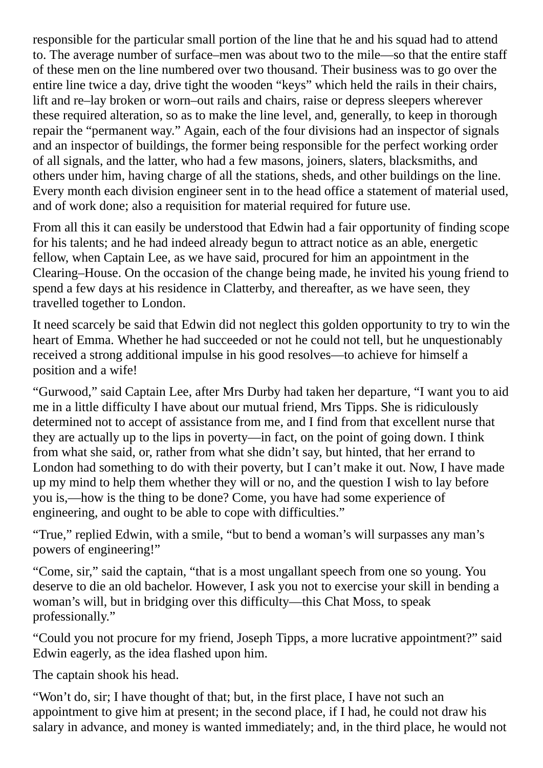responsible for the particular small portion of the line that he and his squad had to attend to. The average number of surface–men was about two to the mile—so that the entire staff of these men on the line numbered over two thousand. Their business was to go over the entire line twice a day, drive tight the wooden "keys" which held the rails in their chairs, lift and re–lay broken or worn–out rails and chairs, raise or depress sleepers wherever these required alteration, so as to make the line level, and, generally, to keep in thorough repair the "permanent way." Again, each of the four divisions had an inspector of signals and an inspector of buildings, the former being responsible for the perfect working order of all signals, and the latter, who had a few masons, joiners, slaters, blacksmiths, and others under him, having charge of all the stations, sheds, and other buildings on the line. Every month each division engineer sent in to the head office a statement of material used, and of work done; also a requisition for material required for future use.

From all this it can easily be understood that Edwin had a fair opportunity of finding scope for his talents; and he had indeed already begun to attract notice as an able, energetic fellow, when Captain Lee, as we have said, procured for him an appointment in the Clearing–House. On the occasion of the change being made, he invited his young friend to spend a few days at his residence in Clatterby, and thereafter, as we have seen, they travelled together to London.

It need scarcely be said that Edwin did not neglect this golden opportunity to try to win the heart of Emma. Whether he had succeeded or not he could not tell, but he unquestionably received a strong additional impulse in his good resolves—to achieve for himself a position and a wife!

"Gurwood," said Captain Lee, after Mrs Durby had taken her departure, "I want you to aid me in a little difficulty I have about our mutual friend, Mrs Tipps. She is ridiculously determined not to accept of assistance from me, and I find from that excellent nurse that they are actually up to the lips in poverty—in fact, on the point of going down. I think from what she said, or, rather from what she didn't say, but hinted, that her errand to London had something to do with their poverty, but I can't make it out. Now, I have made up my mind to help them whether they will or no, and the question I wish to lay before you is,—how is the thing to be done? Come, you have had some experience of engineering, and ought to be able to cope with difficulties."

"True," replied Edwin, with a smile, "but to bend a woman's will surpasses any man's powers of engineering!"

"Come, sir," said the captain, "that is a most ungallant speech from one so young. You deserve to die an old bachelor. However, I ask you not to exercise your skill in bending a woman's will, but in bridging over this difficulty—this Chat Moss, to speak professionally."

"Could you not procure for my friend, Joseph Tipps, a more lucrative appointment?" said Edwin eagerly, as the idea flashed upon him.

The captain shook his head.

"Won't do, sir; I have thought of that; but, in the first place, I have not such an appointment to give him at present; in the second place, if I had, he could not draw his salary in advance, and money is wanted immediately; and, in the third place, he would not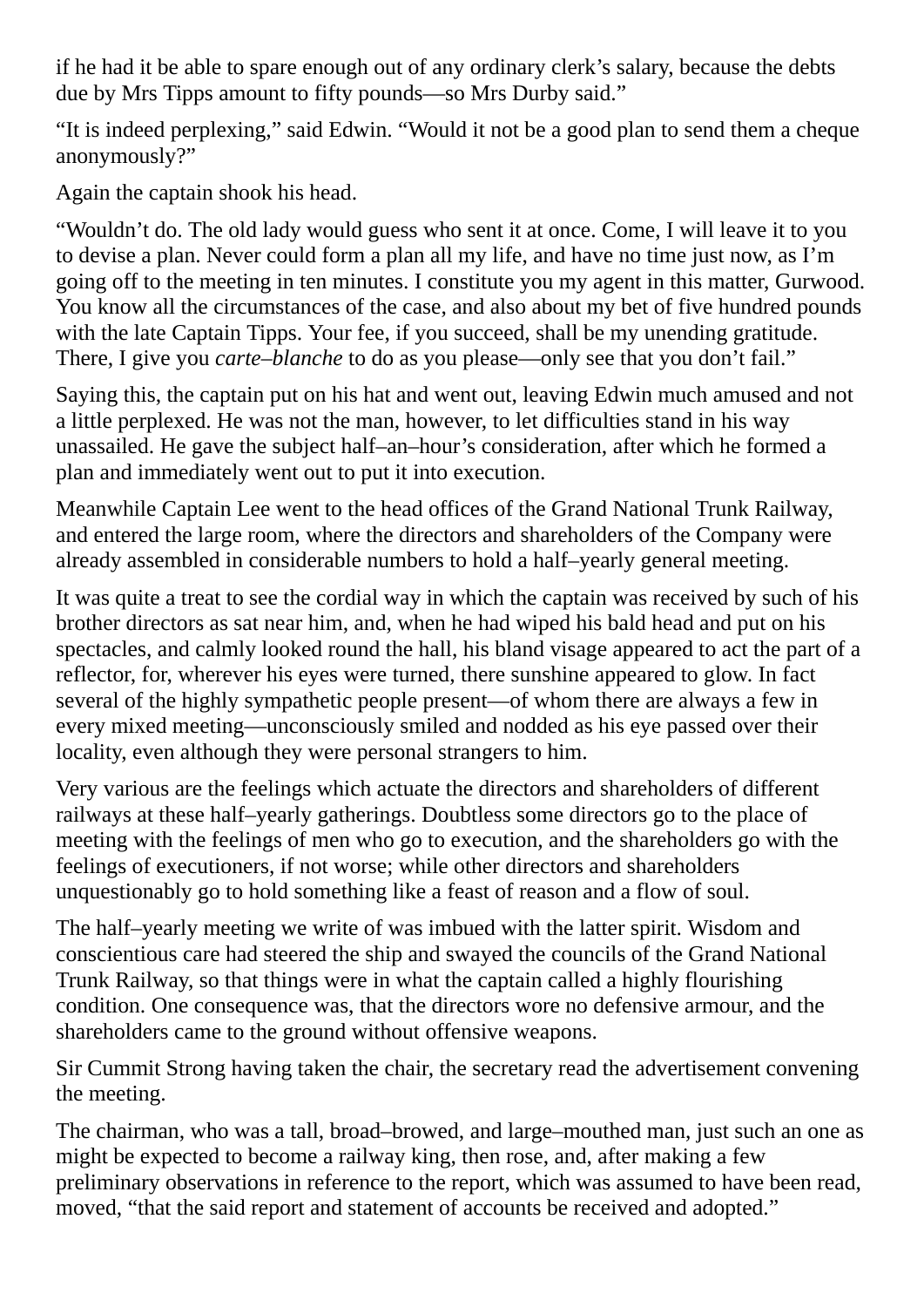if he had it be able to spare enough out of any ordinary clerk’s salary, because the debts due by Mrs Tipps amount to fifty pounds—so Mrs Durby said.”

“It is indeed perplexing,” said Edwin. “Would it not be a good plan to send them a cheque anonymously?”

Again the captain shook his head.

“Wouldn’t do. The old lady would guess who sent it at once. Come, I will leave it to you to devise a plan. Never could form a plan all my life, and have no time just now, as I’m going off to the meeting in ten minutes. I constitute you my agent in this matter, Gurwood. You know all the circumstances of the case, and also about my bet of five hundred pounds with the late Captain Tipps. Your fee, if you succeed, shall be my unending gratitude. There, I give you *carte–blanche* to do as you please—only see that you don’t fail.”

Saying this, the captain put on his hat and went out, leaving Edwin much amused and not a little perplexed. He was not the man, however, to let difficulties stand in his way unassailed. He gave the subject half–an–hour’s consideration, after which he formed a plan and immediately went out to put it into execution.

Meanwhile Captain Lee went to the head offices of the Grand National Trunk Railway, and entered the large room, where the directors and shareholders of the Company were already assembled in considerable numbers to hold a half–yearly general meeting.

It was quite a treat to see the cordial way in which the captain was received by such of his brother directors as sat near him, and, when he had wiped his bald head and put on his spectacles, and calmly looked round the hall, his bland visage appeared to act the part of a reflector, for, wherever his eyes were turned, there sunshine appeared to glow. In fact several of the highly sympathetic people present—of whom there are always a few in every mixed meeting—unconsciously smiled and nodded as his eye passed over their locality, even although they were personal strangers to him.

Very various are the feelings which actuate the directors and shareholders of different railways at these half–yearly gatherings. Doubtless some directors go to the place of meeting with the feelings of men who go to execution, and the shareholders go with the feelings of executioners, if not worse; while other directors and shareholders unquestionably go to hold something like a feast of reason and a flow of soul.

The half–yearly meeting we write of was imbued with the latter spirit. Wisdom and conscientious care had steered the ship and swayed the councils of the Grand National Trunk Railway, so that things were in what the captain called a highly flourishing condition. One consequence was, that the directors wore no defensive armour, and the shareholders came to the ground without offensive weapons.

Sir Cummit Strong having taken the chair, the secretary read the advertisement convening the meeting.

The chairman, who was a tall, broad–browed, and large–mouthed man, just such an one as might be expected to become a railway king, then rose, and, after making a few preliminary observations in reference to the report, which was assumed to have been read, moved, “that the said report and statement of accounts be received and adopted.”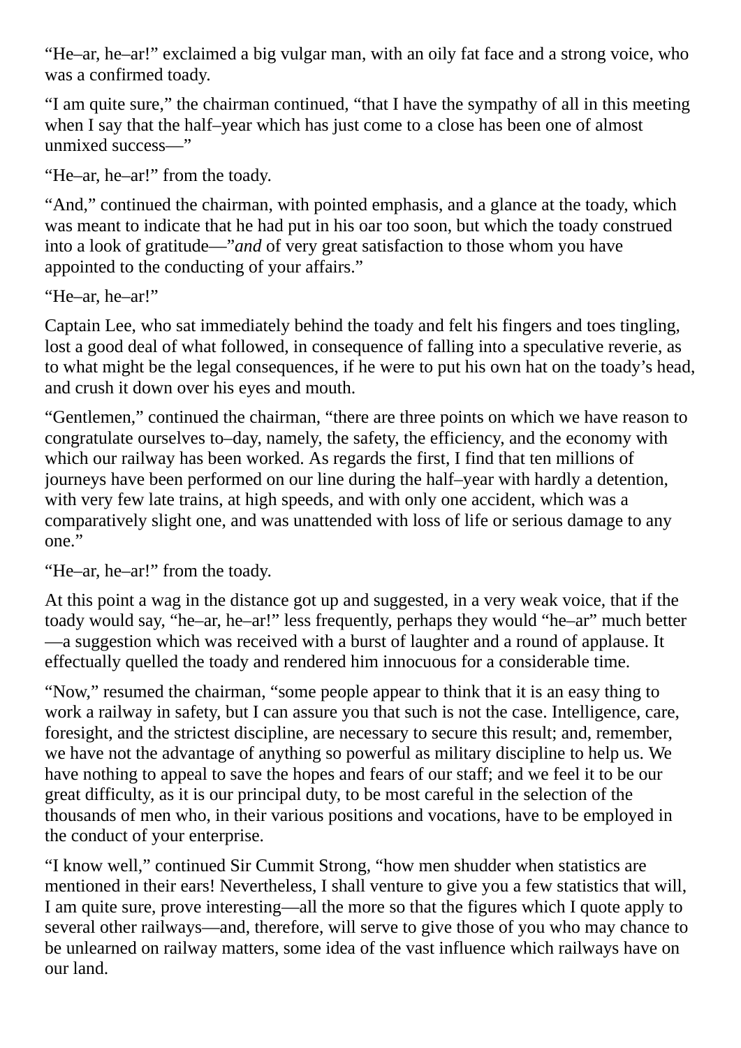"He–ar, he–ar!" exclaimed a big vulgar man, with an oily fat face and a strong voice, who was a confirmed toady.

"I am quite sure," the chairman continued, "that I have the sympathy of all in this meeting when I say that the half–year which has just come to a close has been one of almost unmixed success—"

"He–ar, he–ar!" from the toady.

"And," continued the chairman, with pointed emphasis, and a glance at the toady, which was meant to indicate that he had put in his oar too soon, but which the toady construed into a look of gratitude—"*and* of very great satisfaction to those whom you have appointed to the conducting of your affairs."

"He–ar, he–ar!"

Captain Lee, who sat immediately behind the toady and felt his fingers and toes tingling, lost a good deal of what followed, in consequence of falling into a speculative reverie, as to what might be the legal consequences, if he were to put his own hat on the toady's head, and crush it down over his eyes and mouth.

"Gentlemen," continued the chairman, "there are three points on which we have reason to congratulate ourselves to–day, namely, the safety, the efficiency, and the economy with which our railway has been worked. As regards the first, I find that ten millions of journeys have been performed on our line during the half–year with hardly a detention, with very few late trains, at high speeds, and with only one accident, which was a comparatively slight one, and was unattended with loss of life or serious damage to any one."

"He–ar, he–ar!" from the toady.

At this point a wag in the distance got up and suggested, in a very weak voice, that if the toady would say, "he–ar, he–ar!" less frequently, perhaps they would "he–ar" much better—a suggestion which was received with a burst of laughter and a round of applause. It effectually quelled the toady and rendered him innocuous for a considerable time.

"Now," resumed the chairman, "some people appear to think that it is an easy thing to work a railway in safety, but I can assure you that such is not the case. Intelligence, care, foresight, and the strictest discipline, are necessary to secure this result; and, remember, we have not the advantage of anything so powerful as military discipline to help us. We have nothing to appeal to save the hopes and fears of our staff; and we feel it to be our great difficulty, as it is our principal duty, to be most careful in the selection of the thousands of men who, in their various positions and vocations, have to be employed in the conduct of your enterprise.

"I know well," continued Sir Cummit Strong, "how men shudder when statistics are mentioned in their ears! Nevertheless, I shall venture to give you a few statistics that will, I am quite sure, prove interesting—all the more so that the figures which I quote apply to several other railways—and, therefore, will serve to give those of you who may chance to be unlearned on railway matters, some idea of the vast influence which railways have on our land.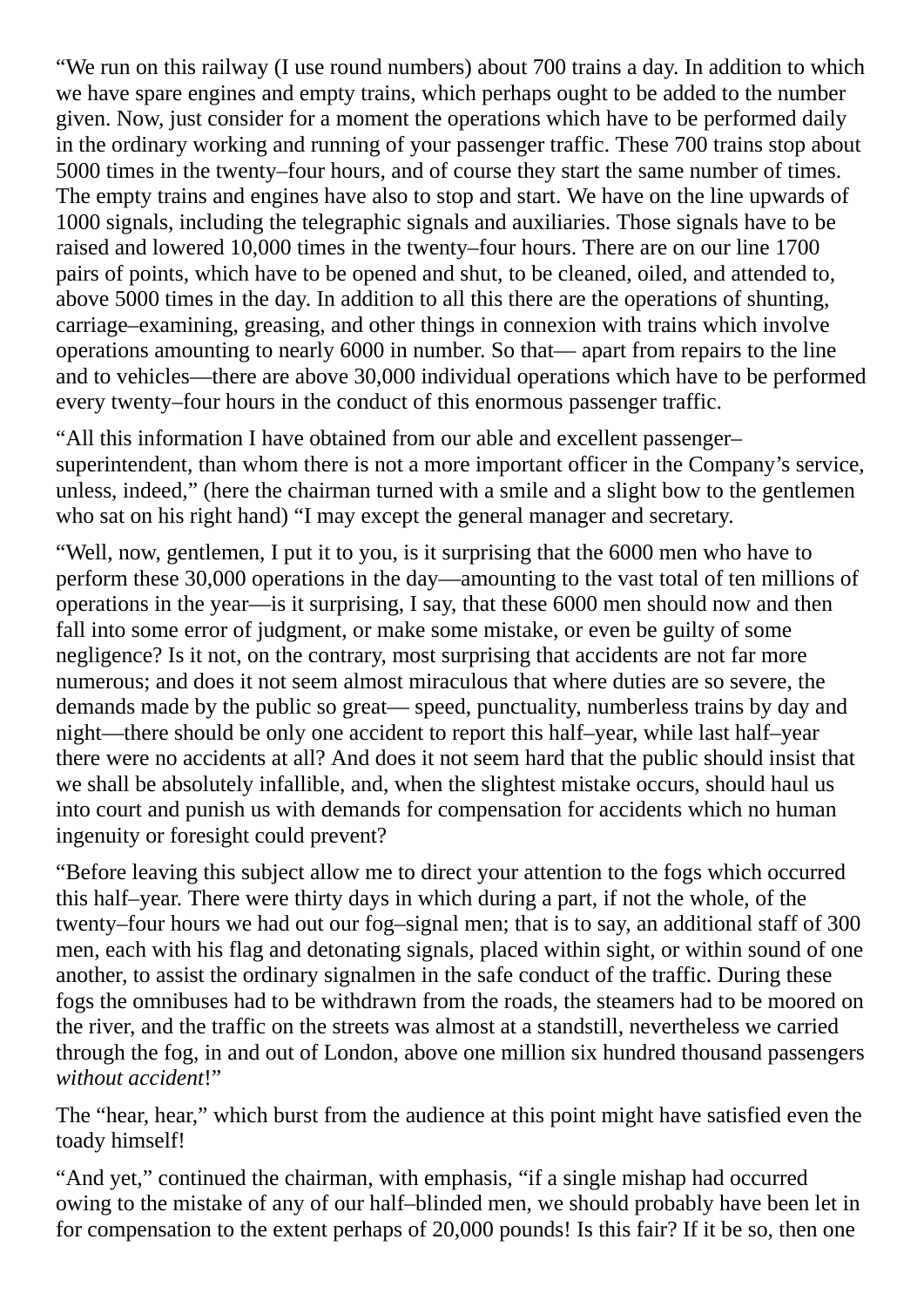“We run on this railway (I use round numbers) about 700 trains a day. In addition to which we have spare engines and empty trains, which perhaps ought to be added to the number given. Now, just consider for a moment the operations which have to be performed daily in the ordinary working and running of your passenger traffic. These 700 trains stop about 5000 times in the twenty–four hours, and of course they start the same number of times. The empty trains and engines have also to stop and start. We have on the line upwards of 1000 signals, including the telegraphic signals and auxiliaries. Those signals have to be raised and lowered 10,000 times in the twenty–four hours. There are on our line 1700 pairs of points, which have to be opened and shut, to be cleaned, oiled, and attended to, above 5000 times in the day. In addition to all this there are the operations of shunting, carriage–examining, greasing, and other things in connexion with trains which involve operations amounting to nearly 6000 in number. So that— apart from repairs to the line and to vehicles—there are above 30,000 individual operations which have to be performed every twenty–four hours in the conduct of this enormous passenger traffic.

“All this information I have obtained from our able and excellent passenger–superintendent, than whom there is not a more important officer in the Company’s service, unless, indeed,” (here the chairman turned with a smile and a slight bow to the gentlemen who sat on his right hand) “I may except the general manager and secretary.

“Well, now, gentlemen, I put it to you, is it surprising that the 6000 men who have to perform these 30,000 operations in the day—amounting to the vast total of ten millions of operations in the year—is it surprising, I say, that these 6000 men should now and then fall into some error of judgment, or make some mistake, or even be guilty of some negligence? Is it not, on the contrary, most surprising that accidents are not far more numerous; and does it not seem almost miraculous that where duties are so severe, the demands made by the public so great— speed, punctuality, numberless trains by day and night—there should be only one accident to report this half–year, while last half–year there were no accidents at all? And does it not seem hard that the public should insist that we shall be absolutely infallible, and, when the slightest mistake occurs, should haul us into court and punish us with demands for compensation for accidents which no human ingenuity or foresight could prevent?

“Before leaving this subject allow me to direct your attention to the fogs which occurred this half–year. There were thirty days in which during a part, if not the whole, of the twenty–four hours we had out our fog–signal men; that is to say, an additional staff of 300 men, each with his flag and detonating signals, placed within sight, or within sound of one another, to assist the ordinary signalmen in the safe conduct of the traffic. During these fogs the omnibuses had to be withdrawn from the roads, the steamers had to be moored on the river, and the traffic on the streets was almost at a standstill, nevertheless we carried through the fog, in and out of London, above one million six hundred thousand passengers *without accident*!”

The “hear, hear,” which burst from the audience at this point might have satisfied even the toady himself!

“And yet,” continued the chairman, with emphasis, “if a single mishap had occurred owing to the mistake of any of our half–blinded men, we should probably have been let in for compensation to the extent perhaps of 20,000 pounds! Is this fair? If it be so, then one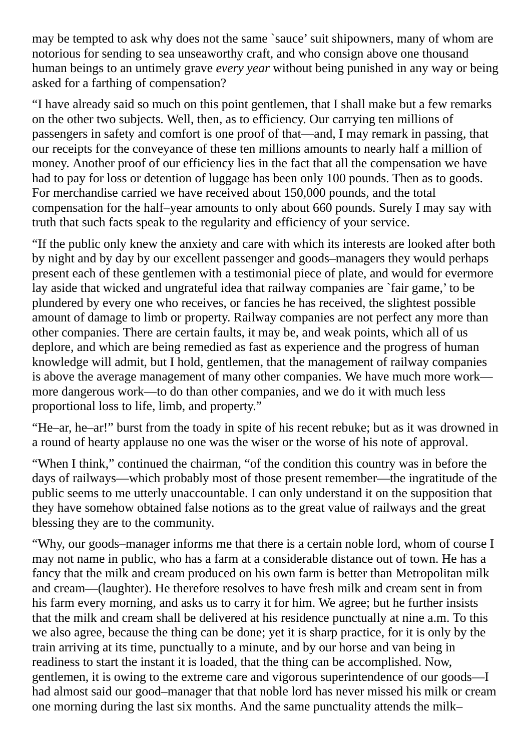may be tempted to ask why does not the same `sauce' suit shipowners, many of whom are notorious for sending to sea unseaworthy craft, and who consign above one thousand human beings to an untimely grave *every year* without being punished in any way or being asked for a farthing of compensation?

"I have already said so much on this point gentlemen, that I shall make but a few remarks on the other two subjects. Well, then, as to efficiency. Our carrying ten millions of passengers in safety and comfort is one proof of that—and, I may remark in passing, that our receipts for the conveyance of these ten millions amounts to nearly half a million of money. Another proof of our efficiency lies in the fact that all the compensation we have had to pay for loss or detention of luggage has been only 100 pounds. Then as to goods. For merchandise carried we have received about 150,000 pounds, and the total compensation for the half–year amounts to only about 660 pounds. Surely I may say with truth that such facts speak to the regularity and efficiency of your service.

"If the public only knew the anxiety and care with which its interests are looked after both by night and by day by our excellent passenger and goods–managers they would perhaps present each of these gentlemen with a testimonial piece of plate, and would for evermore lay aside that wicked and ungrateful idea that railway companies are `fair game,' to be plundered by every one who receives, or fancies he has received, the slightest possible amount of damage to limb or property. Railway companies are not perfect any more than other companies. There are certain faults, it may be, and weak points, which all of us deplore, and which are being remedied as fast as experience and the progress of human knowledge will admit, but I hold, gentlemen, that the management of railway companies is above the average management of many other companies. We have much more work—more dangerous work—to do than other companies, and we do it with much less proportional loss to life, limb, and property."

"He–ar, he–ar!" burst from the toady in spite of his recent rebuke; but as it was drowned in a round of hearty applause no one was the wiser or the worse of his note of approval.

"When I think," continued the chairman, "of the condition this country was in before the days of railways—which probably most of those present remember—the ingratitude of the public seems to me utterly unaccountable. I can only understand it on the supposition that they have somehow obtained false notions as to the great value of railways and the great blessing they are to the community.

"Why, our goods–manager informs me that there is a certain noble lord, whom of course I may not name in public, who has a farm at a considerable distance out of town. He has a fancy that the milk and cream produced on his own farm is better than Metropolitan milk and cream—(laughter). He therefore resolves to have fresh milk and cream sent in from his farm every morning, and asks us to carry it for him. We agree; but he further insists that the milk and cream shall be delivered at his residence punctually at nine a.m. To this we also agree, because the thing can be done; yet it is sharp practice, for it is only by the train arriving at its time, punctually to a minute, and by our horse and van being in readiness to start the instant it is loaded, that the thing can be accomplished. Now, gentlemen, it is owing to the extreme care and vigorous superintendence of our goods—I had almost said our good–manager that that noble lord has never missed his milk or cream one morning during the last six months. And the same punctuality attends the milk–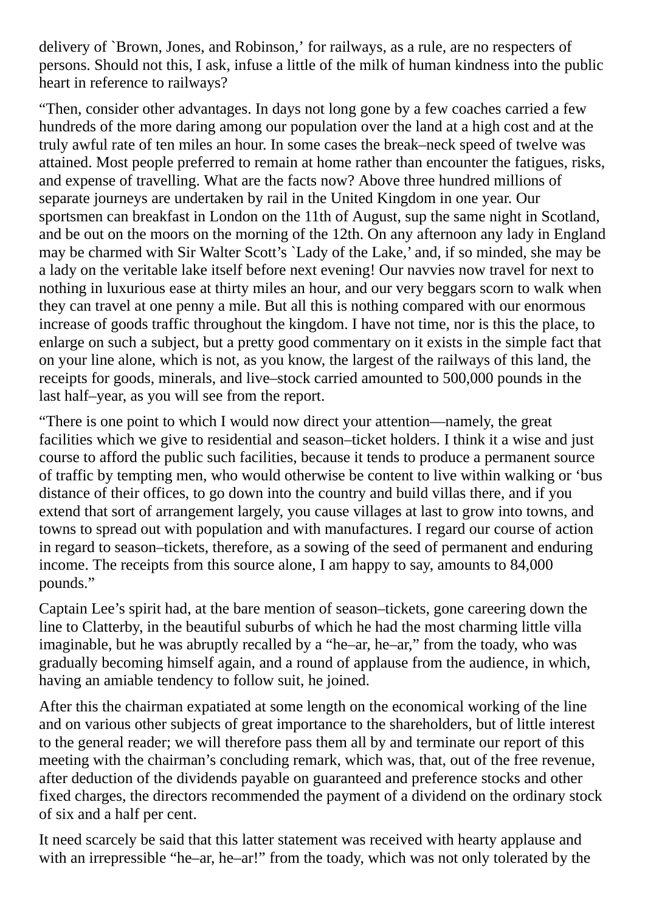delivery of `Brown, Jones, and Robinson,' for railways, as a rule, are no respecters of persons. Should not this, I ask, infuse a little of the milk of human kindness into the public heart in reference to railways?

"Then, consider other advantages. In days not long gone by a few coaches carried a few hundreds of the more daring among our population over the land at a high cost and at the truly awful rate of ten miles an hour. In some cases the break–neck speed of twelve was attained. Most people preferred to remain at home rather than encounter the fatigues, risks, and expense of travelling. What are the facts now? Above three hundred millions of separate journeys are undertaken by rail in the United Kingdom in one year. Our sportsmen can breakfast in London on the 11th of August, sup the same night in Scotland, and be out on the moors on the morning of the 12th. On any afternoon any lady in England may be charmed with Sir Walter Scott's `Lady of the Lake,' and, if so minded, she may be a lady on the veritable lake itself before next evening! Our navvies now travel for next to nothing in luxurious ease at thirty miles an hour, and our very beggars scorn to walk when they can travel at one penny a mile. But all this is nothing compared with our enormous increase of goods traffic throughout the kingdom. I have not time, nor is this the place, to enlarge on such a subject, but a pretty good commentary on it exists in the simple fact that on your line alone, which is not, as you know, the largest of the railways of this land, the receipts for goods, minerals, and live–stock carried amounted to 500,000 pounds in the last half–year, as you will see from the report.

"There is one point to which I would now direct your attention—namely, the great facilities which we give to residential and season–ticket holders. I think it a wise and just course to afford the public such facilities, because it tends to produce a permanent source of traffic by tempting men, who would otherwise be content to live within walking or 'bus distance of their offices, to go down into the country and build villas there, and if you extend that sort of arrangement largely, you cause villages at last to grow into towns, and towns to spread out with population and with manufactures. I regard our course of action in regard to season–tickets, therefore, as a sowing of the seed of permanent and enduring income. The receipts from this source alone, I am happy to say, amounts to 84,000 pounds."

Captain Lee's spirit had, at the bare mention of season–tickets, gone careering down the line to Clatterby, in the beautiful suburbs of which he had the most charming little villa imaginable, but he was abruptly recalled by a "he–ar, he–ar," from the toady, who was gradually becoming himself again, and a round of applause from the audience, in which, having an amiable tendency to follow suit, he joined.

After this the chairman expatiated at some length on the economical working of the line and on various other subjects of great importance to the shareholders, but of little interest to the general reader; we will therefore pass them all by and terminate our report of this meeting with the chairman's concluding remark, which was, that, out of the free revenue, after deduction of the dividends payable on guaranteed and preference stocks and other fixed charges, the directors recommended the payment of a dividend on the ordinary stock of six and a half per cent.

It need scarcely be said that this latter statement was received with hearty applause and with an irrepressible "he–ar, he–ar!" from the toady, which was not only tolerated by the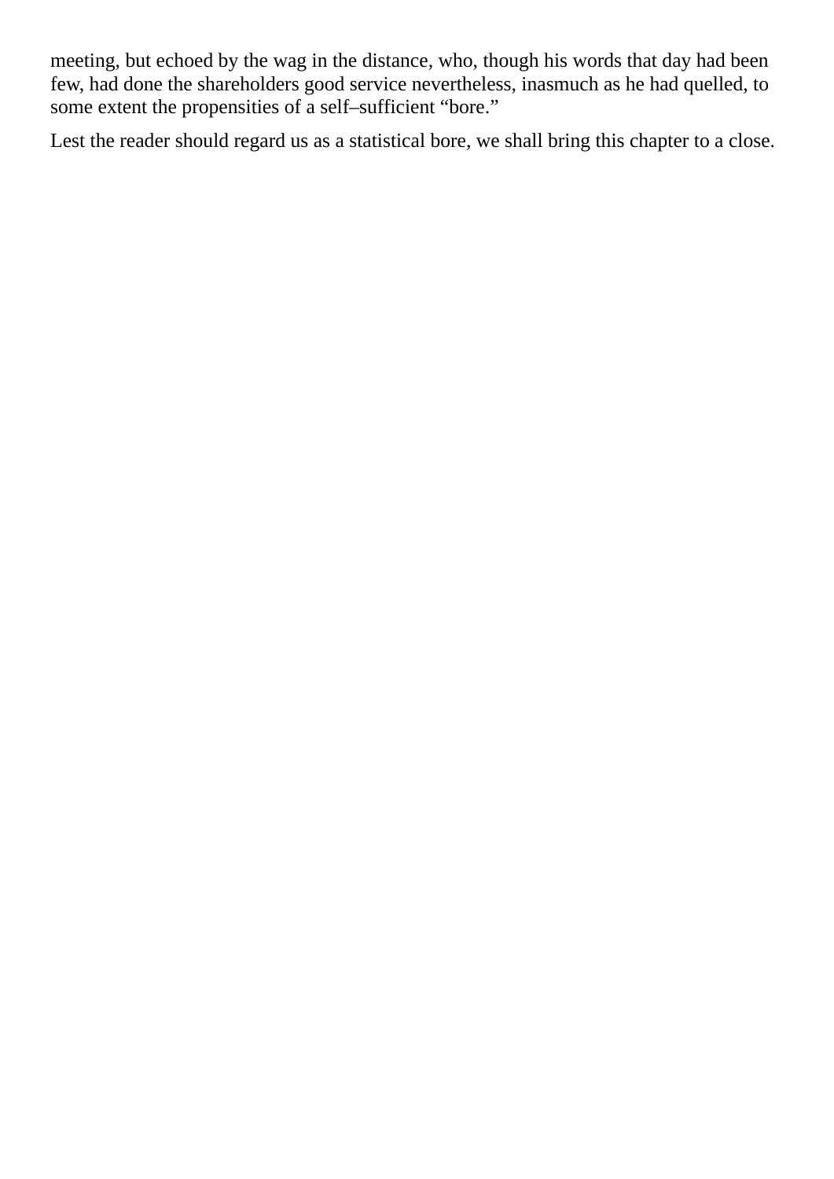meeting, but echoed by the wag in the distance, who, though his words that day had been few, had done the shareholders good service nevertheless, inasmuch as he had quelled, to some extent the propensities of a self–sufficient “bore.”

Lest the reader should regard us as a statistical bore, we shall bring this chapter to a close.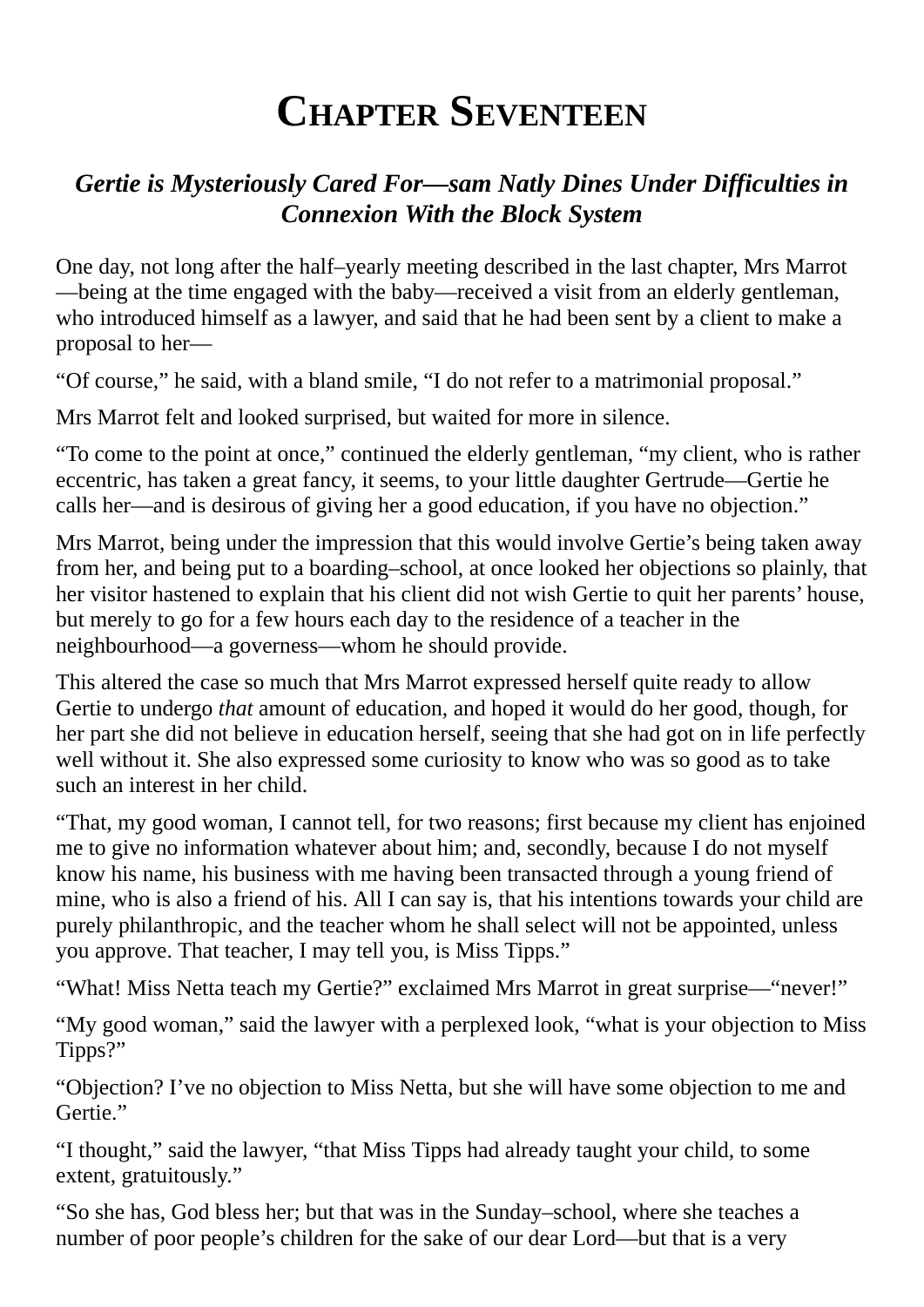# Chapter Seventeen

### *Gertie is Mysteriously Cared For—sam Natly Dines Under Difficulties in Connexion With the Block System*

One day, not long after the half–yearly meeting described in the last chapter, Mrs Marrot—being at the time engaged with the baby—received a visit from an elderly gentleman, who introduced himself as a lawyer, and said that he had been sent by a client to make a proposal to her—

"Of course," he said, with a bland smile, "I do not refer to a matrimonial proposal."

Mrs Marrot felt and looked surprised, but waited for more in silence.

"To come to the point at once," continued the elderly gentleman, "my client, who is rather eccentric, has taken a great fancy, it seems, to your little daughter Gertrude—Gertie he calls her—and is desirous of giving her a good education, if you have no objection."

Mrs Marrot, being under the impression that this would involve Gertie's being taken away from her, and being put to a boarding–school, at once looked her objections so plainly, that her visitor hastened to explain that his client did not wish Gertie to quit her parents' house, but merely to go for a few hours each day to the residence of a teacher in the neighbourhood—a governess—whom he should provide.

This altered the case so much that Mrs Marrot expressed herself quite ready to allow Gertie to undergo *that* amount of education, and hoped it would do her good, though, for her part she did not believe in education herself, seeing that she had got on in life perfectly well without it. She also expressed some curiosity to know who was so good as to take such an interest in her child.

"That, my good woman, I cannot tell, for two reasons; first because my client has enjoined me to give no information whatever about him; and, secondly, because I do not myself know his name, his business with me having been transacted through a young friend of mine, who is also a friend of his. All I can say is, that his intentions towards your child are purely philanthropic, and the teacher whom he shall select will not be appointed, unless you approve. That teacher, I may tell you, is Miss Tipps."

"What! Miss Netta teach my Gertie?" exclaimed Mrs Marrot in great surprise—"never!"

"My good woman," said the lawyer with a perplexed look, "what is your objection to Miss Tipps?"

"Objection? I've no objection to Miss Netta, but she will have some objection to me and Gertie."

"I thought," said the lawyer, "that Miss Tipps had already taught your child, to some extent, gratuitously."

"So she has, God bless her; but that was in the Sunday–school, where she teaches a number of poor people's children for the sake of our dear Lord—but that is a very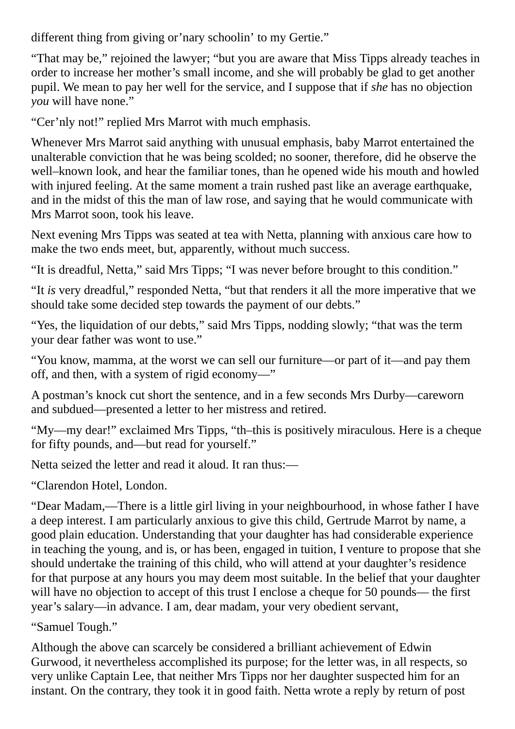different thing from giving or'nary schoolin' to my Gertie."

"That may be," rejoined the lawyer; "but you are aware that Miss Tipps already teaches in order to increase her mother's small income, and she will probably be glad to get another pupil. We mean to pay her well for the service, and I suppose that if *she* has no objection *you* will have none."

"Cer'nly not!" replied Mrs Marrot with much emphasis.

Whenever Mrs Marrot said anything with unusual emphasis, baby Marrot entertained the unalterable conviction that he was being scolded; no sooner, therefore, did he observe the well–known look, and hear the familiar tones, than he opened wide his mouth and howled with injured feeling. At the same moment a train rushed past like an average earthquake, and in the midst of this the man of law rose, and saying that he would communicate with Mrs Marrot soon, took his leave.

Next evening Mrs Tipps was seated at tea with Netta, planning with anxious care how to make the two ends meet, but, apparently, without much success.

"It is dreadful, Netta," said Mrs Tipps; "I was never before brought to this condition."

"It *is* very dreadful," responded Netta, "but that renders it all the more imperative that we should take some decided step towards the payment of our debts."

"Yes, the liquidation of our debts," said Mrs Tipps, nodding slowly; "that was the term your dear father was wont to use."

"You know, mamma, at the worst we can sell our furniture—or part of it—and pay them off, and then, with a system of rigid economy—"

A postman's knock cut short the sentence, and in a few seconds Mrs Durby—careworn and subdued—presented a letter to her mistress and retired.

"My—my dear!" exclaimed Mrs Tipps, "th–this is positively miraculous. Here is a cheque for fifty pounds, and—but read for yourself."

Netta seized the letter and read it aloud. It ran thus:—

"Clarendon Hotel, London.

"Dear Madam,—There is a little girl living in your neighbourhood, in whose father I have a deep interest. I am particularly anxious to give this child, Gertrude Marrot by name, a good plain education. Understanding that your daughter has had considerable experience in teaching the young, and is, or has been, engaged in tuition, I venture to propose that she should undertake the training of this child, who will attend at your daughter's residence for that purpose at any hours you may deem most suitable. In the belief that your daughter will have no objection to accept of this trust I enclose a cheque for 50 pounds— the first year's salary—in advance. I am, dear madam, your very obedient servant,

"Samuel Tough."

Although the above can scarcely be considered a brilliant achievement of Edwin Gurwood, it nevertheless accomplished its purpose; for the letter was, in all respects, so very unlike Captain Lee, that neither Mrs Tipps nor her daughter suspected him for an instant. On the contrary, they took it in good faith. Netta wrote a reply by return of post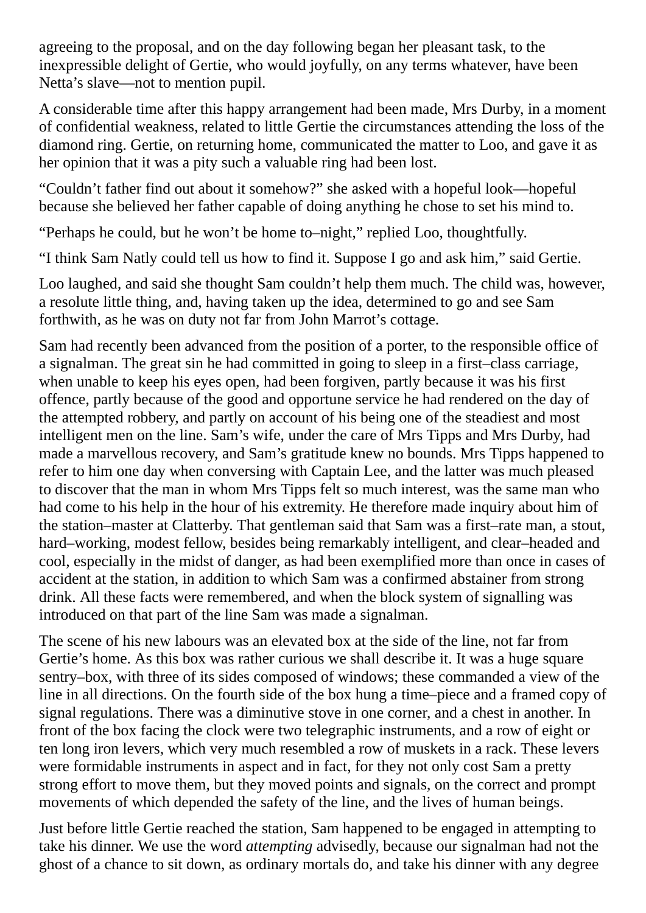agreeing to the proposal, and on the day following began her pleasant task, to the inexpressible delight of Gertie, who would joyfully, on any terms whatever, have been Netta's slave—not to mention pupil.

A considerable time after this happy arrangement had been made, Mrs Durby, in a moment of confidential weakness, related to little Gertie the circumstances attending the loss of the diamond ring. Gertie, on returning home, communicated the matter to Loo, and gave it as her opinion that it was a pity such a valuable ring had been lost.

"Couldn't father find out about it somehow?" she asked with a hopeful look—hopeful because she believed her father capable of doing anything he chose to set his mind to.

"Perhaps he could, but he won't be home to–night," replied Loo, thoughtfully.

"I think Sam Natly could tell us how to find it. Suppose I go and ask him," said Gertie.

Loo laughed, and said she thought Sam couldn't help them much. The child was, however, a resolute little thing, and, having taken up the idea, determined to go and see Sam forthwith, as he was on duty not far from John Marrot's cottage.

Sam had recently been advanced from the position of a porter, to the responsible office of a signalman. The great sin he had committed in going to sleep in a first–class carriage, when unable to keep his eyes open, had been forgiven, partly because it was his first offence, partly because of the good and opportune service he had rendered on the day of the attempted robbery, and partly on account of his being one of the steadiest and most intelligent men on the line. Sam's wife, under the care of Mrs Tipps and Mrs Durby, had made a marvellous recovery, and Sam's gratitude knew no bounds. Mrs Tipps happened to refer to him one day when conversing with Captain Lee, and the latter was much pleased to discover that the man in whom Mrs Tipps felt so much interest, was the same man who had come to his help in the hour of his extremity. He therefore made inquiry about him of the station–master at Clatterby. That gentleman said that Sam was a first–rate man, a stout, hard–working, modest fellow, besides being remarkably intelligent, and clear–headed and cool, especially in the midst of danger, as had been exemplified more than once in cases of accident at the station, in addition to which Sam was a confirmed abstainer from strong drink. All these facts were remembered, and when the block system of signalling was introduced on that part of the line Sam was made a signalman.

The scene of his new labours was an elevated box at the side of the line, not far from Gertie's home. As this box was rather curious we shall describe it. It was a huge square sentry–box, with three of its sides composed of windows; these commanded a view of the line in all directions. On the fourth side of the box hung a time–piece and a framed copy of signal regulations. There was a diminutive stove in one corner, and a chest in another. In front of the box facing the clock were two telegraphic instruments, and a row of eight or ten long iron levers, which very much resembled a row of muskets in a rack. These levers were formidable instruments in aspect and in fact, for they not only cost Sam a pretty strong effort to move them, but they moved points and signals, on the correct and prompt movements of which depended the safety of the line, and the lives of human beings.

Just before little Gertie reached the station, Sam happened to be engaged in attempting to take his dinner. We use the word *attempting* advisedly, because our signalman had not the ghost of a chance to sit down, as ordinary mortals do, and take his dinner with any degree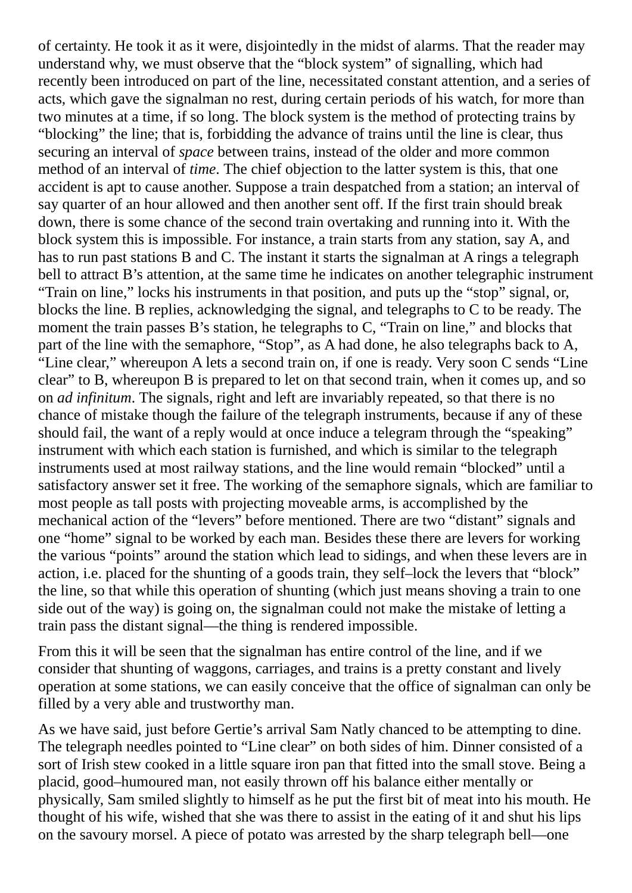of certainty. He took it as it were, disjointedly in the midst of alarms. That the reader may understand why, we must observe that the "block system" of signalling, which had recently been introduced on part of the line, necessitated constant attention, and a series of acts, which gave the signalman no rest, during certain periods of his watch, for more than two minutes at a time, if so long. The block system is the method of protecting trains by "blocking" the line; that is, forbidding the advance of trains until the line is clear, thus securing an interval of *space* between trains, instead of the older and more common method of an interval of *time*. The chief objection to the latter system is this, that one accident is apt to cause another. Suppose a train despatched from a station; an interval of say quarter of an hour allowed and then another sent off. If the first train should break down, there is some chance of the second train overtaking and running into it. With the block system this is impossible. For instance, a train starts from any station, say A, and has to run past stations B and C. The instant it starts the signalman at A rings a telegraph bell to attract B's attention, at the same time he indicates on another telegraphic instrument "Train on line," locks his instruments in that position, and puts up the "stop" signal, or, blocks the line. B replies, acknowledging the signal, and telegraphs to C to be ready. The moment the train passes B's station, he telegraphs to C, "Train on line," and blocks that part of the line with the semaphore, "Stop", as A had done, he also telegraphs back to A, "Line clear," whereupon A lets a second train on, if one is ready. Very soon C sends "Line clear" to B, whereupon B is prepared to let on that second train, when it comes up, and so on *ad infinitum*. The signals, right and left are invariably repeated, so that there is no chance of mistake though the failure of the telegraph instruments, because if any of these should fail, the want of a reply would at once induce a telegram through the "speaking" instrument with which each station is furnished, and which is similar to the telegraph instruments used at most railway stations, and the line would remain "blocked" until a satisfactory answer set it free. The working of the semaphore signals, which are familiar to most people as tall posts with projecting moveable arms, is accomplished by the mechanical action of the "levers" before mentioned. There are two "distant" signals and one "home" signal to be worked by each man. Besides these there are levers for working the various "points" around the station which lead to sidings, and when these levers are in action, i.e. placed for the shunting of a goods train, they self–lock the levers that "block" the line, so that while this operation of shunting (which just means shoving a train to one side out of the way) is going on, the signalman could not make the mistake of letting a train pass the distant signal—the thing is rendered impossible.

From this it will be seen that the signalman has entire control of the line, and if we consider that shunting of waggons, carriages, and trains is a pretty constant and lively operation at some stations, we can easily conceive that the office of signalman can only be filled by a very able and trustworthy man.

As we have said, just before Gertie's arrival Sam Natly chanced to be attempting to dine. The telegraph needles pointed to "Line clear" on both sides of him. Dinner consisted of a sort of Irish stew cooked in a little square iron pan that fitted into the small stove. Being a placid, good–humoured man, not easily thrown off his balance either mentally or physically, Sam smiled slightly to himself as he put the first bit of meat into his mouth. He thought of his wife, wished that she was there to assist in the eating of it and shut his lips on the savoury morsel. A piece of potato was arrested by the sharp telegraph bell—one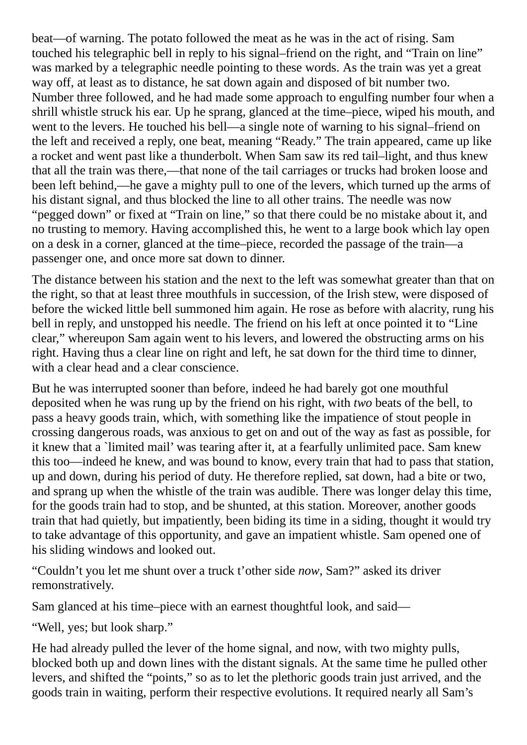beat—of warning. The potato followed the meat as he was in the act of rising. Sam touched his telegraphic bell in reply to his signal–friend on the right, and "Train on line" was marked by a telegraphic needle pointing to these words. As the train was yet a great way off, at least as to distance, he sat down again and disposed of bit number two. Number three followed, and he had made some approach to engulfing number four when a shrill whistle struck his ear. Up he sprang, glanced at the time–piece, wiped his mouth, and went to the levers. He touched his bell—a single note of warning to his signal–friend on the left and received a reply, one beat, meaning "Ready." The train appeared, came up like a rocket and went past like a thunderbolt. When Sam saw its red tail–light, and thus knew that all the train was there,—that none of the tail carriages or trucks had broken loose and been left behind,—he gave a mighty pull to one of the levers, which turned up the arms of his distant signal, and thus blocked the line to all other trains. The needle was now "pegged down" or fixed at "Train on line," so that there could be no mistake about it, and no trusting to memory. Having accomplished this, he went to a large book which lay open on a desk in a corner, glanced at the time–piece, recorded the passage of the train—a passenger one, and once more sat down to dinner.

The distance between his station and the next to the left was somewhat greater than that on the right, so that at least three mouthfuls in succession, of the Irish stew, were disposed of before the wicked little bell summoned him again. He rose as before with alacrity, rung his bell in reply, and unstopped his needle. The friend on his left at once pointed it to "Line clear," whereupon Sam again went to his levers, and lowered the obstructing arms on his right. Having thus a clear line on right and left, he sat down for the third time to dinner, with a clear head and a clear conscience.

But he was interrupted sooner than before, indeed he had barely got one mouthful deposited when he was rung up by the friend on his right, with *two* beats of the bell, to pass a heavy goods train, which, with something like the impatience of stout people in crossing dangerous roads, was anxious to get on and out of the way as fast as possible, for it knew that a `limited mail' was tearing after it, at a fearfully unlimited pace. Sam knew this too—indeed he knew, and was bound to know, every train that had to pass that station, up and down, during his period of duty. He therefore replied, sat down, had a bite or two, and sprang up when the whistle of the train was audible. There was longer delay this time, for the goods train had to stop, and be shunted, at this station. Moreover, another goods train that had quietly, but impatiently, been biding its time in a siding, thought it would try to take advantage of this opportunity, and gave an impatient whistle. Sam opened one of his sliding windows and looked out.

"Couldn't you let me shunt over a truck t'other side *now*, Sam?" asked its driver remonstratively.

Sam glanced at his time–piece with an earnest thoughtful look, and said—

"Well, yes; but look sharp."

He had already pulled the lever of the home signal, and now, with two mighty pulls, blocked both up and down lines with the distant signals. At the same time he pulled other levers, and shifted the "points," so as to let the plethoric goods train just arrived, and the goods train in waiting, perform their respective evolutions. It required nearly all Sam's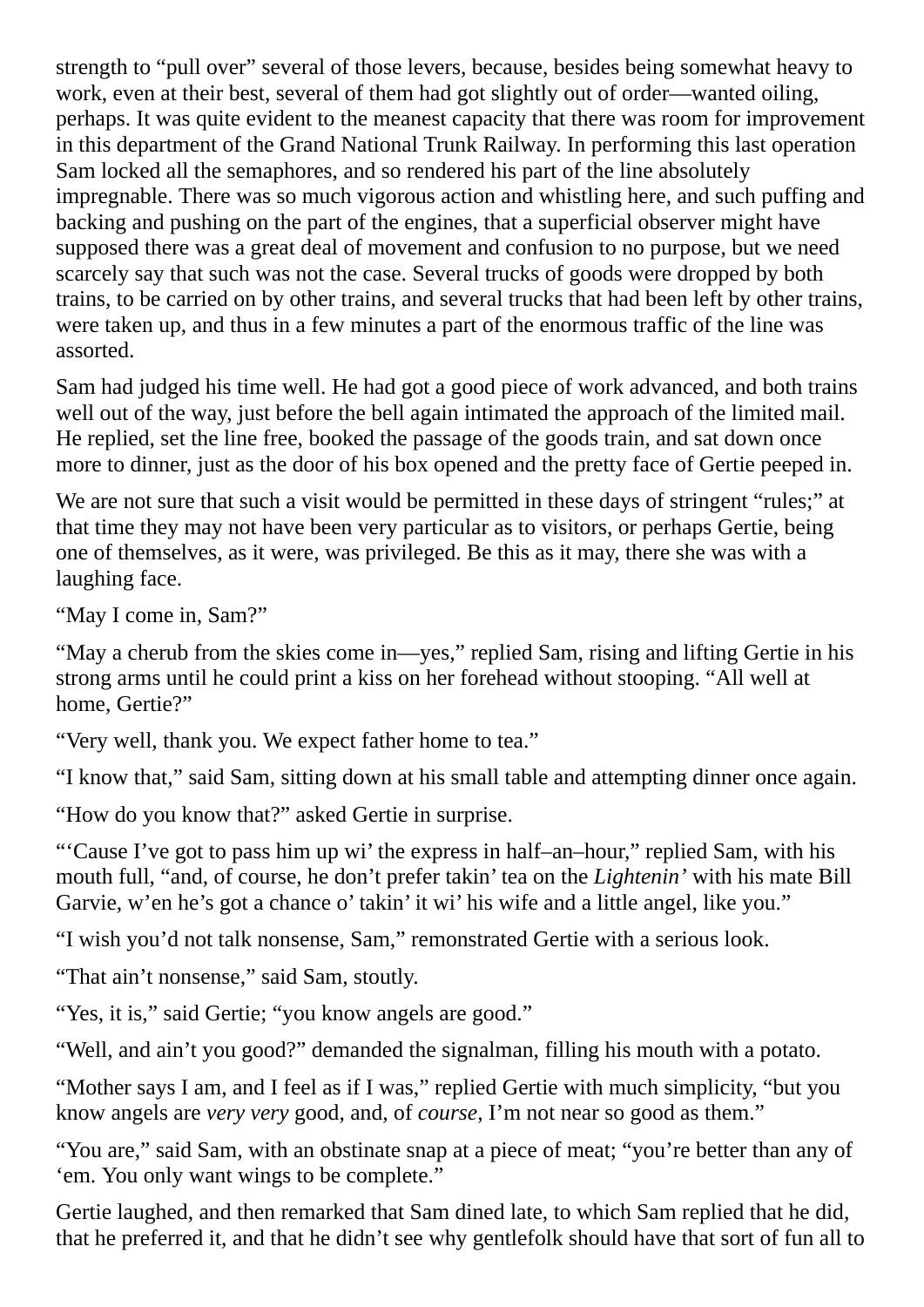strength to "pull over" several of those levers, because, besides being somewhat heavy to work, even at their best, several of them had got slightly out of order—wanted oiling, perhaps. It was quite evident to the meanest capacity that there was room for improvement in this department of the Grand National Trunk Railway. In performing this last operation Sam locked all the semaphores, and so rendered his part of the line absolutely impregnable. There was so much vigorous action and whistling here, and such puffing and backing and pushing on the part of the engines, that a superficial observer might have supposed there was a great deal of movement and confusion to no purpose, but we need scarcely say that such was not the case. Several trucks of goods were dropped by both trains, to be carried on by other trains, and several trucks that had been left by other trains, were taken up, and thus in a few minutes a part of the enormous traffic of the line was assorted.

Sam had judged his time well. He had got a good piece of work advanced, and both trains well out of the way, just before the bell again intimated the approach of the limited mail. He replied, set the line free, booked the passage of the goods train, and sat down once more to dinner, just as the door of his box opened and the pretty face of Gertie peeped in.

We are not sure that such a visit would be permitted in these days of stringent "rules;" at that time they may not have been very particular as to visitors, or perhaps Gertie, being one of themselves, as it were, was privileged. Be this as it may, there she was with a laughing face.

"May I come in, Sam?"

"May a cherub from the skies come in—yes," replied Sam, rising and lifting Gertie in his strong arms until he could print a kiss on her forehead without stooping. "All well at home, Gertie?"

"Very well, thank you. We expect father home to tea."

"I know that," said Sam, sitting down at his small table and attempting dinner once again.

"How do you know that?" asked Gertie in surprise.

"'Cause I've got to pass him up wi' the express in half–an–hour," replied Sam, with his mouth full, "and, of course, he don't prefer takin' tea on the *Lightenin'* with his mate Bill Garvie, w'en he's got a chance o' takin' it wi' his wife and a little angel, like you."

"I wish you'd not talk nonsense, Sam," remonstrated Gertie with a serious look.

"That ain't nonsense," said Sam, stoutly.

"Yes, it is," said Gertie; "you know angels are good."

"Well, and ain't you good?" demanded the signalman, filling his mouth with a potato.

"Mother says I am, and I feel as if I was," replied Gertie with much simplicity, "but you know angels are *very very* good, and, of *course*, I'm not near so good as them."

"You are," said Sam, with an obstinate snap at a piece of meat; "you're better than any of 'em. You only want wings to be complete."

Gertie laughed, and then remarked that Sam dined late, to which Sam replied that he did, that he preferred it, and that he didn't see why gentlefolk should have that sort of fun all to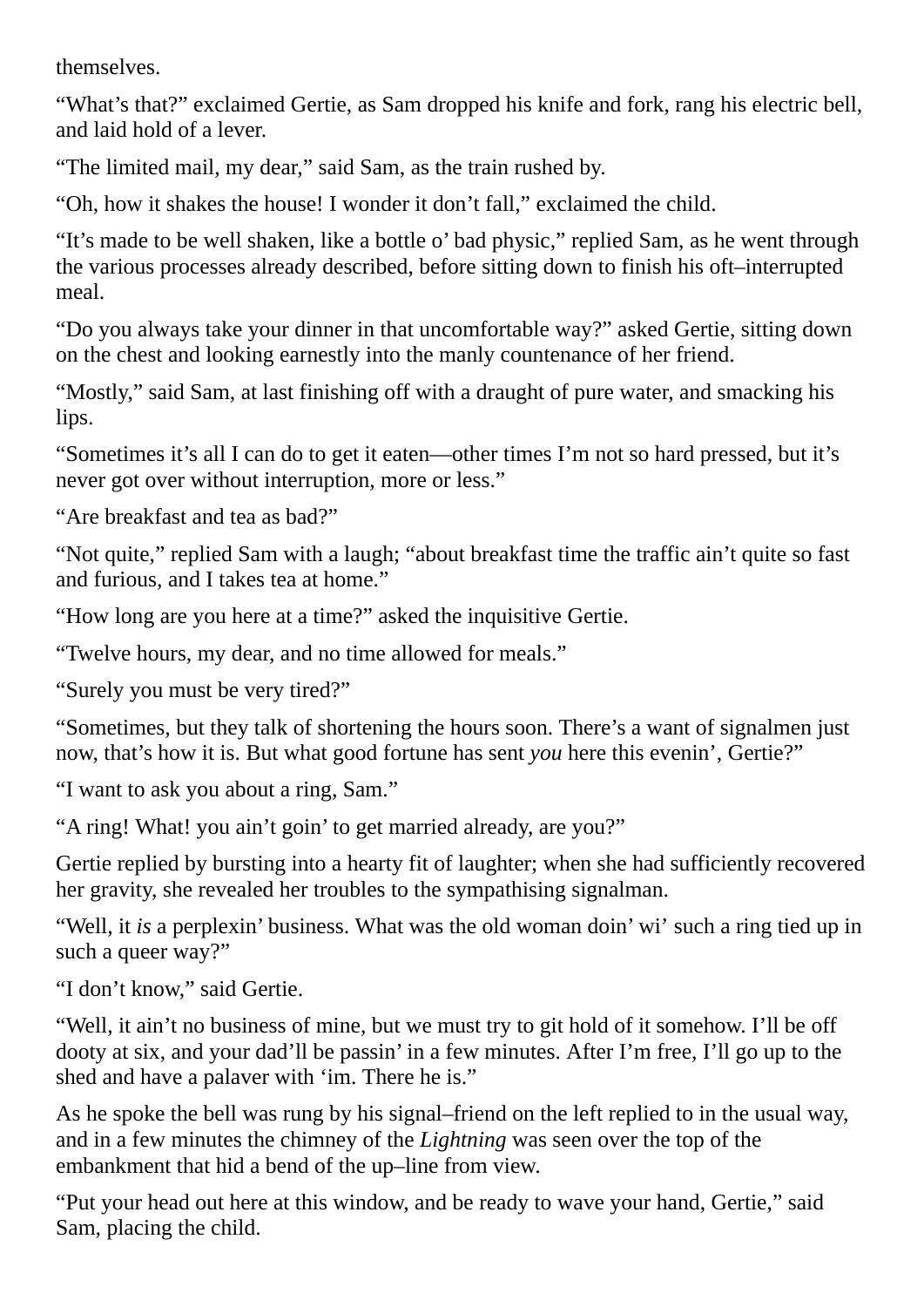themselves.

"What's that?" exclaimed Gertie, as Sam dropped his knife and fork, rang his electric bell, and laid hold of a lever.

"The limited mail, my dear," said Sam, as the train rushed by.

"Oh, how it shakes the house! I wonder it don't fall," exclaimed the child.

"It's made to be well shaken, like a bottle o' bad physic," replied Sam, as he went through the various processes already described, before sitting down to finish his oft–interrupted meal.

"Do you always take your dinner in that uncomfortable way?" asked Gertie, sitting down on the chest and looking earnestly into the manly countenance of her friend.

"Mostly," said Sam, at last finishing off with a draught of pure water, and smacking his lips.

"Sometimes it's all I can do to get it eaten—other times I'm not so hard pressed, but it's never got over without interruption, more or less."

"Are breakfast and tea as bad?"

"Not quite," replied Sam with a laugh; "about breakfast time the traffic ain't quite so fast and furious, and I takes tea at home."

"How long are you here at a time?" asked the inquisitive Gertie.

"Twelve hours, my dear, and no time allowed for meals."

"Surely you must be very tired?"

"Sometimes, but they talk of shortening the hours soon. There's a want of signalmen just now, that's how it is. But what good fortune has sent *you* here this evenin', Gertie?"

"I want to ask you about a ring, Sam."

"A ring! What! you ain't goin' to get married already, are you?"

Gertie replied by bursting into a hearty fit of laughter; when she had sufficiently recovered her gravity, she revealed her troubles to the sympathising signalman.

"Well, it *is* a perplexin' business. What was the old woman doin' wi' such a ring tied up in such a queer way?"

"I don't know," said Gertie.

"Well, it ain't no business of mine, but we must try to git hold of it somehow. I'll be off dooty at six, and your dad'll be passin' in a few minutes. After I'm free, I'll go up to the shed and have a palaver with 'im. There he is."

As he spoke the bell was rung by his signal–friend on the left replied to in the usual way, and in a few minutes the chimney of the *Lightning* was seen over the top of the embankment that hid a bend of the up–line from view.

"Put your head out here at this window, and be ready to wave your hand, Gertie," said Sam, placing the child.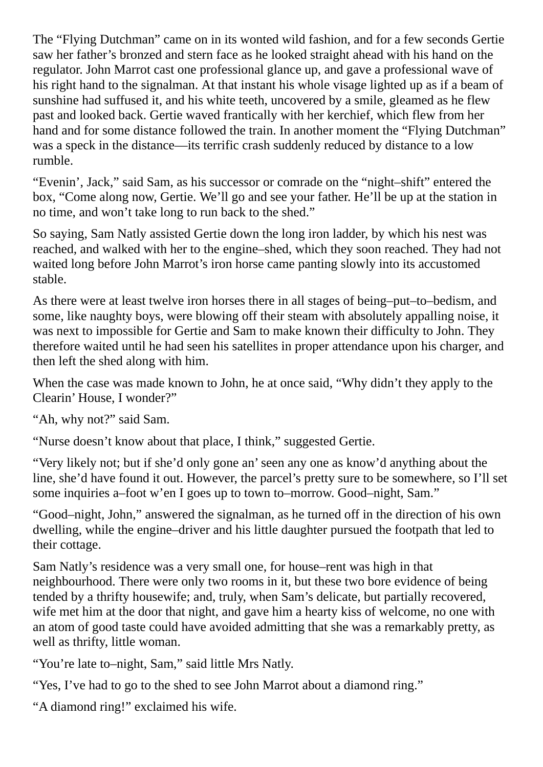The "Flying Dutchman" came on in its wonted wild fashion, and for a few seconds Gertie saw her father's bronzed and stern face as he looked straight ahead with his hand on the regulator. John Marrot cast one professional glance up, and gave a professional wave of his right hand to the signalman. At that instant his whole visage lighted up as if a beam of sunshine had suffused it, and his white teeth, uncovered by a smile, gleamed as he flew past and looked back. Gertie waved frantically with her kerchief, which flew from her hand and for some distance followed the train. In another moment the "Flying Dutchman" was a speck in the distance—its terrific crash suddenly reduced by distance to a low rumble.

"Evenin', Jack," said Sam, as his successor or comrade on the "night–shift" entered the box, "Come along now, Gertie. We'll go and see your father. He'll be up at the station in no time, and won't take long to run back to the shed."

So saying, Sam Natly assisted Gertie down the long iron ladder, by which his nest was reached, and walked with her to the engine–shed, which they soon reached. They had not waited long before John Marrot's iron horse came panting slowly into its accustomed stable.

As there were at least twelve iron horses there in all stages of being–put–to–bedism, and some, like naughty boys, were blowing off their steam with absolutely appalling noise, it was next to impossible for Gertie and Sam to make known their difficulty to John. They therefore waited until he had seen his satellites in proper attendance upon his charger, and then left the shed along with him.

When the case was made known to John, he at once said, "Why didn't they apply to the Clearin' House, I wonder?"

"Ah, why not?" said Sam.

"Nurse doesn't know about that place, I think," suggested Gertie.

"Very likely not; but if she'd only gone an' seen any one as know'd anything about the line, she'd have found it out. However, the parcel's pretty sure to be somewhere, so I'll set some inquiries a–foot w'en I goes up to town to–morrow. Good–night, Sam."

"Good–night, John," answered the signalman, as he turned off in the direction of his own dwelling, while the engine–driver and his little daughter pursued the footpath that led to their cottage.

Sam Natly's residence was a very small one, for house–rent was high in that neighbourhood. There were only two rooms in it, but these two bore evidence of being tended by a thrifty housewife; and, truly, when Sam's delicate, but partially recovered, wife met him at the door that night, and gave him a hearty kiss of welcome, no one with an atom of good taste could have avoided admitting that she was a remarkably pretty, as well as thrifty, little woman.

"You're late to–night, Sam," said little Mrs Natly.

"Yes, I've had to go to the shed to see John Marrot about a diamond ring."

"A diamond ring!" exclaimed his wife.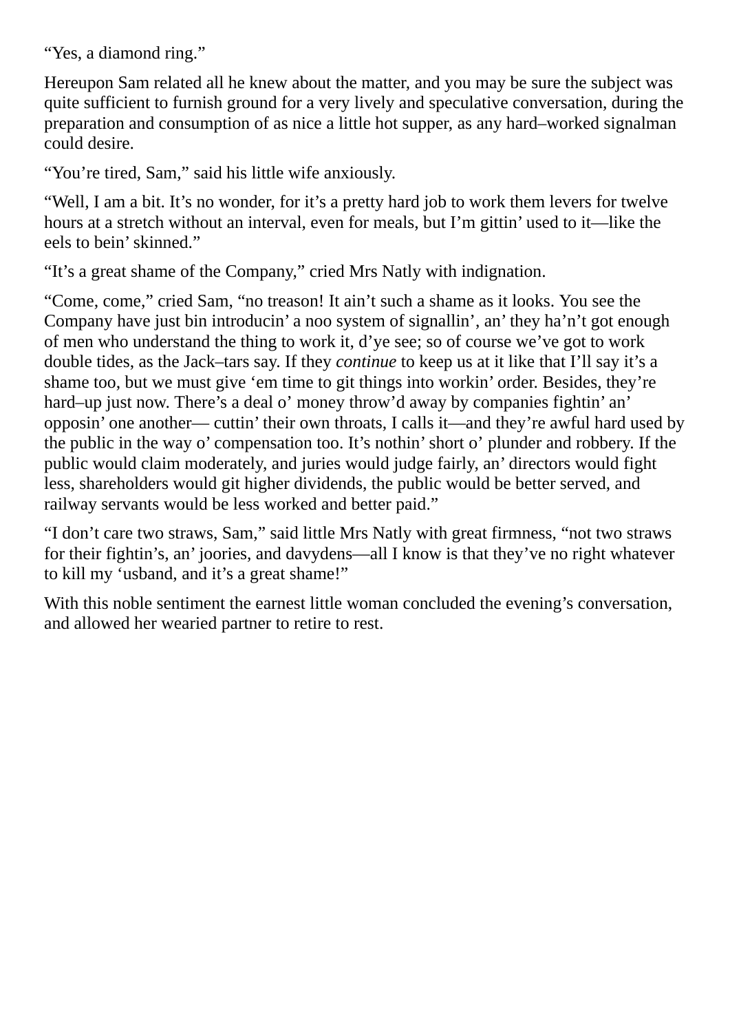"Yes, a diamond ring."

Hereupon Sam related all he knew about the matter, and you may be sure the subject was quite sufficient to furnish ground for a very lively and speculative conversation, during the preparation and consumption of as nice a little hot supper, as any hard–worked signalman could desire.

"You're tired, Sam," said his little wife anxiously.

"Well, I am a bit. It's no wonder, for it's a pretty hard job to work them levers for twelve hours at a stretch without an interval, even for meals, but I'm gittin' used to it—like the eels to bein' skinned."

"It's a great shame of the Company," cried Mrs Natly with indignation.

"Come, come," cried Sam, "no treason! It ain't such a shame as it looks. You see the Company have just bin introducin' a noo system of signallin', an' they ha'n't got enough of men who understand the thing to work it, d'ye see; so of course we've got to work double tides, as the Jack–tars say. If they *continue* to keep us at it like that I'll say it's a shame too, but we must give 'em time to git things into workin' order. Besides, they're hard–up just now. There's a deal o' money throw'd away by companies fightin' an' opposin' one another— cuttin' their own throats, I calls it—and they're awful hard used by the public in the way o' compensation too. It's nothin' short o' plunder and robbery. If the public would claim moderately, and juries would judge fairly, an' directors would fight less, shareholders would git higher dividends, the public would be better served, and railway servants would be less worked and better paid."

"I don't care two straws, Sam," said little Mrs Natly with great firmness, "not two straws for their fightin's, an' joories, and davydens—all I know is that they've no right whatever to kill my 'usband, and it's a great shame!"

With this noble sentiment the earnest little woman concluded the evening's conversation, and allowed her wearied partner to retire to rest.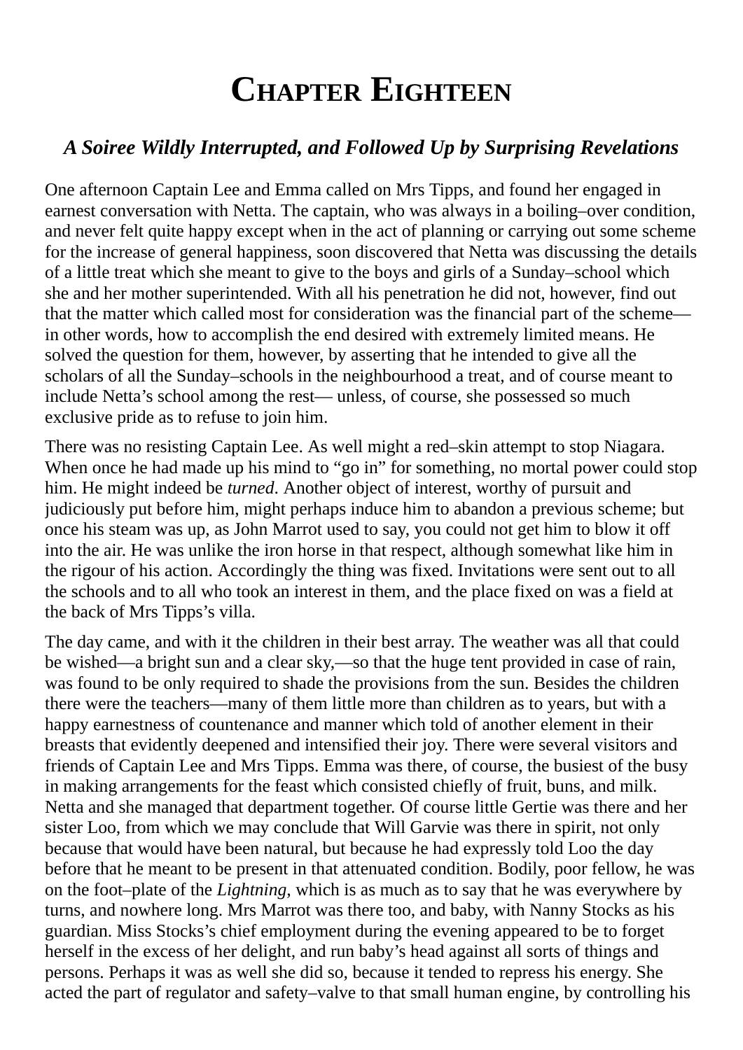# Chapter Eighteen

### *A Soiree Wildly Interrupted, and Followed Up by Surprising Revelations*

One afternoon Captain Lee and Emma called on Mrs Tipps, and found her engaged in earnest conversation with Netta. The captain, who was always in a boiling–over condition, and never felt quite happy except when in the act of planning or carrying out some scheme for the increase of general happiness, soon discovered that Netta was discussing the details of a little treat which she meant to give to the boys and girls of a Sunday–school which she and her mother superintended. With all his penetration he did not, however, find out that the matter which called most for consideration was the financial part of the scheme—in other words, how to accomplish the end desired with extremely limited means. He solved the question for them, however, by asserting that he intended to give all the scholars of all the Sunday–schools in the neighbourhood a treat, and of course meant to include Netta's school among the rest— unless, of course, she possessed so much exclusive pride as to refuse to join him.

There was no resisting Captain Lee. As well might a red–skin attempt to stop Niagara. When once he had made up his mind to "go in" for something, no mortal power could stop him. He might indeed be *turned*. Another object of interest, worthy of pursuit and judiciously put before him, might perhaps induce him to abandon a previous scheme; but once his steam was up, as John Marrot used to say, you could not get him to blow it off into the air. He was unlike the iron horse in that respect, although somewhat like him in the rigour of his action. Accordingly the thing was fixed. Invitations were sent out to all the schools and to all who took an interest in them, and the place fixed on was a field at the back of Mrs Tipps's villa.

The day came, and with it the children in their best array. The weather was all that could be wished—a bright sun and a clear sky,—so that the huge tent provided in case of rain, was found to be only required to shade the provisions from the sun. Besides the children there were the teachers—many of them little more than children as to years, but with a happy earnestness of countenance and manner which told of another element in their breasts that evidently deepened and intensified their joy. There were several visitors and friends of Captain Lee and Mrs Tipps. Emma was there, of course, the busiest of the busy in making arrangements for the feast which consisted chiefly of fruit, buns, and milk. Netta and she managed that department together. Of course little Gertie was there and her sister Loo, from which we may conclude that Will Garvie was there in spirit, not only because that would have been natural, but because he had expressly told Loo the day before that he meant to be present in that attenuated condition. Bodily, poor fellow, he was on the foot–plate of the *Lightning*, which is as much as to say that he was everywhere by turns, and nowhere long. Mrs Marrot was there too, and baby, with Nanny Stocks as his guardian. Miss Stocks's chief employment during the evening appeared to be to forget herself in the excess of her delight, and run baby's head against all sorts of things and persons. Perhaps it was as well she did so, because it tended to repress his energy. She acted the part of regulator and safety–valve to that small human engine, by controlling his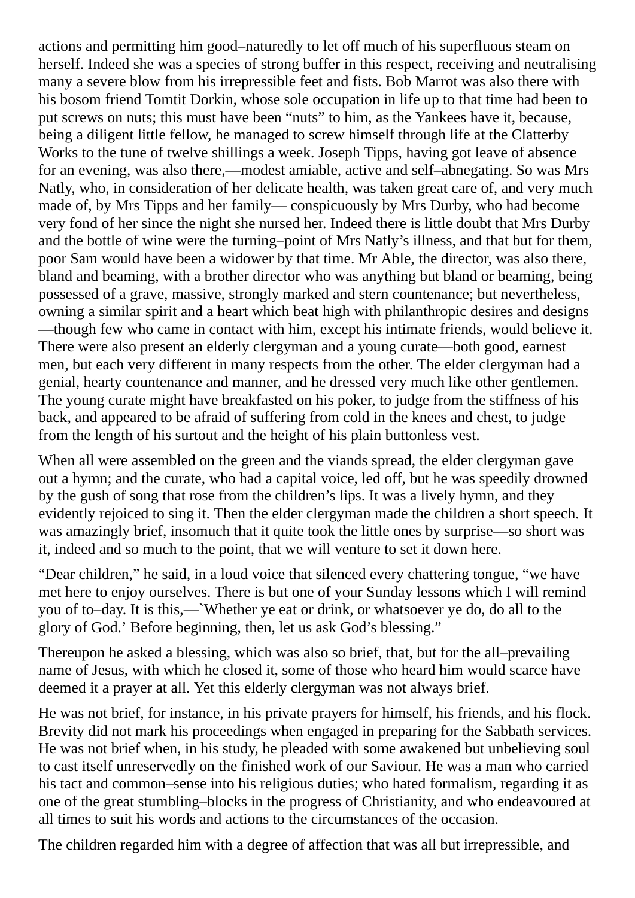actions and permitting him good–naturedly to let off much of his superfluous steam on herself. Indeed she was a species of strong buffer in this respect, receiving and neutralising many a severe blow from his irrepressible feet and fists. Bob Marrot was also there with his bosom friend Tomtit Dorkin, whose sole occupation in life up to that time had been to put screws on nuts; this must have been "nuts" to him, as the Yankees have it, because, being a diligent little fellow, he managed to screw himself through life at the Clatterby Works to the tune of twelve shillings a week. Joseph Tipps, having got leave of absence for an evening, was also there,—modest amiable, active and self–abnegating. So was Mrs Natly, who, in consideration of her delicate health, was taken great care of, and very much made of, by Mrs Tipps and her family— conspicuously by Mrs Durby, who had become very fond of her since the night she nursed her. Indeed there is little doubt that Mrs Durby and the bottle of wine were the turning–point of Mrs Natly's illness, and that but for them, poor Sam would have been a widower by that time. Mr Able, the director, was also there, bland and beaming, with a brother director who was anything but bland or beaming, being possessed of a grave, massive, strongly marked and stern countenance; but nevertheless, owning a similar spirit and a heart which beat high with philanthropic desires and designs —though few who came in contact with him, except his intimate friends, would believe it. There were also present an elderly clergyman and a young curate—both good, earnest men, but each very different in many respects from the other. The elder clergyman had a genial, hearty countenance and manner, and he dressed very much like other gentlemen. The young curate might have breakfasted on his poker, to judge from the stiffness of his back, and appeared to be afraid of suffering from cold in the knees and chest, to judge from the length of his surtout and the height of his plain buttonless vest.

When all were assembled on the green and the viands spread, the elder clergyman gave out a hymn; and the curate, who had a capital voice, led off, but he was speedily drowned by the gush of song that rose from the children's lips. It was a lively hymn, and they evidently rejoiced to sing it. Then the elder clergyman made the children a short speech. It was amazingly brief, insomuch that it quite took the little ones by surprise—so short was it, indeed and so much to the point, that we will venture to set it down here.

"Dear children," he said, in a loud voice that silenced every chattering tongue, "we have met here to enjoy ourselves. There is but one of your Sunday lessons which I will remind you of to–day. It is this,—`Whether ye eat or drink, or whatsoever ye do, do all to the glory of God.' Before beginning, then, let us ask God's blessing."

Thereupon he asked a blessing, which was also so brief, that, but for the all–prevailing name of Jesus, with which he closed it, some of those who heard him would scarce have deemed it a prayer at all. Yet this elderly clergyman was not always brief.

He was not brief, for instance, in his private prayers for himself, his friends, and his flock. Brevity did not mark his proceedings when engaged in preparing for the Sabbath services. He was not brief when, in his study, he pleaded with some awakened but unbelieving soul to cast itself unreservedly on the finished work of our Saviour. He was a man who carried his tact and common–sense into his religious duties; who hated formalism, regarding it as one of the great stumbling–blocks in the progress of Christianity, and who endeavoured at all times to suit his words and actions to the circumstances of the occasion.

The children regarded him with a degree of affection that was all but irrepressible, and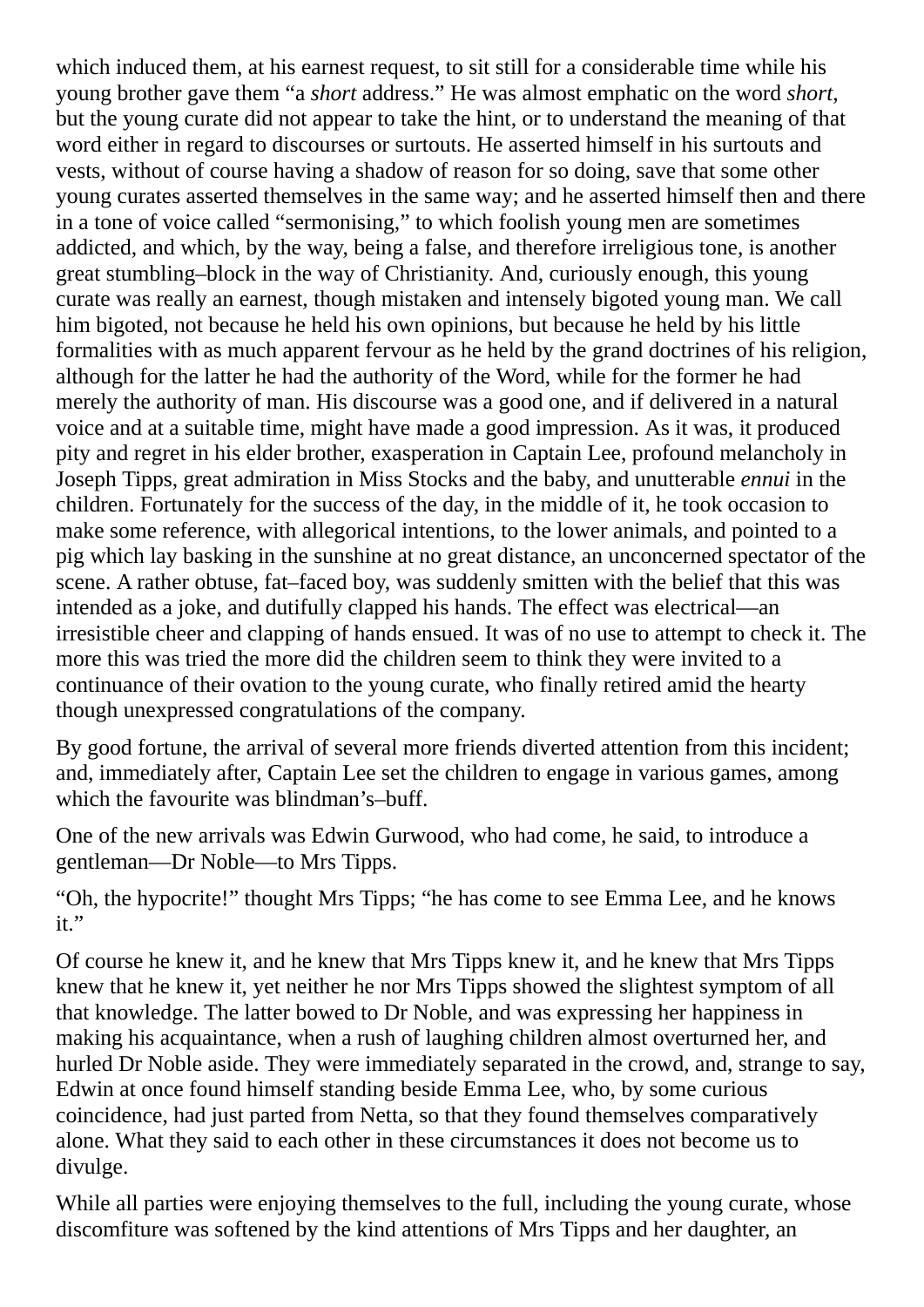which induced them, at his earnest request, to sit still for a considerable time while his young brother gave them "a *short* address." He was almost emphatic on the word *short*, but the young curate did not appear to take the hint, or to understand the meaning of that word either in regard to discourses or surtouts. He asserted himself in his surtouts and vests, without of course having a shadow of reason for so doing, save that some other young curates asserted themselves in the same way; and he asserted himself then and there in a tone of voice called "sermonising," to which foolish young men are sometimes addicted, and which, by the way, being a false, and therefore irreligious tone, is another great stumbling–block in the way of Christianity. And, curiously enough, this young curate was really an earnest, though mistaken and intensely bigoted young man. We call him bigoted, not because he held his own opinions, but because he held by his little formalities with as much apparent fervour as he held by the grand doctrines of his religion, although for the latter he had the authority of the Word, while for the former he had merely the authority of man. His discourse was a good one, and if delivered in a natural voice and at a suitable time, might have made a good impression. As it was, it produced pity and regret in his elder brother, exasperation in Captain Lee, profound melancholy in Joseph Tipps, great admiration in Miss Stocks and the baby, and unutterable *ennui* in the children. Fortunately for the success of the day, in the middle of it, he took occasion to make some reference, with allegorical intentions, to the lower animals, and pointed to a pig which lay basking in the sunshine at no great distance, an unconcerned spectator of the scene. A rather obtuse, fat–faced boy, was suddenly smitten with the belief that this was intended as a joke, and dutifully clapped his hands. The effect was electrical—an irresistible cheer and clapping of hands ensued. It was of no use to attempt to check it. The more this was tried the more did the children seem to think they were invited to a continuance of their ovation to the young curate, who finally retired amid the hearty though unexpressed congratulations of the company.

By good fortune, the arrival of several more friends diverted attention from this incident; and, immediately after, Captain Lee set the children to engage in various games, among which the favourite was blindman's–buff.

One of the new arrivals was Edwin Gurwood, who had come, he said, to introduce a gentleman—Dr Noble—to Mrs Tipps.

"Oh, the hypocrite!" thought Mrs Tipps; "he has come to see Emma Lee, and he knows it."

Of course he knew it, and he knew that Mrs Tipps knew it, and he knew that Mrs Tipps knew that he knew it, yet neither he nor Mrs Tipps showed the slightest symptom of all that knowledge. The latter bowed to Dr Noble, and was expressing her happiness in making his acquaintance, when a rush of laughing children almost overturned her, and hurled Dr Noble aside. They were immediately separated in the crowd, and, strange to say, Edwin at once found himself standing beside Emma Lee, who, by some curious coincidence, had just parted from Netta, so that they found themselves comparatively alone. What they said to each other in these circumstances it does not become us to divulge.

While all parties were enjoying themselves to the full, including the young curate, whose discomfiture was softened by the kind attentions of Mrs Tipps and her daughter, an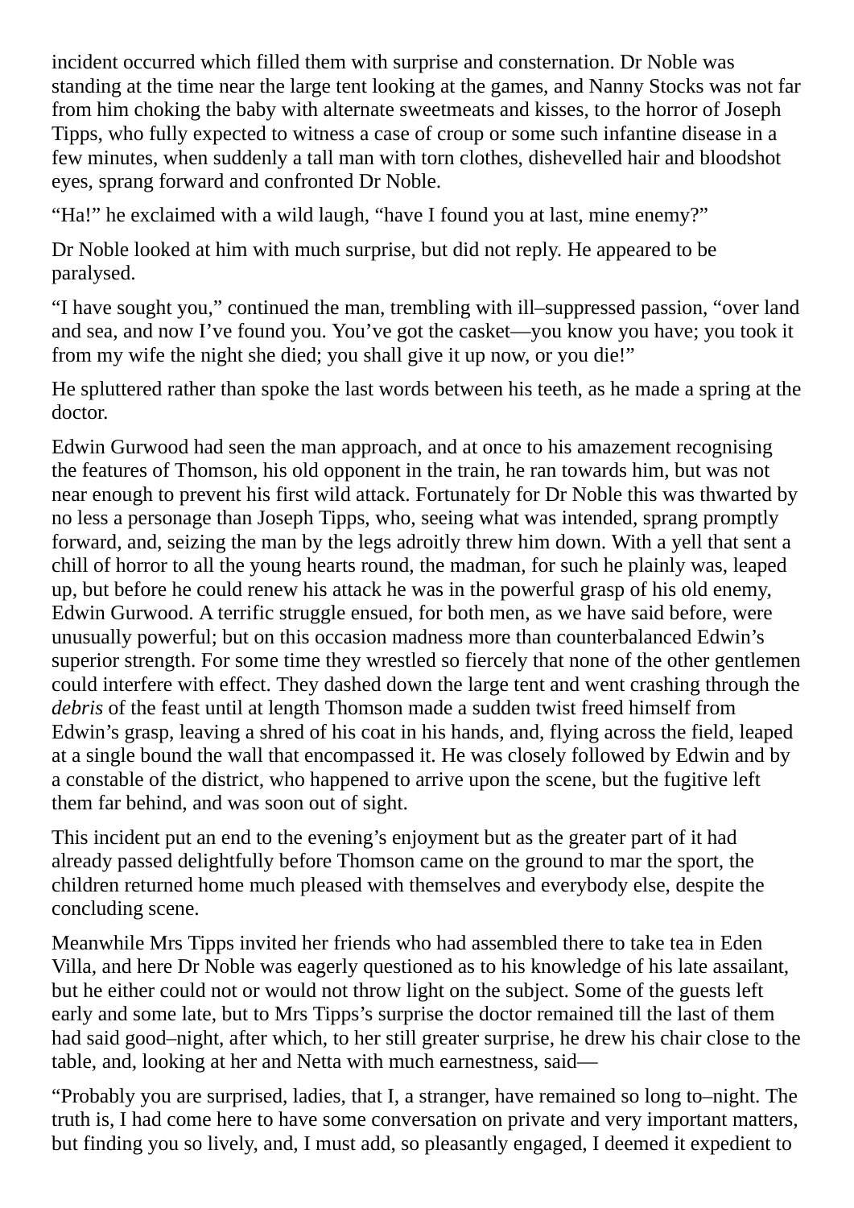incident occurred which filled them with surprise and consternation. Dr Noble was standing at the time near the large tent looking at the games, and Nanny Stocks was not far from him choking the baby with alternate sweetmeats and kisses, to the horror of Joseph Tipps, who fully expected to witness a case of croup or some such infantine disease in a few minutes, when suddenly a tall man with torn clothes, dishevelled hair and bloodshot eyes, sprang forward and confronted Dr Noble.

"Ha!" he exclaimed with a wild laugh, "have I found you at last, mine enemy?"

Dr Noble looked at him with much surprise, but did not reply. He appeared to be paralysed.

"I have sought you," continued the man, trembling with ill–suppressed passion, "over land and sea, and now I've found you. You've got the casket—you know you have; you took it from my wife the night she died; you shall give it up now, or you die!"

He spluttered rather than spoke the last words between his teeth, as he made a spring at the doctor.

Edwin Gurwood had seen the man approach, and at once to his amazement recognising the features of Thomson, his old opponent in the train, he ran towards him, but was not near enough to prevent his first wild attack. Fortunately for Dr Noble this was thwarted by no less a personage than Joseph Tipps, who, seeing what was intended, sprang promptly forward, and, seizing the man by the legs adroitly threw him down. With a yell that sent a chill of horror to all the young hearts round, the madman, for such he plainly was, leaped up, but before he could renew his attack he was in the powerful grasp of his old enemy, Edwin Gurwood. A terrific struggle ensued, for both men, as we have said before, were unusually powerful; but on this occasion madness more than counterbalanced Edwin's superior strength. For some time they wrestled so fiercely that none of the other gentlemen could interfere with effect. They dashed down the large tent and went crashing through the *debris* of the feast until at length Thomson made a sudden twist freed himself from Edwin's grasp, leaving a shred of his coat in his hands, and, flying across the field, leaped at a single bound the wall that encompassed it. He was closely followed by Edwin and by a constable of the district, who happened to arrive upon the scene, but the fugitive left them far behind, and was soon out of sight.

This incident put an end to the evening's enjoyment but as the greater part of it had already passed delightfully before Thomson came on the ground to mar the sport, the children returned home much pleased with themselves and everybody else, despite the concluding scene.

Meanwhile Mrs Tipps invited her friends who had assembled there to take tea in Eden Villa, and here Dr Noble was eagerly questioned as to his knowledge of his late assailant, but he either could not or would not throw light on the subject. Some of the guests left early and some late, but to Mrs Tipps's surprise the doctor remained till the last of them had said good–night, after which, to her still greater surprise, he drew his chair close to the table, and, looking at her and Netta with much earnestness, said—

"Probably you are surprised, ladies, that I, a stranger, have remained so long to–night. The truth is, I had come here to have some conversation on private and very important matters, but finding you so lively, and, I must add, so pleasantly engaged, I deemed it expedient to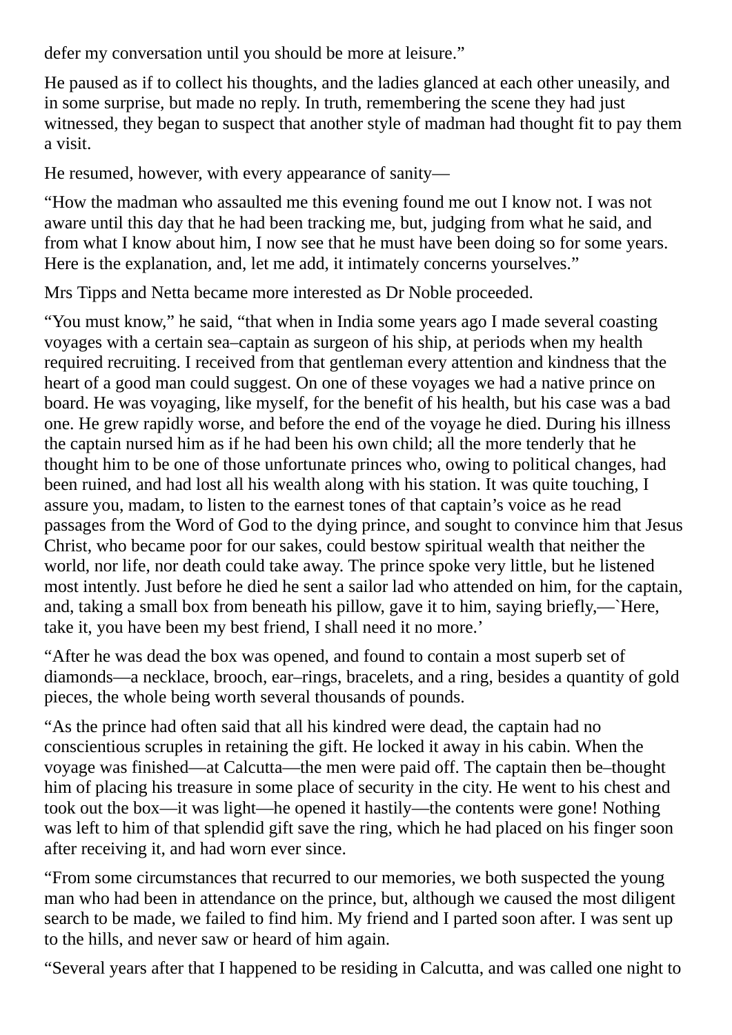defer my conversation until you should be more at leisure."

He paused as if to collect his thoughts, and the ladies glanced at each other uneasily, and in some surprise, but made no reply. In truth, remembering the scene they had just witnessed, they began to suspect that another style of madman had thought fit to pay them a visit.

He resumed, however, with every appearance of sanity—

"How the madman who assaulted me this evening found me out I know not. I was not aware until this day that he had been tracking me, but, judging from what he said, and from what I know about him, I now see that he must have been doing so for some years. Here is the explanation, and, let me add, it intimately concerns yourselves."

Mrs Tipps and Netta became more interested as Dr Noble proceeded.

"You must know," he said, "that when in India some years ago I made several coasting voyages with a certain sea–captain as surgeon of his ship, at periods when my health required recruiting. I received from that gentleman every attention and kindness that the heart of a good man could suggest. On one of these voyages we had a native prince on board. He was voyaging, like myself, for the benefit of his health, but his case was a bad one. He grew rapidly worse, and before the end of the voyage he died. During his illness the captain nursed him as if he had been his own child; all the more tenderly that he thought him to be one of those unfortunate princes who, owing to political changes, had been ruined, and had lost all his wealth along with his station. It was quite touching, I assure you, madam, to listen to the earnest tones of that captain's voice as he read passages from the Word of God to the dying prince, and sought to convince him that Jesus Christ, who became poor for our sakes, could bestow spiritual wealth that neither the world, nor life, nor death could take away. The prince spoke very little, but he listened most intently. Just before he died he sent a sailor lad who attended on him, for the captain, and, taking a small box from beneath his pillow, gave it to him, saying briefly,—`Here, take it, you have been my best friend, I shall need it no more.'

"After he was dead the box was opened, and found to contain a most superb set of diamonds—a necklace, brooch, ear–rings, bracelets, and a ring, besides a quantity of gold pieces, the whole being worth several thousands of pounds.

"As the prince had often said that all his kindred were dead, the captain had no conscientious scruples in retaining the gift. He locked it away in his cabin. When the voyage was finished—at Calcutta—the men were paid off. The captain then be–thought him of placing his treasure in some place of security in the city. He went to his chest and took out the box—it was light—he opened it hastily—the contents were gone! Nothing was left to him of that splendid gift save the ring, which he had placed on his finger soon after receiving it, and had worn ever since.

"From some circumstances that recurred to our memories, we both suspected the young man who had been in attendance on the prince, but, although we caused the most diligent search to be made, we failed to find him. My friend and I parted soon after. I was sent up to the hills, and never saw or heard of him again.

"Several years after that I happened to be residing in Calcutta, and was called one night to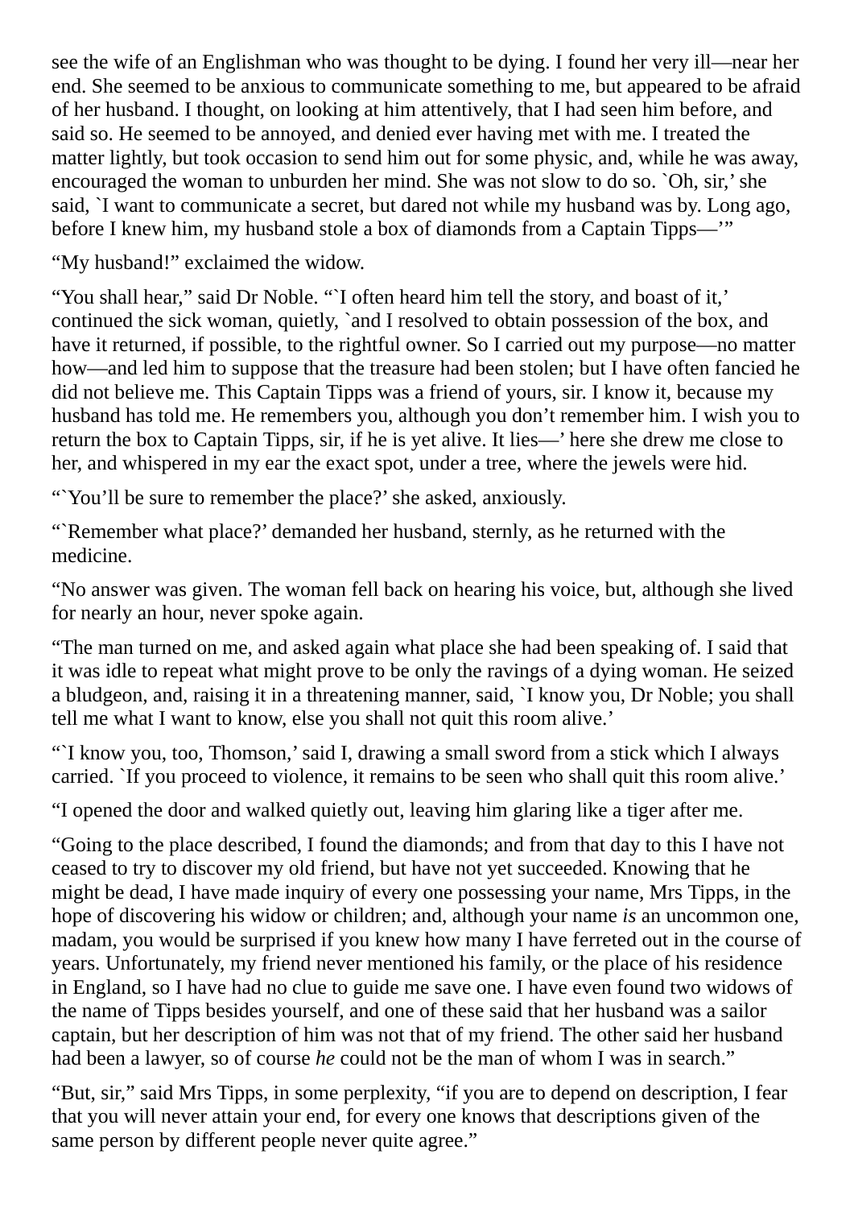see the wife of an Englishman who was thought to be dying. I found her very ill—near her end. She seemed to be anxious to communicate something to me, but appeared to be afraid of her husband. I thought, on looking at him attentively, that I had seen him before, and said so. He seemed to be annoyed, and denied ever having met with me. I treated the matter lightly, but took occasion to send him out for some physic, and, while he was away, encouraged the woman to unburden her mind. She was not slow to do so. `Oh, sir,' she said, `I want to communicate a secret, but dared not while my husband was by. Long ago, before I knew him, my husband stole a box of diamonds from a Captain Tipps—'"

"My husband!" exclaimed the widow.

"You shall hear," said Dr Noble. "`I often heard him tell the story, and boast of it,' continued the sick woman, quietly, `and I resolved to obtain possession of the box, and have it returned, if possible, to the rightful owner. So I carried out my purpose—no matter how—and led him to suppose that the treasure had been stolen; but I have often fancied he did not believe me. This Captain Tipps was a friend of yours, sir. I know it, because my husband has told me. He remembers you, although you don't remember him. I wish you to return the box to Captain Tipps, sir, if he is yet alive. It lies—' here she drew me close to her, and whispered in my ear the exact spot, under a tree, where the jewels were hid.

"`You'll be sure to remember the place?' she asked, anxiously.

"`Remember what place?' demanded her husband, sternly, as he returned with the medicine.

"No answer was given. The woman fell back on hearing his voice, but, although she lived for nearly an hour, never spoke again.

"The man turned on me, and asked again what place she had been speaking of. I said that it was idle to repeat what might prove to be only the ravings of a dying woman. He seized a bludgeon, and, raising it in a threatening manner, said, `I know you, Dr Noble; you shall tell me what I want to know, else you shall not quit this room alive.'

"`I know you, too, Thomson,' said I, drawing a small sword from a stick which I always carried. `If you proceed to violence, it remains to be seen who shall quit this room alive.'

"I opened the door and walked quietly out, leaving him glaring like a tiger after me.

"Going to the place described, I found the diamonds; and from that day to this I have not ceased to try to discover my old friend, but have not yet succeeded. Knowing that he might be dead, I have made inquiry of every one possessing your name, Mrs Tipps, in the hope of discovering his widow or children; and, although your name *is* an uncommon one, madam, you would be surprised if you knew how many I have ferreted out in the course of years. Unfortunately, my friend never mentioned his family, or the place of his residence in England, so I have had no clue to guide me save one. I have even found two widows of the name of Tipps besides yourself, and one of these said that her husband was a sailor captain, but her description of him was not that of my friend. The other said her husband had been a lawyer, so of course *he* could not be the man of whom I was in search."

"But, sir," said Mrs Tipps, in some perplexity, "if you are to depend on description, I fear that you will never attain your end, for every one knows that descriptions given of the same person by different people never quite agree."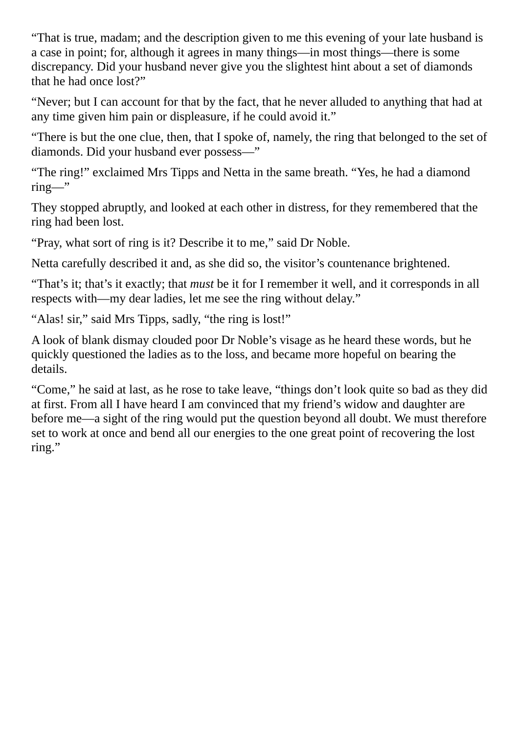"That is true, madam; and the description given to me this evening of your late husband is a case in point; for, although it agrees in many things—in most things—there is some discrepancy. Did your husband never give you the slightest hint about a set of diamonds that he had once lost?"

"Never; but I can account for that by the fact, that he never alluded to anything that had at any time given him pain or displeasure, if he could avoid it."

"There is but the one clue, then, that I spoke of, namely, the ring that belonged to the set of diamonds. Did your husband ever possess—"

"The ring!" exclaimed Mrs Tipps and Netta in the same breath. "Yes, he had a diamond ring—"

They stopped abruptly, and looked at each other in distress, for they remembered that the ring had been lost.

"Pray, what sort of ring is it? Describe it to me," said Dr Noble.

Netta carefully described it and, as she did so, the visitor's countenance brightened.

"That's it; that's it exactly; that *must* be it for I remember it well, and it corresponds in all respects with—my dear ladies, let me see the ring without delay."

"Alas! sir," said Mrs Tipps, sadly, "the ring is lost!"

A look of blank dismay clouded poor Dr Noble's visage as he heard these words, but he quickly questioned the ladies as to the loss, and became more hopeful on bearing the details.

"Come," he said at last, as he rose to take leave, "things don't look quite so bad as they did at first. From all I have heard I am convinced that my friend's widow and daughter are before me—a sight of the ring would put the question beyond all doubt. We must therefore set to work at once and bend all our energies to the one great point of recovering the lost ring."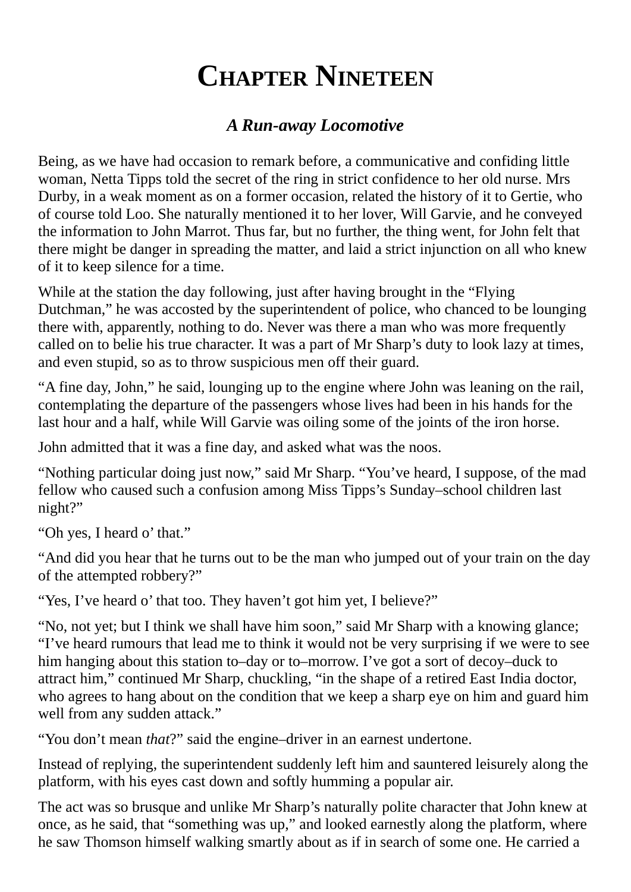# Chapter Nineteen

### *A Run-away Locomotive*

Being, as we have had occasion to remark before, a communicative and confiding little woman, Netta Tipps told the secret of the ring in strict confidence to her old nurse. Mrs Durby, in a weak moment as on a former occasion, related the history of it to Gertie, who of course told Loo. She naturally mentioned it to her lover, Will Garvie, and he conveyed the information to John Marrot. Thus far, but no further, the thing went, for John felt that there might be danger in spreading the matter, and laid a strict injunction on all who knew of it to keep silence for a time.

While at the station the day following, just after having brought in the "Flying Dutchman," he was accosted by the superintendent of police, who chanced to be lounging there with, apparently, nothing to do. Never was there a man who was more frequently called on to belie his true character. It was a part of Mr Sharp's duty to look lazy at times, and even stupid, so as to throw suspicious men off their guard.

"A fine day, John," he said, lounging up to the engine where John was leaning on the rail, contemplating the departure of the passengers whose lives had been in his hands for the last hour and a half, while Will Garvie was oiling some of the joints of the iron horse.

John admitted that it was a fine day, and asked what was the noos.

"Nothing particular doing just now," said Mr Sharp. "You've heard, I suppose, of the mad fellow who caused such a confusion among Miss Tipps's Sunday–school children last night?"

"Oh yes, I heard o' that."

"And did you hear that he turns out to be the man who jumped out of your train on the day of the attempted robbery?"

"Yes, I've heard o' that too. They haven't got him yet, I believe?"

"No, not yet; but I think we shall have him soon," said Mr Sharp with a knowing glance; "I've heard rumours that lead me to think it would not be very surprising if we were to see him hanging about this station to–day or to–morrow. I've got a sort of decoy–duck to attract him," continued Mr Sharp, chuckling, "in the shape of a retired East India doctor, who agrees to hang about on the condition that we keep a sharp eye on him and guard him well from any sudden attack."

"You don't mean *that*?" said the engine–driver in an earnest undertone.

Instead of replying, the superintendent suddenly left him and sauntered leisurely along the platform, with his eyes cast down and softly humming a popular air.

The act was so brusque and unlike Mr Sharp's naturally polite character that John knew at once, as he said, that "something was up," and looked earnestly along the platform, where he saw Thomson himself walking smartly about as if in search of some one. He carried a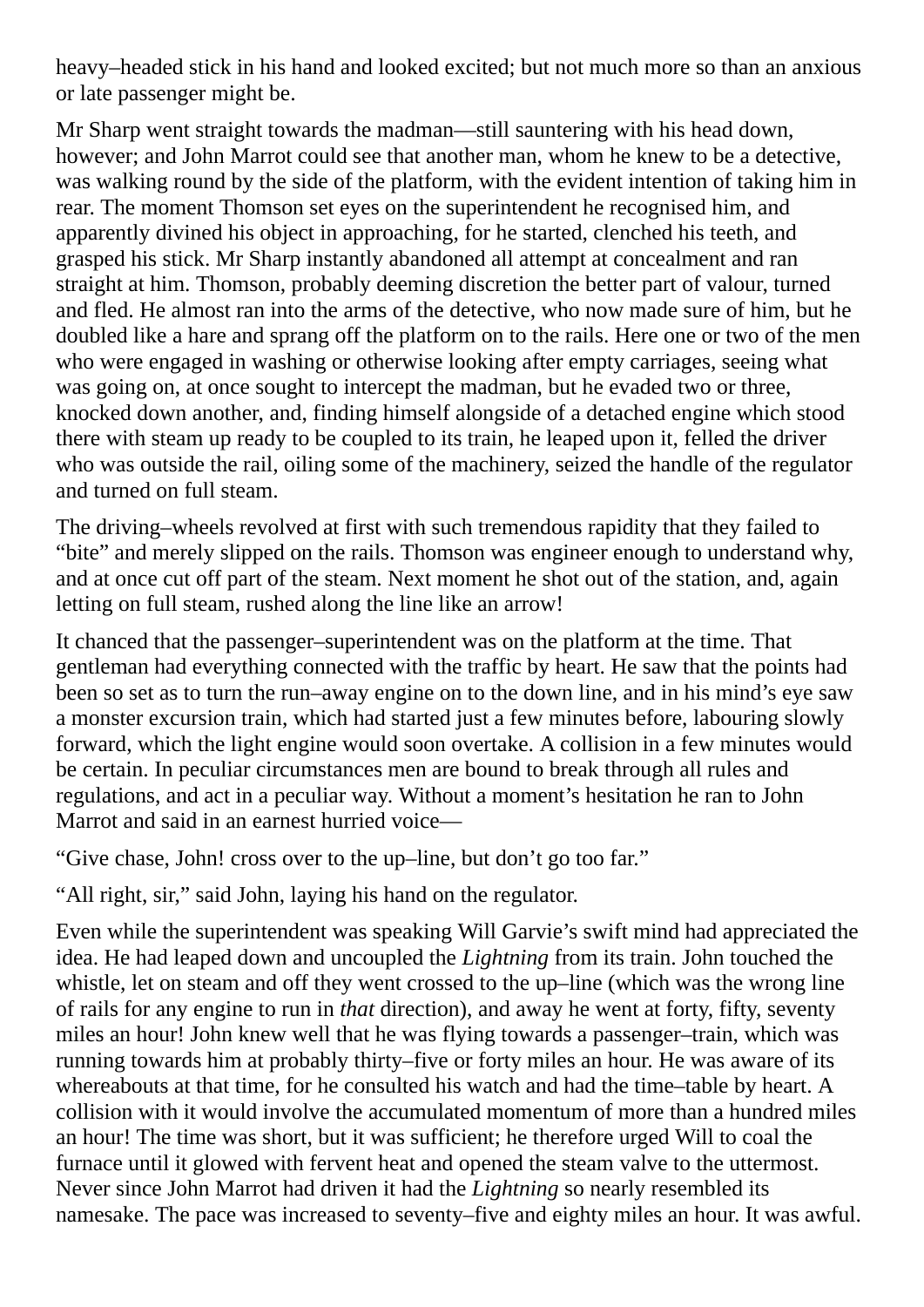heavy–headed stick in his hand and looked excited; but not much more so than an anxious or late passenger might be.

Mr Sharp went straight towards the madman—still sauntering with his head down, however; and John Marrot could see that another man, whom he knew to be a detective, was walking round by the side of the platform, with the evident intention of taking him in rear. The moment Thomson set eyes on the superintendent he recognised him, and apparently divined his object in approaching, for he started, clenched his teeth, and grasped his stick. Mr Sharp instantly abandoned all attempt at concealment and ran straight at him. Thomson, probably deeming discretion the better part of valour, turned and fled. He almost ran into the arms of the detective, who now made sure of him, but he doubled like a hare and sprang off the platform on to the rails. Here one or two of the men who were engaged in washing or otherwise looking after empty carriages, seeing what was going on, at once sought to intercept the madman, but he evaded two or three, knocked down another, and, finding himself alongside of a detached engine which stood there with steam up ready to be coupled to its train, he leaped upon it, felled the driver who was outside the rail, oiling some of the machinery, seized the handle of the regulator and turned on full steam.

The driving–wheels revolved at first with such tremendous rapidity that they failed to "bite" and merely slipped on the rails. Thomson was engineer enough to understand why, and at once cut off part of the steam. Next moment he shot out of the station, and, again letting on full steam, rushed along the line like an arrow!

It chanced that the passenger–superintendent was on the platform at the time. That gentleman had everything connected with the traffic by heart. He saw that the points had been so set as to turn the run–away engine on to the down line, and in his mind's eye saw a monster excursion train, which had started just a few minutes before, labouring slowly forward, which the light engine would soon overtake. A collision in a few minutes would be certain. In peculiar circumstances men are bound to break through all rules and regulations, and act in a peculiar way. Without a moment's hesitation he ran to John Marrot and said in an earnest hurried voice—

"Give chase, John! cross over to the up–line, but don't go too far."

"All right, sir," said John, laying his hand on the regulator.

Even while the superintendent was speaking Will Garvie's swift mind had appreciated the idea. He had leaped down and uncoupled the *Lightning* from its train. John touched the whistle, let on steam and off they went crossed to the up–line (which was the wrong line of rails for any engine to run in *that* direction), and away he went at forty, fifty, seventy miles an hour! John knew well that he was flying towards a passenger–train, which was running towards him at probably thirty–five or forty miles an hour. He was aware of its whereabouts at that time, for he consulted his watch and had the time–table by heart. A collision with it would involve the accumulated momentum of more than a hundred miles an hour! The time was short, but it was sufficient; he therefore urged Will to coal the furnace until it glowed with fervent heat and opened the steam valve to the uttermost. Never since John Marrot had driven it had the *Lightning* so nearly resembled its namesake. The pace was increased to seventy–five and eighty miles an hour. It was awful.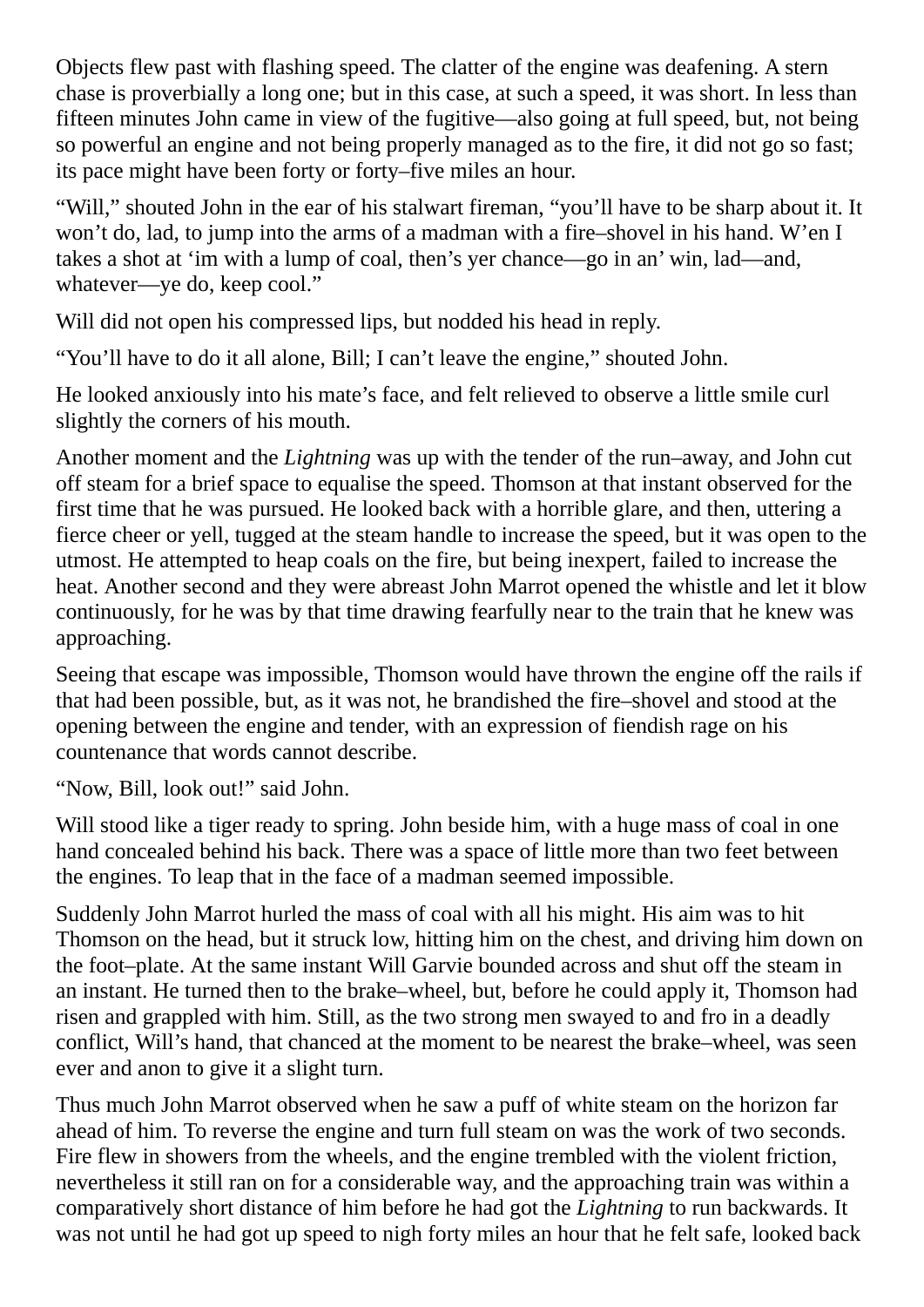Objects flew past with flashing speed. The clatter of the engine was deafening. A stern chase is proverbially a long one; but in this case, at such a speed, it was short. In less than fifteen minutes John came in view of the fugitive—also going at full speed, but, not being so powerful an engine and not being properly managed as to the fire, it did not go so fast; its pace might have been forty or forty–five miles an hour.

“Will,” shouted John in the ear of his stalwart fireman, “you’ll have to be sharp about it. It won’t do, lad, to jump into the arms of a madman with a fire–shovel in his hand. W’en I takes a shot at ‘im with a lump of coal, then’s yer chance—go in an’ win, lad—and, whatever—ye do, keep cool.”

Will did not open his compressed lips, but nodded his head in reply.

“You’ll have to do it all alone, Bill; I can’t leave the engine,” shouted John.

He looked anxiously into his mate’s face, and felt relieved to observe a little smile curl slightly the corners of his mouth.

Another moment and the *Lightning* was up with the tender of the run–away, and John cut off steam for a brief space to equalise the speed. Thomson at that instant observed for the first time that he was pursued. He looked back with a horrible glare, and then, uttering a fierce cheer or yell, tugged at the steam handle to increase the speed, but it was open to the utmost. He attempted to heap coals on the fire, but being inexpert, failed to increase the heat. Another second and they were abreast John Marrot opened the whistle and let it blow continuously, for he was by that time drawing fearfully near to the train that he knew was approaching.

Seeing that escape was impossible, Thomson would have thrown the engine off the rails if that had been possible, but, as it was not, he brandished the fire–shovel and stood at the opening between the engine and tender, with an expression of fiendish rage on his countenance that words cannot describe.

“Now, Bill, look out!” said John.

Will stood like a tiger ready to spring. John beside him, with a huge mass of coal in one hand concealed behind his back. There was a space of little more than two feet between the engines. To leap that in the face of a madman seemed impossible.

Suddenly John Marrot hurled the mass of coal with all his might. His aim was to hit Thomson on the head, but it struck low, hitting him on the chest, and driving him down on the foot–plate. At the same instant Will Garvie bounded across and shut off the steam in an instant. He turned then to the brake–wheel, but, before he could apply it, Thomson had risen and grappled with him. Still, as the two strong men swayed to and fro in a deadly conflict, Will’s hand, that chanced at the moment to be nearest the brake–wheel, was seen ever and anon to give it a slight turn.

Thus much John Marrot observed when he saw a puff of white steam on the horizon far ahead of him. To reverse the engine and turn full steam on was the work of two seconds. Fire flew in showers from the wheels, and the engine trembled with the violent friction, nevertheless it still ran on for a considerable way, and the approaching train was within a comparatively short distance of him before he had got the *Lightning* to run backwards. It was not until he had got up speed to nigh forty miles an hour that he felt safe, looked back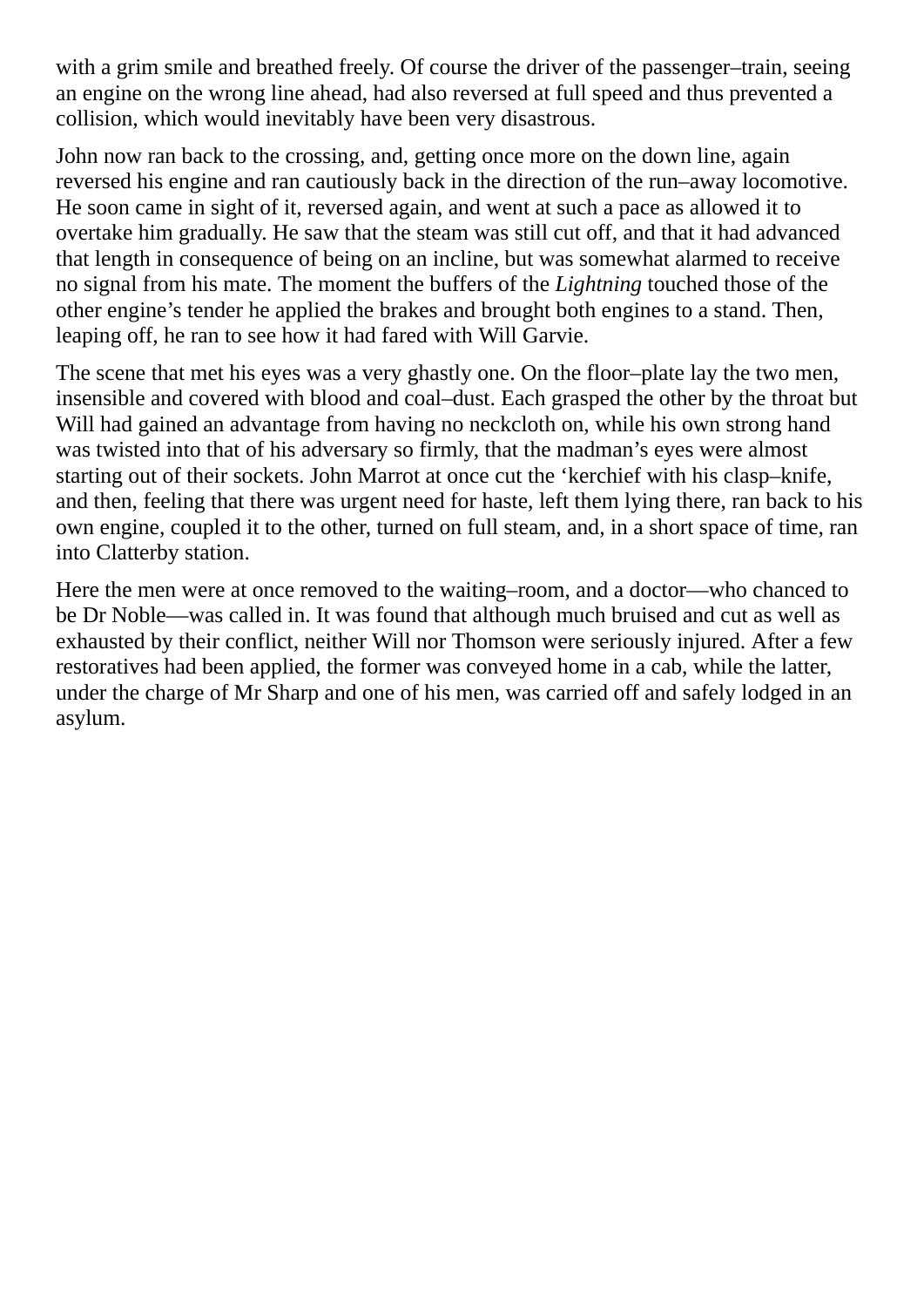with a grim smile and breathed freely. Of course the driver of the passenger–train, seeing an engine on the wrong line ahead, had also reversed at full speed and thus prevented a collision, which would inevitably have been very disastrous.

John now ran back to the crossing, and, getting once more on the down line, again reversed his engine and ran cautiously back in the direction of the run–away locomotive. He soon came in sight of it, reversed again, and went at such a pace as allowed it to overtake him gradually. He saw that the steam was still cut off, and that it had advanced that length in consequence of being on an incline, but was somewhat alarmed to receive no signal from his mate. The moment the buffers of the *Lightning* touched those of the other engine's tender he applied the brakes and brought both engines to a stand. Then, leaping off, he ran to see how it had fared with Will Garvie.

The scene that met his eyes was a very ghastly one. On the floor–plate lay the two men, insensible and covered with blood and coal–dust. Each grasped the other by the throat but Will had gained an advantage from having no neckcloth on, while his own strong hand was twisted into that of his adversary so firmly, that the madman's eyes were almost starting out of their sockets. John Marrot at once cut the 'kerchief with his clasp–knife, and then, feeling that there was urgent need for haste, left them lying there, ran back to his own engine, coupled it to the other, turned on full steam, and, in a short space of time, ran into Clatterby station.

Here the men were at once removed to the waiting–room, and a doctor—who chanced to be Dr Noble—was called in. It was found that although much bruised and cut as well as exhausted by their conflict, neither Will nor Thomson were seriously injured. After a few restoratives had been applied, the former was conveyed home in a cab, while the latter, under the charge of Mr Sharp and one of his men, was carried off and safely lodged in an asylum.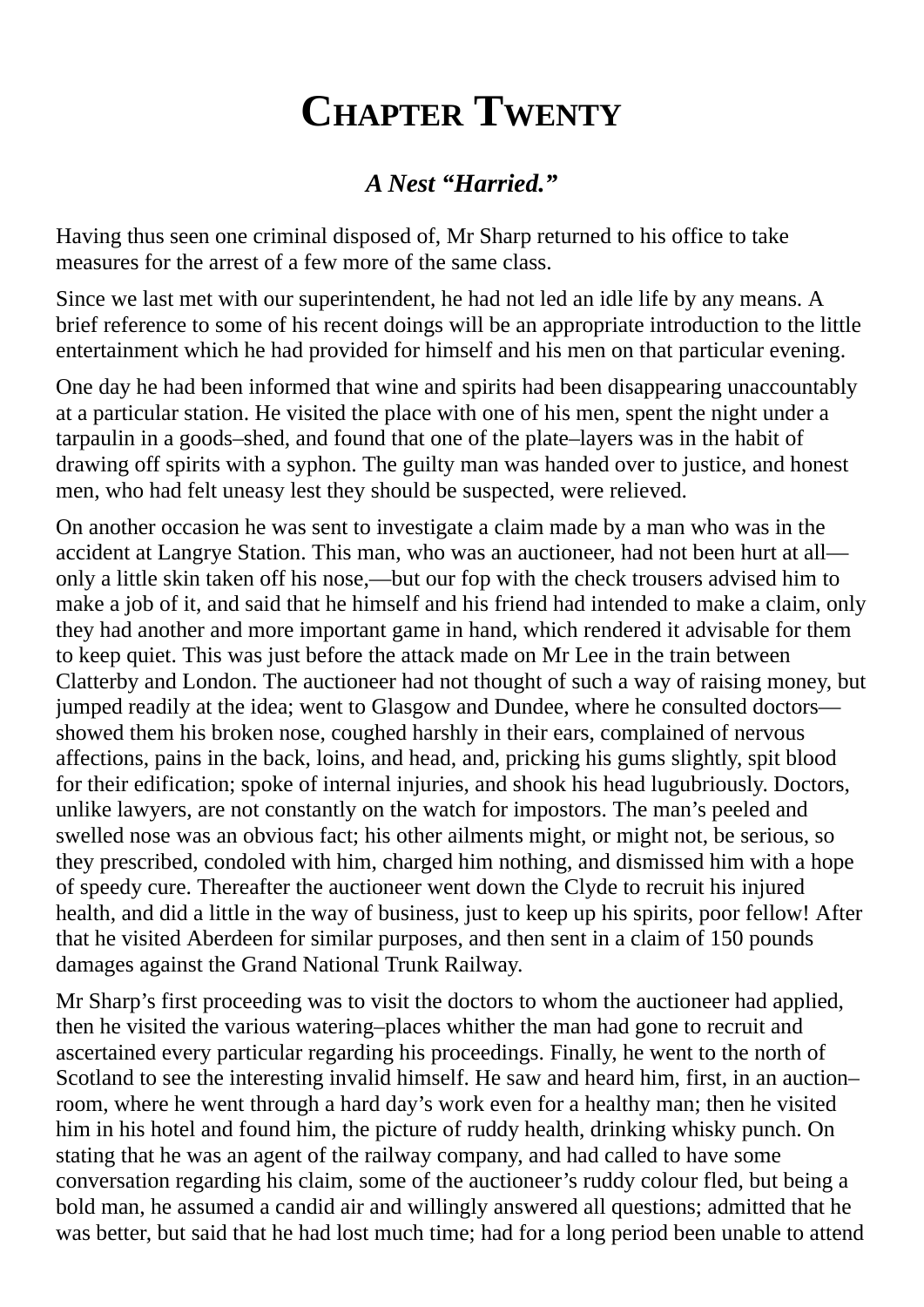# Chapter Twenty

### *A Nest "Harried."*

Having thus seen one criminal disposed of, Mr Sharp returned to his office to take measures for the arrest of a few more of the same class.

Since we last met with our superintendent, he had not led an idle life by any means. A brief reference to some of his recent doings will be an appropriate introduction to the little entertainment which he had provided for himself and his men on that particular evening.

One day he had been informed that wine and spirits had been disappearing unaccountably at a particular station. He visited the place with one of his men, spent the night under a tarpaulin in a goods–shed, and found that one of the plate–layers was in the habit of drawing off spirits with a syphon. The guilty man was handed over to justice, and honest men, who had felt uneasy lest they should be suspected, were relieved.

On another occasion he was sent to investigate a claim made by a man who was in the accident at Langrye Station. This man, who was an auctioneer, had not been hurt at all—only a little skin taken off his nose,—but our fop with the check trousers advised him to make a job of it, and said that he himself and his friend had intended to make a claim, only they had another and more important game in hand, which rendered it advisable for them to keep quiet. This was just before the attack made on Mr Lee in the train between Clatterby and London. The auctioneer had not thought of such a way of raising money, but jumped readily at the idea; went to Glasgow and Dundee, where he consulted doctors—showed them his broken nose, coughed harshly in their ears, complained of nervous affections, pains in the back, loins, and head, and, pricking his gums slightly, spit blood for their edification; spoke of internal injuries, and shook his head lugubriously. Doctors, unlike lawyers, are not constantly on the watch for impostors. The man's peeled and swelled nose was an obvious fact; his other ailments might, or might not, be serious, so they prescribed, condoled with him, charged him nothing, and dismissed him with a hope of speedy cure. Thereafter the auctioneer went down the Clyde to recruit his injured health, and did a little in the way of business, just to keep up his spirits, poor fellow! After that he visited Aberdeen for similar purposes, and then sent in a claim of 150 pounds damages against the Grand National Trunk Railway.

Mr Sharp's first proceeding was to visit the doctors to whom the auctioneer had applied, then he visited the various watering–places whither the man had gone to recruit and ascertained every particular regarding his proceedings. Finally, he went to the north of Scotland to see the interesting invalid himself. He saw and heard him, first, in an auction–room, where he went through a hard day's work even for a healthy man; then he visited him in his hotel and found him, the picture of ruddy health, drinking whisky punch. On stating that he was an agent of the railway company, and had called to have some conversation regarding his claim, some of the auctioneer's ruddy colour fled, but being a bold man, he assumed a candid air and willingly answered all questions; admitted that he was better, but said that he had lost much time; had for a long period been unable to attend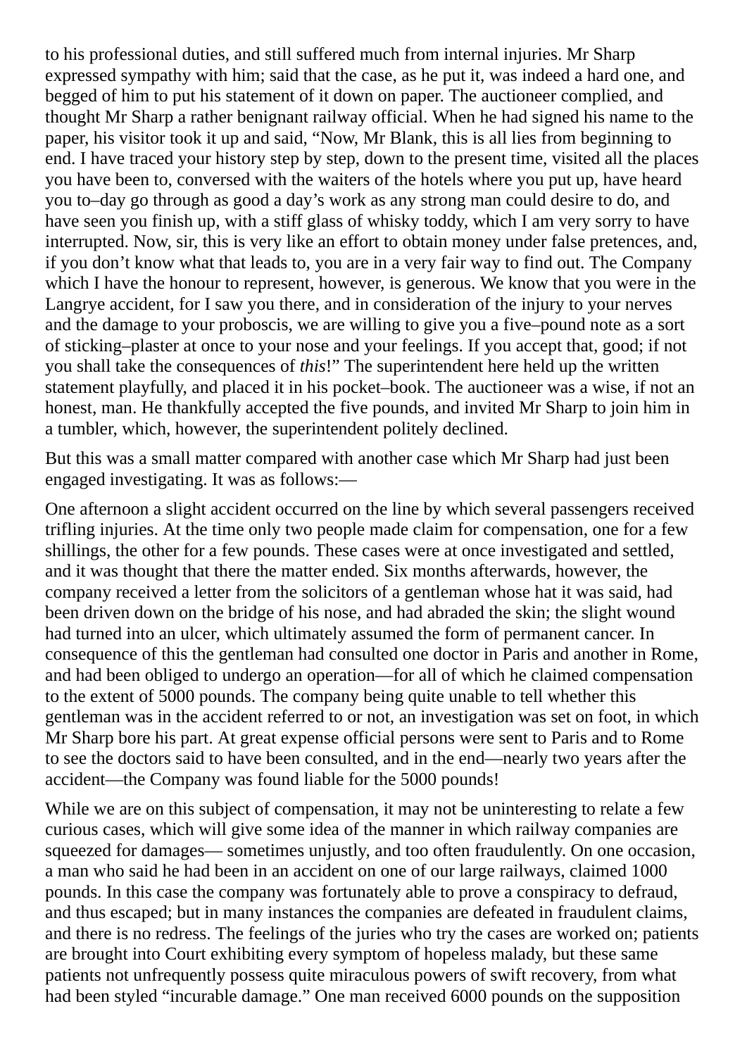to his professional duties, and still suffered much from internal injuries. Mr Sharp expressed sympathy with him; said that the case, as he put it, was indeed a hard one, and begged of him to put his statement of it down on paper. The auctioneer complied, and thought Mr Sharp a rather benignant railway official. When he had signed his name to the paper, his visitor took it up and said, "Now, Mr Blank, this is all lies from beginning to end. I have traced your history step by step, down to the present time, visited all the places you have been to, conversed with the waiters of the hotels where you put up, have heard you to–day go through as good a day's work as any strong man could desire to do, and have seen you finish up, with a stiff glass of whisky toddy, which I am very sorry to have interrupted. Now, sir, this is very like an effort to obtain money under false pretences, and, if you don't know what that leads to, you are in a very fair way to find out. The Company which I have the honour to represent, however, is generous. We know that you were in the Langrye accident, for I saw you there, and in consideration of the injury to your nerves and the damage to your proboscis, we are willing to give you a five–pound note as a sort of sticking–plaster at once to your nose and your feelings. If you accept that, good; if not you shall take the consequences of *this*!" The superintendent here held up the written statement playfully, and placed it in his pocket–book. The auctioneer was a wise, if not an honest, man. He thankfully accepted the five pounds, and invited Mr Sharp to join him in a tumbler, which, however, the superintendent politely declined.

But this was a small matter compared with another case which Mr Sharp had just been engaged investigating. It was as follows:—

One afternoon a slight accident occurred on the line by which several passengers received trifling injuries. At the time only two people made claim for compensation, one for a few shillings, the other for a few pounds. These cases were at once investigated and settled, and it was thought that there the matter ended. Six months afterwards, however, the company received a letter from the solicitors of a gentleman whose hat it was said, had been driven down on the bridge of his nose, and had abraded the skin; the slight wound had turned into an ulcer, which ultimately assumed the form of permanent cancer. In consequence of this the gentleman had consulted one doctor in Paris and another in Rome, and had been obliged to undergo an operation—for all of which he claimed compensation to the extent of 5000 pounds. The company being quite unable to tell whether this gentleman was in the accident referred to or not, an investigation was set on foot, in which Mr Sharp bore his part. At great expense official persons were sent to Paris and to Rome to see the doctors said to have been consulted, and in the end—nearly two years after the accident—the Company was found liable for the 5000 pounds!

While we are on this subject of compensation, it may not be uninteresting to relate a few curious cases, which will give some idea of the manner in which railway companies are squeezed for damages— sometimes unjustly, and too often fraudulently. On one occasion, a man who said he had been in an accident on one of our large railways, claimed 1000 pounds. In this case the company was fortunately able to prove a conspiracy to defraud, and thus escaped; but in many instances the companies are defeated in fraudulent claims, and there is no redress. The feelings of the juries who try the cases are worked on; patients are brought into Court exhibiting every symptom of hopeless malady, but these same patients not unfrequently possess quite miraculous powers of swift recovery, from what had been styled "incurable damage." One man received 6000 pounds on the supposition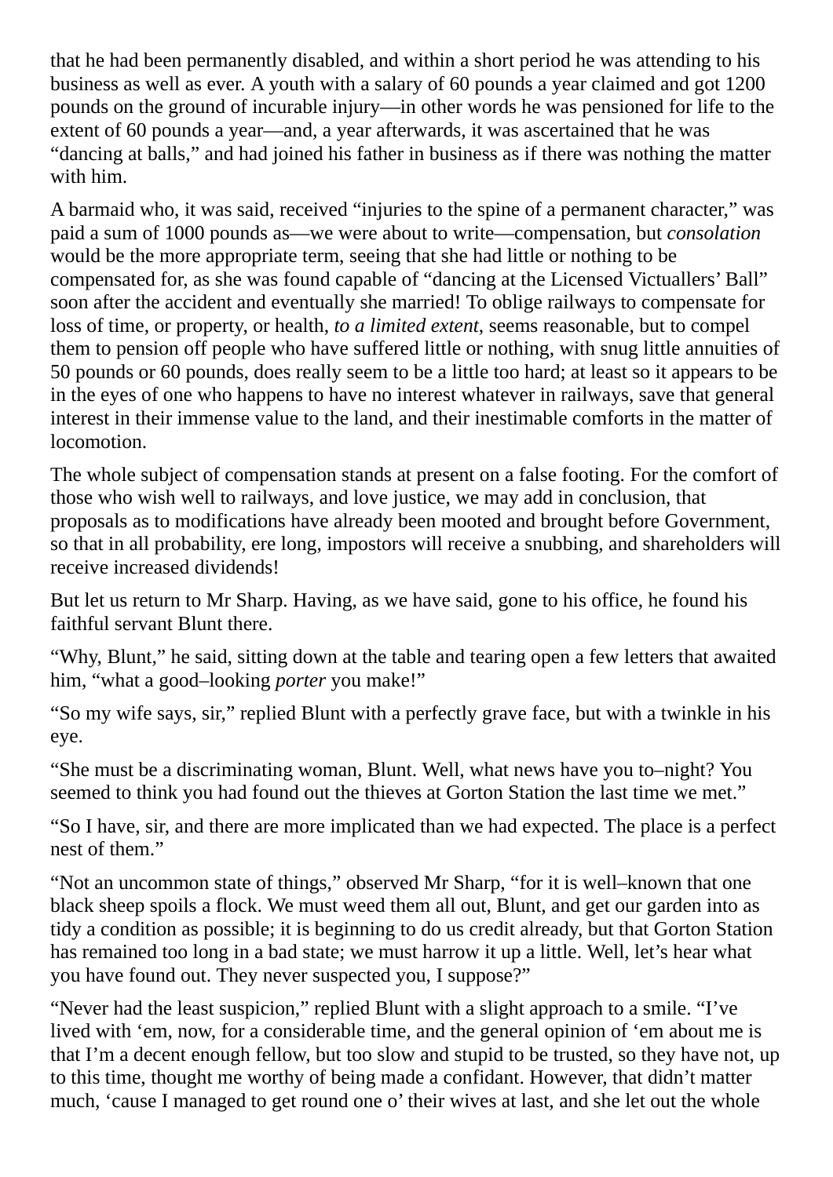that he had been permanently disabled, and within a short period he was attending to his business as well as ever. A youth with a salary of 60 pounds a year claimed and got 1200 pounds on the ground of incurable injury—in other words he was pensioned for life to the extent of 60 pounds a year—and, a year afterwards, it was ascertained that he was "dancing at balls," and had joined his father in business as if there was nothing the matter with him.

A barmaid who, it was said, received "injuries to the spine of a permanent character," was paid a sum of 1000 pounds as—we were about to write—compensation, but *consolation* would be the more appropriate term, seeing that she had little or nothing to be compensated for, as she was found capable of "dancing at the Licensed Victuallers' Ball" soon after the accident and eventually she married! To oblige railways to compensate for loss of time, or property, or health, *to a limited extent*, seems reasonable, but to compel them to pension off people who have suffered little or nothing, with snug little annuities of 50 pounds or 60 pounds, does really seem to be a little too hard; at least so it appears to be in the eyes of one who happens to have no interest whatever in railways, save that general interest in their immense value to the land, and their inestimable comforts in the matter of locomotion.

The whole subject of compensation stands at present on a false footing. For the comfort of those who wish well to railways, and love justice, we may add in conclusion, that proposals as to modifications have already been mooted and brought before Government, so that in all probability, ere long, impostors will receive a snubbing, and shareholders will receive increased dividends!

But let us return to Mr Sharp. Having, as we have said, gone to his office, he found his faithful servant Blunt there.

"Why, Blunt," he said, sitting down at the table and tearing open a few letters that awaited him, "what a good–looking *porter* you make!"

"So my wife says, sir," replied Blunt with a perfectly grave face, but with a twinkle in his eye.

"She must be a discriminating woman, Blunt. Well, what news have you to–night? You seemed to think you had found out the thieves at Gorton Station the last time we met."

"So I have, sir, and there are more implicated than we had expected. The place is a perfect nest of them."

"Not an uncommon state of things," observed Mr Sharp, "for it is well–known that one black sheep spoils a flock. We must weed them all out, Blunt, and get our garden into as tidy a condition as possible; it is beginning to do us credit already, but that Gorton Station has remained too long in a bad state; we must harrow it up a little. Well, let's hear what you have found out. They never suspected you, I suppose?"

"Never had the least suspicion," replied Blunt with a slight approach to a smile. "I've lived with 'em, now, for a considerable time, and the general opinion of 'em about me is that I'm a decent enough fellow, but too slow and stupid to be trusted, so they have not, up to this time, thought me worthy of being made a confidant. However, that didn't matter much, 'cause I managed to get round one o' their wives at last, and she let out the whole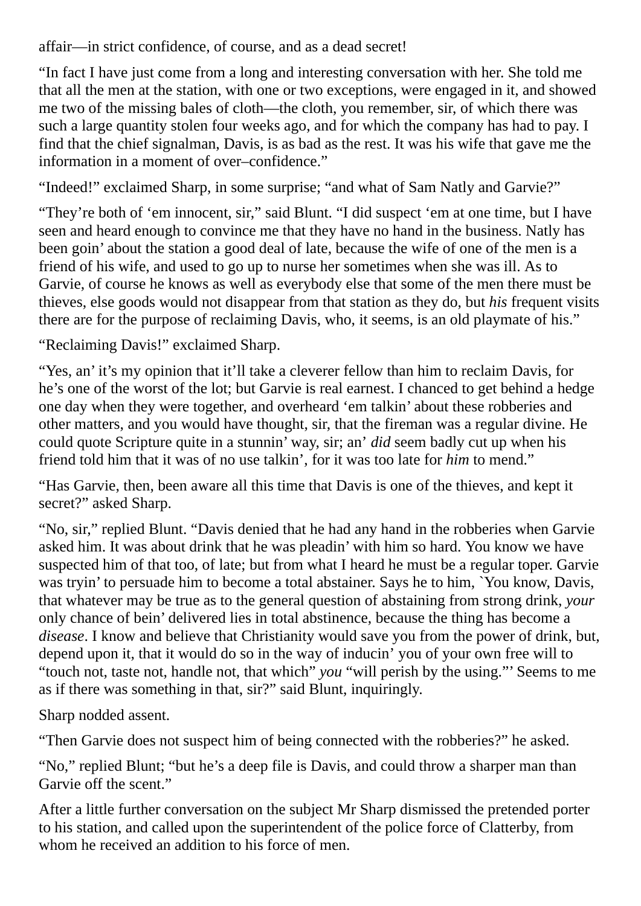affair—in strict confidence, of course, and as a dead secret!

“In fact I have just come from a long and interesting conversation with her. She told me that all the men at the station, with one or two exceptions, were engaged in it, and showed me two of the missing bales of cloth—the cloth, you remember, sir, of which there was such a large quantity stolen four weeks ago, and for which the company has had to pay. I find that the chief signalman, Davis, is as bad as the rest. It was his wife that gave me the information in a moment of over–confidence.”

“Indeed!” exclaimed Sharp, in some surprise; “and what of Sam Natly and Garvie?”

“They’re both of ‘em innocent, sir,” said Blunt. “I did suspect ‘em at one time, but I have seen and heard enough to convince me that they have no hand in the business. Natly has been goin’ about the station a good deal of late, because the wife of one of the men is a friend of his wife, and used to go up to nurse her sometimes when she was ill. As to Garvie, of course he knows as well as everybody else that some of the men there must be thieves, else goods would not disappear from that station as they do, but *his* frequent visits there are for the purpose of reclaiming Davis, who, it seems, is an old playmate of his.”

“Reclaiming Davis!” exclaimed Sharp.

“Yes, an’ it’s my opinion that it’ll take a cleverer fellow than him to reclaim Davis, for he’s one of the worst of the lot; but Garvie is real earnest. I chanced to get behind a hedge one day when they were together, and overheard ‘em talkin’ about these robberies and other matters, and you would have thought, sir, that the fireman was a regular divine. He could quote Scripture quite in a stunnin’ way, sir; an’ *did* seem badly cut up when his friend told him that it was of no use talkin’, for it was too late for *him* to mend.”

“Has Garvie, then, been aware all this time that Davis is one of the thieves, and kept it secret?” asked Sharp.

“No, sir,” replied Blunt. “Davis denied that he had any hand in the robberies when Garvie asked him. It was about drink that he was pleadin’ with him so hard. You know we have suspected him of that too, of late; but from what I heard he must be a regular toper. Garvie was tryin’ to persuade him to become a total abstainer. Says he to him, `You know, Davis, that whatever may be true as to the general question of abstaining from strong drink, *your* only chance of bein’ delivered lies in total abstinence, because the thing has become a *disease*. I know and believe that Christianity would save you from the power of drink, but, depend upon it, that it would do so in the way of inducin’ you of your own free will to “touch not, taste not, handle not, that which” *you* “will perish by the using.”’ Seems to me as if there was something in that, sir?” said Blunt, inquiringly.

Sharp nodded assent.

“Then Garvie does not suspect him of being connected with the robberies?” he asked.

“No,” replied Blunt; “but he’s a deep file is Davis, and could throw a sharper man than Garvie off the scent.”

After a little further conversation on the subject Mr Sharp dismissed the pretended porter to his station, and called upon the superintendent of the police force of Clatterby, from whom he received an addition to his force of men.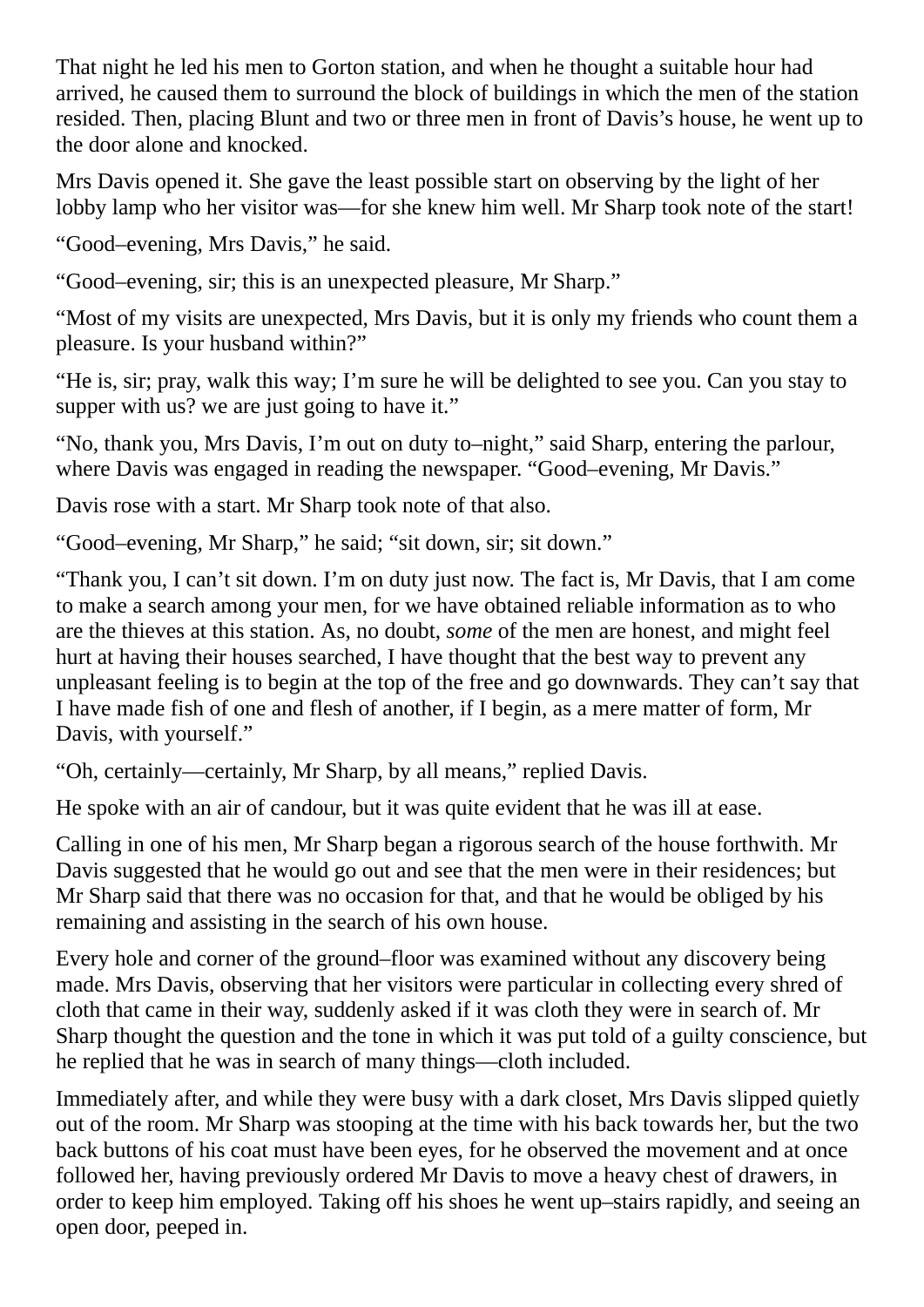That night he led his men to Gorton station, and when he thought a suitable hour had arrived, he caused them to surround the block of buildings in which the men of the station resided. Then, placing Blunt and two or three men in front of Davis's house, he went up to the door alone and knocked.

Mrs Davis opened it. She gave the least possible start on observing by the light of her lobby lamp who her visitor was—for she knew him well. Mr Sharp took note of the start!

"Good–evening, Mrs Davis," he said.

"Good–evening, sir; this is an unexpected pleasure, Mr Sharp."

"Most of my visits are unexpected, Mrs Davis, but it is only my friends who count them a pleasure. Is your husband within?"

"He is, sir; pray, walk this way; I'm sure he will be delighted to see you. Can you stay to supper with us? we are just going to have it."

"No, thank you, Mrs Davis, I'm out on duty to–night," said Sharp, entering the parlour, where Davis was engaged in reading the newspaper. "Good–evening, Mr Davis."

Davis rose with a start. Mr Sharp took note of that also.

"Good–evening, Mr Sharp," he said; "sit down, sir; sit down."

"Thank you, I can't sit down. I'm on duty just now. The fact is, Mr Davis, that I am come to make a search among your men, for we have obtained reliable information as to who are the thieves at this station. As, no doubt, *some* of the men are honest, and might feel hurt at having their houses searched, I have thought that the best way to prevent any unpleasant feeling is to begin at the top of the free and go downwards. They can't say that I have made fish of one and flesh of another, if I begin, as a mere matter of form, Mr Davis, with yourself."

"Oh, certainly—certainly, Mr Sharp, by all means," replied Davis.

He spoke with an air of candour, but it was quite evident that he was ill at ease.

Calling in one of his men, Mr Sharp began a rigorous search of the house forthwith. Mr Davis suggested that he would go out and see that the men were in their residences; but Mr Sharp said that there was no occasion for that, and that he would be obliged by his remaining and assisting in the search of his own house.

Every hole and corner of the ground–floor was examined without any discovery being made. Mrs Davis, observing that her visitors were particular in collecting every shred of cloth that came in their way, suddenly asked if it was cloth they were in search of. Mr Sharp thought the question and the tone in which it was put told of a guilty conscience, but he replied that he was in search of many things—cloth included.

Immediately after, and while they were busy with a dark closet, Mrs Davis slipped quietly out of the room. Mr Sharp was stooping at the time with his back towards her, but the two back buttons of his coat must have been eyes, for he observed the movement and at once followed her, having previously ordered Mr Davis to move a heavy chest of drawers, in order to keep him employed. Taking off his shoes he went up–stairs rapidly, and seeing an open door, peeped in.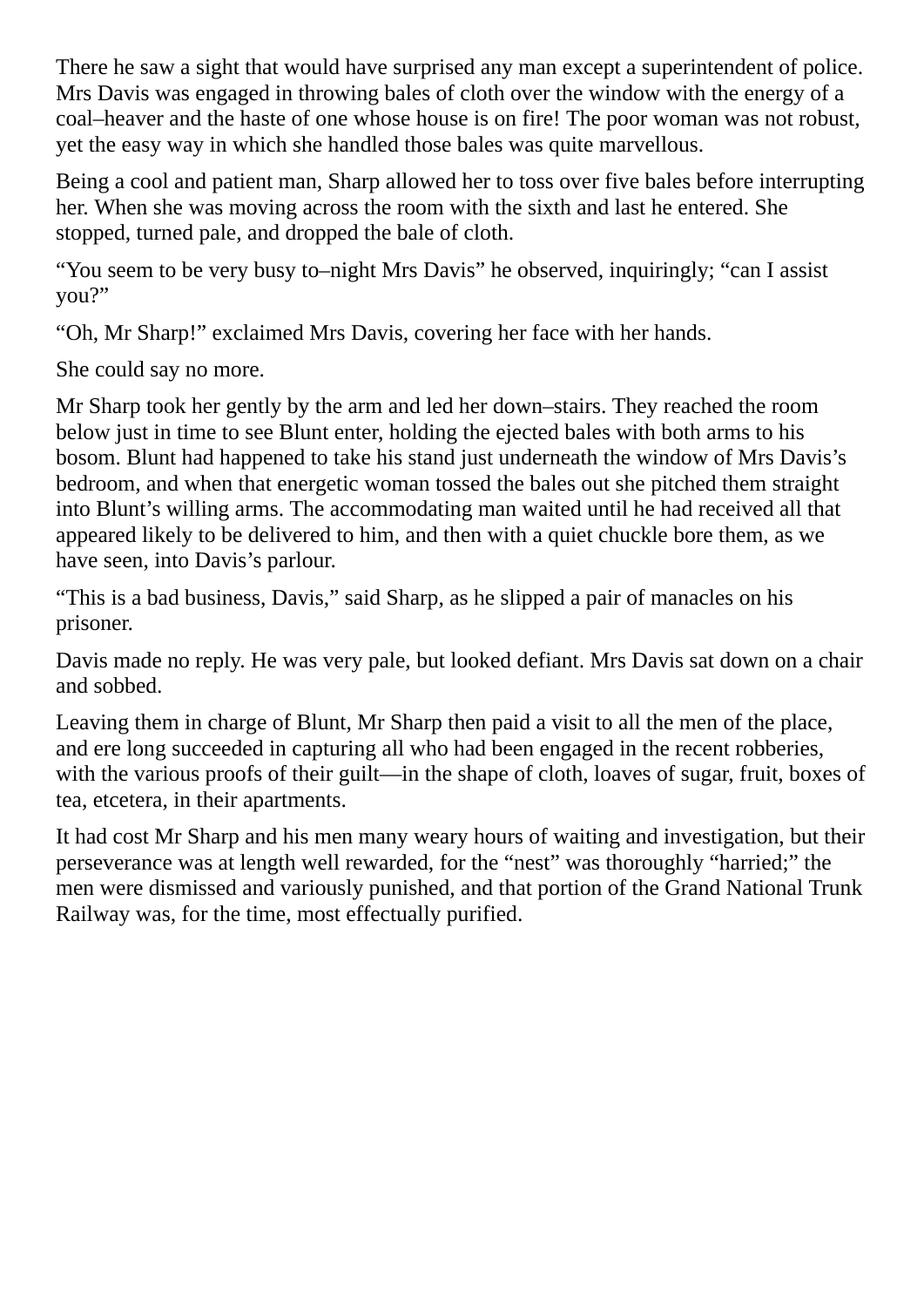There he saw a sight that would have surprised any man except a superintendent of police. Mrs Davis was engaged in throwing bales of cloth over the window with the energy of a coal–heaver and the haste of one whose house is on fire! The poor woman was not robust, yet the easy way in which she handled those bales was quite marvellous.

Being a cool and patient man, Sharp allowed her to toss over five bales before interrupting her. When she was moving across the room with the sixth and last he entered. She stopped, turned pale, and dropped the bale of cloth.

"You seem to be very busy to–night Mrs Davis" he observed, inquiringly; "can I assist you?"

"Oh, Mr Sharp!" exclaimed Mrs Davis, covering her face with her hands.

She could say no more.

Mr Sharp took her gently by the arm and led her down–stairs. They reached the room below just in time to see Blunt enter, holding the ejected bales with both arms to his bosom. Blunt had happened to take his stand just underneath the window of Mrs Davis's bedroom, and when that energetic woman tossed the bales out she pitched them straight into Blunt's willing arms. The accommodating man waited until he had received all that appeared likely to be delivered to him, and then with a quiet chuckle bore them, as we have seen, into Davis's parlour.

"This is a bad business, Davis," said Sharp, as he slipped a pair of manacles on his prisoner.

Davis made no reply. He was very pale, but looked defiant. Mrs Davis sat down on a chair and sobbed.

Leaving them in charge of Blunt, Mr Sharp then paid a visit to all the men of the place, and ere long succeeded in capturing all who had been engaged in the recent robberies, with the various proofs of their guilt—in the shape of cloth, loaves of sugar, fruit, boxes of tea, etcetera, in their apartments.

It had cost Mr Sharp and his men many weary hours of waiting and investigation, but their perseverance was at length well rewarded, for the "nest" was thoroughly "harried;" the men were dismissed and variously punished, and that portion of the Grand National Trunk Railway was, for the time, most effectually purified.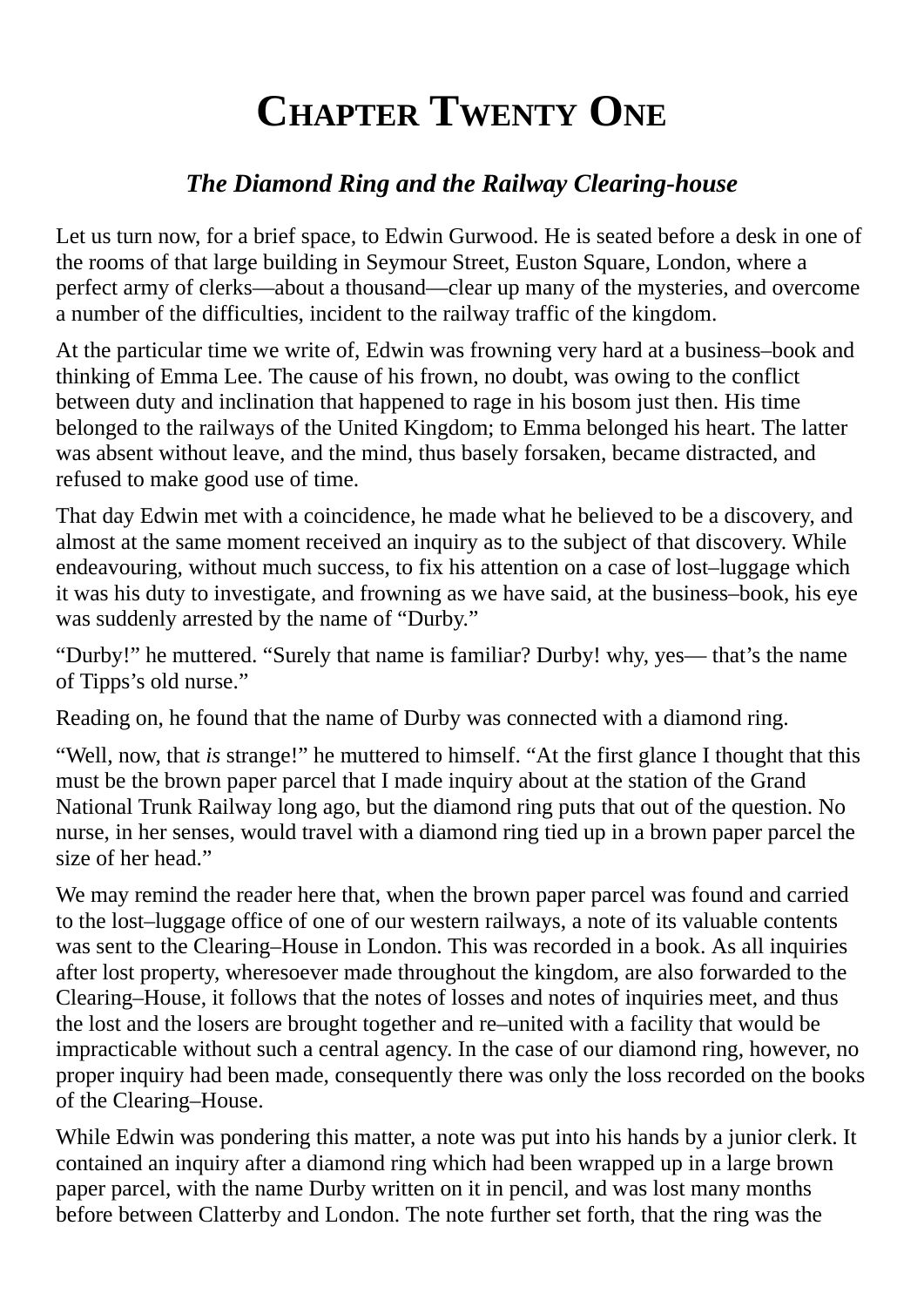# Chapter Twenty One

### *The Diamond Ring and the Railway Clearing-house*

Let us turn now, for a brief space, to Edwin Gurwood. He is seated before a desk in one of the rooms of that large building in Seymour Street, Euston Square, London, where a perfect army of clerks—about a thousand—clear up many of the mysteries, and overcome a number of the difficulties, incident to the railway traffic of the kingdom.

At the particular time we write of, Edwin was frowning very hard at a business–book and thinking of Emma Lee. The cause of his frown, no doubt, was owing to the conflict between duty and inclination that happened to rage in his bosom just then. His time belonged to the railways of the United Kingdom; to Emma belonged his heart. The latter was absent without leave, and the mind, thus basely forsaken, became distracted, and refused to make good use of time.

That day Edwin met with a coincidence, he made what he believed to be a discovery, and almost at the same moment received an inquiry as to the subject of that discovery. While endeavouring, without much success, to fix his attention on a case of lost–luggage which it was his duty to investigate, and frowning as we have said, at the business–book, his eye was suddenly arrested by the name of "Durby."

"Durby!" he muttered. "Surely that name is familiar? Durby! why, yes— that's the name of Tipps's old nurse."

Reading on, he found that the name of Durby was connected with a diamond ring.

"Well, now, that *is* strange!" he muttered to himself. "At the first glance I thought that this must be the brown paper parcel that I made inquiry about at the station of the Grand National Trunk Railway long ago, but the diamond ring puts that out of the question. No nurse, in her senses, would travel with a diamond ring tied up in a brown paper parcel the size of her head."

We may remind the reader here that, when the brown paper parcel was found and carried to the lost–luggage office of one of our western railways, a note of its valuable contents was sent to the Clearing–House in London. This was recorded in a book. As all inquiries after lost property, wheresoever made throughout the kingdom, are also forwarded to the Clearing–House, it follows that the notes of losses and notes of inquiries meet, and thus the lost and the losers are brought together and re–united with a facility that would be impracticable without such a central agency. In the case of our diamond ring, however, no proper inquiry had been made, consequently there was only the loss recorded on the books of the Clearing–House.

While Edwin was pondering this matter, a note was put into his hands by a junior clerk. It contained an inquiry after a diamond ring which had been wrapped up in a large brown paper parcel, with the name Durby written on it in pencil, and was lost many months before between Clatterby and London. The note further set forth, that the ring was the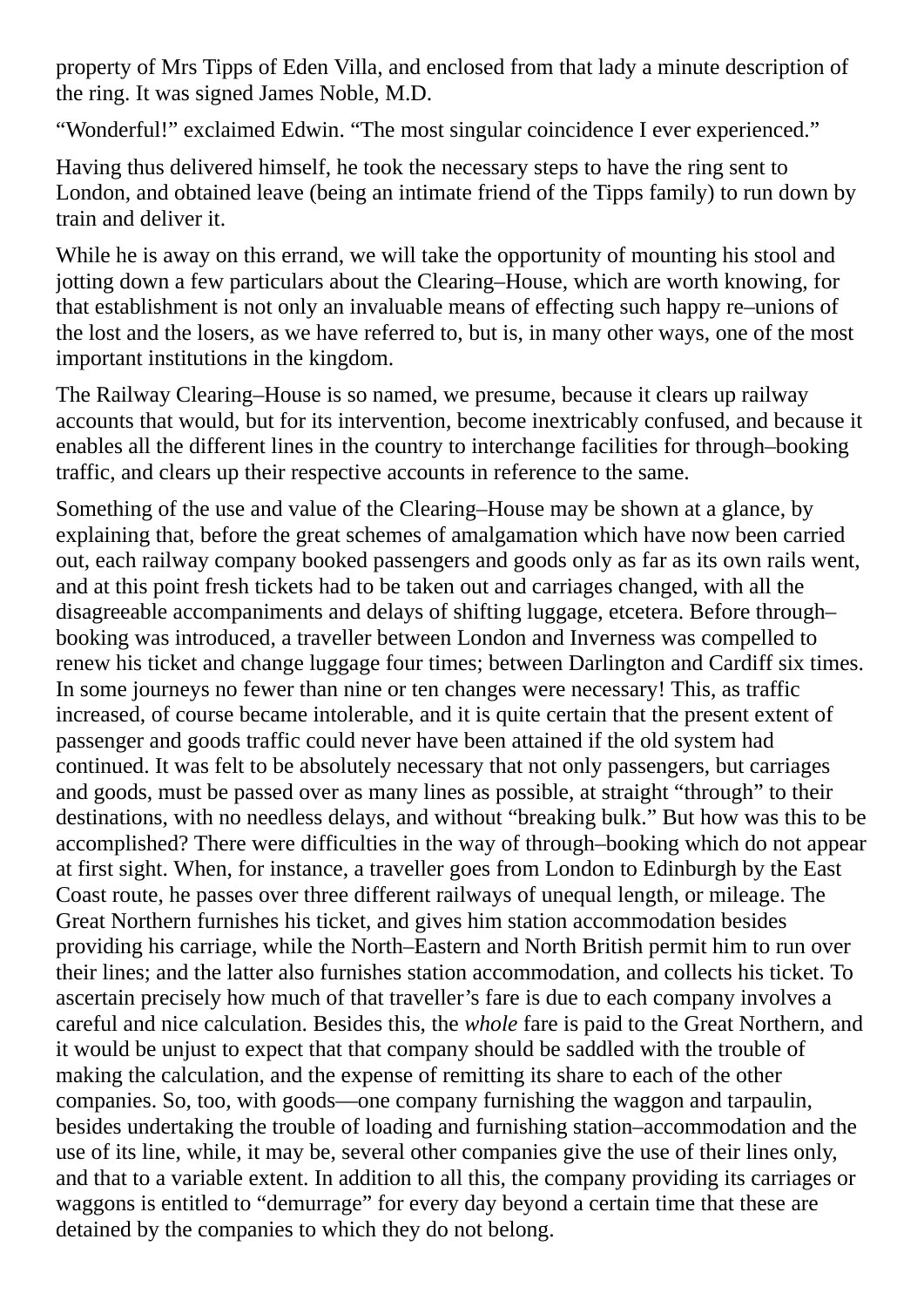property of Mrs Tipps of Eden Villa, and enclosed from that lady a minute description of the ring. It was signed James Noble, M.D.

"Wonderful!" exclaimed Edwin. "The most singular coincidence I ever experienced."

Having thus delivered himself, he took the necessary steps to have the ring sent to London, and obtained leave (being an intimate friend of the Tipps family) to run down by train and deliver it.

While he is away on this errand, we will take the opportunity of mounting his stool and jotting down a few particulars about the Clearing–House, which are worth knowing, for that establishment is not only an invaluable means of effecting such happy re–unions of the lost and the losers, as we have referred to, but is, in many other ways, one of the most important institutions in the kingdom.

The Railway Clearing–House is so named, we presume, because it clears up railway accounts that would, but for its intervention, become inextricably confused, and because it enables all the different lines in the country to interchange facilities for through–booking traffic, and clears up their respective accounts in reference to the same.

Something of the use and value of the Clearing–House may be shown at a glance, by explaining that, before the great schemes of amalgamation which have now been carried out, each railway company booked passengers and goods only as far as its own rails went, and at this point fresh tickets had to be taken out and carriages changed, with all the disagreeable accompaniments and delays of shifting luggage, etcetera. Before through–booking was introduced, a traveller between London and Inverness was compelled to renew his ticket and change luggage four times; between Darlington and Cardiff six times. In some journeys no fewer than nine or ten changes were necessary! This, as traffic increased, of course became intolerable, and it is quite certain that the present extent of passenger and goods traffic could never have been attained if the old system had continued. It was felt to be absolutely necessary that not only passengers, but carriages and goods, must be passed over as many lines as possible, at straight "through" to their destinations, with no needless delays, and without "breaking bulk." But how was this to be accomplished? There were difficulties in the way of through–booking which do not appear at first sight. When, for instance, a traveller goes from London to Edinburgh by the East Coast route, he passes over three different railways of unequal length, or mileage. The Great Northern furnishes his ticket, and gives him station accommodation besides providing his carriage, while the North–Eastern and North British permit him to run over their lines; and the latter also furnishes station accommodation, and collects his ticket. To ascertain precisely how much of that traveller's fare is due to each company involves a careful and nice calculation. Besides this, the *whole* fare is paid to the Great Northern, and it would be unjust to expect that that company should be saddled with the trouble of making the calculation, and the expense of remitting its share to each of the other companies. So, too, with goods—one company furnishing the waggon and tarpaulin, besides undertaking the trouble of loading and furnishing station–accommodation and the use of its line, while, it may be, several other companies give the use of their lines only, and that to a variable extent. In addition to all this, the company providing its carriages or waggons is entitled to "demurrage" for every day beyond a certain time that these are detained by the companies to which they do not belong.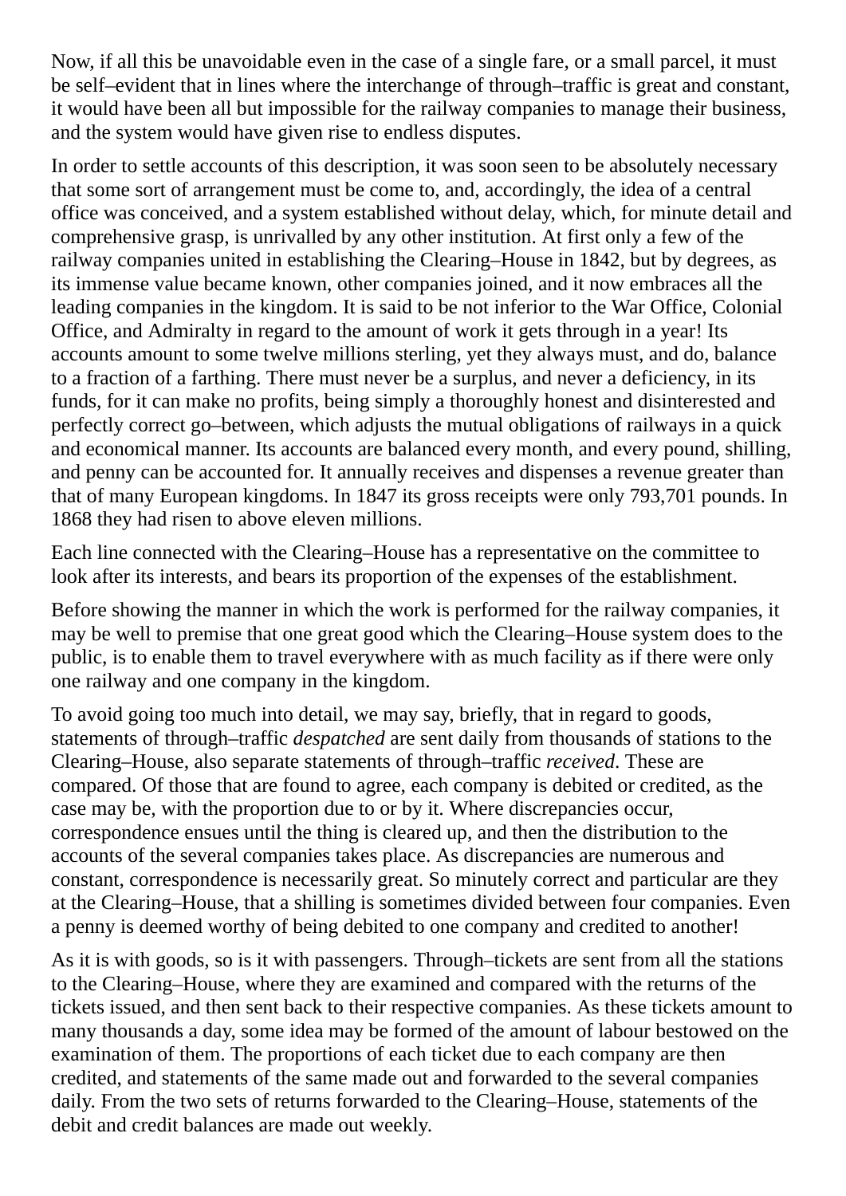Now, if all this be unavoidable even in the case of a single fare, or a small parcel, it must be self–evident that in lines where the interchange of through–traffic is great and constant, it would have been all but impossible for the railway companies to manage their business, and the system would have given rise to endless disputes.

In order to settle accounts of this description, it was soon seen to be absolutely necessary that some sort of arrangement must be come to, and, accordingly, the idea of a central office was conceived, and a system established without delay, which, for minute detail and comprehensive grasp, is unrivalled by any other institution. At first only a few of the railway companies united in establishing the Clearing–House in 1842, but by degrees, as its immense value became known, other companies joined, and it now embraces all the leading companies in the kingdom. It is said to be not inferior to the War Office, Colonial Office, and Admiralty in regard to the amount of work it gets through in a year! Its accounts amount to some twelve millions sterling, yet they always must, and do, balance to a fraction of a farthing. There must never be a surplus, and never a deficiency, in its funds, for it can make no profits, being simply a thoroughly honest and disinterested and perfectly correct go–between, which adjusts the mutual obligations of railways in a quick and economical manner. Its accounts are balanced every month, and every pound, shilling, and penny can be accounted for. It annually receives and dispenses a revenue greater than that of many European kingdoms. In 1847 its gross receipts were only 793,701 pounds. In 1868 they had risen to above eleven millions.

Each line connected with the Clearing–House has a representative on the committee to look after its interests, and bears its proportion of the expenses of the establishment.

Before showing the manner in which the work is performed for the railway companies, it may be well to premise that one great good which the Clearing–House system does to the public, is to enable them to travel everywhere with as much facility as if there were only one railway and one company in the kingdom.

To avoid going too much into detail, we may say, briefly, that in regard to goods, statements of through–traffic *despatched* are sent daily from thousands of stations to the Clearing–House, also separate statements of through–traffic *received*. These are compared. Of those that are found to agree, each company is debited or credited, as the case may be, with the proportion due to or by it. Where discrepancies occur, correspondence ensues until the thing is cleared up, and then the distribution to the accounts of the several companies takes place. As discrepancies are numerous and constant, correspondence is necessarily great. So minutely correct and particular are they at the Clearing–House, that a shilling is sometimes divided between four companies. Even a penny is deemed worthy of being debited to one company and credited to another!

As it is with goods, so is it with passengers. Through–tickets are sent from all the stations to the Clearing–House, where they are examined and compared with the returns of the tickets issued, and then sent back to their respective companies. As these tickets amount to many thousands a day, some idea may be formed of the amount of labour bestowed on the examination of them. The proportions of each ticket due to each company are then credited, and statements of the same made out and forwarded to the several companies daily. From the two sets of returns forwarded to the Clearing–House, statements of the debit and credit balances are made out weekly.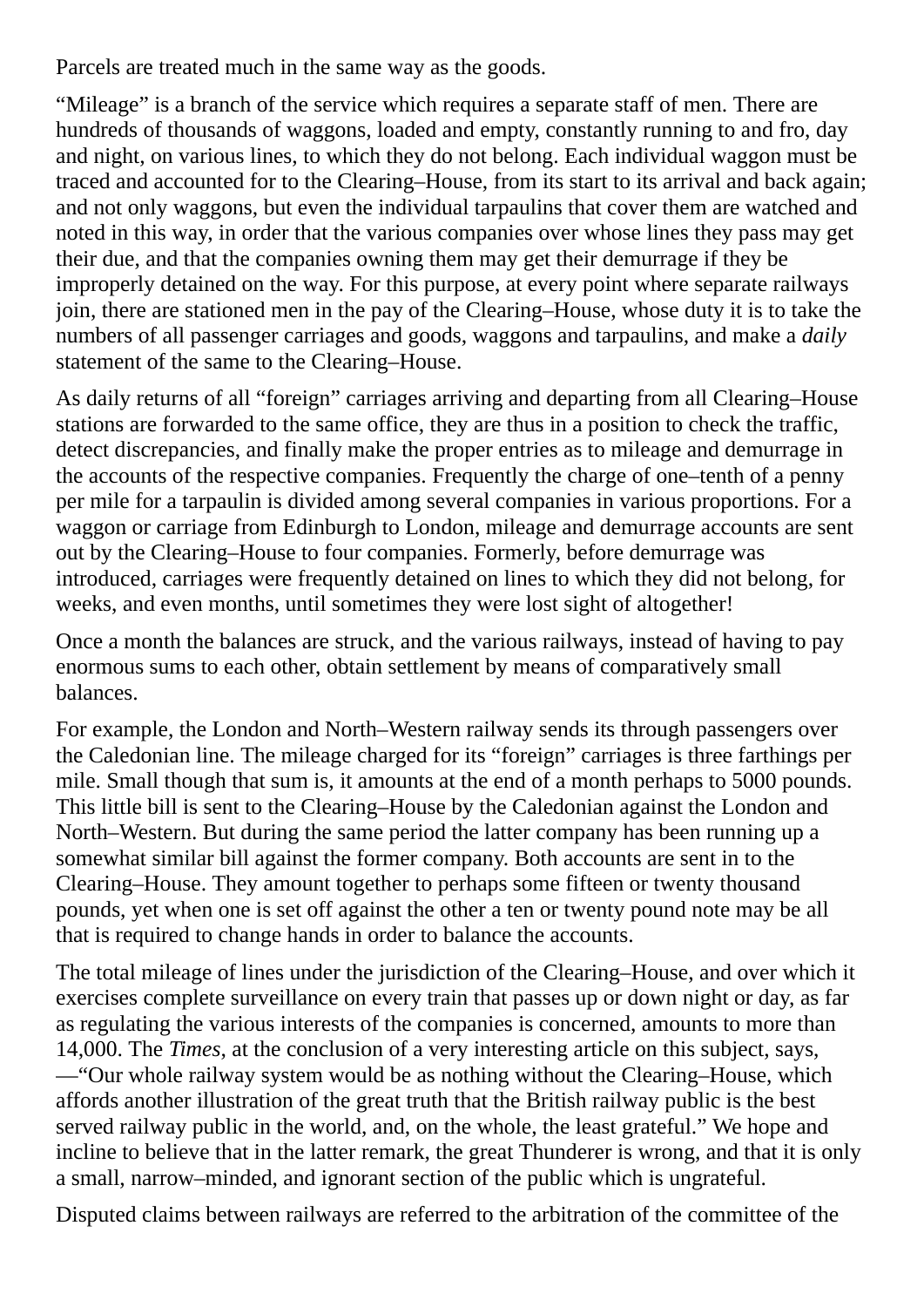Parcels are treated much in the same way as the goods.

“Mileage” is a branch of the service which requires a separate staff of men. There are hundreds of thousands of waggons, loaded and empty, constantly running to and fro, day and night, on various lines, to which they do not belong. Each individual waggon must be traced and accounted for to the Clearing–House, from its start to its arrival and back again; and not only waggons, but even the individual tarpaulins that cover them are watched and noted in this way, in order that the various companies over whose lines they pass may get their due, and that the companies owning them may get their demurrage if they be improperly detained on the way. For this purpose, at every point where separate railways join, there are stationed men in the pay of the Clearing–House, whose duty it is to take the numbers of all passenger carriages and goods, waggons and tarpaulins, and make a *daily* statement of the same to the Clearing–House.

As daily returns of all “foreign” carriages arriving and departing from all Clearing–House stations are forwarded to the same office, they are thus in a position to check the traffic, detect discrepancies, and finally make the proper entries as to mileage and demurrage in the accounts of the respective companies. Frequently the charge of one–tenth of a penny per mile for a tarpaulin is divided among several companies in various proportions. For a waggon or carriage from Edinburgh to London, mileage and demurrage accounts are sent out by the Clearing–House to four companies. Formerly, before demurrage was introduced, carriages were frequently detained on lines to which they did not belong, for weeks, and even months, until sometimes they were lost sight of altogether!

Once a month the balances are struck, and the various railways, instead of having to pay enormous sums to each other, obtain settlement by means of comparatively small balances.

For example, the London and North–Western railway sends its through passengers over the Caledonian line. The mileage charged for its “foreign” carriages is three farthings per mile. Small though that sum is, it amounts at the end of a month perhaps to 5000 pounds. This little bill is sent to the Clearing–House by the Caledonian against the London and North–Western. But during the same period the latter company has been running up a somewhat similar bill against the former company. Both accounts are sent in to the Clearing–House. They amount together to perhaps some fifteen or twenty thousand pounds, yet when one is set off against the other a ten or twenty pound note may be all that is required to change hands in order to balance the accounts.

The total mileage of lines under the jurisdiction of the Clearing–House, and over which it exercises complete surveillance on every train that passes up or down night or day, as far as regulating the various interests of the companies is concerned, amounts to more than 14,000. The *Times*, at the conclusion of a very interesting article on this subject, says,—“Our whole railway system would be as nothing without the Clearing–House, which affords another illustration of the great truth that the British railway public is the best served railway public in the world, and, on the whole, the least grateful.” We hope and incline to believe that in the latter remark, the great Thunderer is wrong, and that it is only a small, narrow–minded, and ignorant section of the public which is ungrateful.

Disputed claims between railways are referred to the arbitration of the committee of the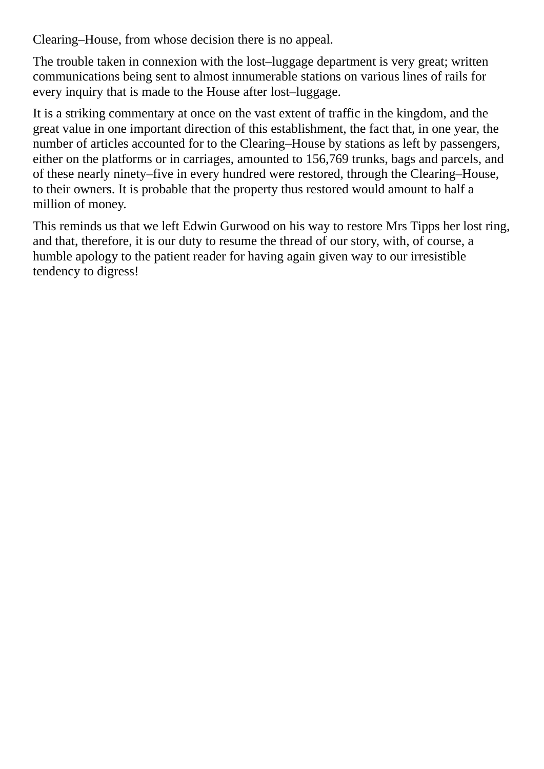Clearing–House, from whose decision there is no appeal.

The trouble taken in connexion with the lost–luggage department is very great; written communications being sent to almost innumerable stations on various lines of rails for every inquiry that is made to the House after lost–luggage.

It is a striking commentary at once on the vast extent of traffic in the kingdom, and the great value in one important direction of this establishment, the fact that, in one year, the number of articles accounted for to the Clearing–House by stations as left by passengers, either on the platforms or in carriages, amounted to 156,769 trunks, bags and parcels, and of these nearly ninety–five in every hundred were restored, through the Clearing–House, to their owners. It is probable that the property thus restored would amount to half a million of money.

This reminds us that we left Edwin Gurwood on his way to restore Mrs Tipps her lost ring, and that, therefore, it is our duty to resume the thread of our story, with, of course, a humble apology to the patient reader for having again given way to our irresistible tendency to digress!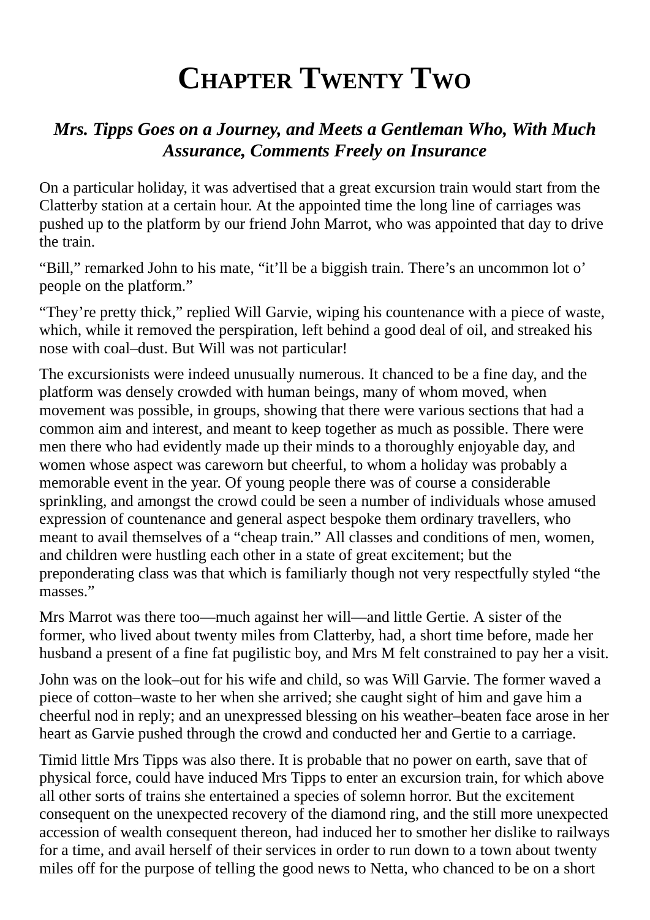# Chapter Twenty Two

### *Mrs. Tipps Goes on a Journey, and Meets a Gentleman Who, With Much Assurance, Comments Freely on Insurance*

On a particular holiday, it was advertised that a great excursion train would start from the Clatterby station at a certain hour. At the appointed time the long line of carriages was pushed up to the platform by our friend John Marrot, who was appointed that day to drive the train.

"Bill," remarked John to his mate, "it'll be a biggish train. There's an uncommon lot o' people on the platform."

"They're pretty thick," replied Will Garvie, wiping his countenance with a piece of waste, which, while it removed the perspiration, left behind a good deal of oil, and streaked his nose with coal–dust. But Will was not particular!

The excursionists were indeed unusually numerous. It chanced to be a fine day, and the platform was densely crowded with human beings, many of whom moved, when movement was possible, in groups, showing that there were various sections that had a common aim and interest, and meant to keep together as much as possible. There were men there who had evidently made up their minds to a thoroughly enjoyable day, and women whose aspect was careworn but cheerful, to whom a holiday was probably a memorable event in the year. Of young people there was of course a considerable sprinkling, and amongst the crowd could be seen a number of individuals whose amused expression of countenance and general aspect bespoke them ordinary travellers, who meant to avail themselves of a "cheap train." All classes and conditions of men, women, and children were hustling each other in a state of great excitement; but the preponderating class was that which is familiarly though not very respectfully styled "the masses."

Mrs Marrot was there too—much against her will—and little Gertie. A sister of the former, who lived about twenty miles from Clatterby, had, a short time before, made her husband a present of a fine fat pugilistic boy, and Mrs M felt constrained to pay her a visit.

John was on the look–out for his wife and child, so was Will Garvie. The former waved a piece of cotton–waste to her when she arrived; she caught sight of him and gave him a cheerful nod in reply; and an unexpressed blessing on his weather–beaten face arose in her heart as Garvie pushed through the crowd and conducted her and Gertie to a carriage.

Timid little Mrs Tipps was also there. It is probable that no power on earth, save that of physical force, could have induced Mrs Tipps to enter an excursion train, for which above all other sorts of trains she entertained a species of solemn horror. But the excitement consequent on the unexpected recovery of the diamond ring, and the still more unexpected accession of wealth consequent thereon, had induced her to smother her dislike to railways for a time, and avail herself of their services in order to run down to a town about twenty miles off for the purpose of telling the good news to Netta, who chanced to be on a short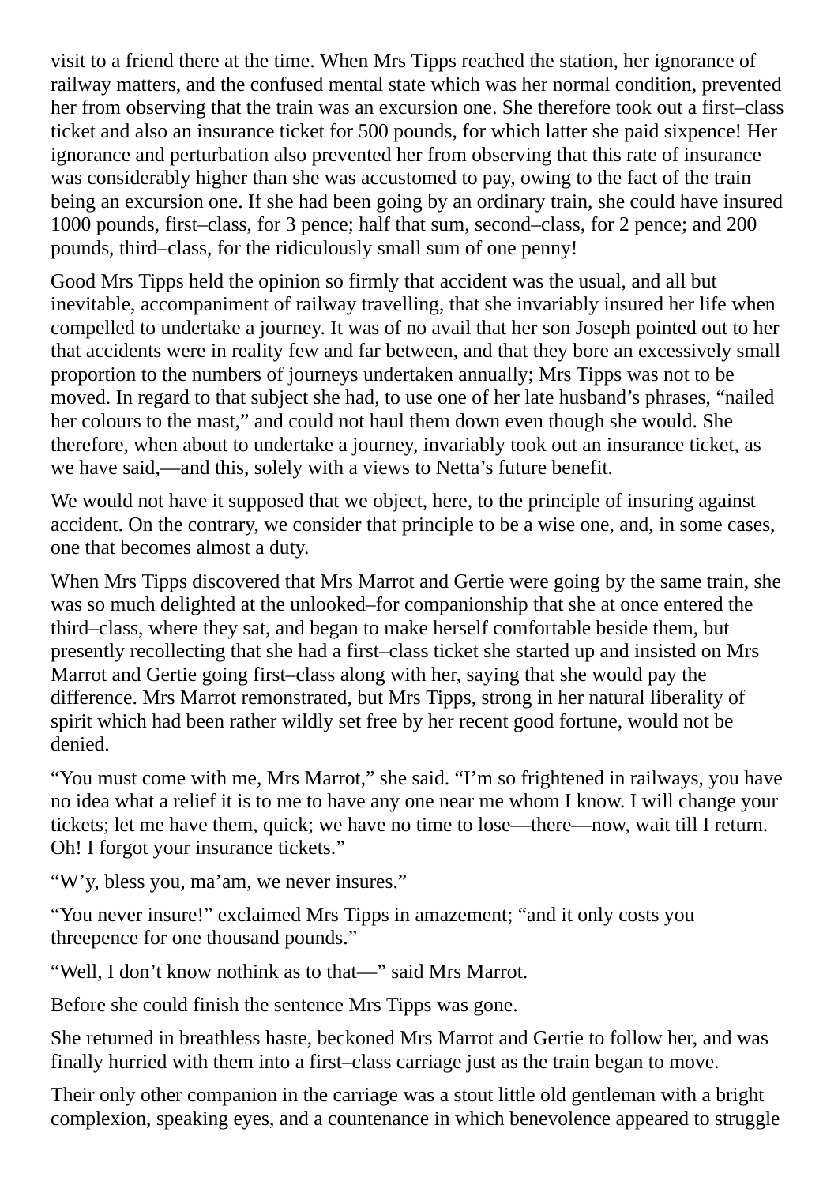visit to a friend there at the time. When Mrs Tipps reached the station, her ignorance of railway matters, and the confused mental state which was her normal condition, prevented her from observing that the train was an excursion one. She therefore took out a first–class ticket and also an insurance ticket for 500 pounds, for which latter she paid sixpence! Her ignorance and perturbation also prevented her from observing that this rate of insurance was considerably higher than she was accustomed to pay, owing to the fact of the train being an excursion one. If she had been going by an ordinary train, she could have insured 1000 pounds, first–class, for 3 pence; half that sum, second–class, for 2 pence; and 200 pounds, third–class, for the ridiculously small sum of one penny!

Good Mrs Tipps held the opinion so firmly that accident was the usual, and all but inevitable, accompaniment of railway travelling, that she invariably insured her life when compelled to undertake a journey. It was of no avail that her son Joseph pointed out to her that accidents were in reality few and far between, and that they bore an excessively small proportion to the numbers of journeys undertaken annually; Mrs Tipps was not to be moved. In regard to that subject she had, to use one of her late husband's phrases, "nailed her colours to the mast," and could not haul them down even though she would. She therefore, when about to undertake a journey, invariably took out an insurance ticket, as we have said,—and this, solely with a views to Netta's future benefit.

We would not have it supposed that we object, here, to the principle of insuring against accident. On the contrary, we consider that principle to be a wise one, and, in some cases, one that becomes almost a duty.

When Mrs Tipps discovered that Mrs Marrot and Gertie were going by the same train, she was so much delighted at the unlooked–for companionship that she at once entered the third–class, where they sat, and began to make herself comfortable beside them, but presently recollecting that she had a first–class ticket she started up and insisted on Mrs Marrot and Gertie going first–class along with her, saying that she would pay the difference. Mrs Marrot remonstrated, but Mrs Tipps, strong in her natural liberality of spirit which had been rather wildly set free by her recent good fortune, would not be denied.

"You must come with me, Mrs Marrot," she said. "I'm so frightened in railways, you have no idea what a relief it is to me to have any one near me whom I know. I will change your tickets; let me have them, quick; we have no time to lose—there—now, wait till I return. Oh! I forgot your insurance tickets."

"W'y, bless you, ma'am, we never insures."

"You never insure!" exclaimed Mrs Tipps in amazement; "and it only costs you threepence for one thousand pounds."

"Well, I don't know nothink as to that—" said Mrs Marrot.

Before she could finish the sentence Mrs Tipps was gone.

She returned in breathless haste, beckoned Mrs Marrot and Gertie to follow her, and was finally hurried with them into a first–class carriage just as the train began to move.

Their only other companion in the carriage was a stout little old gentleman with a bright complexion, speaking eyes, and a countenance in which benevolence appeared to struggle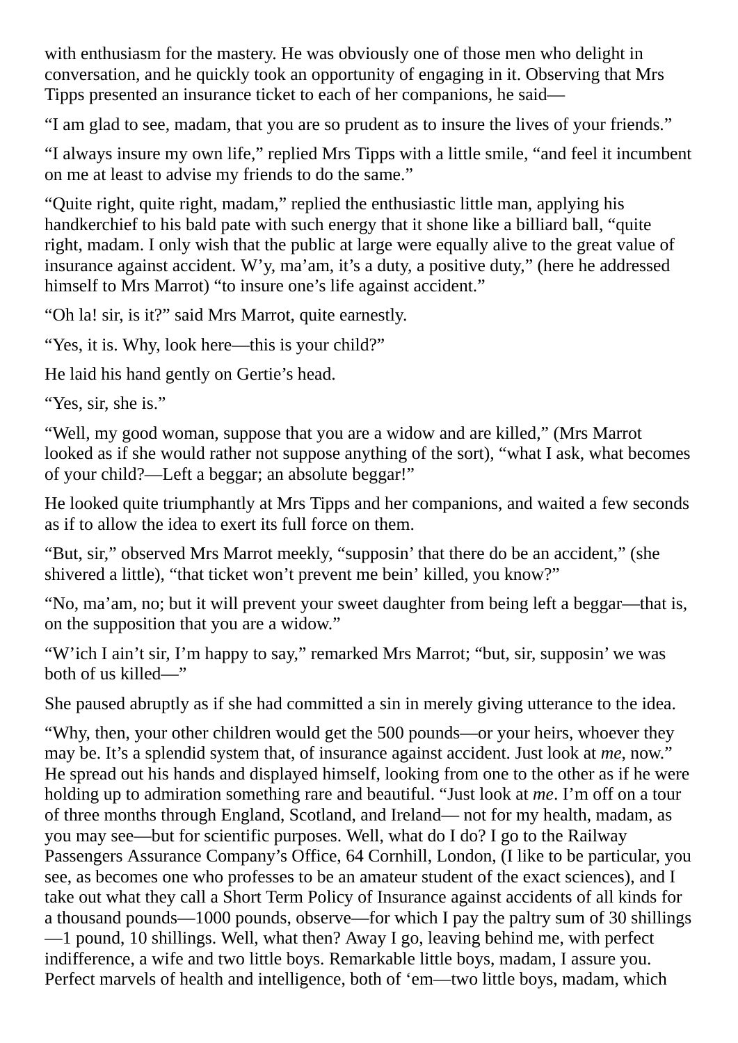with enthusiasm for the mastery. He was obviously one of those men who delight in conversation, and he quickly took an opportunity of engaging in it. Observing that Mrs Tipps presented an insurance ticket to each of her companions, he said—

"I am glad to see, madam, that you are so prudent as to insure the lives of your friends."

"I always insure my own life," replied Mrs Tipps with a little smile, "and feel it incumbent on me at least to advise my friends to do the same."

"Quite right, quite right, madam," replied the enthusiastic little man, applying his handkerchief to his bald pate with such energy that it shone like a billiard ball, "quite right, madam. I only wish that the public at large were equally alive to the great value of insurance against accident. W'y, ma'am, it's a duty, a positive duty," (here he addressed himself to Mrs Marrot) "to insure one's life against accident."

"Oh la! sir, is it?" said Mrs Marrot, quite earnestly.

"Yes, it is. Why, look here—this is your child?"

He laid his hand gently on Gertie's head.

"Yes, sir, she is."

"Well, my good woman, suppose that you are a widow and are killed," (Mrs Marrot looked as if she would rather not suppose anything of the sort), "what I ask, what becomes of your child?—Left a beggar; an absolute beggar!"

He looked quite triumphantly at Mrs Tipps and her companions, and waited a few seconds as if to allow the idea to exert its full force on them.

"But, sir," observed Mrs Marrot meekly, "supposin' that there do be an accident," (she shivered a little), "that ticket won't prevent me bein' killed, you know?"

"No, ma'am, no; but it will prevent your sweet daughter from being left a beggar—that is, on the supposition that you are a widow."

"W'ich I ain't sir, I'm happy to say," remarked Mrs Marrot; "but, sir, supposin' we was both of us killed—"

She paused abruptly as if she had committed a sin in merely giving utterance to the idea.

"Why, then, your other children would get the 500 pounds—or your heirs, whoever they may be. It's a splendid system that, of insurance against accident. Just look at *me*, now." He spread out his hands and displayed himself, looking from one to the other as if he were holding up to admiration something rare and beautiful. "Just look at *me*. I'm off on a tour of three months through England, Scotland, and Ireland— not for my health, madam, as you may see—but for scientific purposes. Well, what do I do? I go to the Railway Passengers Assurance Company's Office, 64 Cornhill, London, (I like to be particular, you see, as becomes one who professes to be an amateur student of the exact sciences), and I take out what they call a Short Term Policy of Insurance against accidents of all kinds for a thousand pounds—1000 pounds, observe—for which I pay the paltry sum of 30 shillings —1 pound, 10 shillings. Well, what then? Away I go, leaving behind me, with perfect indifference, a wife and two little boys. Remarkable little boys, madam, I assure you. Perfect marvels of health and intelligence, both of 'em—two little boys, madam, which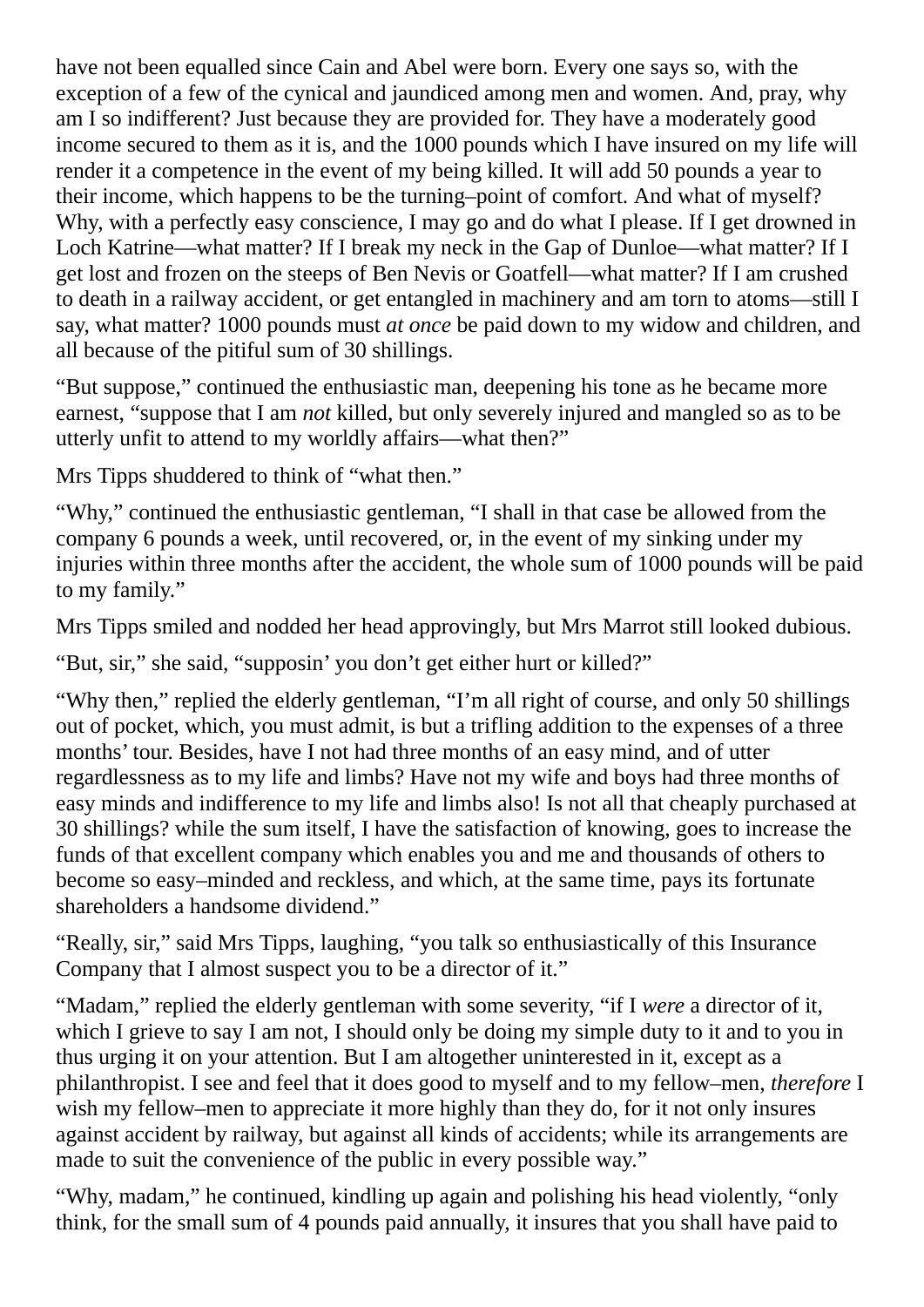have not been equalled since Cain and Abel were born. Every one says so, with the exception of a few of the cynical and jaundiced among men and women. And, pray, why am I so indifferent? Just because they are provided for. They have a moderately good income secured to them as it is, and the 1000 pounds which I have insured on my life will render it a competence in the event of my being killed. It will add 50 pounds a year to their income, which happens to be the turning–point of comfort. And what of myself? Why, with a perfectly easy conscience, I may go and do what I please. If I get drowned in Loch Katrine—what matter? If I break my neck in the Gap of Dunloe—what matter? If I get lost and frozen on the steeps of Ben Nevis or Goatfell—what matter? If I am crushed to death in a railway accident, or get entangled in machinery and am torn to atoms—still I say, what matter? 1000 pounds must *at once* be paid down to my widow and children, and all because of the pitiful sum of 30 shillings.

"But suppose," continued the enthusiastic man, deepening his tone as he became more earnest, "suppose that I am *not* killed, but only severely injured and mangled so as to be utterly unfit to attend to my worldly affairs—what then?"

Mrs Tipps shuddered to think of "what then."

"Why," continued the enthusiastic gentleman, "I shall in that case be allowed from the company 6 pounds a week, until recovered, or, in the event of my sinking under my injuries within three months after the accident, the whole sum of 1000 pounds will be paid to my family."

Mrs Tipps smiled and nodded her head approvingly, but Mrs Marrot still looked dubious.

"But, sir," she said, "supposin' you don't get either hurt or killed?"

"Why then," replied the elderly gentleman, "I'm all right of course, and only 50 shillings out of pocket, which, you must admit, is but a trifling addition to the expenses of a three months' tour. Besides, have I not had three months of an easy mind, and of utter regardlessness as to my life and limbs? Have not my wife and boys had three months of easy minds and indifference to my life and limbs also! Is not all that cheaply purchased at 30 shillings? while the sum itself, I have the satisfaction of knowing, goes to increase the funds of that excellent company which enables you and me and thousands of others to become so easy–minded and reckless, and which, at the same time, pays its fortunate shareholders a handsome dividend."

"Really, sir," said Mrs Tipps, laughing, "you talk so enthusiastically of this Insurance Company that I almost suspect you to be a director of it."

"Madam," replied the elderly gentleman with some severity, "if I *were* a director of it, which I grieve to say I am not, I should only be doing my simple duty to it and to you in thus urging it on your attention. But I am altogether uninterested in it, except as a philanthropist. I see and feel that it does good to myself and to my fellow–men, *therefore* I wish my fellow–men to appreciate it more highly than they do, for it not only insures against accident by railway, but against all kinds of accidents; while its arrangements are made to suit the convenience of the public in every possible way."

"Why, madam," he continued, kindling up again and polishing his head violently, "only think, for the small sum of 4 pounds paid annually, it insures that you shall have paid to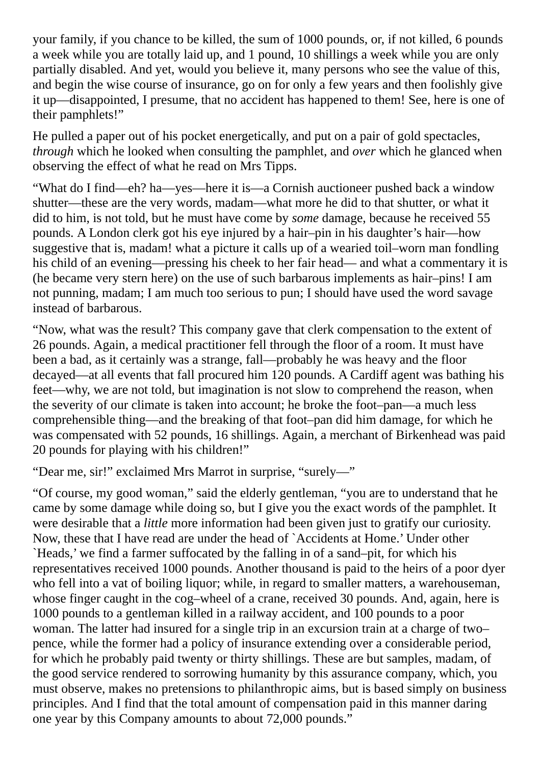your family, if you chance to be killed, the sum of 1000 pounds, or, if not killed, 6 pounds a week while you are totally laid up, and 1 pound, 10 shillings a week while you are only partially disabled. And yet, would you believe it, many persons who see the value of this, and begin the wise course of insurance, go on for only a few years and then foolishly give it up—disappointed, I presume, that no accident has happened to them! See, here is one of their pamphlets!"

He pulled a paper out of his pocket energetically, and put on a pair of gold spectacles, *through* which he looked when consulting the pamphlet, and *over* which he glanced when observing the effect of what he read on Mrs Tipps.

"What do I find—eh? ha—yes—here it is—a Cornish auctioneer pushed back a window shutter—these are the very words, madam—what more he did to that shutter, or what it did to him, is not told, but he must have come by *some* damage, because he received 55 pounds. A London clerk got his eye injured by a hair–pin in his daughter's hair—how suggestive that is, madam! what a picture it calls up of a wearied toil–worn man fondling his child of an evening—pressing his cheek to her fair head— and what a commentary it is (he became very stern here) on the use of such barbarous implements as hair–pins! I am not punning, madam; I am much too serious to pun; I should have used the word savage instead of barbarous.

"Now, what was the result? This company gave that clerk compensation to the extent of 26 pounds. Again, a medical practitioner fell through the floor of a room. It must have been a bad, as it certainly was a strange, fall—probably he was heavy and the floor decayed—at all events that fall procured him 120 pounds. A Cardiff agent was bathing his feet—why, we are not told, but imagination is not slow to comprehend the reason, when the severity of our climate is taken into account; he broke the foot–pan—a much less comprehensible thing—and the breaking of that foot–pan did him damage, for which he was compensated with 52 pounds, 16 shillings. Again, a merchant of Birkenhead was paid 20 pounds for playing with his children!"

"Dear me, sir!" exclaimed Mrs Marrot in surprise, "surely—"

"Of course, my good woman," said the elderly gentleman, "you are to understand that he came by some damage while doing so, but I give you the exact words of the pamphlet. It were desirable that a *little* more information had been given just to gratify our curiosity. Now, these that I have read are under the head of `Accidents at Home.' Under other `Heads,' we find a farmer suffocated by the falling in of a sand–pit, for which his representatives received 1000 pounds. Another thousand is paid to the heirs of a poor dyer who fell into a vat of boiling liquor; while, in regard to smaller matters, a warehouseman, whose finger caught in the cog–wheel of a crane, received 30 pounds. And, again, here is 1000 pounds to a gentleman killed in a railway accident, and 100 pounds to a poor woman. The latter had insured for a single trip in an excursion train at a charge of two–pence, while the former had a policy of insurance extending over a considerable period, for which he probably paid twenty or thirty shillings. These are but samples, madam, of the good service rendered to sorrowing humanity by this assurance company, which, you must observe, makes no pretensions to philanthropic aims, but is based simply on business principles. And I find that the total amount of compensation paid in this manner daring one year by this Company amounts to about 72,000 pounds."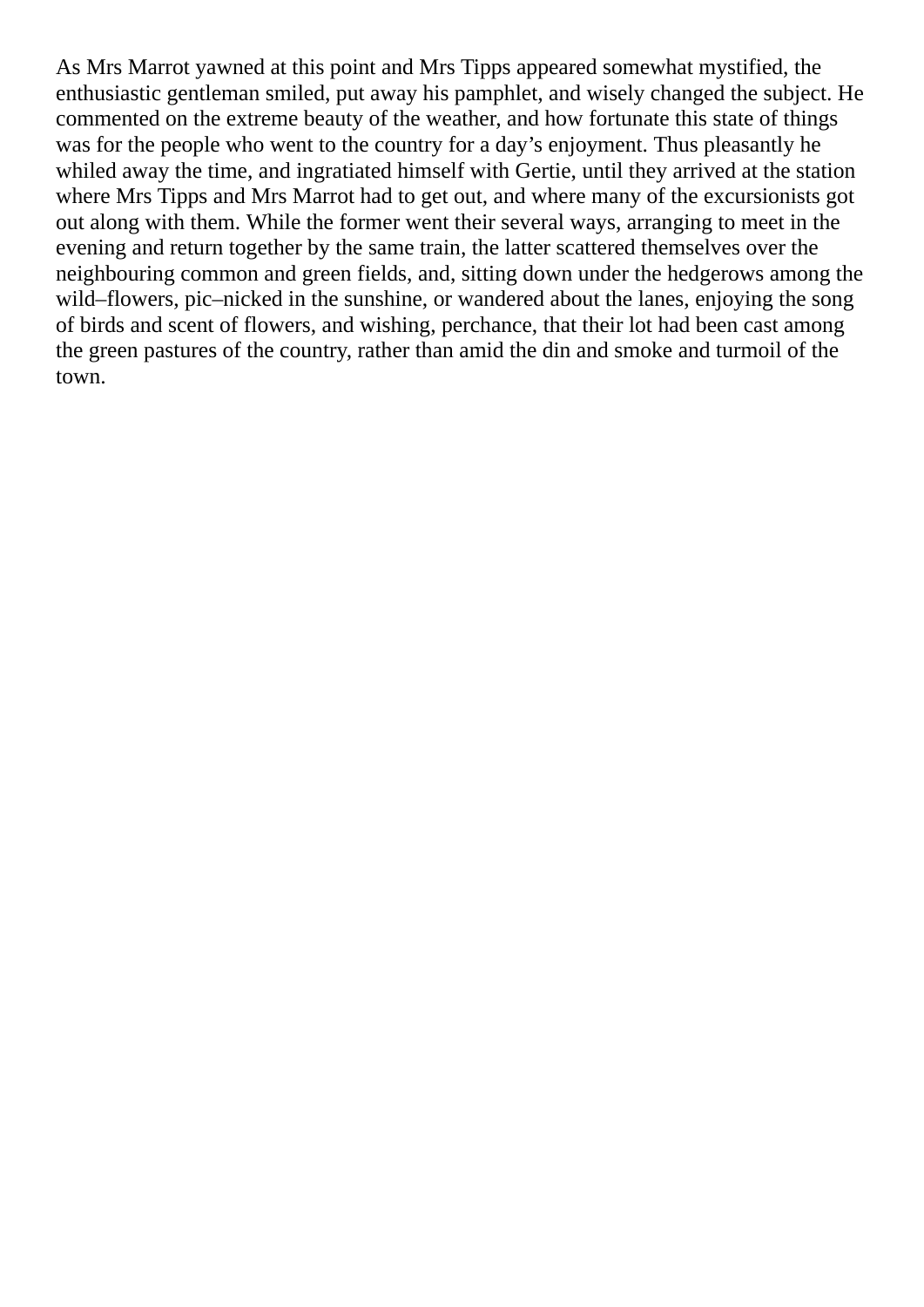As Mrs Marrot yawned at this point and Mrs Tipps appeared somewhat mystified, the enthusiastic gentleman smiled, put away his pamphlet, and wisely changed the subject. He commented on the extreme beauty of the weather, and how fortunate this state of things was for the people who went to the country for a day's enjoyment. Thus pleasantly he whiled away the time, and ingratiated himself with Gertie, until they arrived at the station where Mrs Tipps and Mrs Marrot had to get out, and where many of the excursionists got out along with them. While the former went their several ways, arranging to meet in the evening and return together by the same train, the latter scattered themselves over the neighbouring common and green fields, and, sitting down under the hedgerows among the wild–flowers, pic–nicked in the sunshine, or wandered about the lanes, enjoying the song of birds and scent of flowers, and wishing, perchance, that their lot had been cast among the green pastures of the country, rather than amid the din and smoke and turmoil of the town.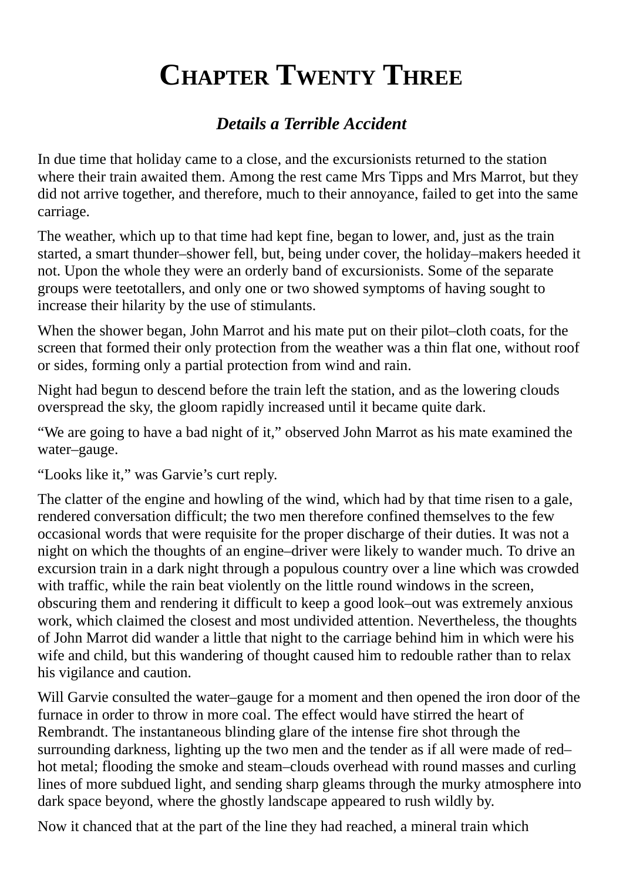# Chapter Twenty Three

### *Details a Terrible Accident*

In due time that holiday came to a close, and the excursionists returned to the station where their train awaited them. Among the rest came Mrs Tipps and Mrs Marrot, but they did not arrive together, and therefore, much to their annoyance, failed to get into the same carriage.

The weather, which up to that time had kept fine, began to lower, and, just as the train started, a smart thunder–shower fell, but, being under cover, the holiday–makers heeded it not. Upon the whole they were an orderly band of excursionists. Some of the separate groups were teetotallers, and only one or two showed symptoms of having sought to increase their hilarity by the use of stimulants.

When the shower began, John Marrot and his mate put on their pilot–cloth coats, for the screen that formed their only protection from the weather was a thin flat one, without roof or sides, forming only a partial protection from wind and rain.

Night had begun to descend before the train left the station, and as the lowering clouds overspread the sky, the gloom rapidly increased until it became quite dark.

"We are going to have a bad night of it," observed John Marrot as his mate examined the water–gauge.

"Looks like it," was Garvie's curt reply.

The clatter of the engine and howling of the wind, which had by that time risen to a gale, rendered conversation difficult; the two men therefore confined themselves to the few occasional words that were requisite for the proper discharge of their duties. It was not a night on which the thoughts of an engine–driver were likely to wander much. To drive an excursion train in a dark night through a populous country over a line which was crowded with traffic, while the rain beat violently on the little round windows in the screen, obscuring them and rendering it difficult to keep a good look–out was extremely anxious work, which claimed the closest and most undivided attention. Nevertheless, the thoughts of John Marrot did wander a little that night to the carriage behind him in which were his wife and child, but this wandering of thought caused him to redouble rather than to relax his vigilance and caution.

Will Garvie consulted the water–gauge for a moment and then opened the iron door of the furnace in order to throw in more coal. The effect would have stirred the heart of Rembrandt. The instantaneous blinding glare of the intense fire shot through the surrounding darkness, lighting up the two men and the tender as if all were made of red–hot metal; flooding the smoke and steam–clouds overhead with round masses and curling lines of more subdued light, and sending sharp gleams through the murky atmosphere into dark space beyond, where the ghostly landscape appeared to rush wildly by.

Now it chanced that at the part of the line they had reached, a mineral train which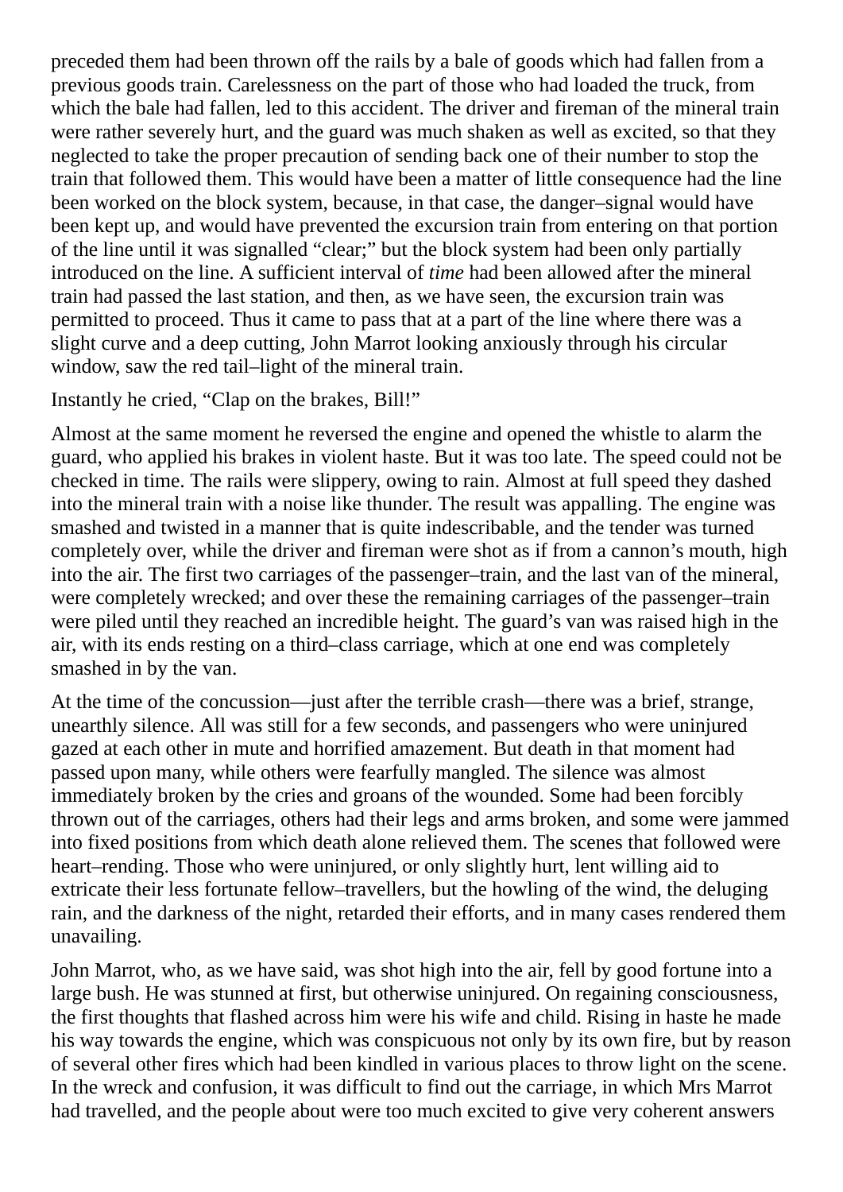preceded them had been thrown off the rails by a bale of goods which had fallen from a previous goods train. Carelessness on the part of those who had loaded the truck, from which the bale had fallen, led to this accident. The driver and fireman of the mineral train were rather severely hurt, and the guard was much shaken as well as excited, so that they neglected to take the proper precaution of sending back one of their number to stop the train that followed them. This would have been a matter of little consequence had the line been worked on the block system, because, in that case, the danger–signal would have been kept up, and would have prevented the excursion train from entering on that portion of the line until it was signalled "clear;" but the block system had been only partially introduced on the line. A sufficient interval of *time* had been allowed after the mineral train had passed the last station, and then, as we have seen, the excursion train was permitted to proceed. Thus it came to pass that at a part of the line where there was a slight curve and a deep cutting, John Marrot looking anxiously through his circular window, saw the red tail–light of the mineral train.

Instantly he cried, "Clap on the brakes, Bill!"

Almost at the same moment he reversed the engine and opened the whistle to alarm the guard, who applied his brakes in violent haste. But it was too late. The speed could not be checked in time. The rails were slippery, owing to rain. Almost at full speed they dashed into the mineral train with a noise like thunder. The result was appalling. The engine was smashed and twisted in a manner that is quite indescribable, and the tender was turned completely over, while the driver and fireman were shot as if from a cannon's mouth, high into the air. The first two carriages of the passenger–train, and the last van of the mineral, were completely wrecked; and over these the remaining carriages of the passenger–train were piled until they reached an incredible height. The guard's van was raised high in the air, with its ends resting on a third–class carriage, which at one end was completely smashed in by the van.

At the time of the concussion—just after the terrible crash—there was a brief, strange, unearthly silence. All was still for a few seconds, and passengers who were uninjured gazed at each other in mute and horrified amazement. But death in that moment had passed upon many, while others were fearfully mangled. The silence was almost immediately broken by the cries and groans of the wounded. Some had been forcibly thrown out of the carriages, others had their legs and arms broken, and some were jammed into fixed positions from which death alone relieved them. The scenes that followed were heart–rending. Those who were uninjured, or only slightly hurt, lent willing aid to extricate their less fortunate fellow–travellers, but the howling of the wind, the deluging rain, and the darkness of the night, retarded their efforts, and in many cases rendered them unavailing.

John Marrot, who, as we have said, was shot high into the air, fell by good fortune into a large bush. He was stunned at first, but otherwise uninjured. On regaining consciousness, the first thoughts that flashed across him were his wife and child. Rising in haste he made his way towards the engine, which was conspicuous not only by its own fire, but by reason of several other fires which had been kindled in various places to throw light on the scene. In the wreck and confusion, it was difficult to find out the carriage, in which Mrs Marrot had travelled, and the people about were too much excited to give very coherent answers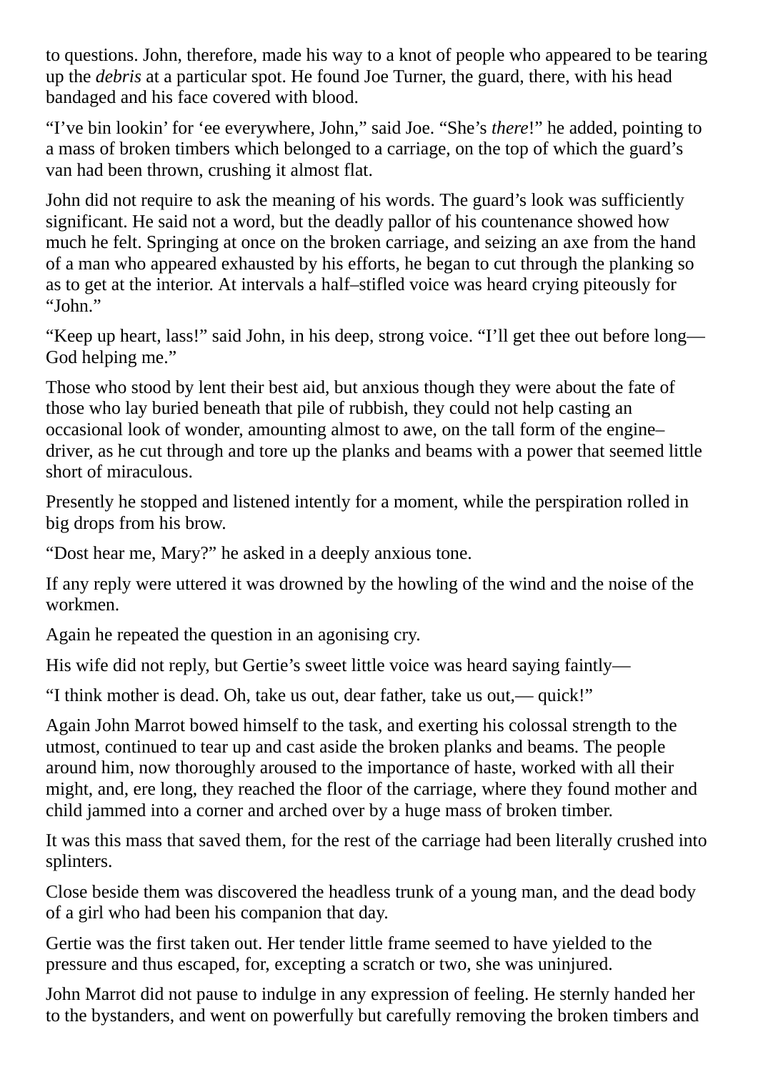to questions. John, therefore, made his way to a knot of people who appeared to be tearing up the *debris* at a particular spot. He found Joe Turner, the guard, there, with his head bandaged and his face covered with blood.

"I've bin lookin' for 'ee everywhere, John," said Joe. "She's *there*!" he added, pointing to a mass of broken timbers which belonged to a carriage, on the top of which the guard's van had been thrown, crushing it almost flat.

John did not require to ask the meaning of his words. The guard's look was sufficiently significant. He said not a word, but the deadly pallor of his countenance showed how much he felt. Springing at once on the broken carriage, and seizing an axe from the hand of a man who appeared exhausted by his efforts, he began to cut through the planking so as to get at the interior. At intervals a half–stifled voice was heard crying piteously for "John."

"Keep up heart, lass!" said John, in his deep, strong voice. "I'll get thee out before long—God helping me."

Those who stood by lent their best aid, but anxious though they were about the fate of those who lay buried beneath that pile of rubbish, they could not help casting an occasional look of wonder, amounting almost to awe, on the tall form of the engine–driver, as he cut through and tore up the planks and beams with a power that seemed little short of miraculous.

Presently he stopped and listened intently for a moment, while the perspiration rolled in big drops from his brow.

"Dost hear me, Mary?" he asked in a deeply anxious tone.

If any reply were uttered it was drowned by the howling of the wind and the noise of the workmen.

Again he repeated the question in an agonising cry.

His wife did not reply, but Gertie's sweet little voice was heard saying faintly—

"I think mother is dead. Oh, take us out, dear father, take us out,— quick!"

Again John Marrot bowed himself to the task, and exerting his colossal strength to the utmost, continued to tear up and cast aside the broken planks and beams. The people around him, now thoroughly aroused to the importance of haste, worked with all their might, and, ere long, they reached the floor of the carriage, where they found mother and child jammed into a corner and arched over by a huge mass of broken timber.

It was this mass that saved them, for the rest of the carriage had been literally crushed into splinters.

Close beside them was discovered the headless trunk of a young man, and the dead body of a girl who had been his companion that day.

Gertie was the first taken out. Her tender little frame seemed to have yielded to the pressure and thus escaped, for, excepting a scratch or two, she was uninjured.

John Marrot did not pause to indulge in any expression of feeling. He sternly handed her to the bystanders, and went on powerfully but carefully removing the broken timbers and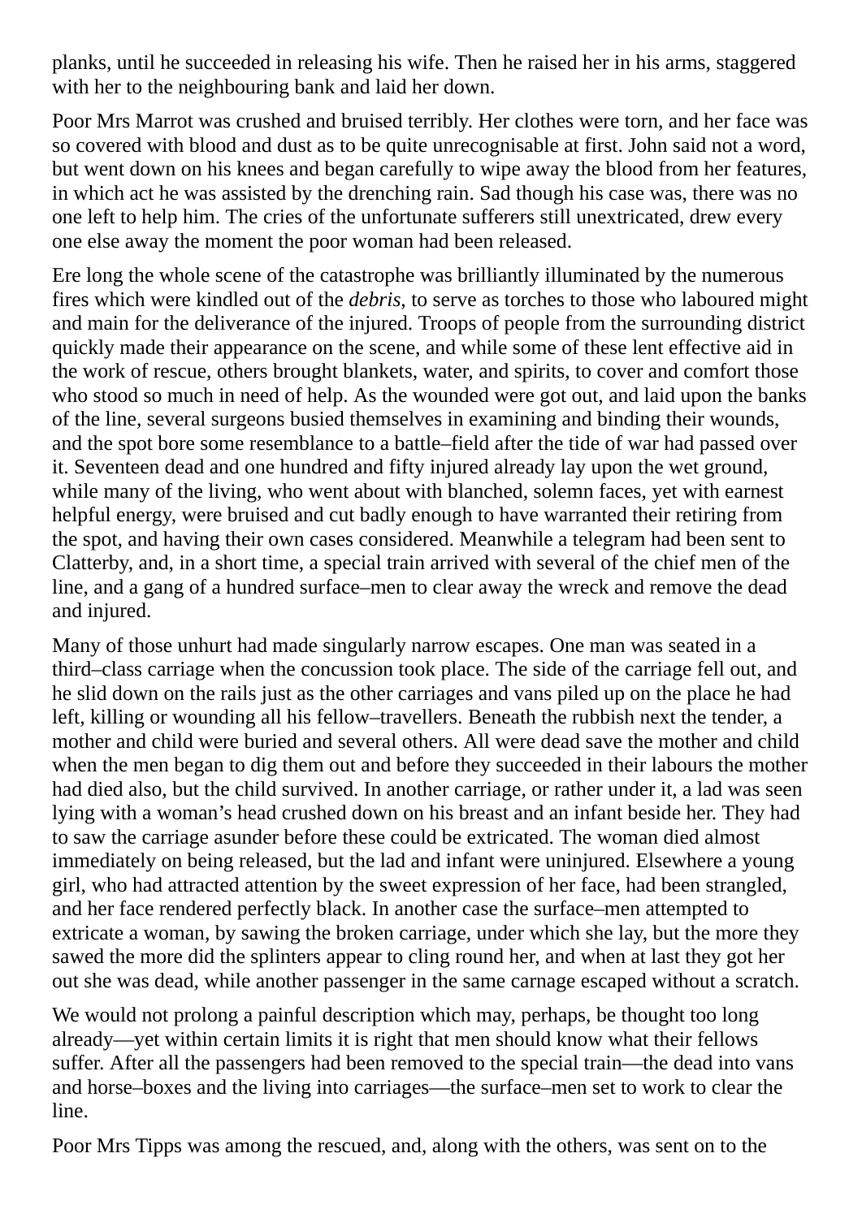planks, until he succeeded in releasing his wife. Then he raised her in his arms, staggered with her to the neighbouring bank and laid her down.

Poor Mrs Marrot was crushed and bruised terribly. Her clothes were torn, and her face was so covered with blood and dust as to be quite unrecognisable at first. John said not a word, but went down on his knees and began carefully to wipe away the blood from her features, in which act he was assisted by the drenching rain. Sad though his case was, there was no one left to help him. The cries of the unfortunate sufferers still unextricated, drew every one else away the moment the poor woman had been released.

Ere long the whole scene of the catastrophe was brilliantly illuminated by the numerous fires which were kindled out of the *debris*, to serve as torches to those who laboured might and main for the deliverance of the injured. Troops of people from the surrounding district quickly made their appearance on the scene, and while some of these lent effective aid in the work of rescue, others brought blankets, water, and spirits, to cover and comfort those who stood so much in need of help. As the wounded were got out, and laid upon the banks of the line, several surgeons busied themselves in examining and binding their wounds, and the spot bore some resemblance to a battle–field after the tide of war had passed over it. Seventeen dead and one hundred and fifty injured already lay upon the wet ground, while many of the living, who went about with blanched, solemn faces, yet with earnest helpful energy, were bruised and cut badly enough to have warranted their retiring from the spot, and having their own cases considered. Meanwhile a telegram had been sent to Clatterby, and, in a short time, a special train arrived with several of the chief men of the line, and a gang of a hundred surface–men to clear away the wreck and remove the dead and injured.

Many of those unhurt had made singularly narrow escapes. One man was seated in a third–class carriage when the concussion took place. The side of the carriage fell out, and he slid down on the rails just as the other carriages and vans piled up on the place he had left, killing or wounding all his fellow–travellers. Beneath the rubbish next the tender, a mother and child were buried and several others. All were dead save the mother and child when the men began to dig them out and before they succeeded in their labours the mother had died also, but the child survived. In another carriage, or rather under it, a lad was seen lying with a woman's head crushed down on his breast and an infant beside her. They had to saw the carriage asunder before these could be extricated. The woman died almost immediately on being released, but the lad and infant were uninjured. Elsewhere a young girl, who had attracted attention by the sweet expression of her face, had been strangled, and her face rendered perfectly black. In another case the surface–men attempted to extricate a woman, by sawing the broken carriage, under which she lay, but the more they sawed the more did the splinters appear to cling round her, and when at last they got her out she was dead, while another passenger in the same carnage escaped without a scratch.

We would not prolong a painful description which may, perhaps, be thought too long already—yet within certain limits it is right that men should know what their fellows suffer. After all the passengers had been removed to the special train—the dead into vans and horse–boxes and the living into carriages—the surface–men set to work to clear the line.

Poor Mrs Tipps was among the rescued, and, along with the others, was sent on to the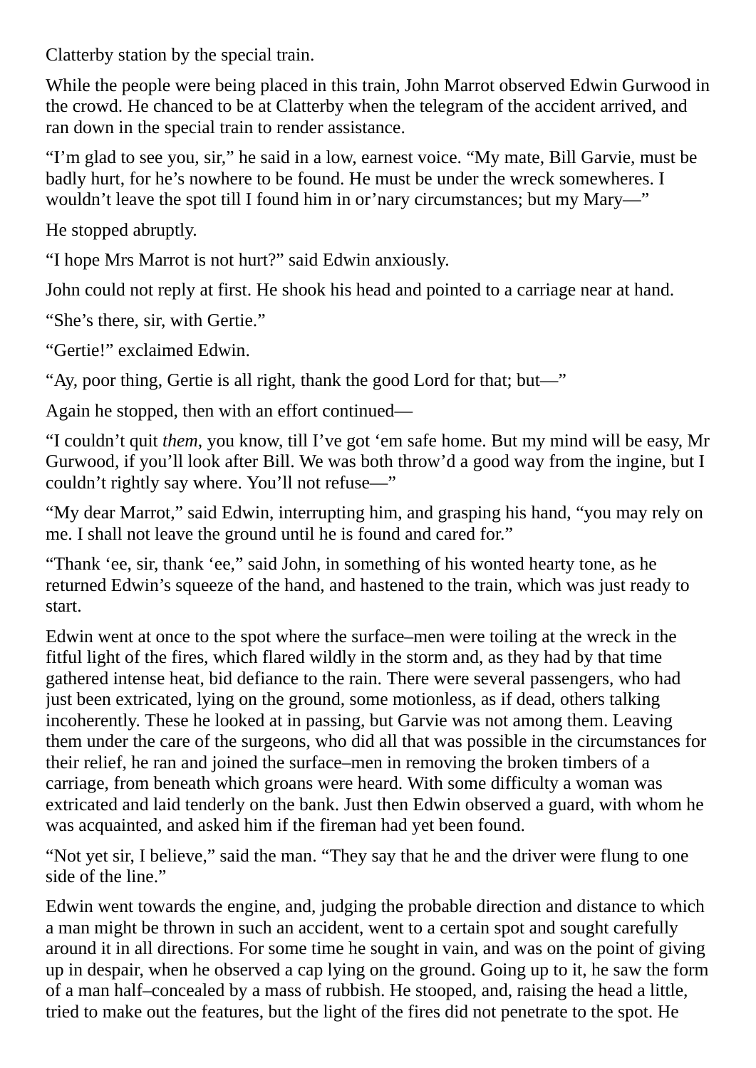Clatterby station by the special train.

While the people were being placed in this train, John Marrot observed Edwin Gurwood in the crowd. He chanced to be at Clatterby when the telegram of the accident arrived, and ran down in the special train to render assistance.

"I'm glad to see you, sir," he said in a low, earnest voice. "My mate, Bill Garvie, must be badly hurt, for he's nowhere to be found. He must be under the wreck somewheres. I wouldn't leave the spot till I found him in or'nary circumstances; but my Mary—"

He stopped abruptly.

"I hope Mrs Marrot is not hurt?" said Edwin anxiously.

John could not reply at first. He shook his head and pointed to a carriage near at hand.

"She's there, sir, with Gertie."

"Gertie!" exclaimed Edwin.

"Ay, poor thing, Gertie is all right, thank the good Lord for that; but—"

Again he stopped, then with an effort continued—

"I couldn't quit *them*, you know, till I've got 'em safe home. But my mind will be easy, Mr Gurwood, if you'll look after Bill. We was both throw'd a good way from the ingine, but I couldn't rightly say where. You'll not refuse—"

"My dear Marrot," said Edwin, interrupting him, and grasping his hand, "you may rely on me. I shall not leave the ground until he is found and cared for."

"Thank 'ee, sir, thank 'ee," said John, in something of his wonted hearty tone, as he returned Edwin's squeeze of the hand, and hastened to the train, which was just ready to start.

Edwin went at once to the spot where the surface–men were toiling at the wreck in the fitful light of the fires, which flared wildly in the storm and, as they had by that time gathered intense heat, bid defiance to the rain. There were several passengers, who had just been extricated, lying on the ground, some motionless, as if dead, others talking incoherently. These he looked at in passing, but Garvie was not among them. Leaving them under the care of the surgeons, who did all that was possible in the circumstances for their relief, he ran and joined the surface–men in removing the broken timbers of a carriage, from beneath which groans were heard. With some difficulty a woman was extricated and laid tenderly on the bank. Just then Edwin observed a guard, with whom he was acquainted, and asked him if the fireman had yet been found.

"Not yet sir, I believe," said the man. "They say that he and the driver were flung to one side of the line."

Edwin went towards the engine, and, judging the probable direction and distance to which a man might be thrown in such an accident, went to a certain spot and sought carefully around it in all directions. For some time he sought in vain, and was on the point of giving up in despair, when he observed a cap lying on the ground. Going up to it, he saw the form of a man half–concealed by a mass of rubbish. He stooped, and, raising the head a little, tried to make out the features, but the light of the fires did not penetrate to the spot. He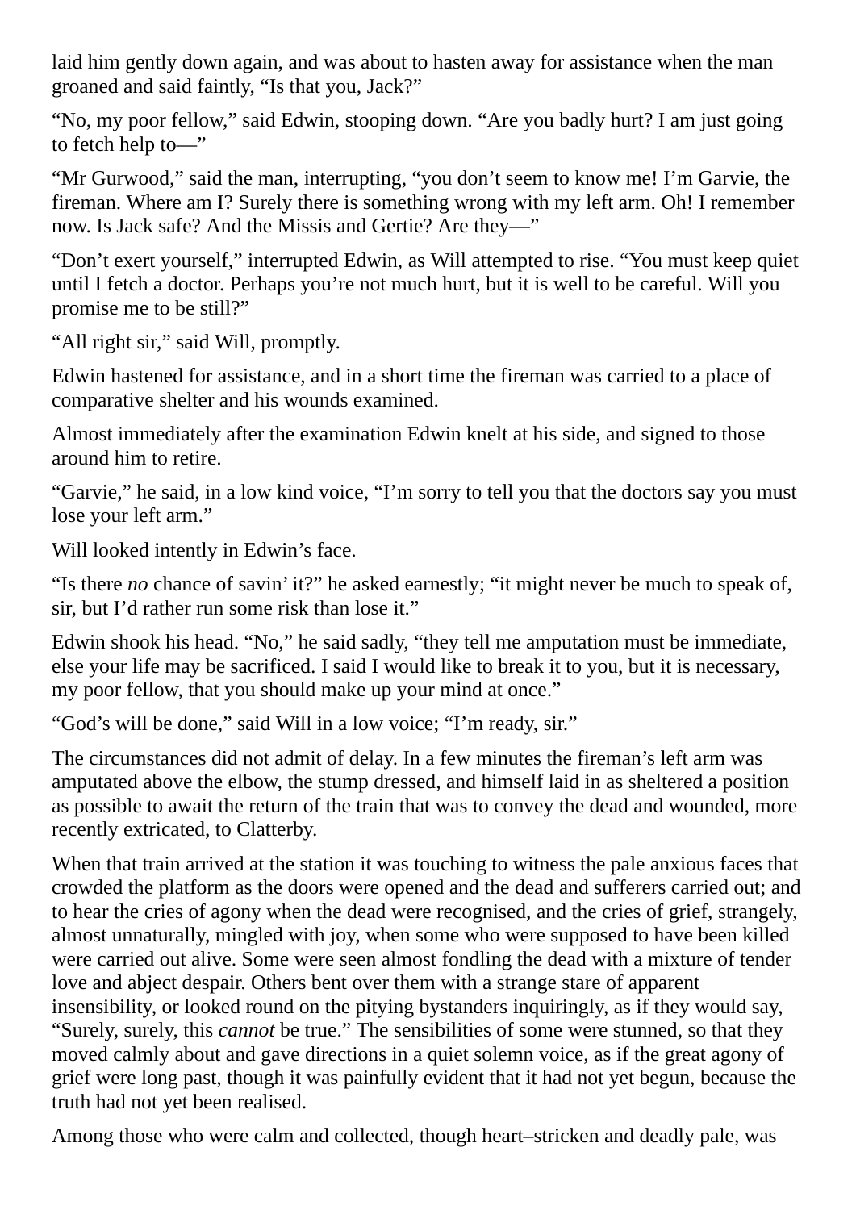laid him gently down again, and was about to hasten away for assistance when the man groaned and said faintly, “Is that you, Jack?”

“No, my poor fellow,” said Edwin, stooping down. “Are you badly hurt? I am just going to fetch help to—”

“Mr Gurwood,” said the man, interrupting, “you don’t seem to know me! I’m Garvie, the fireman. Where am I? Surely there is something wrong with my left arm. Oh! I remember now. Is Jack safe? And the Missis and Gertie? Are they—”

“Don’t exert yourself,” interrupted Edwin, as Will attempted to rise. “You must keep quiet until I fetch a doctor. Perhaps you’re not much hurt, but it is well to be careful. Will you promise me to be still?”

“All right sir,” said Will, promptly.

Edwin hastened for assistance, and in a short time the fireman was carried to a place of comparative shelter and his wounds examined.

Almost immediately after the examination Edwin knelt at his side, and signed to those around him to retire.

“Garvie,” he said, in a low kind voice, “I’m sorry to tell you that the doctors say you must lose your left arm.”

Will looked intently in Edwin’s face.

“Is there *no* chance of savin’ it?” he asked earnestly; “it might never be much to speak of, sir, but I’d rather run some risk than lose it.”

Edwin shook his head. “No,” he said sadly, “they tell me amputation must be immediate, else your life may be sacrificed. I said I would like to break it to you, but it is necessary, my poor fellow, that you should make up your mind at once.”

“God’s will be done,” said Will in a low voice; “I’m ready, sir.”

The circumstances did not admit of delay. In a few minutes the fireman’s left arm was amputated above the elbow, the stump dressed, and himself laid in as sheltered a position as possible to await the return of the train that was to convey the dead and wounded, more recently extricated, to Clatterby.

When that train arrived at the station it was touching to witness the pale anxious faces that crowded the platform as the doors were opened and the dead and sufferers carried out; and to hear the cries of agony when the dead were recognised, and the cries of grief, strangely, almost unnaturally, mingled with joy, when some who were supposed to have been killed were carried out alive. Some were seen almost fondling the dead with a mixture of tender love and abject despair. Others bent over them with a strange stare of apparent insensibility, or looked round on the pitying bystanders inquiringly, as if they would say, “Surely, surely, this *cannot* be true.” The sensibilities of some were stunned, so that they moved calmly about and gave directions in a quiet solemn voice, as if the great agony of grief were long past, though it was painfully evident that it had not yet begun, because the truth had not yet been realised.

Among those who were calm and collected, though heart–stricken and deadly pale, was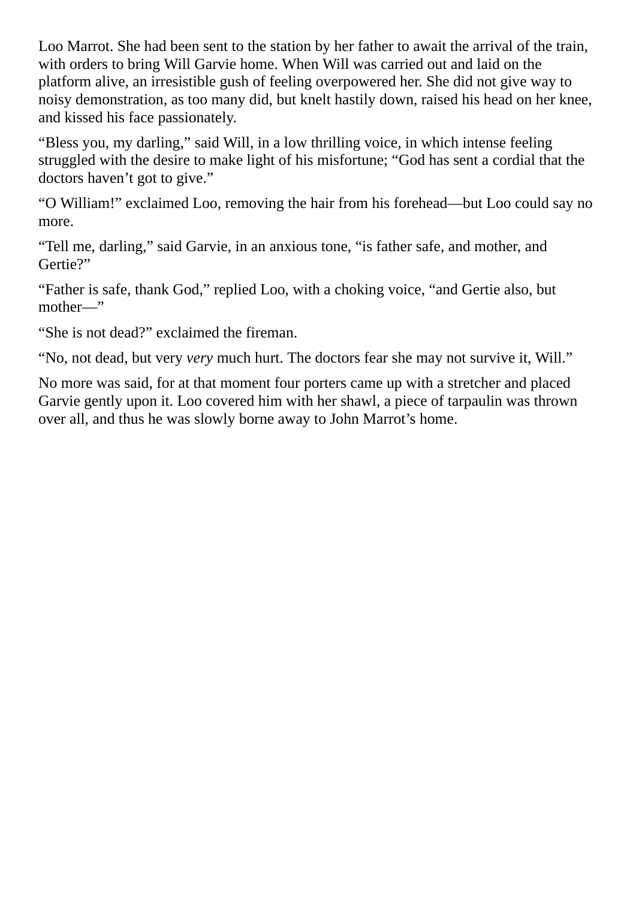Loo Marrot. She had been sent to the station by her father to await the arrival of the train, with orders to bring Will Garvie home. When Will was carried out and laid on the platform alive, an irresistible gush of feeling overpowered her. She did not give way to noisy demonstration, as too many did, but knelt hastily down, raised his head on her knee, and kissed his face passionately.

"Bless you, my darling," said Will, in a low thrilling voice, in which intense feeling struggled with the desire to make light of his misfortune; "God has sent a cordial that the doctors haven't got to give."

"O William!" exclaimed Loo, removing the hair from his forehead—but Loo could say no more.

"Tell me, darling," said Garvie, in an anxious tone, "is father safe, and mother, and Gertie?"

"Father is safe, thank God," replied Loo, with a choking voice, "and Gertie also, but mother—"

"She is not dead?" exclaimed the fireman.

"No, not dead, but very *very* much hurt. The doctors fear she may not survive it, Will."

No more was said, for at that moment four porters came up with a stretcher and placed Garvie gently upon it. Loo covered him with her shawl, a piece of tarpaulin was thrown over all, and thus he was slowly borne away to John Marrot's home.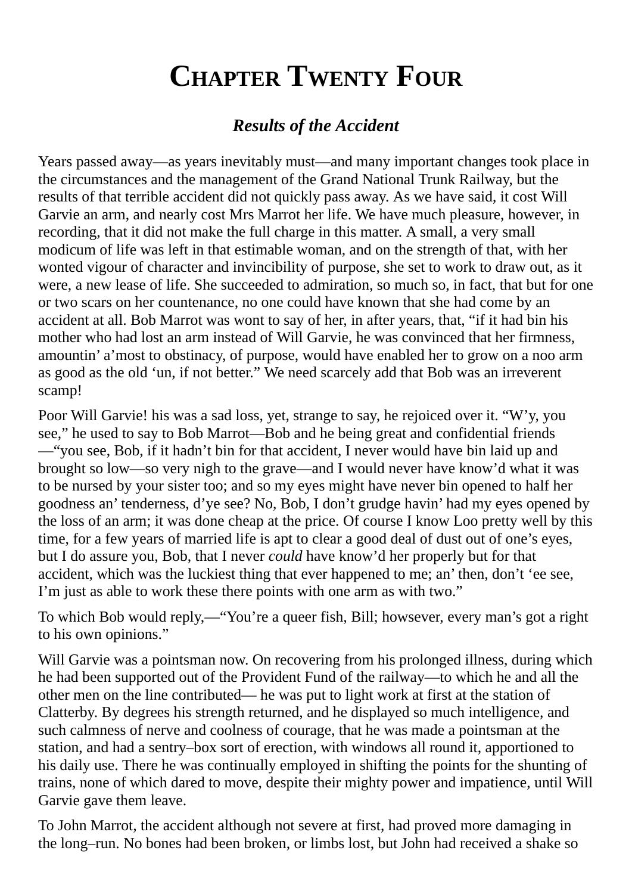# Chapter Twenty Four

## *Results of the Accident*

Years passed away—as years inevitably must—and many important changes took place in the circumstances and the management of the Grand National Trunk Railway, but the results of that terrible accident did not quickly pass away. As we have said, it cost Will Garvie an arm, and nearly cost Mrs Marrot her life. We have much pleasure, however, in recording, that it did not make the full charge in this matter. A small, a very small modicum of life was left in that estimable woman, and on the strength of that, with her wonted vigour of character and invincibility of purpose, she set to work to draw out, as it were, a new lease of life. She succeeded to admiration, so much so, in fact, that but for one or two scars on her countenance, no one could have known that she had come by an accident at all. Bob Marrot was wont to say of her, in after years, that, "if it had bin his mother who had lost an arm instead of Will Garvie, he was convinced that her firmness, amountin' a'most to obstinacy, of purpose, would have enabled her to grow on a noo arm as good as the old 'un, if not better." We need scarcely add that Bob was an irreverent scamp!

Poor Will Garvie! his was a sad loss, yet, strange to say, he rejoiced over it. "W'y, you see," he used to say to Bob Marrot—Bob and he being great and confidential friends—"you see, Bob, if it hadn't bin for that accident, I never would have bin laid up and brought so low—so very nigh to the grave—and I would never have know'd what it was to be nursed by your sister too; and so my eyes might have never bin opened to half her goodness an' tenderness, d'ye see? No, Bob, I don't grudge havin' had my eyes opened by the loss of an arm; it was done cheap at the price. Of course I know Loo pretty well by this time, for a few years of married life is apt to clear a good deal of dust out of one's eyes, but I do assure you, Bob, that I never *could* have know'd her properly but for that accident, which was the luckiest thing that ever happened to me; an' then, don't 'ee see, I'm just as able to work these there points with one arm as with two."

To which Bob would reply,—"You're a queer fish, Bill; howsever, every man's got a right to his own opinions."

Will Garvie was a pointsman now. On recovering from his prolonged illness, during which he had been supported out of the Provident Fund of the railway—to which he and all the other men on the line contributed— he was put to light work at first at the station of Clatterby. By degrees his strength returned, and he displayed so much intelligence, and such calmness of nerve and coolness of courage, that he was made a pointsman at the station, and had a sentry–box sort of erection, with windows all round it, apportioned to his daily use. There he was continually employed in shifting the points for the shunting of trains, none of which dared to move, despite their mighty power and impatience, until Will Garvie gave them leave.

To John Marrot, the accident although not severe at first, had proved more damaging in the long–run. No bones had been broken, or limbs lost, but John had received a shake so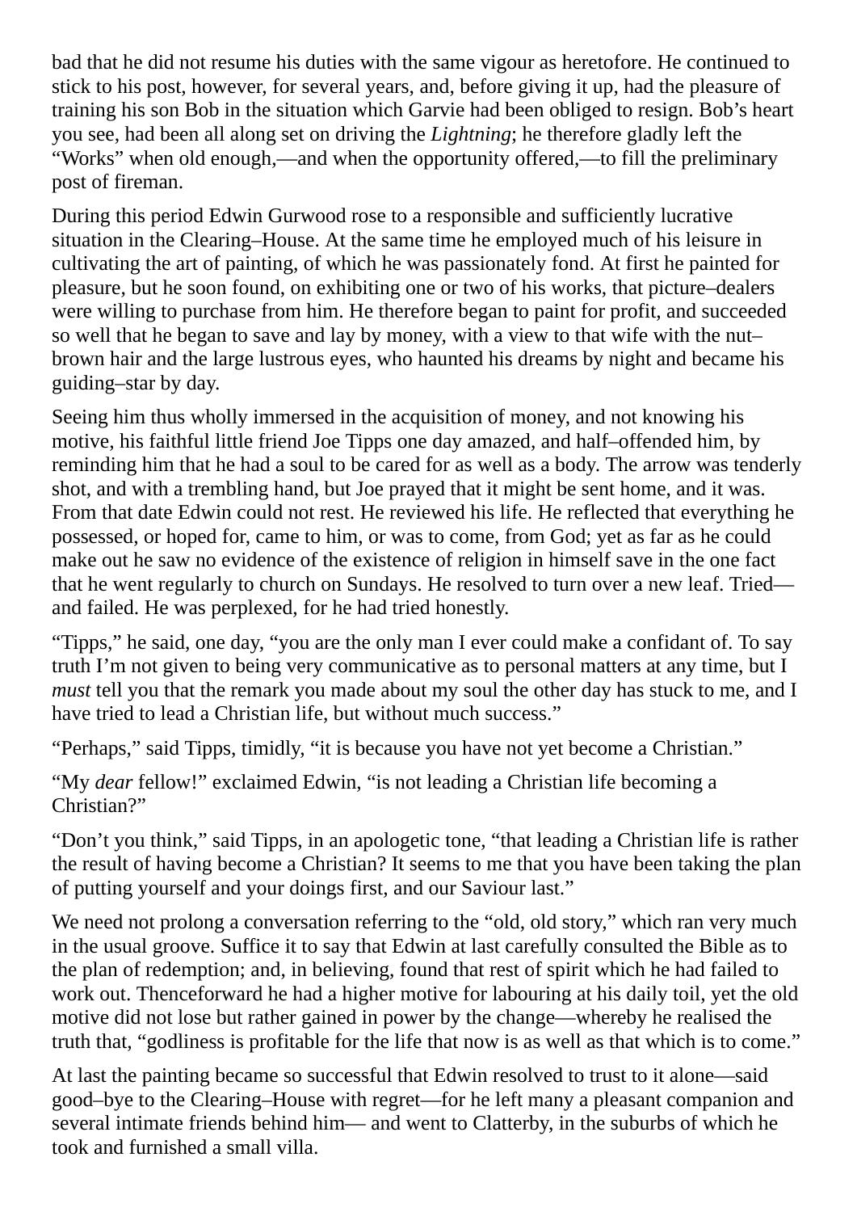bad that he did not resume his duties with the same vigour as heretofore. He continued to stick to his post, however, for several years, and, before giving it up, had the pleasure of training his son Bob in the situation which Garvie had been obliged to resign. Bob's heart you see, had been all along set on driving the *Lightning*; he therefore gladly left the "Works" when old enough,—and when the opportunity offered,—to fill the preliminary post of fireman.

During this period Edwin Gurwood rose to a responsible and sufficiently lucrative situation in the Clearing–House. At the same time he employed much of his leisure in cultivating the art of painting, of which he was passionately fond. At first he painted for pleasure, but he soon found, on exhibiting one or two of his works, that picture–dealers were willing to purchase from him. He therefore began to paint for profit, and succeeded so well that he began to save and lay by money, with a view to that wife with the nut–brown hair and the large lustrous eyes, who haunted his dreams by night and became his guiding–star by day.

Seeing him thus wholly immersed in the acquisition of money, and not knowing his motive, his faithful little friend Joe Tipps one day amazed, and half–offended him, by reminding him that he had a soul to be cared for as well as a body. The arrow was tenderly shot, and with a trembling hand, but Joe prayed that it might be sent home, and it was. From that date Edwin could not rest. He reviewed his life. He reflected that everything he possessed, or hoped for, came to him, or was to come, from God; yet as far as he could make out he saw no evidence of the existence of religion in himself save in the one fact that he went regularly to church on Sundays. He resolved to turn over a new leaf. Tried—and failed. He was perplexed, for he had tried honestly.

"Tipps," he said, one day, "you are the only man I ever could make a confidant of. To say truth I'm not given to being very communicative as to personal matters at any time, but I *must* tell you that the remark you made about my soul the other day has stuck to me, and I have tried to lead a Christian life, but without much success."

"Perhaps," said Tipps, timidly, "it is because you have not yet become a Christian."

"My *dear* fellow!" exclaimed Edwin, "is not leading a Christian life becoming a Christian?"

"Don't you think," said Tipps, in an apologetic tone, "that leading a Christian life is rather the result of having become a Christian? It seems to me that you have been taking the plan of putting yourself and your doings first, and our Saviour last."

We need not prolong a conversation referring to the "old, old story," which ran very much in the usual groove. Suffice it to say that Edwin at last carefully consulted the Bible as to the plan of redemption; and, in believing, found that rest of spirit which he had failed to work out. Thenceforward he had a higher motive for labouring at his daily toil, yet the old motive did not lose but rather gained in power by the change—whereby he realised the truth that, "godliness is profitable for the life that now is as well as that which is to come."

At last the painting became so successful that Edwin resolved to trust to it alone—said good–bye to the Clearing–House with regret—for he left many a pleasant companion and several intimate friends behind him— and went to Clatterby, in the suburbs of which he took and furnished a small villa.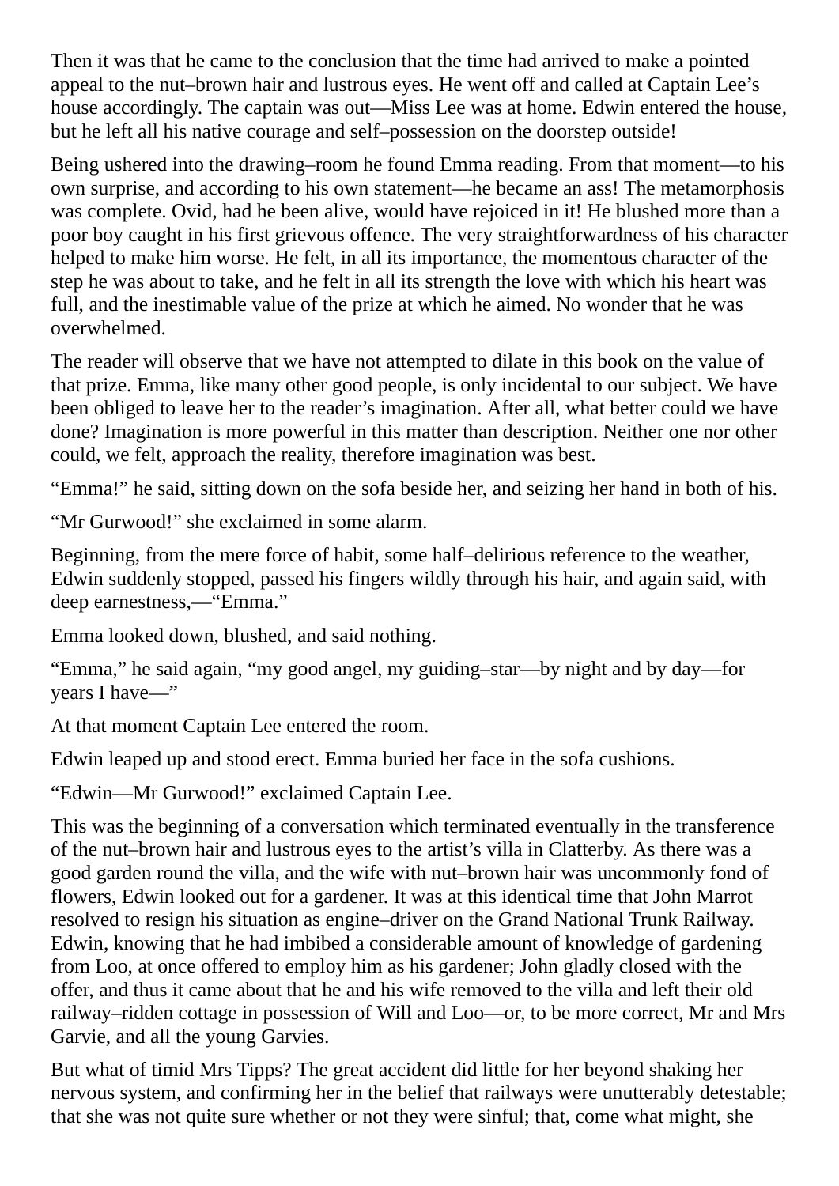Then it was that he came to the conclusion that the time had arrived to make a pointed appeal to the nut–brown hair and lustrous eyes. He went off and called at Captain Lee's house accordingly. The captain was out—Miss Lee was at home. Edwin entered the house, but he left all his native courage and self–possession on the doorstep outside!

Being ushered into the drawing–room he found Emma reading. From that moment—to his own surprise, and according to his own statement—he became an ass! The metamorphosis was complete. Ovid, had he been alive, would have rejoiced in it! He blushed more than a poor boy caught in his first grievous offence. The very straightforwardness of his character helped to make him worse. He felt, in all its importance, the momentous character of the step he was about to take, and he felt in all its strength the love with which his heart was full, and the inestimable value of the prize at which he aimed. No wonder that he was overwhelmed.

The reader will observe that we have not attempted to dilate in this book on the value of that prize. Emma, like many other good people, is only incidental to our subject. We have been obliged to leave her to the reader's imagination. After all, what better could we have done? Imagination is more powerful in this matter than description. Neither one nor other could, we felt, approach the reality, therefore imagination was best.

"Emma!" he said, sitting down on the sofa beside her, and seizing her hand in both of his.

"Mr Gurwood!" she exclaimed in some alarm.

Beginning, from the mere force of habit, some half–delirious reference to the weather, Edwin suddenly stopped, passed his fingers wildly through his hair, and again said, with deep earnestness,—"Emma."

Emma looked down, blushed, and said nothing.

"Emma," he said again, "my good angel, my guiding–star—by night and by day—for years I have—"

At that moment Captain Lee entered the room.

Edwin leaped up and stood erect. Emma buried her face in the sofa cushions.

"Edwin—Mr Gurwood!" exclaimed Captain Lee.

This was the beginning of a conversation which terminated eventually in the transference of the nut–brown hair and lustrous eyes to the artist's villa in Clatterby. As there was a good garden round the villa, and the wife with nut–brown hair was uncommonly fond of flowers, Edwin looked out for a gardener. It was at this identical time that John Marrot resolved to resign his situation as engine–driver on the Grand National Trunk Railway. Edwin, knowing that he had imbibed a considerable amount of knowledge of gardening from Loo, at once offered to employ him as his gardener; John gladly closed with the offer, and thus it came about that he and his wife removed to the villa and left their old railway–ridden cottage in possession of Will and Loo—or, to be more correct, Mr and Mrs Garvie, and all the young Garvies.

But what of timid Mrs Tipps? The great accident did little for her beyond shaking her nervous system, and confirming her in the belief that railways were unutterably detestable; that she was not quite sure whether or not they were sinful; that, come what might, she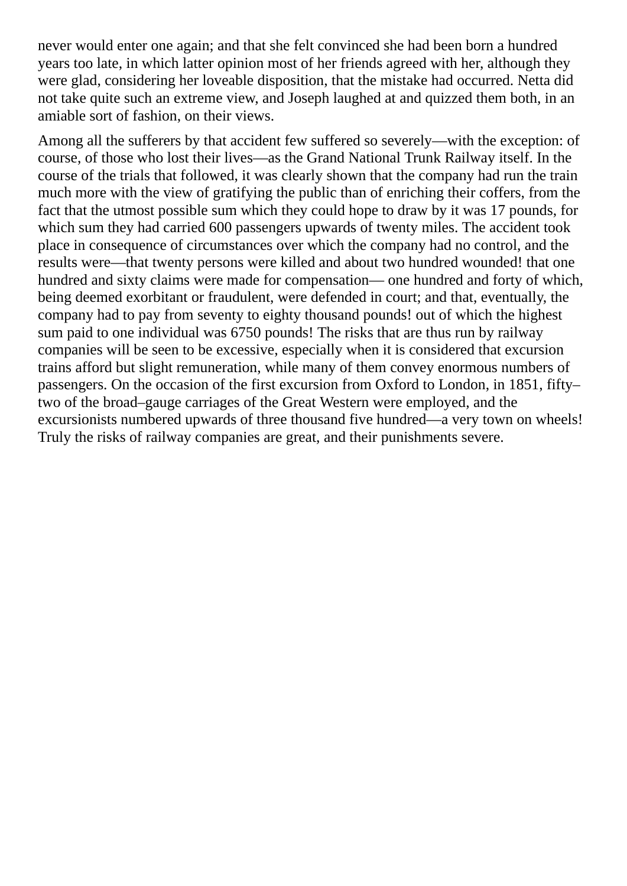never would enter one again; and that she felt convinced she had been born a hundred years too late, in which latter opinion most of her friends agreed with her, although they were glad, considering her loveable disposition, that the mistake had occurred. Netta did not take quite such an extreme view, and Joseph laughed at and quizzed them both, in an amiable sort of fashion, on their views.

Among all the sufferers by that accident few suffered so severely—with the exception: of course, of those who lost their lives—as the Grand National Trunk Railway itself. In the course of the trials that followed, it was clearly shown that the company had run the train much more with the view of gratifying the public than of enriching their coffers, from the fact that the utmost possible sum which they could hope to draw by it was 17 pounds, for which sum they had carried 600 passengers upwards of twenty miles. The accident took place in consequence of circumstances over which the company had no control, and the results were—that twenty persons were killed and about two hundred wounded! that one hundred and sixty claims were made for compensation— one hundred and forty of which, being deemed exorbitant or fraudulent, were defended in court; and that, eventually, the company had to pay from seventy to eighty thousand pounds! out of which the highest sum paid to one individual was 6750 pounds! The risks that are thus run by railway companies will be seen to be excessive, especially when it is considered that excursion trains afford but slight remuneration, while many of them convey enormous numbers of passengers. On the occasion of the first excursion from Oxford to London, in 1851, fifty–two of the broad–gauge carriages of the Great Western were employed, and the excursionists numbered upwards of three thousand five hundred—a very town on wheels! Truly the risks of railway companies are great, and their punishments severe.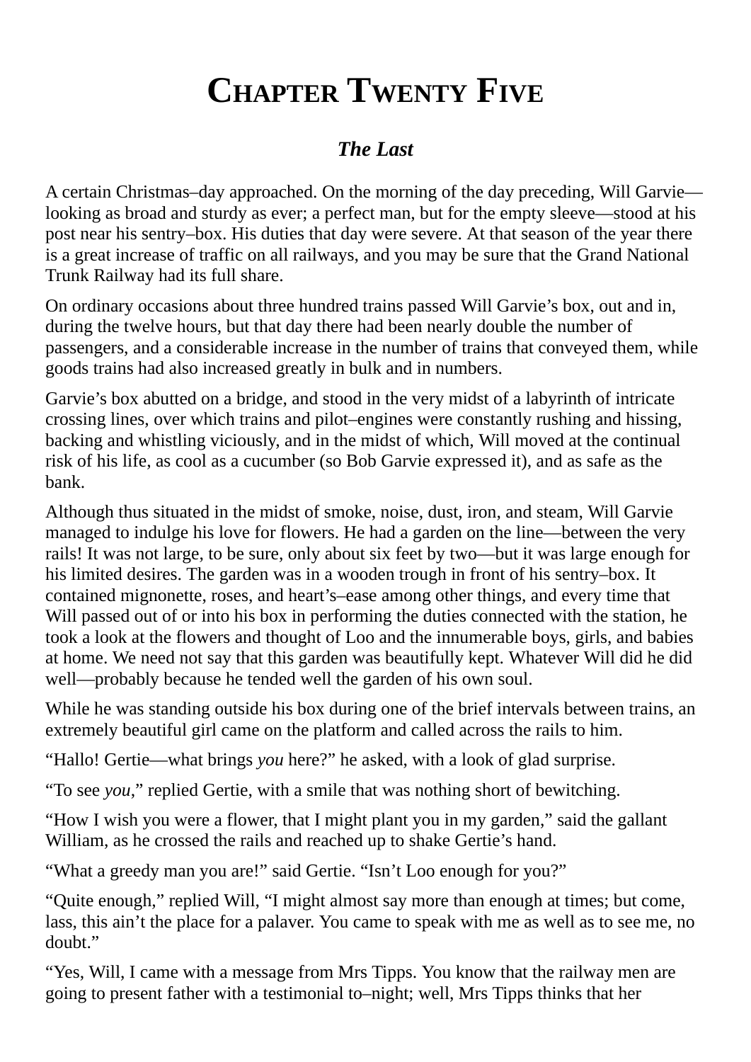# Chapter Twenty Five

## *The Last*

A certain Christmas–day approached. On the morning of the day preceding, Will Garvie—looking as broad and sturdy as ever; a perfect man, but for the empty sleeve—stood at his post near his sentry–box. His duties that day were severe. At that season of the year there is a great increase of traffic on all railways, and you may be sure that the Grand National Trunk Railway had its full share.

On ordinary occasions about three hundred trains passed Will Garvie's box, out and in, during the twelve hours, but that day there had been nearly double the number of passengers, and a considerable increase in the number of trains that conveyed them, while goods trains had also increased greatly in bulk and in numbers.

Garvie's box abutted on a bridge, and stood in the very midst of a labyrinth of intricate crossing lines, over which trains and pilot–engines were constantly rushing and hissing, backing and whistling viciously, and in the midst of which, Will moved at the continual risk of his life, as cool as a cucumber (so Bob Garvie expressed it), and as safe as the bank.

Although thus situated in the midst of smoke, noise, dust, iron, and steam, Will Garvie managed to indulge his love for flowers. He had a garden on the line—between the very rails! It was not large, to be sure, only about six feet by two—but it was large enough for his limited desires. The garden was in a wooden trough in front of his sentry–box. It contained mignonette, roses, and heart's–ease among other things, and every time that Will passed out of or into his box in performing the duties connected with the station, he took a look at the flowers and thought of Loo and the innumerable boys, girls, and babies at home. We need not say that this garden was beautifully kept. Whatever Will did he did well—probably because he tended well the garden of his own soul.

While he was standing outside his box during one of the brief intervals between trains, an extremely beautiful girl came on the platform and called across the rails to him.

"Hallo! Gertie—what brings *you* here?" he asked, with a look of glad surprise.

"To see *you*," replied Gertie, with a smile that was nothing short of bewitching.

"How I wish you were a flower, that I might plant you in my garden," said the gallant William, as he crossed the rails and reached up to shake Gertie's hand.

"What a greedy man you are!" said Gertie. "Isn't Loo enough for you?"

"Quite enough," replied Will, "I might almost say more than enough at times; but come, lass, this ain't the place for a palaver. You came to speak with me as well as to see me, no doubt."

"Yes, Will, I came with a message from Mrs Tipps. You know that the railway men are going to present father with a testimonial to–night; well, Mrs Tipps thinks that her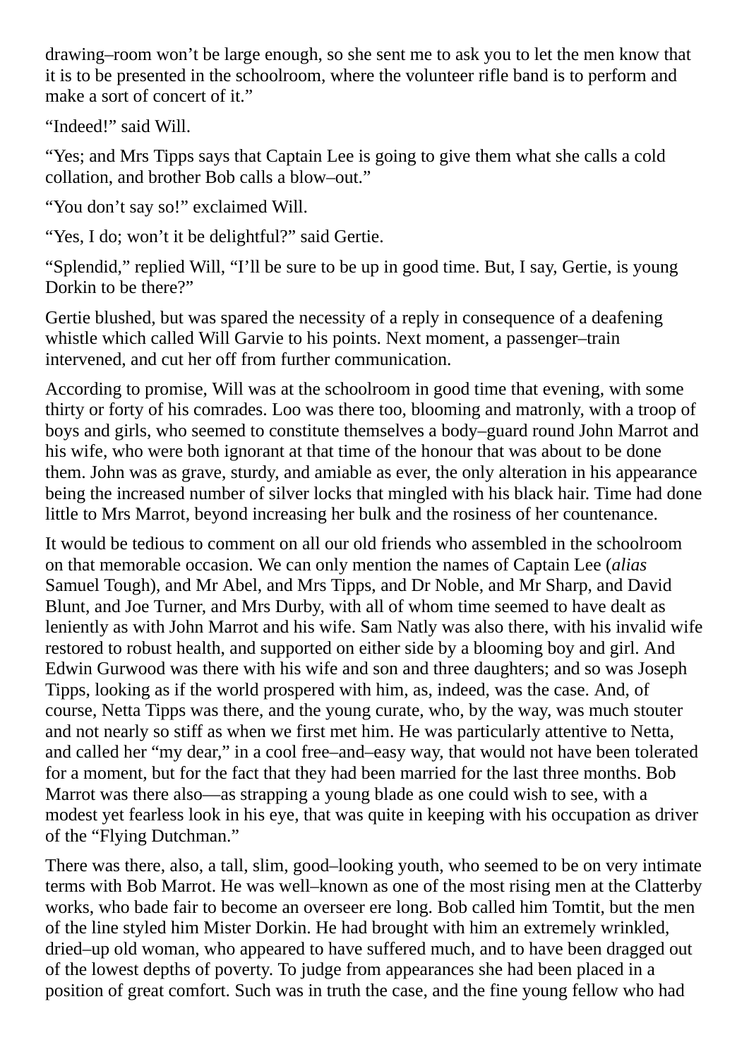drawing–room won't be large enough, so she sent me to ask you to let the men know that it is to be presented in the schoolroom, where the volunteer rifle band is to perform and make a sort of concert of it."

"Indeed!" said Will.

"Yes; and Mrs Tipps says that Captain Lee is going to give them what she calls a cold collation, and brother Bob calls a blow–out."

"You don't say so!" exclaimed Will.

"Yes, I do; won't it be delightful?" said Gertie.

"Splendid," replied Will, "I'll be sure to be up in good time. But, I say, Gertie, is young Dorkin to be there?"

Gertie blushed, but was spared the necessity of a reply in consequence of a deafening whistle which called Will Garvie to his points. Next moment, a passenger–train intervened, and cut her off from further communication.

According to promise, Will was at the schoolroom in good time that evening, with some thirty or forty of his comrades. Loo was there too, blooming and matronly, with a troop of boys and girls, who seemed to constitute themselves a body–guard round John Marrot and his wife, who were both ignorant at that time of the honour that was about to be done them. John was as grave, sturdy, and amiable as ever, the only alteration in his appearance being the increased number of silver locks that mingled with his black hair. Time had done little to Mrs Marrot, beyond increasing her bulk and the rosiness of her countenance.

It would be tedious to comment on all our old friends who assembled in the schoolroom on that memorable occasion. We can only mention the names of Captain Lee (*alias* Samuel Tough), and Mr Abel, and Mrs Tipps, and Dr Noble, and Mr Sharp, and David Blunt, and Joe Turner, and Mrs Durby, with all of whom time seemed to have dealt as leniently as with John Marrot and his wife. Sam Natly was also there, with his invalid wife restored to robust health, and supported on either side by a blooming boy and girl. And Edwin Gurwood was there with his wife and son and three daughters; and so was Joseph Tipps, looking as if the world prospered with him, as, indeed, was the case. And, of course, Netta Tipps was there, and the young curate, who, by the way, was much stouter and not nearly so stiff as when we first met him. He was particularly attentive to Netta, and called her "my dear," in a cool free–and–easy way, that would not have been tolerated for a moment, but for the fact that they had been married for the last three months. Bob Marrot was there also—as strapping a young blade as one could wish to see, with a modest yet fearless look in his eye, that was quite in keeping with his occupation as driver of the "Flying Dutchman."

There was there, also, a tall, slim, good–looking youth, who seemed to be on very intimate terms with Bob Marrot. He was well–known as one of the most rising men at the Clatterby works, who bade fair to become an overseer ere long. Bob called him Tomtit, but the men of the line styled him Mister Dorkin. He had brought with him an extremely wrinkled, dried–up old woman, who appeared to have suffered much, and to have been dragged out of the lowest depths of poverty. To judge from appearances she had been placed in a position of great comfort. Such was in truth the case, and the fine young fellow who had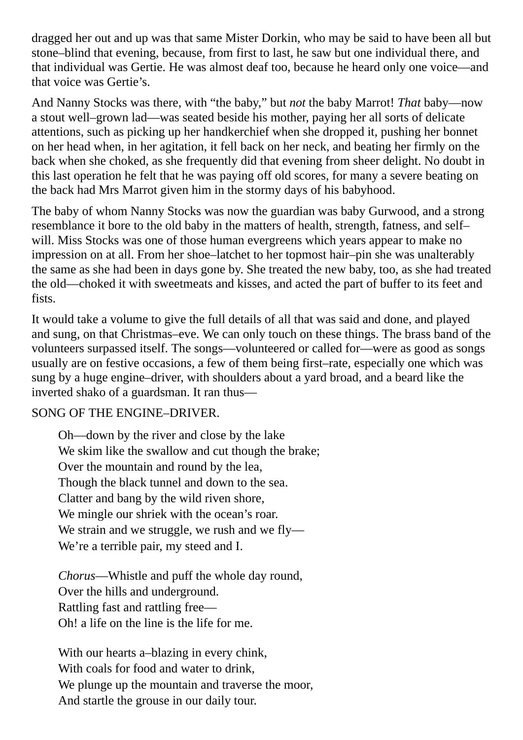dragged her out and up was that same Mister Dorkin, who may be said to have been all but stone–blind that evening, because, from first to last, he saw but one individual there, and that individual was Gertie. He was almost deaf too, because he heard only one voice—and that voice was Gertie's.

And Nanny Stocks was there, with "the baby," but *not* the baby Marrot! *That* baby—now a stout well–grown lad—was seated beside his mother, paying her all sorts of delicate attentions, such as picking up her handkerchief when she dropped it, pushing her bonnet on her head when, in her agitation, it fell back on her neck, and beating her firmly on the back when she choked, as she frequently did that evening from sheer delight. No doubt in this last operation he felt that he was paying off old scores, for many a severe beating on the back had Mrs Marrot given him in the stormy days of his babyhood.

The baby of whom Nanny Stocks was now the guardian was baby Gurwood, and a strong resemblance it bore to the old baby in the matters of health, strength, fatness, and self–will. Miss Stocks was one of those human evergreens which years appear to make no impression on at all. From her shoe–latchet to her topmost hair–pin she was unalterably the same as she had been in days gone by. She treated the new baby, too, as she had treated the old—choked it with sweetmeats and kisses, and acted the part of buffer to its feet and fists.

It would take a volume to give the full details of all that was said and done, and played and sung, on that Christmas–eve. We can only touch on these things. The brass band of the volunteers surpassed itself. The songs—volunteered or called for—were as good as songs usually are on festive occasions, a few of them being first–rate, especially one which was sung by a huge engine–driver, with shoulders about a yard broad, and a beard like the inverted shako of a guardsman. It ran thus—

SONG OF THE ENGINE–DRIVER.

Oh—down by the river and close by the lake
We skim like the swallow and cut though the brake;
Over the mountain and round by the lea,
Though the black tunnel and down to the sea.
Clatter and bang by the wild riven shore,
We mingle our shriek with the ocean's roar.
We strain and we struggle, we rush and we fly—
We're a terrible pair, my steed and I.

*Chorus*—Whistle and puff the whole day round,
Over the hills and underground.
Rattling fast and rattling free—
Oh! a life on the line is the life for me.

With our hearts a–blazing in every chink,
With coals for food and water to drink,
We plunge up the mountain and traverse the moor,
And startle the grouse in our daily tour.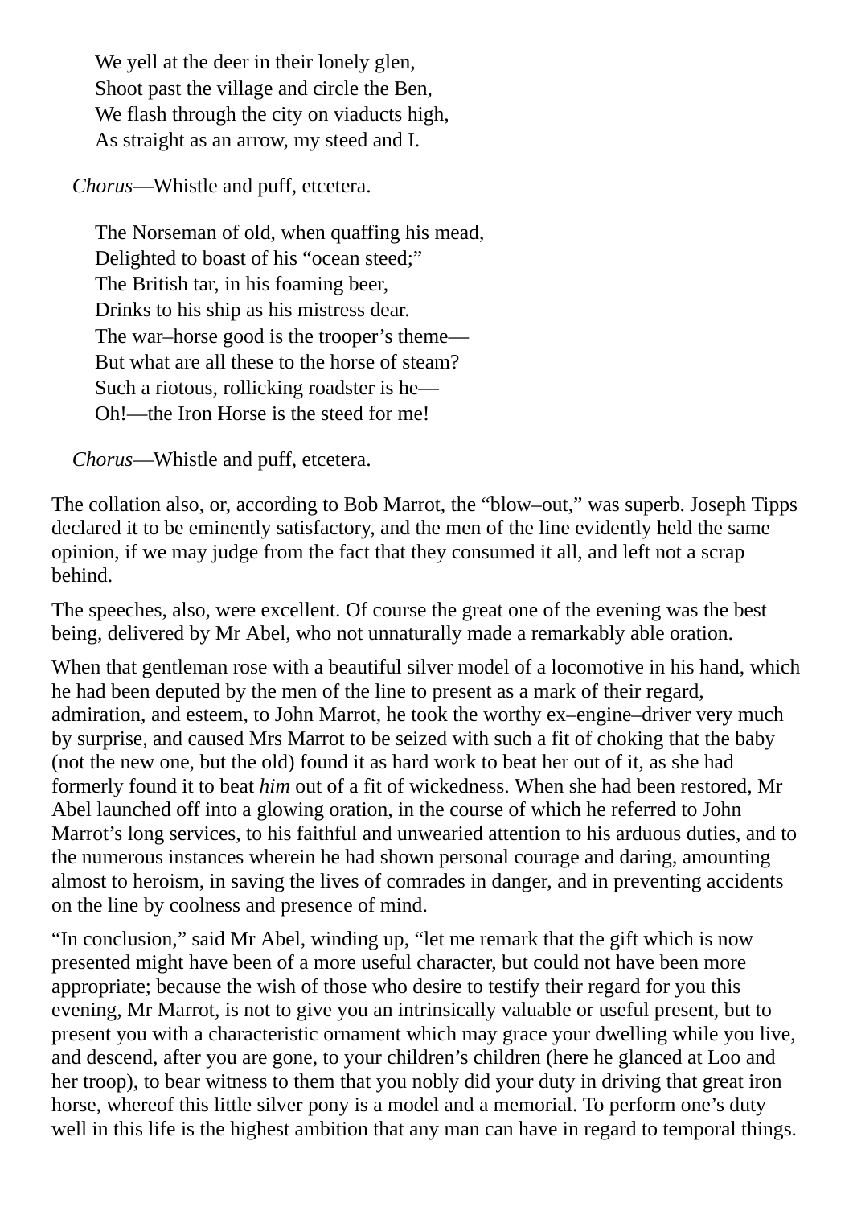We yell at the deer in their lonely glen,  
Shoot past the village and circle the Ben,  
We flash through the city on viaducts high,  
As straight as an arrow, my steed and I.

*Chorus*—Whistle and puff, etcetera.

The Norseman of old, when quaffing his mead,  
Delighted to boast of his "ocean steed;"  
The British tar, in his foaming beer,  
Drinks to his ship as his mistress dear.  
The war–horse good is the trooper's theme—  
But what are all these to the horse of steam?  
Such a riotous, rollicking roadster is he—  
Oh!—the Iron Horse is the steed for me!

*Chorus*—Whistle and puff, etcetera.

The collation also, or, according to Bob Marrot, the "blow–out," was superb. Joseph Tipps declared it to be eminently satisfactory, and the men of the line evidently held the same opinion, if we may judge from the fact that they consumed it all, and left not a scrap behind.

The speeches, also, were excellent. Of course the great one of the evening was the best being, delivered by Mr Abel, who not unnaturally made a remarkably able oration.

When that gentleman rose with a beautiful silver model of a locomotive in his hand, which he had been deputed by the men of the line to present as a mark of their regard, admiration, and esteem, to John Marrot, he took the worthy ex–engine–driver very much by surprise, and caused Mrs Marrot to be seized with such a fit of choking that the baby (not the new one, but the old) found it as hard work to beat her out of it, as she had formerly found it to beat *him* out of a fit of wickedness. When she had been restored, Mr Abel launched off into a glowing oration, in the course of which he referred to John Marrot's long services, to his faithful and unwearied attention to his arduous duties, and to the numerous instances wherein he had shown personal courage and daring, amounting almost to heroism, in saving the lives of comrades in danger, and in preventing accidents on the line by coolness and presence of mind.

"In conclusion," said Mr Abel, winding up, "let me remark that the gift which is now presented might have been of a more useful character, but could not have been more appropriate; because the wish of those who desire to testify their regard for you this evening, Mr Marrot, is not to give you an intrinsically valuable or useful present, but to present you with a characteristic ornament which may grace your dwelling while you live, and descend, after you are gone, to your children's children (here he glanced at Loo and her troop), to bear witness to them that you nobly did your duty in driving that great iron horse, whereof this little silver pony is a model and a memorial. To perform one's duty well in this life is the highest ambition that any man can have in regard to temporal things.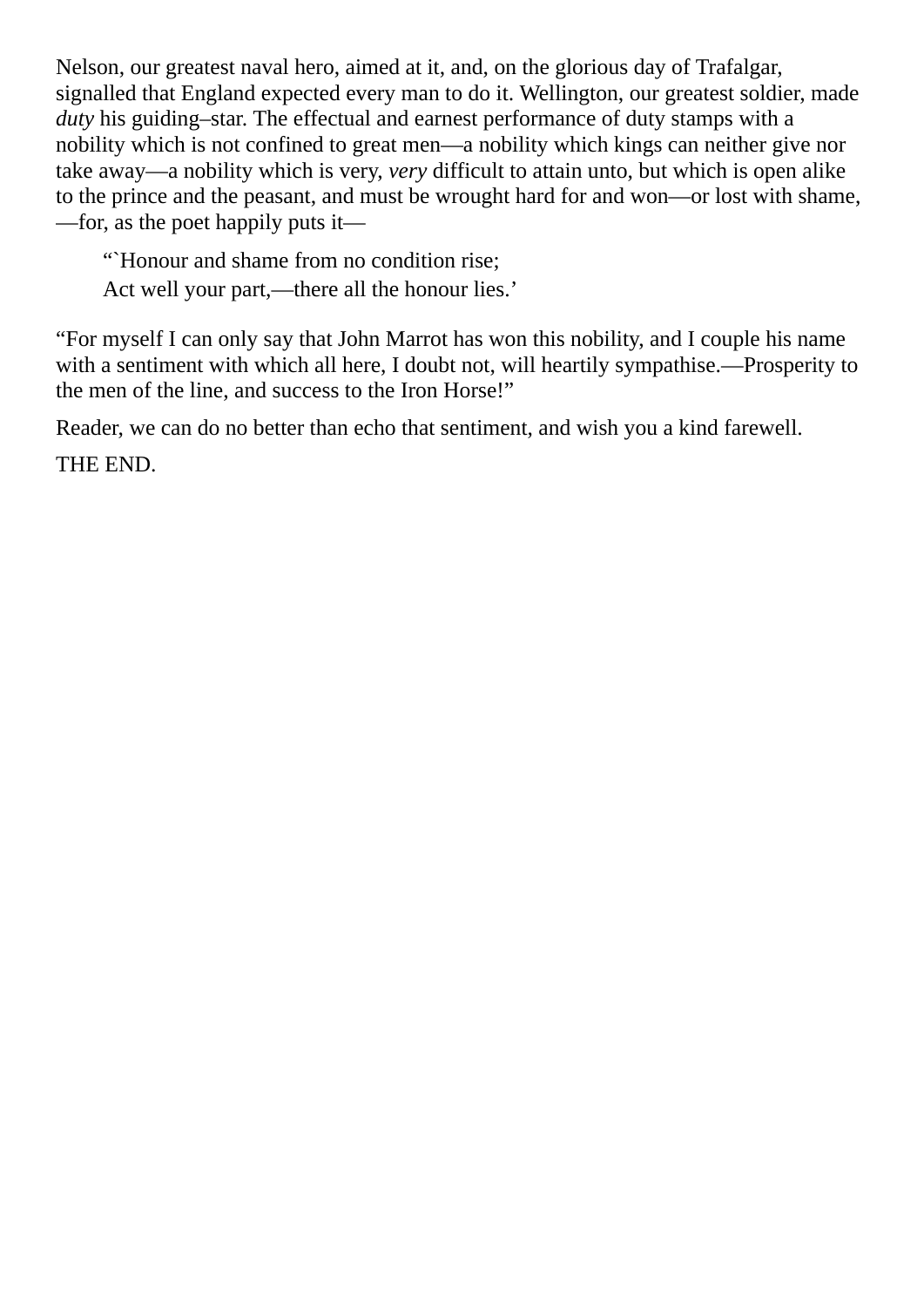Nelson, our greatest naval hero, aimed at it, and, on the glorious day of Trafalgar, signalled that England expected every man to do it. Wellington, our greatest soldier, made *duty* his guiding–star. The effectual and earnest performance of duty stamps with a nobility which is not confined to great men—a nobility which kings can neither give nor take away—a nobility which is very, *very* difficult to attain unto, but which is open alike to the prince and the peasant, and must be wrought hard for and won—or lost with shame,—for, as the poet happily puts it—

> "`Honour and shame from no condition rise;
> Act well your part,—there all the honour lies.'

"For myself I can only say that John Marrot has won this nobility, and I couple his name with a sentiment with which all here, I doubt not, will heartily sympathise.—Prosperity to the men of the line, and success to the Iron Horse!"

Reader, we can do no better than echo that sentiment, and wish you a kind farewell.

THE END.